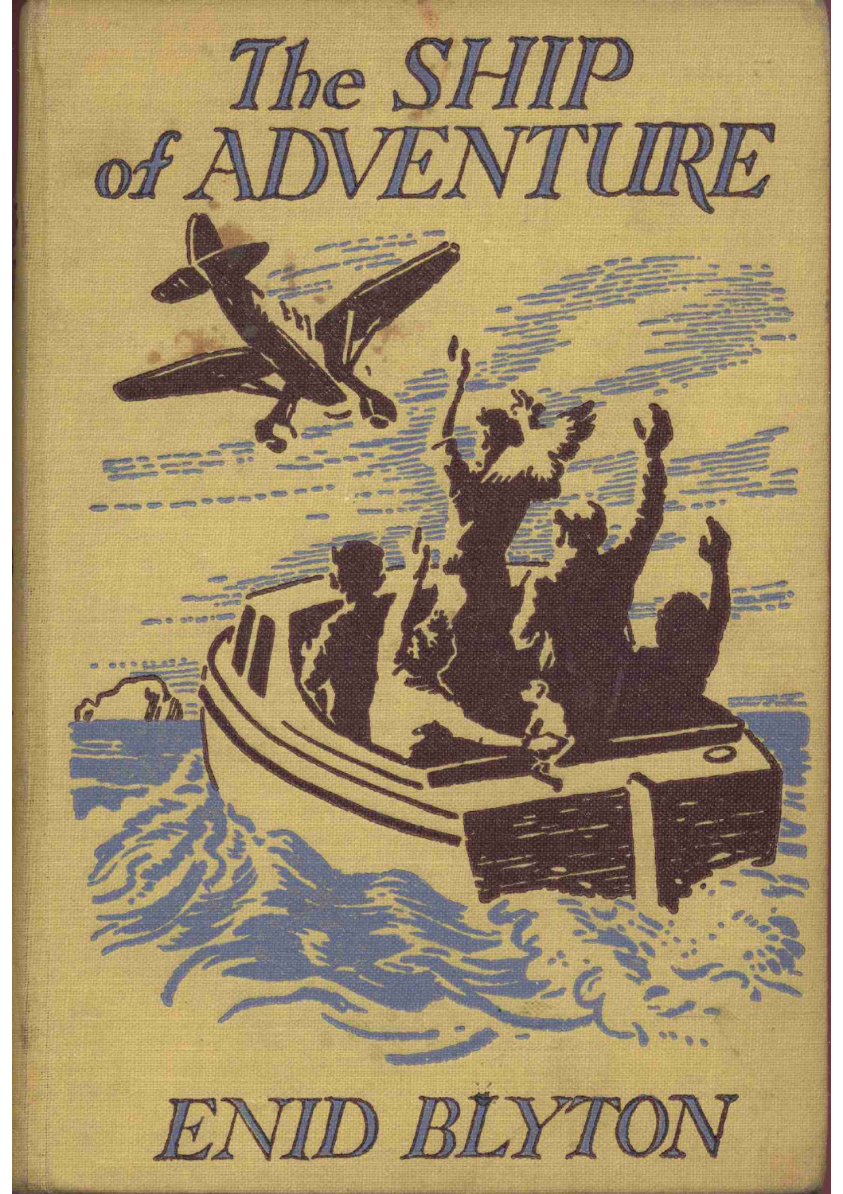# The SHIP of ADVENTURE

ENID BLYTON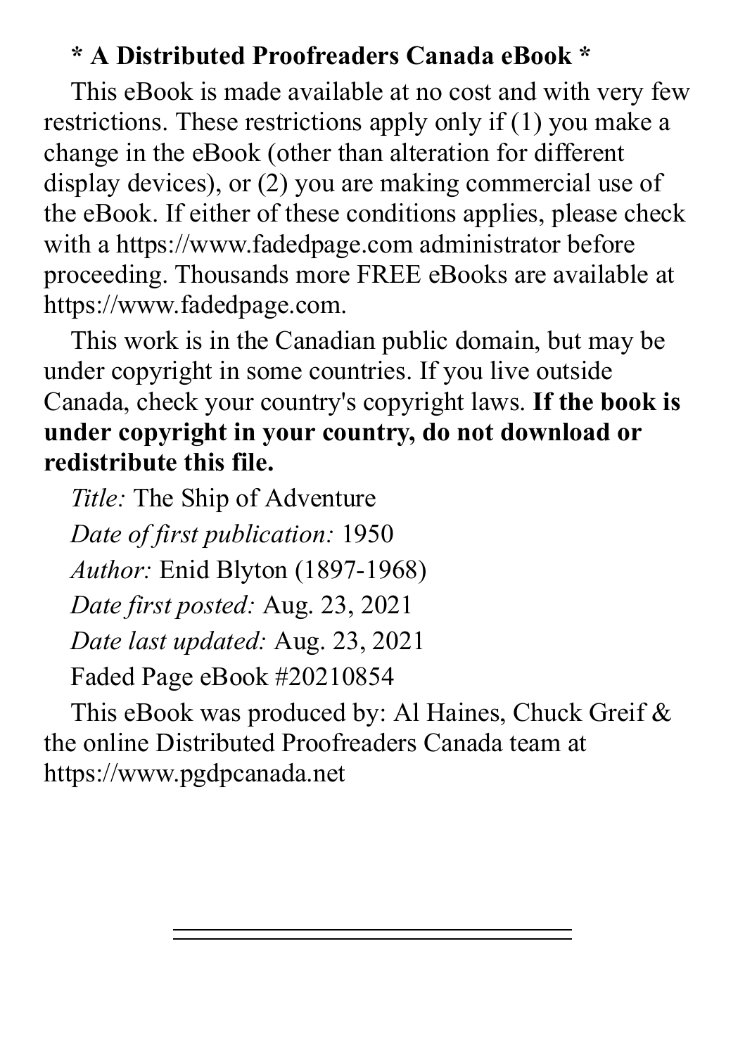**\* A Distributed Proofreaders Canada eBook \***

This eBook is made available at no cost and with very few restrictions. These restrictions apply only if (1) you make a change in the eBook (other than alteration for different display devices), or (2) you are making commercial use of the eBook. If either of these conditions applies, please check with a https://www.fadedpage.com administrator before proceeding. Thousands more FREE eBooks are available at https://www.fadedpage.com.

This work is in the Canadian public domain, but may be under copyright in some countries. If you live outside Canada, check your country's copyright laws. **If the book is under copyright in your country, do not download or redistribute this file.**

*Title:* The Ship of Adventure

*Date of first publication:* 1950

*Author:* Enid Blyton (1897-1968)

*Date first posted:* Aug. 23, 2021

*Date last updated:* Aug. 23, 2021

Faded Page eBook #20210854

This eBook was produced by: Al Haines, Chuck Greif & the online Distributed Proofreaders Canada team at https://www.pgdpcanada.net

---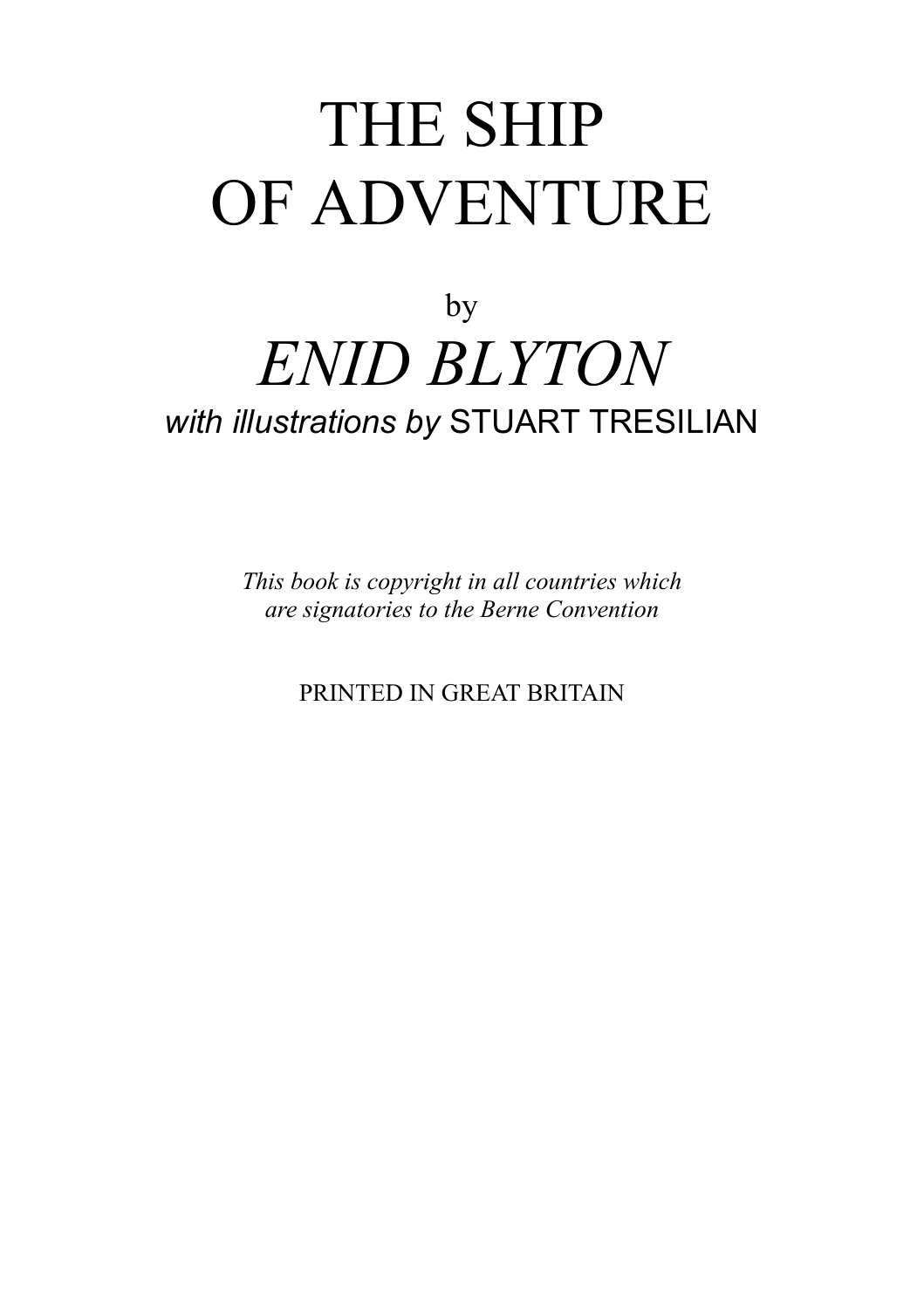# THE SHIP OF ADVENTURE

by

## *ENID BLYTON*

*with illustrations by* STUART TRESILIAN

*This book is copyright in all countries which are signatories to the Berne Convention*

PRINTED IN GREAT BRITAIN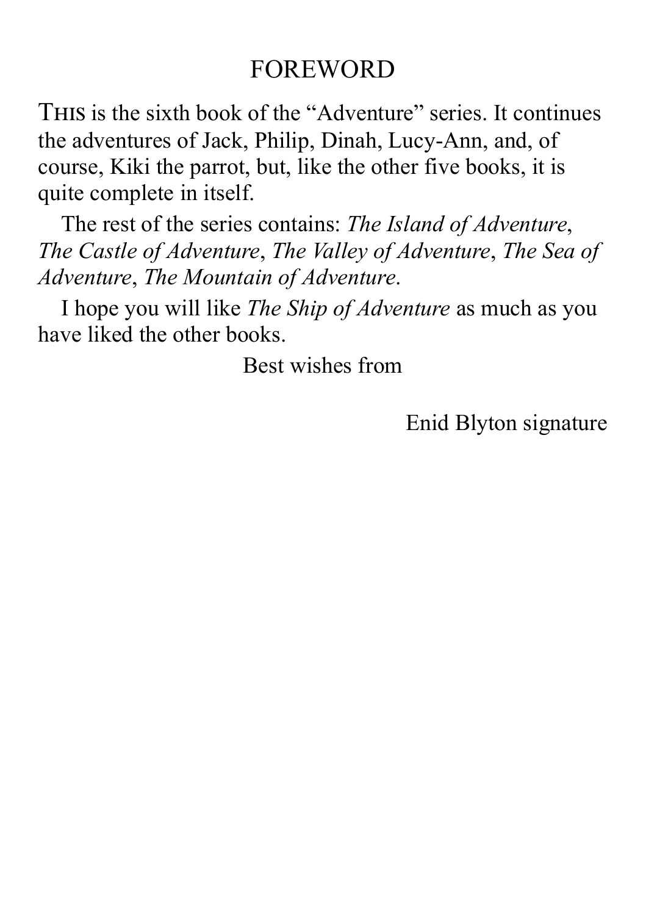# FOREWORD

THIS is the sixth book of the "Adventure" series. It continues the adventures of Jack, Philip, Dinah, Lucy-Ann, and, of course, Kiki the parrot, but, like the other five books, it is quite complete in itself.

The rest of the series contains: *The Island of Adventure*, *The Castle of Adventure*, *The Valley of Adventure*, *The Sea of Adventure*, *The Mountain of Adventure*.

I hope you will like *The Ship of Adventure* as much as you have liked the other books.

Best wishes from

Enid Blyton signature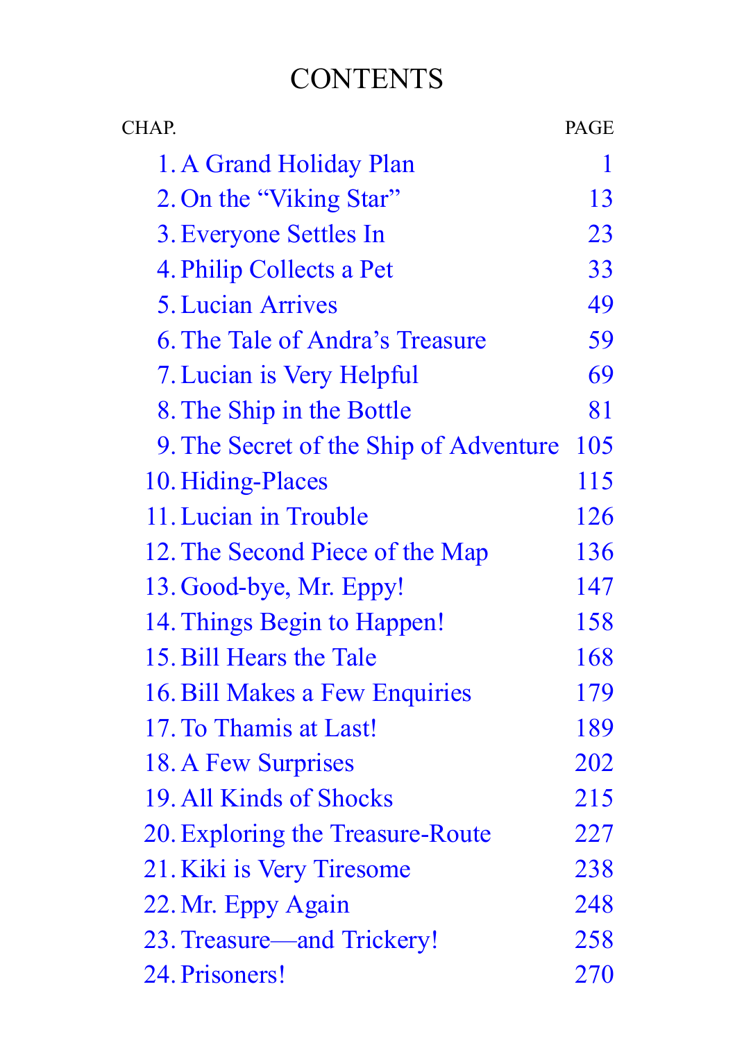# CONTENTS

| CHAP. | | PAGE |
|---|---|---|
| 1. | A Grand Holiday Plan | 1 |
| 2. | On the "Viking Star" | 13 |
| 3. | Everyone Settles In | 23 |
| 4. | Philip Collects a Pet | 33 |
| 5. | Lucian Arrives | 49 |
| 6. | The Tale of Andra's Treasure | 59 |
| 7. | Lucian is Very Helpful | 69 |
| 8. | The Ship in the Bottle | 81 |
| 9. | The Secret of the Ship of Adventure | 105 |
| 10. | Hiding-Places | 115 |
| 11. | Lucian in Trouble | 126 |
| 12. | The Second Piece of the Map | 136 |
| 13. | Good-bye, Mr. Eppy! | 147 |
| 14. | Things Begin to Happen! | 158 |
| 15. | Bill Hears the Tale | 168 |
| 16. | Bill Makes a Few Enquiries | 179 |
| 17. | To Thamis at Last! | 189 |
| 18. | A Few Surprises | 202 |
| 19. | All Kinds of Shocks | 215 |
| 20. | Exploring the Treasure-Route | 227 |
| 21. | Kiki is Very Tiresome | 238 |
| 22. | Mr. Eppy Again | 248 |
| 23. | Treasure—and Trickery! | 258 |
| 24. | Prisoners! | 270 |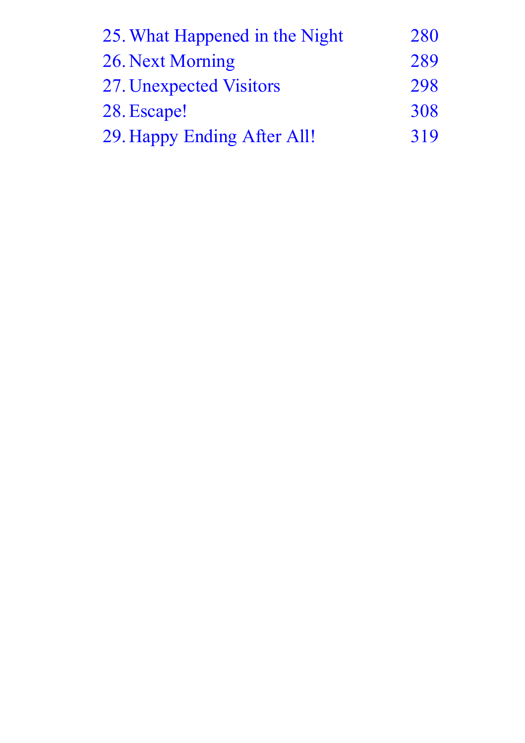| | |
|---|---|
| 25. What Happened in the Night | 280 |
| 26. Next Morning | 289 |
| 27. Unexpected Visitors | 298 |
| 28. Escape! | 308 |
| 29. Happy Ending After All! | 319 |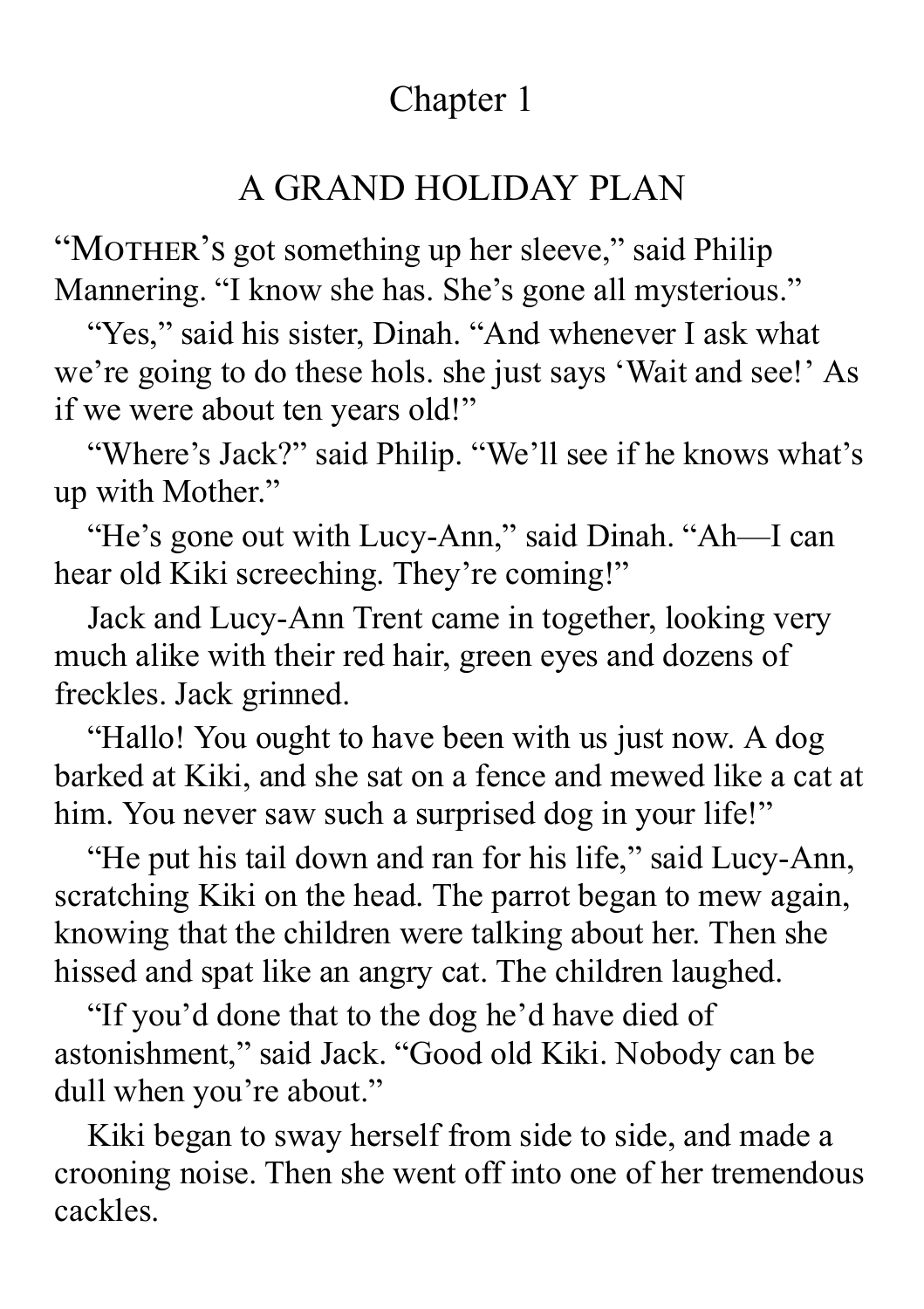# Chapter 1

## A GRAND HOLIDAY PLAN

"MOTHER'S got something up her sleeve," said Philip Mannering. "I know she has. She's gone all mysterious."

"Yes," said his sister, Dinah. "And whenever I ask what we're going to do these hols. she just says 'Wait and see!' As if we were about ten years old!"

"Where's Jack?" said Philip. "We'll see if he knows what's up with Mother."

"He's gone out with Lucy-Ann," said Dinah. "Ah—I can hear old Kiki screeching. They're coming!"

Jack and Lucy-Ann Trent came in together, looking very much alike with their red hair, green eyes and dozens of freckles. Jack grinned.

"Hallo! You ought to have been with us just now. A dog barked at Kiki, and she sat on a fence and mewed like a cat at him. You never saw such a surprised dog in your life!"

"He put his tail down and ran for his life," said Lucy-Ann, scratching Kiki on the head. The parrot began to mew again, knowing that the children were talking about her. Then she hissed and spat like an angry cat. The children laughed.

"If you'd done that to the dog he'd have died of astonishment," said Jack. "Good old Kiki. Nobody can be dull when you're about."

Kiki began to sway herself from side to side, and made a crooning noise. Then she went off into one of her tremendous cackles.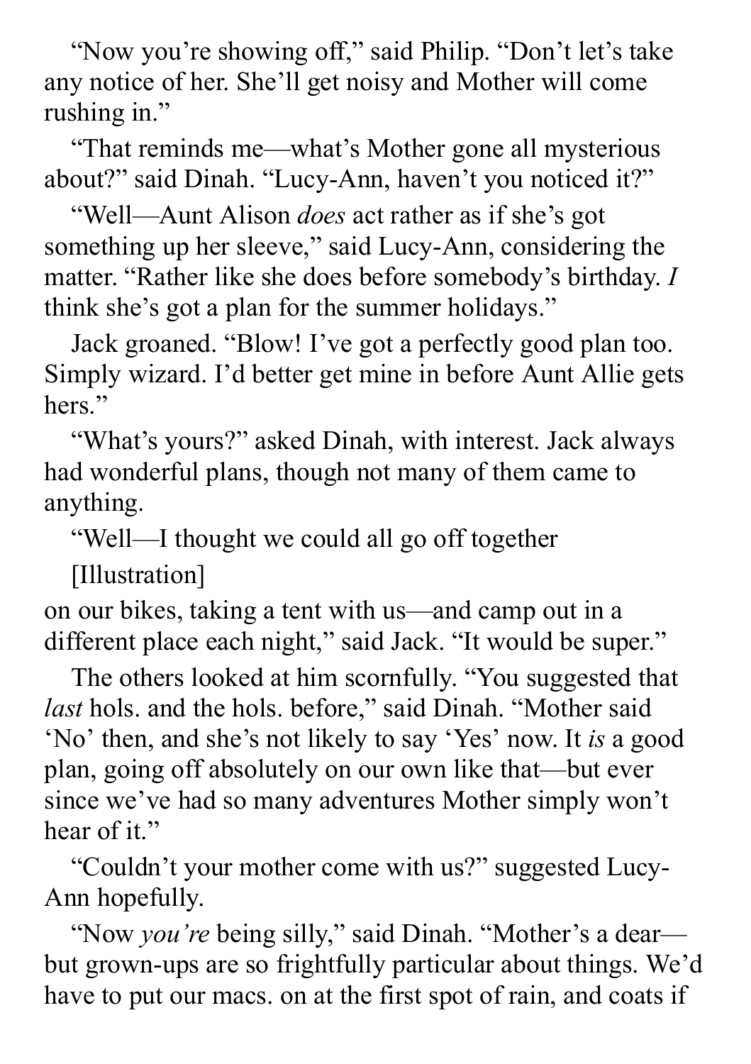"Now you're showing off," said Philip. "Don't let's take any notice of her. She'll get noisy and Mother will come rushing in."

"That reminds me—what's Mother gone all mysterious about?" said Dinah. "Lucy-Ann, haven't you noticed it?"

"Well—Aunt Alison *does* act rather as if she's got something up her sleeve," said Lucy-Ann, considering the matter. "Rather like she does before somebody's birthday. *I* think she's got a plan for the summer holidays."

Jack groaned. "Blow! I've got a perfectly good plan too. Simply wizard. I'd better get mine in before Aunt Allie gets hers."

"What's yours?" asked Dinah, with interest. Jack always had wonderful plans, though not many of them came to anything.

"Well—I thought we could all go off together

[Illustration]

on our bikes, taking a tent with us—and camp out in a different place each night," said Jack. "It would be super."

The others looked at him scornfully. "You suggested that *last* hols. and the hols. before," said Dinah. "Mother said 'No' then, and she's not likely to say 'Yes' now. It *is* a good plan, going off absolutely on our own like that—but ever since we've had so many adventures Mother simply won't hear of it."

"Couldn't your mother come with us?" suggested Lucy-Ann hopefully.

"Now *you're* being silly," said Dinah. "Mother's a dear—but grown-ups are so frightfully particular about things. We'd have to put our macs. on at the first spot of rain, and coats if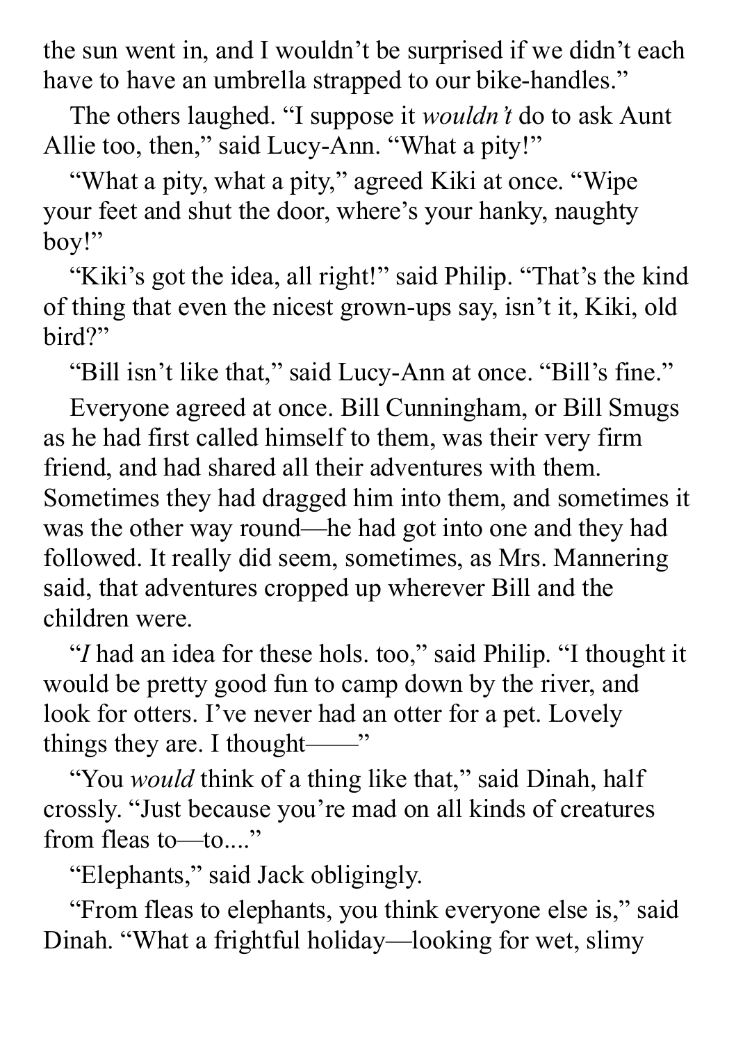the sun went in, and I wouldn't be surprised if we didn't each have to have an umbrella strapped to our bike-handles."

The others laughed. "I suppose it *wouldn't* do to ask Aunt Allie too, then," said Lucy-Ann. "What a pity!"

"What a pity, what a pity," agreed Kiki at once. "Wipe your feet and shut the door, where's your hanky, naughty boy!"

"Kiki's got the idea, all right!" said Philip. "That's the kind of thing that even the nicest grown-ups say, isn't it, Kiki, old bird?"

"Bill isn't like that," said Lucy-Ann at once. "Bill's fine."

Everyone agreed at once. Bill Cunningham, or Bill Smugs as he had first called himself to them, was their very firm friend, and had shared all their adventures with them. Sometimes they had dragged him into them, and sometimes it was the other way round—he had got into one and they had followed. It really did seem, sometimes, as Mrs. Mannering said, that adventures cropped up wherever Bill and the children were.

"*I* had an idea for these hols. too," said Philip. "I thought it would be pretty good fun to camp down by the river, and look for otters. I've never had an otter for a pet. Lovely things they are. I thought——"

"You *would* think of a thing like that," said Dinah, half crossly. "Just because you're mad on all kinds of creatures from fleas to—to...."

"Elephants," said Jack obligingly.

"From fleas to elephants, you think everyone else is," said Dinah. "What a frightful holiday—looking for wet, slimy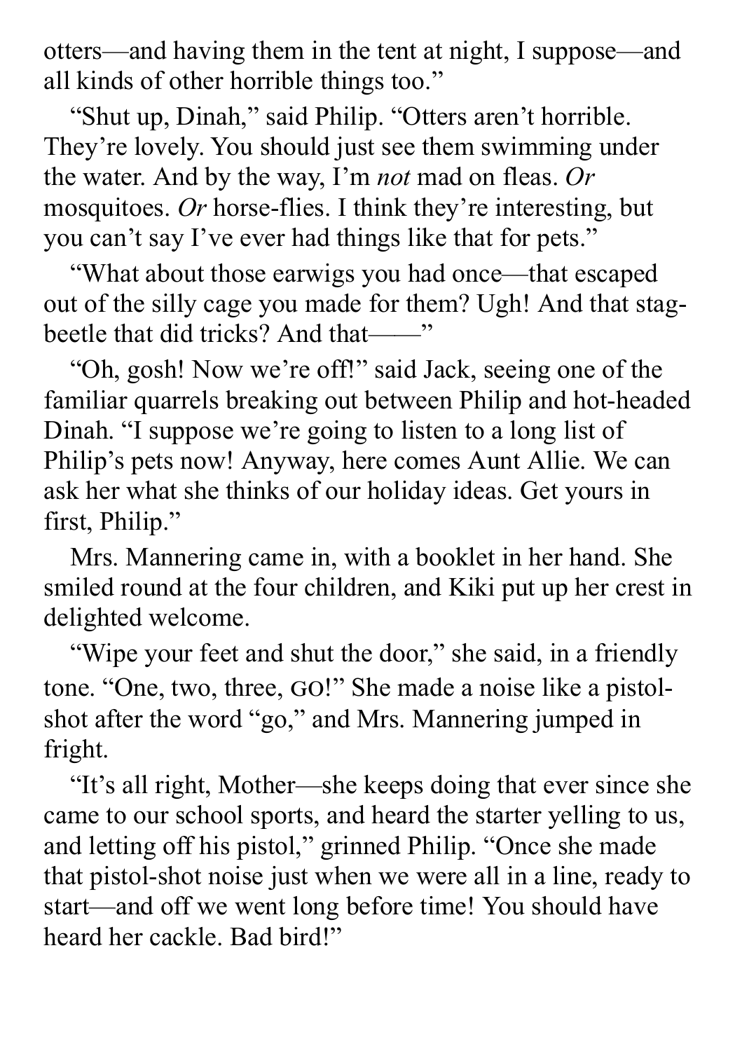otters—and having them in the tent at night, I suppose—and all kinds of other horrible things too."

"Shut up, Dinah," said Philip. "Otters aren't horrible. They're lovely. You should just see them swimming under the water. And by the way, I'm *not* mad on fleas. *Or* mosquitoes. *Or* horse-flies. I think they're interesting, but you can't say I've ever had things like that for pets."

"What about those earwigs you had once—that escaped out of the silly cage you made for them? Ugh! And that stag-beetle that did tricks? And that——"

"Oh, gosh! Now we're off!" said Jack, seeing one of the familiar quarrels breaking out between Philip and hot-headed Dinah. "I suppose we're going to listen to a long list of Philip's pets now! Anyway, here comes Aunt Allie. We can ask her what she thinks of our holiday ideas. Get yours in first, Philip."

Mrs. Mannering came in, with a booklet in her hand. She smiled round at the four children, and Kiki put up her crest in delighted welcome.

"Wipe your feet and shut the door," she said, in a friendly tone. "One, two, three, GO!" She made a noise like a pistol-shot after the word "go," and Mrs. Mannering jumped in fright.

"It's all right, Mother—she keeps doing that ever since she came to our school sports, and heard the starter yelling to us, and letting off his pistol," grinned Philip. "Once she made that pistol-shot noise just when we were all in a line, ready to start—and off we went long before time! You should have heard her cackle. Bad bird!"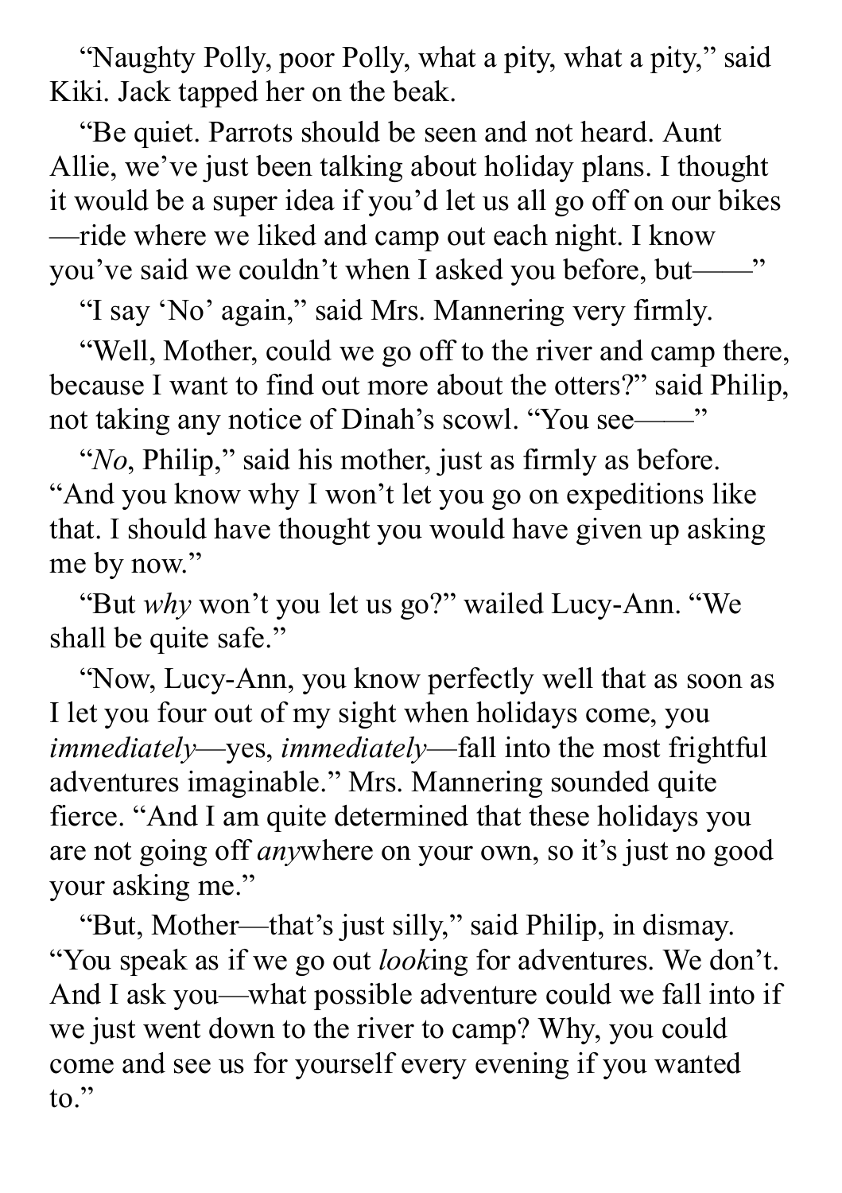"Naughty Polly, poor Polly, what a pity, what a pity," said Kiki. Jack tapped her on the beak.

"Be quiet. Parrots should be seen and not heard. Aunt Allie, we've just been talking about holiday plans. I thought it would be a super idea if you'd let us all go off on our bikes—ride where we liked and camp out each night. I know you've said we couldn't when I asked you before, but——"

"I say 'No' again," said Mrs. Mannering very firmly.

"Well, Mother, could we go off to the river and camp there, because I want to find out more about the otters?" said Philip, not taking any notice of Dinah's scowl. "You see——"

"*No*, Philip," said his mother, just as firmly as before. "And you know why I won't let you go on expeditions like that. I should have thought you would have given up asking me by now."

"But *why* won't you let us go?" wailed Lucy-Ann. "We shall be quite safe."

"Now, Lucy-Ann, you know perfectly well that as soon as I let you four out of my sight when holidays come, you *immediately*—yes, *immediately*—fall into the most frightful adventures imaginable." Mrs. Mannering sounded quite fierce. "And I am quite determined that these holidays you are not going off *any*where on your own, so it's just no good your asking me."

"But, Mother—that's just silly," said Philip, in dismay. "You speak as if we go out *look*ing for adventures. We don't. And I ask you—what possible adventure could we fall into if we just went down to the river to camp? Why, you could come and see us for yourself every evening if you wanted to."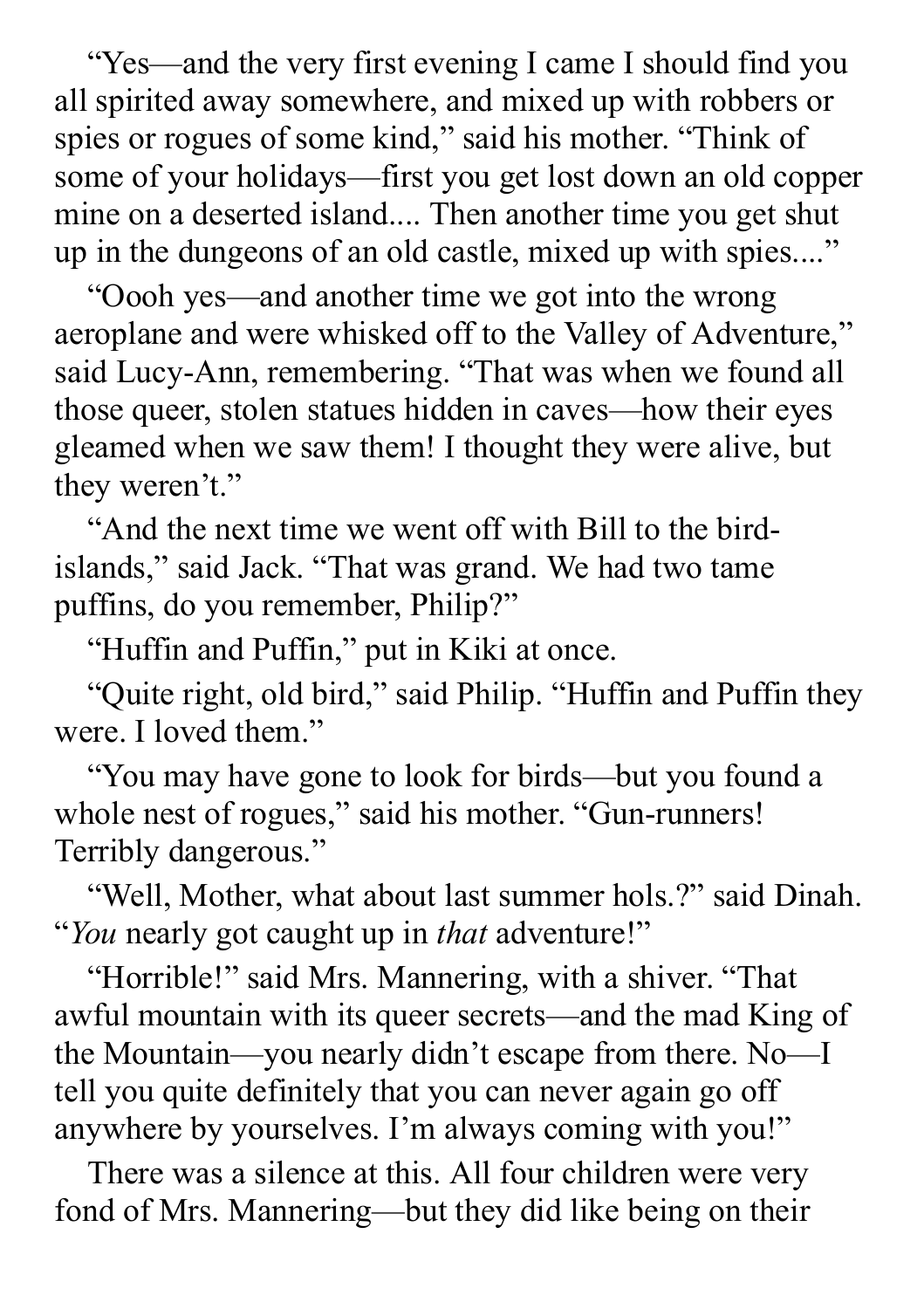"Yes—and the very first evening I came I should find you all spirited away somewhere, and mixed up with robbers or spies or rogues of some kind," said his mother. "Think of some of your holidays—first you get lost down an old copper mine on a deserted island.... Then another time you get shut up in the dungeons of an old castle, mixed up with spies...."

"Oooh yes—and another time we got into the wrong aeroplane and were whisked off to the Valley of Adventure," said Lucy-Ann, remembering. "That was when we found all those queer, stolen statues hidden in caves—how their eyes gleamed when we saw them! I thought they were alive, but they weren't."

"And the next time we went off with Bill to the bird-islands," said Jack. "That was grand. We had two tame puffins, do you remember, Philip?"

"Huffin and Puffin," put in Kiki at once.

"Quite right, old bird," said Philip. "Huffin and Puffin they were. I loved them."

"You may have gone to look for birds—but you found a whole nest of rogues," said his mother. "Gun-runners! Terribly dangerous."

"Well, Mother, what about last summer hols.?" said Dinah. "*You* nearly got caught up in *that* adventure!"

"Horrible!" said Mrs. Mannering, with a shiver. "That awful mountain with its queer secrets—and the mad King of the Mountain—you nearly didn't escape from there. No—I tell you quite definitely that you can never again go off anywhere by yourselves. I'm always coming with you!"

There was a silence at this. All four children were very fond of Mrs. Mannering—but they did like being on their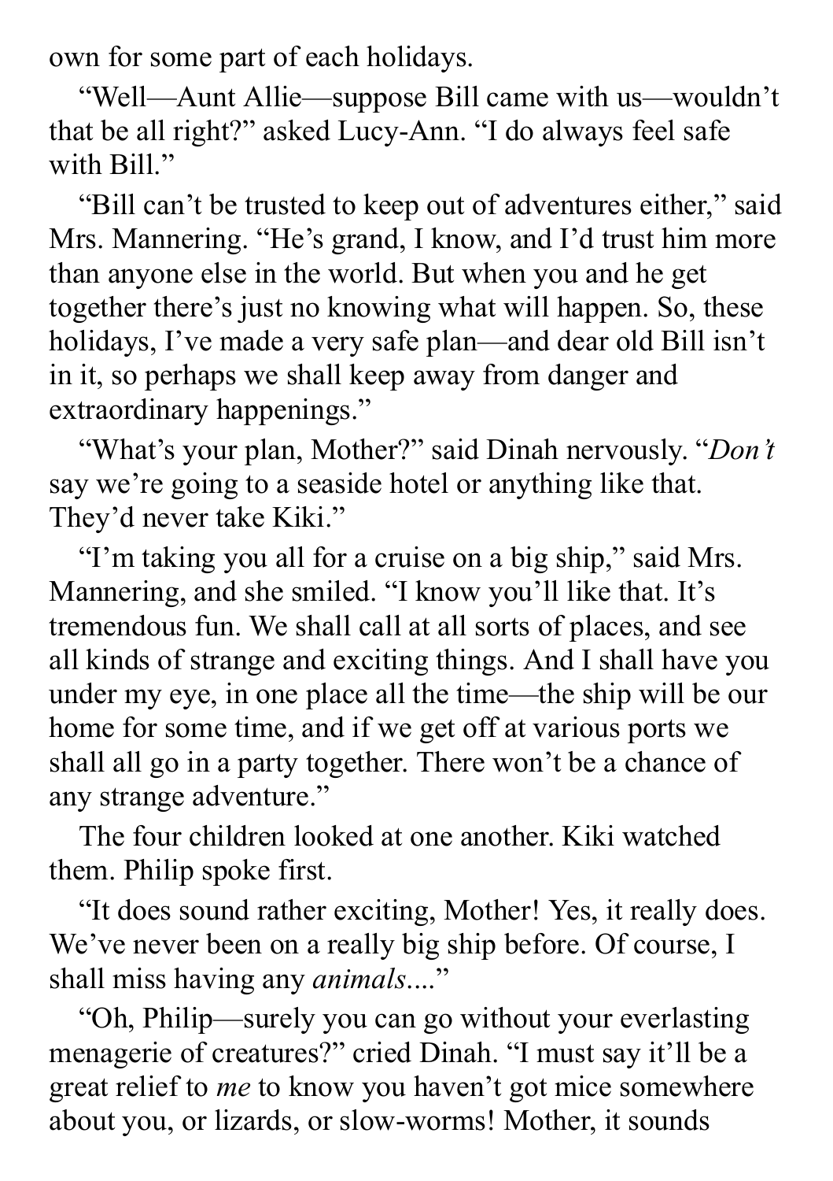own for some part of each holidays.

"Well—Aunt Allie—suppose Bill came with us—wouldn't that be all right?" asked Lucy-Ann. "I do always feel safe with Bill."

"Bill can't be trusted to keep out of adventures either," said Mrs. Mannering. "He's grand, I know, and I'd trust him more than anyone else in the world. But when you and he get together there's just no knowing what will happen. So, these holidays, I've made a very safe plan—and dear old Bill isn't in it, so perhaps we shall keep away from danger and extraordinary happenings."

"What's your plan, Mother?" said Dinah nervously. "*Don't* say we're going to a seaside hotel or anything like that. They'd never take Kiki."

"I'm taking you all for a cruise on a big ship," said Mrs. Mannering, and she smiled. "I know you'll like that. It's tremendous fun. We shall call at all sorts of places, and see all kinds of strange and exciting things. And I shall have you under my eye, in one place all the time—the ship will be our home for some time, and if we get off at various ports we shall all go in a party together. There won't be a chance of any strange adventure."

The four children looked at one another. Kiki watched them. Philip spoke first.

"It does sound rather exciting, Mother! Yes, it really does. We've never been on a really big ship before. Of course, I shall miss having any *animals*...."

"Oh, Philip—surely you can go without your everlasting menagerie of creatures?" cried Dinah. "I must say it'll be a great relief to *me* to know you haven't got mice somewhere about you, or lizards, or slow-worms! Mother, it sounds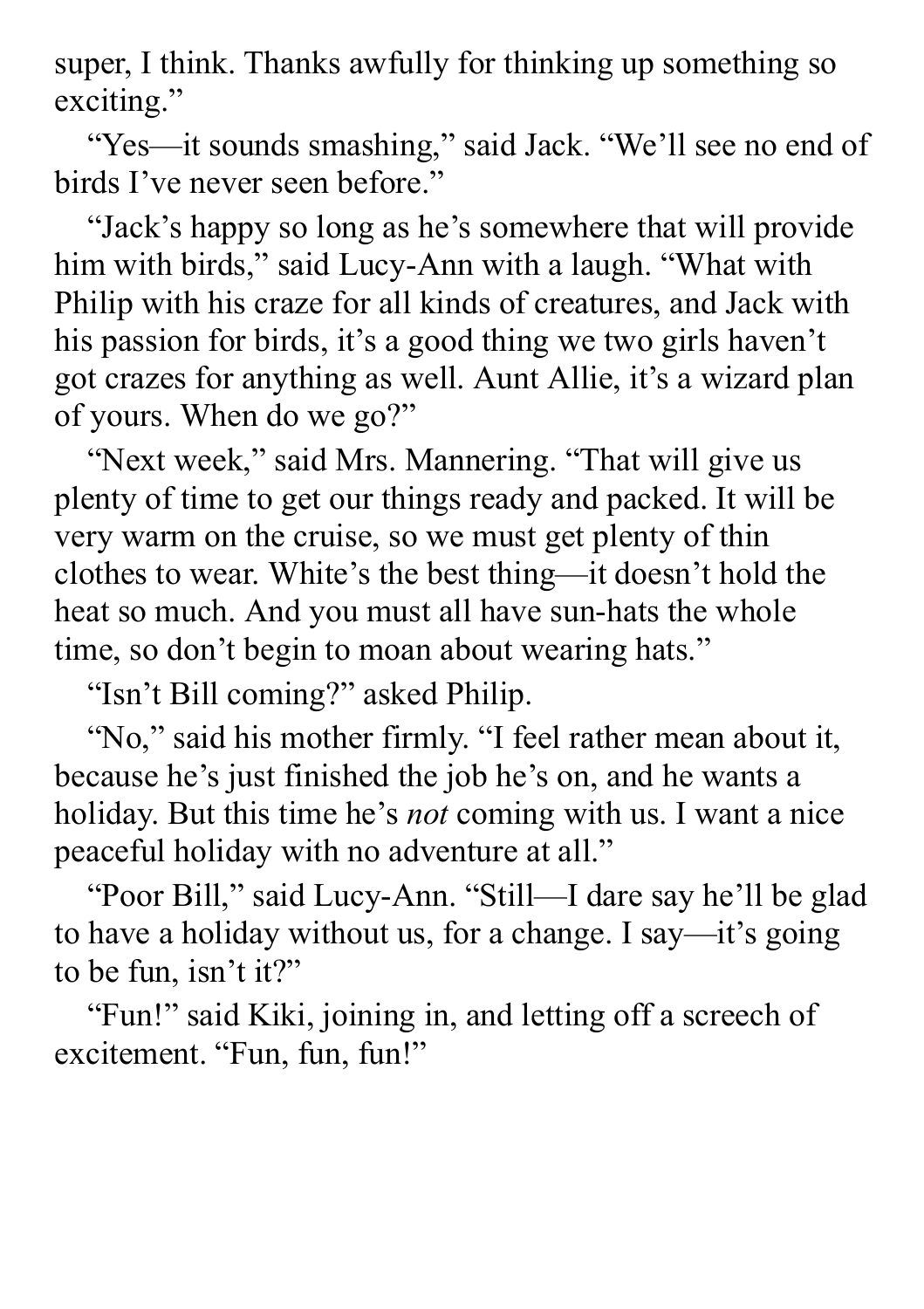super, I think. Thanks awfully for thinking up something so exciting."

"Yes—it sounds smashing," said Jack. "We'll see no end of birds I've never seen before."

"Jack's happy so long as he's somewhere that will provide him with birds," said Lucy-Ann with a laugh. "What with Philip with his craze for all kinds of creatures, and Jack with his passion for birds, it's a good thing we two girls haven't got crazes for anything as well. Aunt Allie, it's a wizard plan of yours. When do we go?"

"Next week," said Mrs. Mannering. "That will give us plenty of time to get our things ready and packed. It will be very warm on the cruise, so we must get plenty of thin clothes to wear. White's the best thing—it doesn't hold the heat so much. And you must all have sun-hats the whole time, so don't begin to moan about wearing hats."

"Isn't Bill coming?" asked Philip.

"No," said his mother firmly. "I feel rather mean about it, because he's just finished the job he's on, and he wants a holiday. But this time he's *not* coming with us. I want a nice peaceful holiday with no adventure at all."

"Poor Bill," said Lucy-Ann. "Still—I dare say he'll be glad to have a holiday without us, for a change. I say—it's going to be fun, isn't it?"

"Fun!" said Kiki, joining in, and letting off a screech of excitement. "Fun, fun, fun!"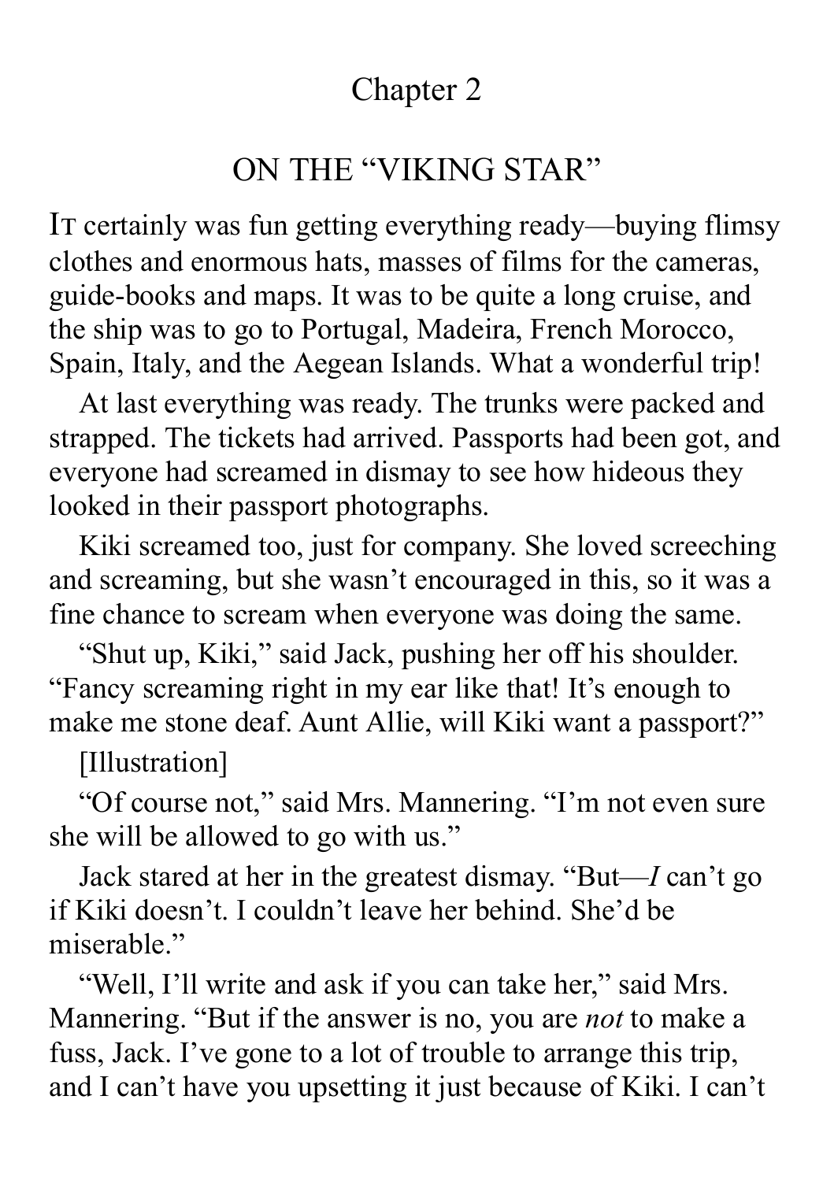## Chapter 2

## ON THE "VIKING STAR"

IT certainly was fun getting everything ready—buying flimsy clothes and enormous hats, masses of films for the cameras, guide-books and maps. It was to be quite a long cruise, and the ship was to go to Portugal, Madeira, French Morocco, Spain, Italy, and the Aegean Islands. What a wonderful trip!

At last everything was ready. The trunks were packed and strapped. The tickets had arrived. Passports had been got, and everyone had screamed in dismay to see how hideous they looked in their passport photographs.

Kiki screamed too, just for company. She loved screeching and screaming, but she wasn't encouraged in this, so it was a fine chance to scream when everyone was doing the same.

"Shut up, Kiki," said Jack, pushing her off his shoulder. "Fancy screaming right in my ear like that! It's enough to make me stone deaf. Aunt Allie, will Kiki want a passport?"

[Illustration]

"Of course not," said Mrs. Mannering. "I'm not even sure she will be allowed to go with us."

Jack stared at her in the greatest dismay. "But—*I* can't go if Kiki doesn't. I couldn't leave her behind. She'd be miserable."

"Well, I'll write and ask if you can take her," said Mrs. Mannering. "But if the answer is no, you are *not* to make a fuss, Jack. I've gone to a lot of trouble to arrange this trip, and I can't have you upsetting it just because of Kiki. I can't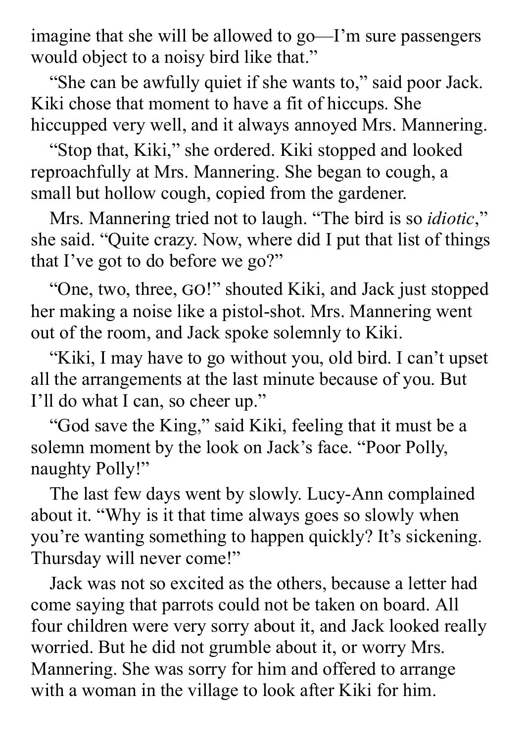imagine that she will be allowed to go—I'm sure passengers would object to a noisy bird like that."

"She can be awfully quiet if she wants to," said poor Jack. Kiki chose that moment to have a fit of hiccups. She hiccupped very well, and it always annoyed Mrs. Mannering.

"Stop that, Kiki," she ordered. Kiki stopped and looked reproachfully at Mrs. Mannering. She began to cough, a small but hollow cough, copied from the gardener.

Mrs. Mannering tried not to laugh. "The bird is so *idiotic*," she said. "Quite crazy. Now, where did I put that list of things that I've got to do before we go?"

"One, two, three, GO!" shouted Kiki, and Jack just stopped her making a noise like a pistol-shot. Mrs. Mannering went out of the room, and Jack spoke solemnly to Kiki.

"Kiki, I may have to go without you, old bird. I can't upset all the arrangements at the last minute because of you. But I'll do what I can, so cheer up."

"God save the King," said Kiki, feeling that it must be a solemn moment by the look on Jack's face. "Poor Polly, naughty Polly!"

The last few days went by slowly. Lucy-Ann complained about it. "Why is it that time always goes so slowly when you're wanting something to happen quickly? It's sickening. Thursday will never come!"

Jack was not so excited as the others, because a letter had come saying that parrots could not be taken on board. All four children were very sorry about it, and Jack looked really worried. But he did not grumble about it, or worry Mrs. Mannering. She was sorry for him and offered to arrange with a woman in the village to look after Kiki for him.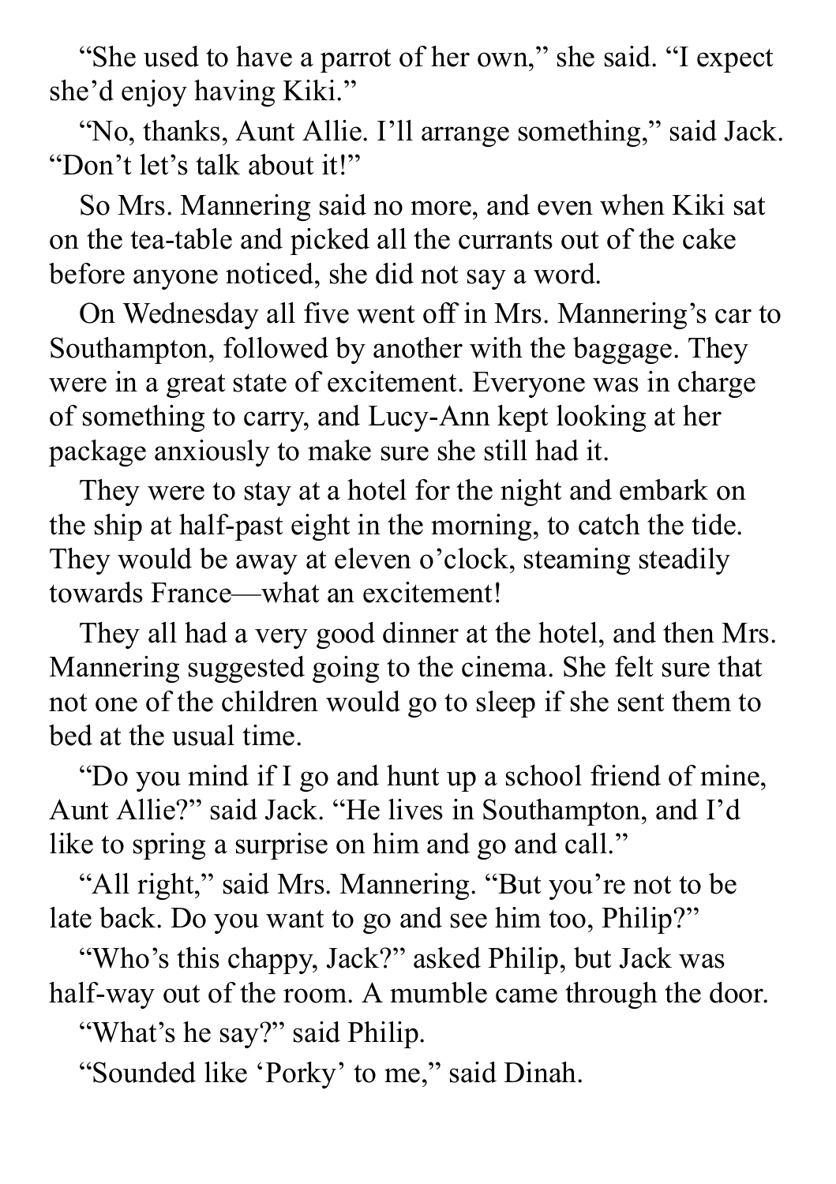"She used to have a parrot of her own," she said. "I expect she'd enjoy having Kiki."

"No, thanks, Aunt Allie. I'll arrange something," said Jack. "Don't let's talk about it!"

So Mrs. Mannering said no more, and even when Kiki sat on the tea-table and picked all the currants out of the cake before anyone noticed, she did not say a word.

On Wednesday all five went off in Mrs. Mannering's car to Southampton, followed by another with the baggage. They were in a great state of excitement. Everyone was in charge of something to carry, and Lucy-Ann kept looking at her package anxiously to make sure she still had it.

They were to stay at a hotel for the night and embark on the ship at half-past eight in the morning, to catch the tide. They would be away at eleven o'clock, steaming steadily towards France—what an excitement!

They all had a very good dinner at the hotel, and then Mrs. Mannering suggested going to the cinema. She felt sure that not one of the children would go to sleep if she sent them to bed at the usual time.

"Do you mind if I go and hunt up a school friend of mine, Aunt Allie?" said Jack. "He lives in Southampton, and I'd like to spring a surprise on him and go and call."

"All right," said Mrs. Mannering. "But you're not to be late back. Do you want to go and see him too, Philip?"

"Who's this chappy, Jack?" asked Philip, but Jack was half-way out of the room. A mumble came through the door.

"What's he say?" said Philip.

"Sounded like 'Porky' to me," said Dinah.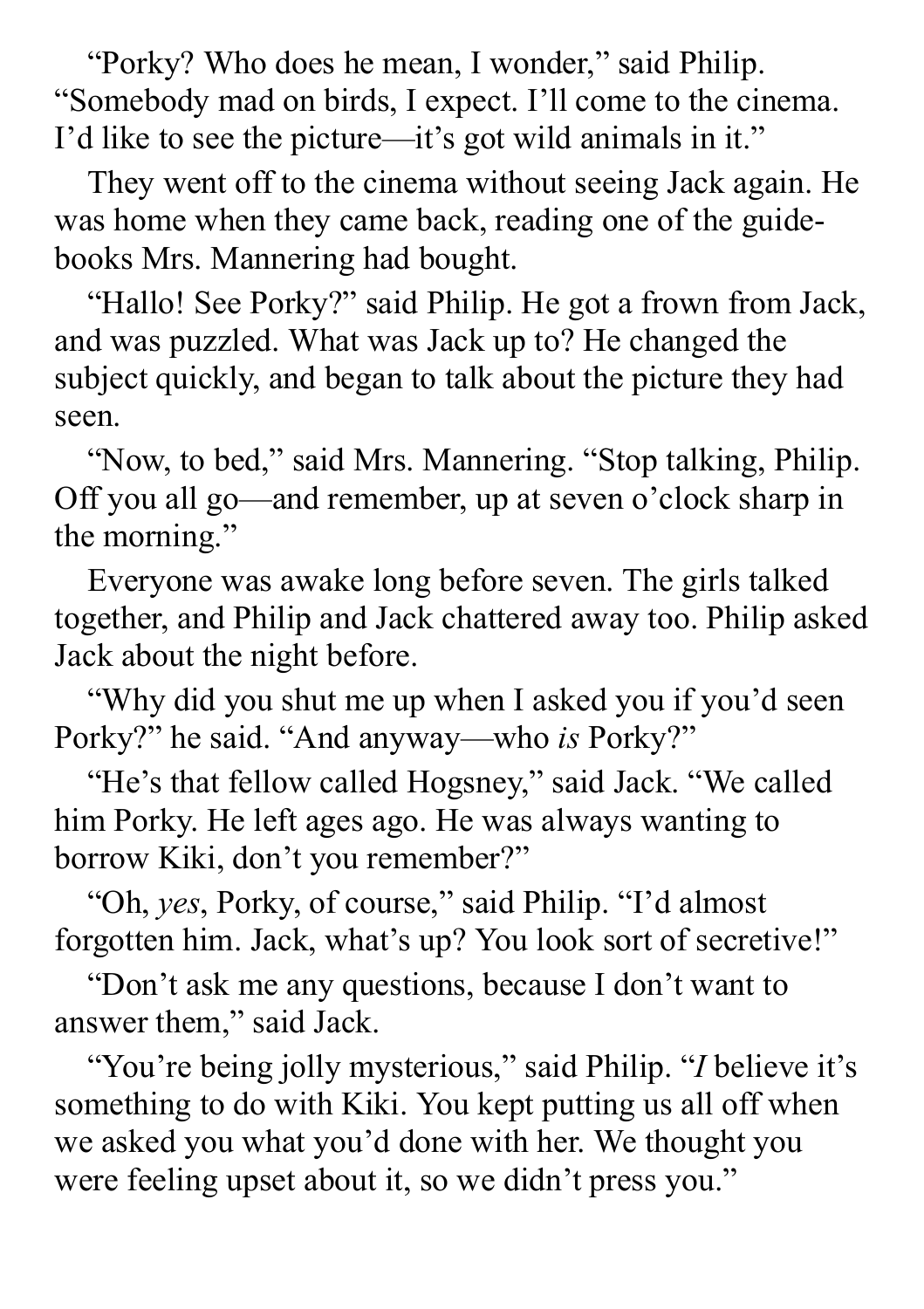"Porky? Who does he mean, I wonder," said Philip. "Somebody mad on birds, I expect. I'll come to the cinema. I'd like to see the picture—it's got wild animals in it."

They went off to the cinema without seeing Jack again. He was home when they came back, reading one of the guide-books Mrs. Mannering had bought.

"Hallo! See Porky?" said Philip. He got a frown from Jack, and was puzzled. What was Jack up to? He changed the subject quickly, and began to talk about the picture they had seen.

"Now, to bed," said Mrs. Mannering. "Stop talking, Philip. Off you all go—and remember, up at seven o'clock sharp in the morning."

Everyone was awake long before seven. The girls talked together, and Philip and Jack chattered away too. Philip asked Jack about the night before.

"Why did you shut me up when I asked you if you'd seen Porky?" he said. "And anyway—who *is* Porky?"

"He's that fellow called Hogsney," said Jack. "We called him Porky. He left ages ago. He was always wanting to borrow Kiki, don't you remember?"

"Oh, *yes*, Porky, of course," said Philip. "I'd almost forgotten him. Jack, what's up? You look sort of secretive!"

"Don't ask me any questions, because I don't want to answer them," said Jack.

"You're being jolly mysterious," said Philip. "*I* believe it's something to do with Kiki. You kept putting us all off when we asked you what you'd done with her. We thought you were feeling upset about it, so we didn't press you."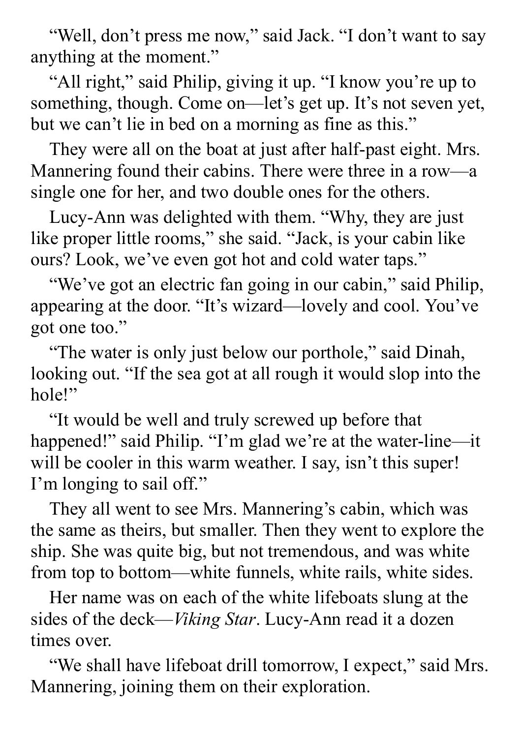"Well, don't press me now," said Jack. "I don't want to say anything at the moment."

"All right," said Philip, giving it up. "I know you're up to something, though. Come on—let's get up. It's not seven yet, but we can't lie in bed on a morning as fine as this."

They were all on the boat at just after half-past eight. Mrs. Mannering found their cabins. There were three in a row—a single one for her, and two double ones for the others.

Lucy-Ann was delighted with them. "Why, they are just like proper little rooms," she said. "Jack, is your cabin like ours? Look, we've even got hot and cold water taps."

"We've got an electric fan going in our cabin," said Philip, appearing at the door. "It's wizard—lovely and cool. You've got one too."

"The water is only just below our porthole," said Dinah, looking out. "If the sea got at all rough it would slop into the hole!"

"It would be well and truly screwed up before that happened!" said Philip. "I'm glad we're at the water-line—it will be cooler in this warm weather. I say, isn't this super! I'm longing to sail off."

They all went to see Mrs. Mannering's cabin, which was the same as theirs, but smaller. Then they went to explore the ship. She was quite big, but not tremendous, and was white from top to bottom—white funnels, white rails, white sides.

Her name was on each of the white lifeboats slung at the sides of the deck—*Viking Star*. Lucy-Ann read it a dozen times over.

"We shall have lifeboat drill tomorrow, I expect," said Mrs. Mannering, joining them on their exploration.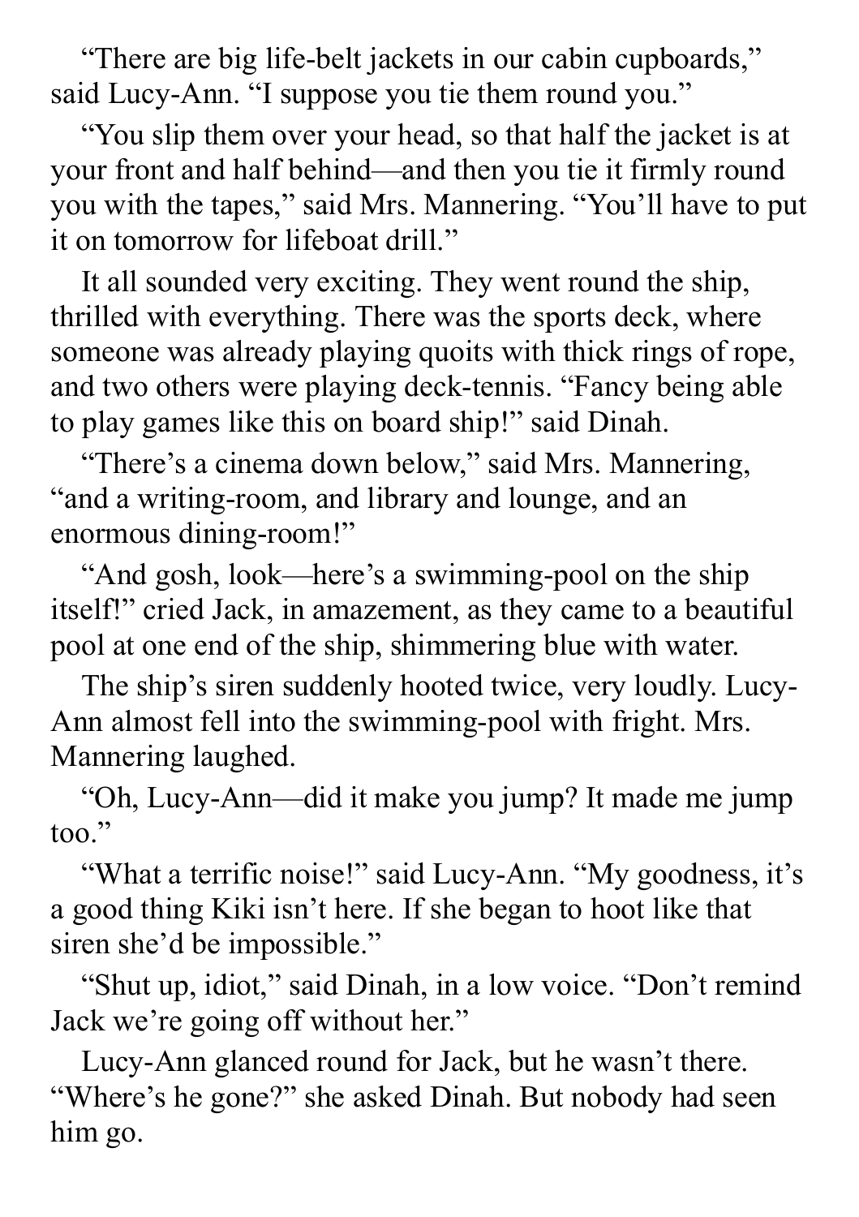"There are big life-belt jackets in our cabin cupboards," said Lucy-Ann. "I suppose you tie them round you."

"You slip them over your head, so that half the jacket is at your front and half behind—and then you tie it firmly round you with the tapes," said Mrs. Mannering. "You'll have to put it on tomorrow for lifeboat drill."

It all sounded very exciting. They went round the ship, thrilled with everything. There was the sports deck, where someone was already playing quoits with thick rings of rope, and two others were playing deck-tennis. "Fancy being able to play games like this on board ship!" said Dinah.

"There's a cinema down below," said Mrs. Mannering, "and a writing-room, and library and lounge, and an enormous dining-room!"

"And gosh, look—here's a swimming-pool on the ship itself!" cried Jack, in amazement, as they came to a beautiful pool at one end of the ship, shimmering blue with water.

The ship's siren suddenly hooted twice, very loudly. Lucy-Ann almost fell into the swimming-pool with fright. Mrs. Mannering laughed.

"Oh, Lucy-Ann—did it make you jump? It made me jump too."

"What a terrific noise!" said Lucy-Ann. "My goodness, it's a good thing Kiki isn't here. If she began to hoot like that siren she'd be impossible."

"Shut up, idiot," said Dinah, in a low voice. "Don't remind Jack we're going off without her."

Lucy-Ann glanced round for Jack, but he wasn't there. "Where's he gone?" she asked Dinah. But nobody had seen him go.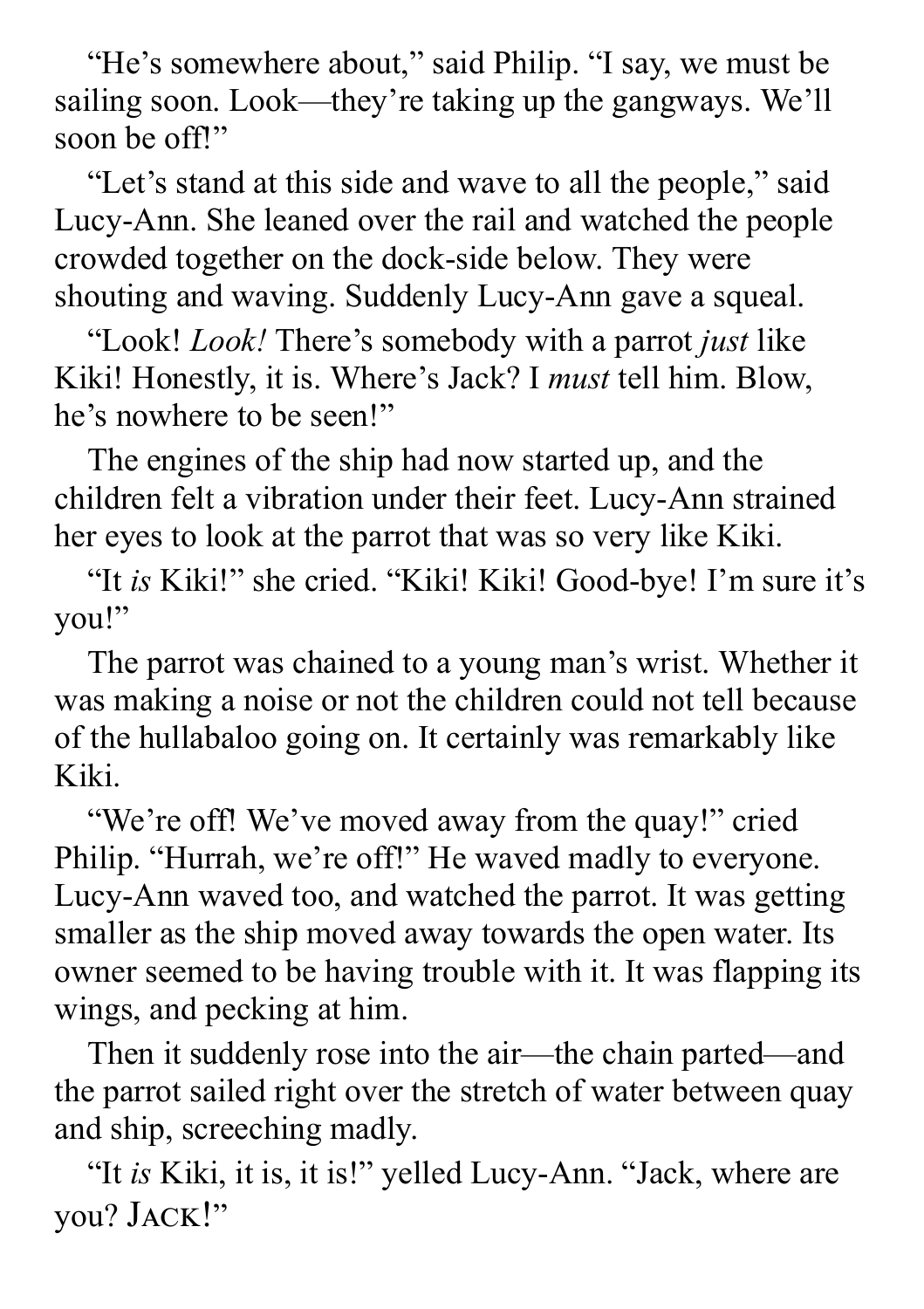"He's somewhere about," said Philip. "I say, we must be sailing soon. Look—they're taking up the gangways. We'll soon be off!"

"Let's stand at this side and wave to all the people," said Lucy-Ann. She leaned over the rail and watched the people crowded together on the dock-side below. They were shouting and waving. Suddenly Lucy-Ann gave a squeal.

"Look! *Look!* There's somebody with a parrot *just* like Kiki! Honestly, it is. Where's Jack? I *must* tell him. Blow, he's nowhere to be seen!"

The engines of the ship had now started up, and the children felt a vibration under their feet. Lucy-Ann strained her eyes to look at the parrot that was so very like Kiki.

"It *is* Kiki!" she cried. "Kiki! Kiki! Good-bye! I'm sure it's you!"

The parrot was chained to a young man's wrist. Whether it was making a noise or not the children could not tell because of the hullabaloo going on. It certainly was remarkably like Kiki.

"We're off! We've moved away from the quay!" cried Philip. "Hurrah, we're off!" He waved madly to everyone. Lucy-Ann waved too, and watched the parrot. It was getting smaller as the ship moved away towards the open water. Its owner seemed to be having trouble with it. It was flapping its wings, and pecking at him.

Then it suddenly rose into the air—the chain parted—and the parrot sailed right over the stretch of water between quay and ship, screeching madly.

"It *is* Kiki, it is, it is!" yelled Lucy-Ann. "Jack, where are you? JACK!"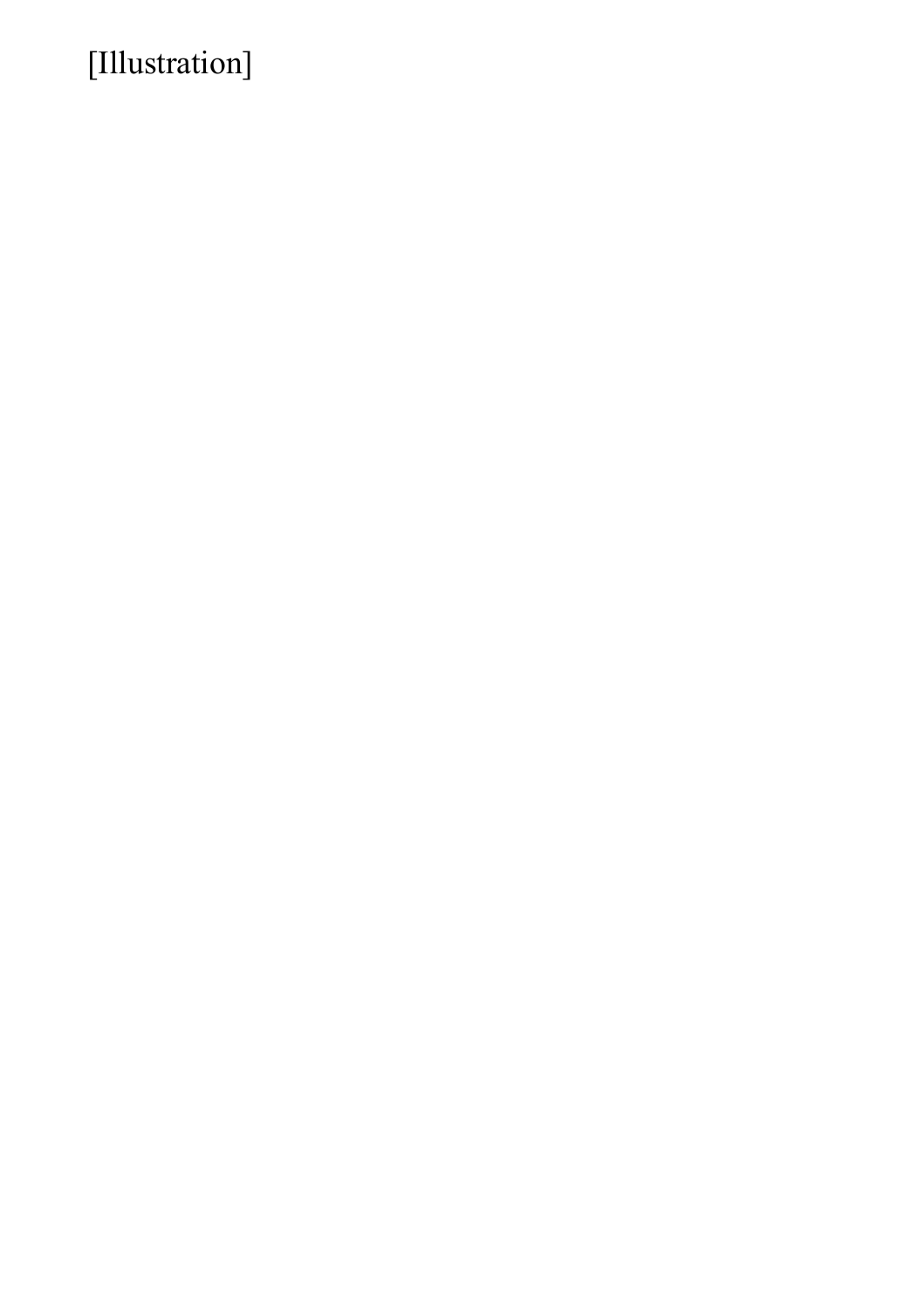[Illustration]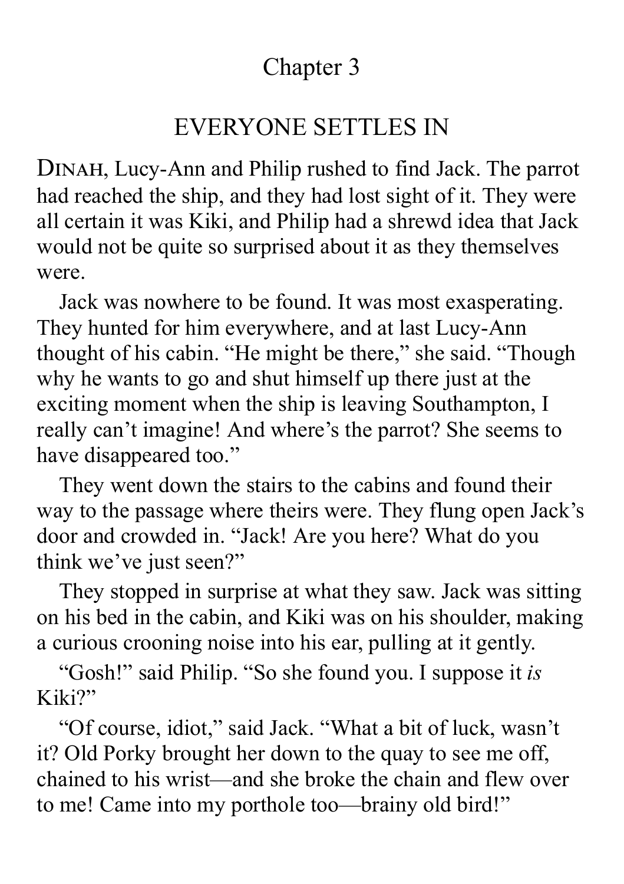# Chapter 3

## EVERYONE SETTLES IN

DINAH, Lucy-Ann and Philip rushed to find Jack. The parrot had reached the ship, and they had lost sight of it. They were all certain it was Kiki, and Philip had a shrewd idea that Jack would not be quite so surprised about it as they themselves were.

Jack was nowhere to be found. It was most exasperating. They hunted for him everywhere, and at last Lucy-Ann thought of his cabin. "He might be there," she said. "Though why he wants to go and shut himself up there just at the exciting moment when the ship is leaving Southampton, I really can't imagine! And where's the parrot? She seems to have disappeared too."

They went down the stairs to the cabins and found their way to the passage where theirs were. They flung open Jack's door and crowded in. "Jack! Are you here? What do you think we've just seen?"

They stopped in surprise at what they saw. Jack was sitting on his bed in the cabin, and Kiki was on his shoulder, making a curious crooning noise into his ear, pulling at it gently.

"Gosh!" said Philip. "So she found you. I suppose it *is* Kiki?"

"Of course, idiot," said Jack. "What a bit of luck, wasn't it? Old Porky brought her down to the quay to see me off, chained to his wrist—and she broke the chain and flew over to me! Came into my porthole too—brainy old bird!"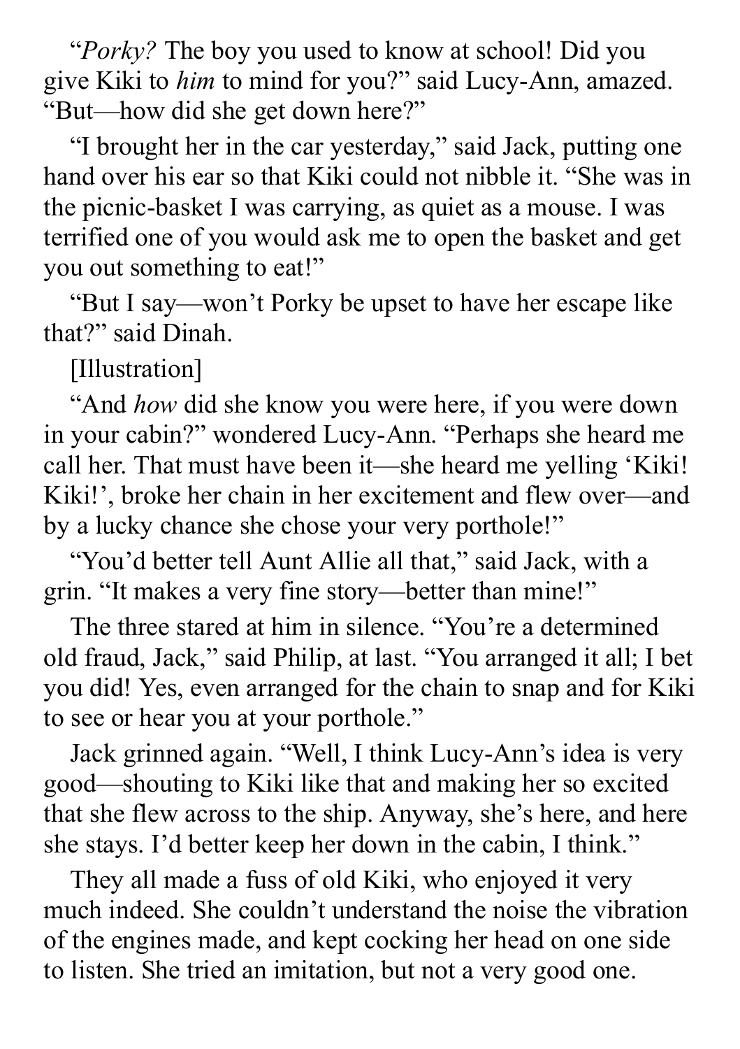"*Porky?* The boy you used to know at school! Did you give Kiki to *him* to mind for you?" said Lucy-Ann, amazed. "But—how did she get down here?"

"I brought her in the car yesterday," said Jack, putting one hand over his ear so that Kiki could not nibble it. "She was in the picnic-basket I was carrying, as quiet as a mouse. I was terrified one of you would ask me to open the basket and get you out something to eat!"

"But I say—won't Porky be upset to have her escape like that?" said Dinah.

[Illustration]

"And *how* did she know you were here, if you were down in your cabin?" wondered Lucy-Ann. "Perhaps she heard me call her. That must have been it—she heard me yelling 'Kiki! Kiki!', broke her chain in her excitement and flew over—and by a lucky chance she chose your very porthole!"

"You'd better tell Aunt Allie all that," said Jack, with a grin. "It makes a very fine story—better than mine!"

The three stared at him in silence. "You're a determined old fraud, Jack," said Philip, at last. "You arranged it all; I bet you did! Yes, even arranged for the chain to snap and for Kiki to see or hear you at your porthole."

Jack grinned again. "Well, I think Lucy-Ann's idea is very good—shouting to Kiki like that and making her so excited that she flew across to the ship. Anyway, she's here, and here she stays. I'd better keep her down in the cabin, I think."

They all made a fuss of old Kiki, who enjoyed it very much indeed. She couldn't understand the noise the vibration of the engines made, and kept cocking her head on one side to listen. She tried an imitation, but not a very good one.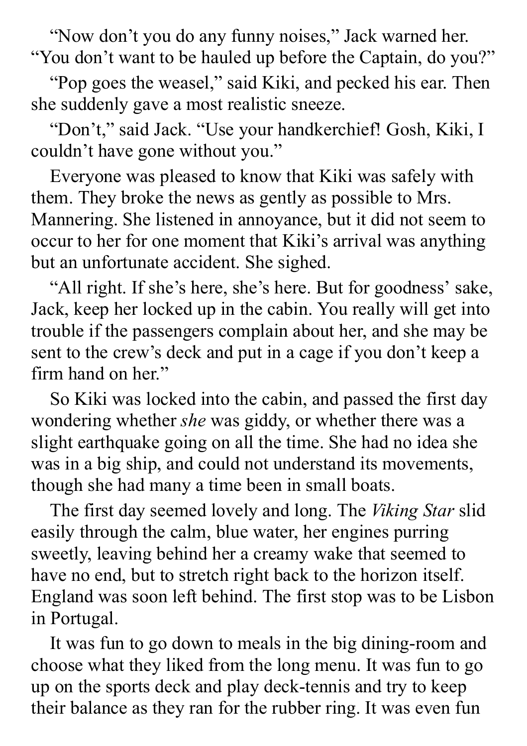"Now don't you do any funny noises," Jack warned her. "You don't want to be hauled up before the Captain, do you?"

"Pop goes the weasel," said Kiki, and pecked his ear. Then she suddenly gave a most realistic sneeze.

"Don't," said Jack. "Use your handkerchief! Gosh, Kiki, I couldn't have gone without you."

Everyone was pleased to know that Kiki was safely with them. They broke the news as gently as possible to Mrs. Mannering. She listened in annoyance, but it did not seem to occur to her for one moment that Kiki's arrival was anything but an unfortunate accident. She sighed.

"All right. If she's here, she's here. But for goodness' sake, Jack, keep her locked up in the cabin. You really will get into trouble if the passengers complain about her, and she may be sent to the crew's deck and put in a cage if you don't keep a firm hand on her."

So Kiki was locked into the cabin, and passed the first day wondering whether *she* was giddy, or whether there was a slight earthquake going on all the time. She had no idea she was in a big ship, and could not understand its movements, though she had many a time been in small boats.

The first day seemed lovely and long. The *Viking Star* slid easily through the calm, blue water, her engines purring sweetly, leaving behind her a creamy wake that seemed to have no end, but to stretch right back to the horizon itself. England was soon left behind. The first stop was to be Lisbon in Portugal.

It was fun to go down to meals in the big dining-room and choose what they liked from the long menu. It was fun to go up on the sports deck and play deck-tennis and try to keep their balance as they ran for the rubber ring. It was even fun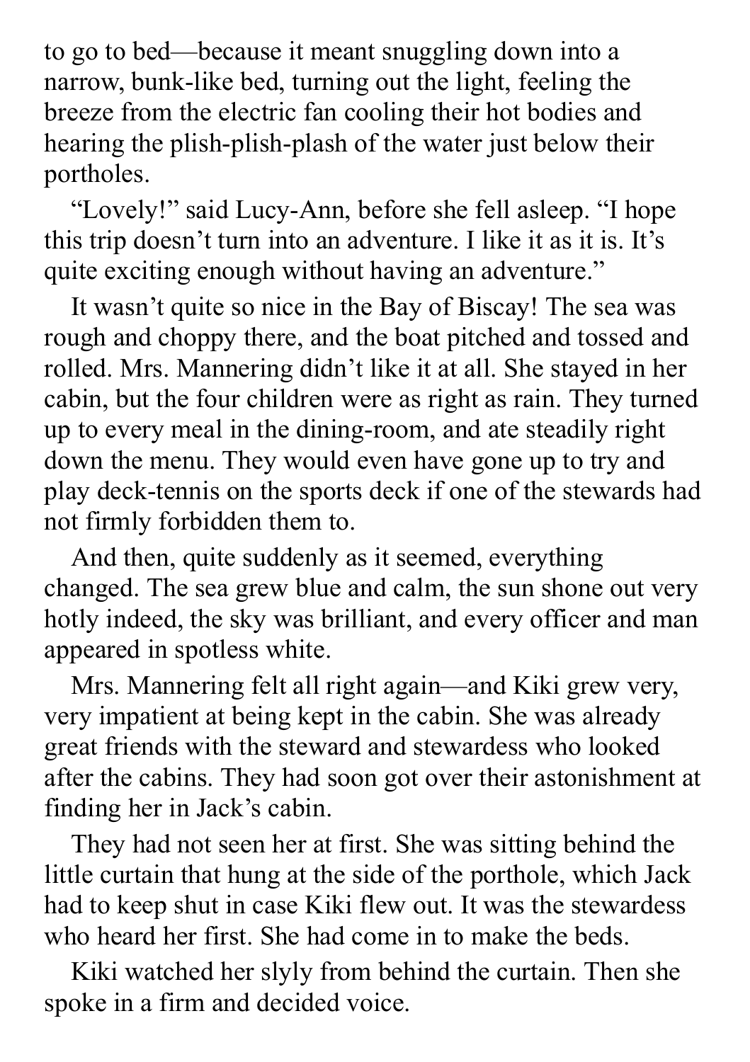to go to bed—because it meant snuggling down into a narrow, bunk-like bed, turning out the light, feeling the breeze from the electric fan cooling their hot bodies and hearing the plish-plish-plash of the water just below their portholes.

"Lovely!" said Lucy-Ann, before she fell asleep. "I hope this trip doesn't turn into an adventure. I like it as it is. It's quite exciting enough without having an adventure."

It wasn't quite so nice in the Bay of Biscay! The sea was rough and choppy there, and the boat pitched and tossed and rolled. Mrs. Mannering didn't like it at all. She stayed in her cabin, but the four children were as right as rain. They turned up to every meal in the dining-room, and ate steadily right down the menu. They would even have gone up to try and play deck-tennis on the sports deck if one of the stewards had not firmly forbidden them to.

And then, quite suddenly as it seemed, everything changed. The sea grew blue and calm, the sun shone out very hotly indeed, the sky was brilliant, and every officer and man appeared in spotless white.

Mrs. Mannering felt all right again—and Kiki grew very, very impatient at being kept in the cabin. She was already great friends with the steward and stewardess who looked after the cabins. They had soon got over their astonishment at finding her in Jack's cabin.

They had not seen her at first. She was sitting behind the little curtain that hung at the side of the porthole, which Jack had to keep shut in case Kiki flew out. It was the stewardess who heard her first. She had come in to make the beds.

Kiki watched her slyly from behind the curtain. Then she spoke in a firm and decided voice.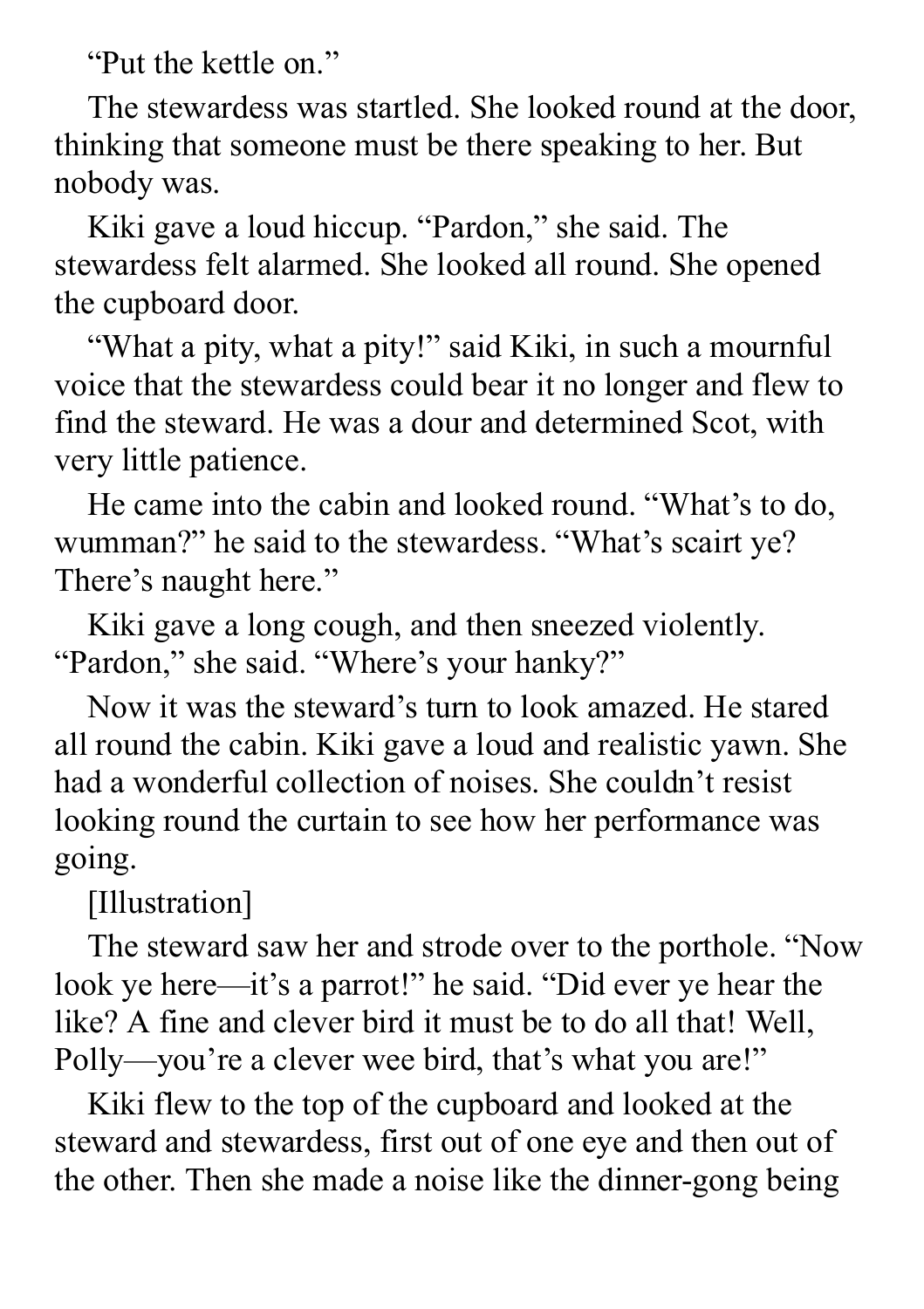"Put the kettle on."

The stewardess was startled. She looked round at the door, thinking that someone must be there speaking to her. But nobody was.

Kiki gave a loud hiccup. "Pardon," she said. The stewardess felt alarmed. She looked all round. She opened the cupboard door.

"What a pity, what a pity!" said Kiki, in such a mournful voice that the stewardess could bear it no longer and flew to find the steward. He was a dour and determined Scot, with very little patience.

He came into the cabin and looked round. "What's to do, wumman?" he said to the stewardess. "What's scairt ye? There's naught here."

Kiki gave a long cough, and then sneezed violently. "Pardon," she said. "Where's your hanky?"

Now it was the steward's turn to look amazed. He stared all round the cabin. Kiki gave a loud and realistic yawn. She had a wonderful collection of noises. She couldn't resist looking round the curtain to see how her performance was going.

[Illustration]

The steward saw her and strode over to the porthole. "Now look ye here—it's a parrot!" he said. "Did ever ye hear the like? A fine and clever bird it must be to do all that! Well, Polly—you're a clever wee bird, that's what you are!"

Kiki flew to the top of the cupboard and looked at the steward and stewardess, first out of one eye and then out of the other. Then she made a noise like the dinner-gong being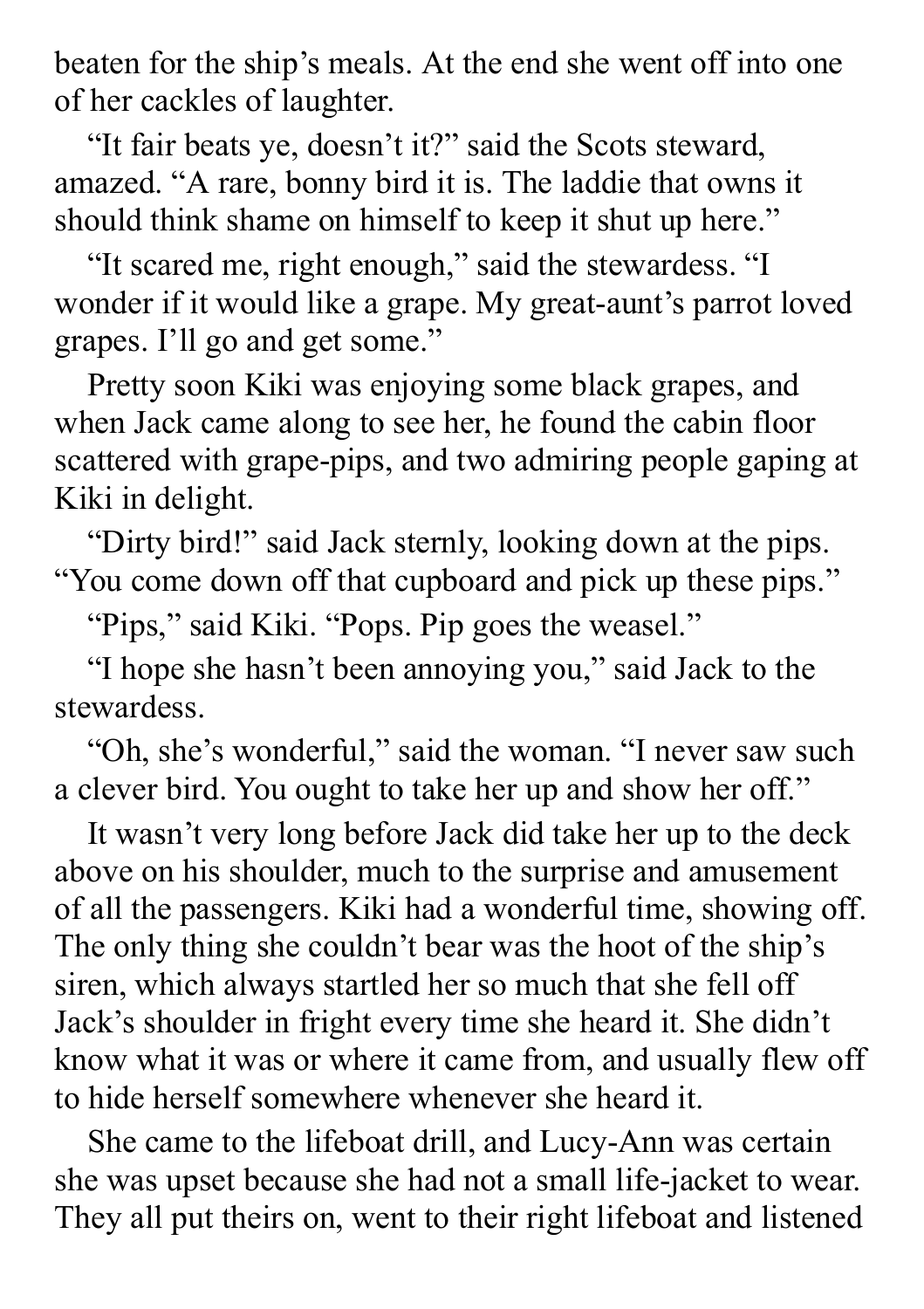beaten for the ship's meals. At the end she went off into one of her cackles of laughter.

"It fair beats ye, doesn't it?" said the Scots steward, amazed. "A rare, bonny bird it is. The laddie that owns it should think shame on himself to keep it shut up here."

"It scared me, right enough," said the stewardess. "I wonder if it would like a grape. My great-aunt's parrot loved grapes. I'll go and get some."

Pretty soon Kiki was enjoying some black grapes, and when Jack came along to see her, he found the cabin floor scattered with grape-pips, and two admiring people gaping at Kiki in delight.

"Dirty bird!" said Jack sternly, looking down at the pips. "You come down off that cupboard and pick up these pips."

"Pips," said Kiki. "Pops. Pip goes the weasel."

"I hope she hasn't been annoying you," said Jack to the stewardess.

"Oh, she's wonderful," said the woman. "I never saw such a clever bird. You ought to take her up and show her off."

It wasn't very long before Jack did take her up to the deck above on his shoulder, much to the surprise and amusement of all the passengers. Kiki had a wonderful time, showing off. The only thing she couldn't bear was the hoot of the ship's siren, which always startled her so much that she fell off Jack's shoulder in fright every time she heard it. She didn't know what it was or where it came from, and usually flew off to hide herself somewhere whenever she heard it.

She came to the lifeboat drill, and Lucy-Ann was certain she was upset because she had not a small life-jacket to wear. They all put theirs on, went to their right lifeboat and listened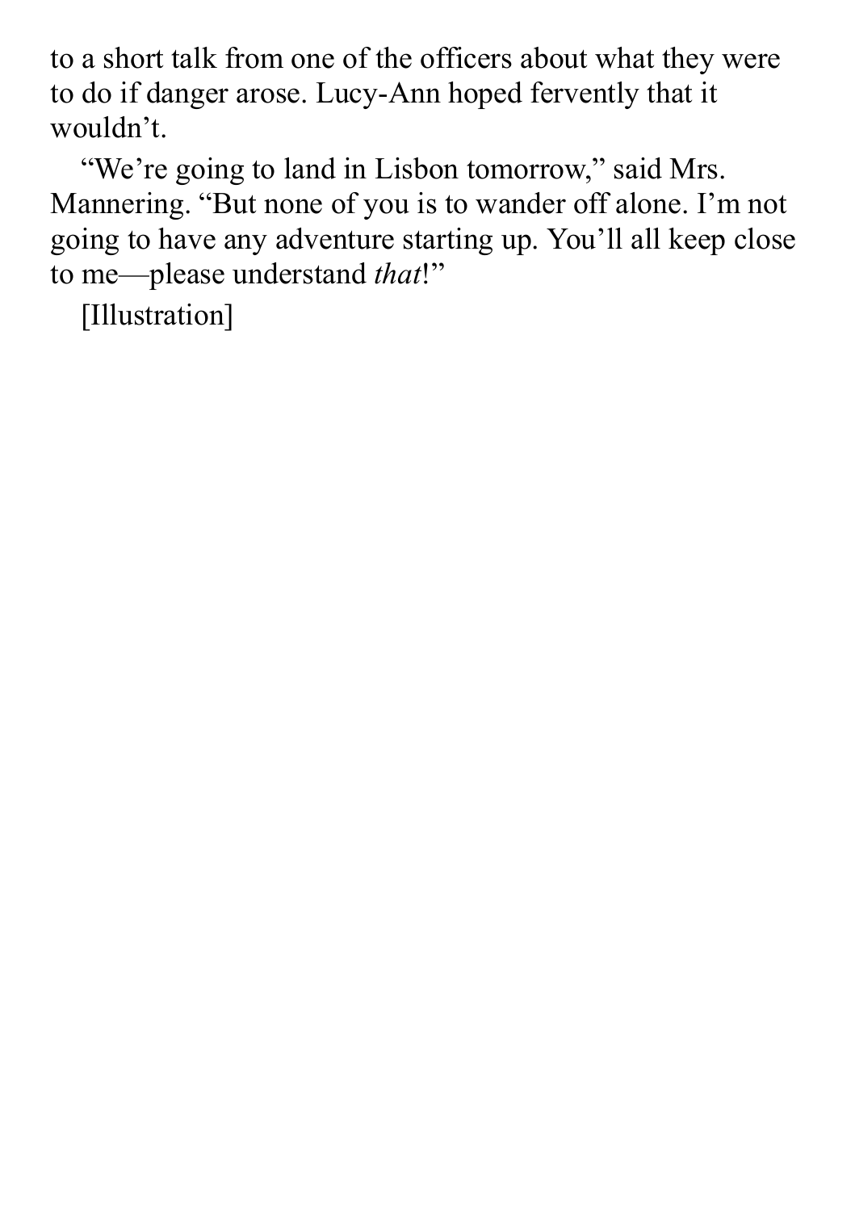to a short talk from one of the officers about what they were to do if danger arose. Lucy-Ann hoped fervently that it wouldn't.

"We're going to land in Lisbon tomorrow," said Mrs. Mannering. "But none of you is to wander off alone. I'm not going to have any adventure starting up. You'll all keep close to me—please understand *that*!"

[Illustration]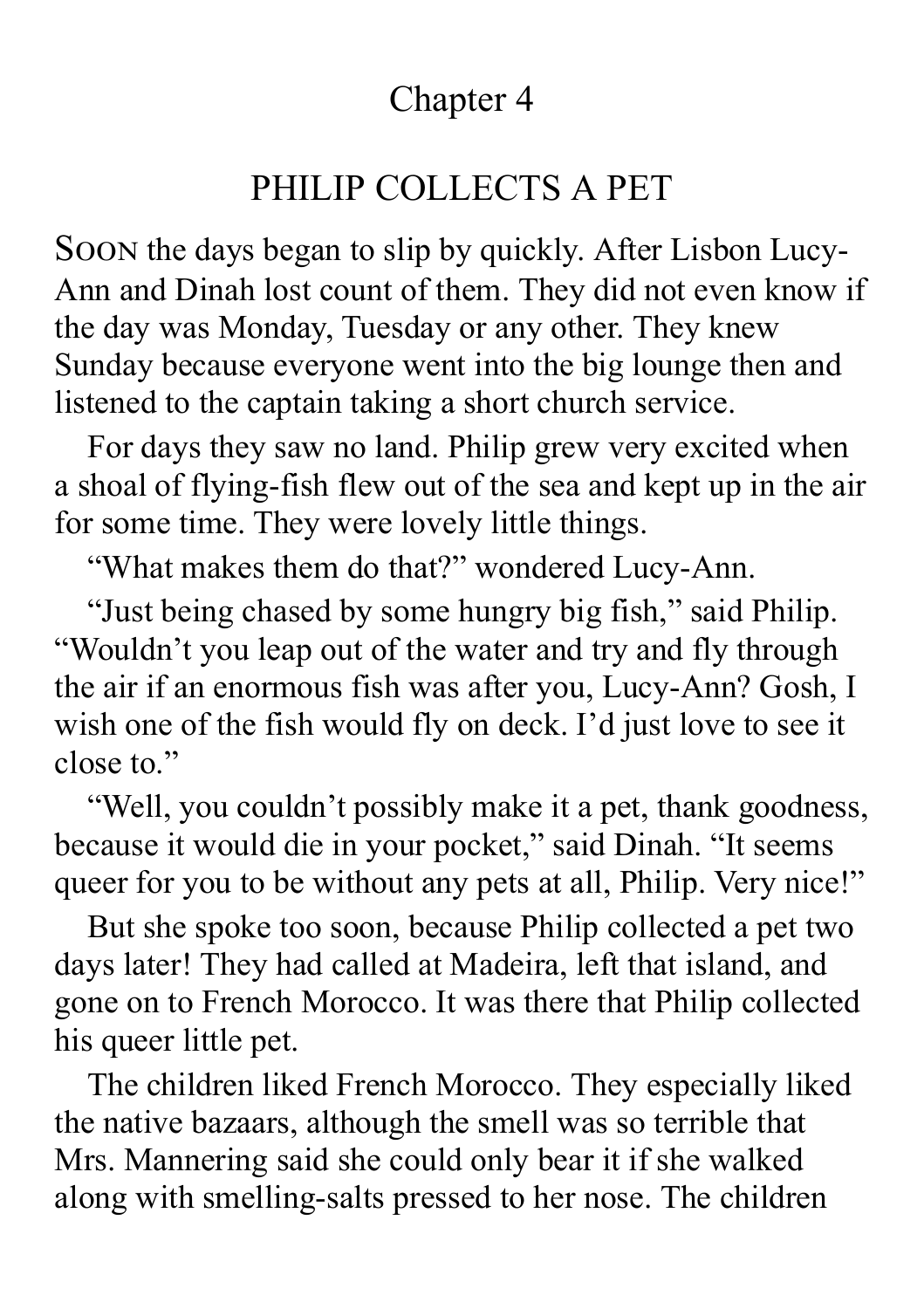# Chapter 4

## PHILIP COLLECTS A PET

SOON the days began to slip by quickly. After Lisbon Lucy-Ann and Dinah lost count of them. They did not even know if the day was Monday, Tuesday or any other. They knew Sunday because everyone went into the big lounge then and listened to the captain taking a short church service.

For days they saw no land. Philip grew very excited when a shoal of flying-fish flew out of the sea and kept up in the air for some time. They were lovely little things.

"What makes them do that?" wondered Lucy-Ann.

"Just being chased by some hungry big fish," said Philip. "Wouldn't you leap out of the water and try and fly through the air if an enormous fish was after you, Lucy-Ann? Gosh, I wish one of the fish would fly on deck. I'd just love to see it close to."

"Well, you couldn't possibly make it a pet, thank goodness, because it would die in your pocket," said Dinah. "It seems queer for you to be without any pets at all, Philip. Very nice!"

But she spoke too soon, because Philip collected a pet two days later! They had called at Madeira, left that island, and gone on to French Morocco. It was there that Philip collected his queer little pet.

The children liked French Morocco. They especially liked the native bazaars, although the smell was so terrible that Mrs. Mannering said she could only bear it if she walked along with smelling-salts pressed to her nose. The children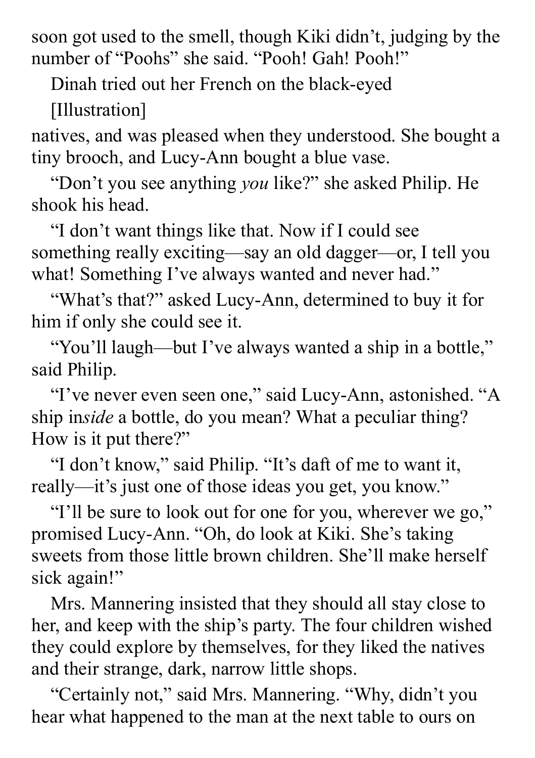soon got used to the smell, though Kiki didn't, judging by the number of "Poohs" she said. "Pooh! Gah! Pooh!"

Dinah tried out her French on the black-eyed

[Illustration]

natives, and was pleased when they understood. She bought a tiny brooch, and Lucy-Ann bought a blue vase.

"Don't you see anything *you* like?" she asked Philip. He shook his head.

"I don't want things like that. Now if I could see something really exciting—say an old dagger—or, I tell you what! Something I've always wanted and never had."

"What's that?" asked Lucy-Ann, determined to buy it for him if only she could see it.

"You'll laugh—but I've always wanted a ship in a bottle," said Philip.

"I've never even seen one," said Lucy-Ann, astonished. "A ship in*side* a bottle, do you mean? What a peculiar thing? How is it put there?"

"I don't know," said Philip. "It's daft of me to want it, really—it's just one of those ideas you get, you know."

"I'll be sure to look out for one for you, wherever we go," promised Lucy-Ann. "Oh, do look at Kiki. She's taking sweets from those little brown children. She'll make herself sick again!"

Mrs. Mannering insisted that they should all stay close to her, and keep with the ship's party. The four children wished they could explore by themselves, for they liked the natives and their strange, dark, narrow little shops.

"Certainly not," said Mrs. Mannering. "Why, didn't you hear what happened to the man at the next table to ours on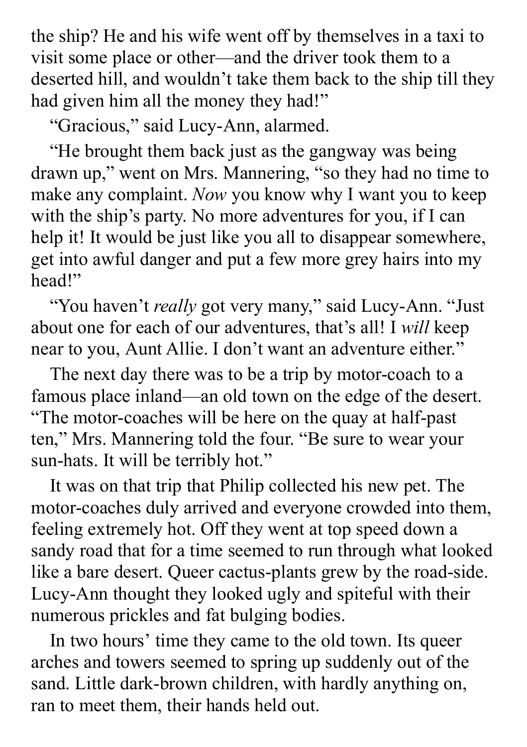the ship? He and his wife went off by themselves in a taxi to visit some place or other—and the driver took them to a deserted hill, and wouldn't take them back to the ship till they had given him all the money they had!"

"Gracious," said Lucy-Ann, alarmed.

"He brought them back just as the gangway was being drawn up," went on Mrs. Mannering, "so they had no time to make any complaint. *Now* you know why I want you to keep with the ship's party. No more adventures for you, if I can help it! It would be just like you all to disappear somewhere, get into awful danger and put a few more grey hairs into my head!"

"You haven't *really* got very many," said Lucy-Ann. "Just about one for each of our adventures, that's all! I *will* keep near to you, Aunt Allie. I don't want an adventure either."

The next day there was to be a trip by motor-coach to a famous place inland—an old town on the edge of the desert. "The motor-coaches will be here on the quay at half-past ten," Mrs. Mannering told the four. "Be sure to wear your sun-hats. It will be terribly hot."

It was on that trip that Philip collected his new pet. The motor-coaches duly arrived and everyone crowded into them, feeling extremely hot. Off they went at top speed down a sandy road that for a time seemed to run through what looked like a bare desert. Queer cactus-plants grew by the road-side. Lucy-Ann thought they looked ugly and spiteful with their numerous prickles and fat bulging bodies.

In two hours' time they came to the old town. Its queer arches and towers seemed to spring up suddenly out of the sand. Little dark-brown children, with hardly anything on, ran to meet them, their hands held out.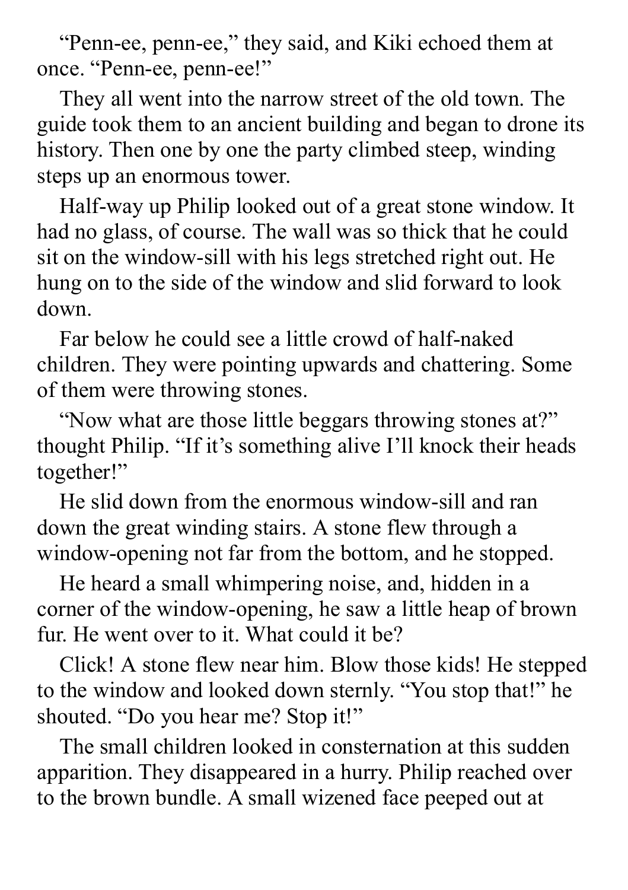"Penn-ee, penn-ee," they said, and Kiki echoed them at once. "Penn-ee, penn-ee!"

They all went into the narrow street of the old town. The guide took them to an ancient building and began to drone its history. Then one by one the party climbed steep, winding steps up an enormous tower.

Half-way up Philip looked out of a great stone window. It had no glass, of course. The wall was so thick that he could sit on the window-sill with his legs stretched right out. He hung on to the side of the window and slid forward to look down.

Far below he could see a little crowd of half-naked children. They were pointing upwards and chattering. Some of them were throwing stones.

"Now what are those little beggars throwing stones at?" thought Philip. "If it's something alive I'll knock their heads together!"

He slid down from the enormous window-sill and ran down the great winding stairs. A stone flew through a window-opening not far from the bottom, and he stopped.

He heard a small whimpering noise, and, hidden in a corner of the window-opening, he saw a little heap of brown fur. He went over to it. What could it be?

Click! A stone flew near him. Blow those kids! He stepped to the window and looked down sternly. "You stop that!" he shouted. "Do you hear me? Stop it!"

The small children looked in consternation at this sudden apparition. They disappeared in a hurry. Philip reached over to the brown bundle. A small wizened face peeped out at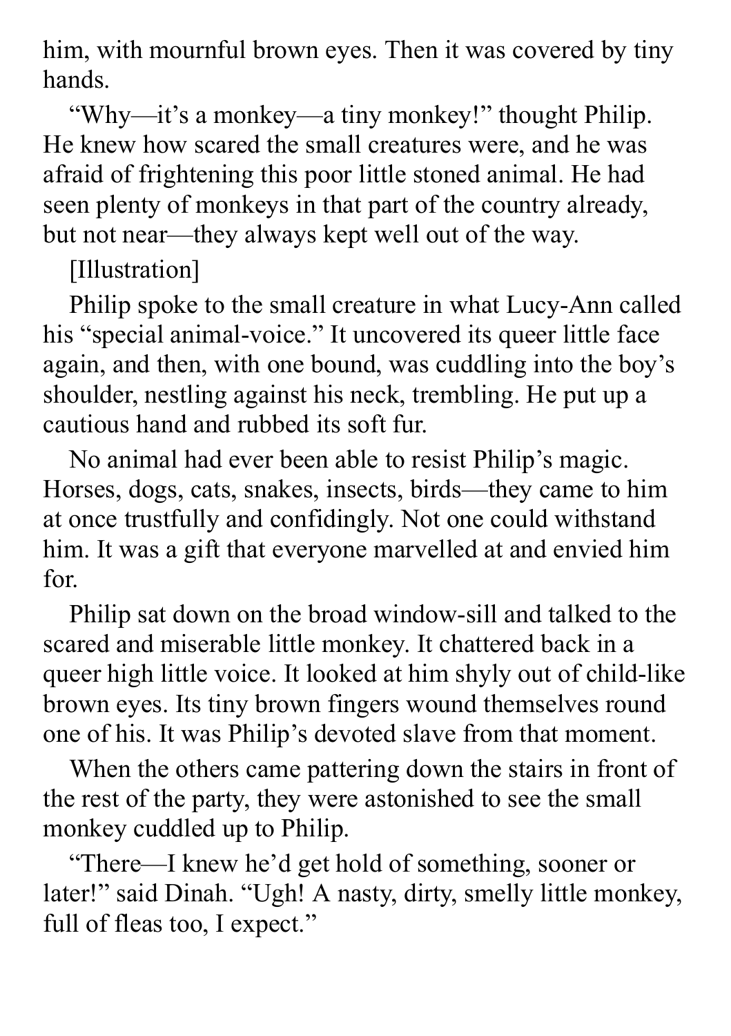him, with mournful brown eyes. Then it was covered by tiny hands.

"Why—it's a monkey—a tiny monkey!" thought Philip. He knew how scared the small creatures were, and he was afraid of frightening this poor little stoned animal. He had seen plenty of monkeys in that part of the country already, but not near—they always kept well out of the way.

[Illustration]

Philip spoke to the small creature in what Lucy-Ann called his "special animal-voice." It uncovered its queer little face again, and then, with one bound, was cuddling into the boy's shoulder, nestling against his neck, trembling. He put up a cautious hand and rubbed its soft fur.

No animal had ever been able to resist Philip's magic. Horses, dogs, cats, snakes, insects, birds—they came to him at once trustfully and confidingly. Not one could withstand him. It was a gift that everyone marvelled at and envied him for.

Philip sat down on the broad window-sill and talked to the scared and miserable little monkey. It chattered back in a queer high little voice. It looked at him shyly out of child-like brown eyes. Its tiny brown fingers wound themselves round one of his. It was Philip's devoted slave from that moment.

When the others came pattering down the stairs in front of the rest of the party, they were astonished to see the small monkey cuddled up to Philip.

"There—I knew he'd get hold of something, sooner or later!" said Dinah. "Ugh! A nasty, dirty, smelly little monkey, full of fleas too, I expect."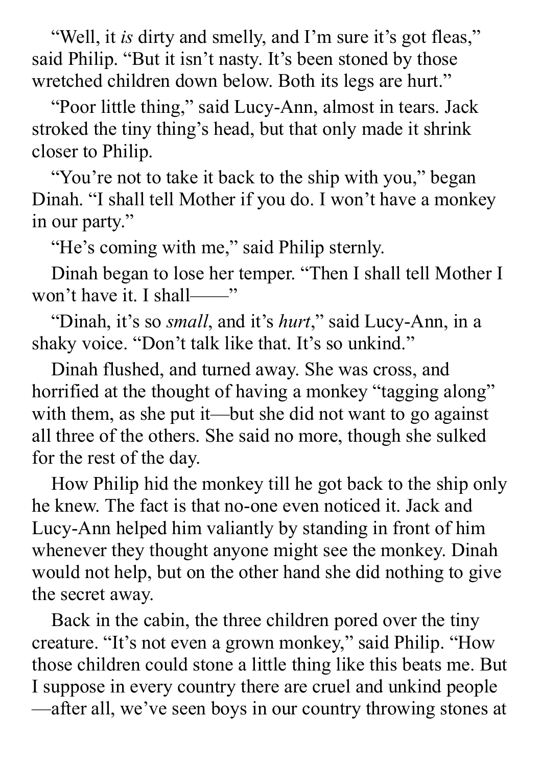"Well, it *is* dirty and smelly, and I'm sure it's got fleas," said Philip. "But it isn't nasty. It's been stoned by those wretched children down below. Both its legs are hurt."

"Poor little thing," said Lucy-Ann, almost in tears. Jack stroked the tiny thing's head, but that only made it shrink closer to Philip.

"You're not to take it back to the ship with you," began Dinah. "I shall tell Mother if you do. I won't have a monkey in our party."

"He's coming with me," said Philip sternly.

Dinah began to lose her temper. "Then I shall tell Mother I won't have it. I shall——"

"Dinah, it's so *small*, and it's *hurt*," said Lucy-Ann, in a shaky voice. "Don't talk like that. It's so unkind."

Dinah flushed, and turned away. She was cross, and horrified at the thought of having a monkey "tagging along" with them, as she put it—but she did not want to go against all three of the others. She said no more, though she sulked for the rest of the day.

How Philip hid the monkey till he got back to the ship only he knew. The fact is that no-one even noticed it. Jack and Lucy-Ann helped him valiantly by standing in front of him whenever they thought anyone might see the monkey. Dinah would not help, but on the other hand she did nothing to give the secret away.

Back in the cabin, the three children pored over the tiny creature. "It's not even a grown monkey," said Philip. "How those children could stone a little thing like this beats me. But I suppose in every country there are cruel and unkind people—after all, we've seen boys in our country throwing stones at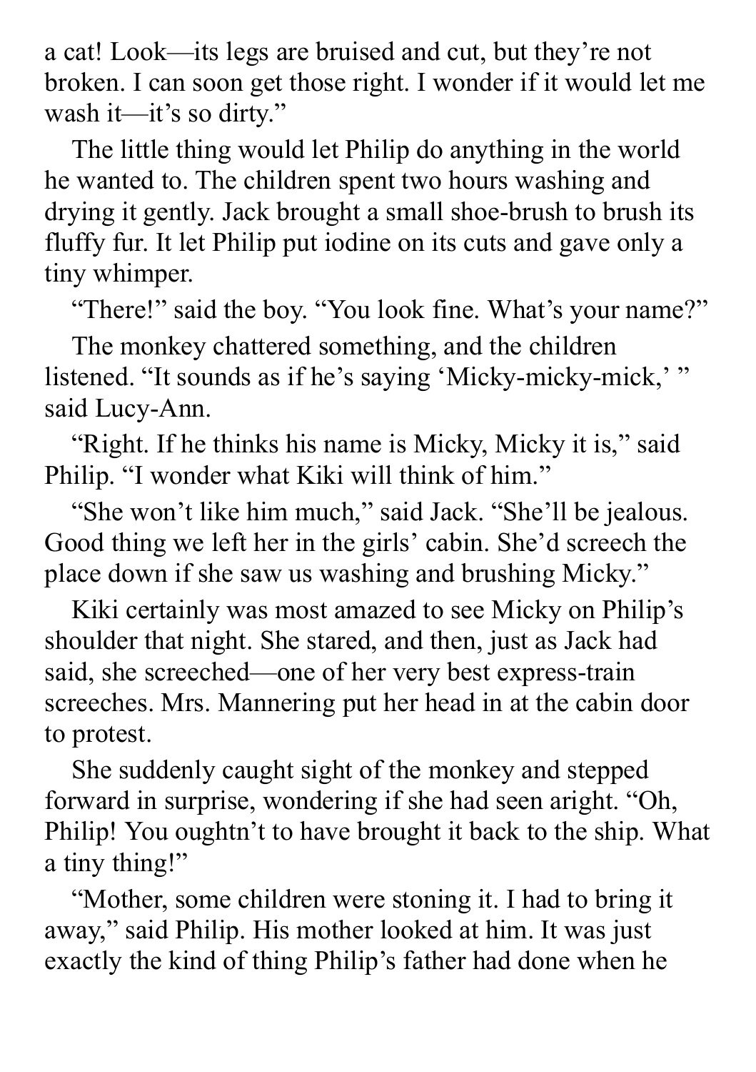a cat! Look—its legs are bruised and cut, but they're not broken. I can soon get those right. I wonder if it would let me wash it—it's so dirty."

The little thing would let Philip do anything in the world he wanted to. The children spent two hours washing and drying it gently. Jack brought a small shoe-brush to brush its fluffy fur. It let Philip put iodine on its cuts and gave only a tiny whimper.

"There!" said the boy. "You look fine. What's your name?"

The monkey chattered something, and the children listened. "It sounds as if he's saying 'Micky-micky-mick,' " said Lucy-Ann.

"Right. If he thinks his name is Micky, Micky it is," said Philip. "I wonder what Kiki will think of him."

"She won't like him much," said Jack. "She'll be jealous. Good thing we left her in the girls' cabin. She'd screech the place down if she saw us washing and brushing Micky."

Kiki certainly was most amazed to see Micky on Philip's shoulder that night. She stared, and then, just as Jack had said, she screeched—one of her very best express-train screeches. Mrs. Mannering put her head in at the cabin door to protest.

She suddenly caught sight of the monkey and stepped forward in surprise, wondering if she had seen aright. "Oh, Philip! You oughtn't to have brought it back to the ship. What a tiny thing!"

"Mother, some children were stoning it. I had to bring it away," said Philip. His mother looked at him. It was just exactly the kind of thing Philip's father had done when he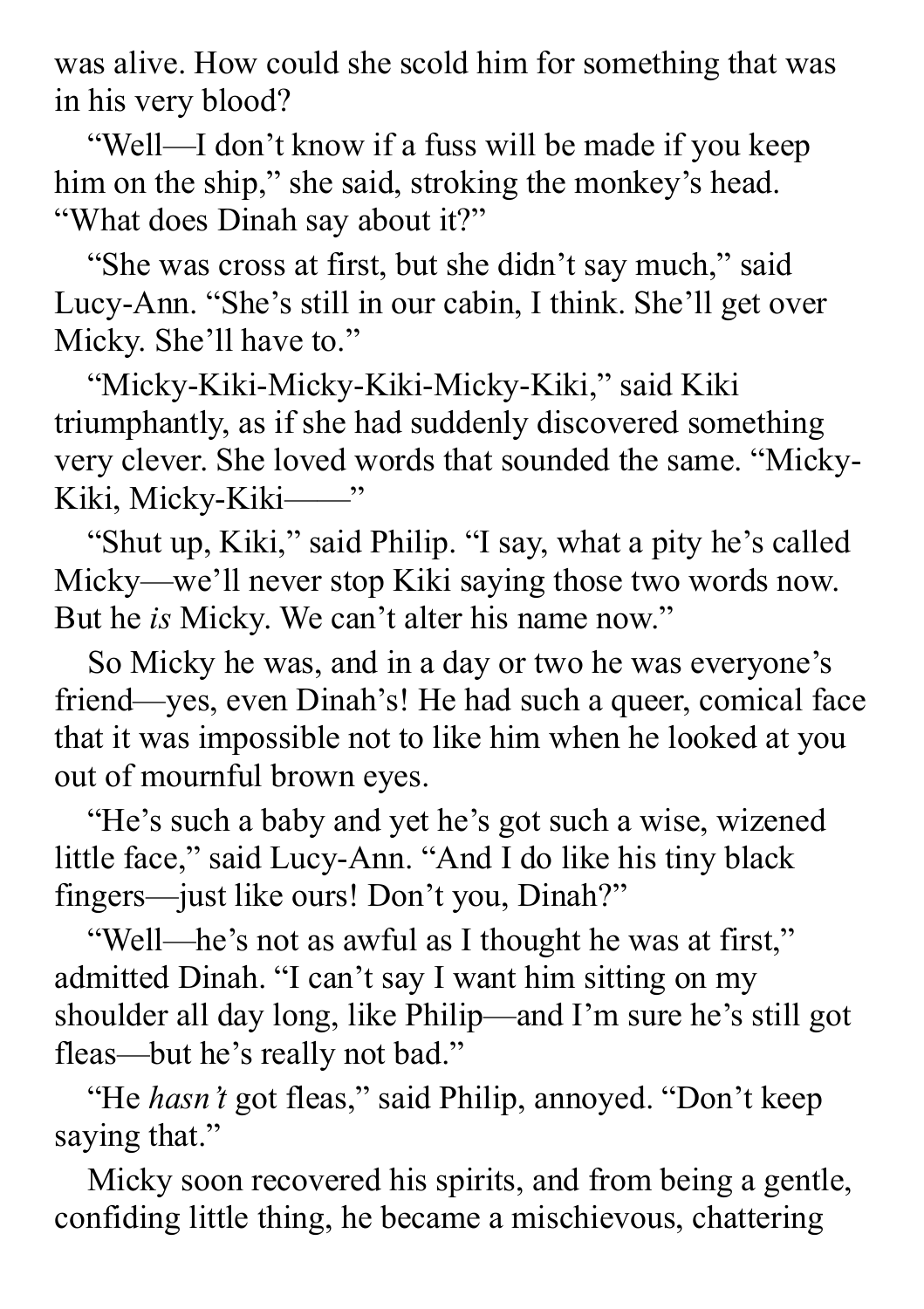was alive. How could she scold him for something that was in his very blood?

"Well—I don't know if a fuss will be made if you keep him on the ship," she said, stroking the monkey's head. "What does Dinah say about it?"

"She was cross at first, but she didn't say much," said Lucy-Ann. "She's still in our cabin, I think. She'll get over Micky. She'll have to."

"Micky-Kiki-Micky-Kiki-Micky-Kiki," said Kiki triumphantly, as if she had suddenly discovered something very clever. She loved words that sounded the same. "Micky-Kiki, Micky-Kiki——"

"Shut up, Kiki," said Philip. "I say, what a pity he's called Micky—we'll never stop Kiki saying those two words now. But he *is* Micky. We can't alter his name now."

So Micky he was, and in a day or two he was everyone's friend—yes, even Dinah's! He had such a queer, comical face that it was impossible not to like him when he looked at you out of mournful brown eyes.

"He's such a baby and yet he's got such a wise, wizened little face," said Lucy-Ann. "And I do like his tiny black fingers—just like ours! Don't you, Dinah?"

"Well—he's not as awful as I thought he was at first," admitted Dinah. "I can't say I want him sitting on my shoulder all day long, like Philip—and I'm sure he's still got fleas—but he's really not bad."

"He *hasn't* got fleas," said Philip, annoyed. "Don't keep saying that."

Micky soon recovered his spirits, and from being a gentle, confiding little thing, he became a mischievous, chattering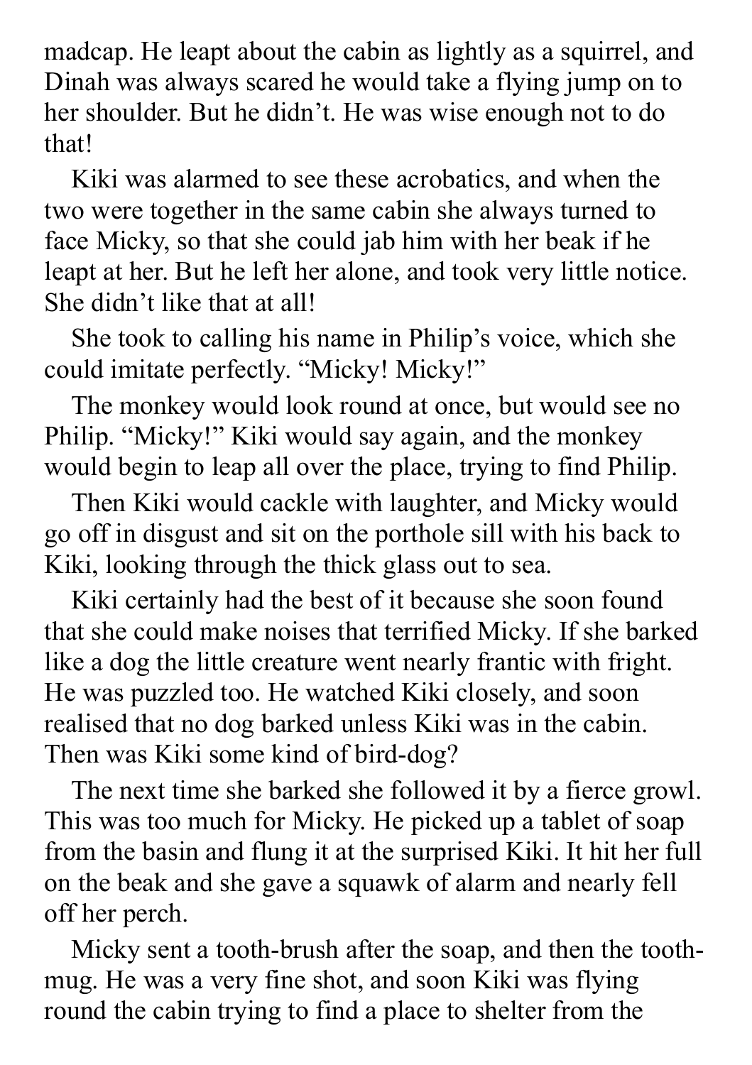madcap. He leapt about the cabin as lightly as a squirrel, and Dinah was always scared he would take a flying jump on to her shoulder. But he didn't. He was wise enough not to do that!

Kiki was alarmed to see these acrobatics, and when the two were together in the same cabin she always turned to face Micky, so that she could jab him with her beak if he leapt at her. But he left her alone, and took very little notice. She didn't like that at all!

She took to calling his name in Philip's voice, which she could imitate perfectly. "Micky! Micky!"

The monkey would look round at once, but would see no Philip. "Micky!" Kiki would say again, and the monkey would begin to leap all over the place, trying to find Philip.

Then Kiki would cackle with laughter, and Micky would go off in disgust and sit on the porthole sill with his back to Kiki, looking through the thick glass out to sea.

Kiki certainly had the best of it because she soon found that she could make noises that terrified Micky. If she barked like a dog the little creature went nearly frantic with fright. He was puzzled too. He watched Kiki closely, and soon realised that no dog barked unless Kiki was in the cabin. Then was Kiki some kind of bird-dog?

The next time she barked she followed it by a fierce growl. This was too much for Micky. He picked up a tablet of soap from the basin and flung it at the surprised Kiki. It hit her full on the beak and she gave a squawk of alarm and nearly fell off her perch.

Micky sent a tooth-brush after the soap, and then the tooth-mug. He was a very fine shot, and soon Kiki was flying round the cabin trying to find a place to shelter from the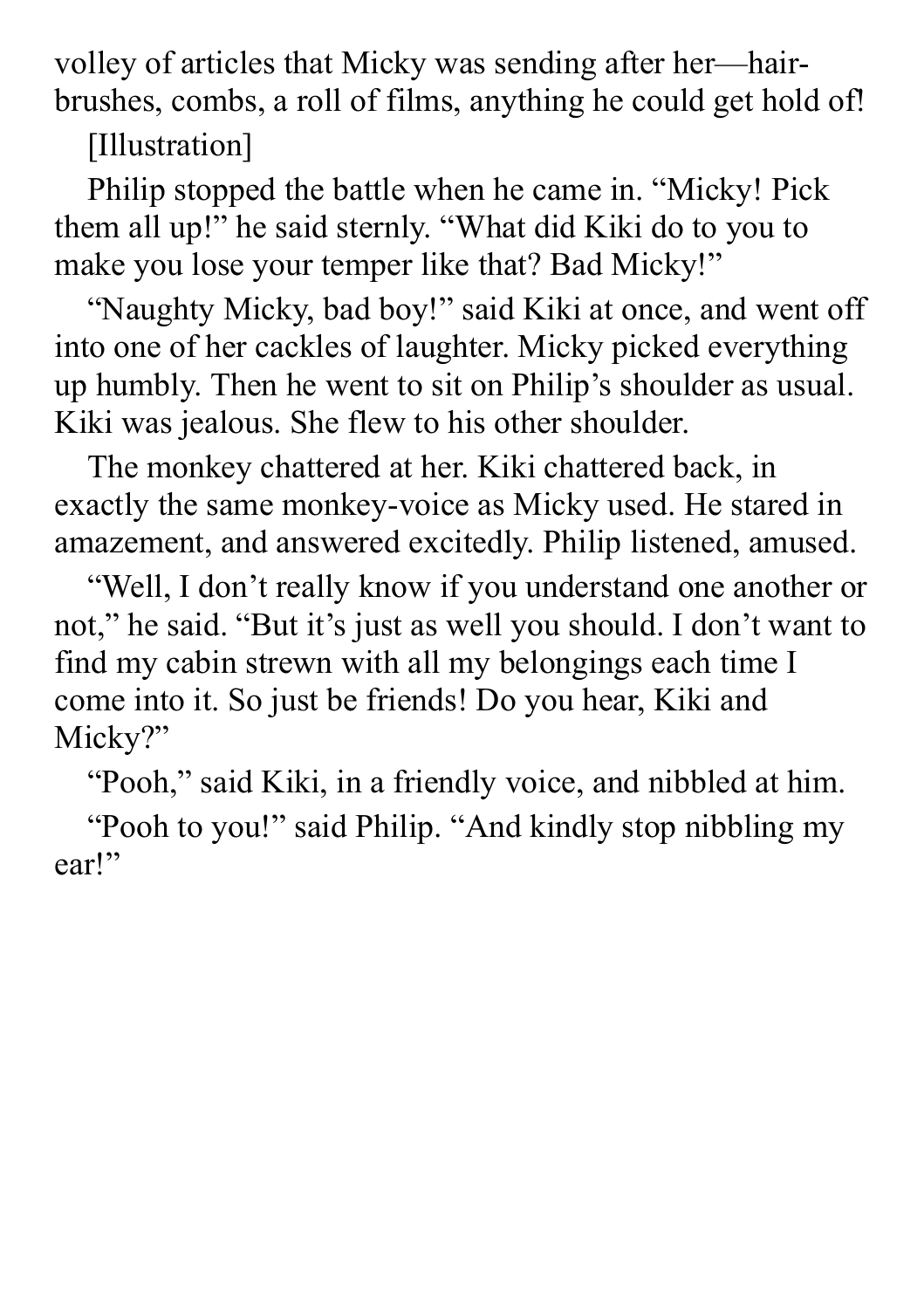volley of articles that Micky was sending after her—hair-brushes, combs, a roll of films, anything he could get hold of!

[Illustration]

Philip stopped the battle when he came in. “Micky! Pick them all up!” he said sternly. “What did Kiki do to you to make you lose your temper like that? Bad Micky!”

“Naughty Micky, bad boy!” said Kiki at once, and went off into one of her cackles of laughter. Micky picked everything up humbly. Then he went to sit on Philip’s shoulder as usual. Kiki was jealous. She flew to his other shoulder.

The monkey chattered at her. Kiki chattered back, in exactly the same monkey-voice as Micky used. He stared in amazement, and answered excitedly. Philip listened, amused.

“Well, I don’t really know if you understand one another or not,” he said. “But it’s just as well you should. I don’t want to find my cabin strewn with all my belongings each time I come into it. So just be friends! Do you hear, Kiki and Micky?”

“Pooh,” said Kiki, in a friendly voice, and nibbled at him.

“Pooh to you!” said Philip. “And kindly stop nibbling my ear!”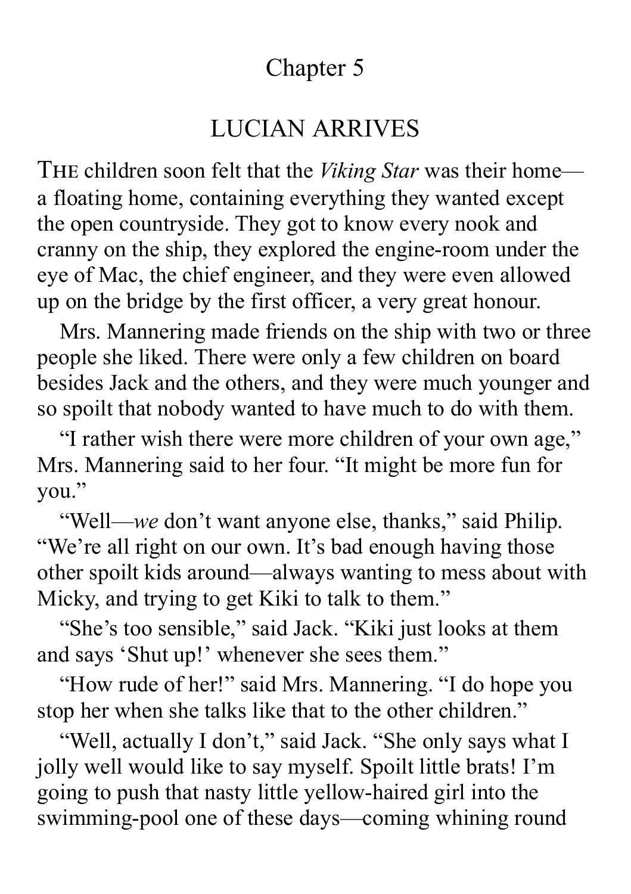# Chapter 5

## LUCIAN ARRIVES

THE children soon felt that the *Viking Star* was their home—a floating home, containing everything they wanted except the open countryside. They got to know every nook and cranny on the ship, they explored the engine-room under the eye of Mac, the chief engineer, and they were even allowed up on the bridge by the first officer, a very great honour.

Mrs. Mannering made friends on the ship with two or three people she liked. There were only a few children on board besides Jack and the others, and they were much younger and so spoilt that nobody wanted to have much to do with them.

"I rather wish there were more children of your own age," Mrs. Mannering said to her four. "It might be more fun for you."

"Well—*we* don't want anyone else, thanks," said Philip. "We're all right on our own. It's bad enough having those other spoilt kids around—always wanting to mess about with Micky, and trying to get Kiki to talk to them."

"She's too sensible," said Jack. "Kiki just looks at them and says 'Shut up!' whenever she sees them."

"How rude of her!" said Mrs. Mannering. "I do hope you stop her when she talks like that to the other children."

"Well, actually I don't," said Jack. "She only says what I jolly well would like to say myself. Spoilt little brats! I'm going to push that nasty little yellow-haired girl into the swimming-pool one of these days—coming whining round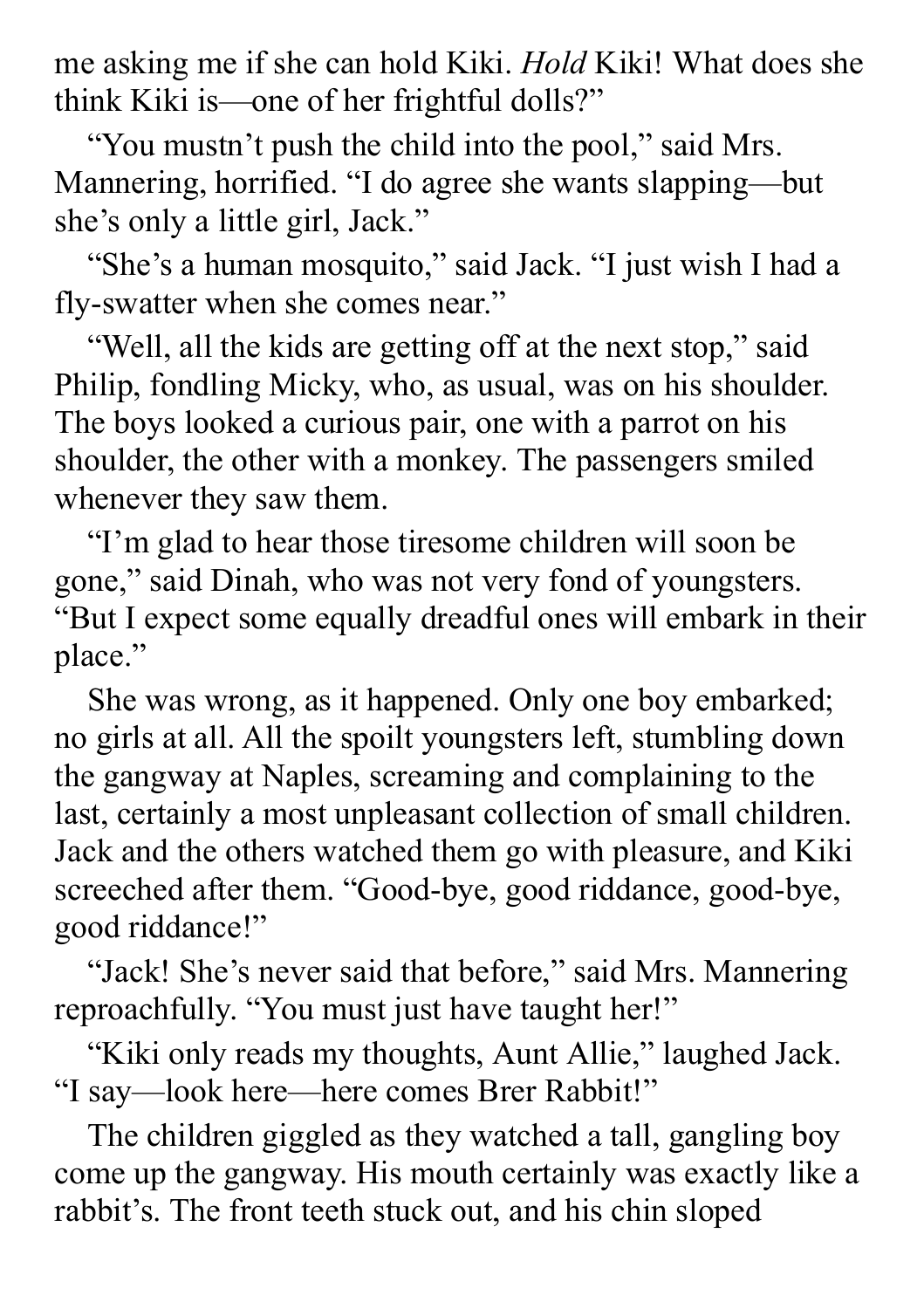me asking me if she can hold Kiki. *Hold* Kiki! What does she think Kiki is—one of her frightful dolls?"

"You mustn't push the child into the pool," said Mrs. Mannering, horrified. "I do agree she wants slapping—but she's only a little girl, Jack."

"She's a human mosquito," said Jack. "I just wish I had a fly-swatter when she comes near."

"Well, all the kids are getting off at the next stop," said Philip, fondling Micky, who, as usual, was on his shoulder. The boys looked a curious pair, one with a parrot on his shoulder, the other with a monkey. The passengers smiled whenever they saw them.

"I'm glad to hear those tiresome children will soon be gone," said Dinah, who was not very fond of youngsters. "But I expect some equally dreadful ones will embark in their place."

She was wrong, as it happened. Only one boy embarked; no girls at all. All the spoilt youngsters left, stumbling down the gangway at Naples, screaming and complaining to the last, certainly a most unpleasant collection of small children. Jack and the others watched them go with pleasure, and Kiki screeched after them. "Good-bye, good riddance, good-bye, good riddance!"

"Jack! She's never said that before," said Mrs. Mannering reproachfully. "You must just have taught her!"

"Kiki only reads my thoughts, Aunt Allie," laughed Jack. "I say—look here—here comes Brer Rabbit!"

The children giggled as they watched a tall, gangling boy come up the gangway. His mouth certainly was exactly like a rabbit's. The front teeth stuck out, and his chin sloped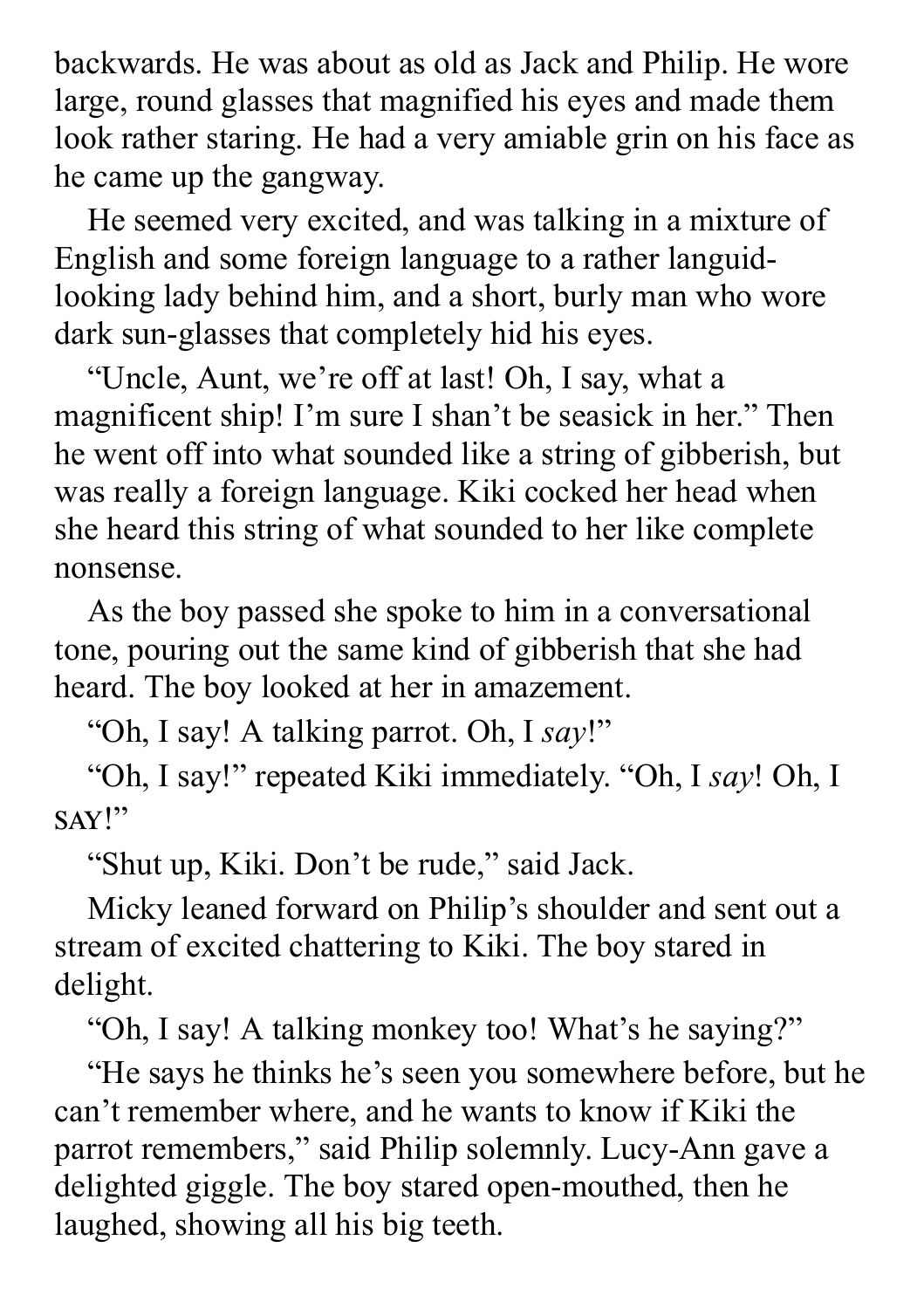backwards. He was about as old as Jack and Philip. He wore large, round glasses that magnified his eyes and made them look rather staring. He had a very amiable grin on his face as he came up the gangway.

He seemed very excited, and was talking in a mixture of English and some foreign language to a rather languid-looking lady behind him, and a short, burly man who wore dark sun-glasses that completely hid his eyes.

"Uncle, Aunt, we're off at last! Oh, I say, what a magnificent ship! I'm sure I shan't be seasick in her." Then he went off into what sounded like a string of gibberish, but was really a foreign language. Kiki cocked her head when she heard this string of what sounded to her like complete nonsense.

As the boy passed she spoke to him in a conversational tone, pouring out the same kind of gibberish that she had heard. The boy looked at her in amazement.

"Oh, I say! A talking parrot. Oh, I *say*!"

"Oh, I say!" repeated Kiki immediately. "Oh, I *say*! Oh, I SAY!"

"Shut up, Kiki. Don't be rude," said Jack.

Micky leaned forward on Philip's shoulder and sent out a stream of excited chattering to Kiki. The boy stared in delight.

"Oh, I say! A talking monkey too! What's he saying?"

"He says he thinks he's seen you somewhere before, but he can't remember where, and he wants to know if Kiki the parrot remembers," said Philip solemnly. Lucy-Ann gave a delighted giggle. The boy stared open-mouthed, then he laughed, showing all his big teeth.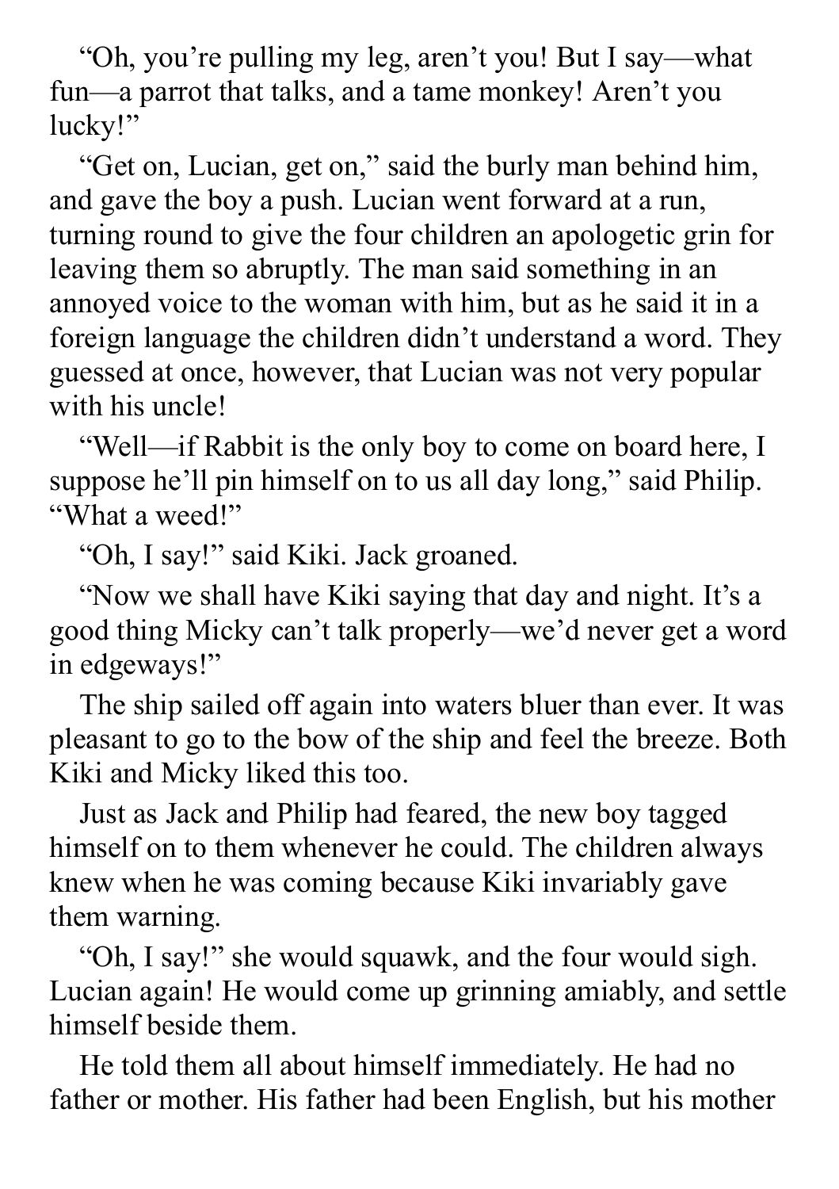"Oh, you're pulling my leg, aren't you! But I say—what fun—a parrot that talks, and a tame monkey! Aren't you lucky!"

"Get on, Lucian, get on," said the burly man behind him, and gave the boy a push. Lucian went forward at a run, turning round to give the four children an apologetic grin for leaving them so abruptly. The man said something in an annoyed voice to the woman with him, but as he said it in a foreign language the children didn't understand a word. They guessed at once, however, that Lucian was not very popular with his uncle!

"Well—if Rabbit is the only boy to come on board here, I suppose he'll pin himself on to us all day long," said Philip. "What a weed!"

"Oh, I say!" said Kiki. Jack groaned.

"Now we shall have Kiki saying that day and night. It's a good thing Micky can't talk properly—we'd never get a word in edgeways!"

The ship sailed off again into waters bluer than ever. It was pleasant to go to the bow of the ship and feel the breeze. Both Kiki and Micky liked this too.

Just as Jack and Philip had feared, the new boy tagged himself on to them whenever he could. The children always knew when he was coming because Kiki invariably gave them warning.

"Oh, I say!" she would squawk, and the four would sigh. Lucian again! He would come up grinning amiably, and settle himself beside them.

He told them all about himself immediately. He had no father or mother. His father had been English, but his mother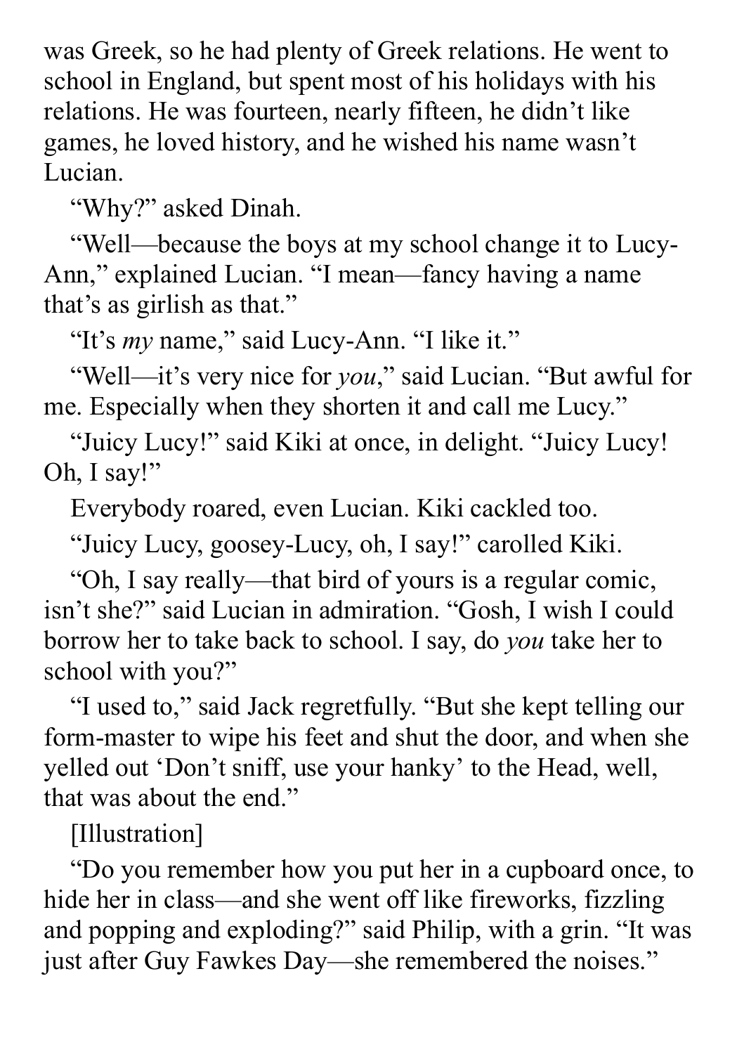was Greek, so he had plenty of Greek relations. He went to school in England, but spent most of his holidays with his relations. He was fourteen, nearly fifteen, he didn't like games, he loved history, and he wished his name wasn't Lucian.

"Why?" asked Dinah.

"Well—because the boys at my school change it to Lucy-Ann," explained Lucian. "I mean—fancy having a name that's as girlish as that."

"It's *my* name," said Lucy-Ann. "I like it."

"Well—it's very nice for *you*," said Lucian. "But awful for me. Especially when they shorten it and call me Lucy."

"Juicy Lucy!" said Kiki at once, in delight. "Juicy Lucy! Oh, I say!"

Everybody roared, even Lucian. Kiki cackled too.

"Juicy Lucy, goosey-Lucy, oh, I say!" carolled Kiki.

"Oh, I say really—that bird of yours is a regular comic, isn't she?" said Lucian in admiration. "Gosh, I wish I could borrow her to take back to school. I say, do *you* take her to school with you?"

"I used to," said Jack regretfully. "But she kept telling our form-master to wipe his feet and shut the door, and when she yelled out 'Don't sniff, use your hanky' to the Head, well, that was about the end."

[Illustration]

"Do you remember how you put her in a cupboard once, to hide her in class—and she went off like fireworks, fizzling and popping and exploding?" said Philip, with a grin. "It was just after Guy Fawkes Day—she remembered the noises."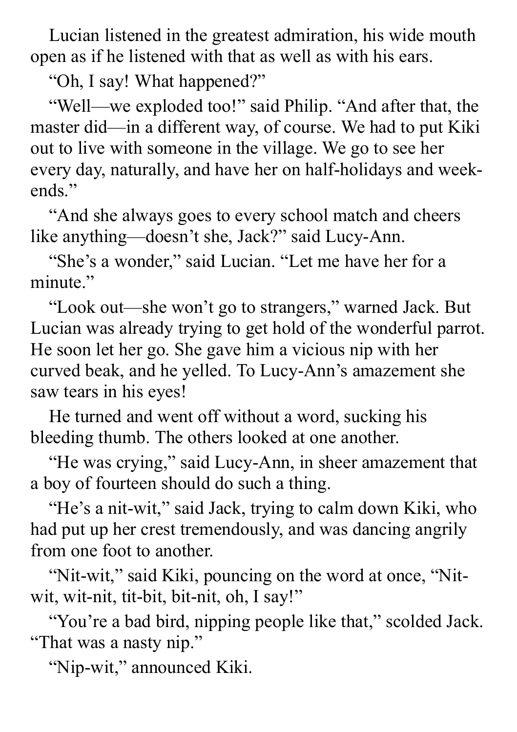Lucian listened in the greatest admiration, his wide mouth open as if he listened with that as well as with his ears.

"Oh, I say! What happened?"

"Well—we exploded too!" said Philip. "And after that, the master did—in a different way, of course. We had to put Kiki out to live with someone in the village. We go to see her every day, naturally, and have her on half-holidays and week-ends."

"And she always goes to every school match and cheers like anything—doesn't she, Jack?" said Lucy-Ann.

"She's a wonder," said Lucian. "Let me have her for a minute."

"Look out—she won't go to strangers," warned Jack. But Lucian was already trying to get hold of the wonderful parrot. He soon let her go. She gave him a vicious nip with her curved beak, and he yelled. To Lucy-Ann's amazement she saw tears in his eyes!

He turned and went off without a word, sucking his bleeding thumb. The others looked at one another.

"He was crying," said Lucy-Ann, in sheer amazement that a boy of fourteen should do such a thing.

"He's a nit-wit," said Jack, trying to calm down Kiki, who had put up her crest tremendously, and was dancing angrily from one foot to another.

"Nit-wit," said Kiki, pouncing on the word at once, "Nit-wit, wit-nit, tit-bit, bit-nit, oh, I say!"

"You're a bad bird, nipping people like that," scolded Jack. "That was a nasty nip."

"Nip-wit," announced Kiki.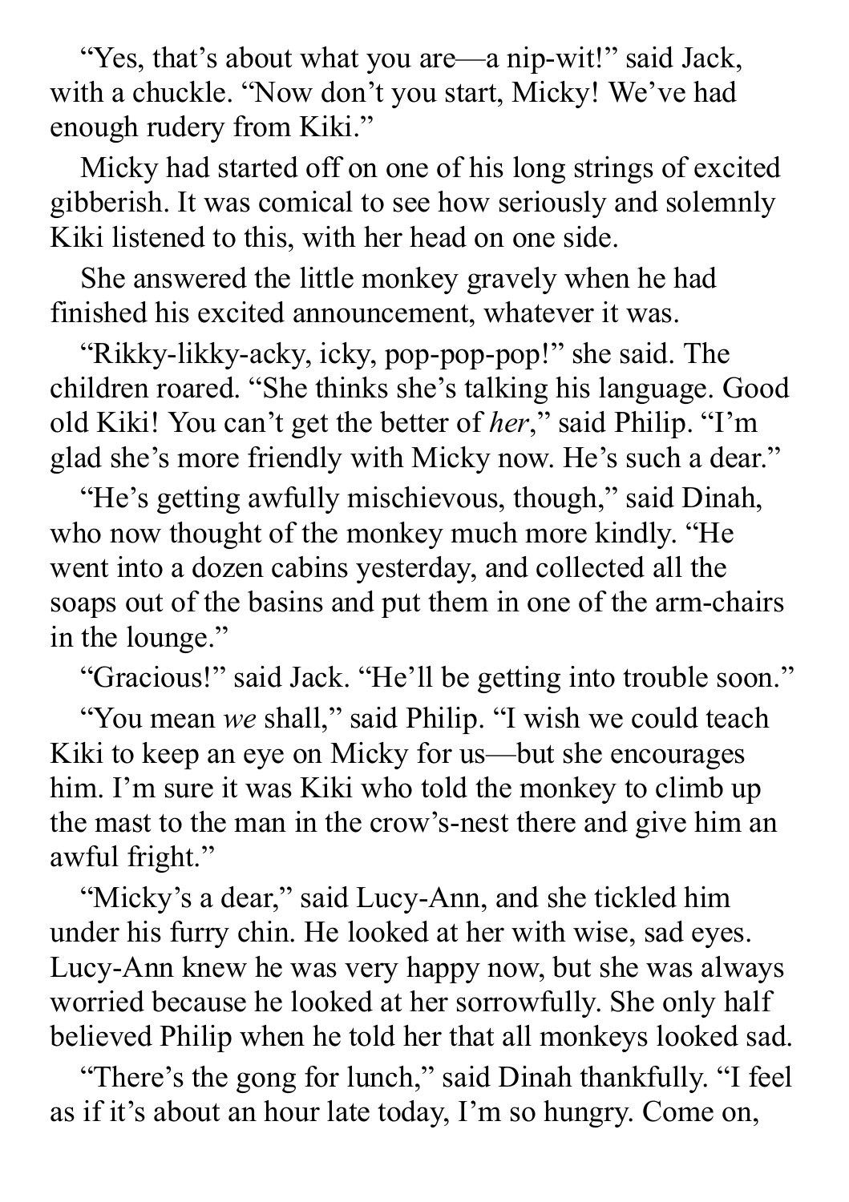"Yes, that's about what you are—a nip-wit!" said Jack, with a chuckle. "Now don't you start, Micky! We've had enough rudery from Kiki."

Micky had started off on one of his long strings of excited gibberish. It was comical to see how seriously and solemnly Kiki listened to this, with her head on one side.

She answered the little monkey gravely when he had finished his excited announcement, whatever it was.

"Rikky-likky-acky, icky, pop-pop-pop!" she said. The children roared. "She thinks she's talking his language. Good old Kiki! You can't get the better of *her*," said Philip. "I'm glad she's more friendly with Micky now. He's such a dear."

"He's getting awfully mischievous, though," said Dinah, who now thought of the monkey much more kindly. "He went into a dozen cabins yesterday, and collected all the soaps out of the basins and put them in one of the arm-chairs in the lounge."

"Gracious!" said Jack. "He'll be getting into trouble soon."

"You mean *we* shall," said Philip. "I wish we could teach Kiki to keep an eye on Micky for us—but she encourages him. I'm sure it was Kiki who told the monkey to climb up the mast to the man in the crow's-nest there and give him an awful fright."

"Micky's a dear," said Lucy-Ann, and she tickled him under his furry chin. He looked at her with wise, sad eyes. Lucy-Ann knew he was very happy now, but she was always worried because he looked at her sorrowfully. She only half believed Philip when he told her that all monkeys looked sad.

"There's the gong for lunch," said Dinah thankfully. "I feel as if it's about an hour late today, I'm so hungry. Come on,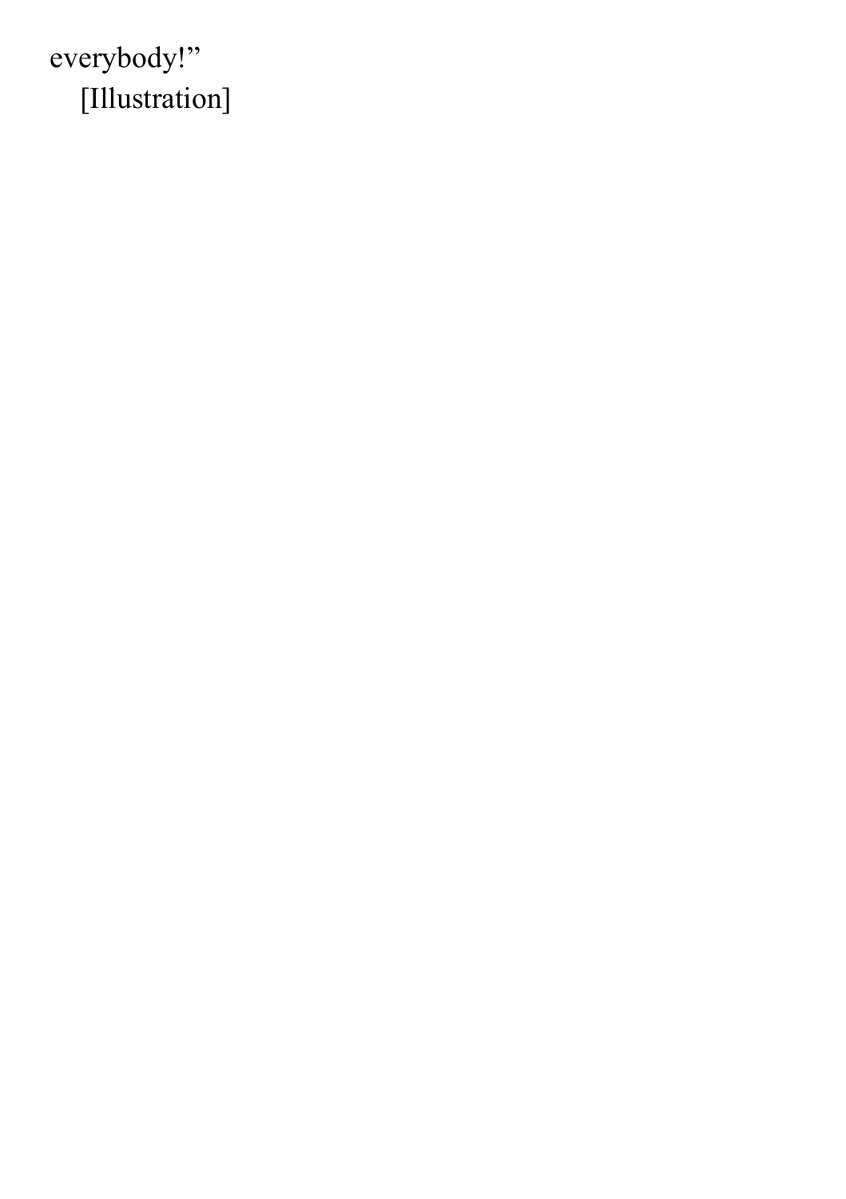everybody!”

[Illustration]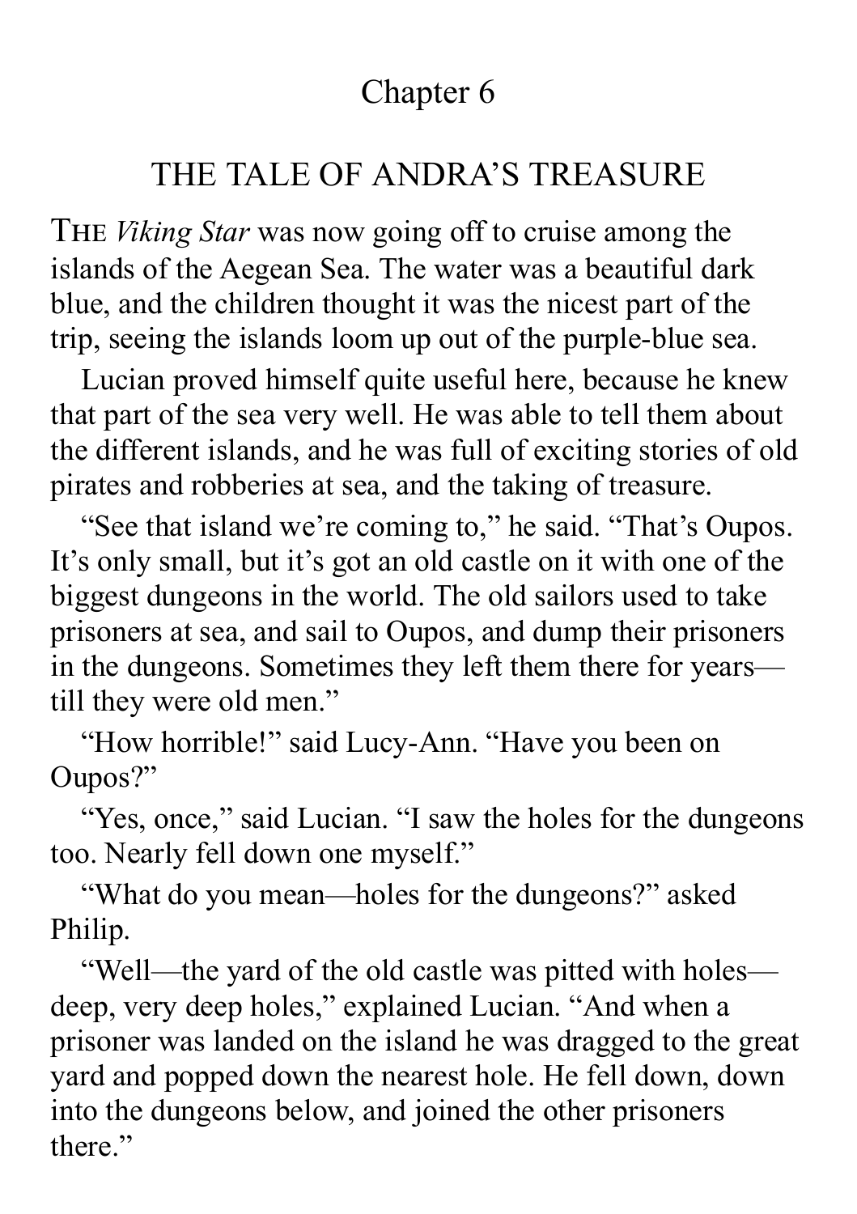# Chapter 6

## THE TALE OF ANDRA'S TREASURE

THE *Viking Star* was now going off to cruise among the islands of the Aegean Sea. The water was a beautiful dark blue, and the children thought it was the nicest part of the trip, seeing the islands loom up out of the purple-blue sea.

Lucian proved himself quite useful here, because he knew that part of the sea very well. He was able to tell them about the different islands, and he was full of exciting stories of old pirates and robberies at sea, and the taking of treasure.

"See that island we're coming to," he said. "That's Oupos. It's only small, but it's got an old castle on it with one of the biggest dungeons in the world. The old sailors used to take prisoners at sea, and sail to Oupos, and dump their prisoners in the dungeons. Sometimes they left them there for years—till they were old men."

"How horrible!" said Lucy-Ann. "Have you been on Oupos?"

"Yes, once," said Lucian. "I saw the holes for the dungeons too. Nearly fell down one myself."

"What do you mean—holes for the dungeons?" asked Philip.

"Well—the yard of the old castle was pitted with holes—deep, very deep holes," explained Lucian. "And when a prisoner was landed on the island he was dragged to the great yard and popped down the nearest hole. He fell down, down into the dungeons below, and joined the other prisoners there."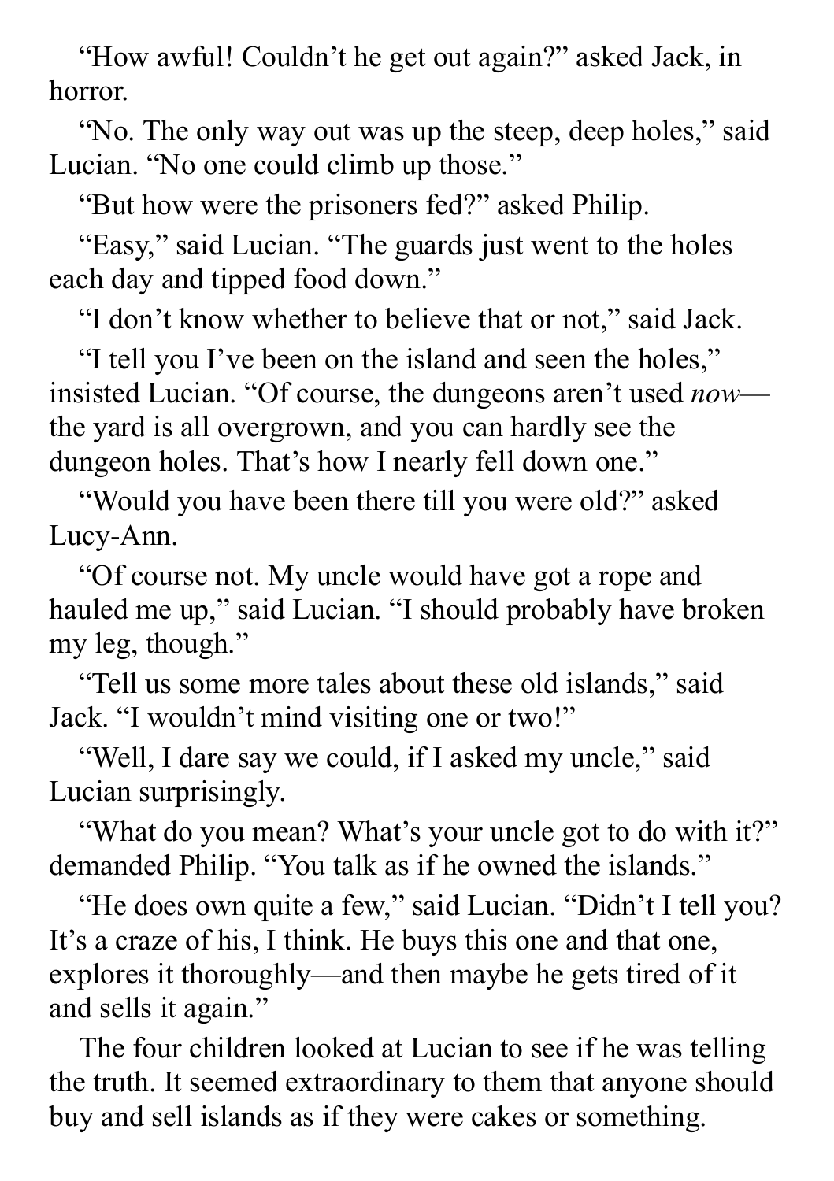"How awful! Couldn't he get out again?" asked Jack, in horror.

"No. The only way out was up the steep, deep holes," said Lucian. "No one could climb up those."

"But how were the prisoners fed?" asked Philip.

"Easy," said Lucian. "The guards just went to the holes each day and tipped food down."

"I don't know whether to believe that or not," said Jack.

"I tell you I've been on the island and seen the holes," insisted Lucian. "Of course, the dungeons aren't used *now*—the yard is all overgrown, and you can hardly see the dungeon holes. That's how I nearly fell down one."

"Would you have been there till you were old?" asked Lucy-Ann.

"Of course not. My uncle would have got a rope and hauled me up," said Lucian. "I should probably have broken my leg, though."

"Tell us some more tales about these old islands," said Jack. "I wouldn't mind visiting one or two!"

"Well, I dare say we could, if I asked my uncle," said Lucian surprisingly.

"What do you mean? What's your uncle got to do with it?" demanded Philip. "You talk as if he owned the islands."

"He does own quite a few," said Lucian. "Didn't I tell you? It's a craze of his, I think. He buys this one and that one, explores it thoroughly—and then maybe he gets tired of it and sells it again."

The four children looked at Lucian to see if he was telling the truth. It seemed extraordinary to them that anyone should buy and sell islands as if they were cakes or something.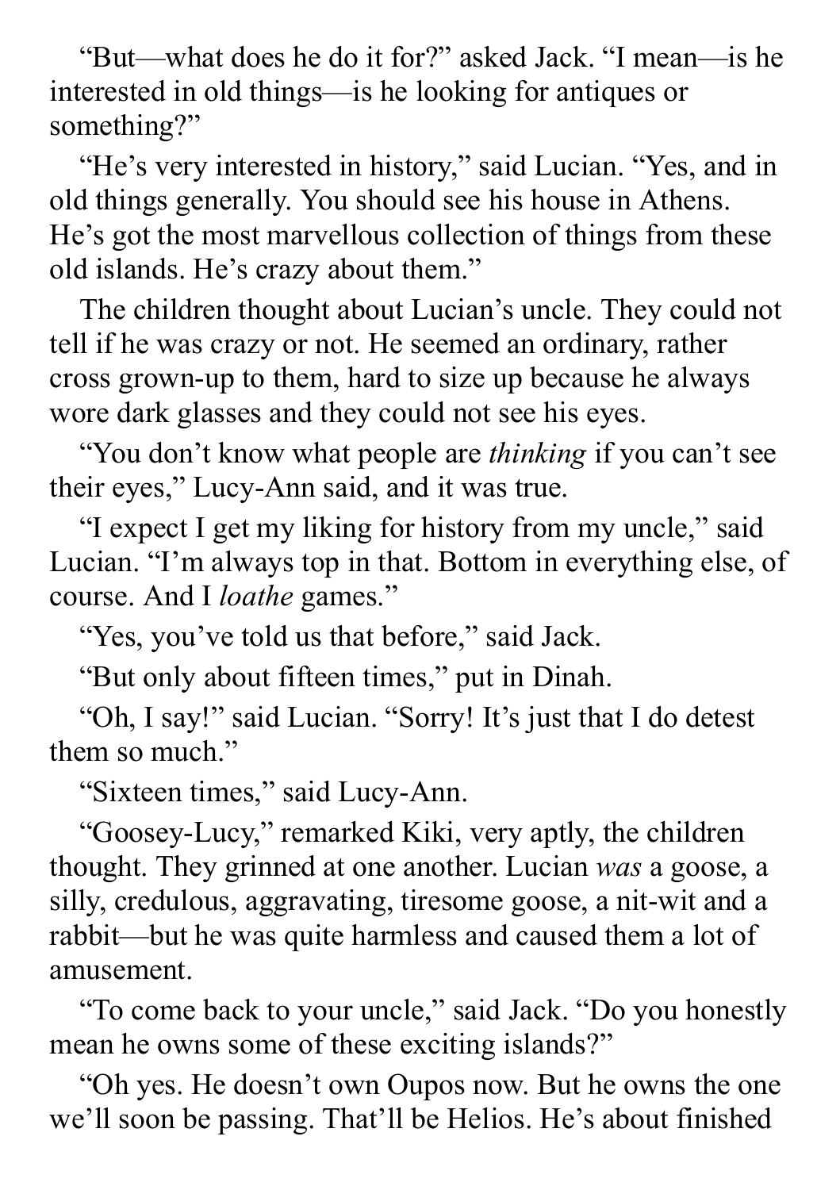"But—what does he do it for?" asked Jack. "I mean—is he interested in old things—is he looking for antiques or something?"

"He's very interested in history," said Lucian. "Yes, and in old things generally. You should see his house in Athens. He's got the most marvellous collection of things from these old islands. He's crazy about them."

The children thought about Lucian's uncle. They could not tell if he was crazy or not. He seemed an ordinary, rather cross grown-up to them, hard to size up because he always wore dark glasses and they could not see his eyes.

"You don't know what people are *thinking* if you can't see their eyes," Lucy-Ann said, and it was true.

"I expect I get my liking for history from my uncle," said Lucian. "I'm always top in that. Bottom in everything else, of course. And I *loathe* games."

"Yes, you've told us that before," said Jack.

"But only about fifteen times," put in Dinah.

"Oh, I say!" said Lucian. "Sorry! It's just that I do detest them so much."

"Sixteen times," said Lucy-Ann.

"Goosey-Lucy," remarked Kiki, very aptly, the children thought. They grinned at one another. Lucian *was* a goose, a silly, credulous, aggravating, tiresome goose, a nit-wit and a rabbit—but he was quite harmless and caused them a lot of amusement.

"To come back to your uncle," said Jack. "Do you honestly mean he owns some of these exciting islands?"

"Oh yes. He doesn't own Oupos now. But he owns the one we'll soon be passing. That'll be Helios. He's about finished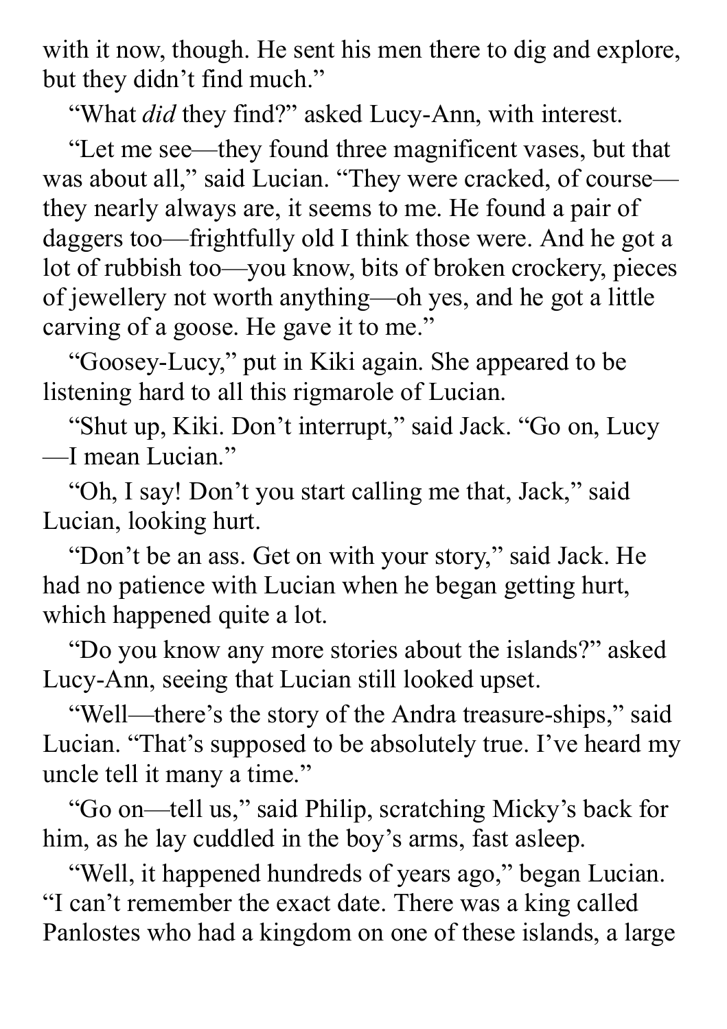with it now, though. He sent his men there to dig and explore, but they didn't find much."

"What *did* they find?" asked Lucy-Ann, with interest.

"Let me see—they found three magnificent vases, but that was about all," said Lucian. "They were cracked, of course—they nearly always are, it seems to me. He found a pair of daggers too—frightfully old I think those were. And he got a lot of rubbish too—you know, bits of broken crockery, pieces of jewellery not worth anything—oh yes, and he got a little carving of a goose. He gave it to me."

"Goosey-Lucy," put in Kiki again. She appeared to be listening hard to all this rigmarole of Lucian.

"Shut up, Kiki. Don't interrupt," said Jack. "Go on, Lucy—I mean Lucian."

"Oh, I say! Don't you start calling me that, Jack," said Lucian, looking hurt.

"Don't be an ass. Get on with your story," said Jack. He had no patience with Lucian when he began getting hurt, which happened quite a lot.

"Do you know any more stories about the islands?" asked Lucy-Ann, seeing that Lucian still looked upset.

"Well—there's the story of the Andra treasure-ships," said Lucian. "That's supposed to be absolutely true. I've heard my uncle tell it many a time."

"Go on—tell us," said Philip, scratching Micky's back for him, as he lay cuddled in the boy's arms, fast asleep.

"Well, it happened hundreds of years ago," began Lucian. "I can't remember the exact date. There was a king called Panlostes who had a kingdom on one of these islands, a large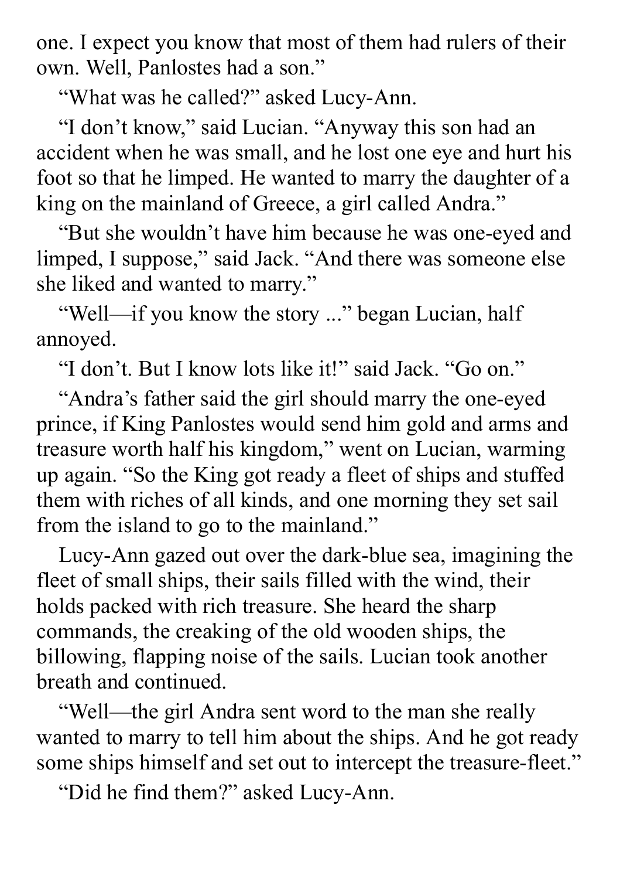one. I expect you know that most of them had rulers of their own. Well, Panlostes had a son."

"What was he called?" asked Lucy-Ann.

"I don't know," said Lucian. "Anyway this son had an accident when he was small, and he lost one eye and hurt his foot so that he limped. He wanted to marry the daughter of a king on the mainland of Greece, a girl called Andra."

"But she wouldn't have him because he was one-eyed and limped, I suppose," said Jack. "And there was someone else she liked and wanted to marry."

"Well—if you know the story ..." began Lucian, half annoyed.

"I don't. But I know lots like it!" said Jack. "Go on."

"Andra's father said the girl should marry the one-eyed prince, if King Panlostes would send him gold and arms and treasure worth half his kingdom," went on Lucian, warming up again. "So the King got ready a fleet of ships and stuffed them with riches of all kinds, and one morning they set sail from the island to go to the mainland."

Lucy-Ann gazed out over the dark-blue sea, imagining the fleet of small ships, their sails filled with the wind, their holds packed with rich treasure. She heard the sharp commands, the creaking of the old wooden ships, the billowing, flapping noise of the sails. Lucian took another breath and continued.

"Well—the girl Andra sent word to the man she really wanted to marry to tell him about the ships. And he got ready some ships himself and set out to intercept the treasure-fleet."

"Did he find them?" asked Lucy-Ann.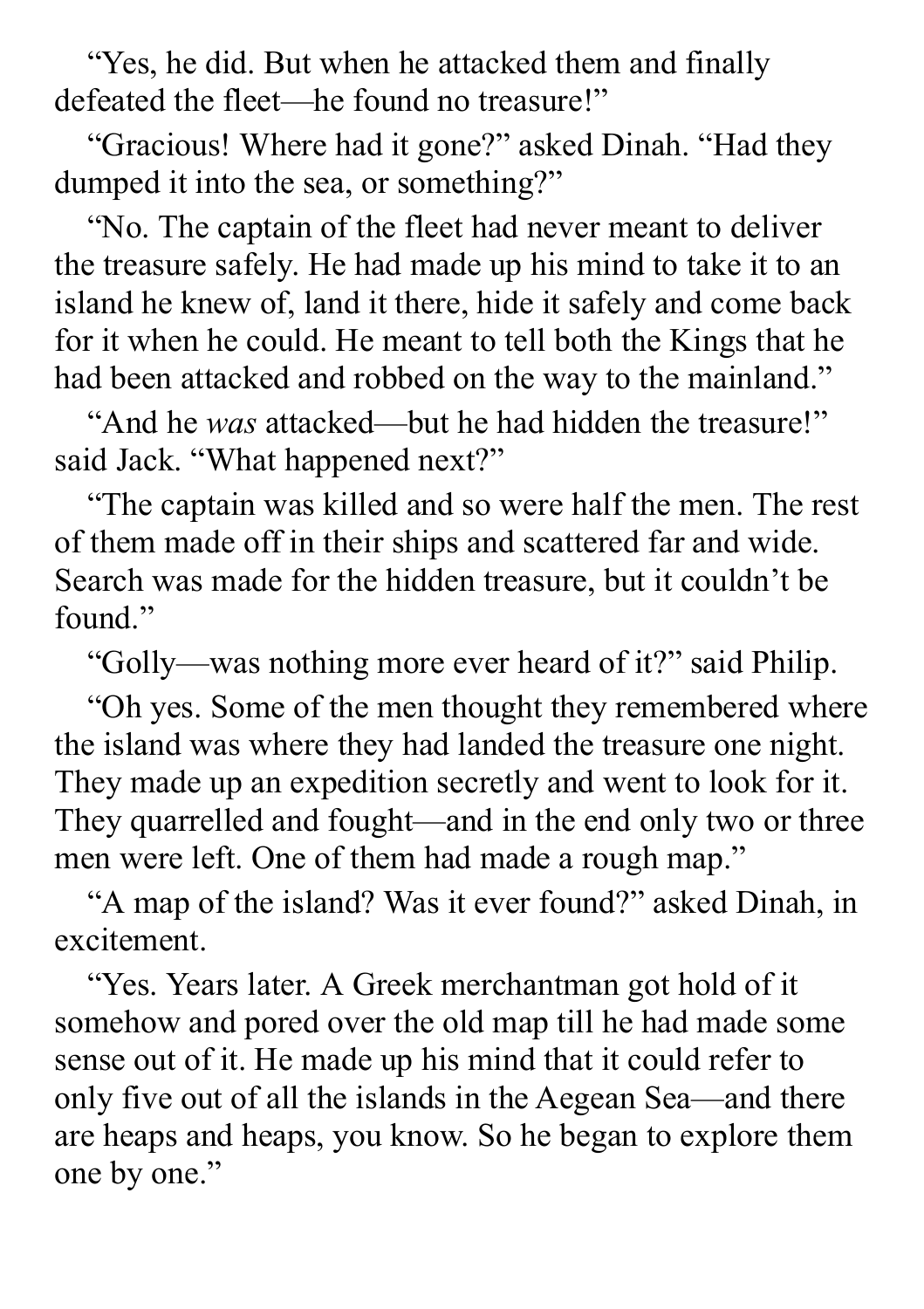"Yes, he did. But when he attacked them and finally defeated the fleet—he found no treasure!"

"Gracious! Where had it gone?" asked Dinah. "Had they dumped it into the sea, or something?"

"No. The captain of the fleet had never meant to deliver the treasure safely. He had made up his mind to take it to an island he knew of, land it there, hide it safely and come back for it when he could. He meant to tell both the Kings that he had been attacked and robbed on the way to the mainland."

"And he *was* attacked—but he had hidden the treasure!" said Jack. "What happened next?"

"The captain was killed and so were half the men. The rest of them made off in their ships and scattered far and wide. Search was made for the hidden treasure, but it couldn't be found."

"Golly—was nothing more ever heard of it?" said Philip.

"Oh yes. Some of the men thought they remembered where the island was where they had landed the treasure one night. They made up an expedition secretly and went to look for it. They quarrelled and fought—and in the end only two or three men were left. One of them had made a rough map."

"A map of the island? Was it ever found?" asked Dinah, in excitement.

"Yes. Years later. A Greek merchantman got hold of it somehow and pored over the old map till he had made some sense out of it. He made up his mind that it could refer to only five out of all the islands in the Aegean Sea—and there are heaps and heaps, you know. So he began to explore them one by one."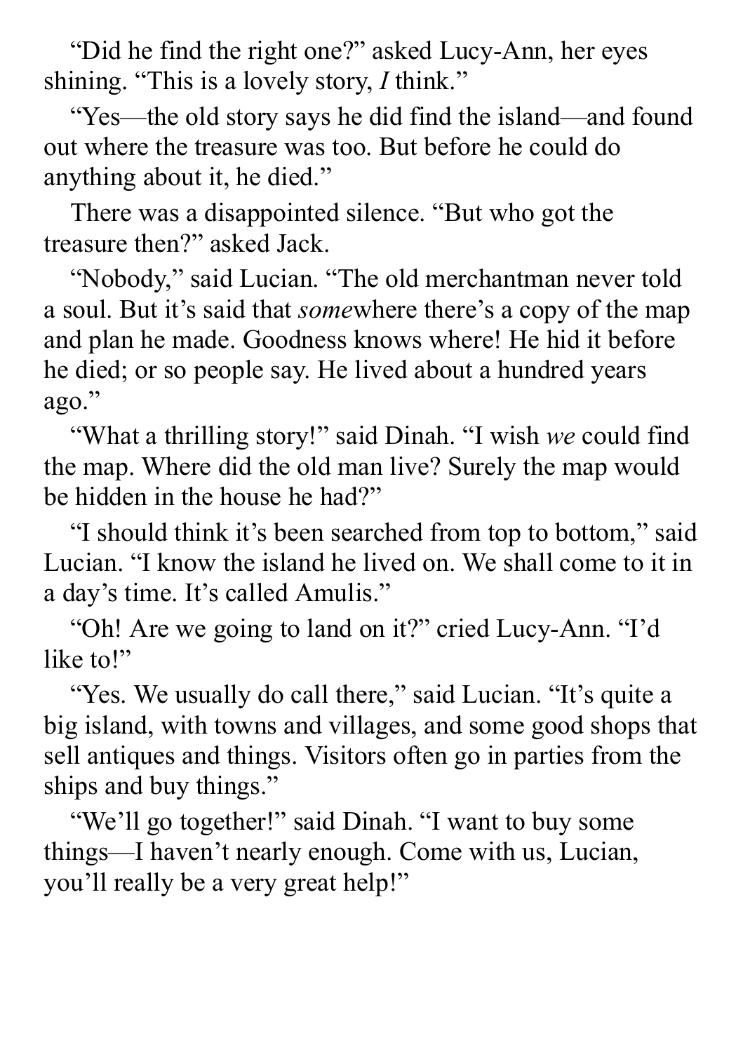"Did he find the right one?" asked Lucy-Ann, her eyes shining. "This is a lovely story, *I* think."

"Yes—the old story says he did find the island—and found out where the treasure was too. But before he could do anything about it, he died."

There was a disappointed silence. "But who got the treasure then?" asked Jack.

"Nobody," said Lucian. "The old merchantman never told a soul. But it's said that *some*where there's a copy of the map and plan he made. Goodness knows where! He hid it before he died; or so people say. He lived about a hundred years ago."

"What a thrilling story!" said Dinah. "I wish *we* could find the map. Where did the old man live? Surely the map would be hidden in the house he had?"

"I should think it's been searched from top to bottom," said Lucian. "I know the island he lived on. We shall come to it in a day's time. It's called Amulis."

"Oh! Are we going to land on it?" cried Lucy-Ann. "I'd like to!"

"Yes. We usually do call there," said Lucian. "It's quite a big island, with towns and villages, and some good shops that sell antiques and things. Visitors often go in parties from the ships and buy things."

"We'll go together!" said Dinah. "I want to buy some things—I haven't nearly enough. Come with us, Lucian, you'll really be a very great help!"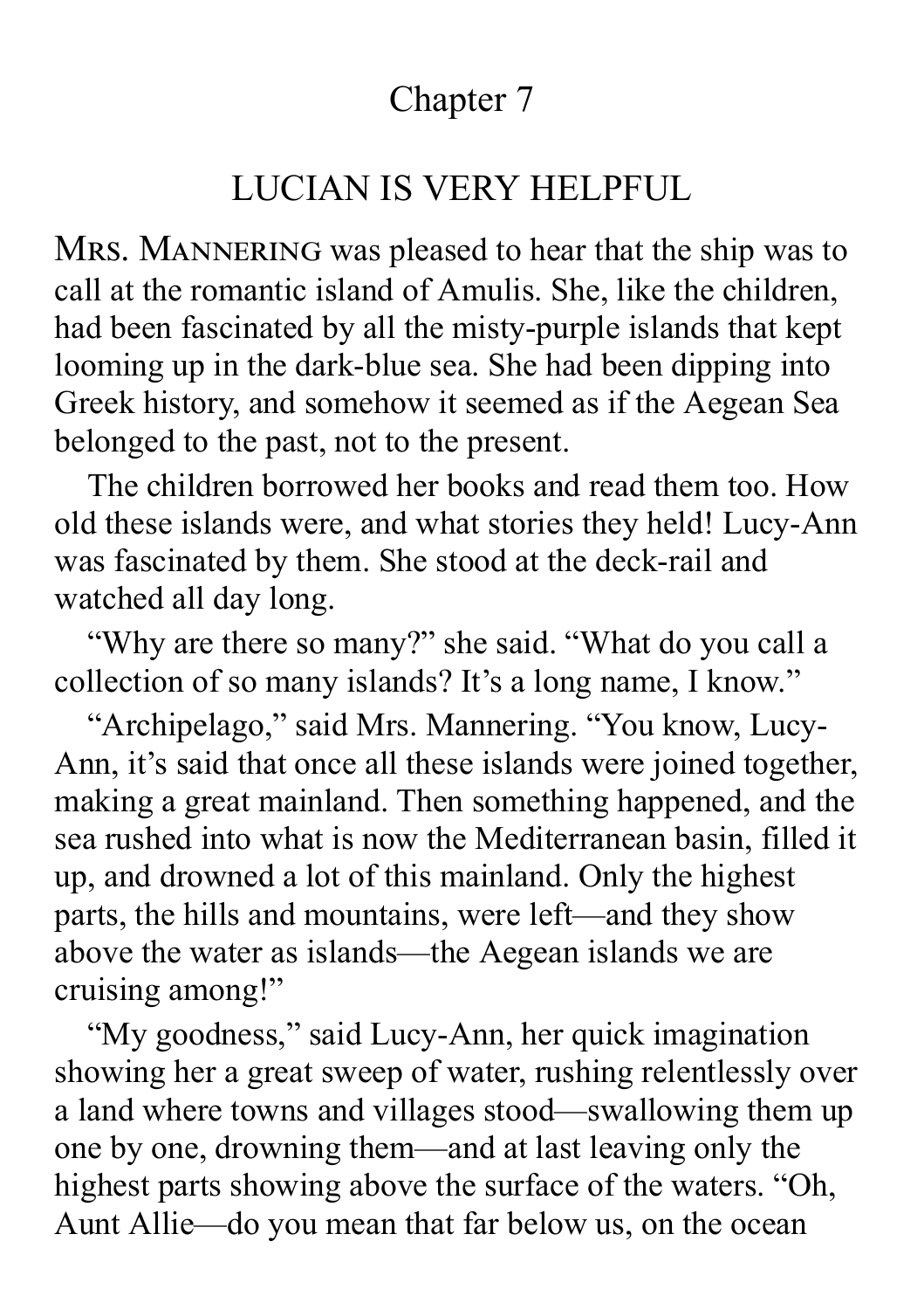# Chapter 7

## LUCIAN IS VERY HELPFUL

MRS. MANNERING was pleased to hear that the ship was to call at the romantic island of Amulis. She, like the children, had been fascinated by all the misty-purple islands that kept looming up in the dark-blue sea. She had been dipping into Greek history, and somehow it seemed as if the Aegean Sea belonged to the past, not to the present.

The children borrowed her books and read them too. How old these islands were, and what stories they held! Lucy-Ann was fascinated by them. She stood at the deck-rail and watched all day long.

"Why are there so many?" she said. "What do you call a collection of so many islands? It's a long name, I know."

"Archipelago," said Mrs. Mannering. "You know, Lucy-Ann, it's said that once all these islands were joined together, making a great mainland. Then something happened, and the sea rushed into what is now the Mediterranean basin, filled it up, and drowned a lot of this mainland. Only the highest parts, the hills and mountains, were left—and they show above the water as islands—the Aegean islands we are cruising among!"

"My goodness," said Lucy-Ann, her quick imagination showing her a great sweep of water, rushing relentlessly over a land where towns and villages stood—swallowing them up one by one, drowning them—and at last leaving only the highest parts showing above the surface of the waters. "Oh, Aunt Allie—do you mean that far below us, on the ocean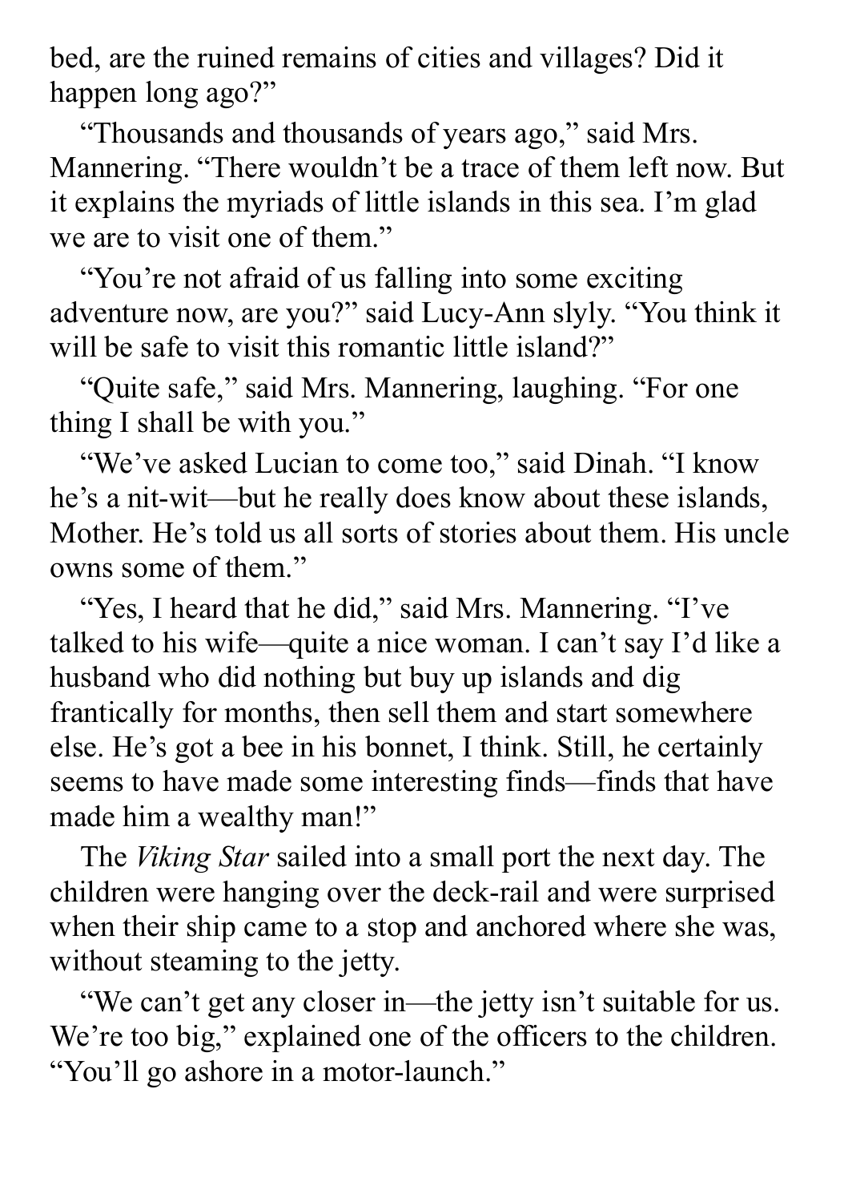bed, are the ruined remains of cities and villages? Did it happen long ago?"

"Thousands and thousands of years ago," said Mrs. Mannering. "There wouldn't be a trace of them left now. But it explains the myriads of little islands in this sea. I'm glad we are to visit one of them."

"You're not afraid of us falling into some exciting adventure now, are you?" said Lucy-Ann slyly. "You think it will be safe to visit this romantic little island?"

"Quite safe," said Mrs. Mannering, laughing. "For one thing I shall be with you."

"We've asked Lucian to come too," said Dinah. "I know he's a nit-wit—but he really does know about these islands, Mother. He's told us all sorts of stories about them. His uncle owns some of them."

"Yes, I heard that he did," said Mrs. Mannering. "I've talked to his wife—quite a nice woman. I can't say I'd like a husband who did nothing but buy up islands and dig frantically for months, then sell them and start somewhere else. He's got a bee in his bonnet, I think. Still, he certainly seems to have made some interesting finds—finds that have made him a wealthy man!"

The *Viking Star* sailed into a small port the next day. The children were hanging over the deck-rail and were surprised when their ship came to a stop and anchored where she was, without steaming to the jetty.

"We can't get any closer in—the jetty isn't suitable for us. We're too big," explained one of the officers to the children. "You'll go ashore in a motor-launch."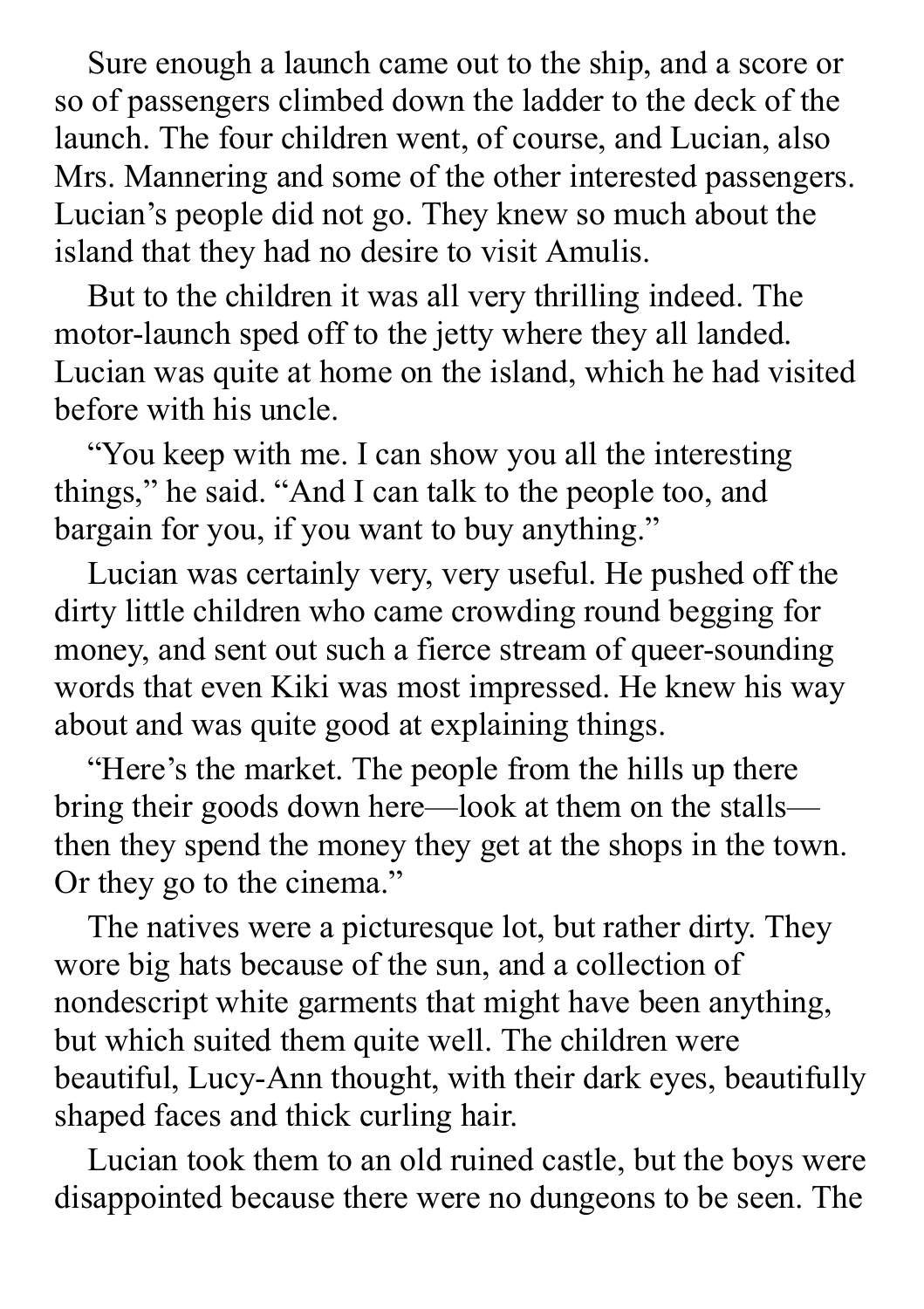Sure enough a launch came out to the ship, and a score or so of passengers climbed down the ladder to the deck of the launch. The four children went, of course, and Lucian, also Mrs. Mannering and some of the other interested passengers. Lucian's people did not go. They knew so much about the island that they had no desire to visit Amulis.

But to the children it was all very thrilling indeed. The motor-launch sped off to the jetty where they all landed. Lucian was quite at home on the island, which he had visited before with his uncle.

"You keep with me. I can show you all the interesting things," he said. "And I can talk to the people too, and bargain for you, if you want to buy anything."

Lucian was certainly very, very useful. He pushed off the dirty little children who came crowding round begging for money, and sent out such a fierce stream of queer-sounding words that even Kiki was most impressed. He knew his way about and was quite good at explaining things.

"Here's the market. The people from the hills up there bring their goods down here—look at them on the stalls—then they spend the money they get at the shops in the town. Or they go to the cinema."

The natives were a picturesque lot, but rather dirty. They wore big hats because of the sun, and a collection of nondescript white garments that might have been anything, but which suited them quite well. The children were beautiful, Lucy-Ann thought, with their dark eyes, beautifully shaped faces and thick curling hair.

Lucian took them to an old ruined castle, but the boys were disappointed because there were no dungeons to be seen. The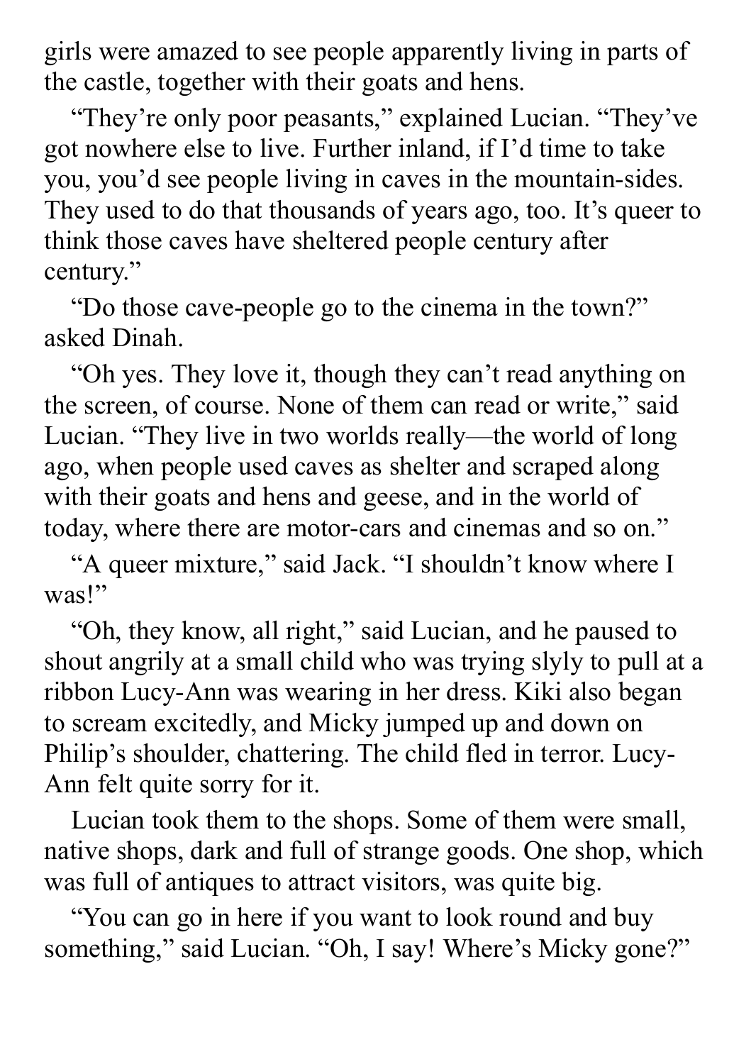girls were amazed to see people apparently living in parts of the castle, together with their goats and hens.

"They're only poor peasants," explained Lucian. "They've got nowhere else to live. Further inland, if I'd time to take you, you'd see people living in caves in the mountain-sides. They used to do that thousands of years ago, too. It's queer to think those caves have sheltered people century after century."

"Do those cave-people go to the cinema in the town?" asked Dinah.

"Oh yes. They love it, though they can't read anything on the screen, of course. None of them can read or write," said Lucian. "They live in two worlds really—the world of long ago, when people used caves as shelter and scraped along with their goats and hens and geese, and in the world of today, where there are motor-cars and cinemas and so on."

"A queer mixture," said Jack. "I shouldn't know where I was!"

"Oh, they know, all right," said Lucian, and he paused to shout angrily at a small child who was trying slyly to pull at a ribbon Lucy-Ann was wearing in her dress. Kiki also began to scream excitedly, and Micky jumped up and down on Philip's shoulder, chattering. The child fled in terror. Lucy-Ann felt quite sorry for it.

Lucian took them to the shops. Some of them were small, native shops, dark and full of strange goods. One shop, which was full of antiques to attract visitors, was quite big.

"You can go in here if you want to look round and buy something," said Lucian. "Oh, I say! Where's Micky gone?"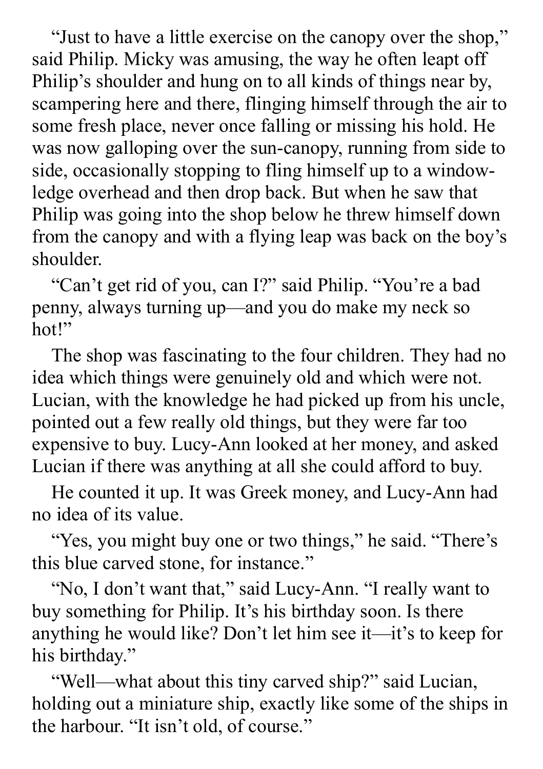"Just to have a little exercise on the canopy over the shop," said Philip. Micky was amusing, the way he often leapt off Philip's shoulder and hung on to all kinds of things near by, scampering here and there, flinging himself through the air to some fresh place, never once falling or missing his hold. He was now galloping over the sun-canopy, running from side to side, occasionally stopping to fling himself up to a window-ledge overhead and then drop back. But when he saw that Philip was going into the shop below he threw himself down from the canopy and with a flying leap was back on the boy's shoulder.

"Can't get rid of you, can I?" said Philip. "You're a bad penny, always turning up—and you do make my neck so hot!"

The shop was fascinating to the four children. They had no idea which things were genuinely old and which were not. Lucian, with the knowledge he had picked up from his uncle, pointed out a few really old things, but they were far too expensive to buy. Lucy-Ann looked at her money, and asked Lucian if there was anything at all she could afford to buy.

He counted it up. It was Greek money, and Lucy-Ann had no idea of its value.

"Yes, you might buy one or two things," he said. "There's this blue carved stone, for instance."

"No, I don't want that," said Lucy-Ann. "I really want to buy something for Philip. It's his birthday soon. Is there anything he would like? Don't let him see it—it's to keep for his birthday."

"Well—what about this tiny carved ship?" said Lucian, holding out a miniature ship, exactly like some of the ships in the harbour. "It isn't old, of course."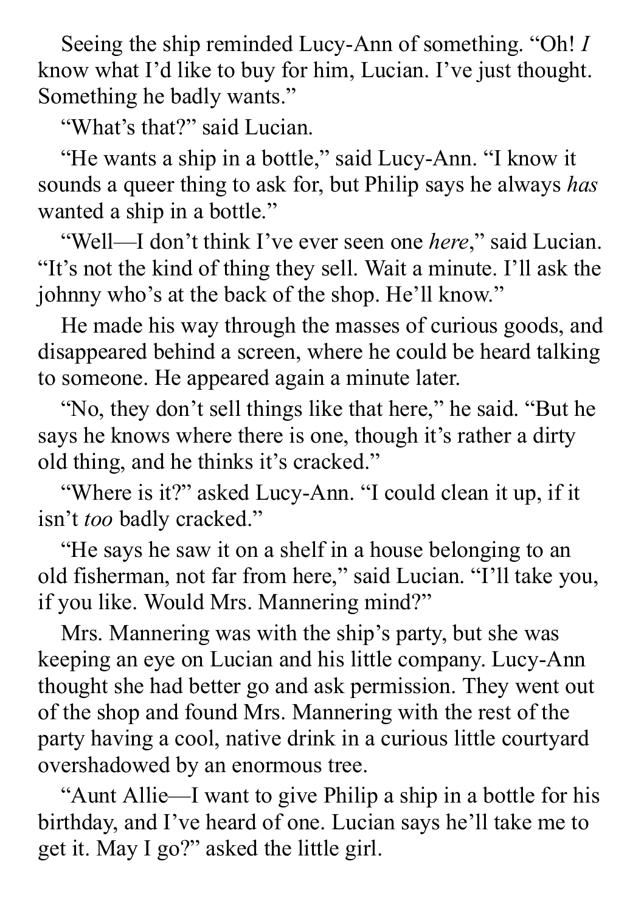Seeing the ship reminded Lucy-Ann of something. "Oh! *I* know what I'd like to buy for him, Lucian. I've just thought. Something he badly wants."

"What's that?" said Lucian.

"He wants a ship in a bottle," said Lucy-Ann. "I know it sounds a queer thing to ask for, but Philip says he always *has* wanted a ship in a bottle."

"Well—I don't think I've ever seen one *here*," said Lucian. "It's not the kind of thing they sell. Wait a minute. I'll ask the johnny who's at the back of the shop. He'll know."

He made his way through the masses of curious goods, and disappeared behind a screen, where he could be heard talking to someone. He appeared again a minute later.

"No, they don't sell things like that here," he said. "But he says he knows where there is one, though it's rather a dirty old thing, and he thinks it's cracked."

"Where is it?" asked Lucy-Ann. "I could clean it up, if it isn't *too* badly cracked."

"He says he saw it on a shelf in a house belonging to an old fisherman, not far from here," said Lucian. "I'll take you, if you like. Would Mrs. Mannering mind?"

Mrs. Mannering was with the ship's party, but she was keeping an eye on Lucian and his little company. Lucy-Ann thought she had better go and ask permission. They went out of the shop and found Mrs. Mannering with the rest of the party having a cool, native drink in a curious little courtyard overshadowed by an enormous tree.

"Aunt Allie—I want to give Philip a ship in a bottle for his birthday, and I've heard of one. Lucian says he'll take me to get it. May I go?" asked the little girl.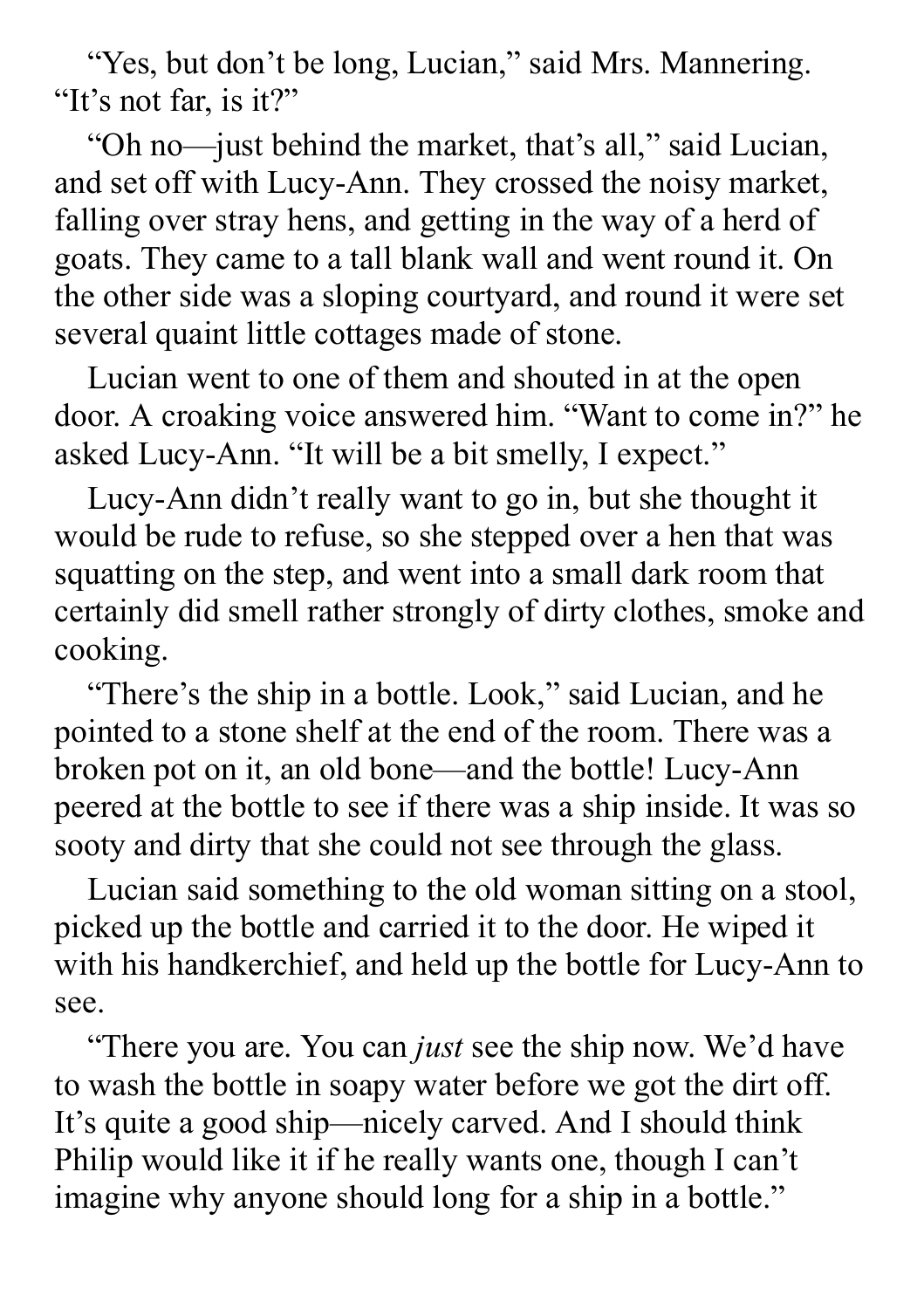"Yes, but don't be long, Lucian," said Mrs. Mannering. "It's not far, is it?"

"Oh no—just behind the market, that's all," said Lucian, and set off with Lucy-Ann. They crossed the noisy market, falling over stray hens, and getting in the way of a herd of goats. They came to a tall blank wall and went round it. On the other side was a sloping courtyard, and round it were set several quaint little cottages made of stone.

Lucian went to one of them and shouted in at the open door. A croaking voice answered him. "Want to come in?" he asked Lucy-Ann. "It will be a bit smelly, I expect."

Lucy-Ann didn't really want to go in, but she thought it would be rude to refuse, so she stepped over a hen that was squatting on the step, and went into a small dark room that certainly did smell rather strongly of dirty clothes, smoke and cooking.

"There's the ship in a bottle. Look," said Lucian, and he pointed to a stone shelf at the end of the room. There was a broken pot on it, an old bone—and the bottle! Lucy-Ann peered at the bottle to see if there was a ship inside. It was so sooty and dirty that she could not see through the glass.

Lucian said something to the old woman sitting on a stool, picked up the bottle and carried it to the door. He wiped it with his handkerchief, and held up the bottle for Lucy-Ann to see.

"There you are. You can *just* see the ship now. We'd have to wash the bottle in soapy water before we got the dirt off. It's quite a good ship—nicely carved. And I should think Philip would like it if he really wants one, though I can't imagine why anyone should long for a ship in a bottle."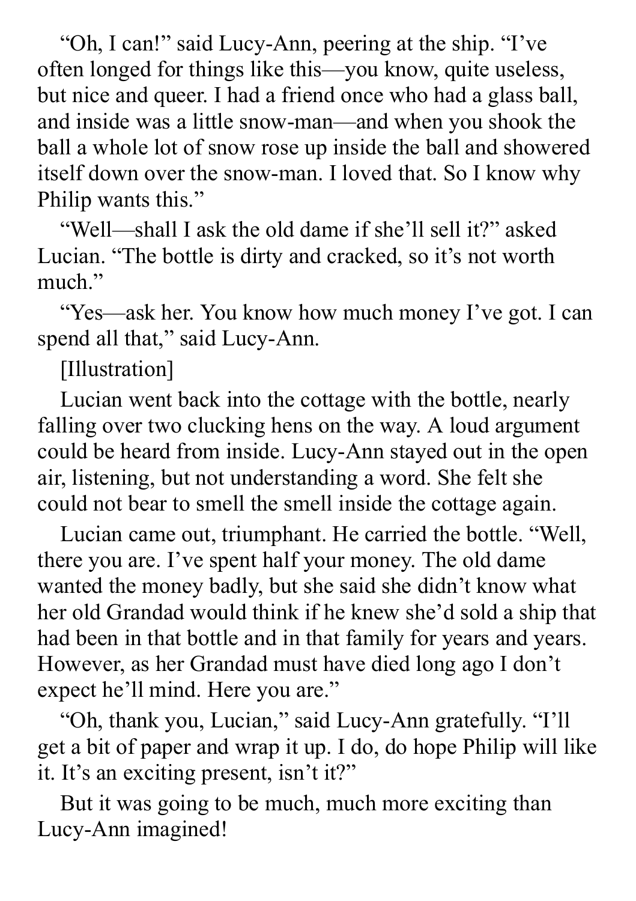"Oh, I can!" said Lucy-Ann, peering at the ship. "I've often longed for things like this—you know, quite useless, but nice and queer. I had a friend once who had a glass ball, and inside was a little snow-man—and when you shook the ball a whole lot of snow rose up inside the ball and showered itself down over the snow-man. I loved that. So I know why Philip wants this."

"Well—shall I ask the old dame if she'll sell it?" asked Lucian. "The bottle is dirty and cracked, so it's not worth much."

"Yes—ask her. You know how much money I've got. I can spend all that," said Lucy-Ann.

[Illustration]

Lucian went back into the cottage with the bottle, nearly falling over two clucking hens on the way. A loud argument could be heard from inside. Lucy-Ann stayed out in the open air, listening, but not understanding a word. She felt she could not bear to smell the smell inside the cottage again.

Lucian came out, triumphant. He carried the bottle. "Well, there you are. I've spent half your money. The old dame wanted the money badly, but she said she didn't know what her old Grandad would think if he knew she'd sold a ship that had been in that bottle and in that family for years and years. However, as her Grandad must have died long ago I don't expect he'll mind. Here you are."

"Oh, thank you, Lucian," said Lucy-Ann gratefully. "I'll get a bit of paper and wrap it up. I do, do hope Philip will like it. It's an exciting present, isn't it?"

But it was going to be much, much more exciting than Lucy-Ann imagined!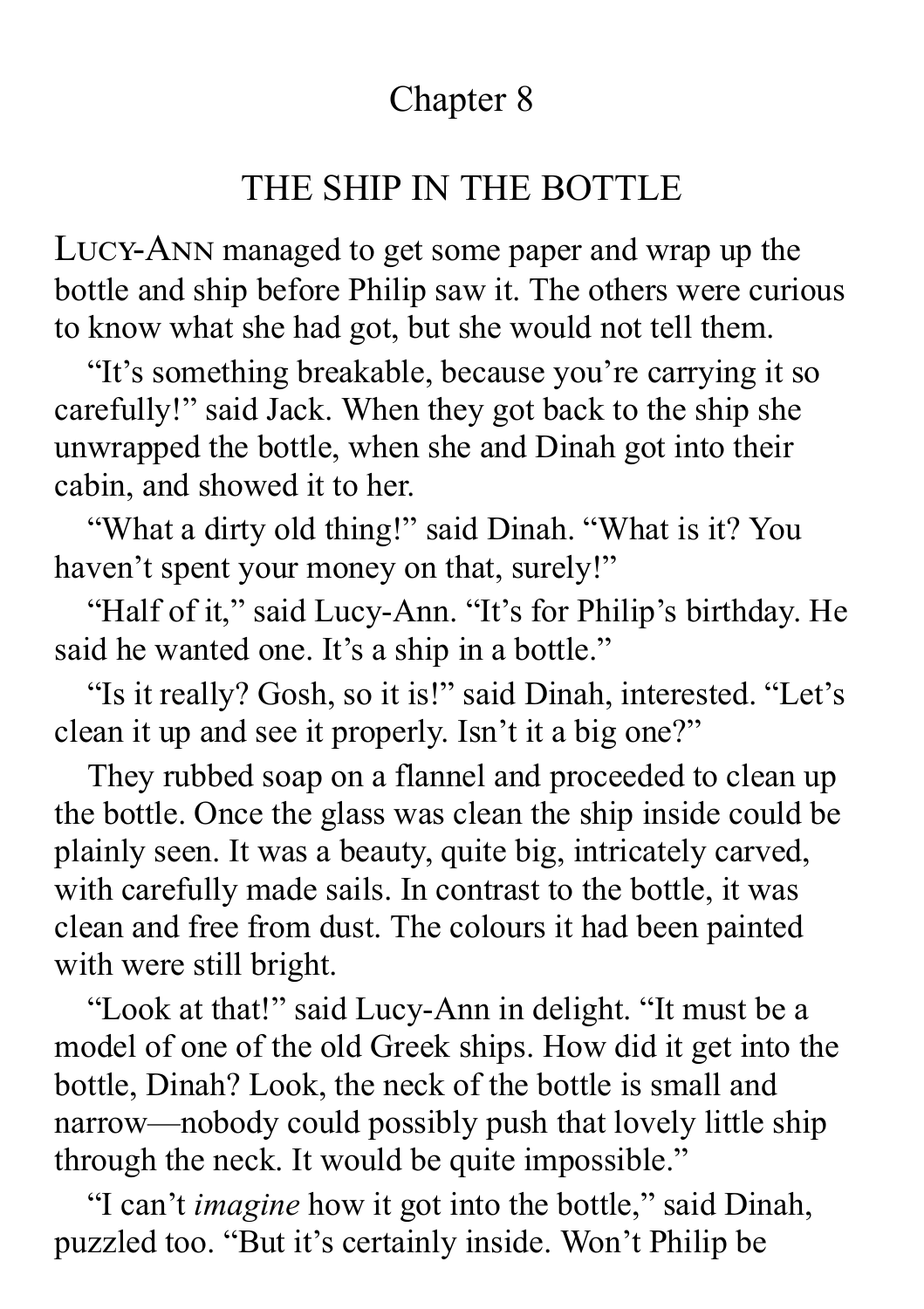# Chapter 8

## THE SHIP IN THE BOTTLE

LUCY-ANN managed to get some paper and wrap up the bottle and ship before Philip saw it. The others were curious to know what she had got, but she would not tell them.

"It's something breakable, because you're carrying it so carefully!" said Jack. When they got back to the ship she unwrapped the bottle, when she and Dinah got into their cabin, and showed it to her.

"What a dirty old thing!" said Dinah. "What is it? You haven't spent your money on that, surely!"

"Half of it," said Lucy-Ann. "It's for Philip's birthday. He said he wanted one. It's a ship in a bottle."

"Is it really? Gosh, so it is!" said Dinah, interested. "Let's clean it up and see it properly. Isn't it a big one?"

They rubbed soap on a flannel and proceeded to clean up the bottle. Once the glass was clean the ship inside could be plainly seen. It was a beauty, quite big, intricately carved, with carefully made sails. In contrast to the bottle, it was clean and free from dust. The colours it had been painted with were still bright.

"Look at that!" said Lucy-Ann in delight. "It must be a model of one of the old Greek ships. How did it get into the bottle, Dinah? Look, the neck of the bottle is small and narrow—nobody could possibly push that lovely little ship through the neck. It would be quite impossible."

"I can't *imagine* how it got into the bottle," said Dinah, puzzled too. "But it's certainly inside. Won't Philip be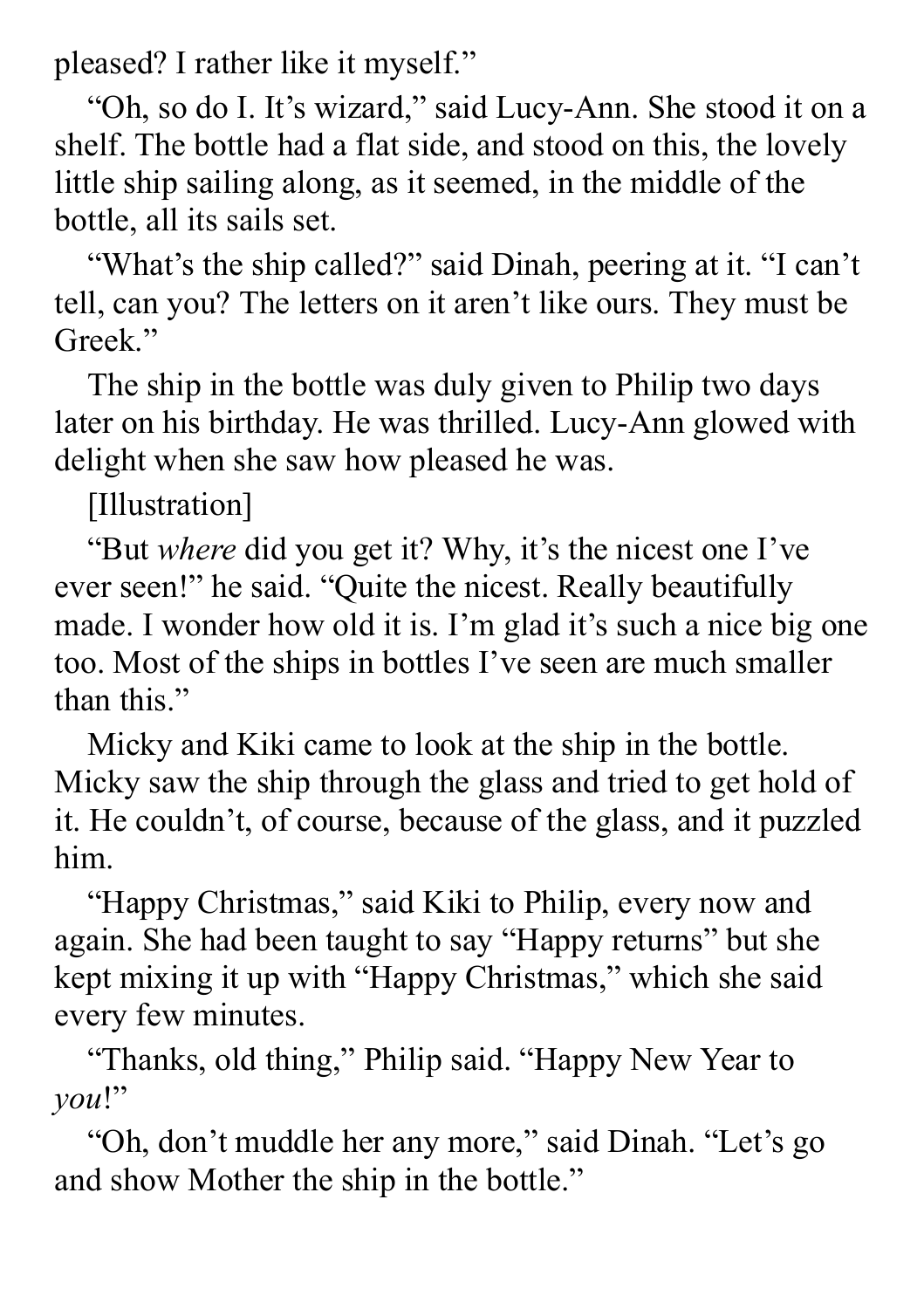pleased? I rather like it myself."

"Oh, so do I. It's wizard," said Lucy-Ann. She stood it on a shelf. The bottle had a flat side, and stood on this, the lovely little ship sailing along, as it seemed, in the middle of the bottle, all its sails set.

"What's the ship called?" said Dinah, peering at it. "I can't tell, can you? The letters on it aren't like ours. They must be Greek."

The ship in the bottle was duly given to Philip two days later on his birthday. He was thrilled. Lucy-Ann glowed with delight when she saw how pleased he was.

[Illustration]

"But *where* did you get it? Why, it's the nicest one I've ever seen!" he said. "Quite the nicest. Really beautifully made. I wonder how old it is. I'm glad it's such a nice big one too. Most of the ships in bottles I've seen are much smaller than this."

Micky and Kiki came to look at the ship in the bottle. Micky saw the ship through the glass and tried to get hold of it. He couldn't, of course, because of the glass, and it puzzled him.

"Happy Christmas," said Kiki to Philip, every now and again. She had been taught to say "Happy returns" but she kept mixing it up with "Happy Christmas," which she said every few minutes.

"Thanks, old thing," Philip said. "Happy New Year to *you*!"

"Oh, don't muddle her any more," said Dinah. "Let's go and show Mother the ship in the bottle."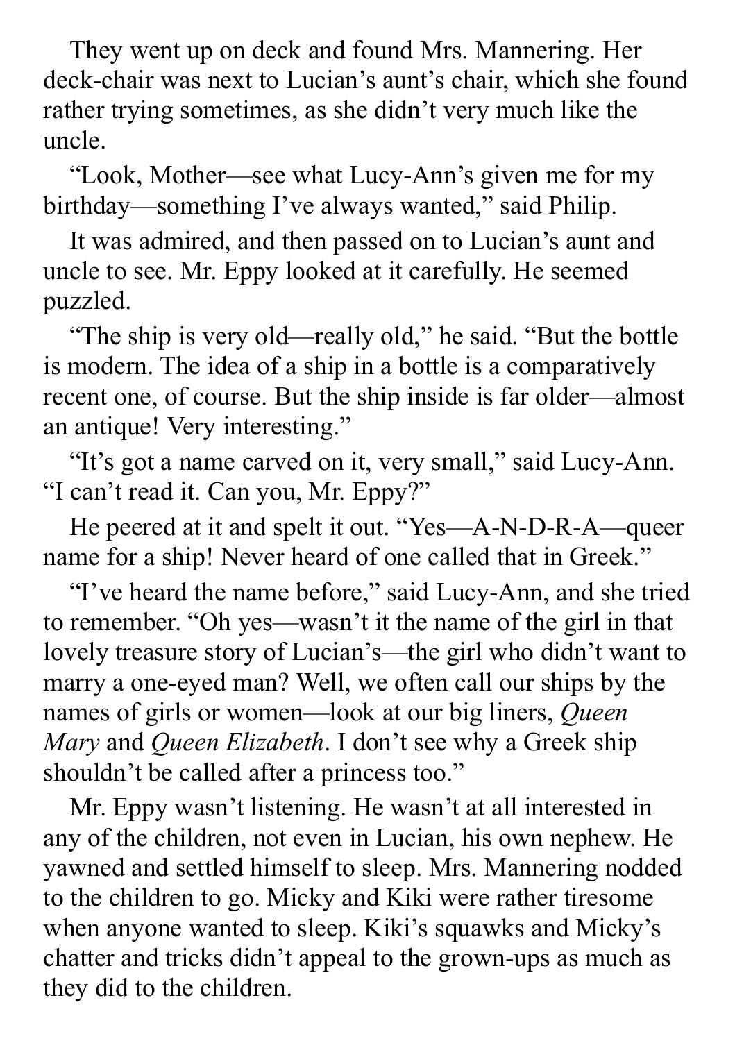They went up on deck and found Mrs. Mannering. Her deck-chair was next to Lucian's aunt's chair, which she found rather trying sometimes, as she didn't very much like the uncle.

"Look, Mother—see what Lucy-Ann's given me for my birthday—something I've always wanted," said Philip.

It was admired, and then passed on to Lucian's aunt and uncle to see. Mr. Eppy looked at it carefully. He seemed puzzled.

"The ship is very old—really old," he said. "But the bottle is modern. The idea of a ship in a bottle is a comparatively recent one, of course. But the ship inside is far older—almost an antique! Very interesting."

"It's got a name carved on it, very small," said Lucy-Ann. "I can't read it. Can you, Mr. Eppy?"

He peered at it and spelt it out. "Yes—A-N-D-R-A—queer name for a ship! Never heard of one called that in Greek."

"I've heard the name before," said Lucy-Ann, and she tried to remember. "Oh yes—wasn't it the name of the girl in that lovely treasure story of Lucian's—the girl who didn't want to marry a one-eyed man? Well, we often call our ships by the names of girls or women—look at our big liners, *Queen Mary* and *Queen Elizabeth*. I don't see why a Greek ship shouldn't be called after a princess too."

Mr. Eppy wasn't listening. He wasn't at all interested in any of the children, not even in Lucian, his own nephew. He yawned and settled himself to sleep. Mrs. Mannering nodded to the children to go. Micky and Kiki were rather tiresome when anyone wanted to sleep. Kiki's squawks and Micky's chatter and tricks didn't appeal to the grown-ups as much as they did to the children.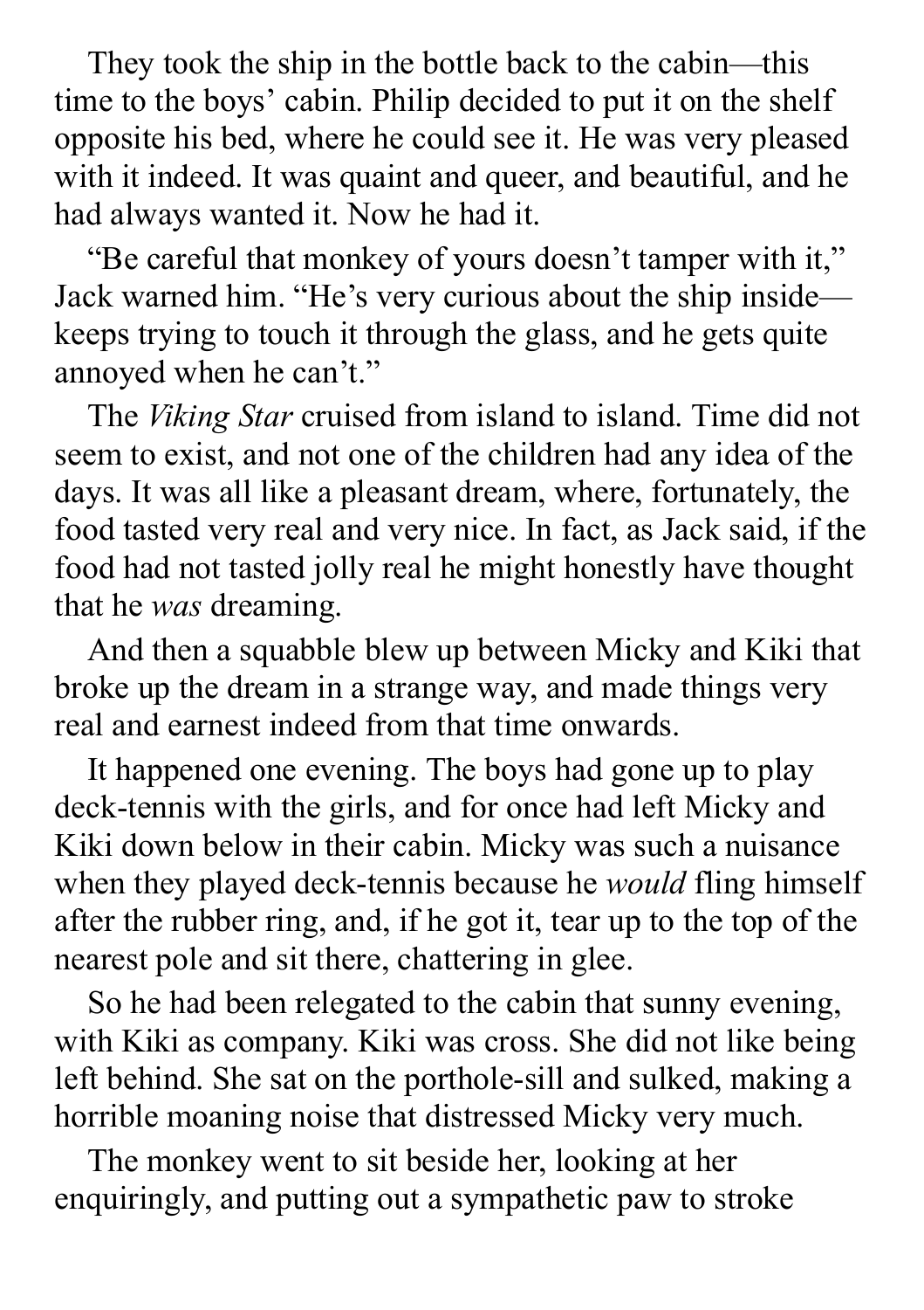They took the ship in the bottle back to the cabin—this time to the boys' cabin. Philip decided to put it on the shelf opposite his bed, where he could see it. He was very pleased with it indeed. It was quaint and queer, and beautiful, and he had always wanted it. Now he had it.

"Be careful that monkey of yours doesn't tamper with it," Jack warned him. "He's very curious about the ship inside—keeps trying to touch it through the glass, and he gets quite annoyed when he can't."

The *Viking Star* cruised from island to island. Time did not seem to exist, and not one of the children had any idea of the days. It was all like a pleasant dream, where, fortunately, the food tasted very real and very nice. In fact, as Jack said, if the food had not tasted jolly real he might honestly have thought that he *was* dreaming.

And then a squabble blew up between Micky and Kiki that broke up the dream in a strange way, and made things very real and earnest indeed from that time onwards.

It happened one evening. The boys had gone up to play deck-tennis with the girls, and for once had left Micky and Kiki down below in their cabin. Micky was such a nuisance when they played deck-tennis because he *would* fling himself after the rubber ring, and, if he got it, tear up to the top of the nearest pole and sit there, chattering in glee.

So he had been relegated to the cabin that sunny evening, with Kiki as company. Kiki was cross. She did not like being left behind. She sat on the porthole-sill and sulked, making a horrible moaning noise that distressed Micky very much.

The monkey went to sit beside her, looking at her enquiringly, and putting out a sympathetic paw to stroke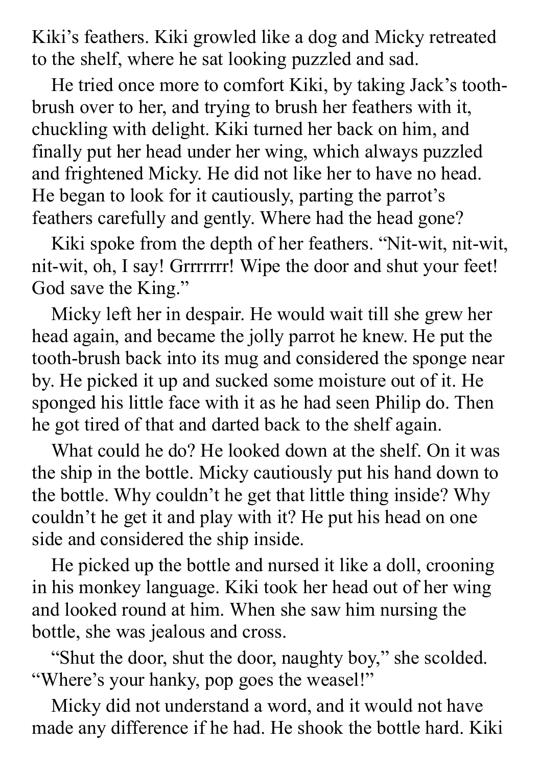Kiki's feathers. Kiki growled like a dog and Micky retreated to the shelf, where he sat looking puzzled and sad.

He tried once more to comfort Kiki, by taking Jack's tooth-brush over to her, and trying to brush her feathers with it, chuckling with delight. Kiki turned her back on him, and finally put her head under her wing, which always puzzled and frightened Micky. He did not like her to have no head. He began to look for it cautiously, parting the parrot's feathers carefully and gently. Where had the head gone?

Kiki spoke from the depth of her feathers. "Nit-wit, nit-wit, nit-wit, oh, I say! Grrrrrrr! Wipe the door and shut your feet! God save the King."

Micky left her in despair. He would wait till she grew her head again, and became the jolly parrot he knew. He put the tooth-brush back into its mug and considered the sponge near by. He picked it up and sucked some moisture out of it. He sponged his little face with it as he had seen Philip do. Then he got tired of that and darted back to the shelf again.

What could he do? He looked down at the shelf. On it was the ship in the bottle. Micky cautiously put his hand down to the bottle. Why couldn't he get that little thing inside? Why couldn't he get it and play with it? He put his head on one side and considered the ship inside.

He picked up the bottle and nursed it like a doll, crooning in his monkey language. Kiki took her head out of her wing and looked round at him. When she saw him nursing the bottle, she was jealous and cross.

"Shut the door, shut the door, naughty boy," she scolded. "Where's your hanky, pop goes the weasel!"

Micky did not understand a word, and it would not have made any difference if he had. He shook the bottle hard. Kiki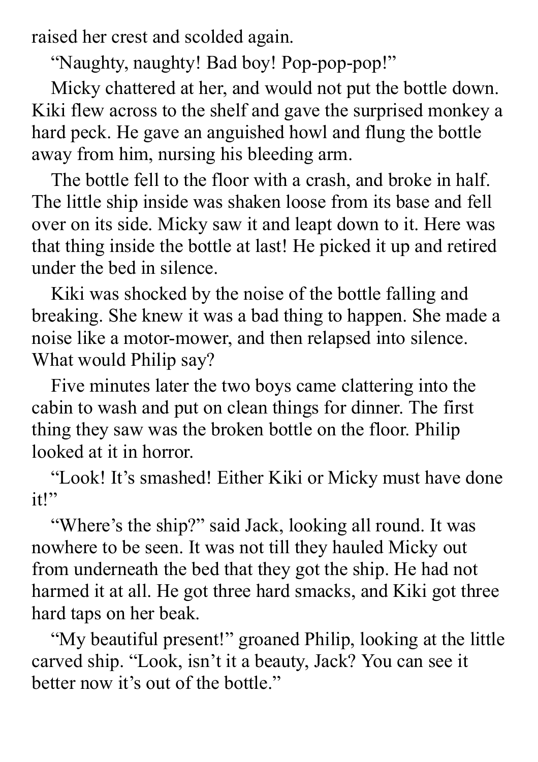raised her crest and scolded again.

"Naughty, naughty! Bad boy! Pop-pop-pop!"

Micky chattered at her, and would not put the bottle down. Kiki flew across to the shelf and gave the surprised monkey a hard peck. He gave an anguished howl and flung the bottle away from him, nursing his bleeding arm.

The bottle fell to the floor with a crash, and broke in half. The little ship inside was shaken loose from its base and fell over on its side. Micky saw it and leapt down to it. Here was that thing inside the bottle at last! He picked it up and retired under the bed in silence.

Kiki was shocked by the noise of the bottle falling and breaking. She knew it was a bad thing to happen. She made a noise like a motor-mower, and then relapsed into silence. What would Philip say?

Five minutes later the two boys came clattering into the cabin to wash and put on clean things for dinner. The first thing they saw was the broken bottle on the floor. Philip looked at it in horror.

"Look! It's smashed! Either Kiki or Micky must have done it!"

"Where's the ship?" said Jack, looking all round. It was nowhere to be seen. It was not till they hauled Micky out from underneath the bed that they got the ship. He had not harmed it at all. He got three hard smacks, and Kiki got three hard taps on her beak.

"My beautiful present!" groaned Philip, looking at the little carved ship. "Look, isn't it a beauty, Jack? You can see it better now it's out of the bottle."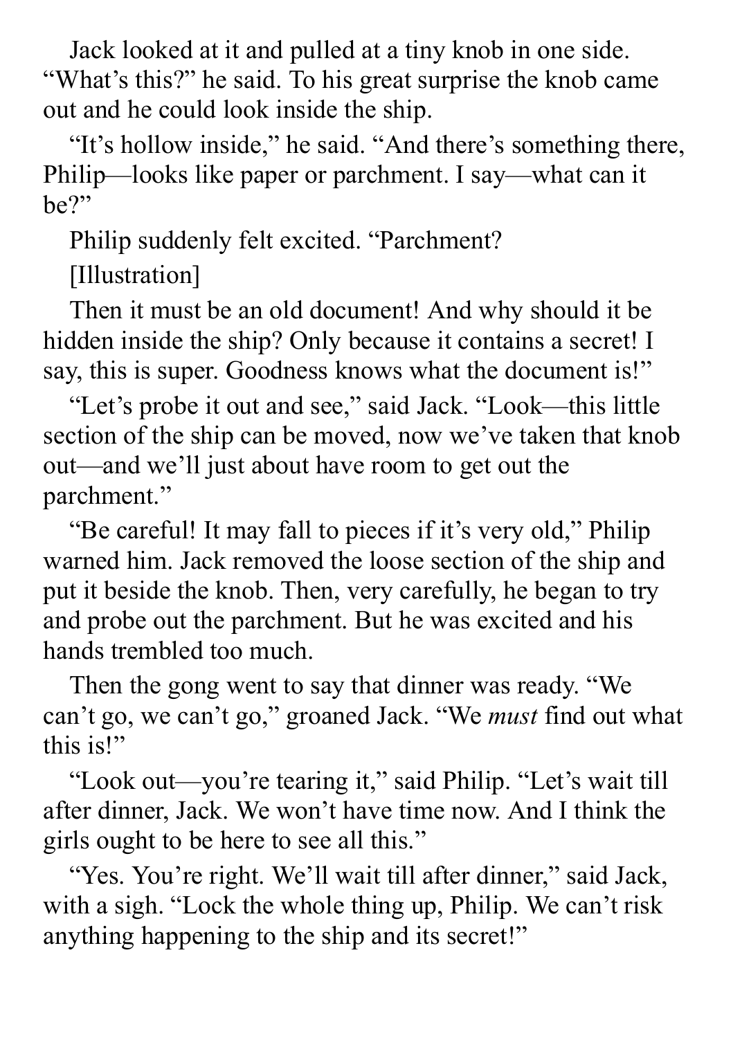Jack looked at it and pulled at a tiny knob in one side. “What’s this?” he said. To his great surprise the knob came out and he could look inside the ship.

“It’s hollow inside,” he said. “And there’s something there, Philip—looks like paper or parchment. I say—what can it be?”

Philip suddenly felt excited. “Parchment?

[Illustration]

Then it must be an old document! And why should it be hidden inside the ship? Only because it contains a secret! I say, this is super. Goodness knows what the document is!”

“Let’s probe it out and see,” said Jack. “Look—this little section of the ship can be moved, now we’ve taken that knob out—and we’ll just about have room to get out the parchment.”

“Be careful! It may fall to pieces if it’s very old,” Philip warned him. Jack removed the loose section of the ship and put it beside the knob. Then, very carefully, he began to try and probe out the parchment. But he was excited and his hands trembled too much.

Then the gong went to say that dinner was ready. “We can’t go, we can’t go,” groaned Jack. “We *must* find out what this is!”

“Look out—you’re tearing it,” said Philip. “Let’s wait till after dinner, Jack. We won’t have time now. And I think the girls ought to be here to see all this.”

“Yes. You’re right. We’ll wait till after dinner,” said Jack, with a sigh. “Lock the whole thing up, Philip. We can’t risk anything happening to the ship and its secret!”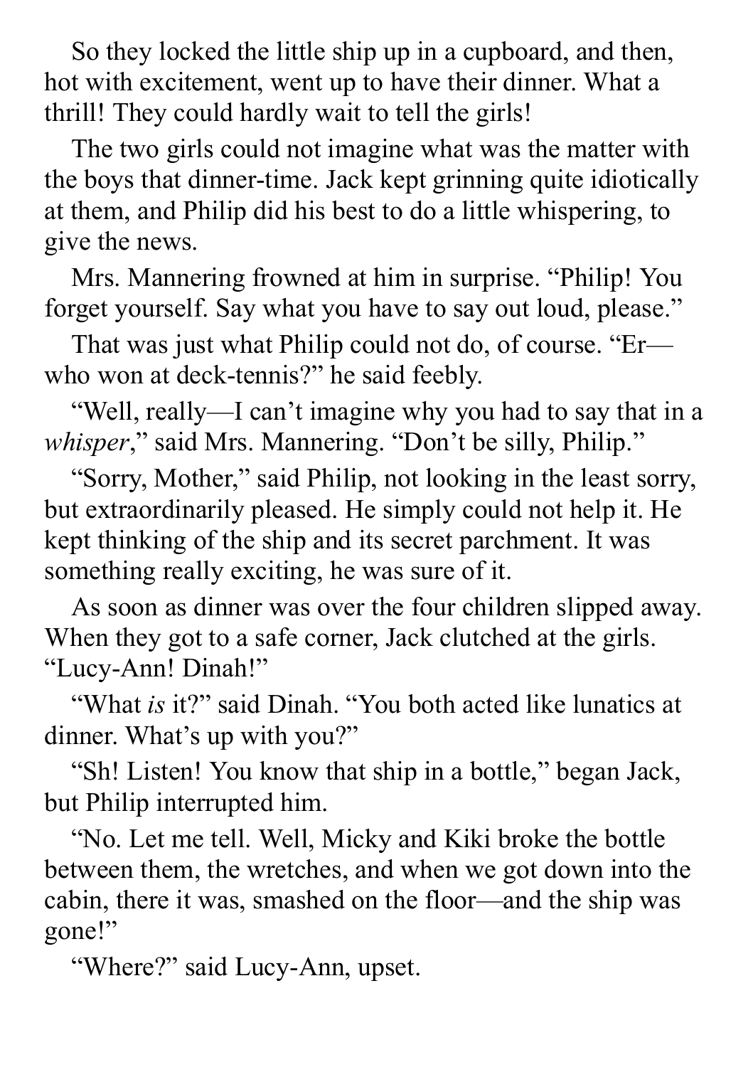So they locked the little ship up in a cupboard, and then, hot with excitement, went up to have their dinner. What a thrill! They could hardly wait to tell the girls!

The two girls could not imagine what was the matter with the boys that dinner-time. Jack kept grinning quite idiotically at them, and Philip did his best to do a little whispering, to give the news.

Mrs. Mannering frowned at him in surprise. "Philip! You forget yourself. Say what you have to say out loud, please."

That was just what Philip could not do, of course. "Er—who won at deck-tennis?" he said feebly.

"Well, really—I can't imagine why you had to say that in a *whisper*," said Mrs. Mannering. "Don't be silly, Philip."

"Sorry, Mother," said Philip, not looking in the least sorry, but extraordinarily pleased. He simply could not help it. He kept thinking of the ship and its secret parchment. It was something really exciting, he was sure of it.

As soon as dinner was over the four children slipped away. When they got to a safe corner, Jack clutched at the girls. "Lucy-Ann! Dinah!"

"What *is* it?" said Dinah. "You both acted like lunatics at dinner. What's up with you?"

"Sh! Listen! You know that ship in a bottle," began Jack, but Philip interrupted him.

"No. Let me tell. Well, Micky and Kiki broke the bottle between them, the wretches, and when we got down into the cabin, there it was, smashed on the floor—and the ship was gone!"

"Where?" said Lucy-Ann, upset.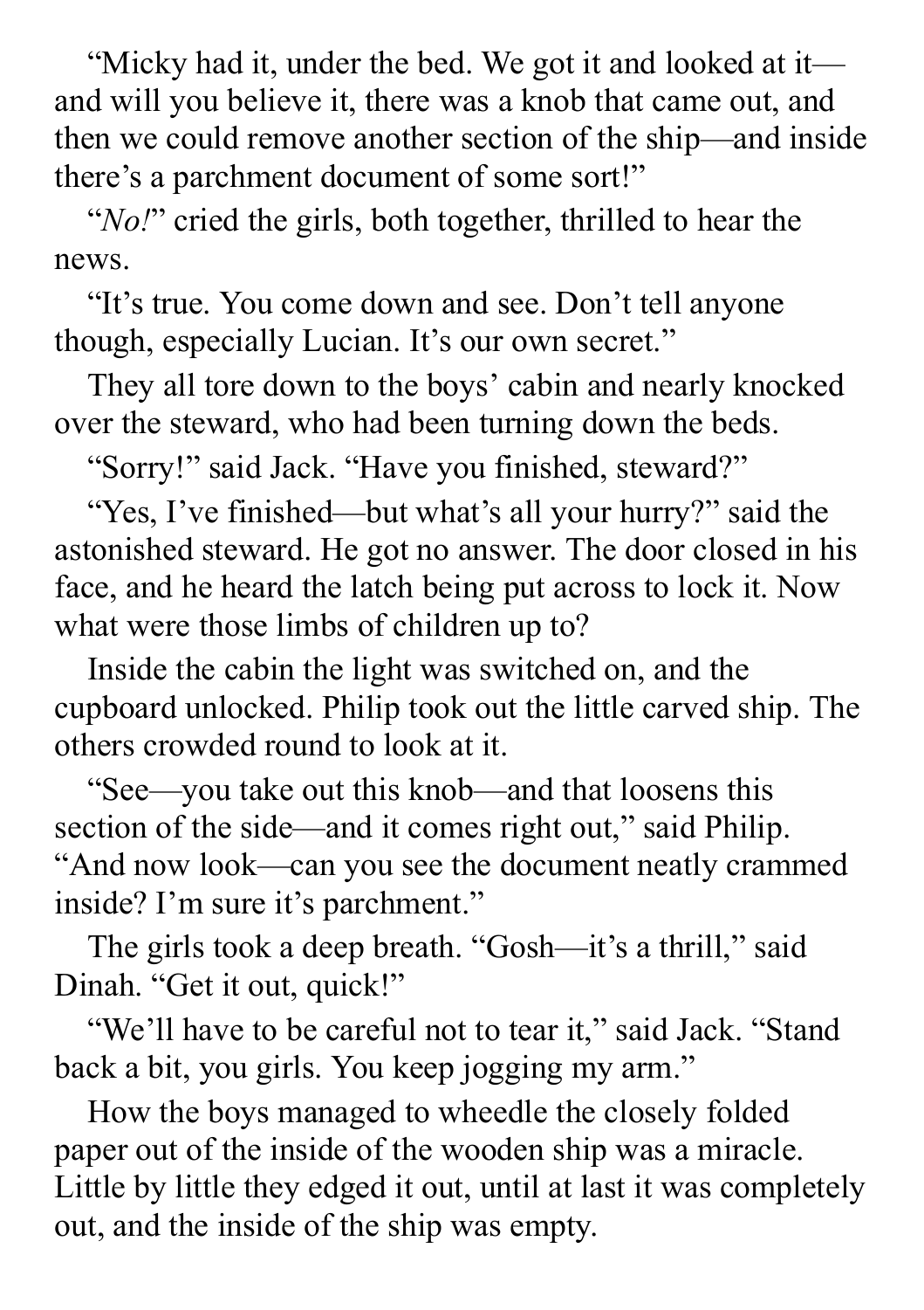"Micky had it, under the bed. We got it and looked at it—and will you believe it, there was a knob that came out, and then we could remove another section of the ship—and inside there's a parchment document of some sort!"

"*No!*" cried the girls, both together, thrilled to hear the news.

"It's true. You come down and see. Don't tell anyone though, especially Lucian. It's our own secret."

They all tore down to the boys' cabin and nearly knocked over the steward, who had been turning down the beds.

"Sorry!" said Jack. "Have you finished, steward?"

"Yes, I've finished—but what's all your hurry?" said the astonished steward. He got no answer. The door closed in his face, and he heard the latch being put across to lock it. Now what were those limbs of children up to?

Inside the cabin the light was switched on, and the cupboard unlocked. Philip took out the little carved ship. The others crowded round to look at it.

"See—you take out this knob—and that loosens this section of the side—and it comes right out," said Philip. "And now look—can you see the document neatly crammed inside? I'm sure it's parchment."

The girls took a deep breath. "Gosh—it's a thrill," said Dinah. "Get it out, quick!"

"We'll have to be careful not to tear it," said Jack. "Stand back a bit, you girls. You keep jogging my arm."

How the boys managed to wheedle the closely folded paper out of the inside of the wooden ship was a miracle. Little by little they edged it out, until at last it was completely out, and the inside of the ship was empty.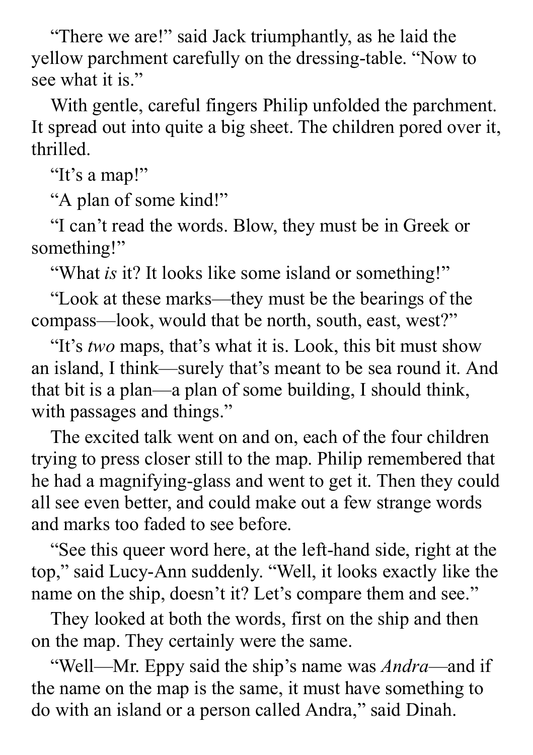"There we are!" said Jack triumphantly, as he laid the yellow parchment carefully on the dressing-table. "Now to see what it is."

With gentle, careful fingers Philip unfolded the parchment. It spread out into quite a big sheet. The children pored over it, thrilled.

"It's a map!"

"A plan of some kind!"

"I can't read the words. Blow, they must be in Greek or something!"

"What *is* it? It looks like some island or something!"

"Look at these marks—they must be the bearings of the compass—look, would that be north, south, east, west?"

"It's *two* maps, that's what it is. Look, this bit must show an island, I think—surely that's meant to be sea round it. And that bit is a plan—a plan of some building, I should think, with passages and things."

The excited talk went on and on, each of the four children trying to press closer still to the map. Philip remembered that he had a magnifying-glass and went to get it. Then they could all see even better, and could make out a few strange words and marks too faded to see before.

"See this queer word here, at the left-hand side, right at the top," said Lucy-Ann suddenly. "Well, it looks exactly like the name on the ship, doesn't it? Let's compare them and see."

They looked at both the words, first on the ship and then on the map. They certainly were the same.

"Well—Mr. Eppy said the ship's name was *Andra*—and if the name on the map is the same, it must have something to do with an island or a person called Andra," said Dinah.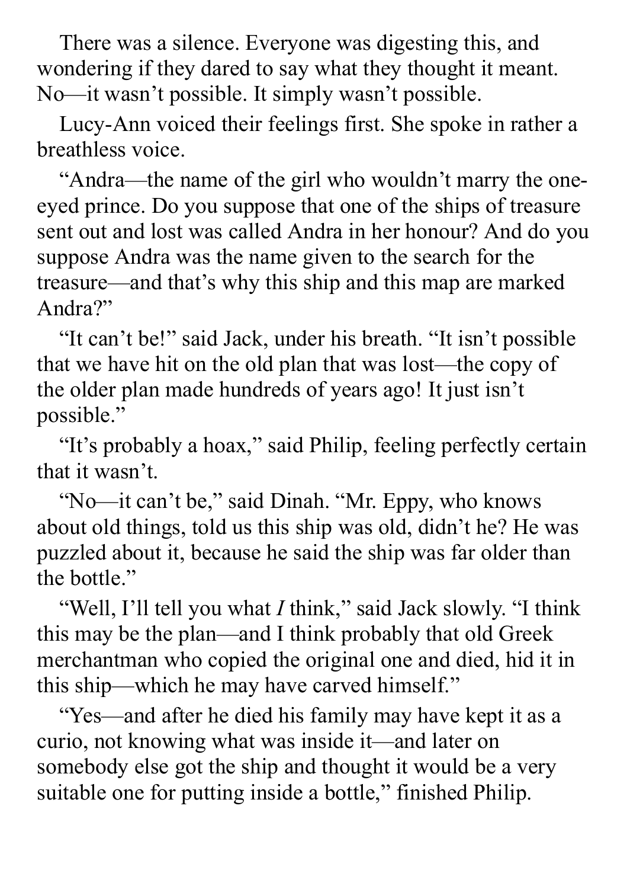There was a silence. Everyone was digesting this, and wondering if they dared to say what they thought it meant. No—it wasn't possible. It simply wasn't possible.

Lucy-Ann voiced their feelings first. She spoke in rather a breathless voice.

"Andra—the name of the girl who wouldn't marry the one-eyed prince. Do you suppose that one of the ships of treasure sent out and lost was called Andra in her honour? And do you suppose Andra was the name given to the search for the treasure—and that's why this ship and this map are marked Andra?"

"It can't be!" said Jack, under his breath. "It isn't possible that we have hit on the old plan that was lost—the copy of the older plan made hundreds of years ago! It just isn't possible."

"It's probably a hoax," said Philip, feeling perfectly certain that it wasn't.

"No—it can't be," said Dinah. "Mr. Eppy, who knows about old things, told us this ship was old, didn't he? He was puzzled about it, because he said the ship was far older than the bottle."

"Well, I'll tell you what *I* think," said Jack slowly. "I think this may be the plan—and I think probably that old Greek merchantman who copied the original one and died, hid it in this ship—which he may have carved himself."

"Yes—and after he died his family may have kept it as a curio, not knowing what was inside it—and later on somebody else got the ship and thought it would be a very suitable one for putting inside a bottle," finished Philip.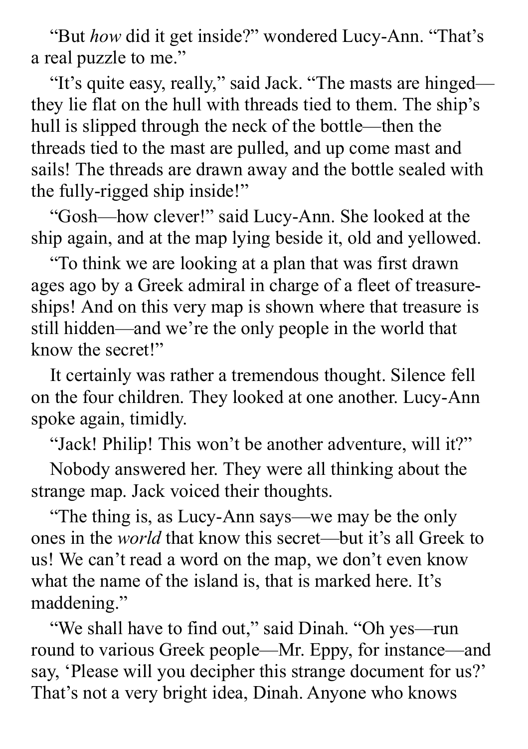"But *how* did it get inside?" wondered Lucy-Ann. "That's a real puzzle to me."

"It's quite easy, really," said Jack. "The masts are hinged—they lie flat on the hull with threads tied to them. The ship's hull is slipped through the neck of the bottle—then the threads tied to the mast are pulled, and up come mast and sails! The threads are drawn away and the bottle sealed with the fully-rigged ship inside!"

"Gosh—how clever!" said Lucy-Ann. She looked at the ship again, and at the map lying beside it, old and yellowed.

"To think we are looking at a plan that was first drawn ages ago by a Greek admiral in charge of a fleet of treasure-ships! And on this very map is shown where that treasure is still hidden—and we're the only people in the world that know the secret!"

It certainly was rather a tremendous thought. Silence fell on the four children. They looked at one another. Lucy-Ann spoke again, timidly.

"Jack! Philip! This won't be another adventure, will it?"

Nobody answered her. They were all thinking about the strange map. Jack voiced their thoughts.

"The thing is, as Lucy-Ann says—we may be the only ones in the *world* that know this secret—but it's all Greek to us! We can't read a word on the map, we don't even know what the name of the island is, that is marked here. It's maddening."

"We shall have to find out," said Dinah. "Oh yes—run round to various Greek people—Mr. Eppy, for instance—and say, 'Please will you decipher this strange document for us?' That's not a very bright idea, Dinah. Anyone who knows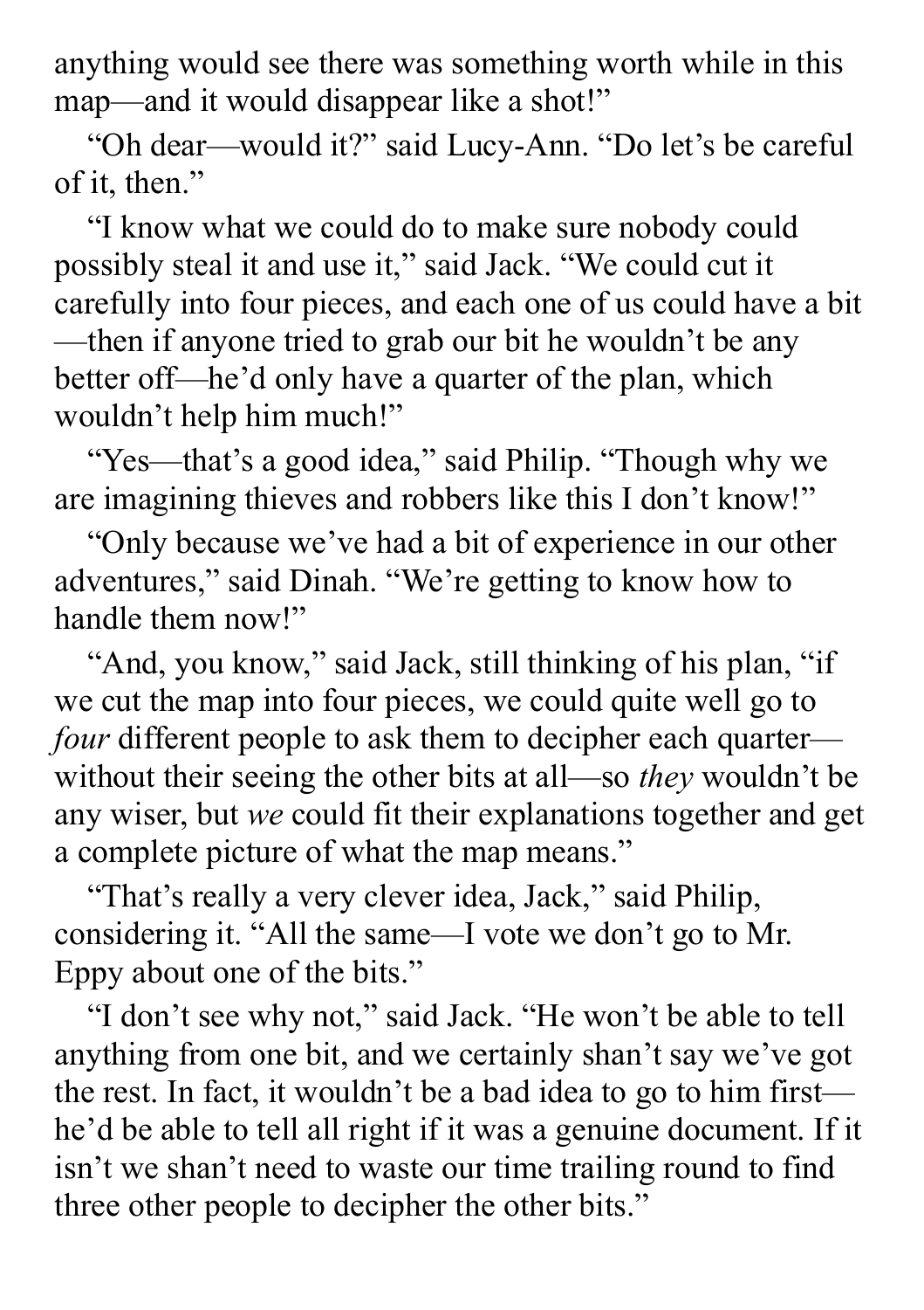anything would see there was something worth while in this map—and it would disappear like a shot!"

"Oh dear—would it?" said Lucy-Ann. "Do let's be careful of it, then."

"I know what we could do to make sure nobody could possibly steal it and use it," said Jack. "We could cut it carefully into four pieces, and each one of us could have a bit—then if anyone tried to grab our bit he wouldn't be any better off—he'd only have a quarter of the plan, which wouldn't help him much!"

"Yes—that's a good idea," said Philip. "Though why we are imagining thieves and robbers like this I don't know!"

"Only because we've had a bit of experience in our other adventures," said Dinah. "We're getting to know how to handle them now!"

"And, you know," said Jack, still thinking of his plan, "if we cut the map into four pieces, we could quite well go to *four* different people to ask them to decipher each quarter—without their seeing the other bits at all—so *they* wouldn't be any wiser, but *we* could fit their explanations together and get a complete picture of what the map means."

"That's really a very clever idea, Jack," said Philip, considering it. "All the same—I vote we don't go to Mr. Eppy about one of the bits."

"I don't see why not," said Jack. "He won't be able to tell anything from one bit, and we certainly shan't say we've got the rest. In fact, it wouldn't be a bad idea to go to him first—he'd be able to tell all right if it was a genuine document. If it isn't we shan't need to waste our time trailing round to find three other people to decipher the other bits."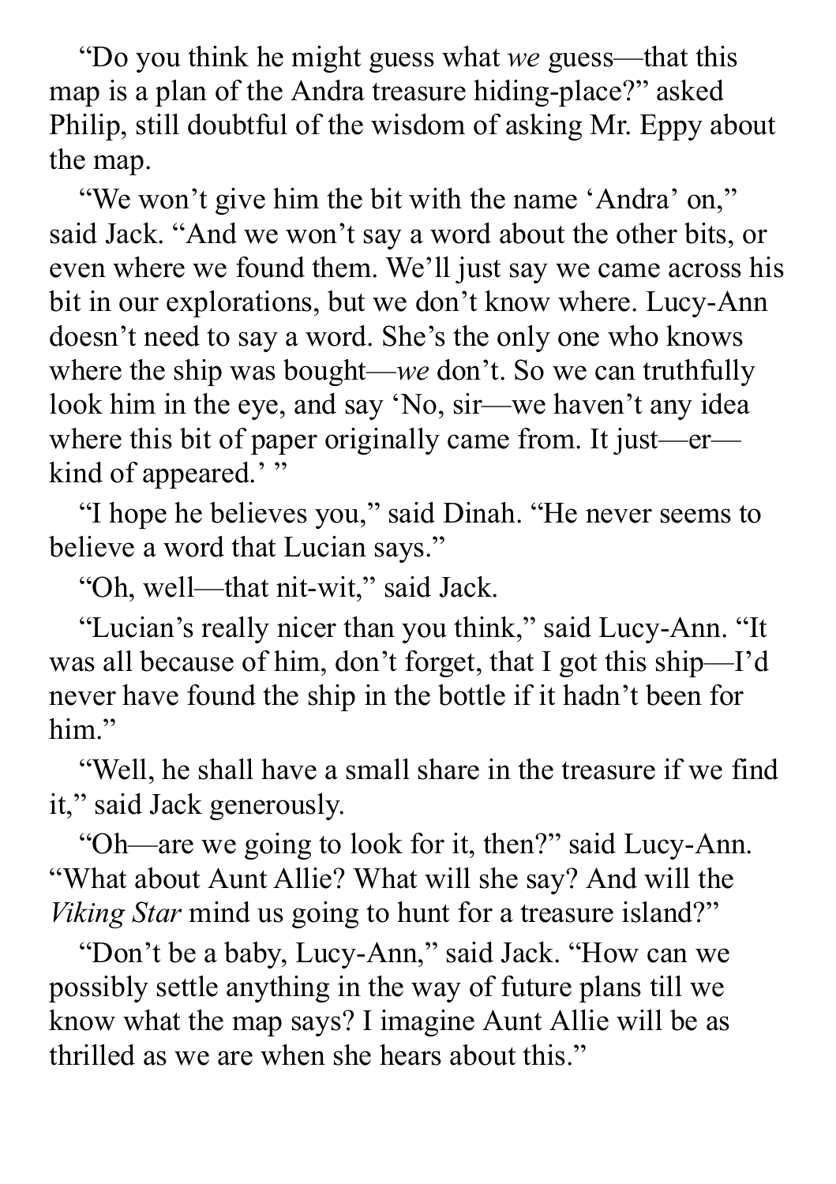"Do you think he might guess what *we* guess—that this map is a plan of the Andra treasure hiding-place?" asked Philip, still doubtful of the wisdom of asking Mr. Eppy about the map.

"We won't give him the bit with the name 'Andra' on," said Jack. "And we won't say a word about the other bits, or even where we found them. We'll just say we came across his bit in our explorations, but we don't know where. Lucy-Ann doesn't need to say a word. She's the only one who knows where the ship was bought—*we* don't. So we can truthfully look him in the eye, and say 'No, sir—we haven't any idea where this bit of paper originally came from. It just—er—kind of appeared.' "

"I hope he believes you," said Dinah. "He never seems to believe a word that Lucian says."

"Oh, well—that nit-wit," said Jack.

"Lucian's really nicer than you think," said Lucy-Ann. "It was all because of him, don't forget, that I got this ship—I'd never have found the ship in the bottle if it hadn't been for him."

"Well, he shall have a small share in the treasure if we find it," said Jack generously.

"Oh—are we going to look for it, then?" said Lucy-Ann. "What about Aunt Allie? What will she say? And will the *Viking Star* mind us going to hunt for a treasure island?"

"Don't be a baby, Lucy-Ann," said Jack. "How can we possibly settle anything in the way of future plans till we know what the map says? I imagine Aunt Allie will be as thrilled as we are when she hears about this."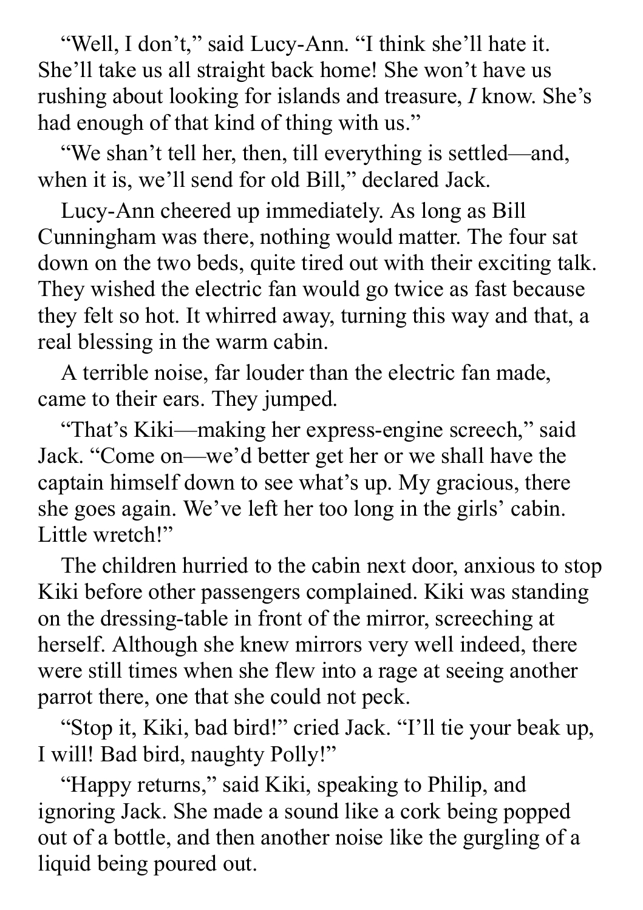"Well, I don't," said Lucy-Ann. "I think she'll hate it. She'll take us all straight back home! She won't have us rushing about looking for islands and treasure, *I* know. She's had enough of that kind of thing with us."

"We shan't tell her, then, till everything is settled—and, when it is, we'll send for old Bill," declared Jack.

Lucy-Ann cheered up immediately. As long as Bill Cunningham was there, nothing would matter. The four sat down on the two beds, quite tired out with their exciting talk. They wished the electric fan would go twice as fast because they felt so hot. It whirred away, turning this way and that, a real blessing in the warm cabin.

A terrible noise, far louder than the electric fan made, came to their ears. They jumped.

"That's Kiki—making her express-engine screech," said Jack. "Come on—we'd better get her or we shall have the captain himself down to see what's up. My gracious, there she goes again. We've left her too long in the girls' cabin. Little wretch!"

The children hurried to the cabin next door, anxious to stop Kiki before other passengers complained. Kiki was standing on the dressing-table in front of the mirror, screeching at herself. Although she knew mirrors very well indeed, there were still times when she flew into a rage at seeing another parrot there, one that she could not peck.

"Stop it, Kiki, bad bird!" cried Jack. "I'll tie your beak up, I will! Bad bird, naughty Polly!"

"Happy returns," said Kiki, speaking to Philip, and ignoring Jack. She made a sound like a cork being popped out of a bottle, and then another noise like the gurgling of a liquid being poured out.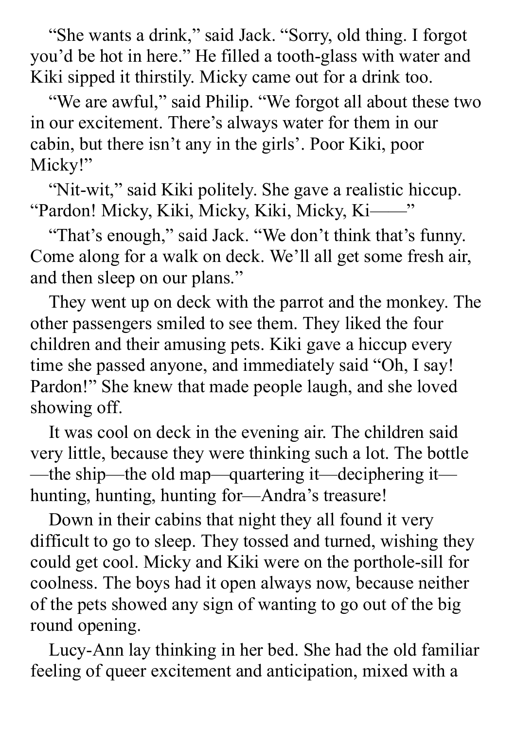"She wants a drink," said Jack. "Sorry, old thing. I forgot you'd be hot in here." He filled a tooth-glass with water and Kiki sipped it thirstily. Micky came out for a drink too.

"We are awful," said Philip. "We forgot all about these two in our excitement. There's always water for them in our cabin, but there isn't any in the girls'. Poor Kiki, poor Micky!"

"Nit-wit," said Kiki politely. She gave a realistic hiccup. "Pardon! Micky, Kiki, Micky, Kiki, Micky, Ki——"

"That's enough," said Jack. "We don't think that's funny. Come along for a walk on deck. We'll all get some fresh air, and then sleep on our plans."

They went up on deck with the parrot and the monkey. The other passengers smiled to see them. They liked the four children and their amusing pets. Kiki gave a hiccup every time she passed anyone, and immediately said "Oh, I say! Pardon!" She knew that made people laugh, and she loved showing off.

It was cool on deck in the evening air. The children said very little, because they were thinking such a lot. The bottle—the ship—the old map—quartering it—deciphering it—hunting, hunting, hunting for—Andra's treasure!

Down in their cabins that night they all found it very difficult to go to sleep. They tossed and turned, wishing they could get cool. Micky and Kiki were on the porthole-sill for coolness. The boys had it open always now, because neither of the pets showed any sign of wanting to go out of the big round opening.

Lucy-Ann lay thinking in her bed. She had the old familiar feeling of queer excitement and anticipation, mixed with a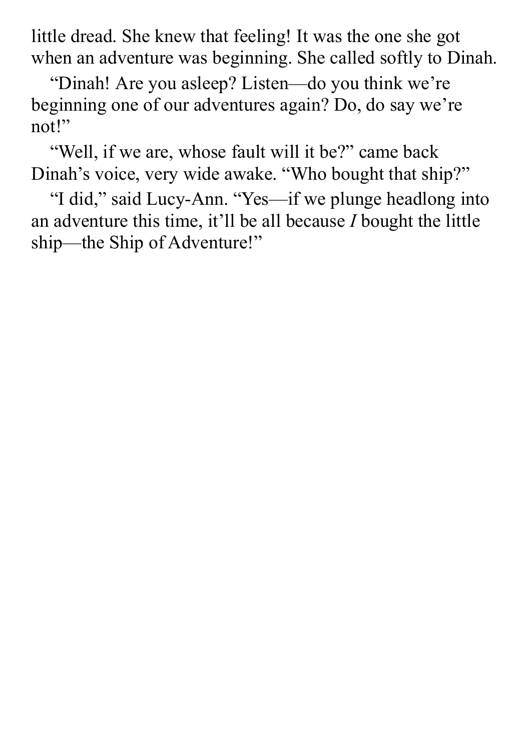little dread. She knew that feeling! It was the one she got when an adventure was beginning. She called softly to Dinah.

"Dinah! Are you asleep? Listen—do you think we're beginning one of our adventures again? Do, do say we're not!"

"Well, if we are, whose fault will it be?" came back Dinah's voice, very wide awake. "Who bought that ship?"

"I did," said Lucy-Ann. "Yes—if we plunge headlong into an adventure this time, it'll be all because *I* bought the little ship—the Ship of Adventure!"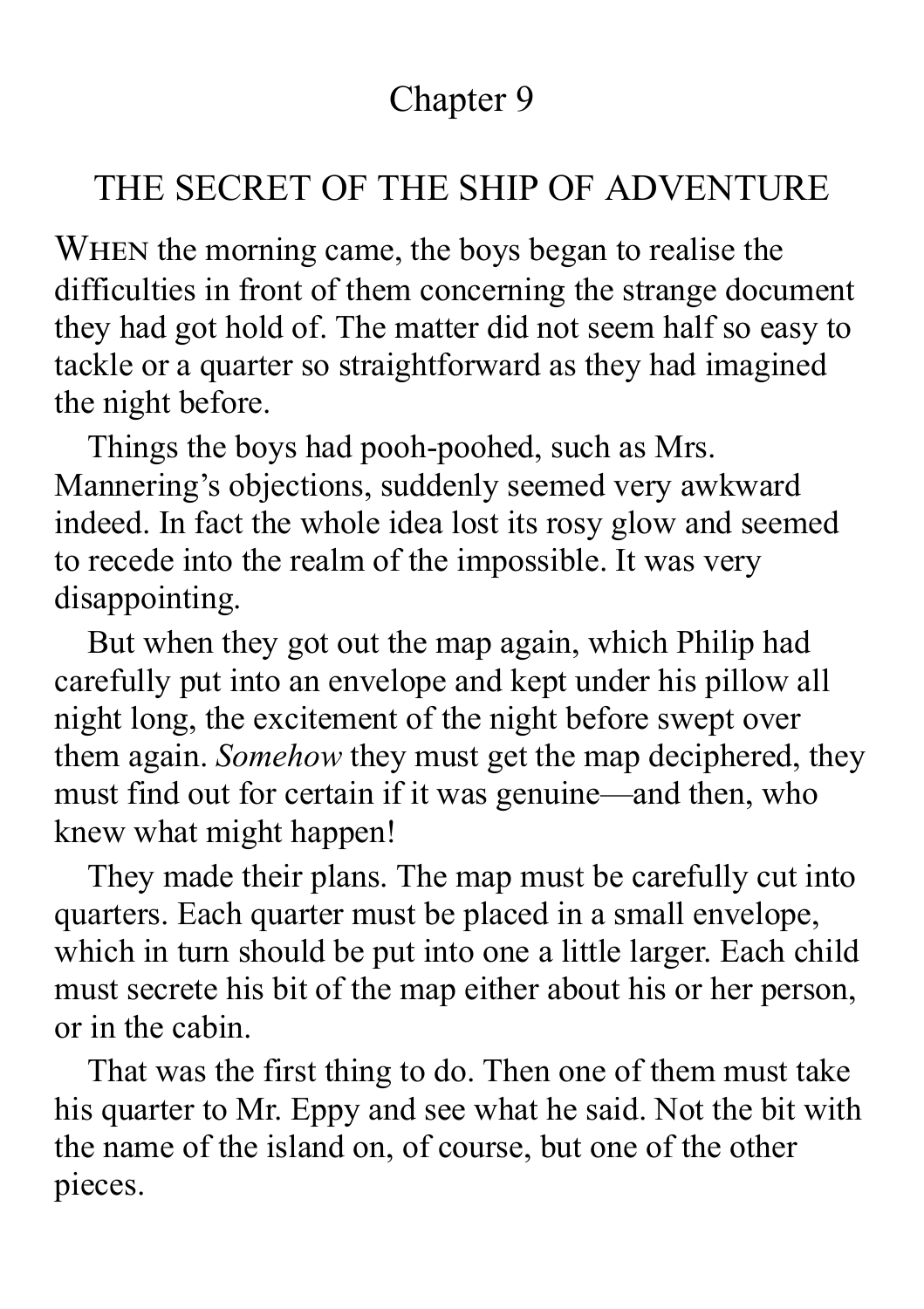# Chapter 9

## THE SECRET OF THE SHIP OF ADVENTURE

WHEN the morning came, the boys began to realise the difficulties in front of them concerning the strange document they had got hold of. The matter did not seem half so easy to tackle or a quarter so straightforward as they had imagined the night before.

Things the boys had pooh-poohed, such as Mrs. Mannering's objections, suddenly seemed very awkward indeed. In fact the whole idea lost its rosy glow and seemed to recede into the realm of the impossible. It was very disappointing.

But when they got out the map again, which Philip had carefully put into an envelope and kept under his pillow all night long, the excitement of the night before swept over them again. *Somehow* they must get the map deciphered, they must find out for certain if it was genuine—and then, who knew what might happen!

They made their plans. The map must be carefully cut into quarters. Each quarter must be placed in a small envelope, which in turn should be put into one a little larger. Each child must secrete his bit of the map either about his or her person, or in the cabin.

That was the first thing to do. Then one of them must take his quarter to Mr. Eppy and see what he said. Not the bit with the name of the island on, of course, but one of the other pieces.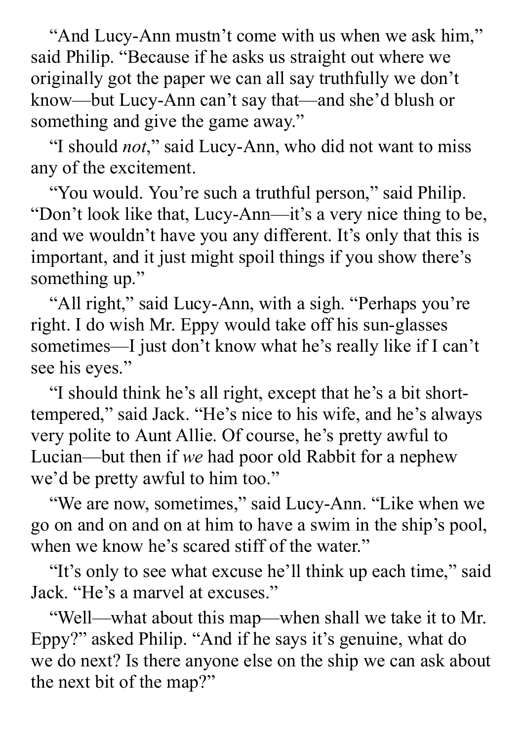"And Lucy-Ann mustn't come with us when we ask him," said Philip. "Because if he asks us straight out where we originally got the paper we can all say truthfully we don't know—but Lucy-Ann can't say that—and she'd blush or something and give the game away."

"I should *not*," said Lucy-Ann, who did not want to miss any of the excitement.

"You would. You're such a truthful person," said Philip. "Don't look like that, Lucy-Ann—it's a very nice thing to be, and we wouldn't have you any different. It's only that this is important, and it just might spoil things if you show there's something up."

"All right," said Lucy-Ann, with a sigh. "Perhaps you're right. I do wish Mr. Eppy would take off his sun-glasses sometimes—I just don't know what he's really like if I can't see his eyes."

"I should think he's all right, except that he's a bit short-tempered," said Jack. "He's nice to his wife, and he's always very polite to Aunt Allie. Of course, he's pretty awful to Lucian—but then if *we* had poor old Rabbit for a nephew we'd be pretty awful to him too."

"We are now, sometimes," said Lucy-Ann. "Like when we go on and on and on at him to have a swim in the ship's pool, when we know he's scared stiff of the water."

"It's only to see what excuse he'll think up each time," said Jack. "He's a marvel at excuses."

"Well—what about this map—when shall we take it to Mr. Eppy?" asked Philip. "And if he says it's genuine, what do we do next? Is there anyone else on the ship we can ask about the next bit of the map?"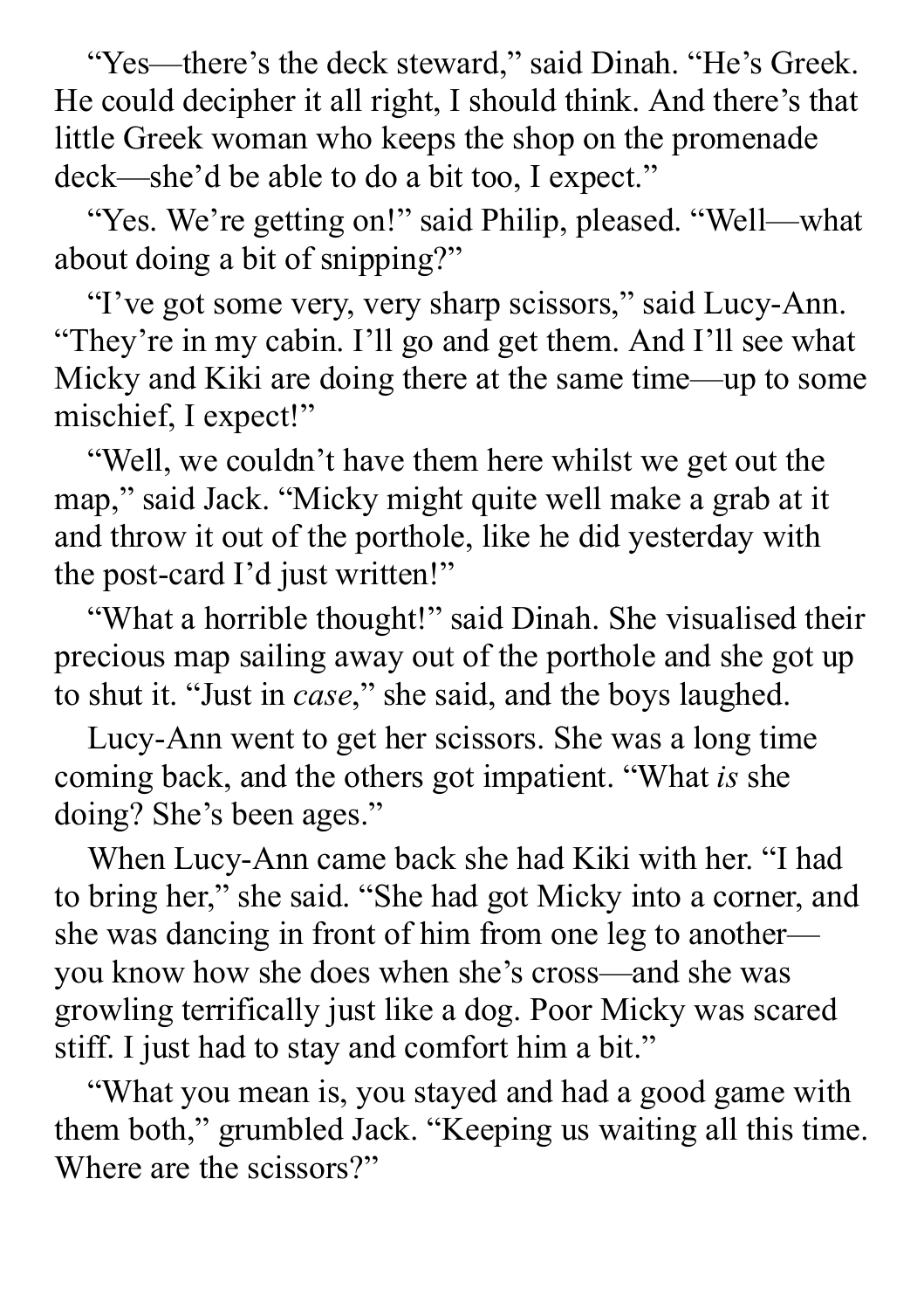"Yes—there's the deck steward," said Dinah. "He's Greek. He could decipher it all right, I should think. And there's that little Greek woman who keeps the shop on the promenade deck—she'd be able to do a bit too, I expect."

"Yes. We're getting on!" said Philip, pleased. "Well—what about doing a bit of snipping?"

"I've got some very, very sharp scissors," said Lucy-Ann. "They're in my cabin. I'll go and get them. And I'll see what Micky and Kiki are doing there at the same time—up to some mischief, I expect!"

"Well, we couldn't have them here whilst we get out the map," said Jack. "Micky might quite well make a grab at it and throw it out of the porthole, like he did yesterday with the post-card I'd just written!"

"What a horrible thought!" said Dinah. She visualised their precious map sailing away out of the porthole and she got up to shut it. "Just in *case*," she said, and the boys laughed.

Lucy-Ann went to get her scissors. She was a long time coming back, and the others got impatient. "What *is* she doing? She's been ages."

When Lucy-Ann came back she had Kiki with her. "I had to bring her," she said. "She had got Micky into a corner, and she was dancing in front of him from one leg to another—you know how she does when she's cross—and she was growling terrifically just like a dog. Poor Micky was scared stiff. I just had to stay and comfort him a bit."

"What you mean is, you stayed and had a good game with them both," grumbled Jack. "Keeping us waiting all this time. Where are the scissors?"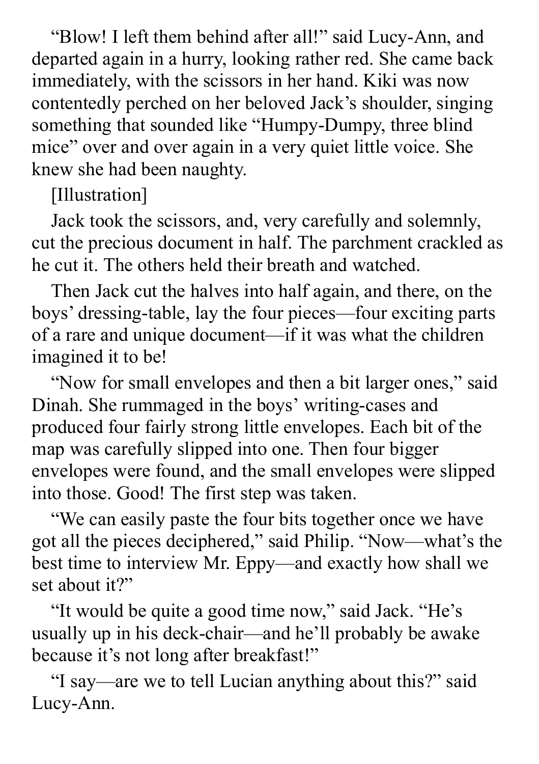"Blow! I left them behind after all!" said Lucy-Ann, and departed again in a hurry, looking rather red. She came back immediately, with the scissors in her hand. Kiki was now contentedly perched on her beloved Jack's shoulder, singing something that sounded like "Humpy-Dumpy, three blind mice" over and over again in a very quiet little voice. She knew she had been naughty.

[Illustration]

Jack took the scissors, and, very carefully and solemnly, cut the precious document in half. The parchment crackled as he cut it. The others held their breath and watched.

Then Jack cut the halves into half again, and there, on the boys' dressing-table, lay the four pieces—four exciting parts of a rare and unique document—if it was what the children imagined it to be!

"Now for small envelopes and then a bit larger ones," said Dinah. She rummaged in the boys' writing-cases and produced four fairly strong little envelopes. Each bit of the map was carefully slipped into one. Then four bigger envelopes were found, and the small envelopes were slipped into those. Good! The first step was taken.

"We can easily paste the four bits together once we have got all the pieces deciphered," said Philip. "Now—what's the best time to interview Mr. Eppy—and exactly how shall we set about it?"

"It would be quite a good time now," said Jack. "He's usually up in his deck-chair—and he'll probably be awake because it's not long after breakfast!"

"I say—are we to tell Lucian anything about this?" said Lucy-Ann.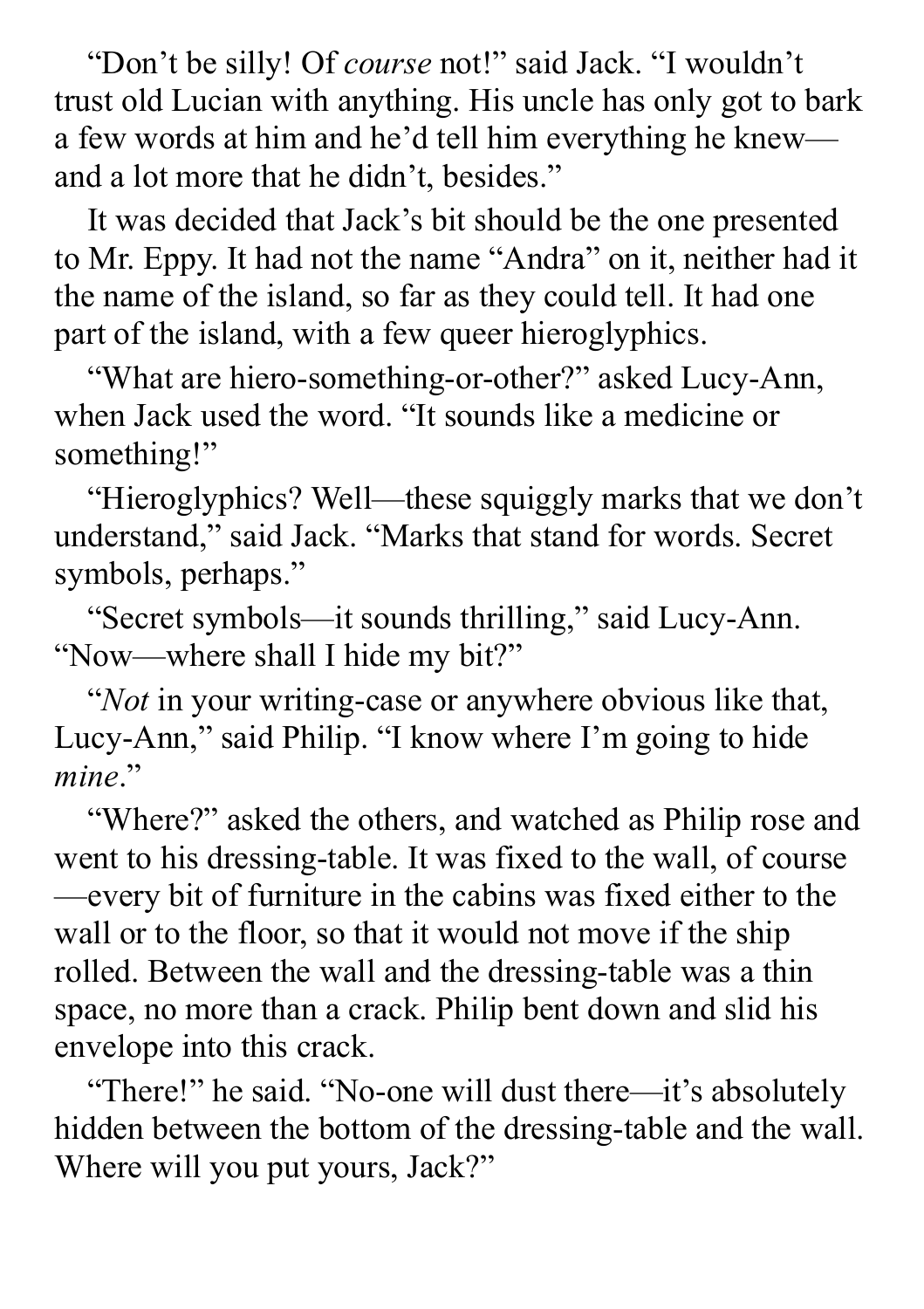"Don't be silly! Of *course* not!" said Jack. "I wouldn't trust old Lucian with anything. His uncle has only got to bark a few words at him and he'd tell him everything he knew—and a lot more that he didn't, besides."

It was decided that Jack's bit should be the one presented to Mr. Eppy. It had not the name "Andra" on it, neither had it the name of the island, so far as they could tell. It had one part of the island, with a few queer hieroglyphics.

"What are hiero-something-or-other?" asked Lucy-Ann, when Jack used the word. "It sounds like a medicine or something!"

"Hieroglyphics? Well—these squiggly marks that we don't understand," said Jack. "Marks that stand for words. Secret symbols, perhaps."

"Secret symbols—it sounds thrilling," said Lucy-Ann. "Now—where shall I hide my bit?"

"*Not* in your writing-case or anywhere obvious like that, Lucy-Ann," said Philip. "I know where I'm going to hide *mine*."

"Where?" asked the others, and watched as Philip rose and went to his dressing-table. It was fixed to the wall, of course—every bit of furniture in the cabins was fixed either to the wall or to the floor, so that it would not move if the ship rolled. Between the wall and the dressing-table was a thin space, no more than a crack. Philip bent down and slid his envelope into this crack.

"There!" he said. "No-one will dust there—it's absolutely hidden between the bottom of the dressing-table and the wall. Where will you put yours, Jack?"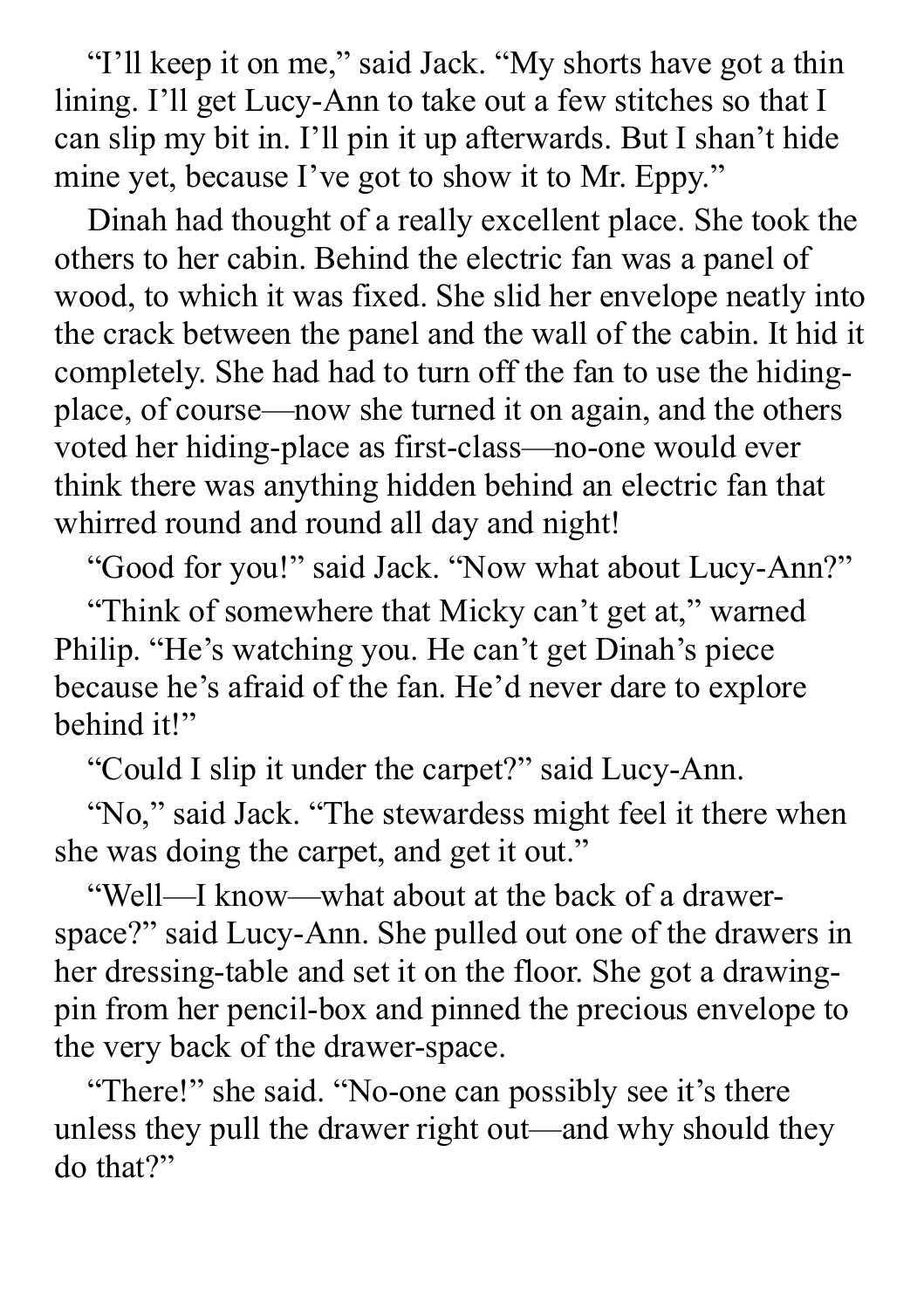"I'll keep it on me," said Jack. "My shorts have got a thin lining. I'll get Lucy-Ann to take out a few stitches so that I can slip my bit in. I'll pin it up afterwards. But I shan't hide mine yet, because I've got to show it to Mr. Eppy."

Dinah had thought of a really excellent place. She took the others to her cabin. Behind the electric fan was a panel of wood, to which it was fixed. She slid her envelope neatly into the crack between the panel and the wall of the cabin. It hid it completely. She had had to turn off the fan to use the hiding-place, of course—now she turned it on again, and the others voted her hiding-place as first-class—no-one would ever think there was anything hidden behind an electric fan that whirred round and round all day and night!

"Good for you!" said Jack. "Now what about Lucy-Ann?"

"Think of somewhere that Micky can't get at," warned Philip. "He's watching you. He can't get Dinah's piece because he's afraid of the fan. He'd never dare to explore behind it!"

"Could I slip it under the carpet?" said Lucy-Ann.

"No," said Jack. "The stewardess might feel it there when she was doing the carpet, and get it out."

"Well—I know—what about at the back of a drawer-space?" said Lucy-Ann. She pulled out one of the drawers in her dressing-table and set it on the floor. She got a drawing-pin from her pencil-box and pinned the precious envelope to the very back of the drawer-space.

"There!" she said. "No-one can possibly see it's there unless they pull the drawer right out—and why should they do that?"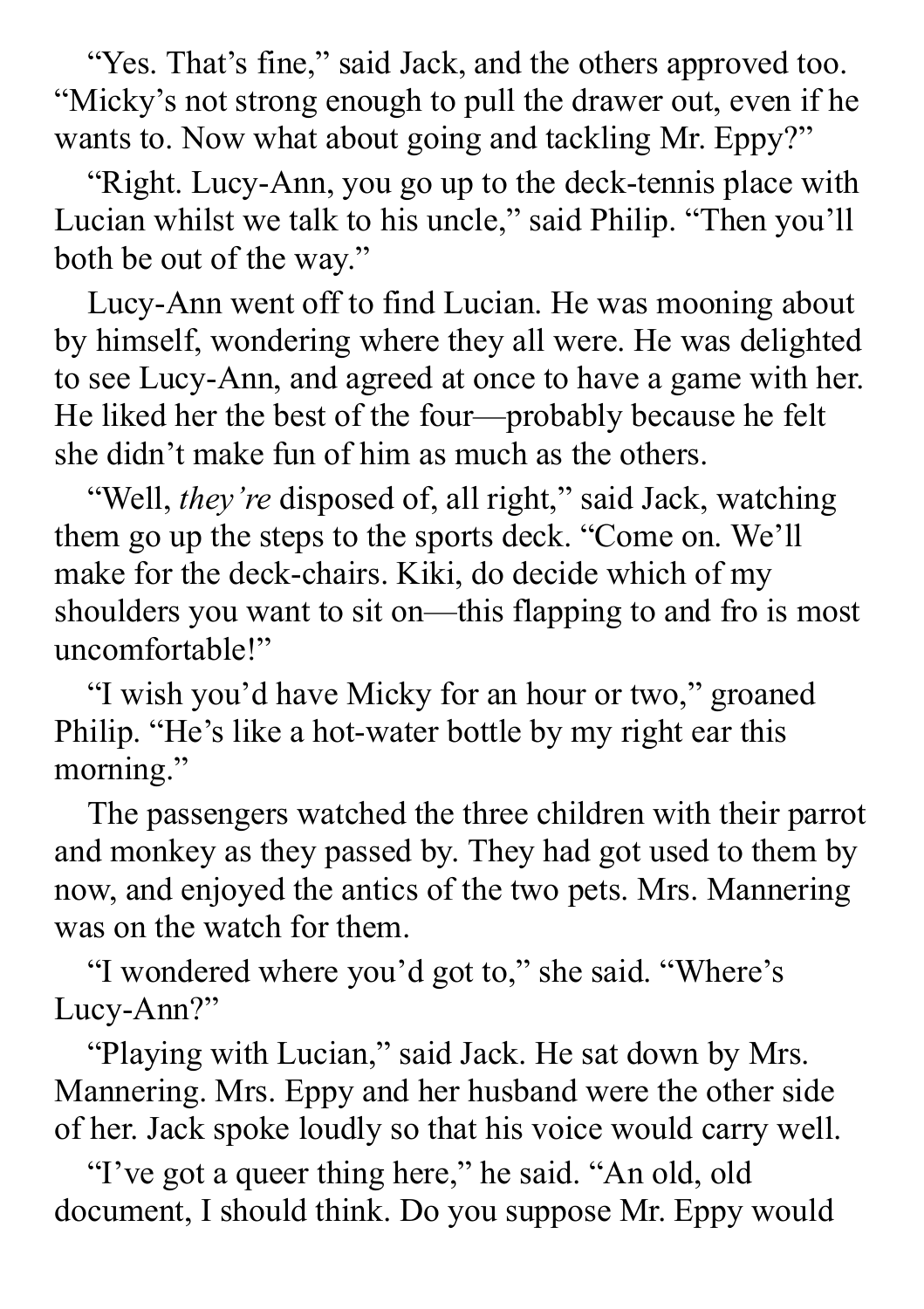"Yes. That's fine," said Jack, and the others approved too. "Micky's not strong enough to pull the drawer out, even if he wants to. Now what about going and tackling Mr. Eppy?"

"Right. Lucy-Ann, you go up to the deck-tennis place with Lucian whilst we talk to his uncle," said Philip. "Then you'll both be out of the way."

Lucy-Ann went off to find Lucian. He was mooning about by himself, wondering where they all were. He was delighted to see Lucy-Ann, and agreed at once to have a game with her. He liked her the best of the four—probably because he felt she didn't make fun of him as much as the others.

"Well, *they're* disposed of, all right," said Jack, watching them go up the steps to the sports deck. "Come on. We'll make for the deck-chairs. Kiki, do decide which of my shoulders you want to sit on—this flapping to and fro is most uncomfortable!"

"I wish you'd have Micky for an hour or two," groaned Philip. "He's like a hot-water bottle by my right ear this morning."

The passengers watched the three children with their parrot and monkey as they passed by. They had got used to them by now, and enjoyed the antics of the two pets. Mrs. Mannering was on the watch for them.

"I wondered where you'd got to," she said. "Where's Lucy-Ann?"

"Playing with Lucian," said Jack. He sat down by Mrs. Mannering. Mrs. Eppy and her husband were the other side of her. Jack spoke loudly so that his voice would carry well.

"I've got a queer thing here," he said. "An old, old document, I should think. Do you suppose Mr. Eppy would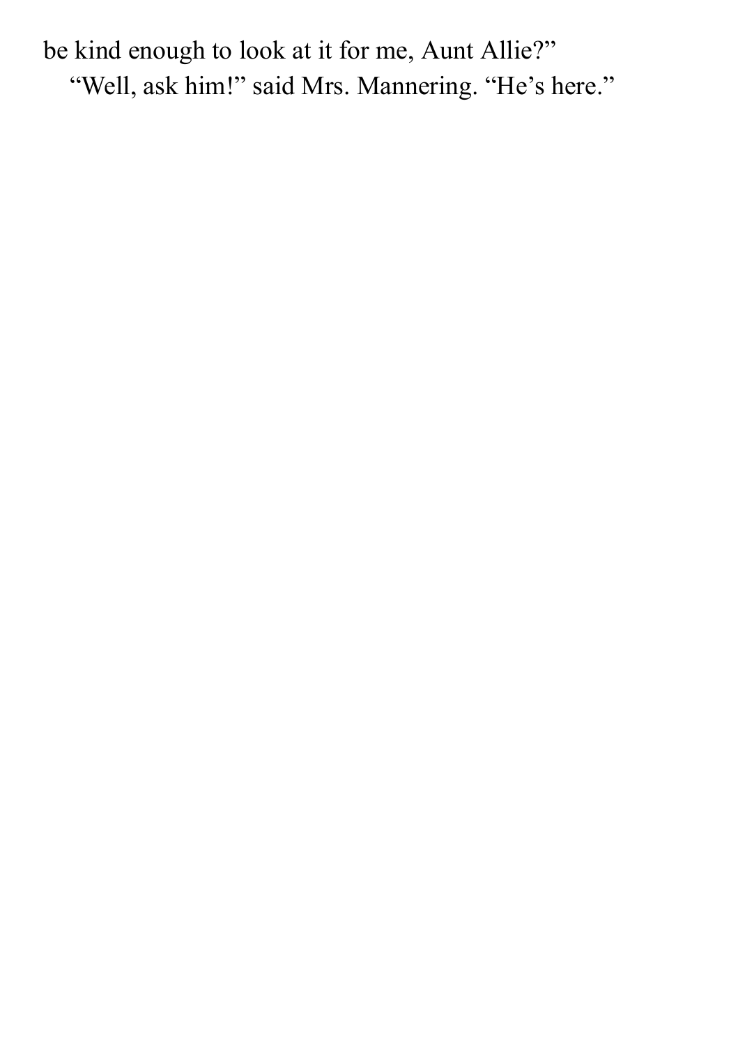be kind enough to look at it for me, Aunt Allie?"

"Well, ask him!" said Mrs. Mannering. "He's here."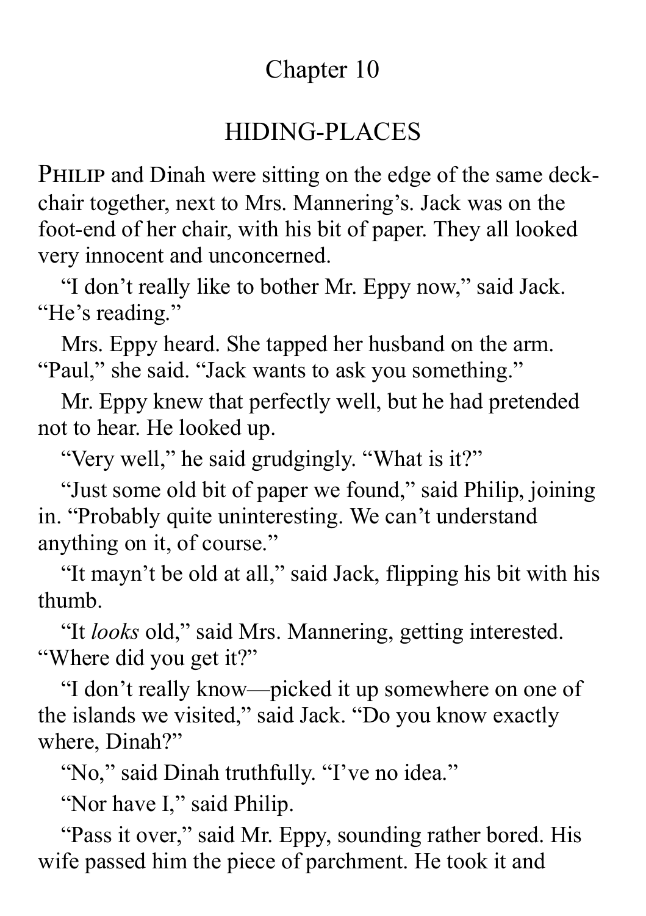# Chapter 10

## HIDING-PLACES

PHILIP and Dinah were sitting on the edge of the same deck-chair together, next to Mrs. Mannering's. Jack was on the foot-end of her chair, with his bit of paper. They all looked very innocent and unconcerned.

"I don't really like to bother Mr. Eppy now," said Jack. "He's reading."

Mrs. Eppy heard. She tapped her husband on the arm. "Paul," she said. "Jack wants to ask you something."

Mr. Eppy knew that perfectly well, but he had pretended not to hear. He looked up.

"Very well," he said grudgingly. "What is it?"

"Just some old bit of paper we found," said Philip, joining in. "Probably quite uninteresting. We can't understand anything on it, of course."

"It mayn't be old at all," said Jack, flipping his bit with his thumb.

"It *looks* old," said Mrs. Mannering, getting interested. "Where did you get it?"

"I don't really know—picked it up somewhere on one of the islands we visited," said Jack. "Do you know exactly where, Dinah?"

"No," said Dinah truthfully. "I've no idea."

"Nor have I," said Philip.

"Pass it over," said Mr. Eppy, sounding rather bored. His wife passed him the piece of parchment. He took it and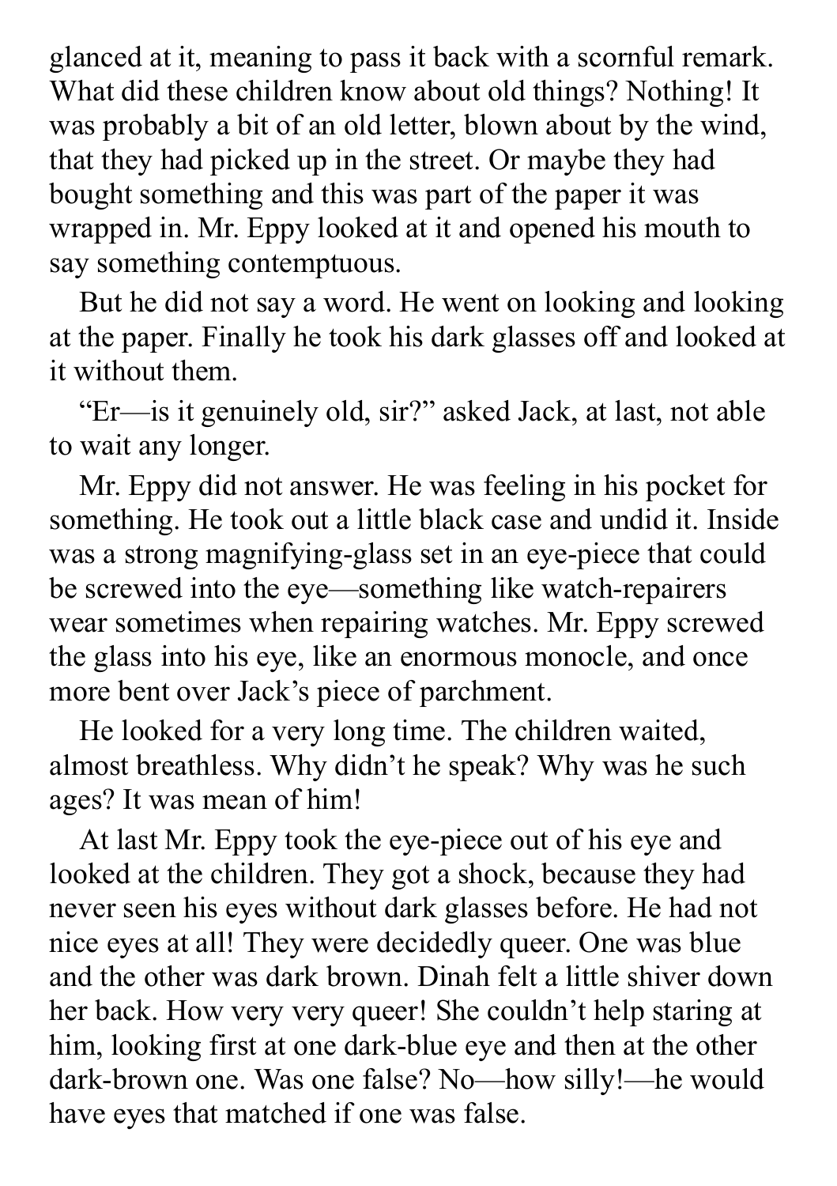glanced at it, meaning to pass it back with a scornful remark. What did these children know about old things? Nothing! It was probably a bit of an old letter, blown about by the wind, that they had picked up in the street. Or maybe they had bought something and this was part of the paper it was wrapped in. Mr. Eppy looked at it and opened his mouth to say something contemptuous.

But he did not say a word. He went on looking and looking at the paper. Finally he took his dark glasses off and looked at it without them.

"Er—is it genuinely old, sir?" asked Jack, at last, not able to wait any longer.

Mr. Eppy did not answer. He was feeling in his pocket for something. He took out a little black case and undid it. Inside was a strong magnifying-glass set in an eye-piece that could be screwed into the eye—something like watch-repairers wear sometimes when repairing watches. Mr. Eppy screwed the glass into his eye, like an enormous monocle, and once more bent over Jack's piece of parchment.

He looked for a very long time. The children waited, almost breathless. Why didn't he speak? Why was he such ages? It was mean of him!

At last Mr. Eppy took the eye-piece out of his eye and looked at the children. They got a shock, because they had never seen his eyes without dark glasses before. He had not nice eyes at all! They were decidedly queer. One was blue and the other was dark brown. Dinah felt a little shiver down her back. How very very queer! She couldn't help staring at him, looking first at one dark-blue eye and then at the other dark-brown one. Was one false? No—how silly!—he would have eyes that matched if one was false.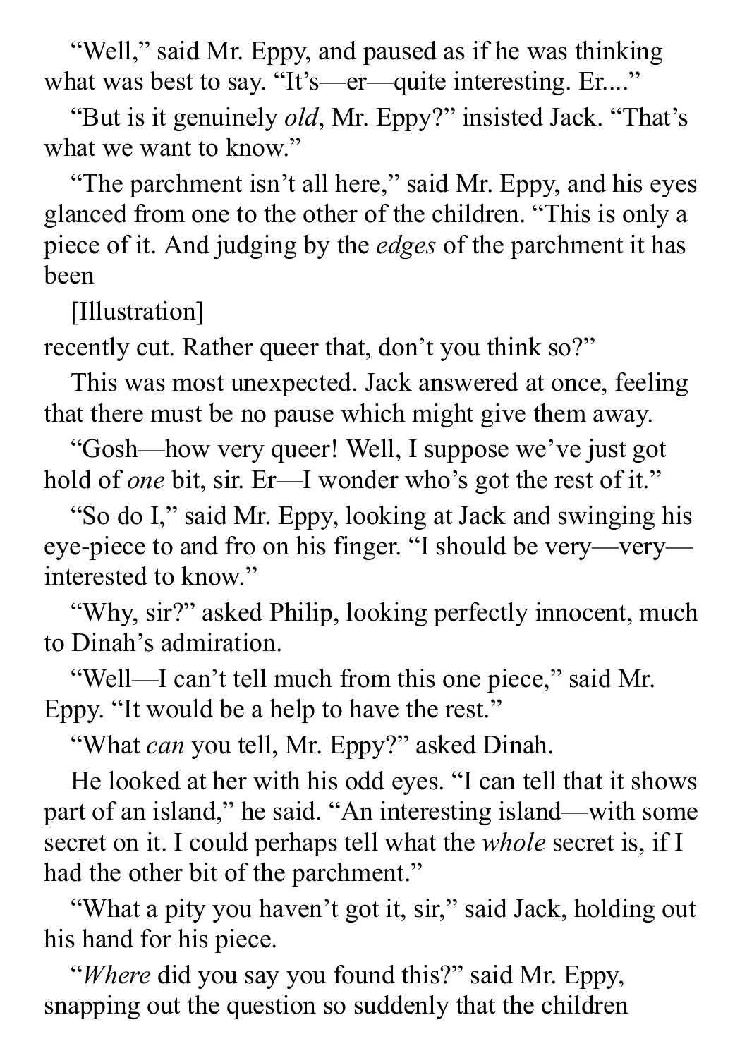"Well," said Mr. Eppy, and paused as if he was thinking what was best to say. "It's—er—quite interesting. Er...."

"But is it genuinely *old*, Mr. Eppy?" insisted Jack. "That's what we want to know."

"The parchment isn't all here," said Mr. Eppy, and his eyes glanced from one to the other of the children. "This is only a piece of it. And judging by the *edges* of the parchment it has been

[Illustration]

recently cut. Rather queer that, don't you think so?"

This was most unexpected. Jack answered at once, feeling that there must be no pause which might give them away.

"Gosh—how very queer! Well, I suppose we've just got hold of *one* bit, sir. Er—I wonder who's got the rest of it."

"So do I," said Mr. Eppy, looking at Jack and swinging his eye-piece to and fro on his finger. "I should be very—very—interested to know."

"Why, sir?" asked Philip, looking perfectly innocent, much to Dinah's admiration.

"Well—I can't tell much from this one piece," said Mr. Eppy. "It would be a help to have the rest."

"What *can* you tell, Mr. Eppy?" asked Dinah.

He looked at her with his odd eyes. "I can tell that it shows part of an island," he said. "An interesting island—with some secret on it. I could perhaps tell what the *whole* secret is, if I had the other bit of the parchment."

"What a pity you haven't got it, sir," said Jack, holding out his hand for his piece.

"*Where* did you say you found this?" said Mr. Eppy, snapping out the question so suddenly that the children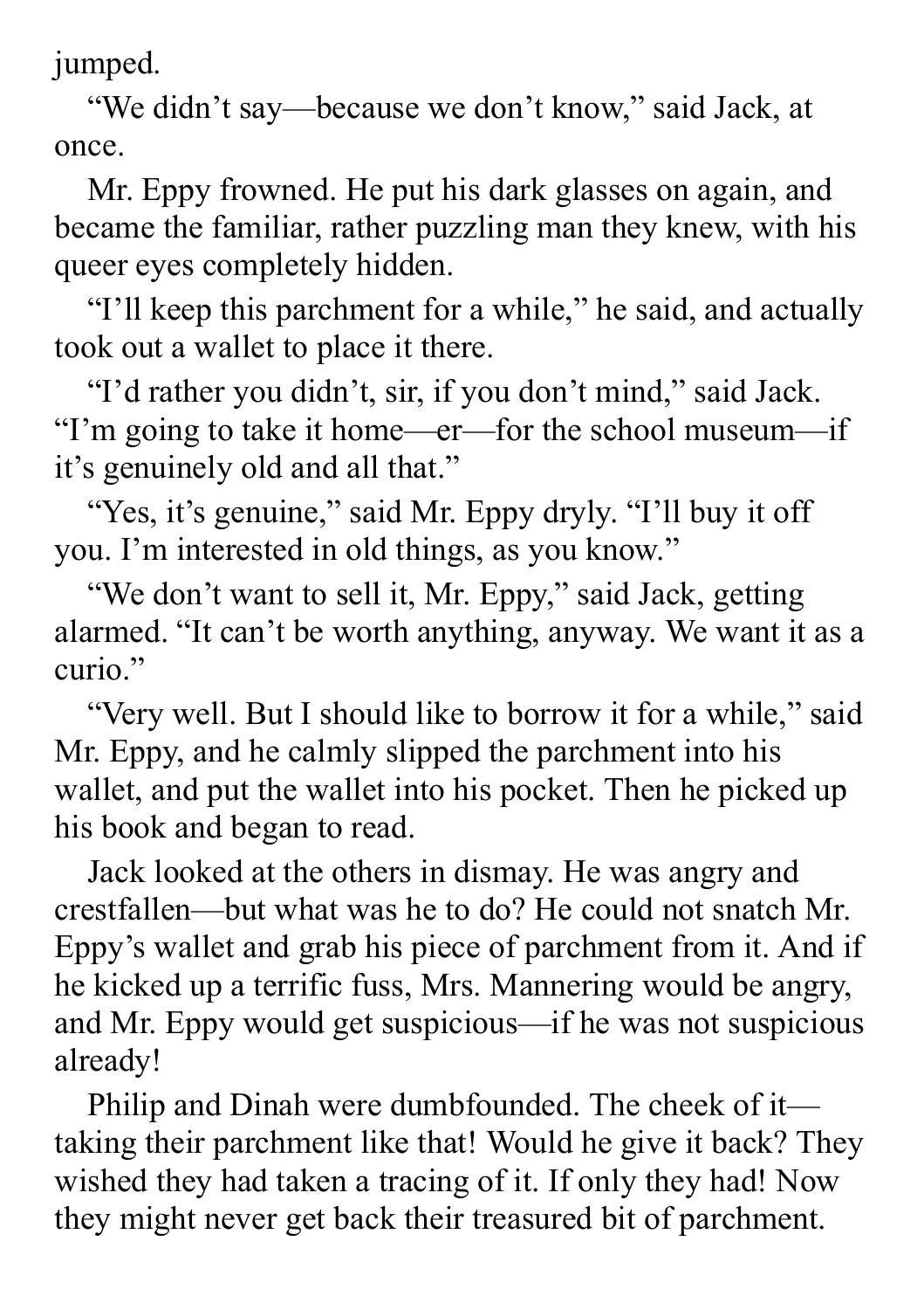jumped.

"We didn't say—because we don't know," said Jack, at once.

Mr. Eppy frowned. He put his dark glasses on again, and became the familiar, rather puzzling man they knew, with his queer eyes completely hidden.

"I'll keep this parchment for a while," he said, and actually took out a wallet to place it there.

"I'd rather you didn't, sir, if you don't mind," said Jack. "I'm going to take it home—er—for the school museum—if it's genuinely old and all that."

"Yes, it's genuine," said Mr. Eppy dryly. "I'll buy it off you. I'm interested in old things, as you know."

"We don't want to sell it, Mr. Eppy," said Jack, getting alarmed. "It can't be worth anything, anyway. We want it as a curio."

"Very well. But I should like to borrow it for a while," said Mr. Eppy, and he calmly slipped the parchment into his wallet, and put the wallet into his pocket. Then he picked up his book and began to read.

Jack looked at the others in dismay. He was angry and crestfallen—but what was he to do? He could not snatch Mr. Eppy's wallet and grab his piece of parchment from it. And if he kicked up a terrific fuss, Mrs. Mannering would be angry, and Mr. Eppy would get suspicious—if he was not suspicious already!

Philip and Dinah were dumbfounded. The cheek of it—taking their parchment like that! Would he give it back? They wished they had taken a tracing of it. If only they had! Now they might never get back their treasured bit of parchment.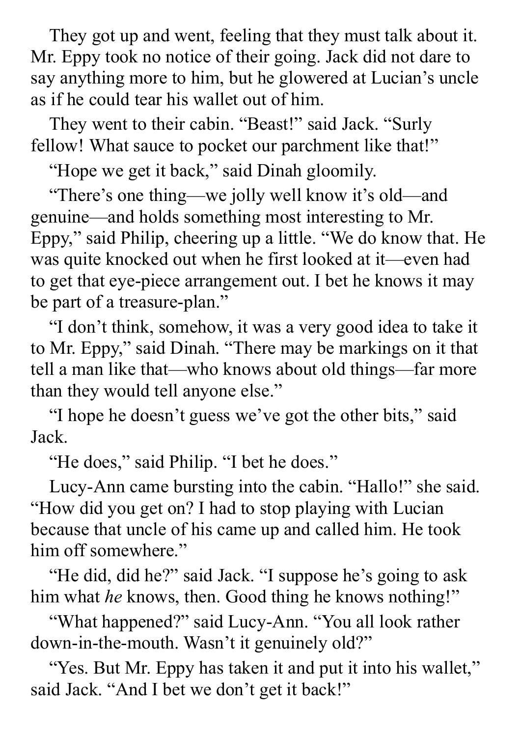They got up and went, feeling that they must talk about it. Mr. Eppy took no notice of their going. Jack did not dare to say anything more to him, but he glowered at Lucian's uncle as if he could tear his wallet out of him.

They went to their cabin. "Beast!" said Jack. "Surly fellow! What sauce to pocket our parchment like that!"

"Hope we get it back," said Dinah gloomily.

"There's one thing—we jolly well know it's old—and genuine—and holds something most interesting to Mr. Eppy," said Philip, cheering up a little. "We do know that. He was quite knocked out when he first looked at it—even had to get that eye-piece arrangement out. I bet he knows it may be part of a treasure-plan."

"I don't think, somehow, it was a very good idea to take it to Mr. Eppy," said Dinah. "There may be markings on it that tell a man like that—who knows about old things—far more than they would tell anyone else."

"I hope he doesn't guess we've got the other bits," said Jack.

"He does," said Philip. "I bet he does."

Lucy-Ann came bursting into the cabin. "Hallo!" she said. "How did you get on? I had to stop playing with Lucian because that uncle of his came up and called him. He took him off somewhere."

"He did, did he?" said Jack. "I suppose he's going to ask him what *he* knows, then. Good thing he knows nothing!"

"What happened?" said Lucy-Ann. "You all look rather down-in-the-mouth. Wasn't it genuinely old?"

"Yes. But Mr. Eppy has taken it and put it into his wallet," said Jack. "And I bet we don't get it back!"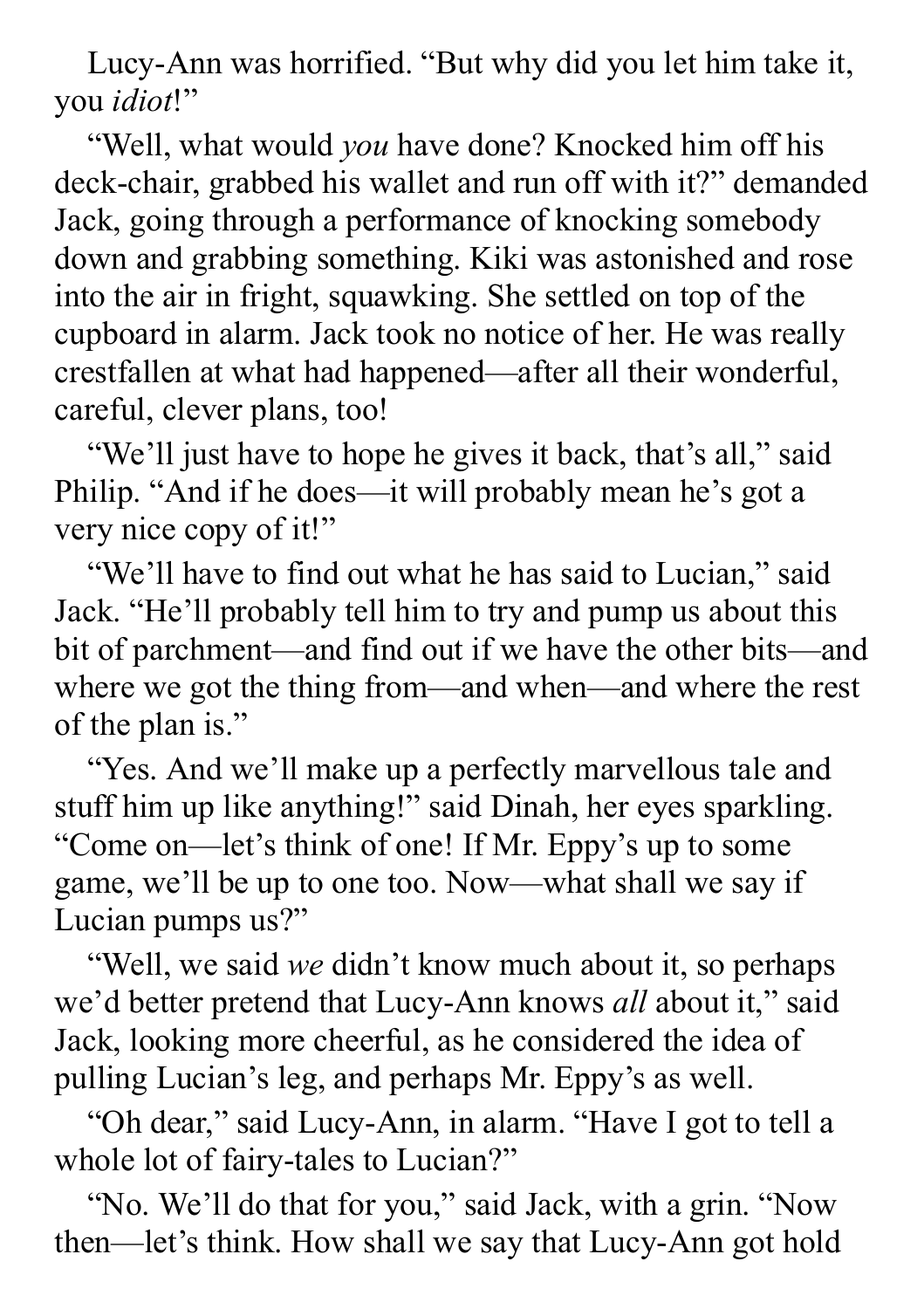Lucy-Ann was horrified. “But why did you let him take it, you *idiot*!”

“Well, what would *you* have done? Knocked him off his deck-chair, grabbed his wallet and run off with it?” demanded Jack, going through a performance of knocking somebody down and grabbing something. Kiki was astonished and rose into the air in fright, squawking. She settled on top of the cupboard in alarm. Jack took no notice of her. He was really crestfallen at what had happened—after all their wonderful, careful, clever plans, too!

“We’ll just have to hope he gives it back, that’s all,” said Philip. “And if he does—it will probably mean he’s got a very nice copy of it!”

“We’ll have to find out what he has said to Lucian,” said Jack. “He’ll probably tell him to try and pump us about this bit of parchment—and find out if we have the other bits—and where we got the thing from—and when—and where the rest of the plan is.”

“Yes. And we’ll make up a perfectly marvellous tale and stuff him up like anything!” said Dinah, her eyes sparkling. “Come on—let’s think of one! If Mr. Eppy’s up to some game, we’ll be up to one too. Now—what shall we say if Lucian pumps us?”

“Well, we said *we* didn’t know much about it, so perhaps we’d better pretend that Lucy-Ann knows *all* about it,” said Jack, looking more cheerful, as he considered the idea of pulling Lucian’s leg, and perhaps Mr. Eppy’s as well.

“Oh dear,” said Lucy-Ann, in alarm. “Have I got to tell a whole lot of fairy-tales to Lucian?”

“No. We’ll do that for you,” said Jack, with a grin. “Now then—let’s think. How shall we say that Lucy-Ann got hold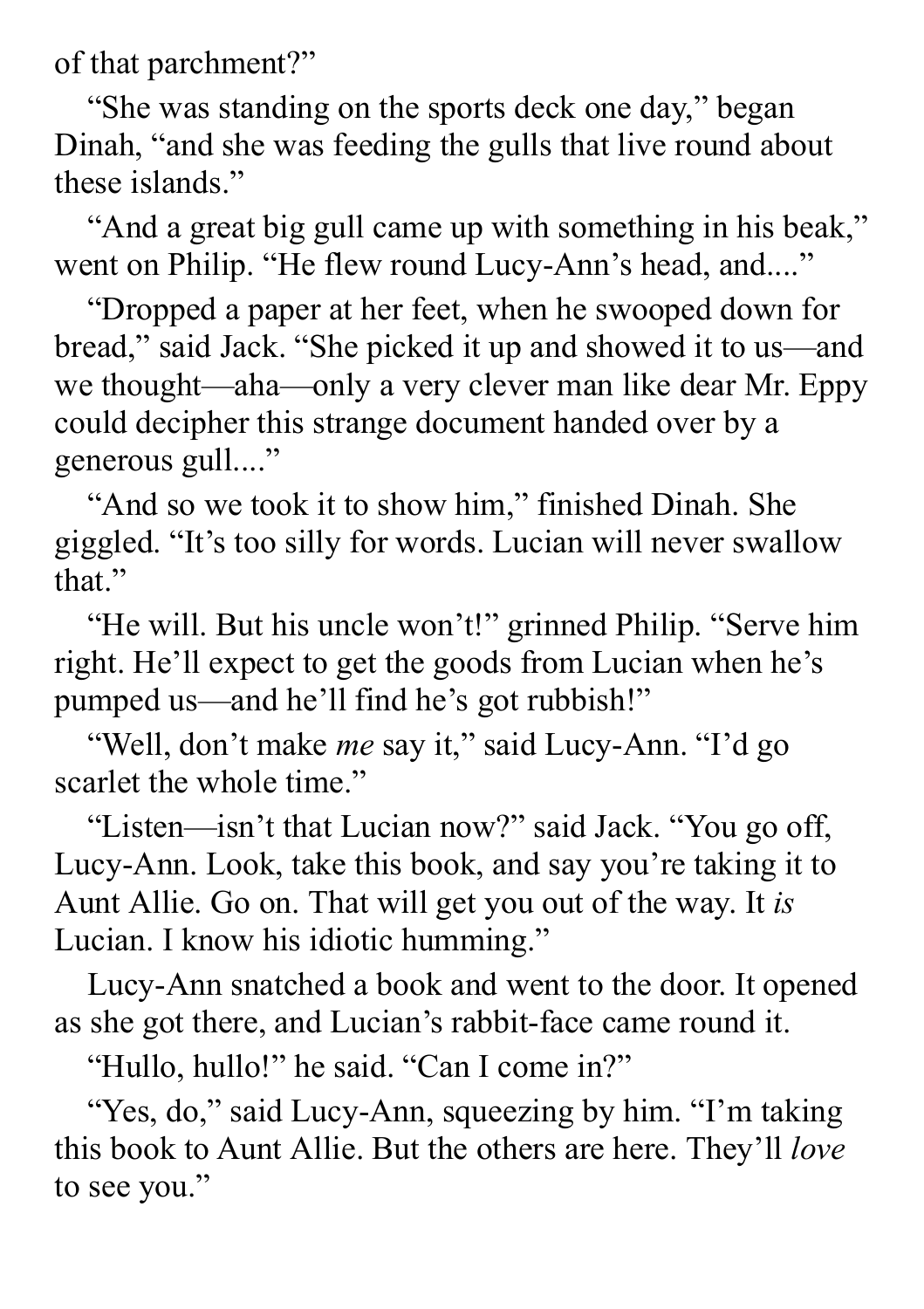of that parchment?"

"She was standing on the sports deck one day," began Dinah, "and she was feeding the gulls that live round about these islands."

"And a great big gull came up with something in his beak," went on Philip. "He flew round Lucy-Ann's head, and...."

"Dropped a paper at her feet, when he swooped down for bread," said Jack. "She picked it up and showed it to us—and we thought—aha—only a very clever man like dear Mr. Eppy could decipher this strange document handed over by a generous gull...."

"And so we took it to show him," finished Dinah. She giggled. "It's too silly for words. Lucian will never swallow that."

"He will. But his uncle won't!" grinned Philip. "Serve him right. He'll expect to get the goods from Lucian when he's pumped us—and he'll find he's got rubbish!"

"Well, don't make *me* say it," said Lucy-Ann. "I'd go scarlet the whole time."

"Listen—isn't that Lucian now?" said Jack. "You go off, Lucy-Ann. Look, take this book, and say you're taking it to Aunt Allie. Go on. That will get you out of the way. It *is* Lucian. I know his idiotic humming."

Lucy-Ann snatched a book and went to the door. It opened as she got there, and Lucian's rabbit-face came round it.

"Hullo, hullo!" he said. "Can I come in?"

"Yes, do," said Lucy-Ann, squeezing by him. "I'm taking this book to Aunt Allie. But the others are here. They'll *love* to see you."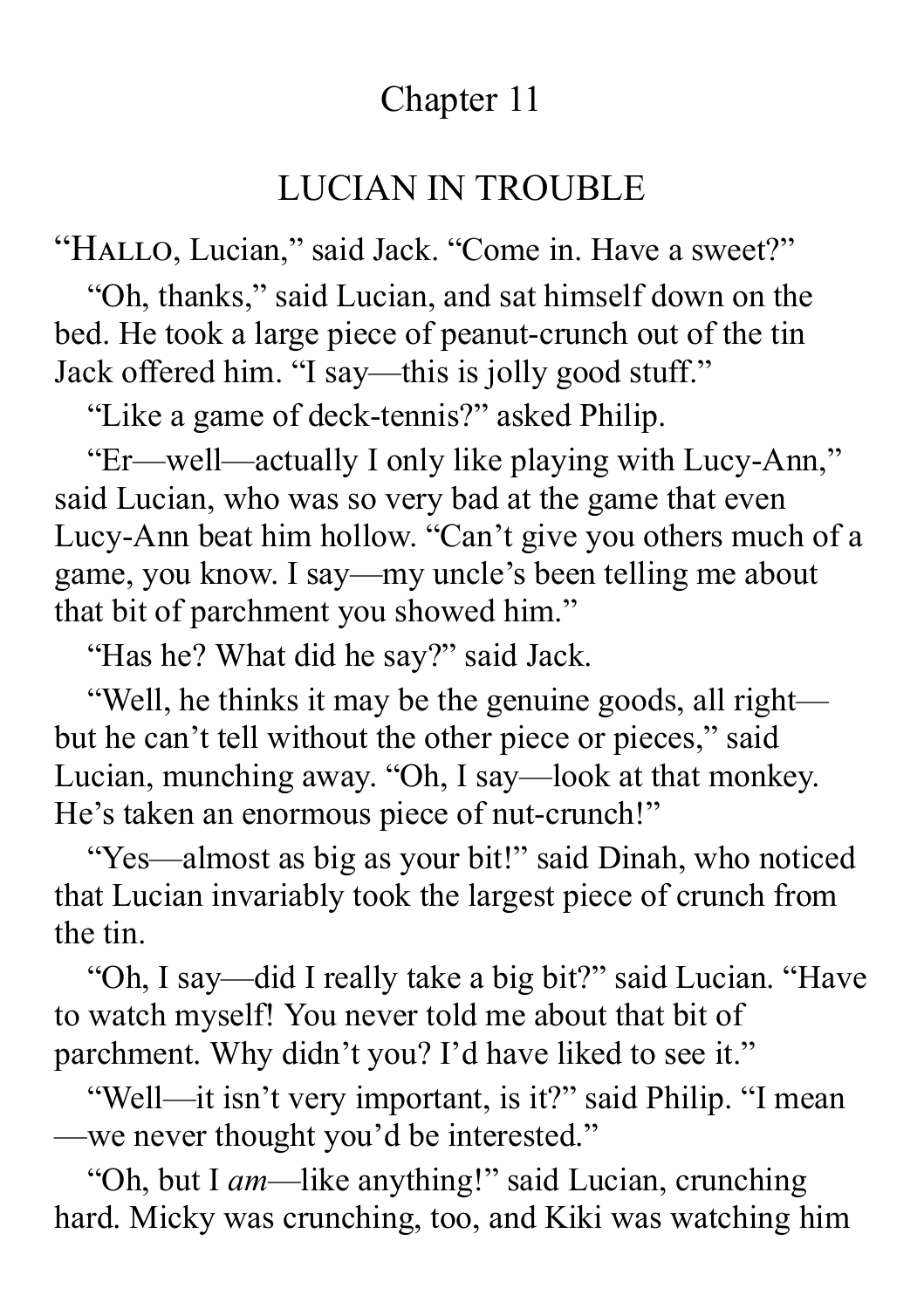# Chapter 11

## LUCIAN IN TROUBLE

"HALLO, Lucian," said Jack. "Come in. Have a sweet?"

"Oh, thanks," said Lucian, and sat himself down on the bed. He took a large piece of peanut-crunch out of the tin Jack offered him. "I say—this is jolly good stuff."

"Like a game of deck-tennis?" asked Philip.

"Er—well—actually I only like playing with Lucy-Ann," said Lucian, who was so very bad at the game that even Lucy-Ann beat him hollow. "Can't give you others much of a game, you know. I say—my uncle's been telling me about that bit of parchment you showed him."

"Has he? What did he say?" said Jack.

"Well, he thinks it may be the genuine goods, all right—but he can't tell without the other piece or pieces," said Lucian, munching away. "Oh, I say—look at that monkey. He's taken an enormous piece of nut-crunch!"

"Yes—almost as big as your bit!" said Dinah, who noticed that Lucian invariably took the largest piece of crunch from the tin.

"Oh, I say—did I really take a big bit?" said Lucian. "Have to watch myself! You never told me about that bit of parchment. Why didn't you? I'd have liked to see it."

"Well—it isn't very important, is it?" said Philip. "I mean—we never thought you'd be interested."

"Oh, but I *am*—like anything!" said Lucian, crunching hard. Micky was crunching, too, and Kiki was watching him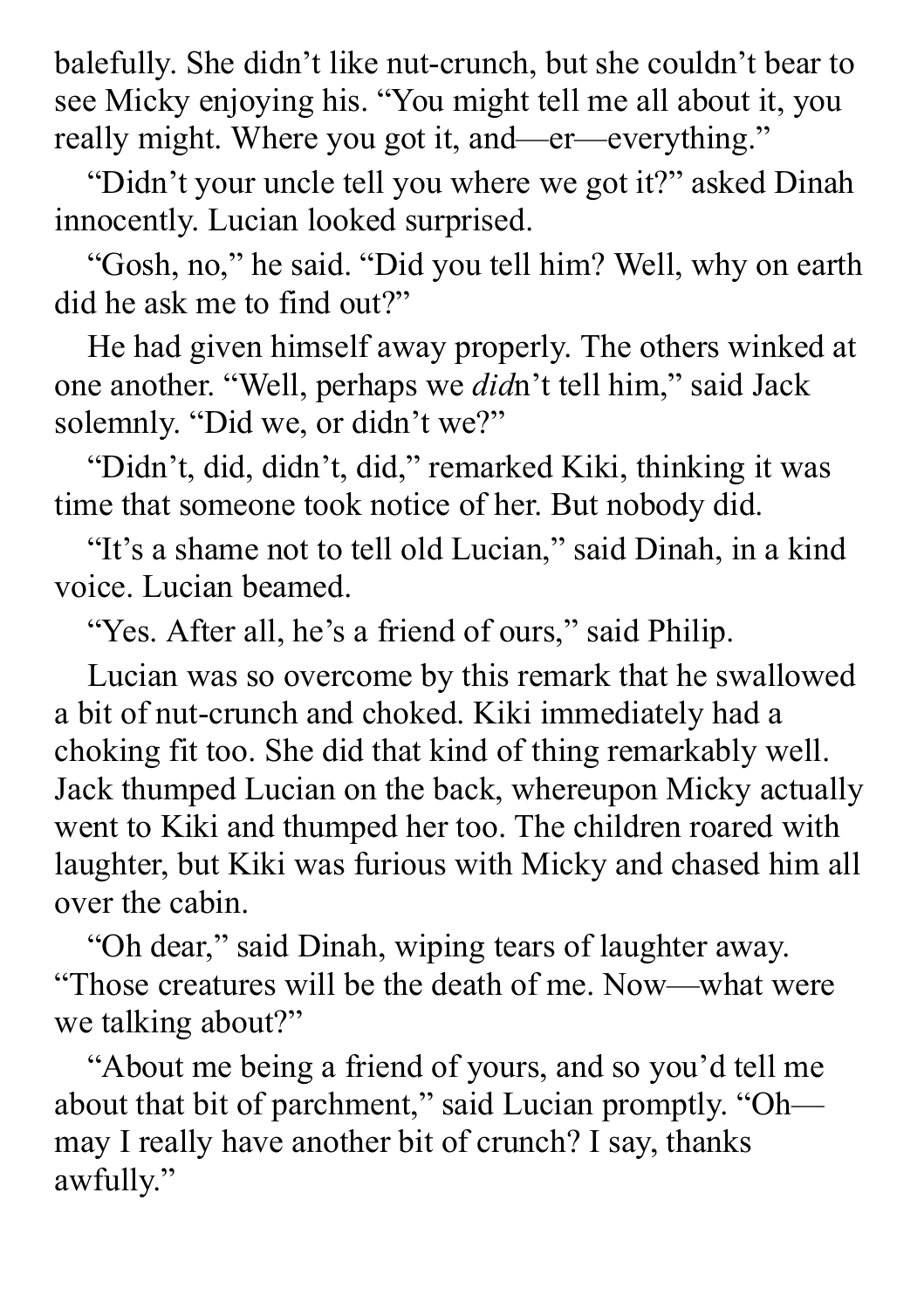balefully. She didn't like nut-crunch, but she couldn't bear to see Micky enjoying his. "You might tell me all about it, you really might. Where you got it, and—er—everything."

"Didn't your uncle tell you where we got it?" asked Dinah innocently. Lucian looked surprised.

"Gosh, no," he said. "Did you tell him? Well, why on earth did he ask me to find out?"

He had given himself away properly. The others winked at one another. "Well, perhaps we *did*n't tell him," said Jack solemnly. "Did we, or didn't we?"

"Didn't, did, didn't, did," remarked Kiki, thinking it was time that someone took notice of her. But nobody did.

"It's a shame not to tell old Lucian," said Dinah, in a kind voice. Lucian beamed.

"Yes. After all, he's a friend of ours," said Philip.

Lucian was so overcome by this remark that he swallowed a bit of nut-crunch and choked. Kiki immediately had a choking fit too. She did that kind of thing remarkably well. Jack thumped Lucian on the back, whereupon Micky actually went to Kiki and thumped her too. The children roared with laughter, but Kiki was furious with Micky and chased him all over the cabin.

"Oh dear," said Dinah, wiping tears of laughter away. "Those creatures will be the death of me. Now—what were we talking about?"

"About me being a friend of yours, and so you'd tell me about that bit of parchment," said Lucian promptly. "Oh—may I really have another bit of crunch? I say, thanks awfully."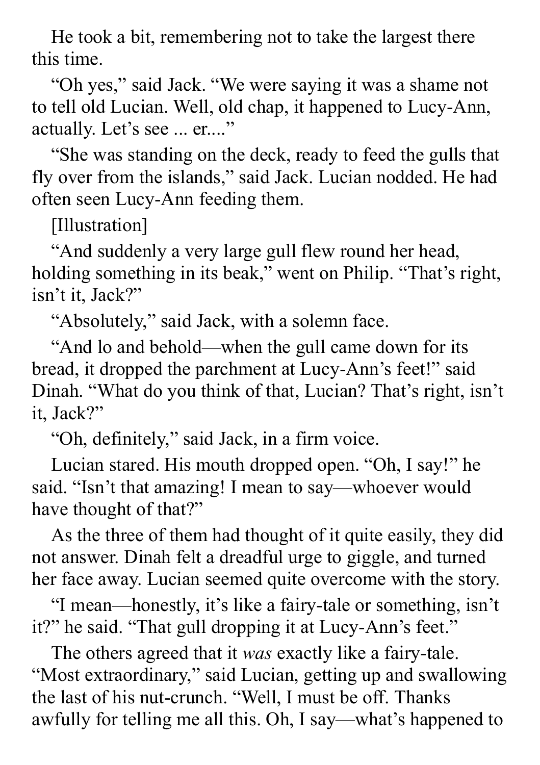He took a bit, remembering not to take the largest there this time.

"Oh yes," said Jack. "We were saying it was a shame not to tell old Lucian. Well, old chap, it happened to Lucy-Ann, actually. Let's see ... er...."

"She was standing on the deck, ready to feed the gulls that fly over from the islands," said Jack. Lucian nodded. He had often seen Lucy-Ann feeding them.

[Illustration]

"And suddenly a very large gull flew round her head, holding something in its beak," went on Philip. "That's right, isn't it, Jack?"

"Absolutely," said Jack, with a solemn face.

"And lo and behold—when the gull came down for its bread, it dropped the parchment at Lucy-Ann's feet!" said Dinah. "What do you think of that, Lucian? That's right, isn't it, Jack?"

"Oh, definitely," said Jack, in a firm voice.

Lucian stared. His mouth dropped open. "Oh, I say!" he said. "Isn't that amazing! I mean to say—whoever would have thought of that?"

As the three of them had thought of it quite easily, they did not answer. Dinah felt a dreadful urge to giggle, and turned her face away. Lucian seemed quite overcome with the story.

"I mean—honestly, it's like a fairy-tale or something, isn't it?" he said. "That gull dropping it at Lucy-Ann's feet."

The others agreed that it *was* exactly like a fairy-tale. "Most extraordinary," said Lucian, getting up and swallowing the last of his nut-crunch. "Well, I must be off. Thanks awfully for telling me all this. Oh, I say—what's happened to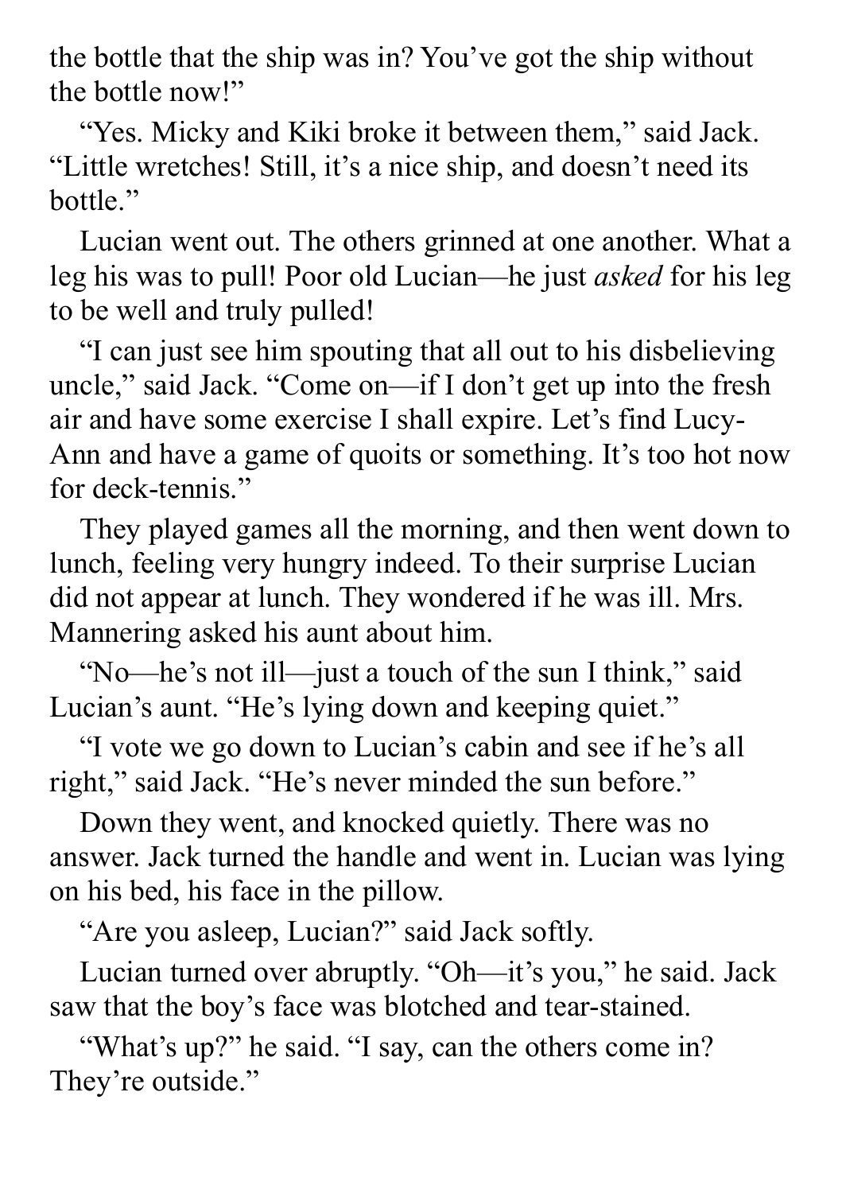the bottle that the ship was in? You've got the ship without the bottle now!"

"Yes. Micky and Kiki broke it between them," said Jack. "Little wretches! Still, it's a nice ship, and doesn't need its bottle."

Lucian went out. The others grinned at one another. What a leg his was to pull! Poor old Lucian—he just *asked* for his leg to be well and truly pulled!

"I can just see him spouting that all out to his disbelieving uncle," said Jack. "Come on—if I don't get up into the fresh air and have some exercise I shall expire. Let's find Lucy-Ann and have a game of quoits or something. It's too hot now for deck-tennis."

They played games all the morning, and then went down to lunch, feeling very hungry indeed. To their surprise Lucian did not appear at lunch. They wondered if he was ill. Mrs. Mannering asked his aunt about him.

"No—he's not ill—just a touch of the sun I think," said Lucian's aunt. "He's lying down and keeping quiet."

"I vote we go down to Lucian's cabin and see if he's all right," said Jack. "He's never minded the sun before."

Down they went, and knocked quietly. There was no answer. Jack turned the handle and went in. Lucian was lying on his bed, his face in the pillow.

"Are you asleep, Lucian?" said Jack softly.

Lucian turned over abruptly. "Oh—it's you," he said. Jack saw that the boy's face was blotched and tear-stained.

"What's up?" he said. "I say, can the others come in? They're outside."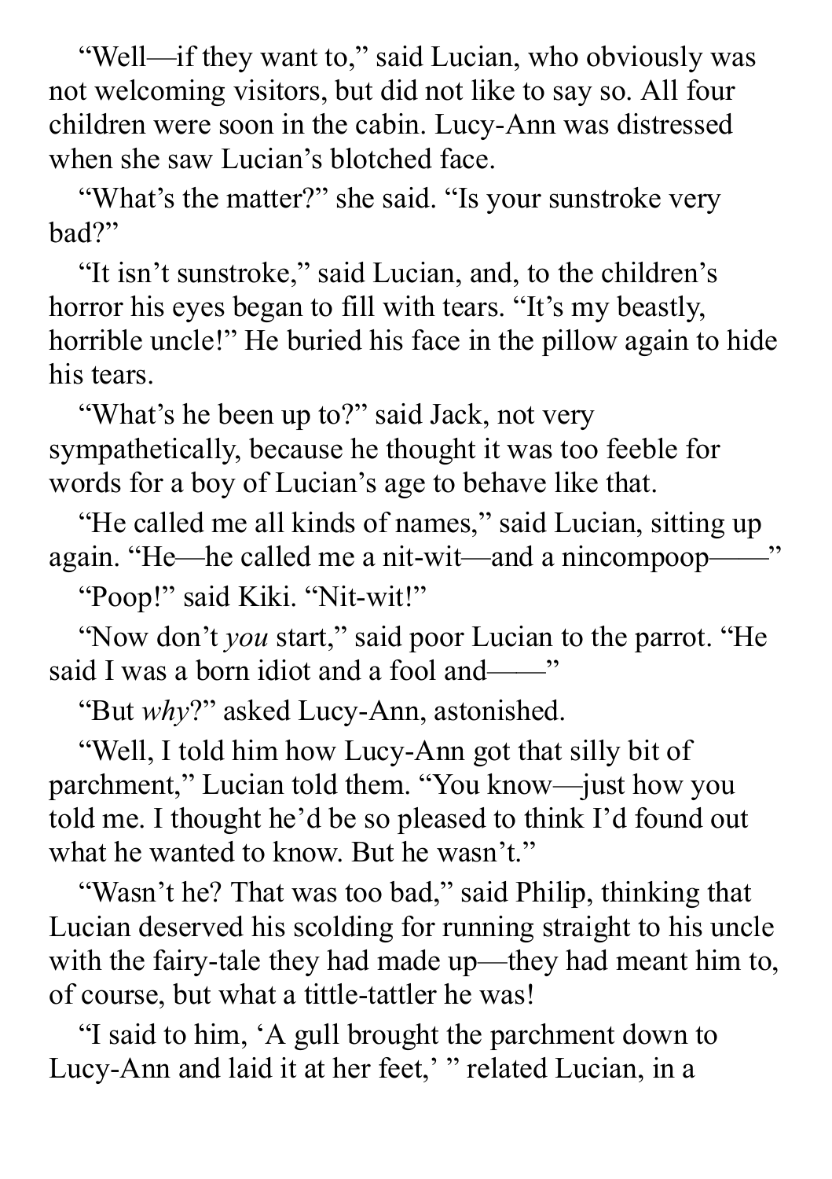"Well—if they want to," said Lucian, who obviously was not welcoming visitors, but did not like to say so. All four children were soon in the cabin. Lucy-Ann was distressed when she saw Lucian's blotched face.

"What's the matter?" she said. "Is your sunstroke very bad?"

"It isn't sunstroke," said Lucian, and, to the children's horror his eyes began to fill with tears. "It's my beastly, horrible uncle!" He buried his face in the pillow again to hide his tears.

"What's he been up to?" said Jack, not very sympathetically, because he thought it was too feeble for words for a boy of Lucian's age to behave like that.

"He called me all kinds of names," said Lucian, sitting up again. "He—he called me a nit-wit—and a nincompoop——"

"Poop!" said Kiki. "Nit-wit!"

"Now don't *you* start," said poor Lucian to the parrot. "He said I was a born idiot and a fool and——"

"But *why*?" asked Lucy-Ann, astonished.

"Well, I told him how Lucy-Ann got that silly bit of parchment," Lucian told them. "You know—just how you told me. I thought he'd be so pleased to think I'd found out what he wanted to know. But he wasn't."

"Wasn't he? That was too bad," said Philip, thinking that Lucian deserved his scolding for running straight to his uncle with the fairy-tale they had made up—they had meant him to, of course, but what a tittle-tattler he was!

"I said to him, 'A gull brought the parchment down to Lucy-Ann and laid it at her feet,' " related Lucian, in a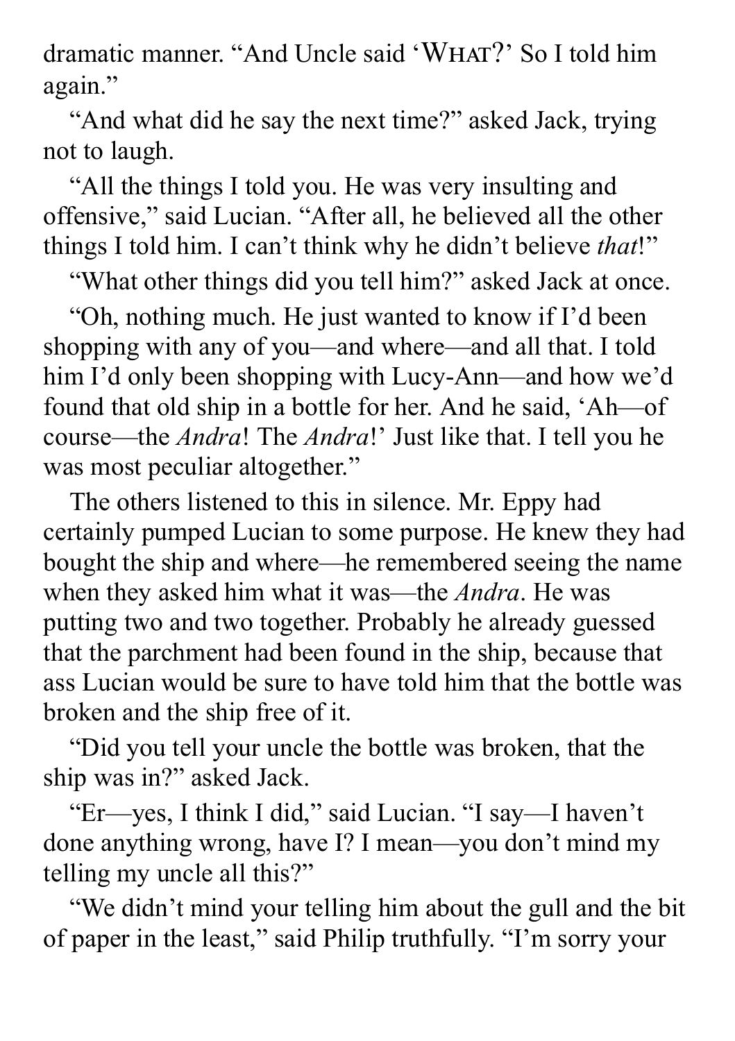dramatic manner. "And Uncle said 'WHAT?' So I told him again."

"And what did he say the next time?" asked Jack, trying not to laugh.

"All the things I told you. He was very insulting and offensive," said Lucian. "After all, he believed all the other things I told him. I can't think why he didn't believe *that*!"

"What other things did you tell him?" asked Jack at once.

"Oh, nothing much. He just wanted to know if I'd been shopping with any of you—and where—and all that. I told him I'd only been shopping with Lucy-Ann—and how we'd found that old ship in a bottle for her. And he said, 'Ah—of course—the *Andra*! The *Andra*!' Just like that. I tell you he was most peculiar altogether."

The others listened to this in silence. Mr. Eppy had certainly pumped Lucian to some purpose. He knew they had bought the ship and where—he remembered seeing the name when they asked him what it was—the *Andra*. He was putting two and two together. Probably he already guessed that the parchment had been found in the ship, because that ass Lucian would be sure to have told him that the bottle was broken and the ship free of it.

"Did you tell your uncle the bottle was broken, that the ship was in?" asked Jack.

"Er—yes, I think I did," said Lucian. "I say—I haven't done anything wrong, have I? I mean—you don't mind my telling my uncle all this?"

"We didn't mind your telling him about the gull and the bit of paper in the least," said Philip truthfully. "I'm sorry your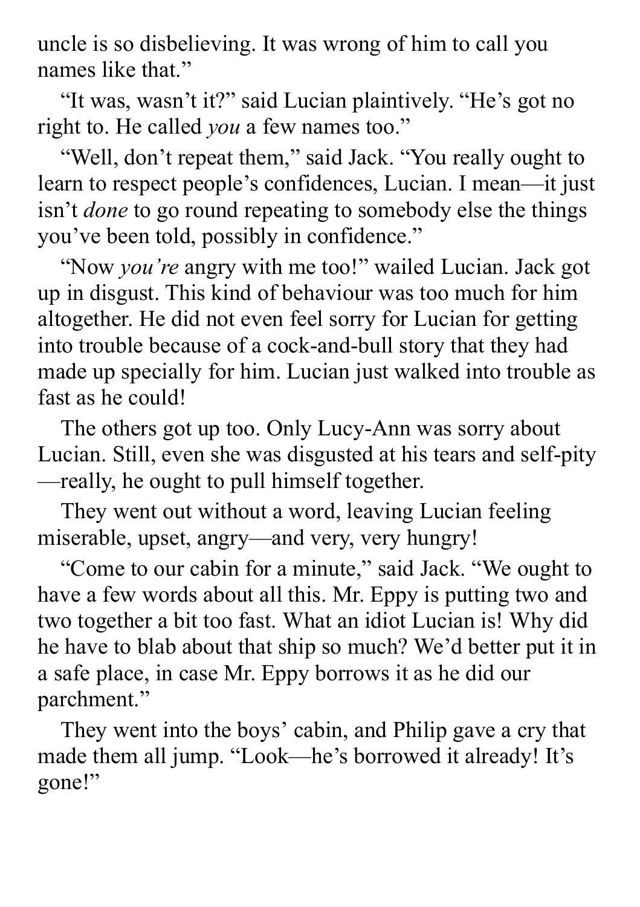uncle is so disbelieving. It was wrong of him to call you names like that."

"It was, wasn't it?" said Lucian plaintively. "He's got no right to. He called *you* a few names too."

"Well, don't repeat them," said Jack. "You really ought to learn to respect people's confidences, Lucian. I mean—it just isn't *done* to go round repeating to somebody else the things you've been told, possibly in confidence."

"Now *you're* angry with me too!" wailed Lucian. Jack got up in disgust. This kind of behaviour was too much for him altogether. He did not even feel sorry for Lucian for getting into trouble because of a cock-and-bull story that they had made up specially for him. Lucian just walked into trouble as fast as he could!

The others got up too. Only Lucy-Ann was sorry about Lucian. Still, even she was disgusted at his tears and self-pity—really, he ought to pull himself together.

They went out without a word, leaving Lucian feeling miserable, upset, angry—and very, very hungry!

"Come to our cabin for a minute," said Jack. "We ought to have a few words about all this. Mr. Eppy is putting two and two together a bit too fast. What an idiot Lucian is! Why did he have to blab about that ship so much? We'd better put it in a safe place, in case Mr. Eppy borrows it as he did our parchment."

They went into the boys' cabin, and Philip gave a cry that made them all jump. "Look—he's borrowed it already! It's gone!"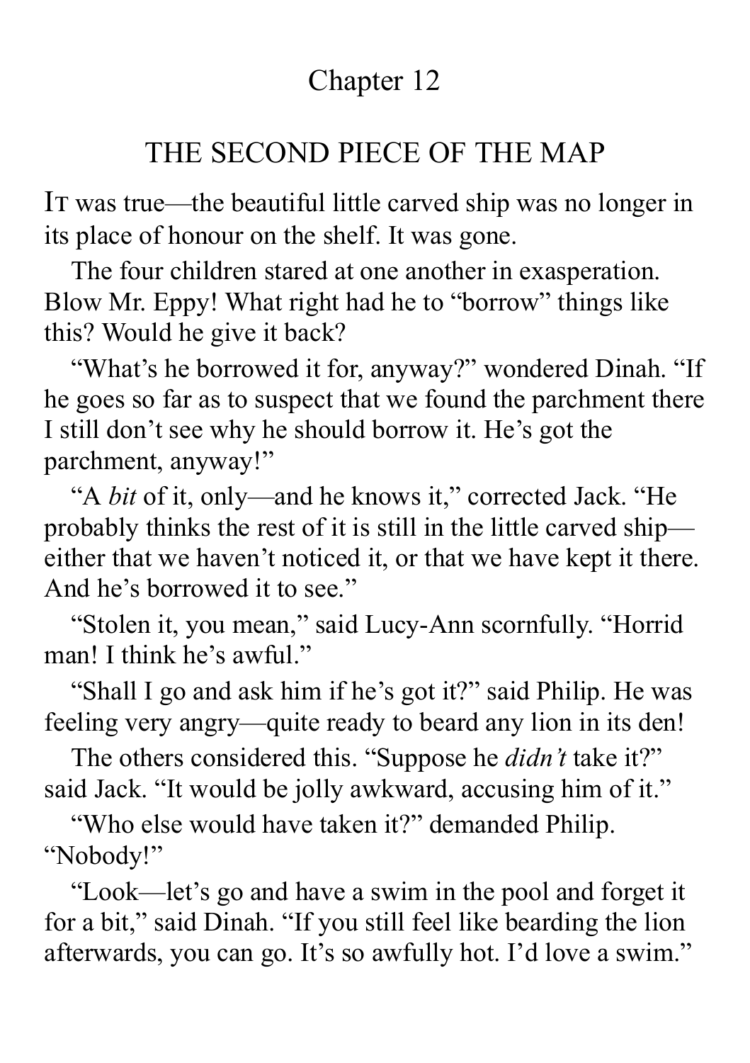# Chapter 12

## THE SECOND PIECE OF THE MAP

IT was true—the beautiful little carved ship was no longer in its place of honour on the shelf. It was gone.

The four children stared at one another in exasperation. Blow Mr. Eppy! What right had he to "borrow" things like this? Would he give it back?

"What's he borrowed it for, anyway?" wondered Dinah. "If he goes so far as to suspect that we found the parchment there I still don't see why he should borrow it. He's got the parchment, anyway!"

"A *bit* of it, only—and he knows it," corrected Jack. "He probably thinks the rest of it is still in the little carved ship—either that we haven't noticed it, or that we have kept it there. And he's borrowed it to see."

"Stolen it, you mean," said Lucy-Ann scornfully. "Horrid man! I think he's awful."

"Shall I go and ask him if he's got it?" said Philip. He was feeling very angry—quite ready to beard any lion in its den!

The others considered this. "Suppose he *didn't* take it?" said Jack. "It would be jolly awkward, accusing him of it."

"Who else would have taken it?" demanded Philip. "Nobody!"

"Look—let's go and have a swim in the pool and forget it for a bit," said Dinah. "If you still feel like bearding the lion afterwards, you can go. It's so awfully hot. I'd love a swim."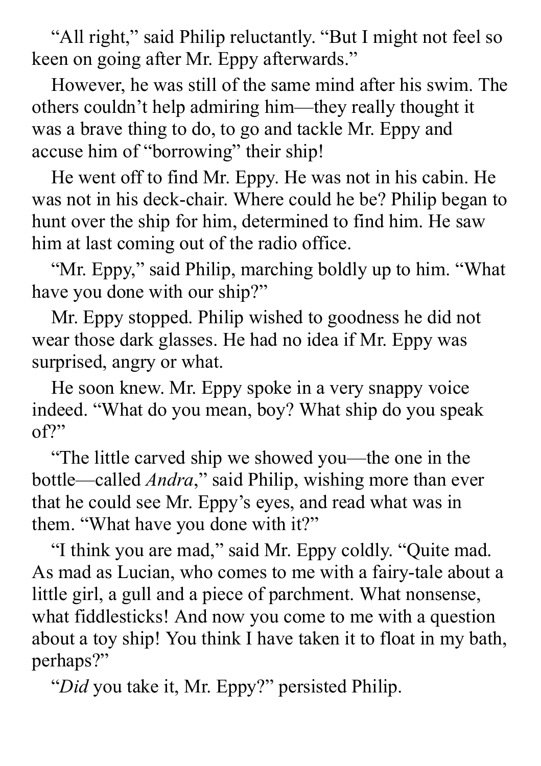"All right," said Philip reluctantly. "But I might not feel so keen on going after Mr. Eppy afterwards."

However, he was still of the same mind after his swim. The others couldn't help admiring him—they really thought it was a brave thing to do, to go and tackle Mr. Eppy and accuse him of "borrowing" their ship!

He went off to find Mr. Eppy. He was not in his cabin. He was not in his deck-chair. Where could he be? Philip began to hunt over the ship for him, determined to find him. He saw him at last coming out of the radio office.

"Mr. Eppy," said Philip, marching boldly up to him. "What have you done with our ship?"

Mr. Eppy stopped. Philip wished to goodness he did not wear those dark glasses. He had no idea if Mr. Eppy was surprised, angry or what.

He soon knew. Mr. Eppy spoke in a very snappy voice indeed. "What do you mean, boy? What ship do you speak of?"

"The little carved ship we showed you—the one in the bottle—called *Andra*," said Philip, wishing more than ever that he could see Mr. Eppy's eyes, and read what was in them. "What have you done with it?"

"I think you are mad," said Mr. Eppy coldly. "Quite mad. As mad as Lucian, who comes to me with a fairy-tale about a little girl, a gull and a piece of parchment. What nonsense, what fiddlesticks! And now you come to me with a question about a toy ship! You think I have taken it to float in my bath, perhaps?"

"*Did* you take it, Mr. Eppy?" persisted Philip.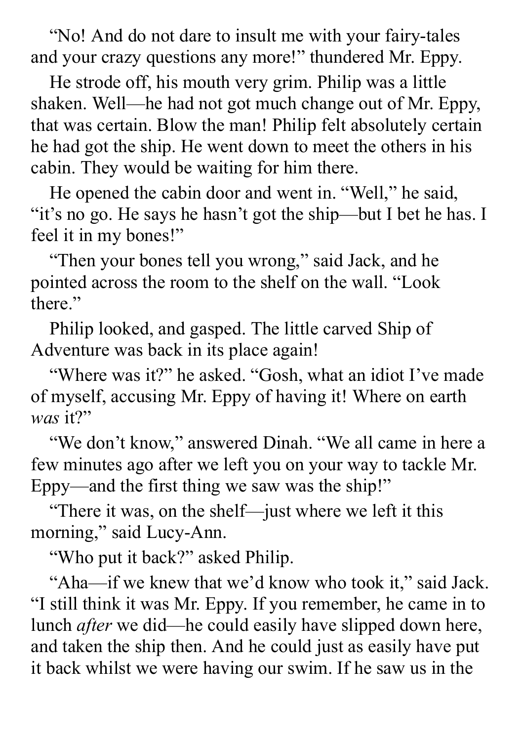"No! And do not dare to insult me with your fairy-tales and your crazy questions any more!" thundered Mr. Eppy.

He strode off, his mouth very grim. Philip was a little shaken. Well—he had not got much change out of Mr. Eppy, that was certain. Blow the man! Philip felt absolutely certain he had got the ship. He went down to meet the others in his cabin. They would be waiting for him there.

He opened the cabin door and went in. "Well," he said, "it's no go. He says he hasn't got the ship—but I bet he has. I feel it in my bones!"

"Then your bones tell you wrong," said Jack, and he pointed across the room to the shelf on the wall. "Look there."

Philip looked, and gasped. The little carved Ship of Adventure was back in its place again!

"Where was it?" he asked. "Gosh, what an idiot I've made of myself, accusing Mr. Eppy of having it! Where on earth *was* it?"

"We don't know," answered Dinah. "We all came in here a few minutes ago after we left you on your way to tackle Mr. Eppy—and the first thing we saw was the ship!"

"There it was, on the shelf—just where we left it this morning," said Lucy-Ann.

"Who put it back?" asked Philip.

"Aha—if we knew that we'd know who took it," said Jack. "I still think it was Mr. Eppy. If you remember, he came in to lunch *after* we did—he could easily have slipped down here, and taken the ship then. And he could just as easily have put it back whilst we were having our swim. If he saw us in the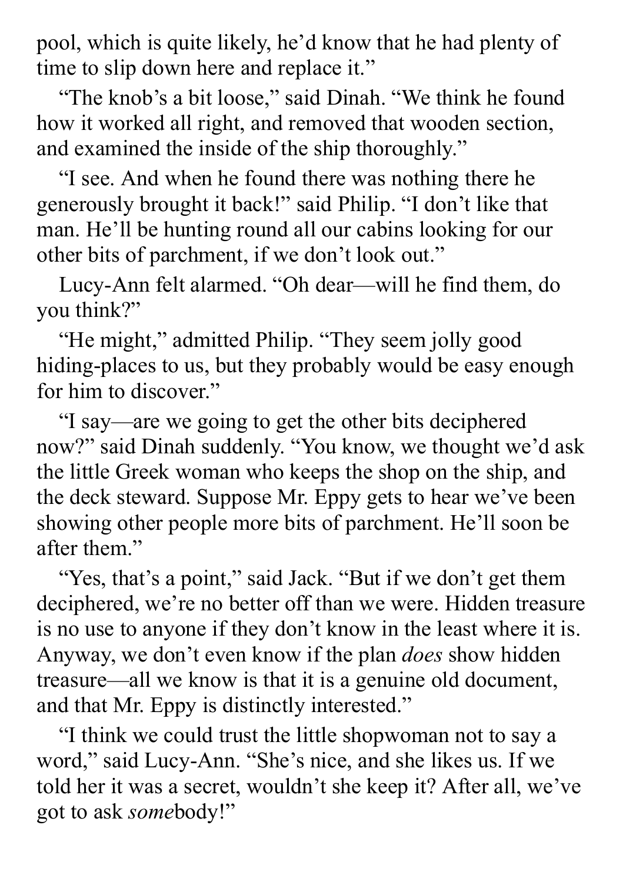pool, which is quite likely, he'd know that he had plenty of time to slip down here and replace it."

"The knob's a bit loose," said Dinah. "We think he found how it worked all right, and removed that wooden section, and examined the inside of the ship thoroughly."

"I see. And when he found there was nothing there he generously brought it back!" said Philip. "I don't like that man. He'll be hunting round all our cabins looking for our other bits of parchment, if we don't look out."

Lucy-Ann felt alarmed. "Oh dear—will he find them, do you think?"

"He might," admitted Philip. "They seem jolly good hiding-places to us, but they probably would be easy enough for him to discover."

"I say—are we going to get the other bits deciphered now?" said Dinah suddenly. "You know, we thought we'd ask the little Greek woman who keeps the shop on the ship, and the deck steward. Suppose Mr. Eppy gets to hear we've been showing other people more bits of parchment. He'll soon be after them."

"Yes, that's a point," said Jack. "But if we don't get them deciphered, we're no better off than we were. Hidden treasure is no use to anyone if they don't know in the least where it is. Anyway, we don't even know if the plan *does* show hidden treasure—all we know is that it is a genuine old document, and that Mr. Eppy is distinctly interested."

"I think we could trust the little shopwoman not to say a word," said Lucy-Ann. "She's nice, and she likes us. If we told her it was a secret, wouldn't she keep it? After all, we've got to ask *some*body!"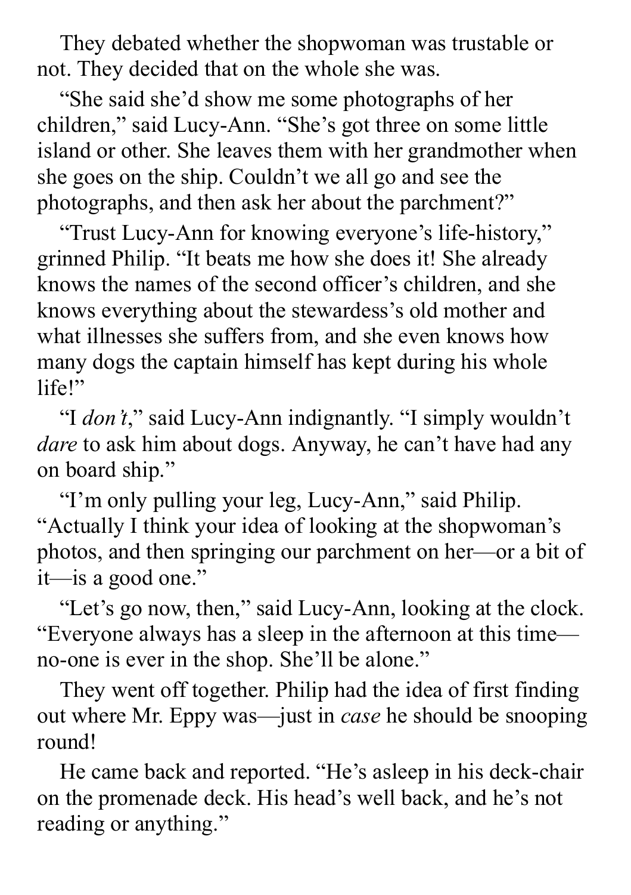They debated whether the shopwoman was trustable or not. They decided that on the whole she was.

"She said she'd show me some photographs of her children," said Lucy-Ann. "She's got three on some little island or other. She leaves them with her grandmother when she goes on the ship. Couldn't we all go and see the photographs, and then ask her about the parchment?"

"Trust Lucy-Ann for knowing everyone's life-history," grinned Philip. "It beats me how she does it! She already knows the names of the second officer's children, and she knows everything about the stewardess's old mother and what illnesses she suffers from, and she even knows how many dogs the captain himself has kept during his whole life!"

"I *don't*," said Lucy-Ann indignantly. "I simply wouldn't *dare* to ask him about dogs. Anyway, he can't have had any on board ship."

"I'm only pulling your leg, Lucy-Ann," said Philip. "Actually I think your idea of looking at the shopwoman's photos, and then springing our parchment on her—or a bit of it—is a good one."

"Let's go now, then," said Lucy-Ann, looking at the clock. "Everyone always has a sleep in the afternoon at this time—no-one is ever in the shop. She'll be alone."

They went off together. Philip had the idea of first finding out where Mr. Eppy was—just in *case* he should be snooping round!

He came back and reported. "He's asleep in his deck-chair on the promenade deck. His head's well back, and he's not reading or anything."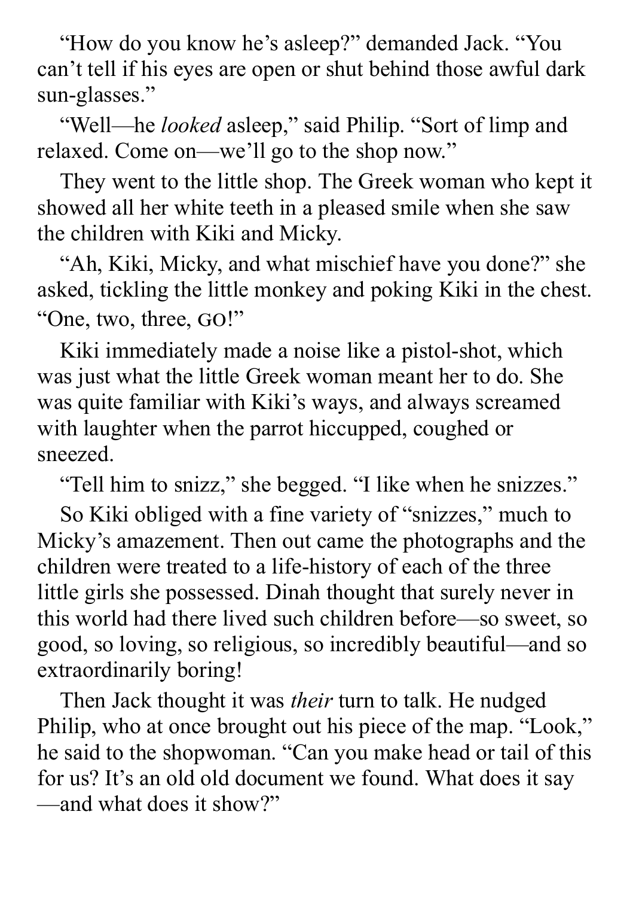"How do you know he's asleep?" demanded Jack. "You can't tell if his eyes are open or shut behind those awful dark sun-glasses."

"Well—he *looked* asleep," said Philip. "Sort of limp and relaxed. Come on—we'll go to the shop now."

They went to the little shop. The Greek woman who kept it showed all her white teeth in a pleased smile when she saw the children with Kiki and Micky.

"Ah, Kiki, Micky, and what mischief have you done?" she asked, tickling the little monkey and poking Kiki in the chest. "One, two, three, GO!"

Kiki immediately made a noise like a pistol-shot, which was just what the little Greek woman meant her to do. She was quite familiar with Kiki's ways, and always screamed with laughter when the parrot hiccupped, coughed or sneezed.

"Tell him to snizz," she begged. "I like when he snizzes."

So Kiki obliged with a fine variety of "snizzes," much to Micky's amazement. Then out came the photographs and the children were treated to a life-history of each of the three little girls she possessed. Dinah thought that surely never in this world had there lived such children before—so sweet, so good, so loving, so religious, so incredibly beautiful—and so extraordinarily boring!

Then Jack thought it was *their* turn to talk. He nudged Philip, who at once brought out his piece of the map. "Look," he said to the shopwoman. "Can you make head or tail of this for us? It's an old old document we found. What does it say—and what does it show?"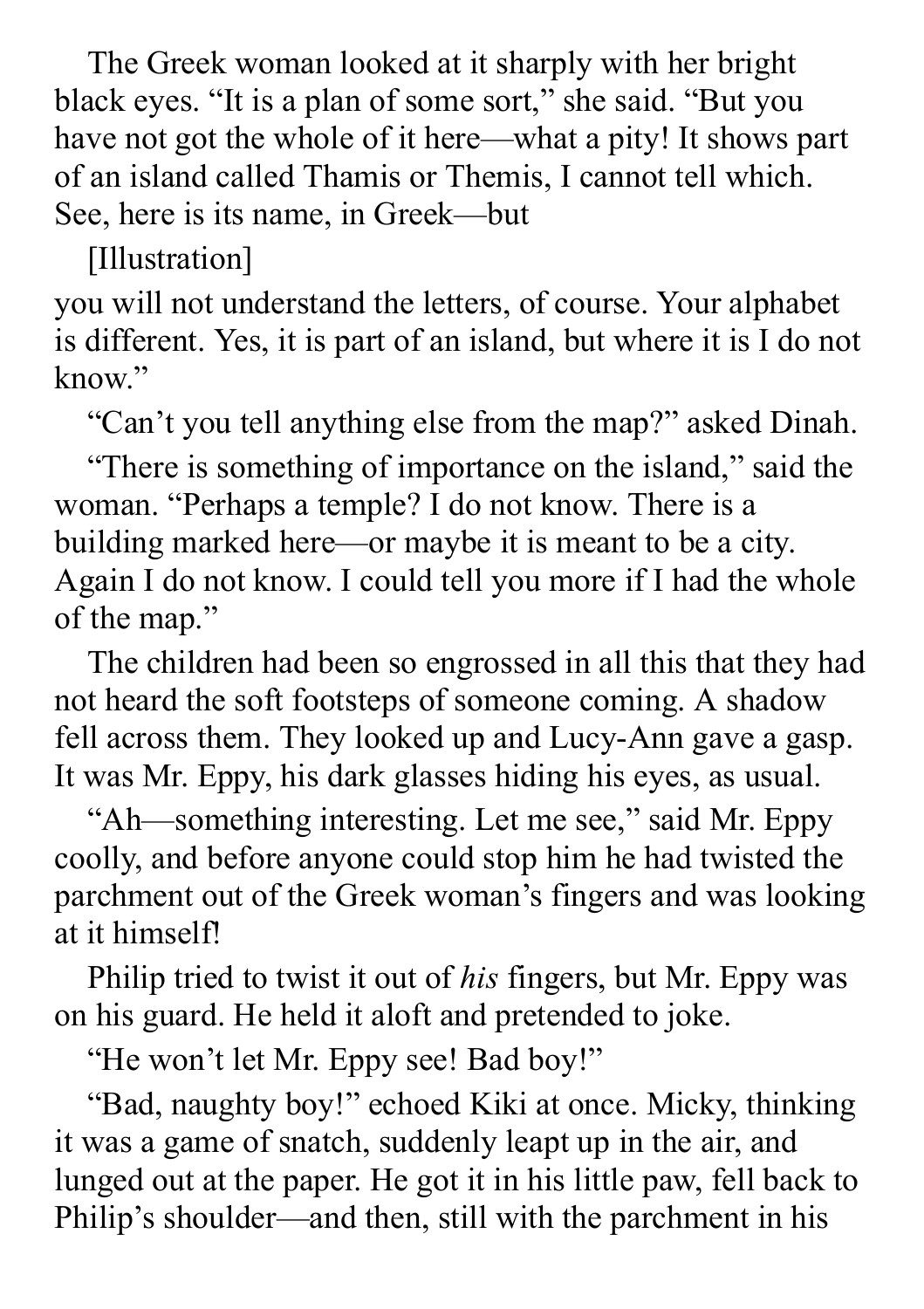The Greek woman looked at it sharply with her bright black eyes. "It is a plan of some sort," she said. "But you have not got the whole of it here—what a pity! It shows part of an island called Thamis or Themis, I cannot tell which. See, here is its name, in Greek—but

[Illustration]

you will not understand the letters, of course. Your alphabet is different. Yes, it is part of an island, but where it is I do not know."

"Can't you tell anything else from the map?" asked Dinah.

"There is something of importance on the island," said the woman. "Perhaps a temple? I do not know. There is a building marked here—or maybe it is meant to be a city. Again I do not know. I could tell you more if I had the whole of the map."

The children had been so engrossed in all this that they had not heard the soft footsteps of someone coming. A shadow fell across them. They looked up and Lucy-Ann gave a gasp. It was Mr. Eppy, his dark glasses hiding his eyes, as usual.

"Ah—something interesting. Let me see," said Mr. Eppy coolly, and before anyone could stop him he had twisted the parchment out of the Greek woman's fingers and was looking at it himself!

Philip tried to twist it out of *his* fingers, but Mr. Eppy was on his guard. He held it aloft and pretended to joke.

"He won't let Mr. Eppy see! Bad boy!"

"Bad, naughty boy!" echoed Kiki at once. Micky, thinking it was a game of snatch, suddenly leapt up in the air, and lunged out at the paper. He got it in his little paw, fell back to Philip's shoulder—and then, still with the parchment in his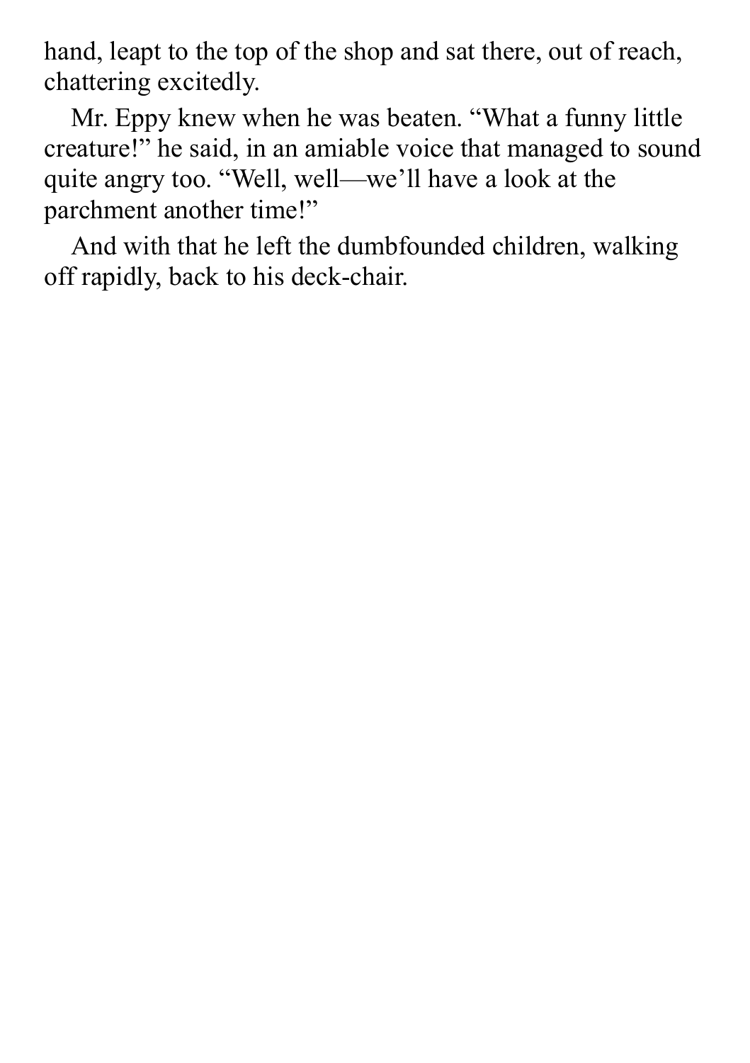hand, leapt to the top of the shop and sat there, out of reach, chattering excitedly.

Mr. Eppy knew when he was beaten. “What a funny little creature!” he said, in an amiable voice that managed to sound quite angry too. “Well, well—we’ll have a look at the parchment another time!”

And with that he left the dumbfounded children, walking off rapidly, back to his deck-chair.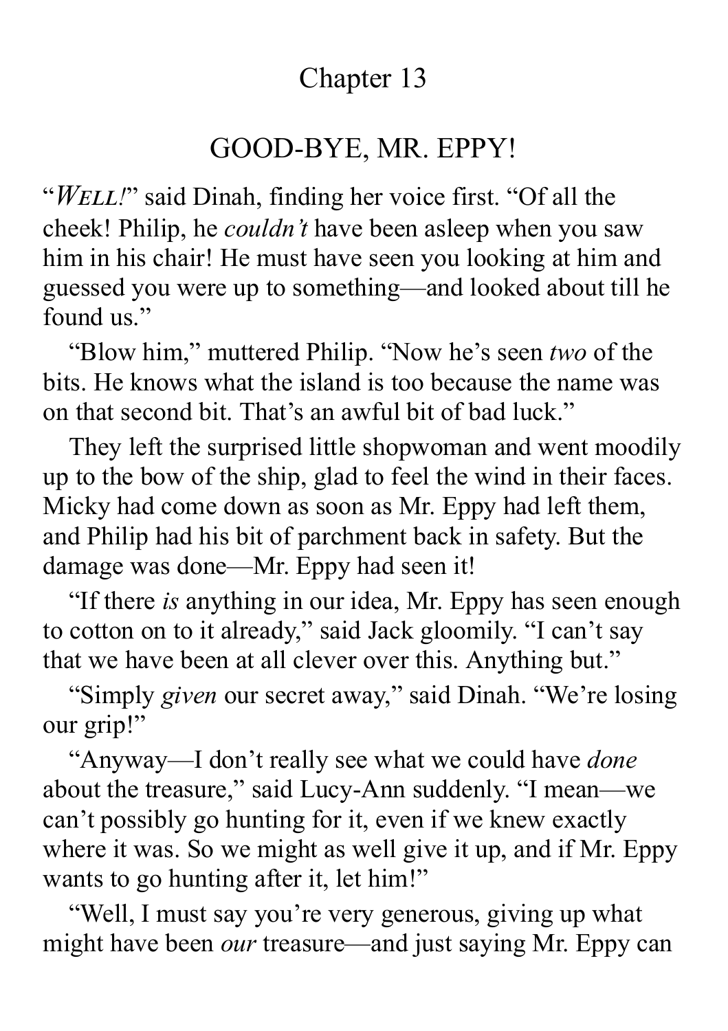# Chapter 13

## GOOD-BYE, MR. EPPY!

"*WELL!*" said Dinah, finding her voice first. "Of all the cheek! Philip, he *couldn't* have been asleep when you saw him in his chair! He must have seen you looking at him and guessed you were up to something—and looked about till he found us."

"Blow him," muttered Philip. "Now he's seen *two* of the bits. He knows what the island is too because the name was on that second bit. That's an awful bit of bad luck."

They left the surprised little shopwoman and went moodily up to the bow of the ship, glad to feel the wind in their faces. Micky had come down as soon as Mr. Eppy had left them, and Philip had his bit of parchment back in safety. But the damage was done—Mr. Eppy had seen it!

"If there *is* anything in our idea, Mr. Eppy has seen enough to cotton on to it already," said Jack gloomily. "I can't say that we have been at all clever over this. Anything but."

"Simply *given* our secret away," said Dinah. "We're losing our grip!"

"Anyway—I don't really see what we could have *done* about the treasure," said Lucy-Ann suddenly. "I mean—we can't possibly go hunting for it, even if we knew exactly where it was. So we might as well give it up, and if Mr. Eppy wants to go hunting after it, let him!"

"Well, I must say you're very generous, giving up what might have been *our* treasure—and just saying Mr. Eppy can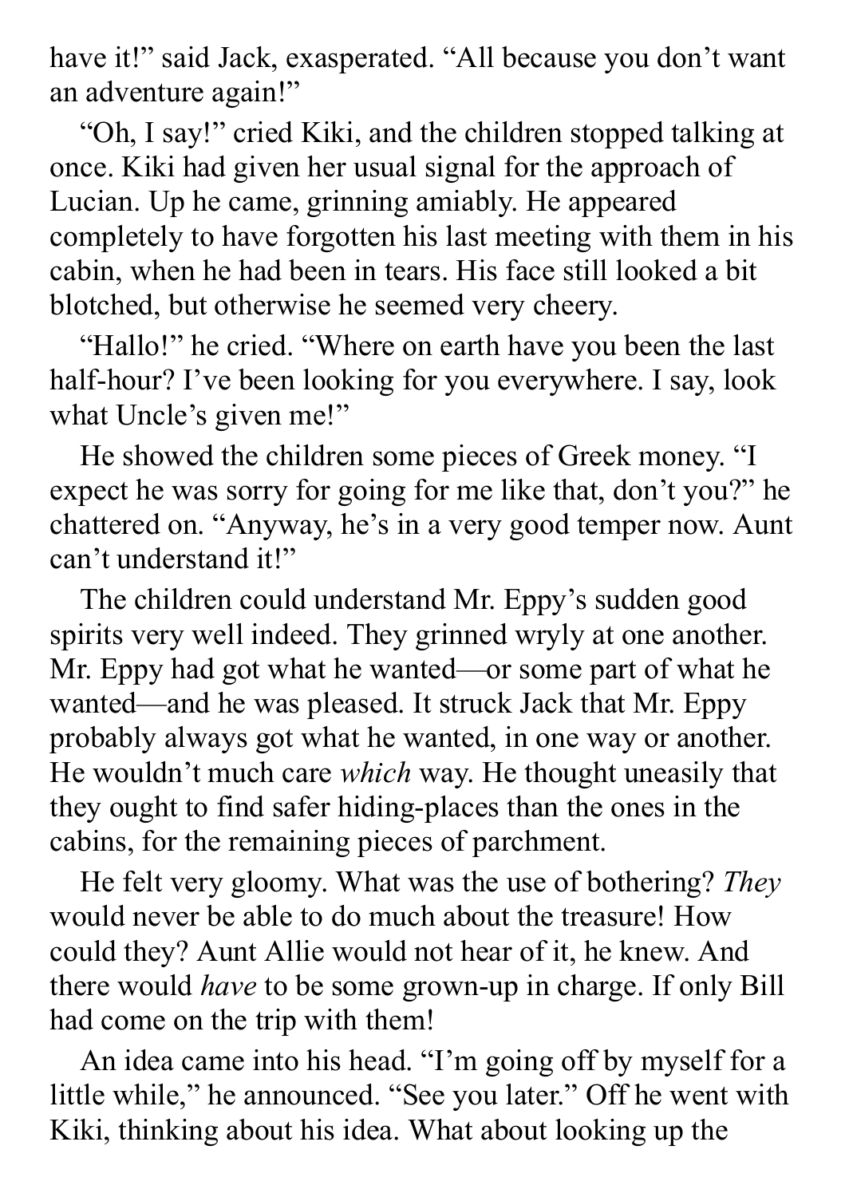have it!" said Jack, exasperated. "All because you don't want an adventure again!"

"Oh, I say!" cried Kiki, and the children stopped talking at once. Kiki had given her usual signal for the approach of Lucian. Up he came, grinning amiably. He appeared completely to have forgotten his last meeting with them in his cabin, when he had been in tears. His face still looked a bit blotched, but otherwise he seemed very cheery.

"Hallo!" he cried. "Where on earth have you been the last half-hour? I've been looking for you everywhere. I say, look what Uncle's given me!"

He showed the children some pieces of Greek money. "I expect he was sorry for going for me like that, don't you?" he chattered on. "Anyway, he's in a very good temper now. Aunt can't understand it!"

The children could understand Mr. Eppy's sudden good spirits very well indeed. They grinned wryly at one another. Mr. Eppy had got what he wanted—or some part of what he wanted—and he was pleased. It struck Jack that Mr. Eppy probably always got what he wanted, in one way or another. He wouldn't much care *which* way. He thought uneasily that they ought to find safer hiding-places than the ones in the cabins, for the remaining pieces of parchment.

He felt very gloomy. What was the use of bothering? *They* would never be able to do much about the treasure! How could they? Aunt Allie would not hear of it, he knew. And there would *have* to be some grown-up in charge. If only Bill had come on the trip with them!

An idea came into his head. "I'm going off by myself for a little while," he announced. "See you later." Off he went with Kiki, thinking about his idea. What about looking up the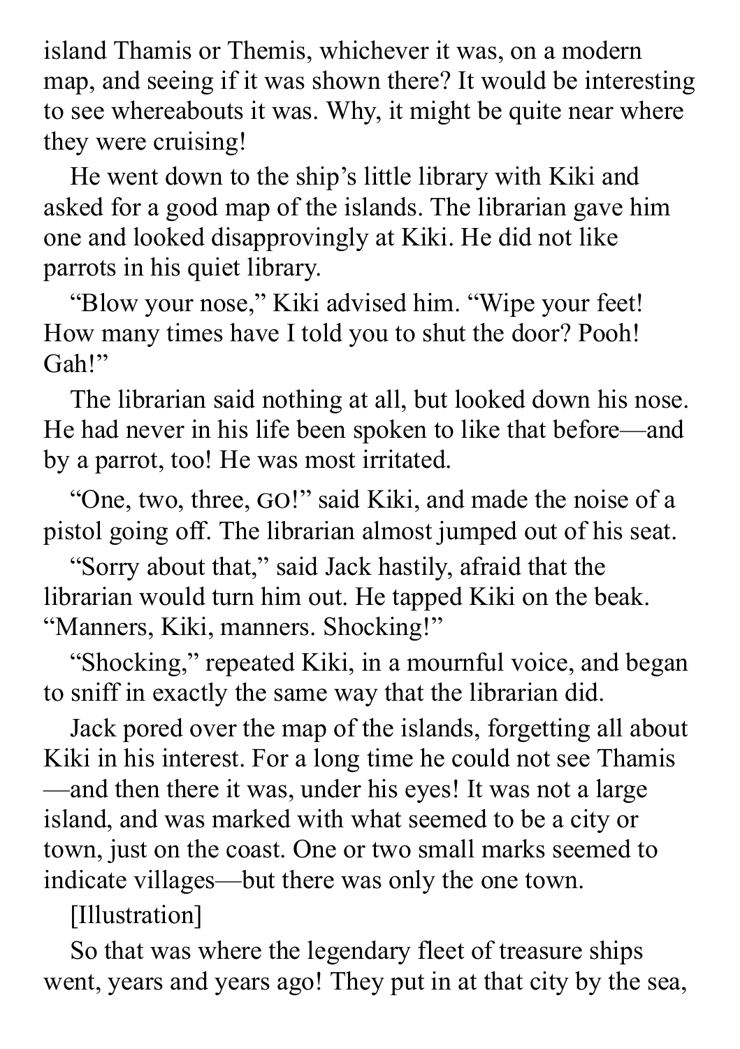island Thamis or Themis, whichever it was, on a modern map, and seeing if it was shown there? It would be interesting to see whereabouts it was. Why, it might be quite near where they were cruising!

He went down to the ship's little library with Kiki and asked for a good map of the islands. The librarian gave him one and looked disapprovingly at Kiki. He did not like parrots in his quiet library.

"Blow your nose," Kiki advised him. "Wipe your feet! How many times have I told you to shut the door? Pooh! Gah!"

The librarian said nothing at all, but looked down his nose. He had never in his life been spoken to like that before—and by a parrot, too! He was most irritated.

"One, two, three, GO!" said Kiki, and made the noise of a pistol going off. The librarian almost jumped out of his seat.

"Sorry about that," said Jack hastily, afraid that the librarian would turn him out. He tapped Kiki on the beak. "Manners, Kiki, manners. Shocking!"

"Shocking," repeated Kiki, in a mournful voice, and began to sniff in exactly the same way that the librarian did.

Jack pored over the map of the islands, forgetting all about Kiki in his interest. For a long time he could not see Thamis—and then there it was, under his eyes! It was not a large island, and was marked with what seemed to be a city or town, just on the coast. One or two small marks seemed to indicate villages—but there was only the one town.

[Illustration]

So that was where the legendary fleet of treasure ships went, years and years ago! They put in at that city by the sea,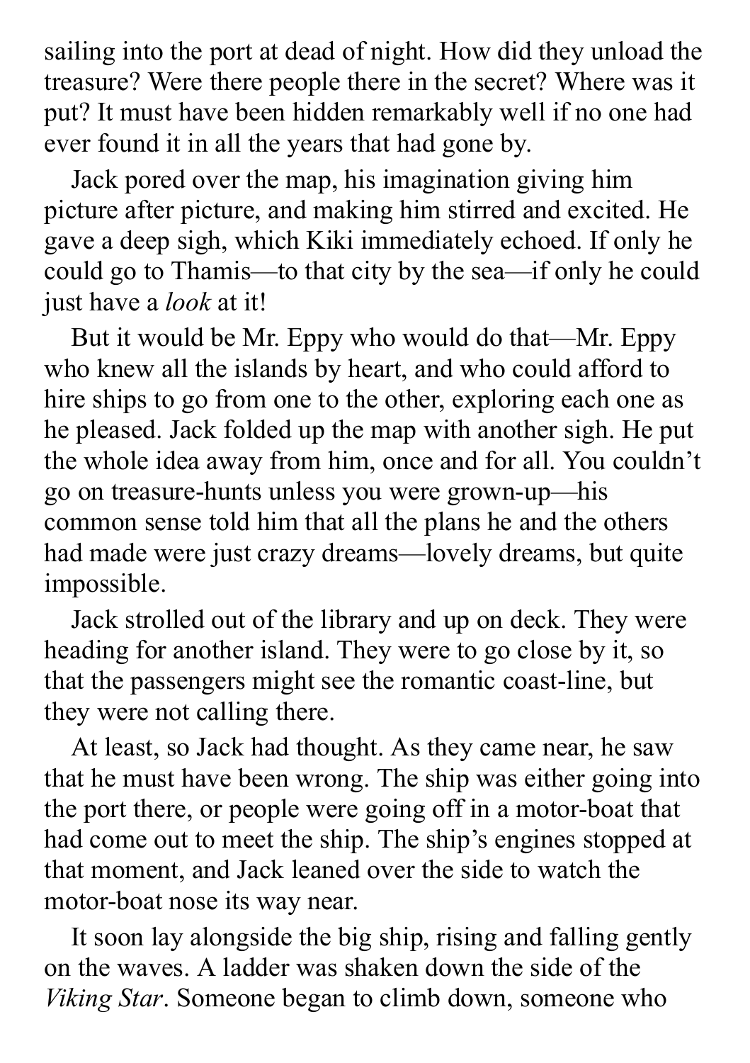sailing into the port at dead of night. How did they unload the treasure? Were there people there in the secret? Where was it put? It must have been hidden remarkably well if no one had ever found it in all the years that had gone by.

Jack pored over the map, his imagination giving him picture after picture, and making him stirred and excited. He gave a deep sigh, which Kiki immediately echoed. If only he could go to Thamis—to that city by the sea—if only he could just have a *look* at it!

But it would be Mr. Eppy who would do that—Mr. Eppy who knew all the islands by heart, and who could afford to hire ships to go from one to the other, exploring each one as he pleased. Jack folded up the map with another sigh. He put the whole idea away from him, once and for all. You couldn't go on treasure-hunts unless you were grown-up—his common sense told him that all the plans he and the others had made were just crazy dreams—lovely dreams, but quite impossible.

Jack strolled out of the library and up on deck. They were heading for another island. They were to go close by it, so that the passengers might see the romantic coast-line, but they were not calling there.

At least, so Jack had thought. As they came near, he saw that he must have been wrong. The ship was either going into the port there, or people were going off in a motor-boat that had come out to meet the ship. The ship's engines stopped at that moment, and Jack leaned over the side to watch the motor-boat nose its way near.

It soon lay alongside the big ship, rising and falling gently on the waves. A ladder was shaken down the side of the *Viking Star*. Someone began to climb down, someone who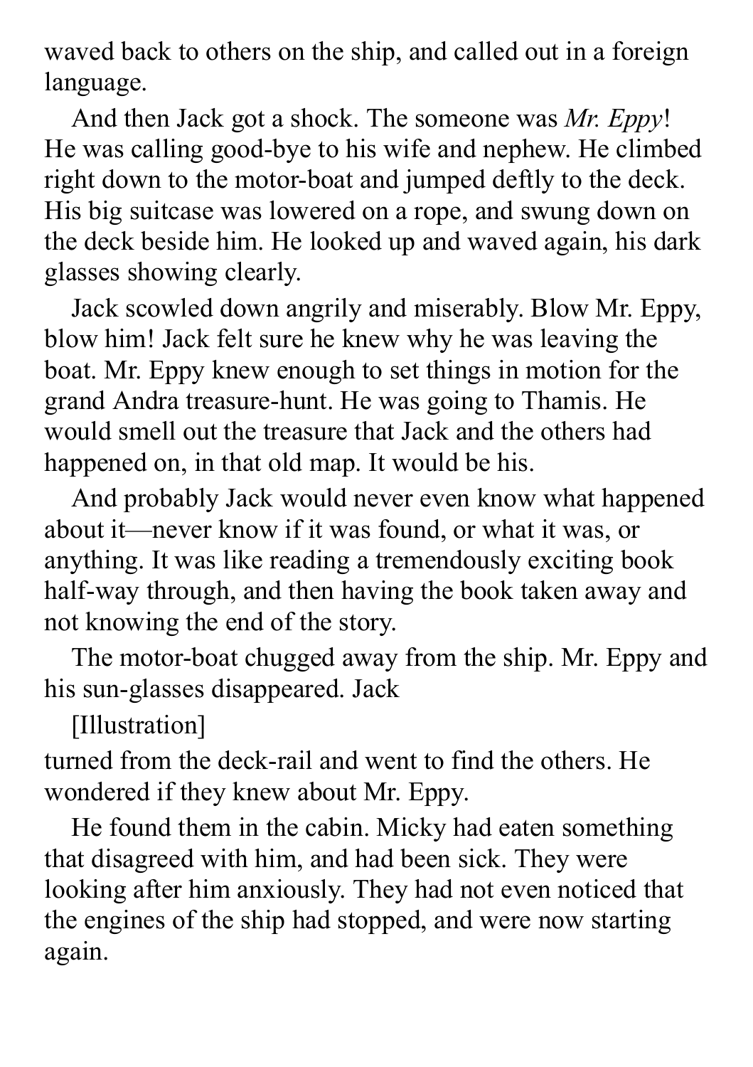waved back to others on the ship, and called out in a foreign language.

And then Jack got a shock. The someone was *Mr. Eppy*! He was calling good-bye to his wife and nephew. He climbed right down to the motor-boat and jumped deftly to the deck. His big suitcase was lowered on a rope, and swung down on the deck beside him. He looked up and waved again, his dark glasses showing clearly.

Jack scowled down angrily and miserably. Blow Mr. Eppy, blow him! Jack felt sure he knew why he was leaving the boat. Mr. Eppy knew enough to set things in motion for the grand Andra treasure-hunt. He was going to Thamis. He would smell out the treasure that Jack and the others had happened on, in that old map. It would be his.

And probably Jack would never even know what happened about it—never know if it was found, or what it was, or anything. It was like reading a tremendously exciting book half-way through, and then having the book taken away and not knowing the end of the story.

The motor-boat chugged away from the ship. Mr. Eppy and his sun-glasses disappeared. Jack

[Illustration]

turned from the deck-rail and went to find the others. He wondered if they knew about Mr. Eppy.

He found them in the cabin. Micky had eaten something that disagreed with him, and had been sick. They were looking after him anxiously. They had not even noticed that the engines of the ship had stopped, and were now starting again.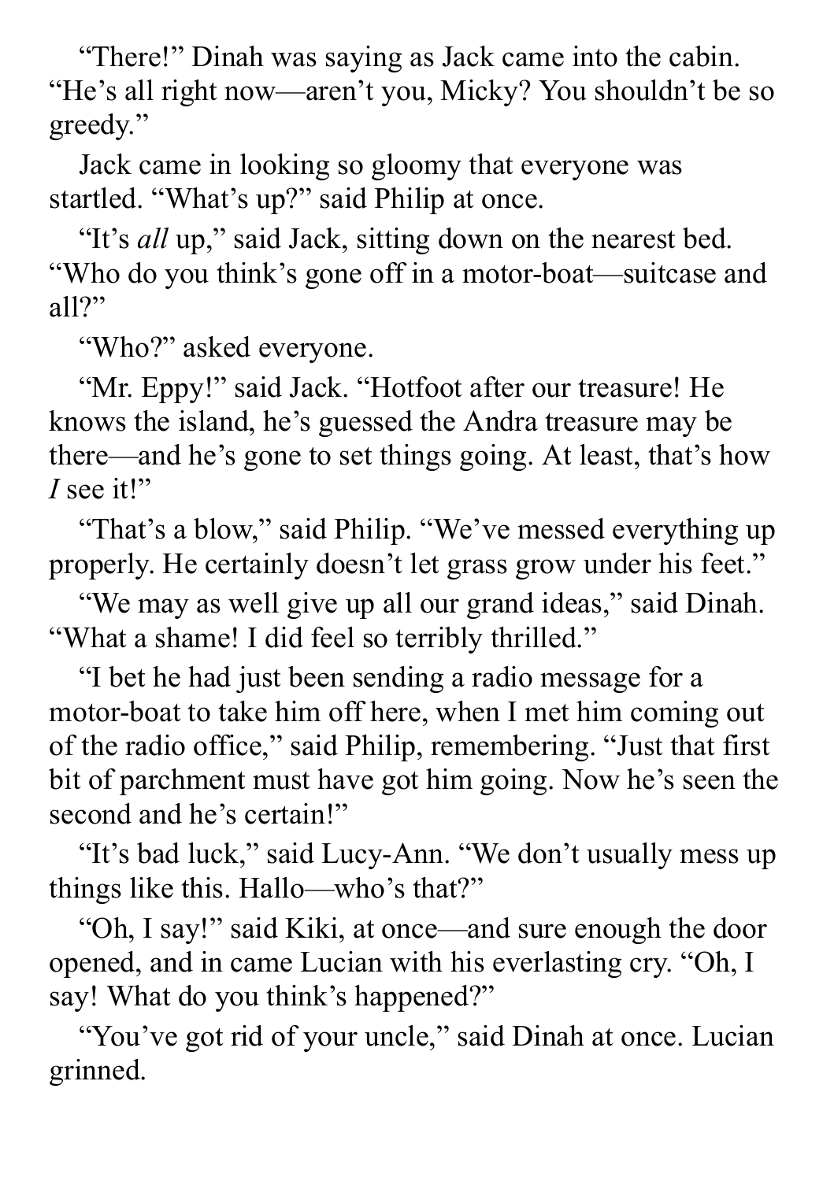"There!" Dinah was saying as Jack came into the cabin. "He's all right now—aren't you, Micky? You shouldn't be so greedy."

Jack came in looking so gloomy that everyone was startled. "What's up?" said Philip at once.

"It's *all* up," said Jack, sitting down on the nearest bed. "Who do you think's gone off in a motor-boat—suitcase and all?"

"Who?" asked everyone.

"Mr. Eppy!" said Jack. "Hotfoot after our treasure! He knows the island, he's guessed the Andra treasure may be there—and he's gone to set things going. At least, that's how *I* see it!"

"That's a blow," said Philip. "We've messed everything up properly. He certainly doesn't let grass grow under his feet."

"We may as well give up all our grand ideas," said Dinah. "What a shame! I did feel so terribly thrilled."

"I bet he had just been sending a radio message for a motor-boat to take him off here, when I met him coming out of the radio office," said Philip, remembering. "Just that first bit of parchment must have got him going. Now he's seen the second and he's certain!"

"It's bad luck," said Lucy-Ann. "We don't usually mess up things like this. Hallo—who's that?"

"Oh, I say!" said Kiki, at once—and sure enough the door opened, and in came Lucian with his everlasting cry. "Oh, I say! What do you think's happened?"

"You've got rid of your uncle," said Dinah at once. Lucian grinned.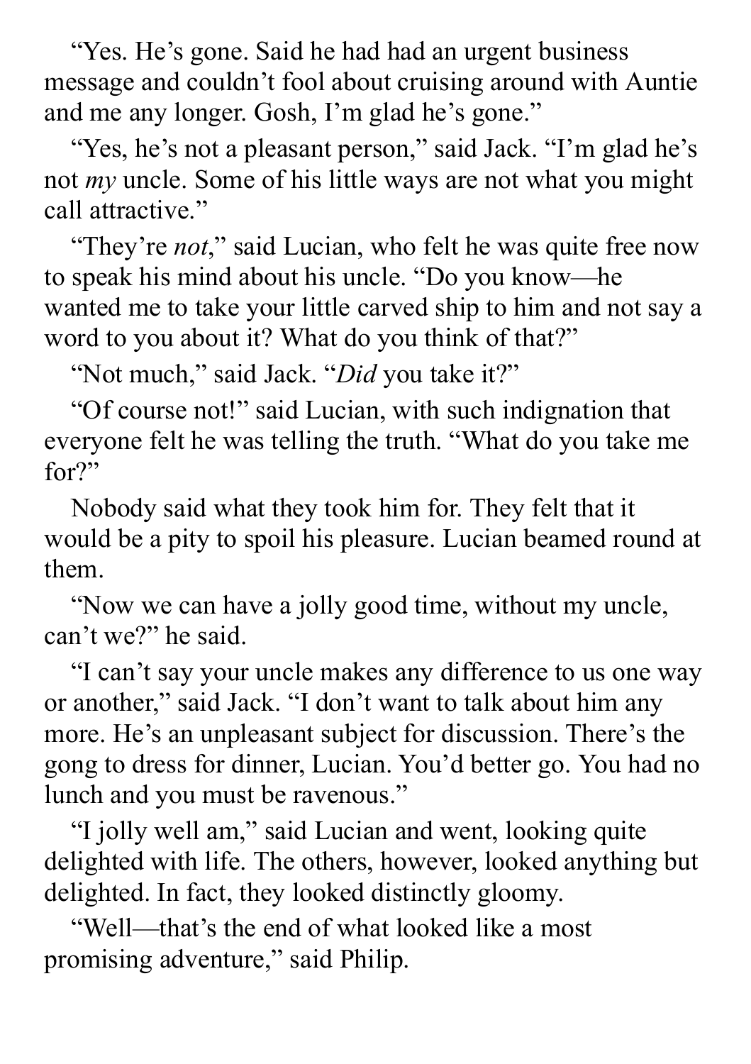"Yes. He's gone. Said he had had an urgent business message and couldn't fool about cruising around with Auntie and me any longer. Gosh, I'm glad he's gone."

"Yes, he's not a pleasant person," said Jack. "I'm glad he's not *my* uncle. Some of his little ways are not what you might call attractive."

"They're *not*," said Lucian, who felt he was quite free now to speak his mind about his uncle. "Do you know—he wanted me to take your little carved ship to him and not say a word to you about it? What do you think of that?"

"Not much," said Jack. "*Did* you take it?"

"Of course not!" said Lucian, with such indignation that everyone felt he was telling the truth. "What do you take me for?"

Nobody said what they took him for. They felt that it would be a pity to spoil his pleasure. Lucian beamed round at them.

"Now we can have a jolly good time, without my uncle, can't we?" he said.

"I can't say your uncle makes any difference to us one way or another," said Jack. "I don't want to talk about him any more. He's an unpleasant subject for discussion. There's the gong to dress for dinner, Lucian. You'd better go. You had no lunch and you must be ravenous."

"I jolly well am," said Lucian and went, looking quite delighted with life. The others, however, looked anything but delighted. In fact, they looked distinctly gloomy.

"Well—that's the end of what looked like a most promising adventure," said Philip.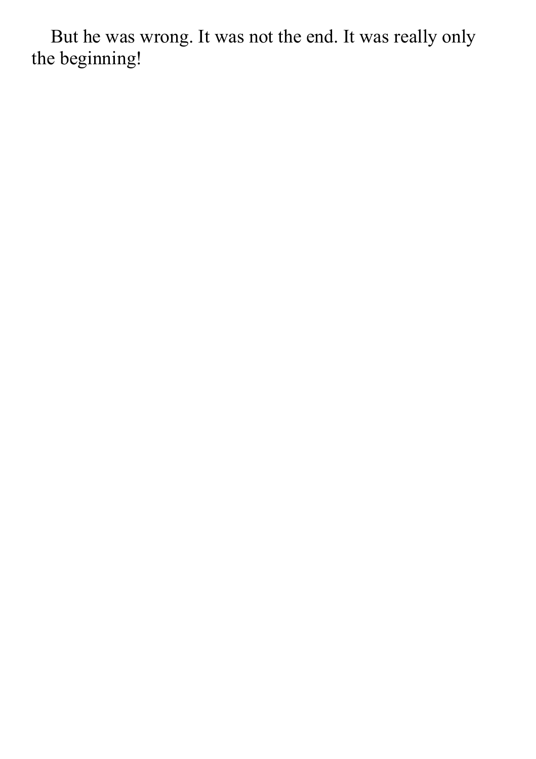But he was wrong. It was not the end. It was really only the beginning!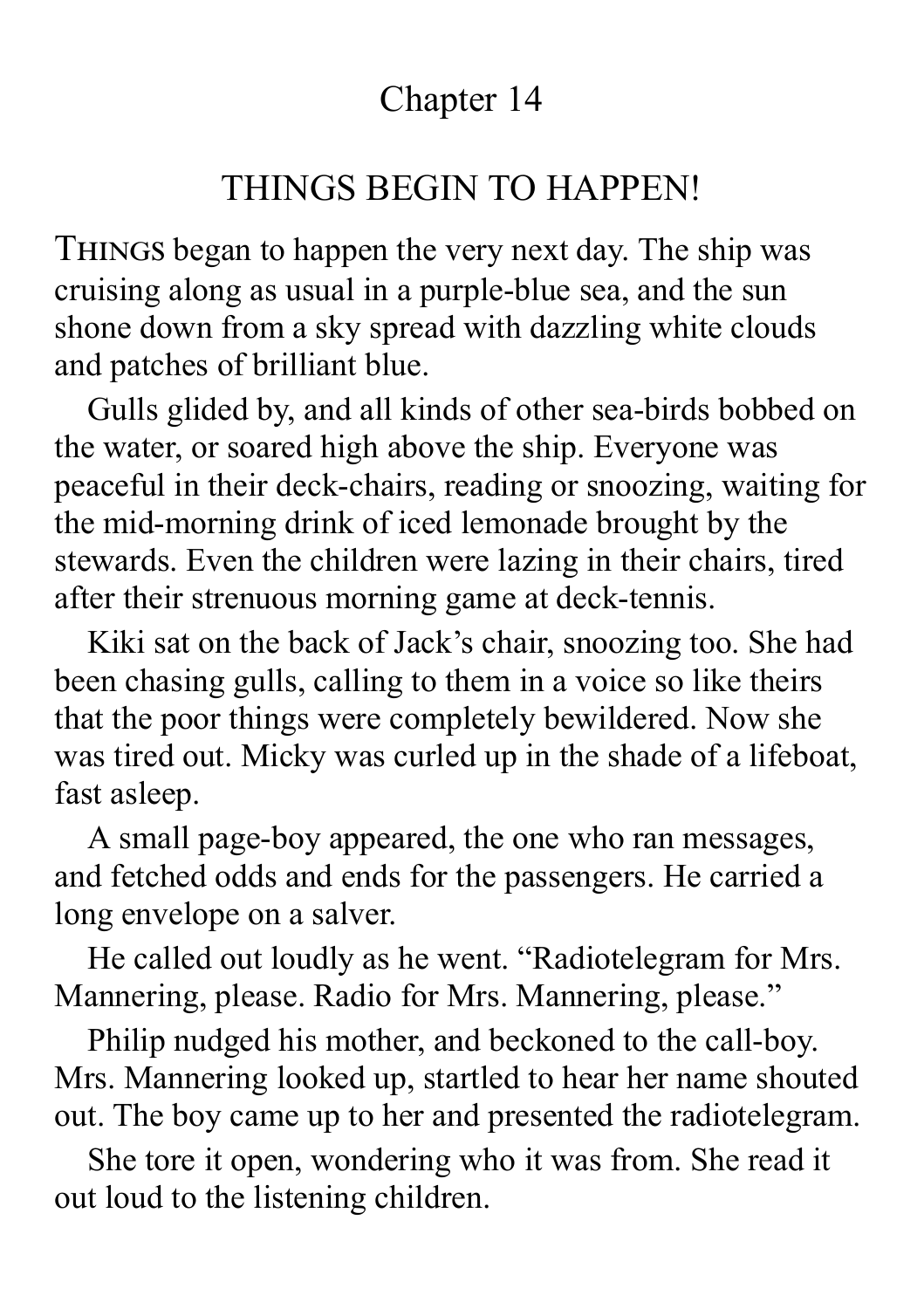# Chapter 14

## THINGS BEGIN TO HAPPEN!

THINGS began to happen the very next day. The ship was cruising along as usual in a purple-blue sea, and the sun shone down from a sky spread with dazzling white clouds and patches of brilliant blue.

Gulls glided by, and all kinds of other sea-birds bobbed on the water, or soared high above the ship. Everyone was peaceful in their deck-chairs, reading or snoozing, waiting for the mid-morning drink of iced lemonade brought by the stewards. Even the children were lazing in their chairs, tired after their strenuous morning game at deck-tennis.

Kiki sat on the back of Jack's chair, snoozing too. She had been chasing gulls, calling to them in a voice so like theirs that the poor things were completely bewildered. Now she was tired out. Micky was curled up in the shade of a lifeboat, fast asleep.

A small page-boy appeared, the one who ran messages, and fetched odds and ends for the passengers. He carried a long envelope on a salver.

He called out loudly as he went. "Radiotelegram for Mrs. Mannering, please. Radio for Mrs. Mannering, please."

Philip nudged his mother, and beckoned to the call-boy. Mrs. Mannering looked up, startled to hear her name shouted out. The boy came up to her and presented the radiotelegram.

She tore it open, wondering who it was from. She read it out loud to the listening children.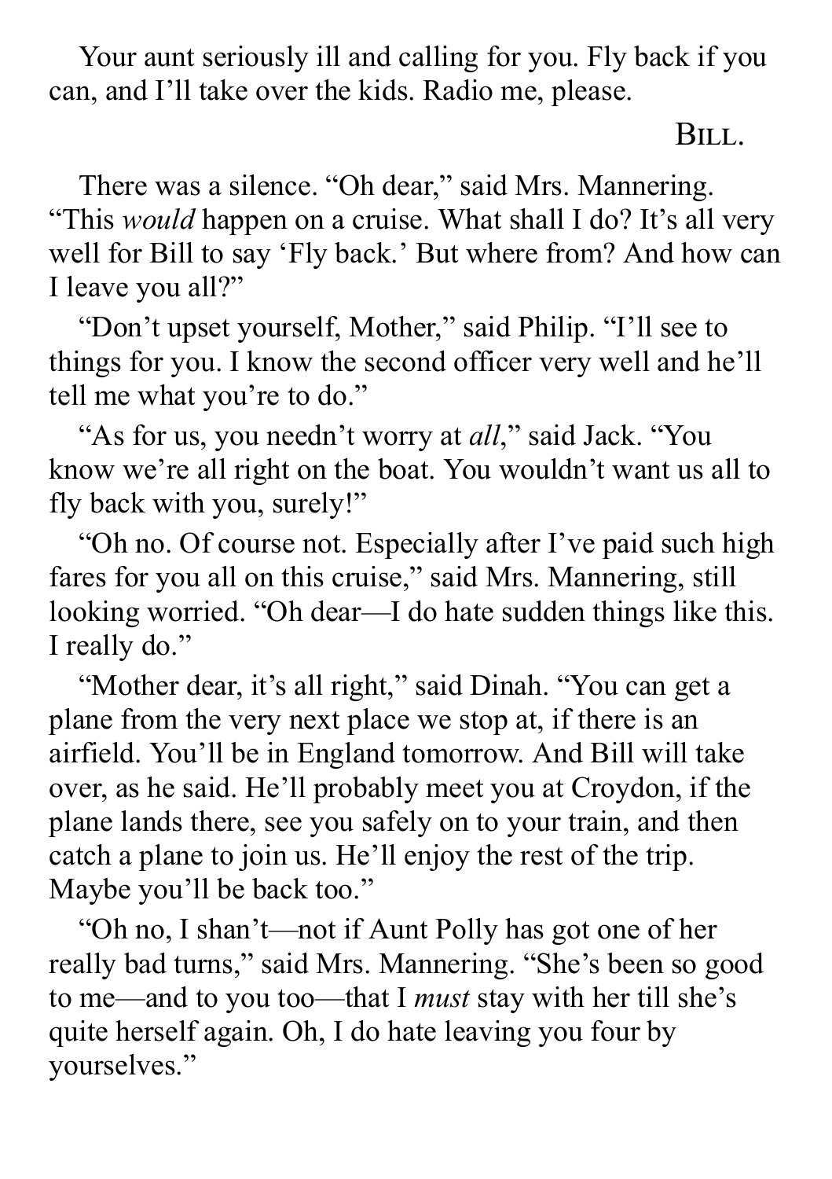Your aunt seriously ill and calling for you. Fly back if you can, and I'll take over the kids. Radio me, please.

BILL.

There was a silence. "Oh dear," said Mrs. Mannering. "This *would* happen on a cruise. What shall I do? It's all very well for Bill to say 'Fly back.' But where from? And how can I leave you all?"

"Don't upset yourself, Mother," said Philip. "I'll see to things for you. I know the second officer very well and he'll tell me what you're to do."

"As for us, you needn't worry at *all*," said Jack. "You know we're all right on the boat. You wouldn't want us all to fly back with you, surely!"

"Oh no. Of course not. Especially after I've paid such high fares for you all on this cruise," said Mrs. Mannering, still looking worried. "Oh dear—I do hate sudden things like this. I really do."

"Mother dear, it's all right," said Dinah. "You can get a plane from the very next place we stop at, if there is an airfield. You'll be in England tomorrow. And Bill will take over, as he said. He'll probably meet you at Croydon, if the plane lands there, see you safely on to your train, and then catch a plane to join us. He'll enjoy the rest of the trip. Maybe you'll be back too."

"Oh no, I shan't—not if Aunt Polly has got one of her really bad turns," said Mrs. Mannering. "She's been so good to me—and to you too—that I *must* stay with her till she's quite herself again. Oh, I do hate leaving you four by yourselves."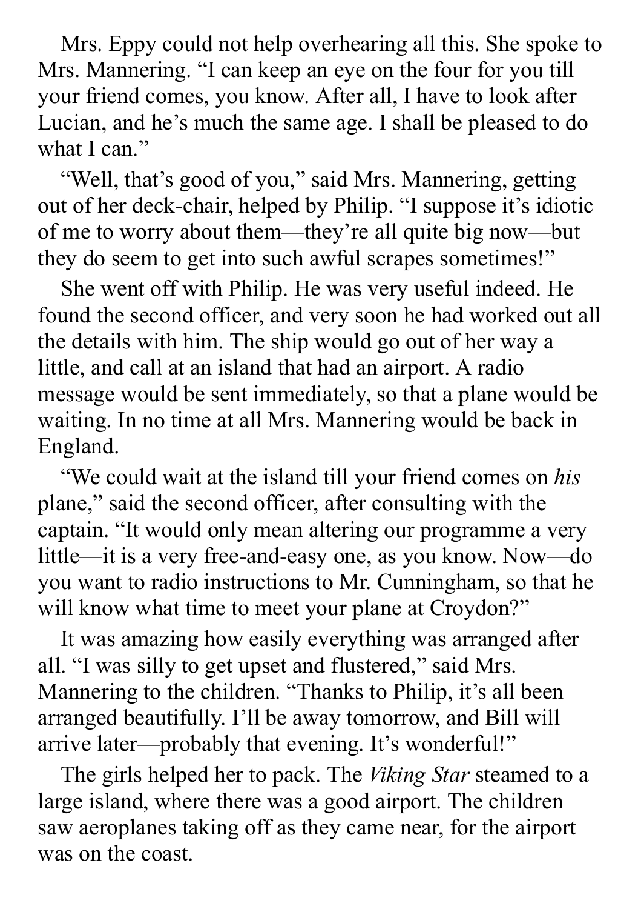Mrs. Eppy could not help overhearing all this. She spoke to Mrs. Mannering. "I can keep an eye on the four for you till your friend comes, you know. After all, I have to look after Lucian, and he's much the same age. I shall be pleased to do what I can."

"Well, that's good of you," said Mrs. Mannering, getting out of her deck-chair, helped by Philip. "I suppose it's idiotic of me to worry about them—they're all quite big now—but they do seem to get into such awful scrapes sometimes!"

She went off with Philip. He was very useful indeed. He found the second officer, and very soon he had worked out all the details with him. The ship would go out of her way a little, and call at an island that had an airport. A radio message would be sent immediately, so that a plane would be waiting. In no time at all Mrs. Mannering would be back in England.

"We could wait at the island till your friend comes on *his* plane," said the second officer, after consulting with the captain. "It would only mean altering our programme a very little—it is a very free-and-easy one, as you know. Now—do you want to radio instructions to Mr. Cunningham, so that he will know what time to meet your plane at Croydon?"

It was amazing how easily everything was arranged after all. "I was silly to get upset and flustered," said Mrs. Mannering to the children. "Thanks to Philip, it's all been arranged beautifully. I'll be away tomorrow, and Bill will arrive later—probably that evening. It's wonderful!"

The girls helped her to pack. The *Viking Star* steamed to a large island, where there was a good airport. The children saw aeroplanes taking off as they came near, for the airport was on the coast.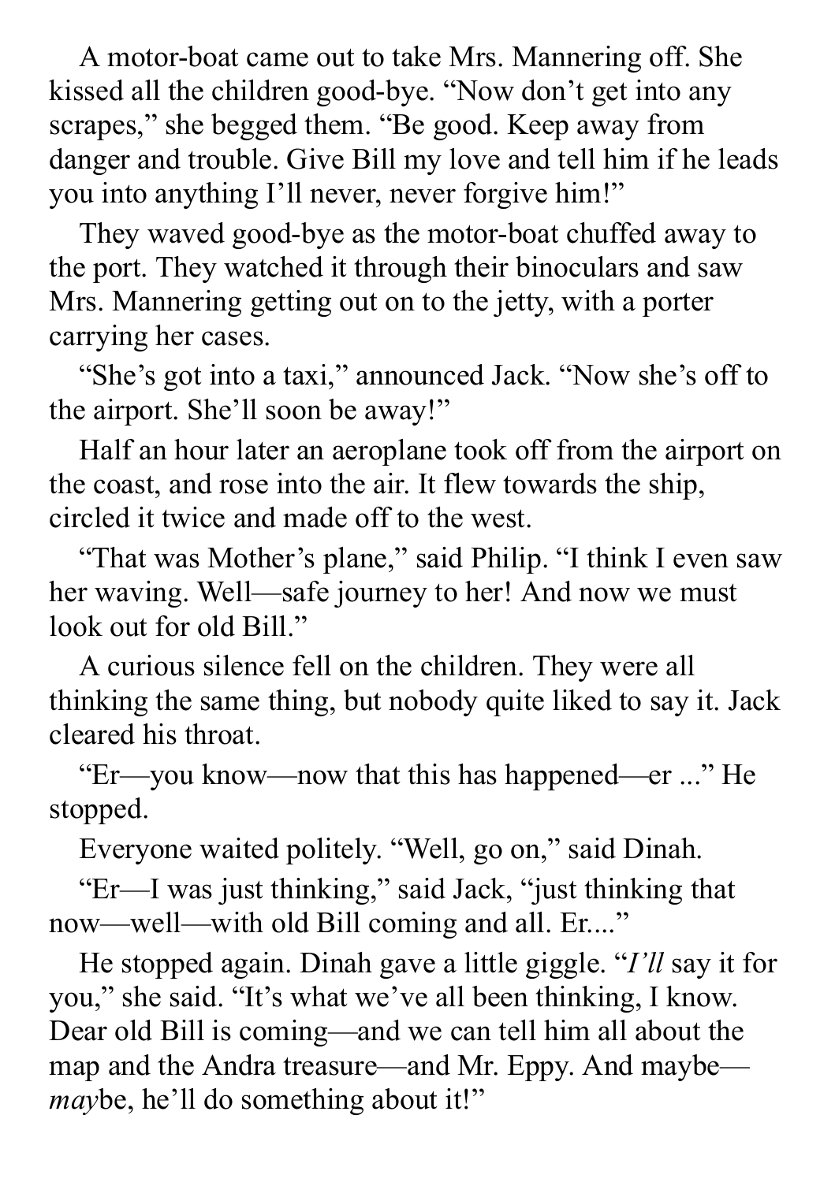A motor-boat came out to take Mrs. Mannering off. She kissed all the children good-bye. "Now don't get into any scrapes," she begged them. "Be good. Keep away from danger and trouble. Give Bill my love and tell him if he leads you into anything I'll never, never forgive him!"

They waved good-bye as the motor-boat chuffed away to the port. They watched it through their binoculars and saw Mrs. Mannering getting out on to the jetty, with a porter carrying her cases.

"She's got into a taxi," announced Jack. "Now she's off to the airport. She'll soon be away!"

Half an hour later an aeroplane took off from the airport on the coast, and rose into the air. It flew towards the ship, circled it twice and made off to the west.

"That was Mother's plane," said Philip. "I think I even saw her waving. Well—safe journey to her! And now we must look out for old Bill."

A curious silence fell on the children. They were all thinking the same thing, but nobody quite liked to say it. Jack cleared his throat.

"Er—you know—now that this has happened—er ..." He stopped.

Everyone waited politely. "Well, go on," said Dinah.

"Er—I was just thinking," said Jack, "just thinking that now—well—with old Bill coming and all. Er...."

He stopped again. Dinah gave a little giggle. "*I'll* say it for you," she said. "It's what we've all been thinking, I know. Dear old Bill is coming—and we can tell him all about the map and the Andra treasure—and Mr. Eppy. And maybe—*may*be, he'll do something about it!"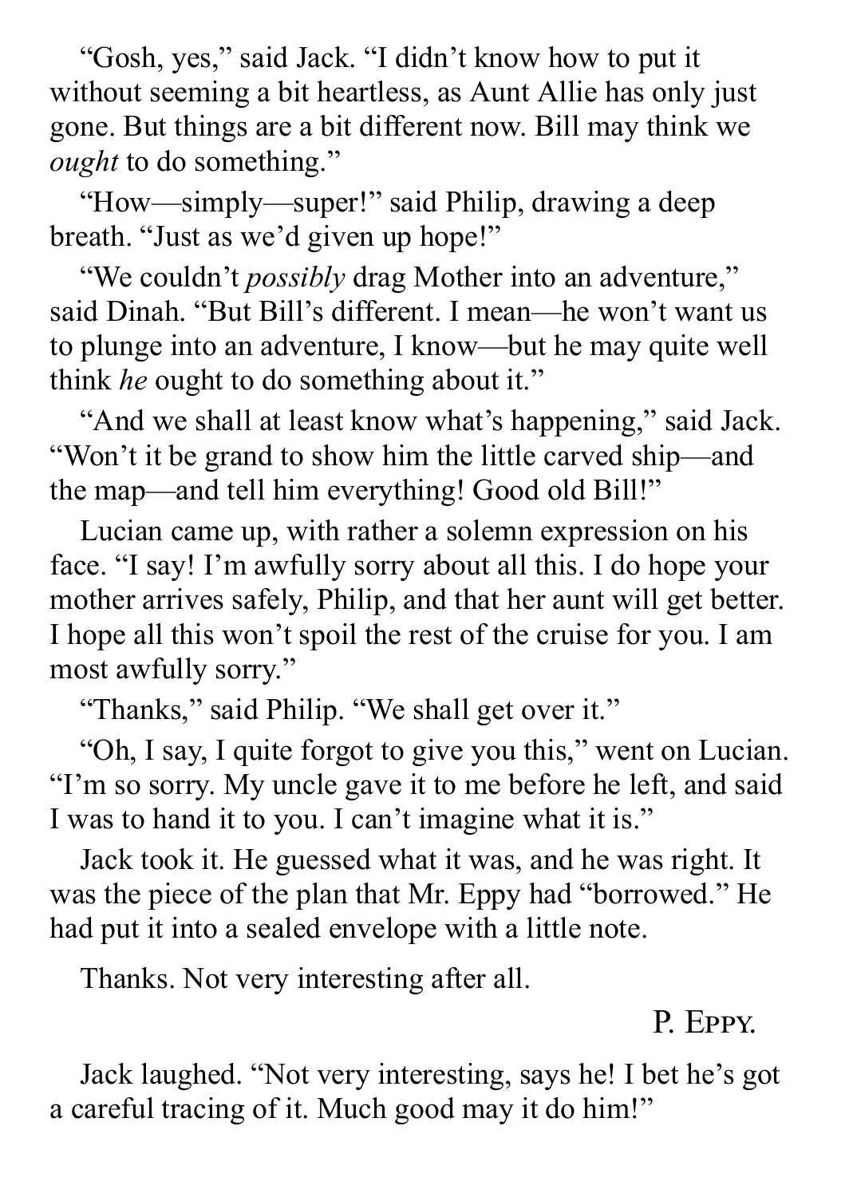"Gosh, yes," said Jack. "I didn't know how to put it without seeming a bit heartless, as Aunt Allie has only just gone. But things are a bit different now. Bill may think we *ought* to do something."

"How—simply—super!" said Philip, drawing a deep breath. "Just as we'd given up hope!"

"We couldn't *possibly* drag Mother into an adventure," said Dinah. "But Bill's different. I mean—he won't want us to plunge into an adventure, I know—but he may quite well think *he* ought to do something about it."

"And we shall at least know what's happening," said Jack. "Won't it be grand to show him the little carved ship—and the map—and tell him everything! Good old Bill!"

Lucian came up, with rather a solemn expression on his face. "I say! I'm awfully sorry about all this. I do hope your mother arrives safely, Philip, and that her aunt will get better. I hope all this won't spoil the rest of the cruise for you. I am most awfully sorry."

"Thanks," said Philip. "We shall get over it."

"Oh, I say, I quite forgot to give you this," went on Lucian. "I'm so sorry. My uncle gave it to me before he left, and said I was to hand it to you. I can't imagine what it is."

Jack took it. He guessed what it was, and he was right. It was the piece of the plan that Mr. Eppy had "borrowed." He had put it into a sealed envelope with a little note.

Thanks. Not very interesting after all.

P. EPPY.

Jack laughed. "Not very interesting, says he! I bet he's got a careful tracing of it. Much good may it do him!"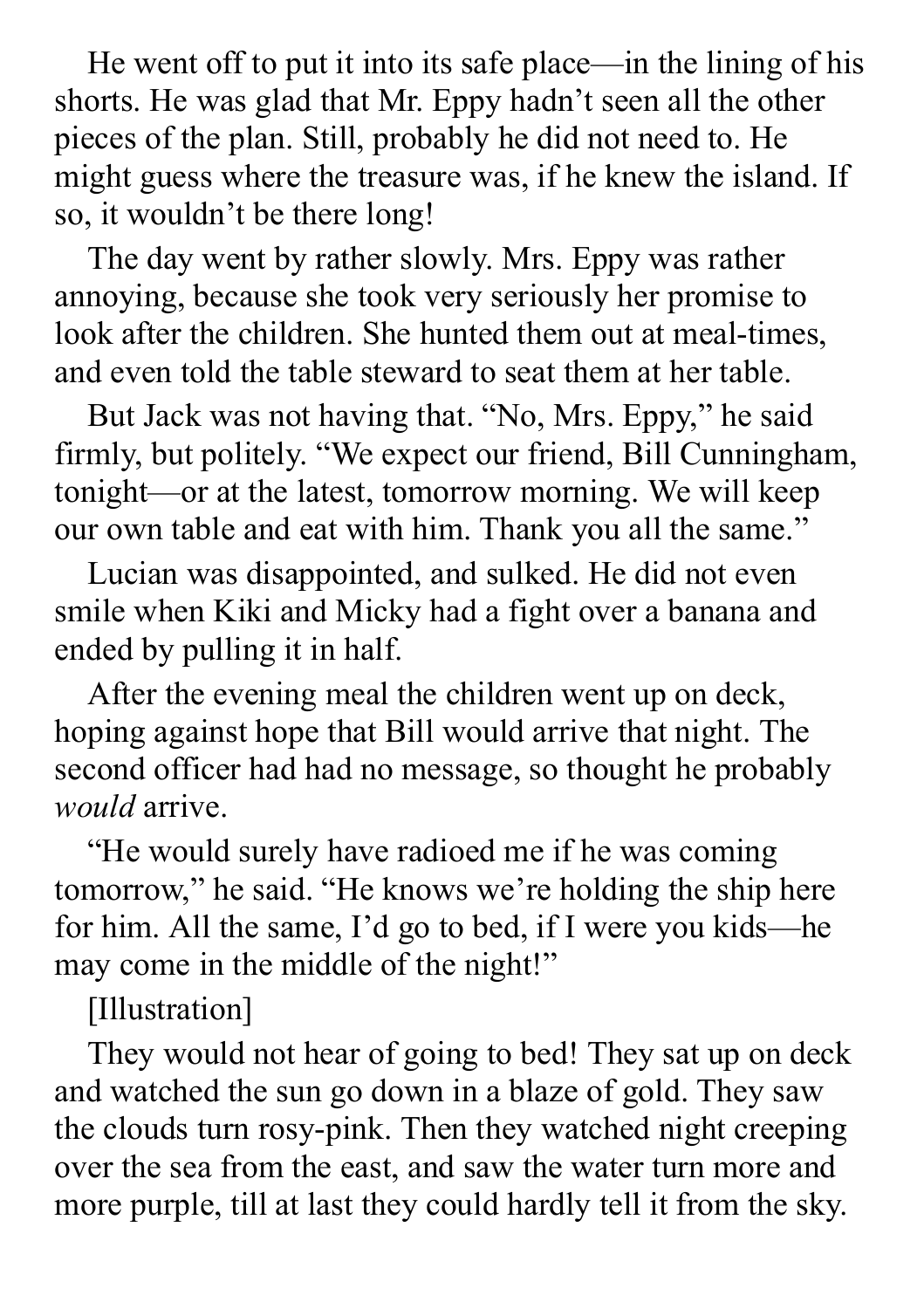He went off to put it into its safe place—in the lining of his shorts. He was glad that Mr. Eppy hadn't seen all the other pieces of the plan. Still, probably he did not need to. He might guess where the treasure was, if he knew the island. If so, it wouldn't be there long!

The day went by rather slowly. Mrs. Eppy was rather annoying, because she took very seriously her promise to look after the children. She hunted them out at meal-times, and even told the table steward to seat them at her table.

But Jack was not having that. "No, Mrs. Eppy," he said firmly, but politely. "We expect our friend, Bill Cunningham, tonight—or at the latest, tomorrow morning. We will keep our own table and eat with him. Thank you all the same."

Lucian was disappointed, and sulked. He did not even smile when Kiki and Micky had a fight over a banana and ended by pulling it in half.

After the evening meal the children went up on deck, hoping against hope that Bill would arrive that night. The second officer had had no message, so thought he probably *would* arrive.

"He would surely have radioed me if he was coming tomorrow," he said. "He knows we're holding the ship here for him. All the same, I'd go to bed, if I were you kids—he may come in the middle of the night!"

[Illustration]

They would not hear of going to bed! They sat up on deck and watched the sun go down in a blaze of gold. They saw the clouds turn rosy-pink. Then they watched night creeping over the sea from the east, and saw the water turn more and more purple, till at last they could hardly tell it from the sky.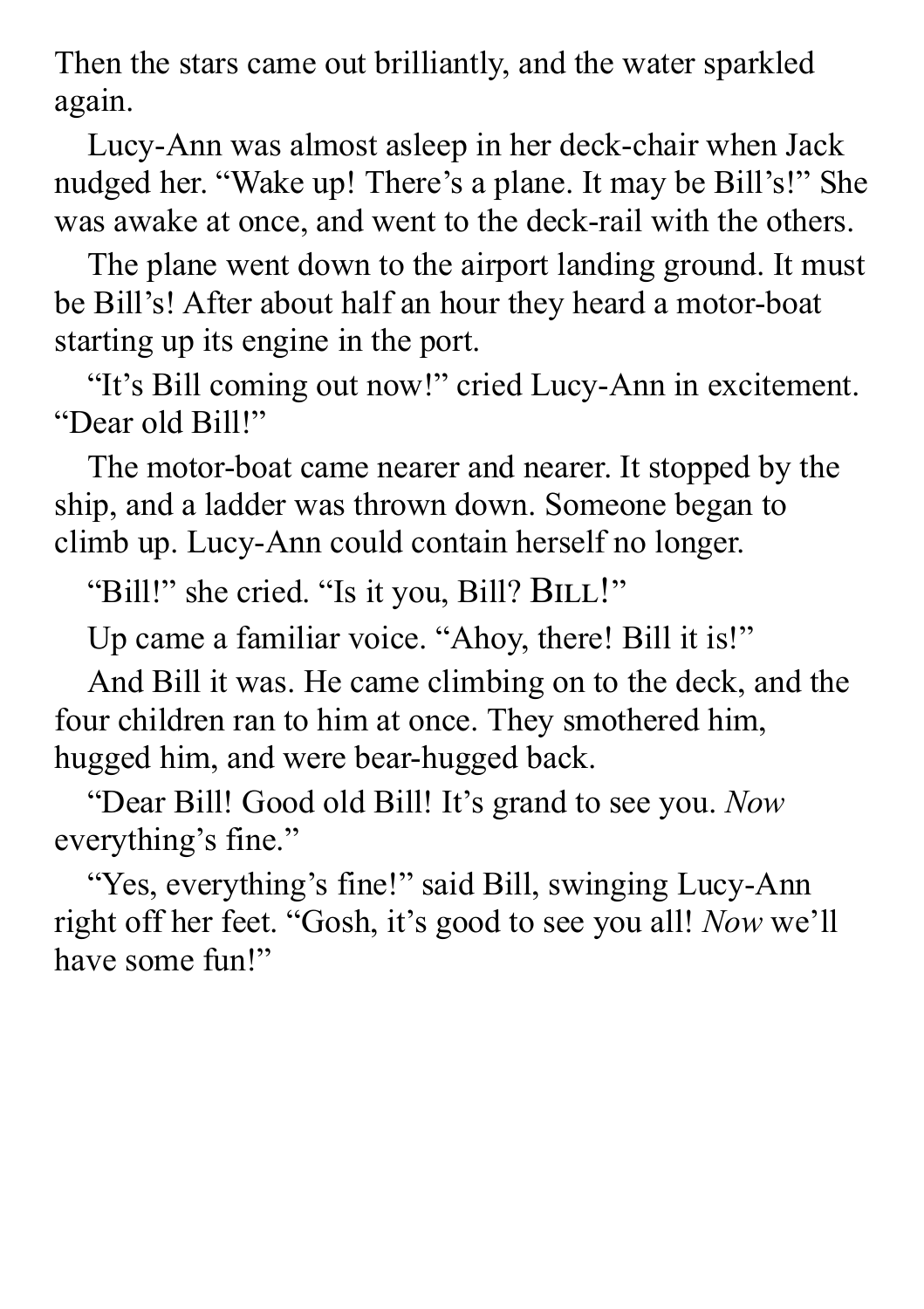Then the stars came out brilliantly, and the water sparkled again.

Lucy-Ann was almost asleep in her deck-chair when Jack nudged her. “Wake up! There’s a plane. It may be Bill’s!” She was awake at once, and went to the deck-rail with the others.

The plane went down to the airport landing ground. It must be Bill’s! After about half an hour they heard a motor-boat starting up its engine in the port.

“It’s Bill coming out now!” cried Lucy-Ann in excitement. “Dear old Bill!”

The motor-boat came nearer and nearer. It stopped by the ship, and a ladder was thrown down. Someone began to climb up. Lucy-Ann could contain herself no longer.

“Bill!” she cried. “Is it you, Bill? BILL!”

Up came a familiar voice. “Ahoy, there! Bill it is!”

And Bill it was. He came climbing on to the deck, and the four children ran to him at once. They smothered him, hugged him, and were bear-hugged back.

“Dear Bill! Good old Bill! It’s grand to see you. *Now* everything’s fine.”

“Yes, everything’s fine!” said Bill, swinging Lucy-Ann right off her feet. “Gosh, it’s good to see you all! *Now* we’ll have some fun!”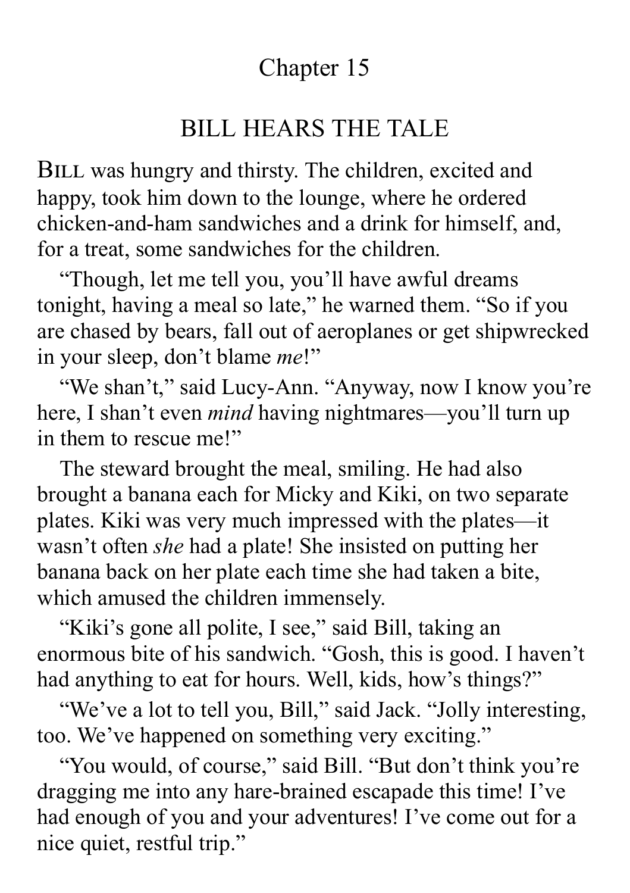# Chapter 15

## BILL HEARS THE TALE

BILL was hungry and thirsty. The children, excited and happy, took him down to the lounge, where he ordered chicken-and-ham sandwiches and a drink for himself, and, for a treat, some sandwiches for the children.

"Though, let me tell you, you'll have awful dreams tonight, having a meal so late," he warned them. "So if you are chased by bears, fall out of aeroplanes or get shipwrecked in your sleep, don't blame *me*!"

"We shan't," said Lucy-Ann. "Anyway, now I know you're here, I shan't even *mind* having nightmares—you'll turn up in them to rescue me!"

The steward brought the meal, smiling. He had also brought a banana each for Micky and Kiki, on two separate plates. Kiki was very much impressed with the plates—it wasn't often *she* had a plate! She insisted on putting her banana back on her plate each time she had taken a bite, which amused the children immensely.

"Kiki's gone all polite, I see," said Bill, taking an enormous bite of his sandwich. "Gosh, this is good. I haven't had anything to eat for hours. Well, kids, how's things?"

"We've a lot to tell you, Bill," said Jack. "Jolly interesting, too. We've happened on something very exciting."

"You would, of course," said Bill. "But don't think you're dragging me into any hare-brained escapade this time! I've had enough of you and your adventures! I've come out for a nice quiet, restful trip."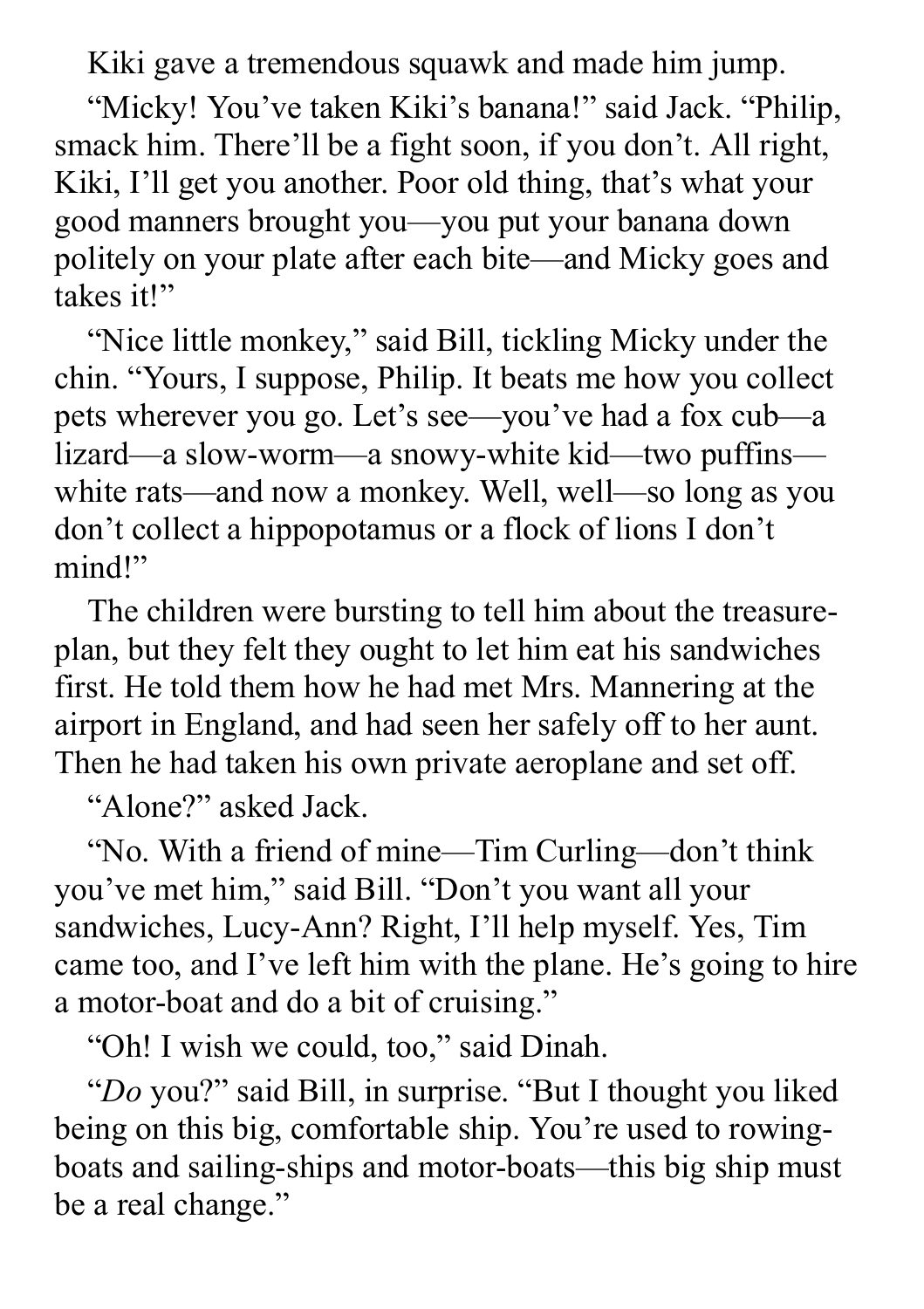Kiki gave a tremendous squawk and made him jump.

"Micky! You've taken Kiki's banana!" said Jack. "Philip, smack him. There'll be a fight soon, if you don't. All right, Kiki, I'll get you another. Poor old thing, that's what your good manners brought you—you put your banana down politely on your plate after each bite—and Micky goes and takes it!"

"Nice little monkey," said Bill, tickling Micky under the chin. "Yours, I suppose, Philip. It beats me how you collect pets wherever you go. Let's see—you've had a fox cub—a lizard—a slow-worm—a snowy-white kid—two puffins—white rats—and now a monkey. Well, well—so long as you don't collect a hippopotamus or a flock of lions I don't mind!"

The children were bursting to tell him about the treasure-plan, but they felt they ought to let him eat his sandwiches first. He told them how he had met Mrs. Mannering at the airport in England, and had seen her safely off to her aunt. Then he had taken his own private aeroplane and set off.

"Alone?" asked Jack.

"No. With a friend of mine—Tim Curling—don't think you've met him," said Bill. "Don't you want all your sandwiches, Lucy-Ann? Right, I'll help myself. Yes, Tim came too, and I've left him with the plane. He's going to hire a motor-boat and do a bit of cruising."

"Oh! I wish we could, too," said Dinah.

"*Do* you?" said Bill, in surprise. "But I thought you liked being on this big, comfortable ship. You're used to rowing-boats and sailing-ships and motor-boats—this big ship must be a real change."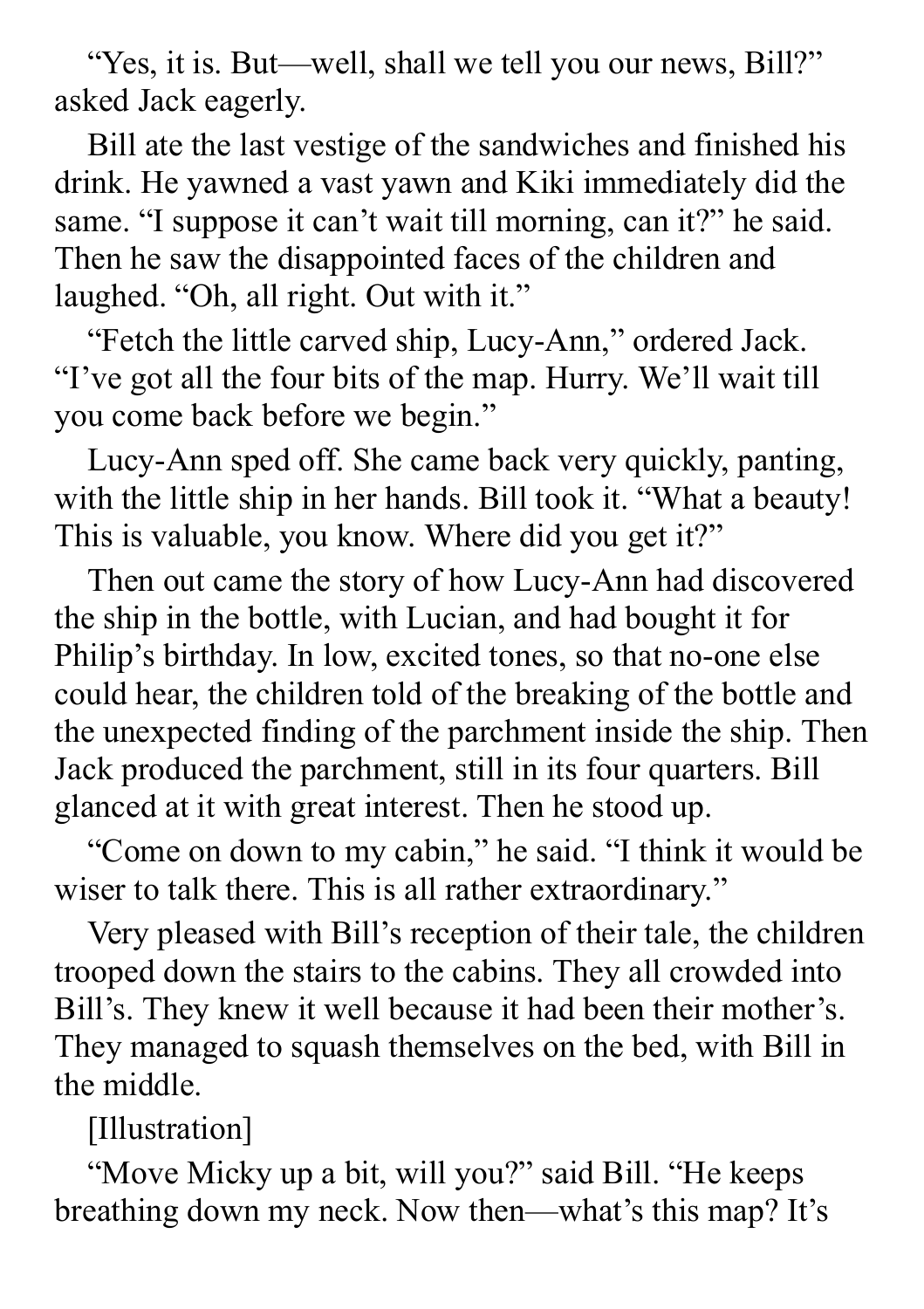"Yes, it is. But—well, shall we tell you our news, Bill?" asked Jack eagerly.

Bill ate the last vestige of the sandwiches and finished his drink. He yawned a vast yawn and Kiki immediately did the same. "I suppose it can't wait till morning, can it?" he said. Then he saw the disappointed faces of the children and laughed. "Oh, all right. Out with it."

"Fetch the little carved ship, Lucy-Ann," ordered Jack. "I've got all the four bits of the map. Hurry. We'll wait till you come back before we begin."

Lucy-Ann sped off. She came back very quickly, panting, with the little ship in her hands. Bill took it. "What a beauty! This is valuable, you know. Where did you get it?"

Then out came the story of how Lucy-Ann had discovered the ship in the bottle, with Lucian, and had bought it for Philip's birthday. In low, excited tones, so that no-one else could hear, the children told of the breaking of the bottle and the unexpected finding of the parchment inside the ship. Then Jack produced the parchment, still in its four quarters. Bill glanced at it with great interest. Then he stood up.

"Come on down to my cabin," he said. "I think it would be wiser to talk there. This is all rather extraordinary."

Very pleased with Bill's reception of their tale, the children trooped down the stairs to the cabins. They all crowded into Bill's. They knew it well because it had been their mother's. They managed to squash themselves on the bed, with Bill in the middle.

[Illustration]

"Move Micky up a bit, will you?" said Bill. "He keeps breathing down my neck. Now then—what's this map? It's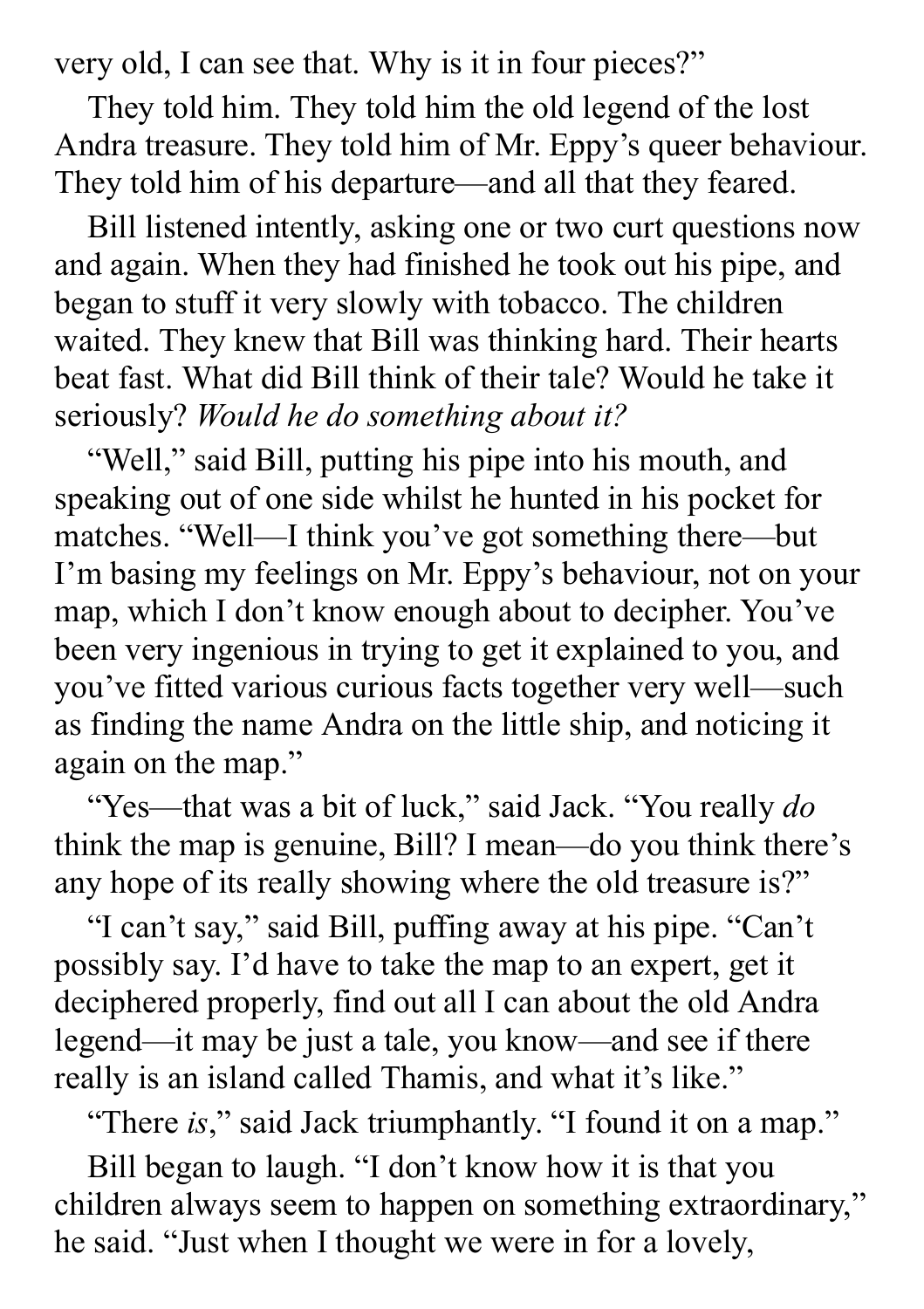very old, I can see that. Why is it in four pieces?”

They told him. They told him the old legend of the lost Andra treasure. They told him of Mr. Eppy’s queer behaviour. They told him of his departure—and all that they feared.

Bill listened intently, asking one or two curt questions now and again. When they had finished he took out his pipe, and began to stuff it very slowly with tobacco. The children waited. They knew that Bill was thinking hard. Their hearts beat fast. What did Bill think of their tale? Would he take it seriously? *Would he do something about it?*

“Well,” said Bill, putting his pipe into his mouth, and speaking out of one side whilst he hunted in his pocket for matches. “Well—I think you’ve got something there—but I’m basing my feelings on Mr. Eppy’s behaviour, not on your map, which I don’t know enough about to decipher. You’ve been very ingenious in trying to get it explained to you, and you’ve fitted various curious facts together very well—such as finding the name Andra on the little ship, and noticing it again on the map.”

“Yes—that was a bit of luck,” said Jack. “You really *do* think the map is genuine, Bill? I mean—do you think there’s any hope of its really showing where the old treasure is?”

“I can’t say,” said Bill, puffing away at his pipe. “Can’t possibly say. I’d have to take the map to an expert, get it deciphered properly, find out all I can about the old Andra legend—it may be just a tale, you know—and see if there really is an island called Thamis, and what it’s like.”

“There *is*,” said Jack triumphantly. “I found it on a map.”

Bill began to laugh. “I don’t know how it is that you children always seem to happen on something extraordinary,” he said. “Just when I thought we were in for a lovely,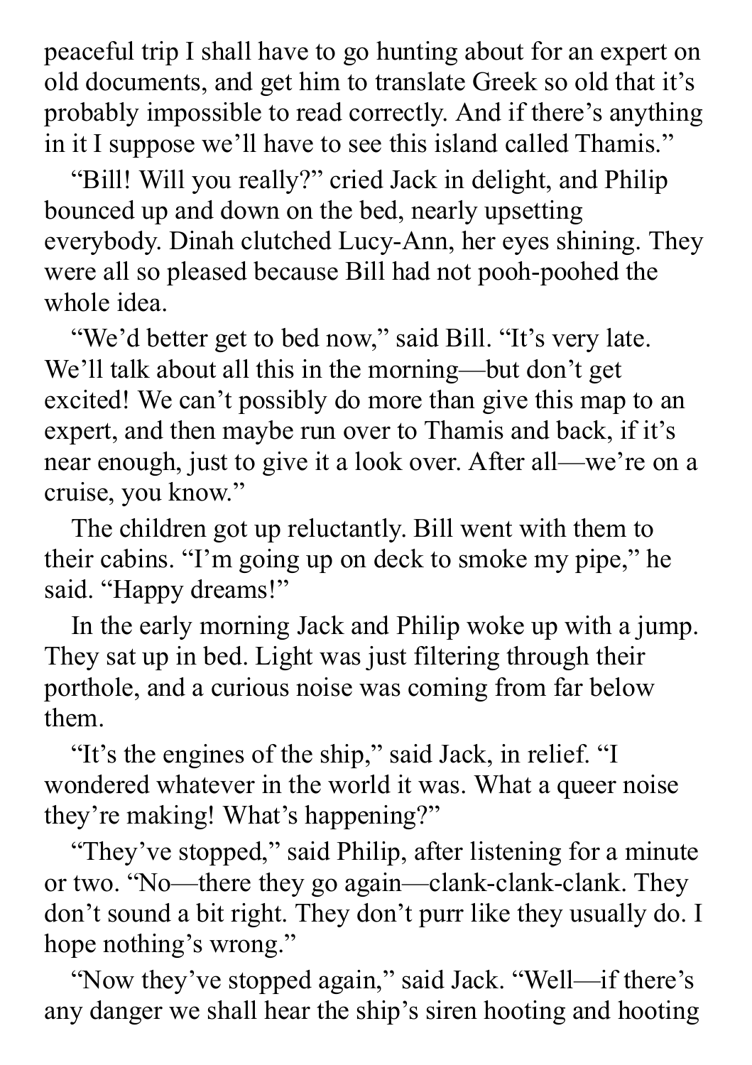peaceful trip I shall have to go hunting about for an expert on old documents, and get him to translate Greek so old that it's probably impossible to read correctly. And if there's anything in it I suppose we'll have to see this island called Thamis."

"Bill! Will you really?" cried Jack in delight, and Philip bounced up and down on the bed, nearly upsetting everybody. Dinah clutched Lucy-Ann, her eyes shining. They were all so pleased because Bill had not pooh-poohed the whole idea.

"We'd better get to bed now," said Bill. "It's very late. We'll talk about all this in the morning—but don't get excited! We can't possibly do more than give this map to an expert, and then maybe run over to Thamis and back, if it's near enough, just to give it a look over. After all—we're on a cruise, you know."

The children got up reluctantly. Bill went with them to their cabins. "I'm going up on deck to smoke my pipe," he said. "Happy dreams!"

In the early morning Jack and Philip woke up with a jump. They sat up in bed. Light was just filtering through their porthole, and a curious noise was coming from far below them.

"It's the engines of the ship," said Jack, in relief. "I wondered whatever in the world it was. What a queer noise they're making! What's happening?"

"They've stopped," said Philip, after listening for a minute or two. "No—there they go again—clank-clank-clank. They don't sound a bit right. They don't purr like they usually do. I hope nothing's wrong."

"Now they've stopped again," said Jack. "Well—if there's any danger we shall hear the ship's siren hooting and hooting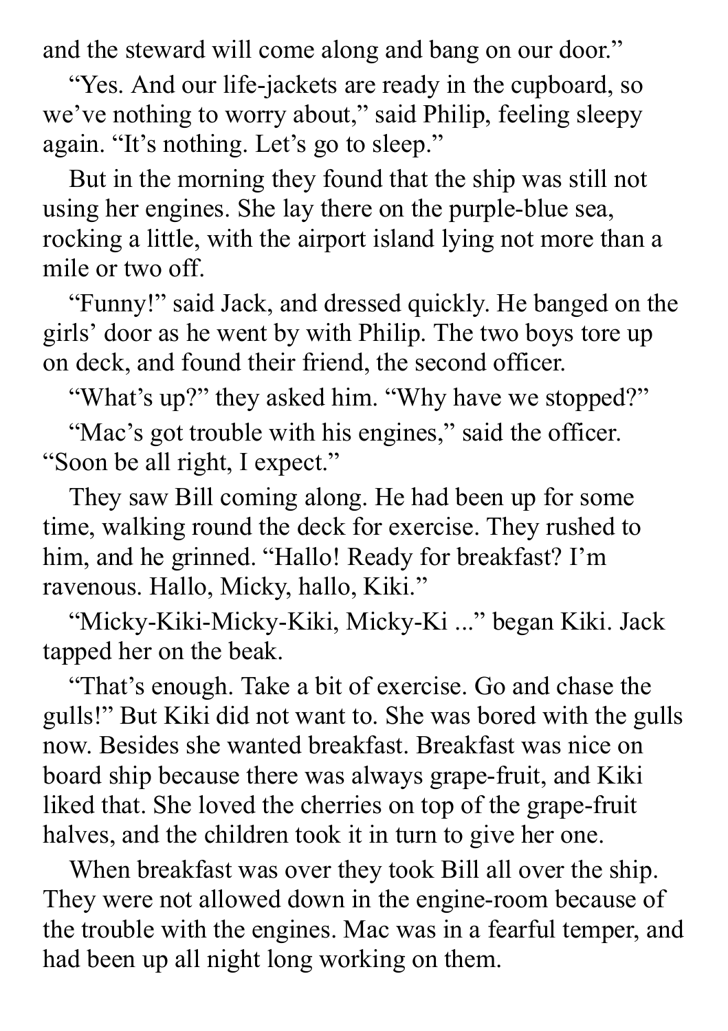and the steward will come along and bang on our door."

"Yes. And our life-jackets are ready in the cupboard, so we've nothing to worry about," said Philip, feeling sleepy again. "It's nothing. Let's go to sleep."

But in the morning they found that the ship was still not using her engines. She lay there on the purple-blue sea, rocking a little, with the airport island lying not more than a mile or two off.

"Funny!" said Jack, and dressed quickly. He banged on the girls' door as he went by with Philip. The two boys tore up on deck, and found their friend, the second officer.

"What's up?" they asked him. "Why have we stopped?"

"Mac's got trouble with his engines," said the officer. "Soon be all right, I expect."

They saw Bill coming along. He had been up for some time, walking round the deck for exercise. They rushed to him, and he grinned. "Hallo! Ready for breakfast? I'm ravenous. Hallo, Micky, hallo, Kiki."

"Micky-Kiki-Micky-Kiki, Micky-Ki ..." began Kiki. Jack tapped her on the beak.

"That's enough. Take a bit of exercise. Go and chase the gulls!" But Kiki did not want to. She was bored with the gulls now. Besides she wanted breakfast. Breakfast was nice on board ship because there was always grape-fruit, and Kiki liked that. She loved the cherries on top of the grape-fruit halves, and the children took it in turn to give her one.

When breakfast was over they took Bill all over the ship. They were not allowed down in the engine-room because of the trouble with the engines. Mac was in a fearful temper, and had been up all night long working on them.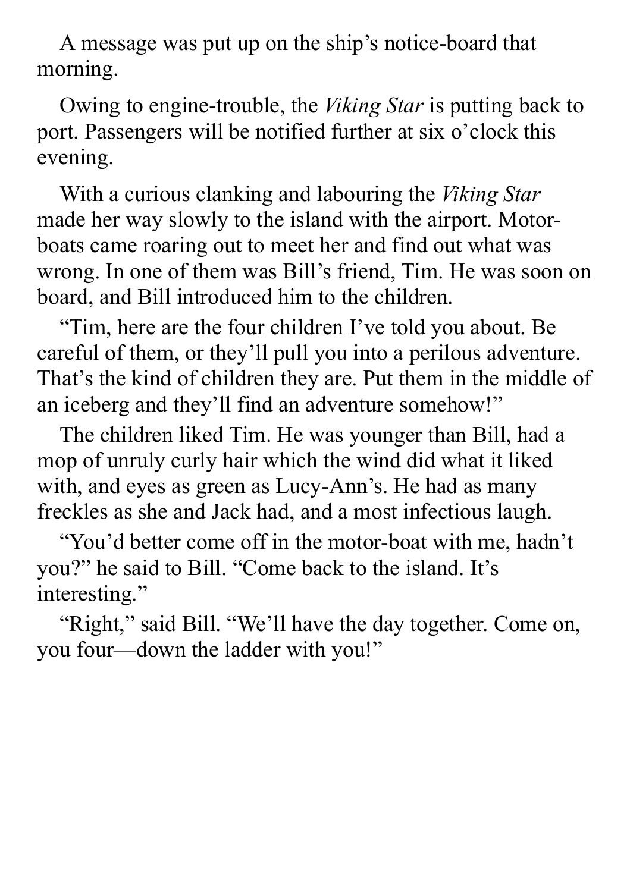A message was put up on the ship's notice-board that morning.

Owing to engine-trouble, the *Viking Star* is putting back to port. Passengers will be notified further at six o'clock this evening.

With a curious clanking and labouring the *Viking Star* made her way slowly to the island with the airport. Motor-boats came roaring out to meet her and find out what was wrong. In one of them was Bill's friend, Tim. He was soon on board, and Bill introduced him to the children.

"Tim, here are the four children I've told you about. Be careful of them, or they'll pull you into a perilous adventure. That's the kind of children they are. Put them in the middle of an iceberg and they'll find an adventure somehow!"

The children liked Tim. He was younger than Bill, had a mop of unruly curly hair which the wind did what it liked with, and eyes as green as Lucy-Ann's. He had as many freckles as she and Jack had, and a most infectious laugh.

"You'd better come off in the motor-boat with me, hadn't you?" he said to Bill. "Come back to the island. It's interesting."

"Right," said Bill. "We'll have the day together. Come on, you four—down the ladder with you!"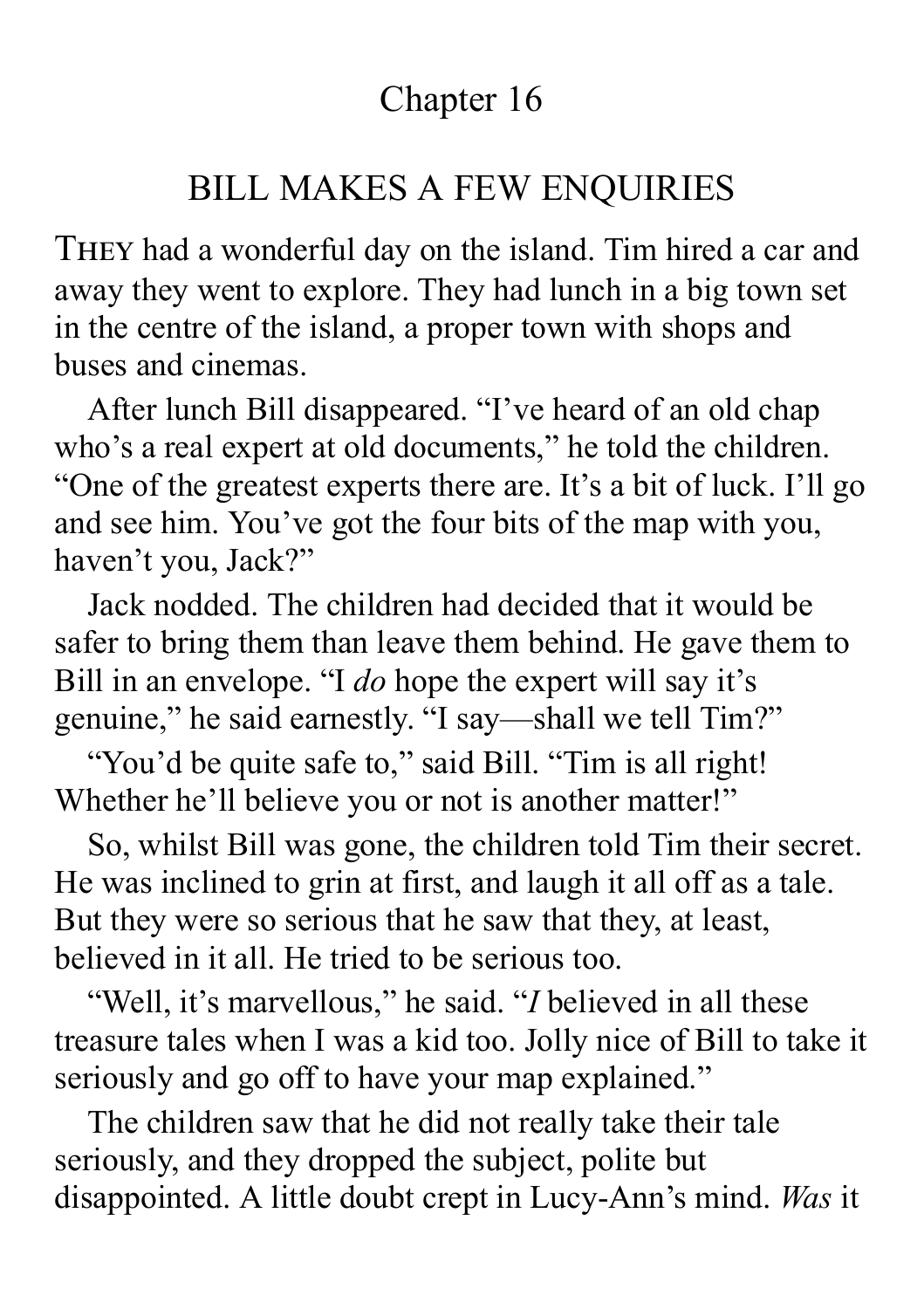## Chapter 16

## BILL MAKES A FEW ENQUIRIES

THEY had a wonderful day on the island. Tim hired a car and away they went to explore. They had lunch in a big town set in the centre of the island, a proper town with shops and buses and cinemas.

After lunch Bill disappeared. "I've heard of an old chap who's a real expert at old documents," he told the children. "One of the greatest experts there are. It's a bit of luck. I'll go and see him. You've got the four bits of the map with you, haven't you, Jack?"

Jack nodded. The children had decided that it would be safer to bring them than leave them behind. He gave them to Bill in an envelope. "I *do* hope the expert will say it's genuine," he said earnestly. "I say—shall we tell Tim?"

"You'd be quite safe to," said Bill. "Tim is all right! Whether he'll believe you or not is another matter!"

So, whilst Bill was gone, the children told Tim their secret. He was inclined to grin at first, and laugh it all off as a tale. But they were so serious that he saw that they, at least, believed in it all. He tried to be serious too.

"Well, it's marvellous," he said. "*I* believed in all these treasure tales when I was a kid too. Jolly nice of Bill to take it seriously and go off to have your map explained."

The children saw that he did not really take their tale seriously, and they dropped the subject, polite but disappointed. A little doubt crept in Lucy-Ann's mind. *Was* it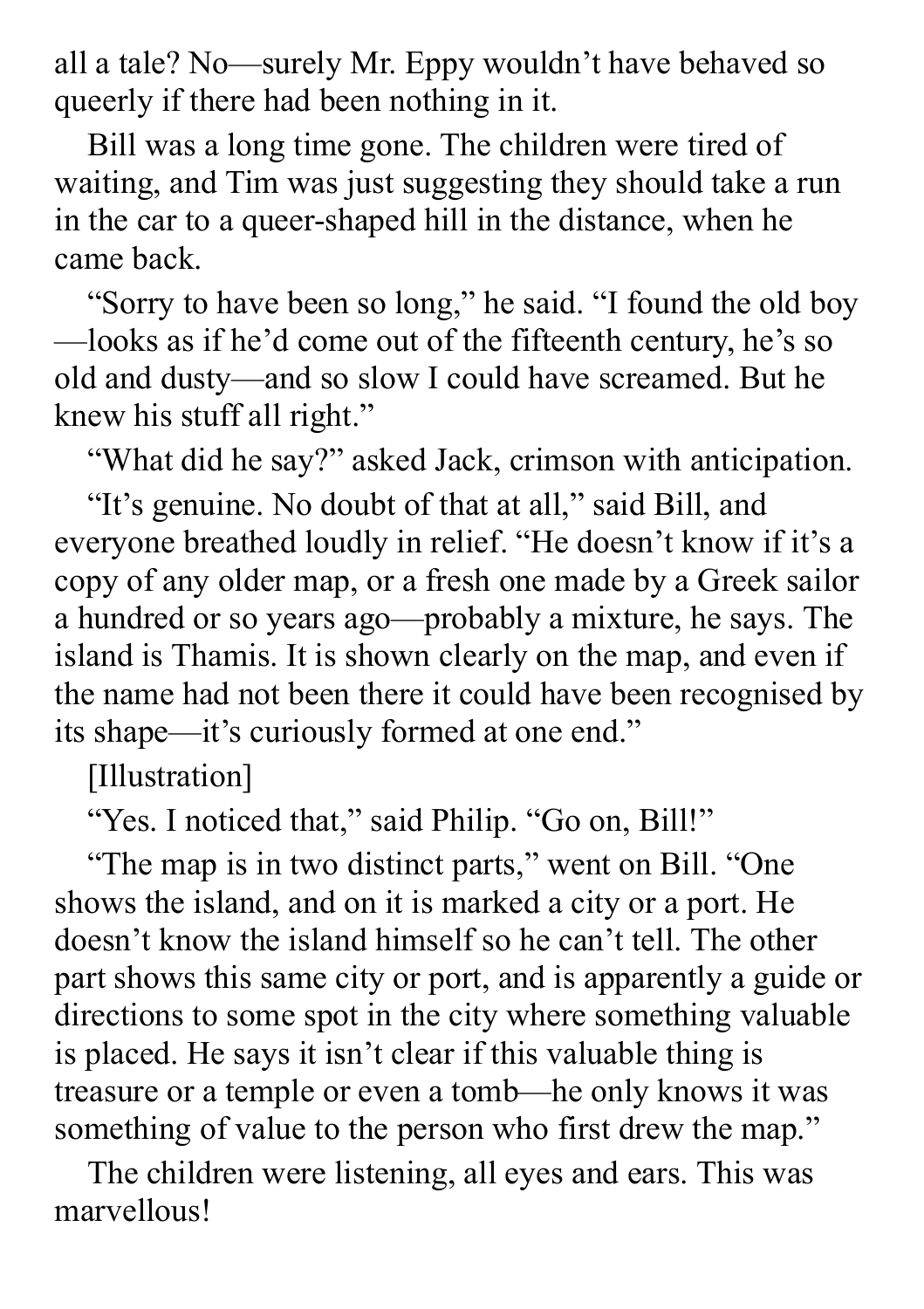all a tale? No—surely Mr. Eppy wouldn't have behaved so queerly if there had been nothing in it.

Bill was a long time gone. The children were tired of waiting, and Tim was just suggesting they should take a run in the car to a queer-shaped hill in the distance, when he came back.

"Sorry to have been so long," he said. "I found the old boy—looks as if he'd come out of the fifteenth century, he's so old and dusty—and so slow I could have screamed. But he knew his stuff all right."

"What did he say?" asked Jack, crimson with anticipation.

"It's genuine. No doubt of that at all," said Bill, and everyone breathed loudly in relief. "He doesn't know if it's a copy of any older map, or a fresh one made by a Greek sailor a hundred or so years ago—probably a mixture, he says. The island is Thamis. It is shown clearly on the map, and even if the name had not been there it could have been recognised by its shape—it's curiously formed at one end."

[Illustration]

"Yes. I noticed that," said Philip. "Go on, Bill!"

"The map is in two distinct parts," went on Bill. "One shows the island, and on it is marked a city or a port. He doesn't know the island himself so he can't tell. The other part shows this same city or port, and is apparently a guide or directions to some spot in the city where something valuable is placed. He says it isn't clear if this valuable thing is treasure or a temple or even a tomb—he only knows it was something of value to the person who first drew the map."

The children were listening, all eyes and ears. This was marvellous!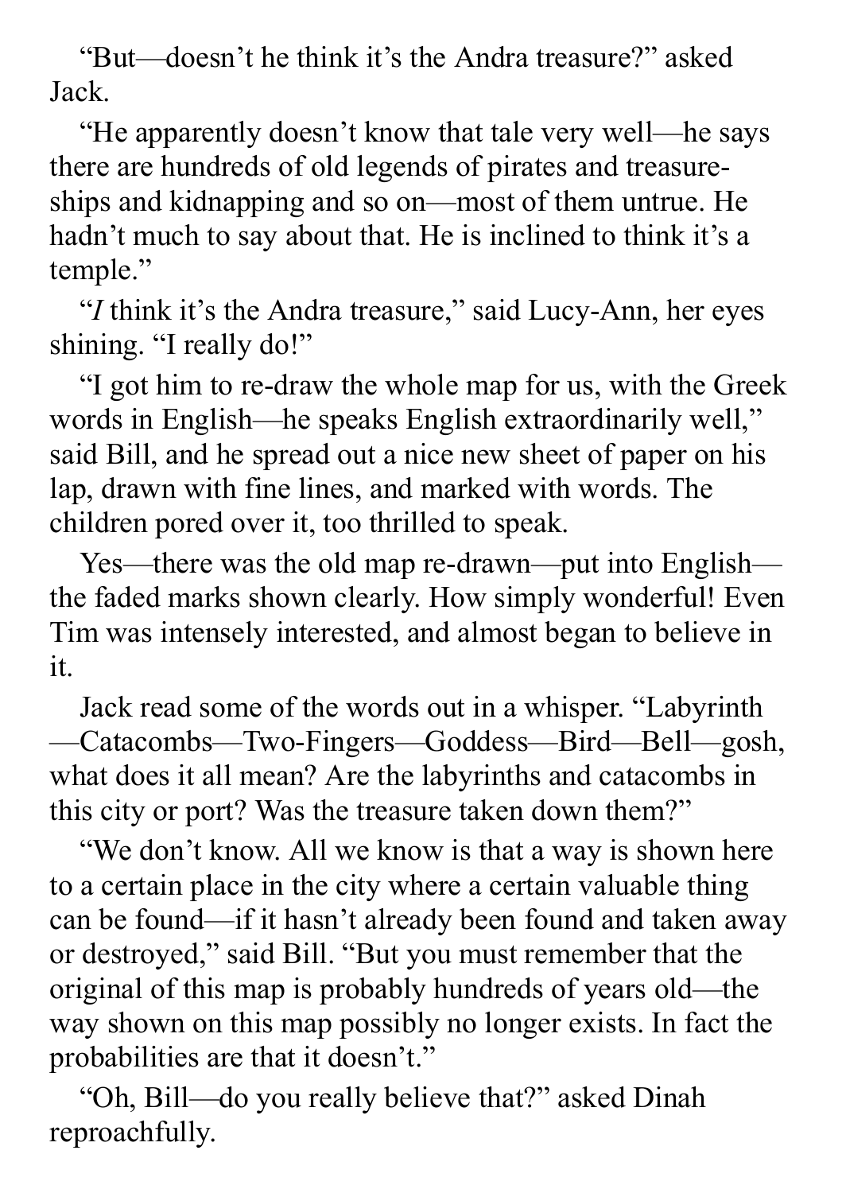"But—doesn't he think it's the Andra treasure?" asked Jack.

"He apparently doesn't know that tale very well—he says there are hundreds of old legends of pirates and treasure-ships and kidnapping and so on—most of them untrue. He hadn't much to say about that. He is inclined to think it's a temple."

"*I* think it's the Andra treasure," said Lucy-Ann, her eyes shining. "I really do!"

"I got him to re-draw the whole map for us, with the Greek words in English—he speaks English extraordinarily well," said Bill, and he spread out a nice new sheet of paper on his lap, drawn with fine lines, and marked with words. The children pored over it, too thrilled to speak.

Yes—there was the old map re-drawn—put into English—the faded marks shown clearly. How simply wonderful! Even Tim was intensely interested, and almost began to believe in it.

Jack read some of the words out in a whisper. "Labyrinth—Catacombs—Two-Fingers—Goddess—Bird—Bell—gosh, what does it all mean? Are the labyrinths and catacombs in this city or port? Was the treasure taken down them?"

"We don't know. All we know is that a way is shown here to a certain place in the city where a certain valuable thing can be found—if it hasn't already been found and taken away or destroyed," said Bill. "But you must remember that the original of this map is probably hundreds of years old—the way shown on this map possibly no longer exists. In fact the probabilities are that it doesn't."

"Oh, Bill—do you really believe that?" asked Dinah reproachfully.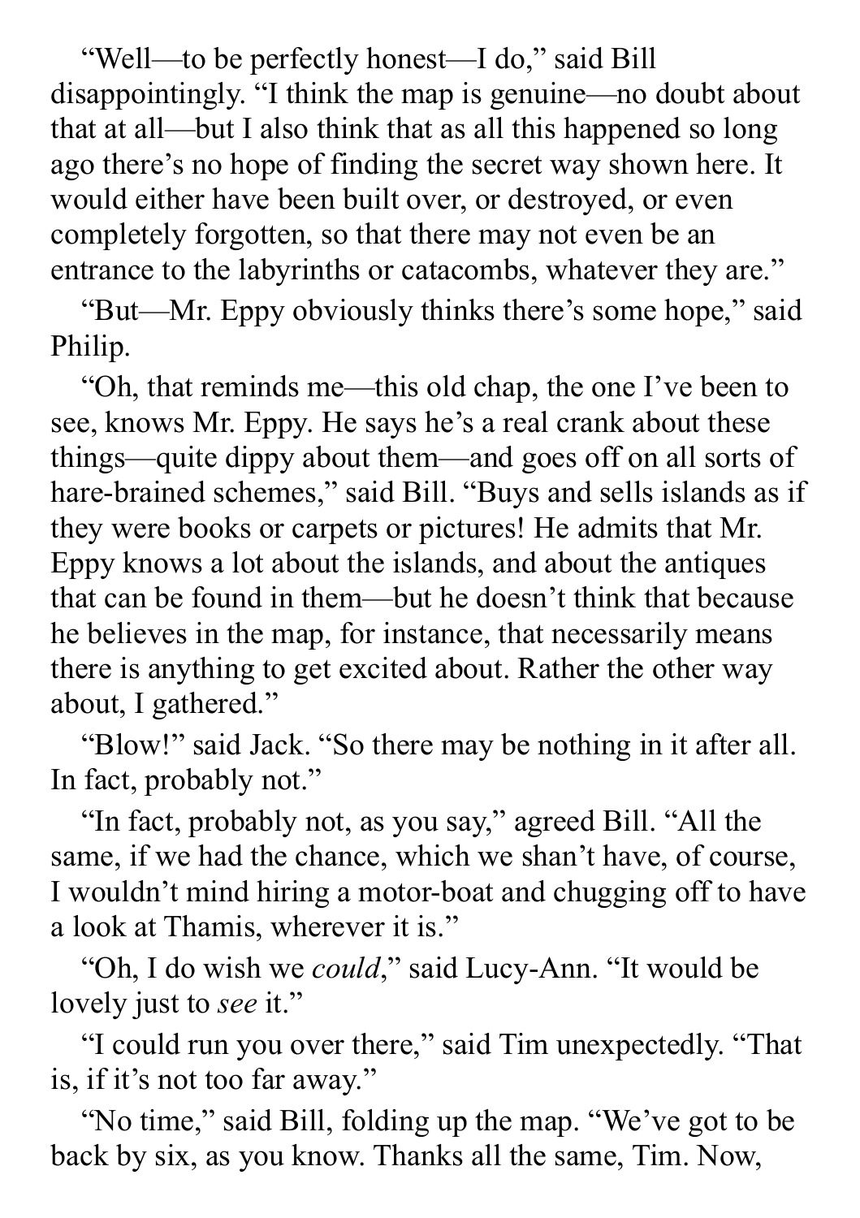"Well—to be perfectly honest—I do," said Bill disappointingly. "I think the map is genuine—no doubt about that at all—but I also think that as all this happened so long ago there's no hope of finding the secret way shown here. It would either have been built over, or destroyed, or even completely forgotten, so that there may not even be an entrance to the labyrinths or catacombs, whatever they are."

"But—Mr. Eppy obviously thinks there's some hope," said Philip.

"Oh, that reminds me—this old chap, the one I've been to see, knows Mr. Eppy. He says he's a real crank about these things—quite dippy about them—and goes off on all sorts of hare-brained schemes," said Bill. "Buys and sells islands as if they were books or carpets or pictures! He admits that Mr. Eppy knows a lot about the islands, and about the antiques that can be found in them—but he doesn't think that because he believes in the map, for instance, that necessarily means there is anything to get excited about. Rather the other way about, I gathered."

"Blow!" said Jack. "So there may be nothing in it after all. In fact, probably not."

"In fact, probably not, as you say," agreed Bill. "All the same, if we had the chance, which we shan't have, of course, I wouldn't mind hiring a motor-boat and chugging off to have a look at Thamis, wherever it is."

"Oh, I do wish we *could*," said Lucy-Ann. "It would be lovely just to *see* it."

"I could run you over there," said Tim unexpectedly. "That is, if it's not too far away."

"No time," said Bill, folding up the map. "We've got to be back by six, as you know. Thanks all the same, Tim. Now,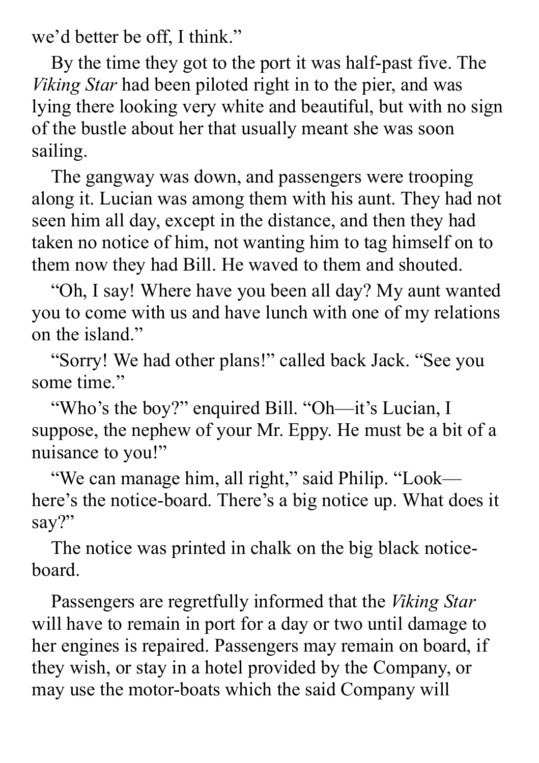we'd better be off, I think."

By the time they got to the port it was half-past five. The *Viking Star* had been piloted right in to the pier, and was lying there looking very white and beautiful, but with no sign of the bustle about her that usually meant she was soon sailing.

The gangway was down, and passengers were trooping along it. Lucian was among them with his aunt. They had not seen him all day, except in the distance, and then they had taken no notice of him, not wanting him to tag himself on to them now they had Bill. He waved to them and shouted.

"Oh, I say! Where have you been all day? My aunt wanted you to come with us and have lunch with one of my relations on the island."

"Sorry! We had other plans!" called back Jack. "See you some time."

"Who's the boy?" enquired Bill. "Oh—it's Lucian, I suppose, the nephew of your Mr. Eppy. He must be a bit of a nuisance to you!"

"We can manage him, all right," said Philip. "Look—here's the notice-board. There's a big notice up. What does it say?"

The notice was printed in chalk on the big black notice-board.

Passengers are regretfully informed that the *Viking Star* will have to remain in port for a day or two until damage to her engines is repaired. Passengers may remain on board, if they wish, or stay in a hotel provided by the Company, or may use the motor-boats which the said Company will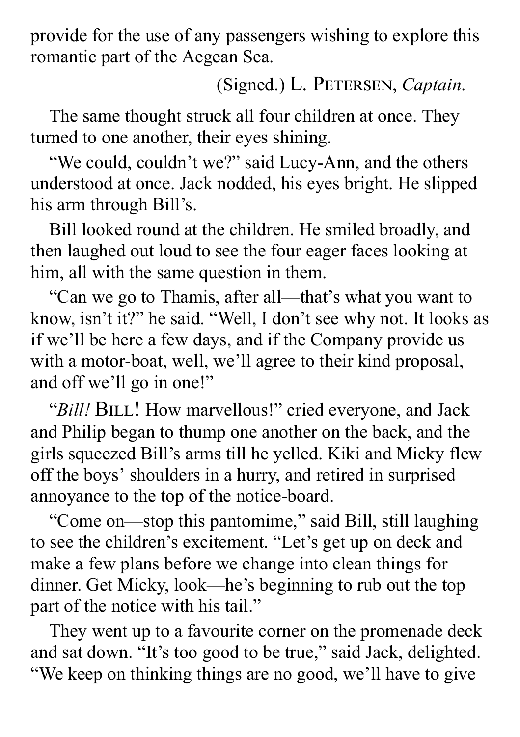provide for the use of any passengers wishing to explore this romantic part of the Aegean Sea.

(Signed.) L. PETERSEN, *Captain.*

The same thought struck all four children at once. They turned to one another, their eyes shining.

"We could, couldn't we?" said Lucy-Ann, and the others understood at once. Jack nodded, his eyes bright. He slipped his arm through Bill's.

Bill looked round at the children. He smiled broadly, and then laughed out loud to see the four eager faces looking at him, all with the same question in them.

"Can we go to Thamis, after all—that's what you want to know, isn't it?" he said. "Well, I don't see why not. It looks as if we'll be here a few days, and if the Company provide us with a motor-boat, well, we'll agree to their kind proposal, and off we'll go in one!"

"*Bill!* BILL! How marvellous!" cried everyone, and Jack and Philip began to thump one another on the back, and the girls squeezed Bill's arms till he yelled. Kiki and Micky flew off the boys' shoulders in a hurry, and retired in surprised annoyance to the top of the notice-board.

"Come on—stop this pantomime," said Bill, still laughing to see the children's excitement. "Let's get up on deck and make a few plans before we change into clean things for dinner. Get Micky, look—he's beginning to rub out the top part of the notice with his tail."

They went up to a favourite corner on the promenade deck and sat down. "It's too good to be true," said Jack, delighted. "We keep on thinking things are no good, we'll have to give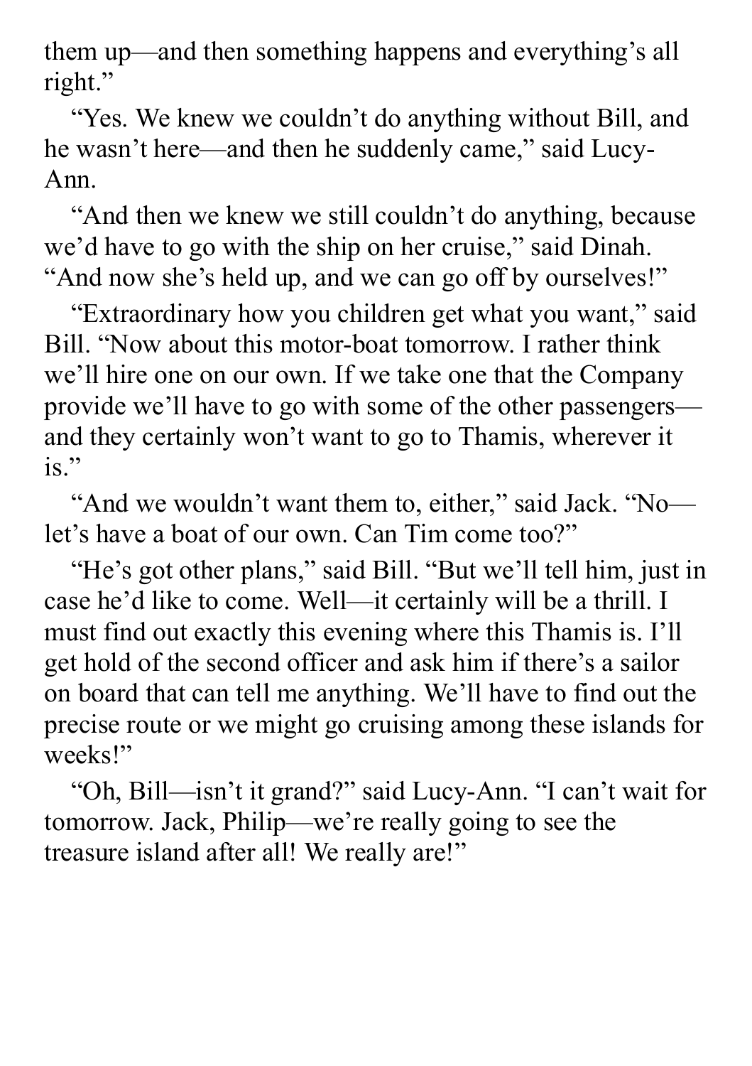them up—and then something happens and everything's all right."

"Yes. We knew we couldn't do anything without Bill, and he wasn't here—and then he suddenly came," said Lucy-Ann.

"And then we knew we still couldn't do anything, because we'd have to go with the ship on her cruise," said Dinah. "And now she's held up, and we can go off by ourselves!"

"Extraordinary how you children get what you want," said Bill. "Now about this motor-boat tomorrow. I rather think we'll hire one on our own. If we take one that the Company provide we'll have to go with some of the other passengers—and they certainly won't want to go to Thamis, wherever it is."

"And we wouldn't want them to, either," said Jack. "No—let's have a boat of our own. Can Tim come too?"

"He's got other plans," said Bill. "But we'll tell him, just in case he'd like to come. Well—it certainly will be a thrill. I must find out exactly this evening where this Thamis is. I'll get hold of the second officer and ask him if there's a sailor on board that can tell me anything. We'll have to find out the precise route or we might go cruising among these islands for weeks!"

"Oh, Bill—isn't it grand?" said Lucy-Ann. "I can't wait for tomorrow. Jack, Philip—we're really going to see the treasure island after all! We really are!"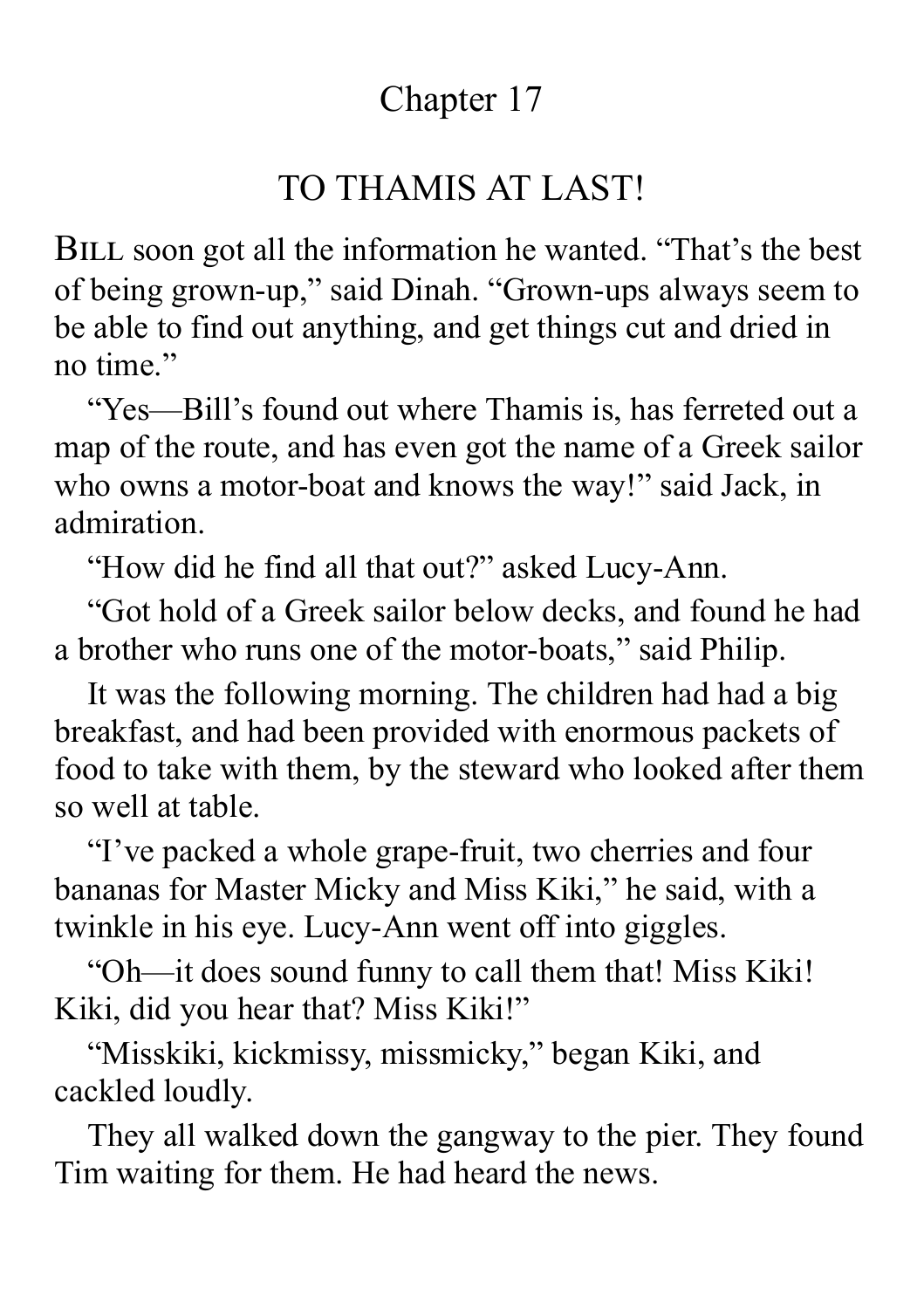# Chapter 17

## TO THAMIS AT LAST!

BILL soon got all the information he wanted. “That’s the best of being grown-up,” said Dinah. “Grown-ups always seem to be able to find out anything, and get things cut and dried in no time.”

“Yes—Bill’s found out where Thamis is, has ferreted out a map of the route, and has even got the name of a Greek sailor who owns a motor-boat and knows the way!” said Jack, in admiration.

“How did he find all that out?” asked Lucy-Ann.

“Got hold of a Greek sailor below decks, and found he had a brother who runs one of the motor-boats,” said Philip.

It was the following morning. The children had had a big breakfast, and had been provided with enormous packets of food to take with them, by the steward who looked after them so well at table.

“I’ve packed a whole grape-fruit, two cherries and four bananas for Master Micky and Miss Kiki,” he said, with a twinkle in his eye. Lucy-Ann went off into giggles.

“Oh—it does sound funny to call them that! Miss Kiki! Kiki, did you hear that? Miss Kiki!”

“Misskiki, kickmissy, missmicky,” began Kiki, and cackled loudly.

They all walked down the gangway to the pier. They found Tim waiting for them. He had heard the news.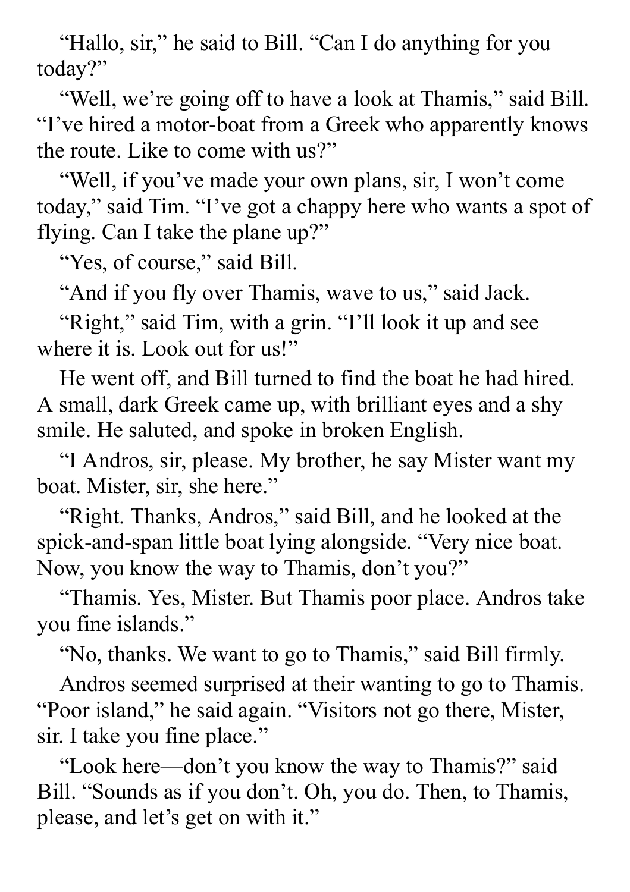"Hallo, sir," he said to Bill. "Can I do anything for you today?"

"Well, we're going off to have a look at Thamis," said Bill. "I've hired a motor-boat from a Greek who apparently knows the route. Like to come with us?"

"Well, if you've made your own plans, sir, I won't come today," said Tim. "I've got a chappy here who wants a spot of flying. Can I take the plane up?"

"Yes, of course," said Bill.

"And if you fly over Thamis, wave to us," said Jack.

"Right," said Tim, with a grin. "I'll look it up and see where it is. Look out for us!"

He went off, and Bill turned to find the boat he had hired. A small, dark Greek came up, with brilliant eyes and a shy smile. He saluted, and spoke in broken English.

"I Andros, sir, please. My brother, he say Mister want my boat. Mister, sir, she here."

"Right. Thanks, Andros," said Bill, and he looked at the spick-and-span little boat lying alongside. "Very nice boat. Now, you know the way to Thamis, don't you?"

"Thamis. Yes, Mister. But Thamis poor place. Andros take you fine islands."

"No, thanks. We want to go to Thamis," said Bill firmly.

Andros seemed surprised at their wanting to go to Thamis. "Poor island," he said again. "Visitors not go there, Mister, sir. I take you fine place."

"Look here—don't you know the way to Thamis?" said Bill. "Sounds as if you don't. Oh, you do. Then, to Thamis, please, and let's get on with it."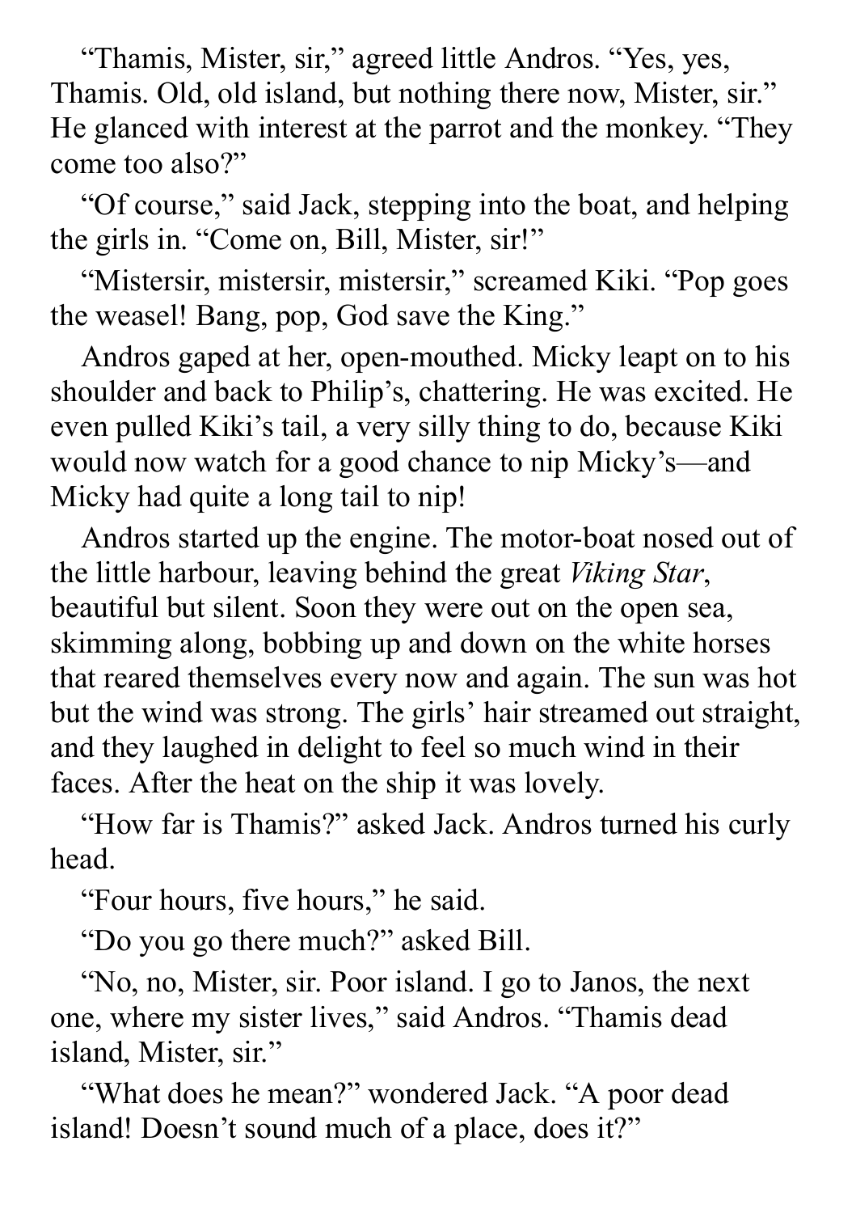"Thamis, Mister, sir," agreed little Andros. "Yes, yes, Thamis. Old, old island, but nothing there now, Mister, sir." He glanced with interest at the parrot and the monkey. "They come too also?"

"Of course," said Jack, stepping into the boat, and helping the girls in. "Come on, Bill, Mister, sir!"

"Mistersir, mistersir, mistersir," screamed Kiki. "Pop goes the weasel! Bang, pop, God save the King."

Andros gaped at her, open-mouthed. Micky leapt on to his shoulder and back to Philip's, chattering. He was excited. He even pulled Kiki's tail, a very silly thing to do, because Kiki would now watch for a good chance to nip Micky's—and Micky had quite a long tail to nip!

Andros started up the engine. The motor-boat nosed out of the little harbour, leaving behind the great *Viking Star*, beautiful but silent. Soon they were out on the open sea, skimming along, bobbing up and down on the white horses that reared themselves every now and again. The sun was hot but the wind was strong. The girls' hair streamed out straight, and they laughed in delight to feel so much wind in their faces. After the heat on the ship it was lovely.

"How far is Thamis?" asked Jack. Andros turned his curly head.

"Four hours, five hours," he said.

"Do you go there much?" asked Bill.

"No, no, Mister, sir. Poor island. I go to Janos, the next one, where my sister lives," said Andros. "Thamis dead island, Mister, sir."

"What does he mean?" wondered Jack. "A poor dead island! Doesn't sound much of a place, does it?"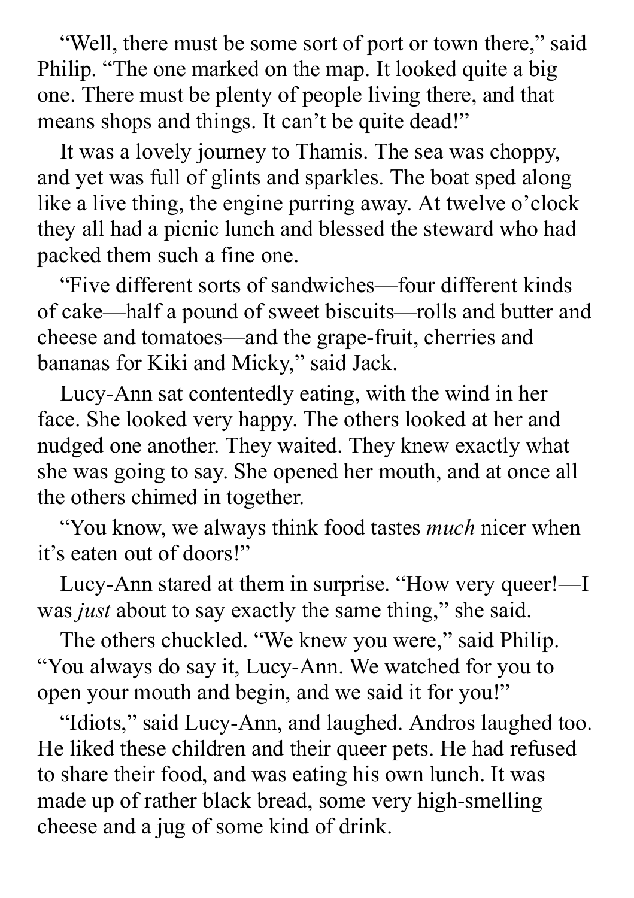"Well, there must be some sort of port or town there," said Philip. "The one marked on the map. It looked quite a big one. There must be plenty of people living there, and that means shops and things. It can't be quite dead!"

It was a lovely journey to Thamis. The sea was choppy, and yet was full of glints and sparkles. The boat sped along like a live thing, the engine purring away. At twelve o'clock they all had a picnic lunch and blessed the steward who had packed them such a fine one.

"Five different sorts of sandwiches—four different kinds of cake—half a pound of sweet biscuits—rolls and butter and cheese and tomatoes—and the grape-fruit, cherries and bananas for Kiki and Micky," said Jack.

Lucy-Ann sat contentedly eating, with the wind in her face. She looked very happy. The others looked at her and nudged one another. They waited. They knew exactly what she was going to say. She opened her mouth, and at once all the others chimed in together.

"You know, we always think food tastes *much* nicer when it's eaten out of doors!"

Lucy-Ann stared at them in surprise. "How very queer!—I was *just* about to say exactly the same thing," she said.

The others chuckled. "We knew you were," said Philip. "You always do say it, Lucy-Ann. We watched for you to open your mouth and begin, and we said it for you!"

"Idiots," said Lucy-Ann, and laughed. Andros laughed too. He liked these children and their queer pets. He had refused to share their food, and was eating his own lunch. It was made up of rather black bread, some very high-smelling cheese and a jug of some kind of drink.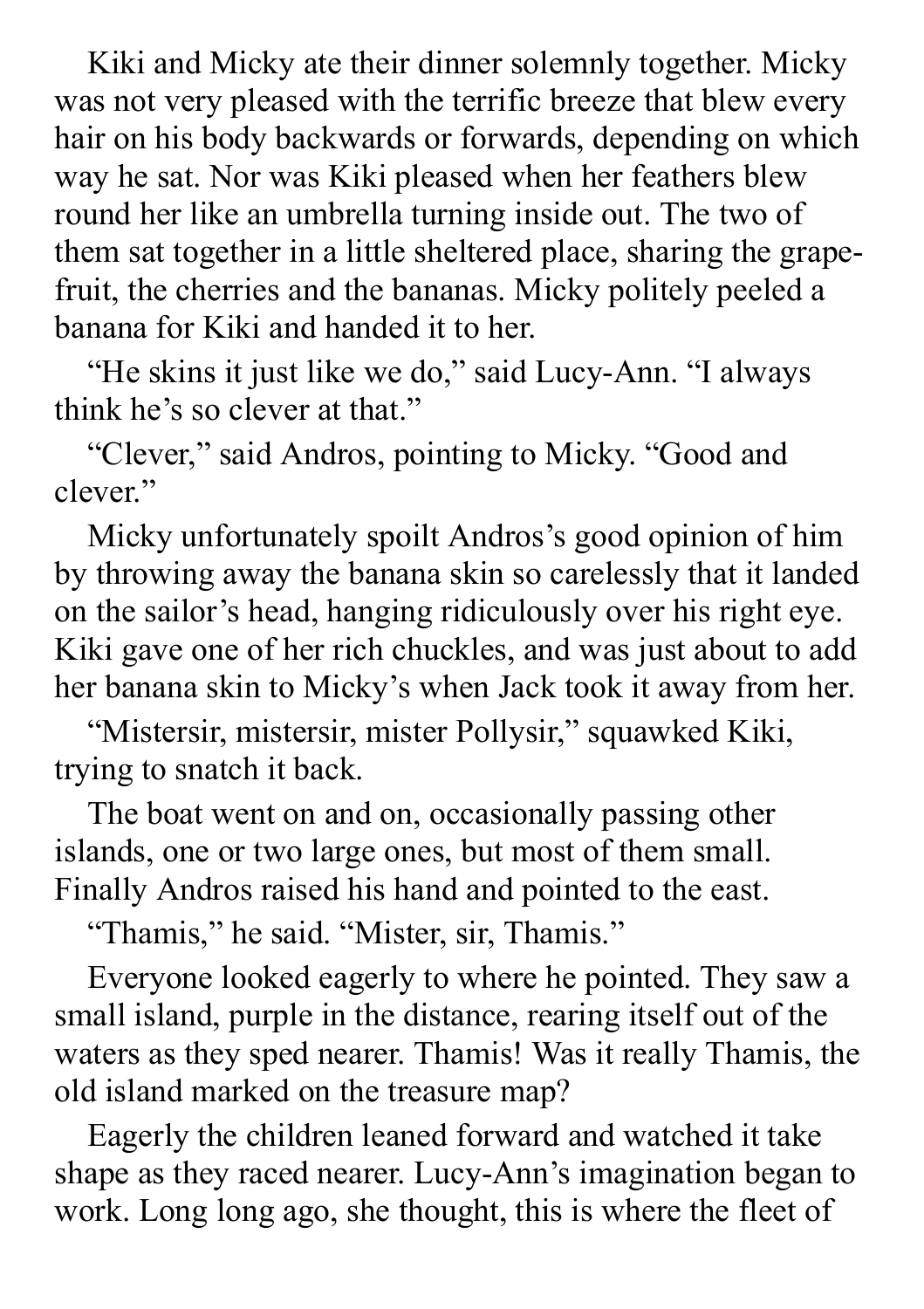Kiki and Micky ate their dinner solemnly together. Micky was not very pleased with the terrific breeze that blew every hair on his body backwards or forwards, depending on which way he sat. Nor was Kiki pleased when her feathers blew round her like an umbrella turning inside out. The two of them sat together in a little sheltered place, sharing the grape-fruit, the cherries and the bananas. Micky politely peeled a banana for Kiki and handed it to her.

"He skins it just like we do," said Lucy-Ann. "I always think he's so clever at that."

"Clever," said Andros, pointing to Micky. "Good and clever."

Micky unfortunately spoilt Andros's good opinion of him by throwing away the banana skin so carelessly that it landed on the sailor's head, hanging ridiculously over his right eye. Kiki gave one of her rich chuckles, and was just about to add her banana skin to Micky's when Jack took it away from her.

"Mistersir, mistersir, mister Pollysir," squawked Kiki, trying to snatch it back.

The boat went on and on, occasionally passing other islands, one or two large ones, but most of them small. Finally Andros raised his hand and pointed to the east.

"Thamis," he said. "Mister, sir, Thamis."

Everyone looked eagerly to where he pointed. They saw a small island, purple in the distance, rearing itself out of the waters as they sped nearer. Thamis! Was it really Thamis, the old island marked on the treasure map?

Eagerly the children leaned forward and watched it take shape as they raced nearer. Lucy-Ann's imagination began to work. Long long ago, she thought, this is where the fleet of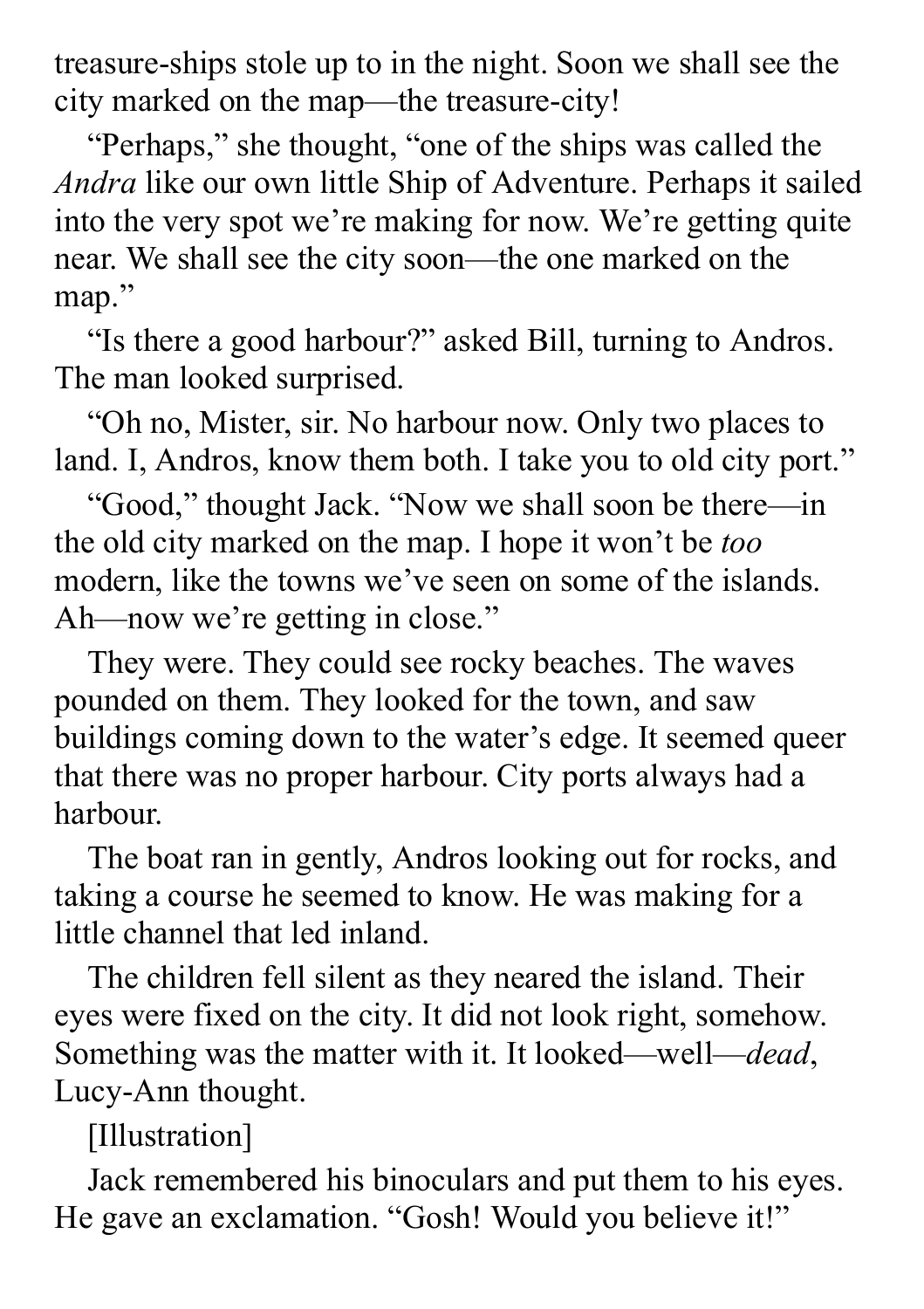treasure-ships stole up to in the night. Soon we shall see the city marked on the map—the treasure-city!

"Perhaps," she thought, "one of the ships was called the *Andra* like our own little Ship of Adventure. Perhaps it sailed into the very spot we're making for now. We're getting quite near. We shall see the city soon—the one marked on the map."

"Is there a good harbour?" asked Bill, turning to Andros. The man looked surprised.

"Oh no, Mister, sir. No harbour now. Only two places to land. I, Andros, know them both. I take you to old city port."

"Good," thought Jack. "Now we shall soon be there—in the old city marked on the map. I hope it won't be *too* modern, like the towns we've seen on some of the islands. Ah—now we're getting in close."

They were. They could see rocky beaches. The waves pounded on them. They looked for the town, and saw buildings coming down to the water's edge. It seemed queer that there was no proper harbour. City ports always had a harbour.

The boat ran in gently, Andros looking out for rocks, and taking a course he seemed to know. He was making for a little channel that led inland.

The children fell silent as they neared the island. Their eyes were fixed on the city. It did not look right, somehow. Something was the matter with it. It looked—well—*dead*, Lucy-Ann thought.

[Illustration]

Jack remembered his binoculars and put them to his eyes. He gave an exclamation. "Gosh! Would you believe it!"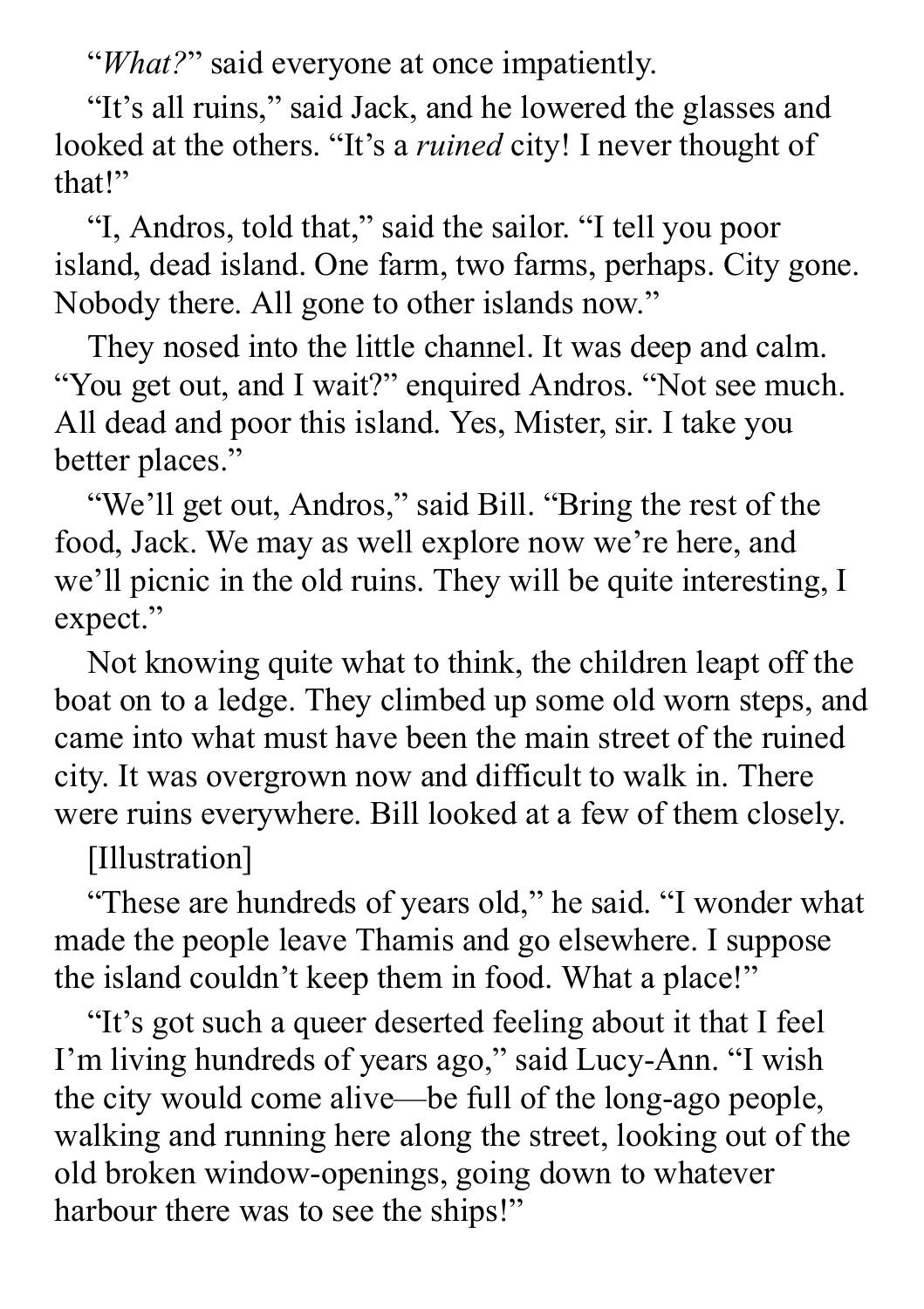"*What?*" said everyone at once impatiently.

"It's all ruins," said Jack, and he lowered the glasses and looked at the others. "It's a *ruined* city! I never thought of that!"

"I, Andros, told that," said the sailor. "I tell you poor island, dead island. One farm, two farms, perhaps. City gone. Nobody there. All gone to other islands now."

They nosed into the little channel. It was deep and calm. "You get out, and I wait?" enquired Andros. "Not see much. All dead and poor this island. Yes, Mister, sir. I take you better places."

"We'll get out, Andros," said Bill. "Bring the rest of the food, Jack. We may as well explore now we're here, and we'll picnic in the old ruins. They will be quite interesting, I expect."

Not knowing quite what to think, the children leapt off the boat on to a ledge. They climbed up some old worn steps, and came into what must have been the main street of the ruined city. It was overgrown now and difficult to walk in. There were ruins everywhere. Bill looked at a few of them closely.

[Illustration]

"These are hundreds of years old," he said. "I wonder what made the people leave Thamis and go elsewhere. I suppose the island couldn't keep them in food. What a place!"

"It's got such a queer deserted feeling about it that I feel I'm living hundreds of years ago," said Lucy-Ann. "I wish the city would come alive—be full of the long-ago people, walking and running here along the street, looking out of the old broken window-openings, going down to whatever harbour there was to see the ships!"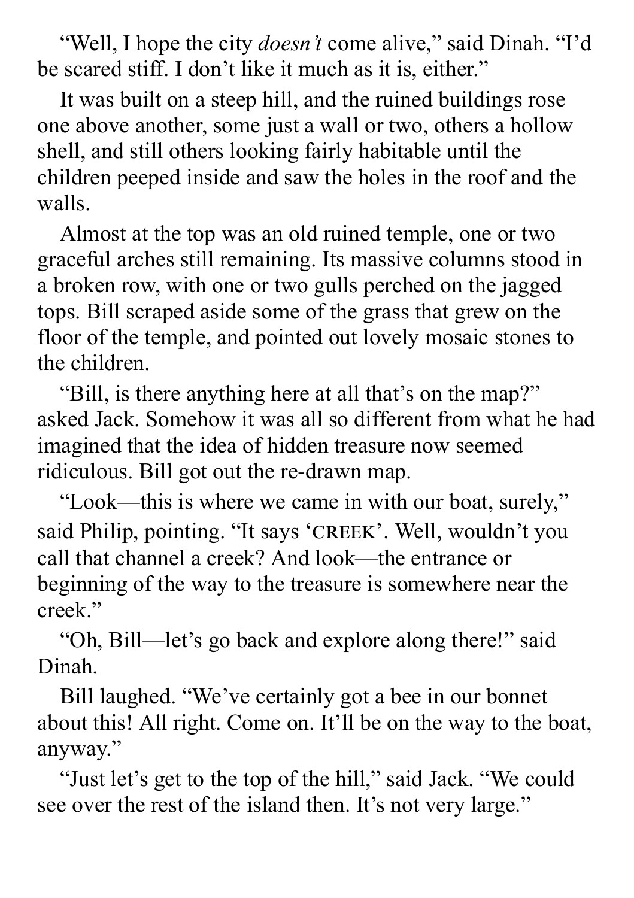"Well, I hope the city *doesn't* come alive," said Dinah. "I'd be scared stiff. I don't like it much as it is, either."

It was built on a steep hill, and the ruined buildings rose one above another, some just a wall or two, others a hollow shell, and still others looking fairly habitable until the children peeped inside and saw the holes in the roof and the walls.

Almost at the top was an old ruined temple, one or two graceful arches still remaining. Its massive columns stood in a broken row, with one or two gulls perched on the jagged tops. Bill scraped aside some of the grass that grew on the floor of the temple, and pointed out lovely mosaic stones to the children.

"Bill, is there anything here at all that's on the map?" asked Jack. Somehow it was all so different from what he had imagined that the idea of hidden treasure now seemed ridiculous. Bill got out the re-drawn map.

"Look—this is where we came in with our boat, surely," said Philip, pointing. "It says 'CREEK'. Well, wouldn't you call that channel a creek? And look—the entrance or beginning of the way to the treasure is somewhere near the creek."

"Oh, Bill—let's go back and explore along there!" said Dinah.

Bill laughed. "We've certainly got a bee in our bonnet about this! All right. Come on. It'll be on the way to the boat, anyway."

"Just let's get to the top of the hill," said Jack. "We could see over the rest of the island then. It's not very large."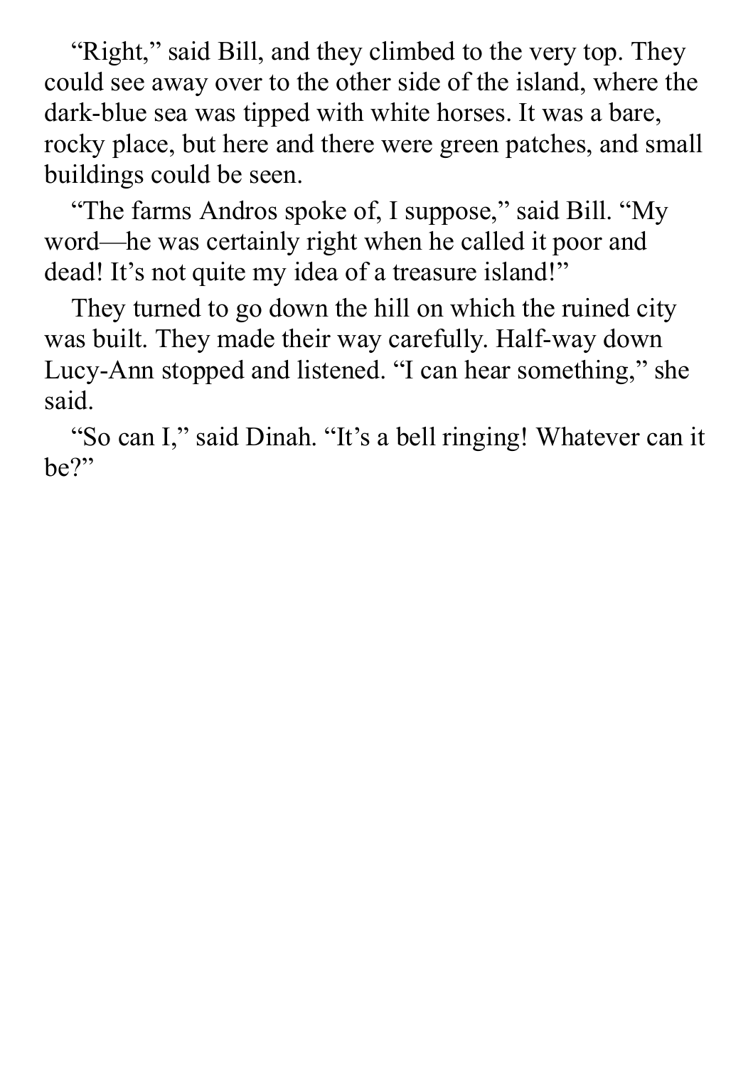"Right," said Bill, and they climbed to the very top. They could see away over to the other side of the island, where the dark-blue sea was tipped with white horses. It was a bare, rocky place, but here and there were green patches, and small buildings could be seen.

"The farms Andros spoke of, I suppose," said Bill. "My word—he was certainly right when he called it poor and dead! It's not quite my idea of a treasure island!"

They turned to go down the hill on which the ruined city was built. They made their way carefully. Half-way down Lucy-Ann stopped and listened. "I can hear something," she said.

"So can I," said Dinah. "It's a bell ringing! Whatever can it be?"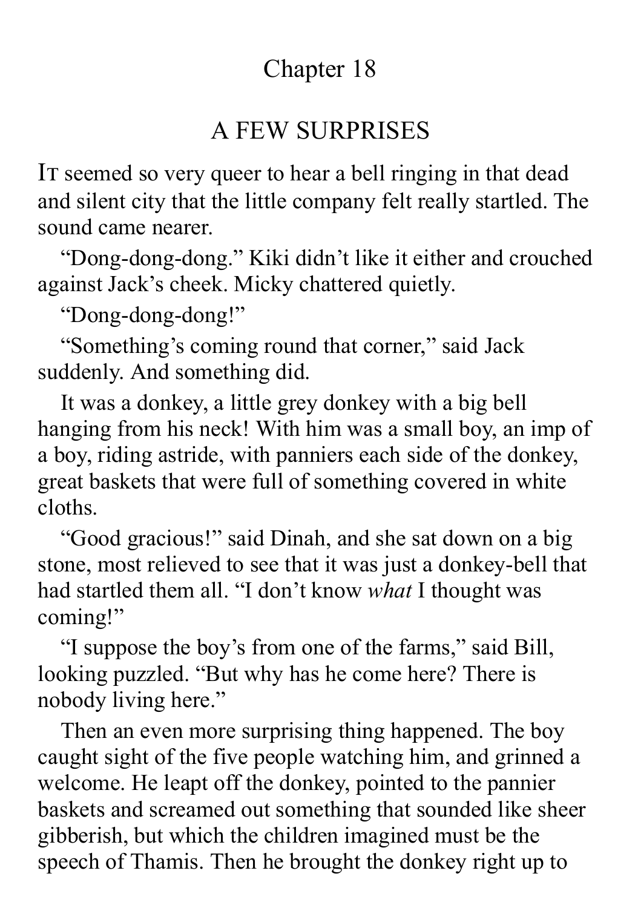# Chapter 18

## A FEW SURPRISES

It seemed so very queer to hear a bell ringing in that dead and silent city that the little company felt really startled. The sound came nearer.

"Dong-dong-dong." Kiki didn't like it either and crouched against Jack's cheek. Micky chattered quietly.

"Dong-dong-dong!"

"Something's coming round that corner," said Jack suddenly. And something did.

It was a donkey, a little grey donkey with a big bell hanging from his neck! With him was a small boy, an imp of a boy, riding astride, with panniers each side of the donkey, great baskets that were full of something covered in white cloths.

"Good gracious!" said Dinah, and she sat down on a big stone, most relieved to see that it was just a donkey-bell that had startled them all. "I don't know *what* I thought was coming!"

"I suppose the boy's from one of the farms," said Bill, looking puzzled. "But why has he come here? There is nobody living here."

Then an even more surprising thing happened. The boy caught sight of the five people watching him, and grinned a welcome. He leapt off the donkey, pointed to the pannier baskets and screamed out something that sounded like sheer gibberish, but which the children imagined must be the speech of Thamis. Then he brought the donkey right up to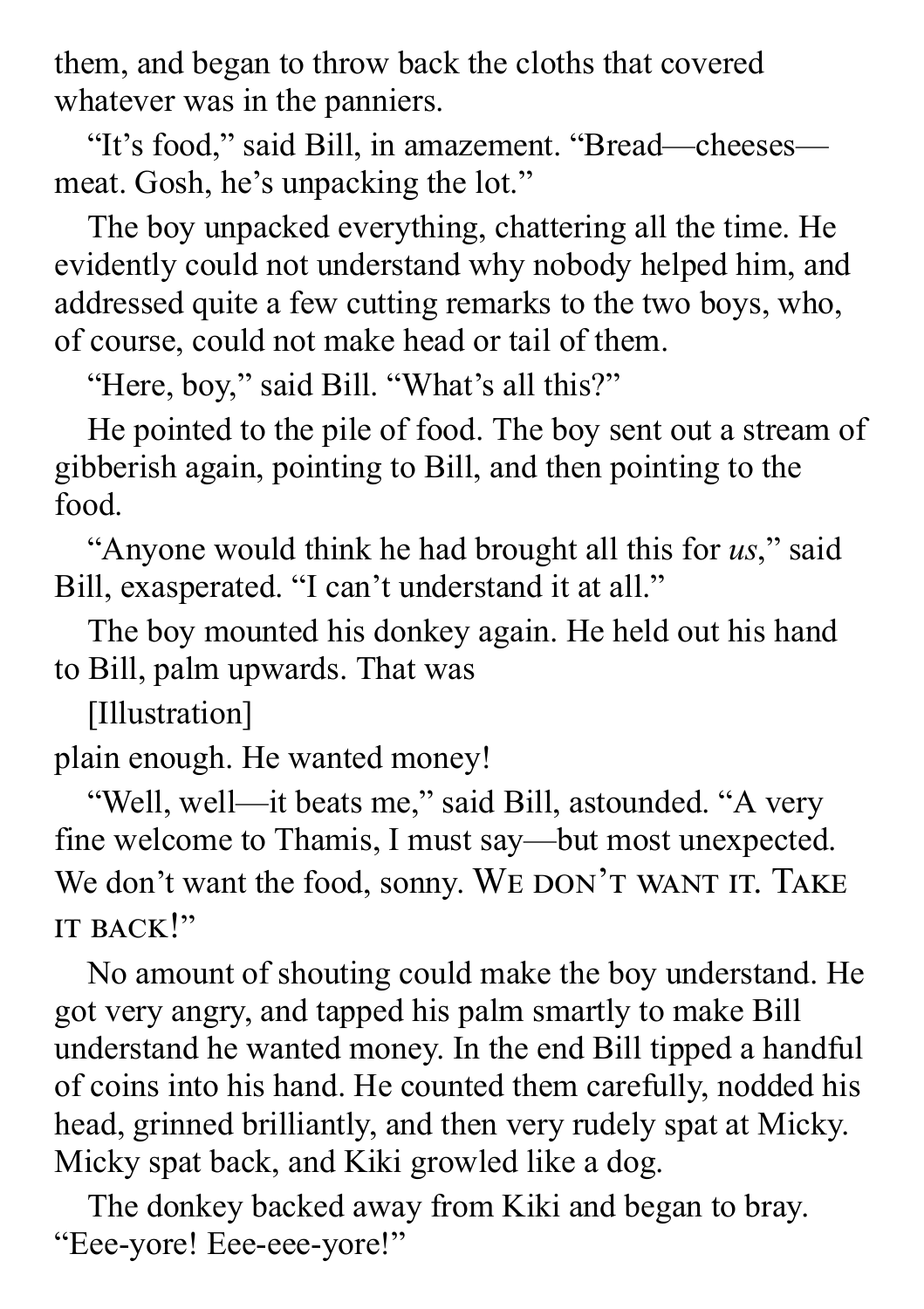them, and began to throw back the cloths that covered whatever was in the panniers.

"It's food," said Bill, in amazement. "Bread—cheeses—meat. Gosh, he's unpacking the lot."

The boy unpacked everything, chattering all the time. He evidently could not understand why nobody helped him, and addressed quite a few cutting remarks to the two boys, who, of course, could not make head or tail of them.

"Here, boy," said Bill. "What's all this?"

He pointed to the pile of food. The boy sent out a stream of gibberish again, pointing to Bill, and then pointing to the food.

"Anyone would think he had brought all this for *us*," said Bill, exasperated. "I can't understand it at all."

The boy mounted his donkey again. He held out his hand to Bill, palm upwards. That was

[Illustration]

plain enough. He wanted money!

"Well, well—it beats me," said Bill, astounded. "A very fine welcome to Thamis, I must say—but most unexpected. We don't want the food, sonny. WE DON'T WANT IT. TAKE IT BACK!"

No amount of shouting could make the boy understand. He got very angry, and tapped his palm smartly to make Bill understand he wanted money. In the end Bill tipped a handful of coins into his hand. He counted them carefully, nodded his head, grinned brilliantly, and then very rudely spat at Micky. Micky spat back, and Kiki growled like a dog.

The donkey backed away from Kiki and began to bray. "Eee-yore! Eee-eee-yore!"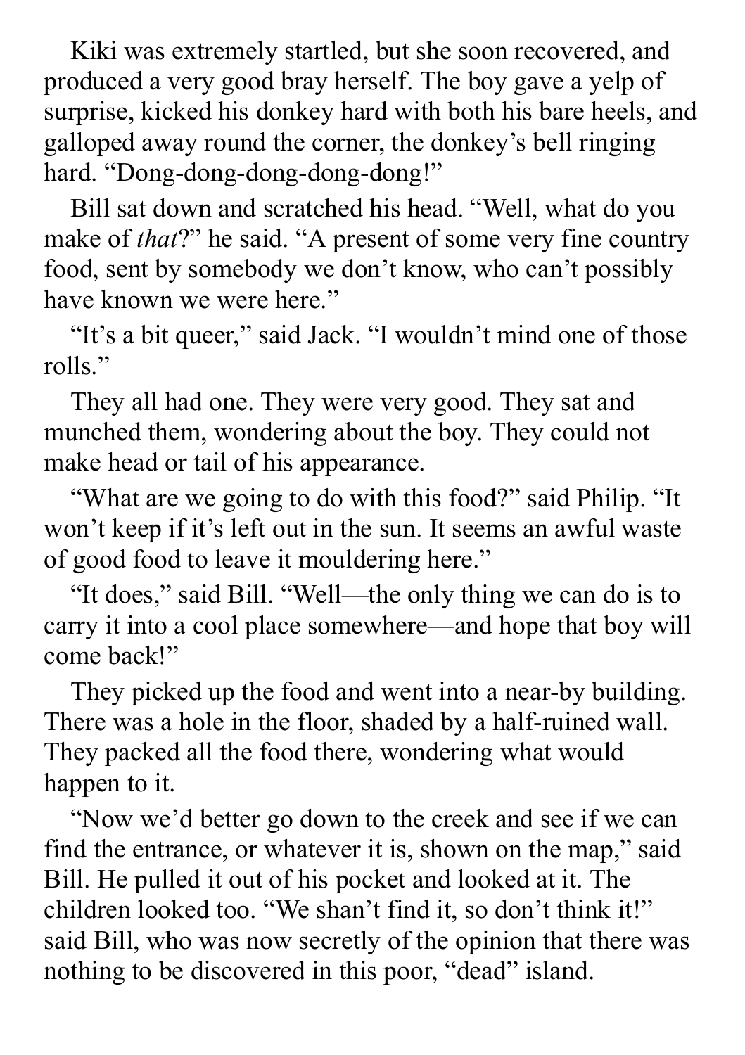Kiki was extremely startled, but she soon recovered, and produced a very good bray herself. The boy gave a yelp of surprise, kicked his donkey hard with both his bare heels, and galloped away round the corner, the donkey's bell ringing hard. "Dong-dong-dong-dong-dong!"

Bill sat down and scratched his head. "Well, what do you make of *that*?" he said. "A present of some very fine country food, sent by somebody we don't know, who can't possibly have known we were here."

"It's a bit queer," said Jack. "I wouldn't mind one of those rolls."

They all had one. They were very good. They sat and munched them, wondering about the boy. They could not make head or tail of his appearance.

"What are we going to do with this food?" said Philip. "It won't keep if it's left out in the sun. It seems an awful waste of good food to leave it mouldering here."

"It does," said Bill. "Well—the only thing we can do is to carry it into a cool place somewhere—and hope that boy will come back!"

They picked up the food and went into a near-by building. There was a hole in the floor, shaded by a half-ruined wall. They packed all the food there, wondering what would happen to it.

"Now we'd better go down to the creek and see if we can find the entrance, or whatever it is, shown on the map," said Bill. He pulled it out of his pocket and looked at it. The children looked too. "We shan't find it, so don't think it!" said Bill, who was now secretly of the opinion that there was nothing to be discovered in this poor, "dead" island.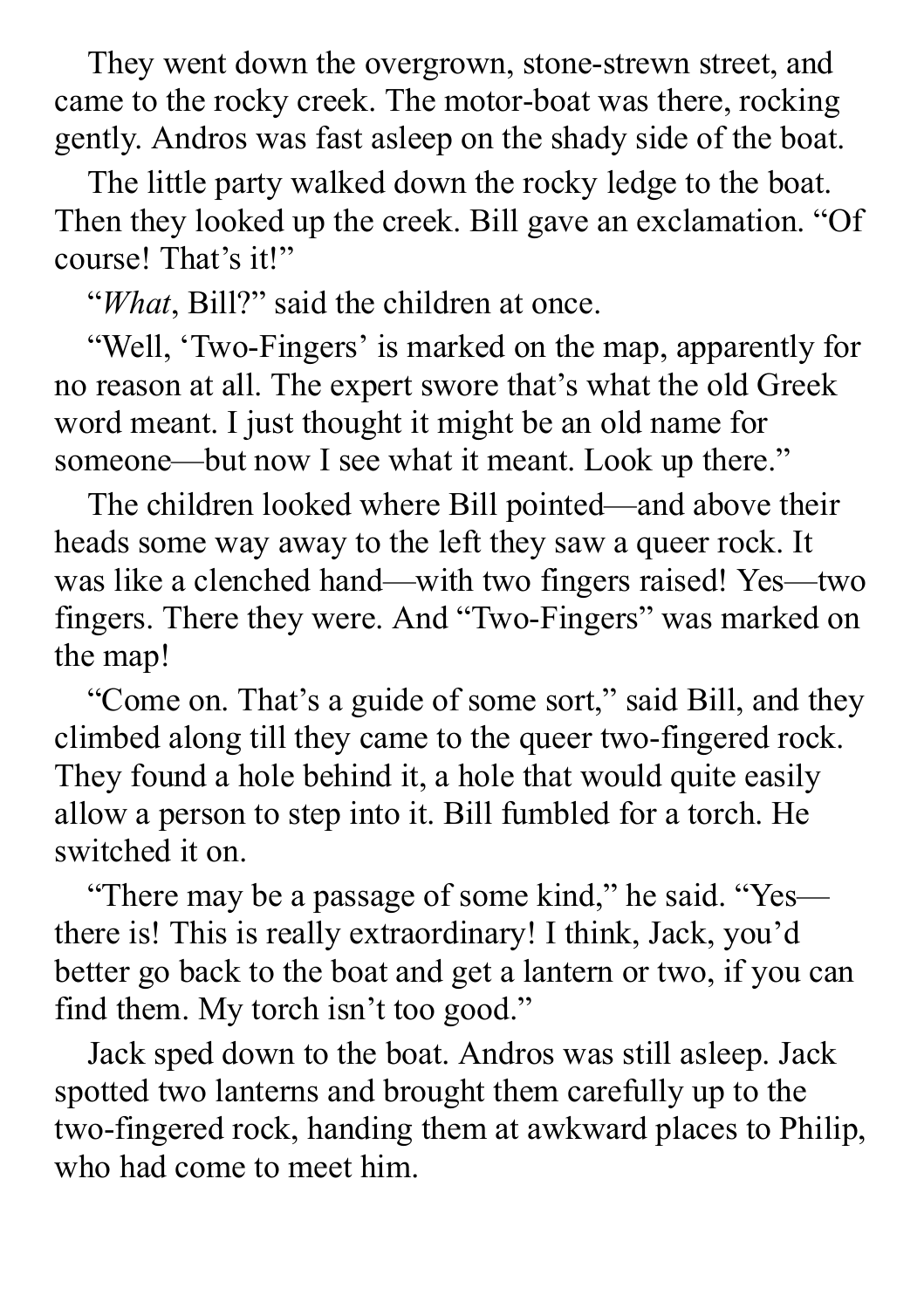They went down the overgrown, stone-strewn street, and came to the rocky creek. The motor-boat was there, rocking gently. Andros was fast asleep on the shady side of the boat.

The little party walked down the rocky ledge to the boat. Then they looked up the creek. Bill gave an exclamation. "Of course! That's it!"

"*What*, Bill?" said the children at once.

"Well, 'Two-Fingers' is marked on the map, apparently for no reason at all. The expert swore that's what the old Greek word meant. I just thought it might be an old name for someone—but now I see what it meant. Look up there."

The children looked where Bill pointed—and above their heads some way away to the left they saw a queer rock. It was like a clenched hand—with two fingers raised! Yes—two fingers. There they were. And "Two-Fingers" was marked on the map!

"Come on. That's a guide of some sort," said Bill, and they climbed along till they came to the queer two-fingered rock. They found a hole behind it, a hole that would quite easily allow a person to step into it. Bill fumbled for a torch. He switched it on.

"There may be a passage of some kind," he said. "Yes—there is! This is really extraordinary! I think, Jack, you'd better go back to the boat and get a lantern or two, if you can find them. My torch isn't too good."

Jack sped down to the boat. Andros was still asleep. Jack spotted two lanterns and brought them carefully up to the two-fingered rock, handing them at awkward places to Philip, who had come to meet him.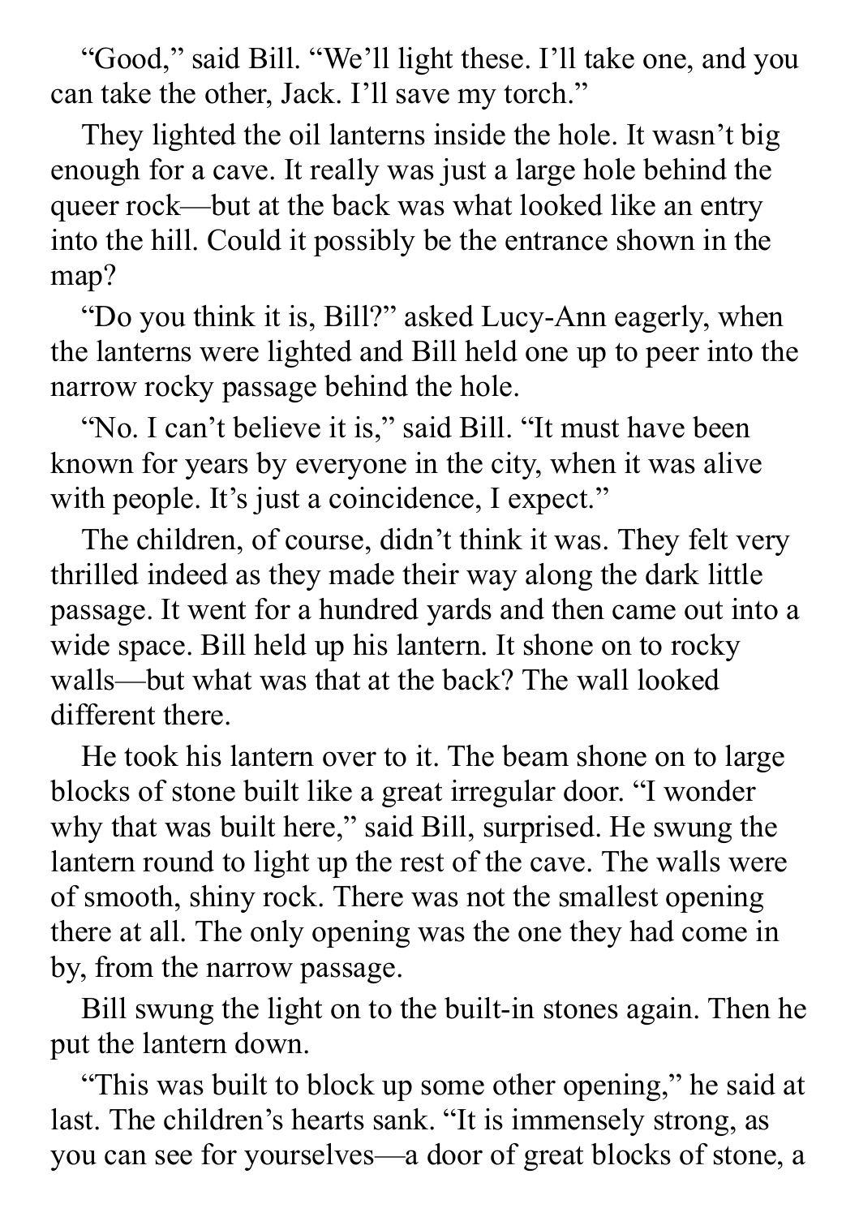"Good," said Bill. "We'll light these. I'll take one, and you can take the other, Jack. I'll save my torch."

They lighted the oil lanterns inside the hole. It wasn't big enough for a cave. It really was just a large hole behind the queer rock—but at the back was what looked like an entry into the hill. Could it possibly be the entrance shown in the map?

"Do you think it is, Bill?" asked Lucy-Ann eagerly, when the lanterns were lighted and Bill held one up to peer into the narrow rocky passage behind the hole.

"No. I can't believe it is," said Bill. "It must have been known for years by everyone in the city, when it was alive with people. It's just a coincidence, I expect."

The children, of course, didn't think it was. They felt very thrilled indeed as they made their way along the dark little passage. It went for a hundred yards and then came out into a wide space. Bill held up his lantern. It shone on to rocky walls—but what was that at the back? The wall looked different there.

He took his lantern over to it. The beam shone on to large blocks of stone built like a great irregular door. "I wonder why that was built here," said Bill, surprised. He swung the lantern round to light up the rest of the cave. The walls were of smooth, shiny rock. There was not the smallest opening there at all. The only opening was the one they had come in by, from the narrow passage.

Bill swung the light on to the built-in stones again. Then he put the lantern down.

"This was built to block up some other opening," he said at last. The children's hearts sank. "It is immensely strong, as you can see for yourselves—a door of great blocks of stone, a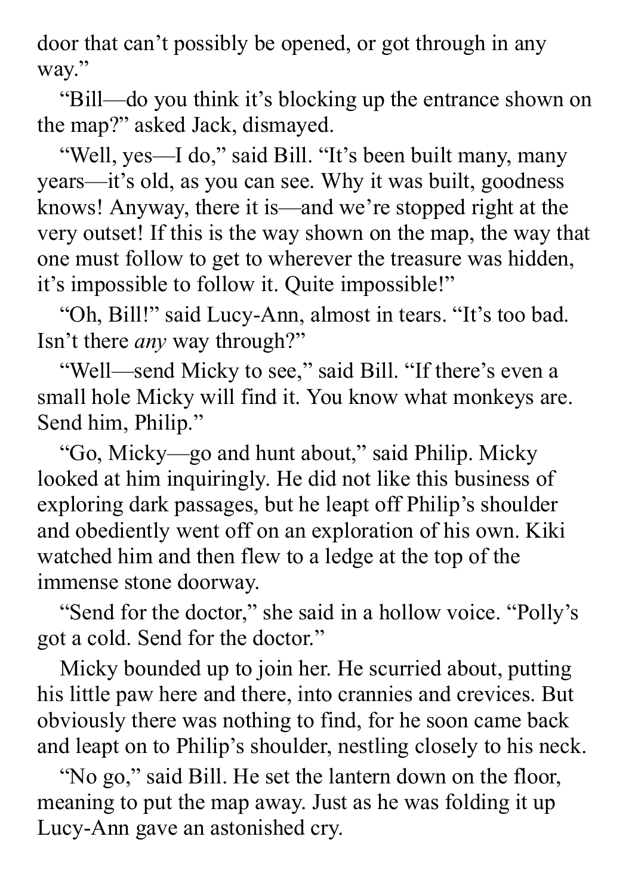door that can't possibly be opened, or got through in any way."

"Bill—do you think it's blocking up the entrance shown on the map?" asked Jack, dismayed.

"Well, yes—I do," said Bill. "It's been built many, many years—it's old, as you can see. Why it was built, goodness knows! Anyway, there it is—and we're stopped right at the very outset! If this is the way shown on the map, the way that one must follow to get to wherever the treasure was hidden, it's impossible to follow it. Quite impossible!"

"Oh, Bill!" said Lucy-Ann, almost in tears. "It's too bad. Isn't there *any* way through?"

"Well—send Micky to see," said Bill. "If there's even a small hole Micky will find it. You know what monkeys are. Send him, Philip."

"Go, Micky—go and hunt about," said Philip. Micky looked at him inquiringly. He did not like this business of exploring dark passages, but he leapt off Philip's shoulder and obediently went off on an exploration of his own. Kiki watched him and then flew to a ledge at the top of the immense stone doorway.

"Send for the doctor," she said in a hollow voice. "Polly's got a cold. Send for the doctor."

Micky bounded up to join her. He scurried about, putting his little paw here and there, into crannies and crevices. But obviously there was nothing to find, for he soon came back and leapt on to Philip's shoulder, nestling closely to his neck.

"No go," said Bill. He set the lantern down on the floor, meaning to put the map away. Just as he was folding it up Lucy-Ann gave an astonished cry.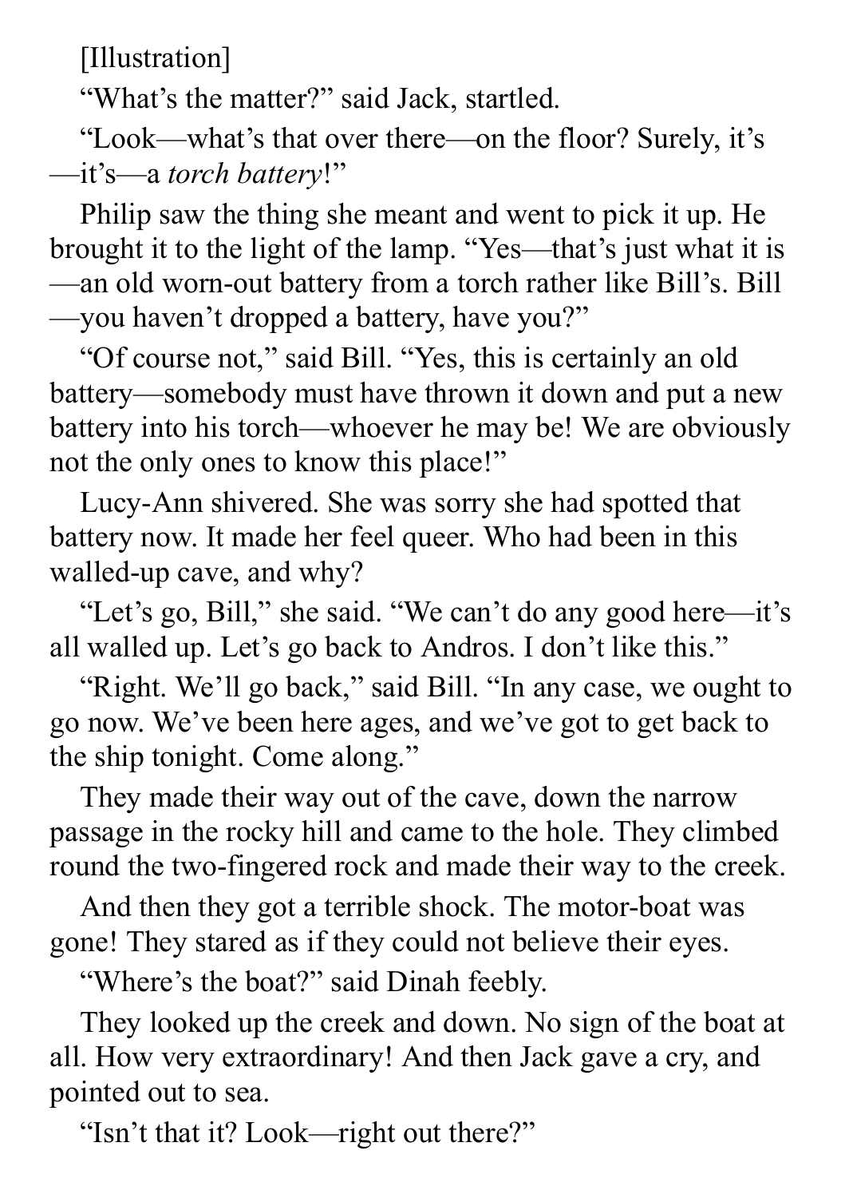[Illustration]

"What's the matter?" said Jack, startled.

"Look—what's that over there—on the floor? Surely, it's—it's—a *torch battery*!"

Philip saw the thing she meant and went to pick it up. He brought it to the light of the lamp. "Yes—that's just what it is—an old worn-out battery from a torch rather like Bill's. Bill—you haven't dropped a battery, have you?"

"Of course not," said Bill. "Yes, this is certainly an old battery—somebody must have thrown it down and put a new battery into his torch—whoever he may be! We are obviously not the only ones to know this place!"

Lucy-Ann shivered. She was sorry she had spotted that battery now. It made her feel queer. Who had been in this walled-up cave, and why?

"Let's go, Bill," she said. "We can't do any good here—it's all walled up. Let's go back to Andros. I don't like this."

"Right. We'll go back," said Bill. "In any case, we ought to go now. We've been here ages, and we've got to get back to the ship tonight. Come along."

They made their way out of the cave, down the narrow passage in the rocky hill and came to the hole. They climbed round the two-fingered rock and made their way to the creek.

And then they got a terrible shock. The motor-boat was gone! They stared as if they could not believe their eyes.

"Where's the boat?" said Dinah feebly.

They looked up the creek and down. No sign of the boat at all. How very extraordinary! And then Jack gave a cry, and pointed out to sea.

"Isn't that it? Look—right out there?"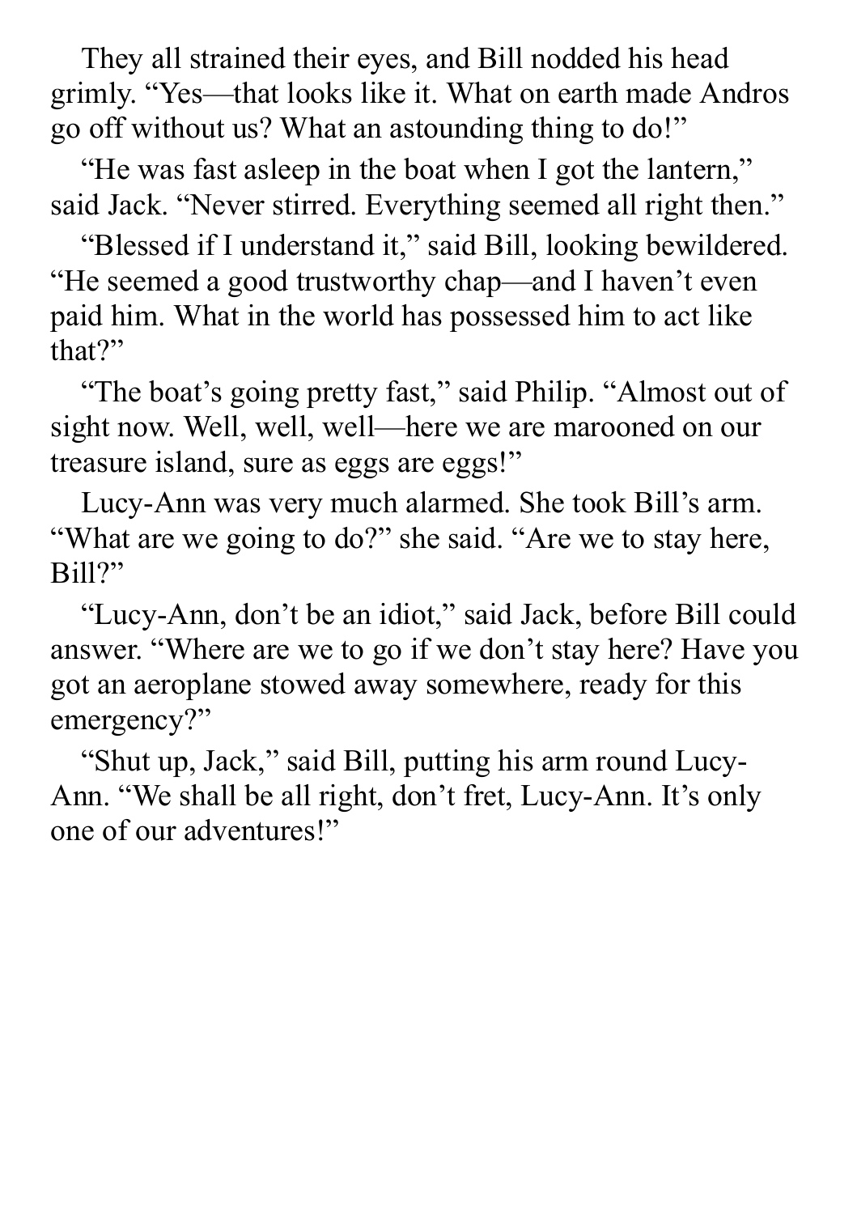They all strained their eyes, and Bill nodded his head grimly. "Yes—that looks like it. What on earth made Andros go off without us? What an astounding thing to do!"

"He was fast asleep in the boat when I got the lantern," said Jack. "Never stirred. Everything seemed all right then."

"Blessed if I understand it," said Bill, looking bewildered. "He seemed a good trustworthy chap—and I haven't even paid him. What in the world has possessed him to act like that?"

"The boat's going pretty fast," said Philip. "Almost out of sight now. Well, well, well—here we are marooned on our treasure island, sure as eggs are eggs!"

Lucy-Ann was very much alarmed. She took Bill's arm. "What are we going to do?" she said. "Are we to stay here, Bill?"

"Lucy-Ann, don't be an idiot," said Jack, before Bill could answer. "Where are we to go if we don't stay here? Have you got an aeroplane stowed away somewhere, ready for this emergency?"

"Shut up, Jack," said Bill, putting his arm round Lucy-Ann. "We shall be all right, don't fret, Lucy-Ann. It's only one of our adventures!"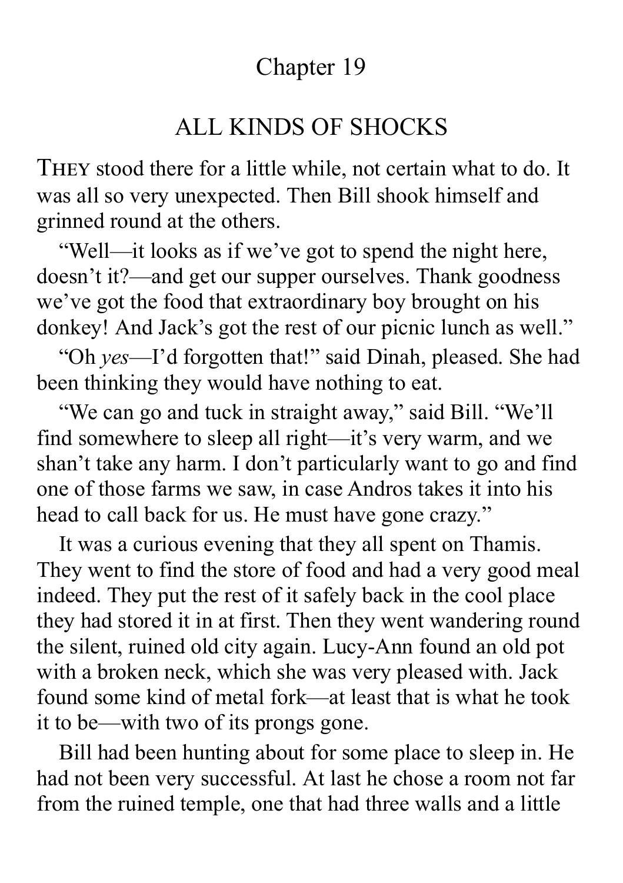# Chapter 19

## ALL KINDS OF SHOCKS

THEY stood there for a little while, not certain what to do. It was all so very unexpected. Then Bill shook himself and grinned round at the others.

"Well—it looks as if we've got to spend the night here, doesn't it?—and get our supper ourselves. Thank goodness we've got the food that extraordinary boy brought on his donkey! And Jack's got the rest of our picnic lunch as well."

"Oh *yes*—I'd forgotten that!" said Dinah, pleased. She had been thinking they would have nothing to eat.

"We can go and tuck in straight away," said Bill. "We'll find somewhere to sleep all right—it's very warm, and we shan't take any harm. I don't particularly want to go and find one of those farms we saw, in case Andros takes it into his head to call back for us. He must have gone crazy."

It was a curious evening that they all spent on Thamis. They went to find the store of food and had a very good meal indeed. They put the rest of it safely back in the cool place they had stored it in at first. Then they went wandering round the silent, ruined old city again. Lucy-Ann found an old pot with a broken neck, which she was very pleased with. Jack found some kind of metal fork—at least that is what he took it to be—with two of its prongs gone.

Bill had been hunting about for some place to sleep in. He had not been very successful. At last he chose a room not far from the ruined temple, one that had three walls and a little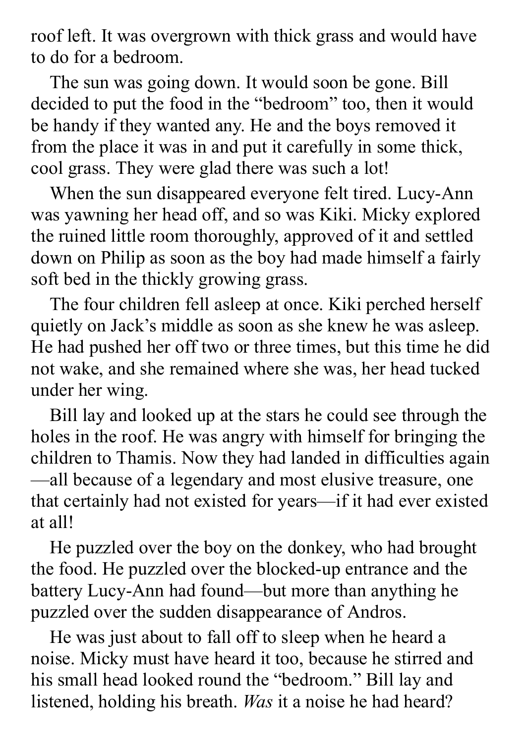roof left. It was overgrown with thick grass and would have to do for a bedroom.

The sun was going down. It would soon be gone. Bill decided to put the food in the "bedroom" too, then it would be handy if they wanted any. He and the boys removed it from the place it was in and put it carefully in some thick, cool grass. They were glad there was such a lot!

When the sun disappeared everyone felt tired. Lucy-Ann was yawning her head off, and so was Kiki. Micky explored the ruined little room thoroughly, approved of it and settled down on Philip as soon as the boy had made himself a fairly soft bed in the thickly growing grass.

The four children fell asleep at once. Kiki perched herself quietly on Jack's middle as soon as she knew he was asleep. He had pushed her off two or three times, but this time he did not wake, and she remained where she was, her head tucked under her wing.

Bill lay and looked up at the stars he could see through the holes in the roof. He was angry with himself for bringing the children to Thamis. Now they had landed in difficulties again —all because of a legendary and most elusive treasure, one that certainly had not existed for years—if it had ever existed at all!

He puzzled over the boy on the donkey, who had brought the food. He puzzled over the blocked-up entrance and the battery Lucy-Ann had found—but more than anything he puzzled over the sudden disappearance of Andros.

He was just about to fall off to sleep when he heard a noise. Micky must have heard it too, because he stirred and his small head looked round the "bedroom." Bill lay and listened, holding his breath. *Was* it a noise he had heard?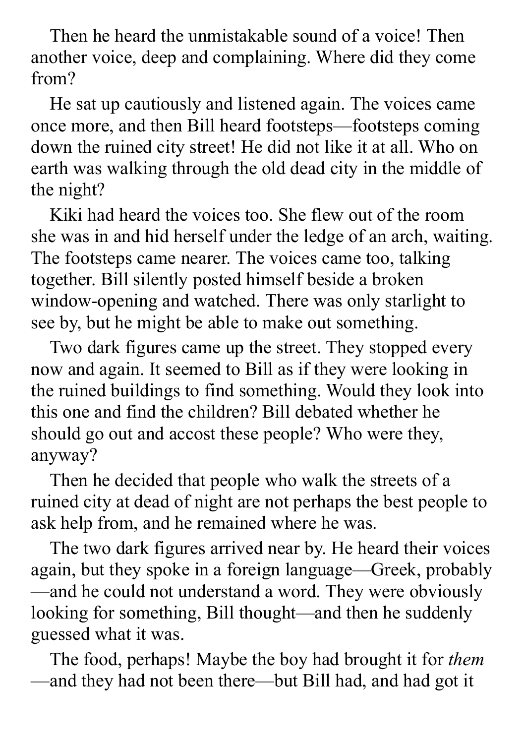Then he heard the unmistakable sound of a voice! Then another voice, deep and complaining. Where did they come from?

He sat up cautiously and listened again. The voices came once more, and then Bill heard footsteps—footsteps coming down the ruined city street! He did not like it at all. Who on earth was walking through the old dead city in the middle of the night?

Kiki had heard the voices too. She flew out of the room she was in and hid herself under the ledge of an arch, waiting. The footsteps came nearer. The voices came too, talking together. Bill silently posted himself beside a broken window-opening and watched. There was only starlight to see by, but he might be able to make out something.

Two dark figures came up the street. They stopped every now and again. It seemed to Bill as if they were looking in the ruined buildings to find something. Would they look into this one and find the children? Bill debated whether he should go out and accost these people? Who were they, anyway?

Then he decided that people who walk the streets of a ruined city at dead of night are not perhaps the best people to ask help from, and he remained where he was.

The two dark figures arrived near by. He heard their voices again, but they spoke in a foreign language—Greek, probably—and he could not understand a word. They were obviously looking for something, Bill thought—and then he suddenly guessed what it was.

The food, perhaps! Maybe the boy had brought it for *them*—and they had not been there—but Bill had, and had got it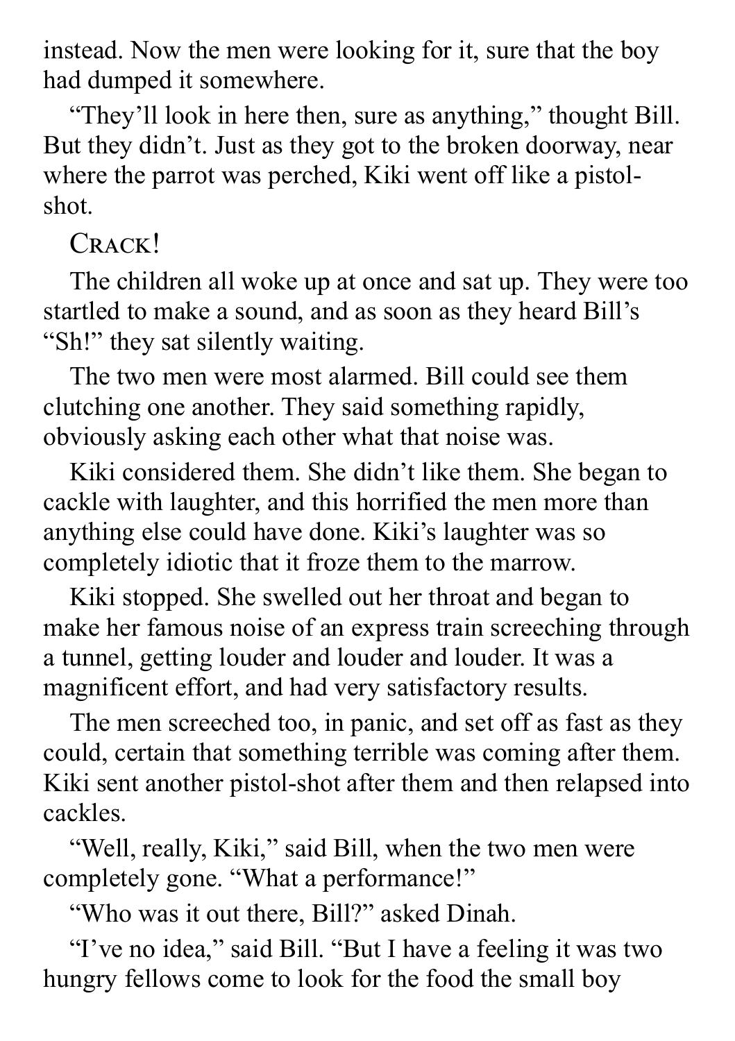instead. Now the men were looking for it, sure that the boy had dumped it somewhere.

"They'll look in here then, sure as anything," thought Bill. But they didn't. Just as they got to the broken doorway, near where the parrot was perched, Kiki went off like a pistol-shot.

CRACK!

The children all woke up at once and sat up. They were too startled to make a sound, and as soon as they heard Bill's "Sh!" they sat silently waiting.

The two men were most alarmed. Bill could see them clutching one another. They said something rapidly, obviously asking each other what that noise was.

Kiki considered them. She didn't like them. She began to cackle with laughter, and this horrified the men more than anything else could have done. Kiki's laughter was so completely idiotic that it froze them to the marrow.

Kiki stopped. She swelled out her throat and began to make her famous noise of an express train screeching through a tunnel, getting louder and louder and louder. It was a magnificent effort, and had very satisfactory results.

The men screeched too, in panic, and set off as fast as they could, certain that something terrible was coming after them. Kiki sent another pistol-shot after them and then relapsed into cackles.

"Well, really, Kiki," said Bill, when the two men were completely gone. "What a performance!"

"Who was it out there, Bill?" asked Dinah.

"I've no idea," said Bill. "But I have a feeling it was two hungry fellows come to look for the food the small boy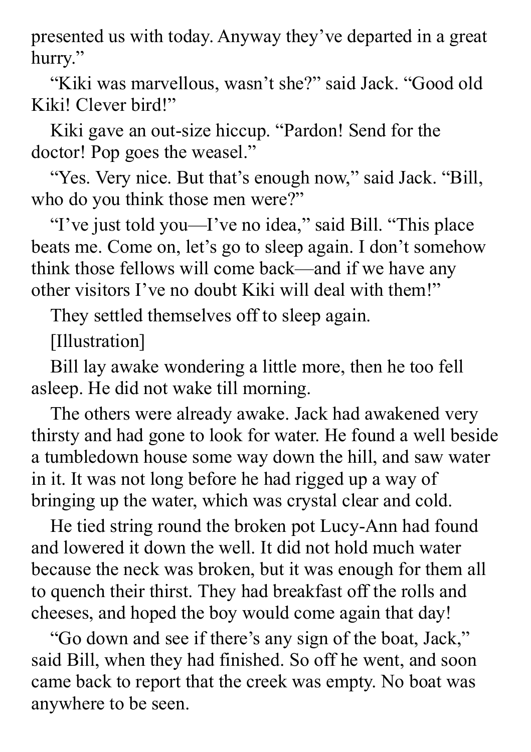presented us with today. Anyway they've departed in a great hurry."

"Kiki was marvellous, wasn't she?" said Jack. "Good old Kiki! Clever bird!"

Kiki gave an out-size hiccup. "Pardon! Send for the doctor! Pop goes the weasel."

"Yes. Very nice. But that's enough now," said Jack. "Bill, who do you think those men were?"

"I've just told you—I've no idea," said Bill. "This place beats me. Come on, let's go to sleep again. I don't somehow think those fellows will come back—and if we have any other visitors I've no doubt Kiki will deal with them!"

They settled themselves off to sleep again.

[Illustration]

Bill lay awake wondering a little more, then he too fell asleep. He did not wake till morning.

The others were already awake. Jack had awakened very thirsty and had gone to look for water. He found a well beside a tumbledown house some way down the hill, and saw water in it. It was not long before he had rigged up a way of bringing up the water, which was crystal clear and cold.

He tied string round the broken pot Lucy-Ann had found and lowered it down the well. It did not hold much water because the neck was broken, but it was enough for them all to quench their thirst. They had breakfast off the rolls and cheeses, and hoped the boy would come again that day!

"Go down and see if there's any sign of the boat, Jack," said Bill, when they had finished. So off he went, and soon came back to report that the creek was empty. No boat was anywhere to be seen.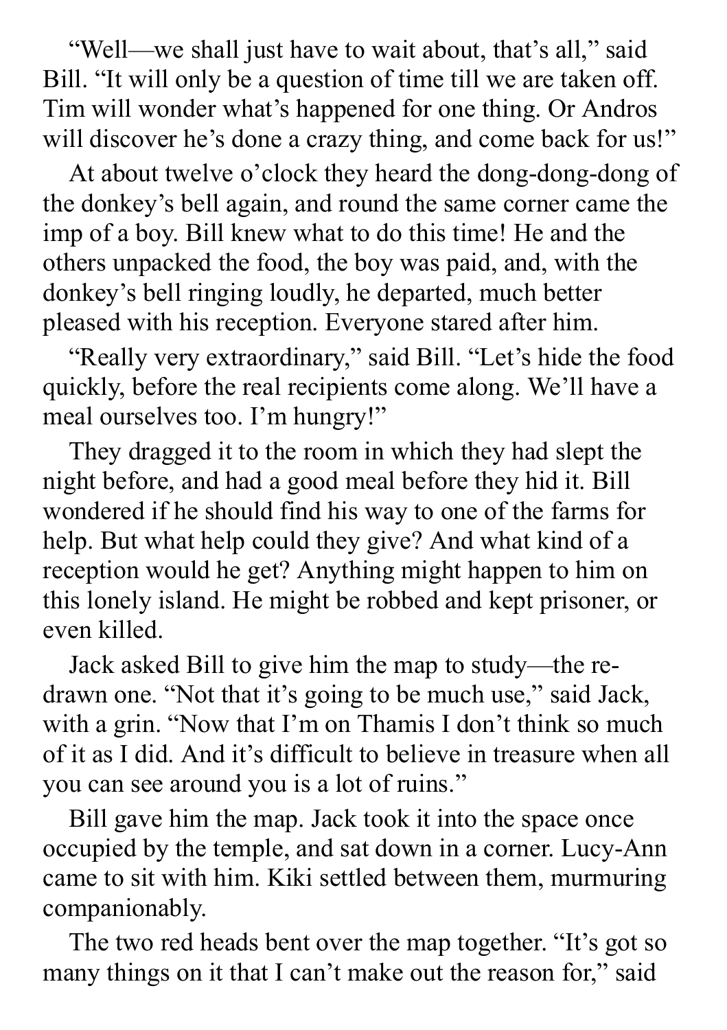"Well—we shall just have to wait about, that's all," said Bill. "It will only be a question of time till we are taken off. Tim will wonder what's happened for one thing. Or Andros will discover he's done a crazy thing, and come back for us!"

At about twelve o'clock they heard the dong-dong-dong of the donkey's bell again, and round the same corner came the imp of a boy. Bill knew what to do this time! He and the others unpacked the food, the boy was paid, and, with the donkey's bell ringing loudly, he departed, much better pleased with his reception. Everyone stared after him.

"Really very extraordinary," said Bill. "Let's hide the food quickly, before the real recipients come along. We'll have a meal ourselves too. I'm hungry!"

They dragged it to the room in which they had slept the night before, and had a good meal before they hid it. Bill wondered if he should find his way to one of the farms for help. But what help could they give? And what kind of a reception would he get? Anything might happen to him on this lonely island. He might be robbed and kept prisoner, or even killed.

Jack asked Bill to give him the map to study—the re-drawn one. "Not that it's going to be much use," said Jack, with a grin. "Now that I'm on Thamis I don't think so much of it as I did. And it's difficult to believe in treasure when all you can see around you is a lot of ruins."

Bill gave him the map. Jack took it into the space once occupied by the temple, and sat down in a corner. Lucy-Ann came to sit with him. Kiki settled between them, murmuring companionably.

The two red heads bent over the map together. "It's got so many things on it that I can't make out the reason for," said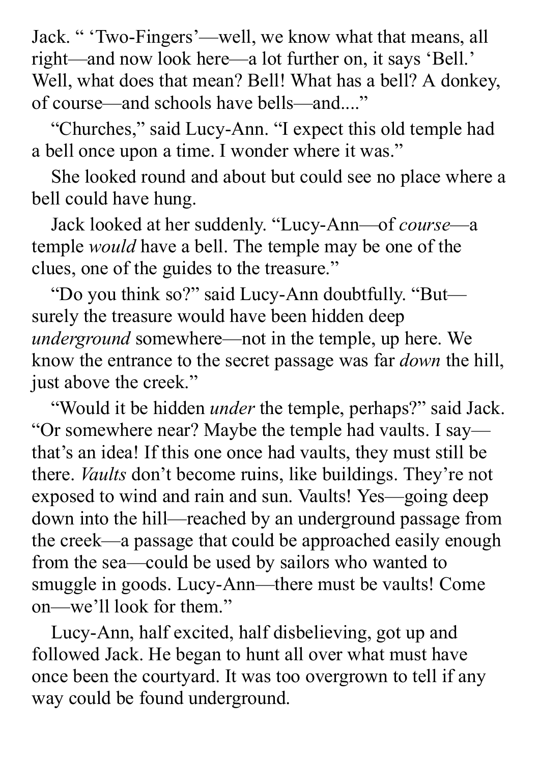Jack. " 'Two-Fingers'—well, we know what that means, all right—and now look here—a lot further on, it says 'Bell.' Well, what does that mean? Bell! What has a bell? A donkey, of course—and schools have bells—and...."

"Churches," said Lucy-Ann. "I expect this old temple had a bell once upon a time. I wonder where it was."

She looked round and about but could see no place where a bell could have hung.

Jack looked at her suddenly. "Lucy-Ann—of *course*—a temple *would* have a bell. The temple may be one of the clues, one of the guides to the treasure."

"Do you think so?" said Lucy-Ann doubtfully. "But—surely the treasure would have been hidden deep *underground* somewhere—not in the temple, up here. We know the entrance to the secret passage was far *down* the hill, just above the creek."

"Would it be hidden *under* the temple, perhaps?" said Jack. "Or somewhere near? Maybe the temple had vaults. I say—that's an idea! If this one once had vaults, they must still be there. *Vaults* don't become ruins, like buildings. They're not exposed to wind and rain and sun. Vaults! Yes—going deep down into the hill—reached by an underground passage from the creek—a passage that could be approached easily enough from the sea—could be used by sailors who wanted to smuggle in goods. Lucy-Ann—there must be vaults! Come on—we'll look for them."

Lucy-Ann, half excited, half disbelieving, got up and followed Jack. He began to hunt all over what must have once been the courtyard. It was too overgrown to tell if any way could be found underground.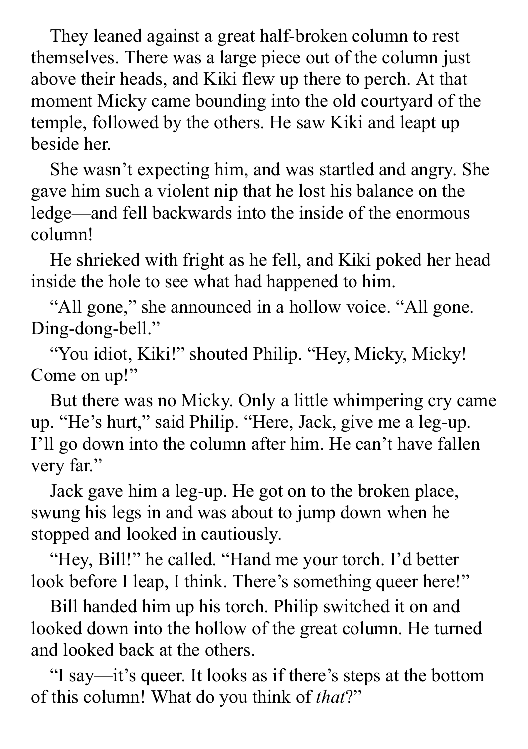They leaned against a great half-broken column to rest themselves. There was a large piece out of the column just above their heads, and Kiki flew up there to perch. At that moment Micky came bounding into the old courtyard of the temple, followed by the others. He saw Kiki and leapt up beside her.

She wasn't expecting him, and was startled and angry. She gave him such a violent nip that he lost his balance on the ledge—and fell backwards into the inside of the enormous column!

He shrieked with fright as he fell, and Kiki poked her head inside the hole to see what had happened to him.

"All gone," she announced in a hollow voice. "All gone. Ding-dong-bell."

"You idiot, Kiki!" shouted Philip. "Hey, Micky, Micky! Come on up!"

But there was no Micky. Only a little whimpering cry came up. "He's hurt," said Philip. "Here, Jack, give me a leg-up. I'll go down into the column after him. He can't have fallen very far."

Jack gave him a leg-up. He got on to the broken place, swung his legs in and was about to jump down when he stopped and looked in cautiously.

"Hey, Bill!" he called. "Hand me your torch. I'd better look before I leap, I think. There's something queer here!"

Bill handed him up his torch. Philip switched it on and looked down into the hollow of the great column. He turned and looked back at the others.

"I say—it's queer. It looks as if there's steps at the bottom of this column! What do you think of *that*?"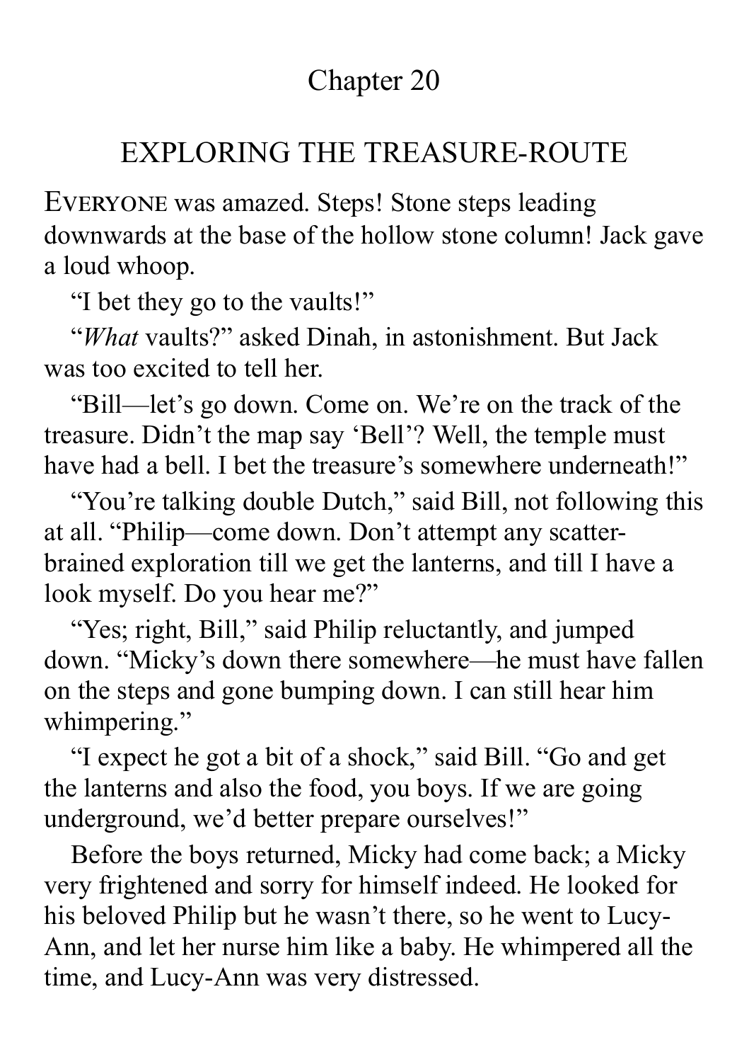## Chapter 20

## EXPLORING THE TREASURE-ROUTE

EVERYONE was amazed. Steps! Stone steps leading downwards at the base of the hollow stone column! Jack gave a loud whoop.

"I bet they go to the vaults!"

"*What* vaults?" asked Dinah, in astonishment. But Jack was too excited to tell her.

"Bill—let's go down. Come on. We're on the track of the treasure. Didn't the map say 'Bell'? Well, the temple must have had a bell. I bet the treasure's somewhere underneath!"

"You're talking double Dutch," said Bill, not following this at all. "Philip—come down. Don't attempt any scatter-brained exploration till we get the lanterns, and till I have a look myself. Do you hear me?"

"Yes; right, Bill," said Philip reluctantly, and jumped down. "Micky's down there somewhere—he must have fallen on the steps and gone bumping down. I can still hear him whimpering."

"I expect he got a bit of a shock," said Bill. "Go and get the lanterns and also the food, you boys. If we are going underground, we'd better prepare ourselves!"

Before the boys returned, Micky had come back; a Micky very frightened and sorry for himself indeed. He looked for his beloved Philip but he wasn't there, so he went to Lucy-Ann, and let her nurse him like a baby. He whimpered all the time, and Lucy-Ann was very distressed.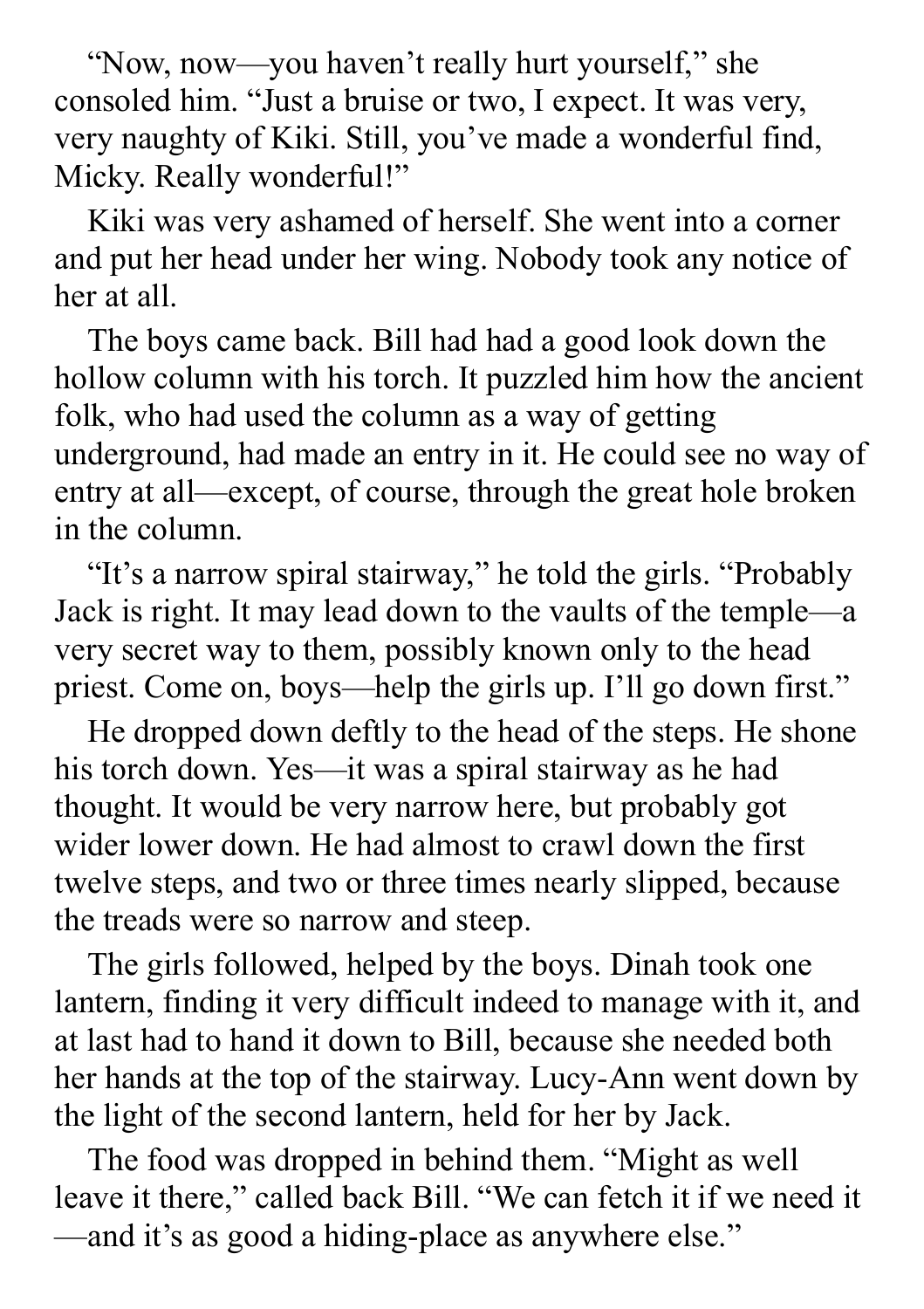"Now, now—you haven't really hurt yourself," she consoled him. "Just a bruise or two, I expect. It was very, very naughty of Kiki. Still, you've made a wonderful find, Micky. Really wonderful!"

Kiki was very ashamed of herself. She went into a corner and put her head under her wing. Nobody took any notice of her at all.

The boys came back. Bill had had a good look down the hollow column with his torch. It puzzled him how the ancient folk, who had used the column as a way of getting underground, had made an entry in it. He could see no way of entry at all—except, of course, through the great hole broken in the column.

"It's a narrow spiral stairway," he told the girls. "Probably Jack is right. It may lead down to the vaults of the temple—a very secret way to them, possibly known only to the head priest. Come on, boys—help the girls up. I'll go down first."

He dropped down deftly to the head of the steps. He shone his torch down. Yes—it was a spiral stairway as he had thought. It would be very narrow here, but probably got wider lower down. He had almost to crawl down the first twelve steps, and two or three times nearly slipped, because the treads were so narrow and steep.

The girls followed, helped by the boys. Dinah took one lantern, finding it very difficult indeed to manage with it, and at last had to hand it down to Bill, because she needed both her hands at the top of the stairway. Lucy-Ann went down by the light of the second lantern, held for her by Jack.

The food was dropped in behind them. "Might as well leave it there," called back Bill. "We can fetch it if we need it—and it's as good a hiding-place as anywhere else."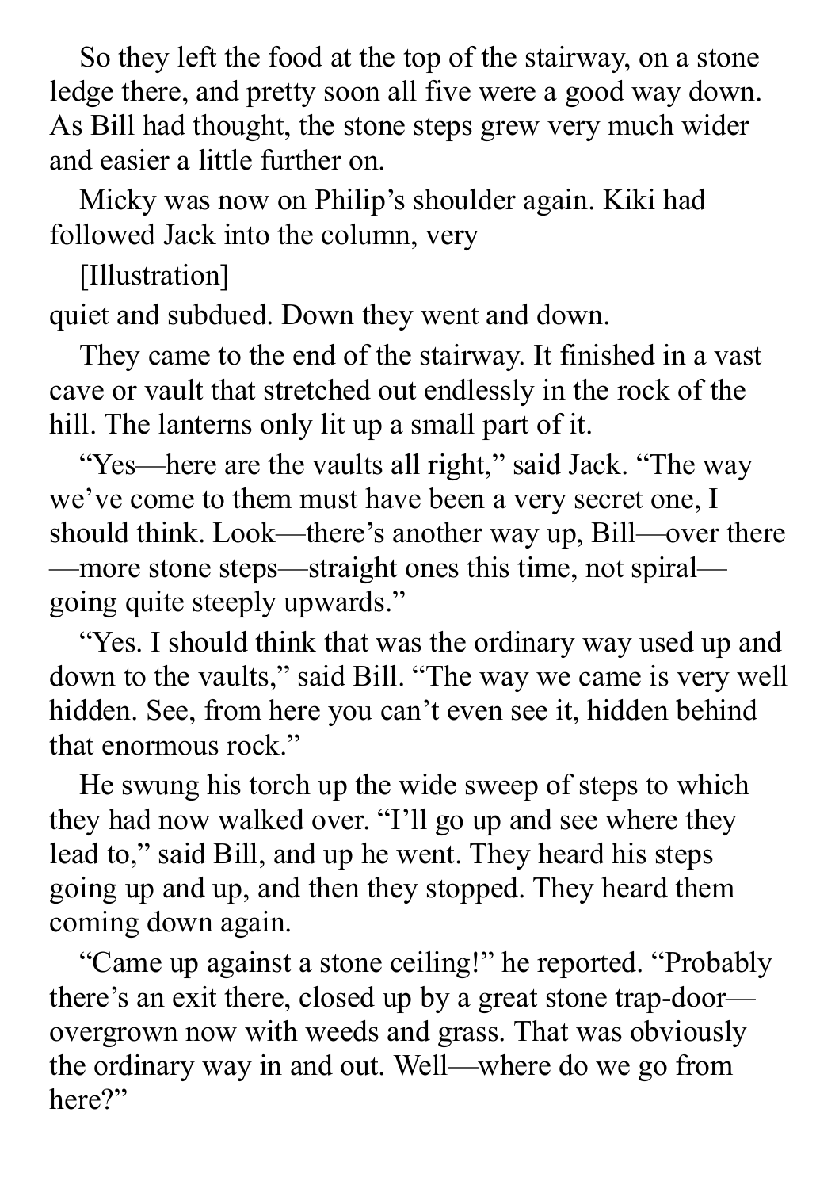So they left the food at the top of the stairway, on a stone ledge there, and pretty soon all five were a good way down. As Bill had thought, the stone steps grew very much wider and easier a little further on.

Micky was now on Philip's shoulder again. Kiki had followed Jack into the column, very

[Illustration]

quiet and subdued. Down they went and down.

They came to the end of the stairway. It finished in a vast cave or vault that stretched out endlessly in the rock of the hill. The lanterns only lit up a small part of it.

"Yes—here are the vaults all right," said Jack. "The way we've come to them must have been a very secret one, I should think. Look—there's another way up, Bill—over there—more stone steps—straight ones this time, not spiral—going quite steeply upwards."

"Yes. I should think that was the ordinary way used up and down to the vaults," said Bill. "The way we came is very well hidden. See, from here you can't even see it, hidden behind that enormous rock."

He swung his torch up the wide sweep of steps to which they had now walked over. "I'll go up and see where they lead to," said Bill, and up he went. They heard his steps going up and up, and then they stopped. They heard them coming down again.

"Came up against a stone ceiling!" he reported. "Probably there's an exit there, closed up by a great stone trap-door—overgrown now with weeds and grass. That was obviously the ordinary way in and out. Well—where do we go from here?"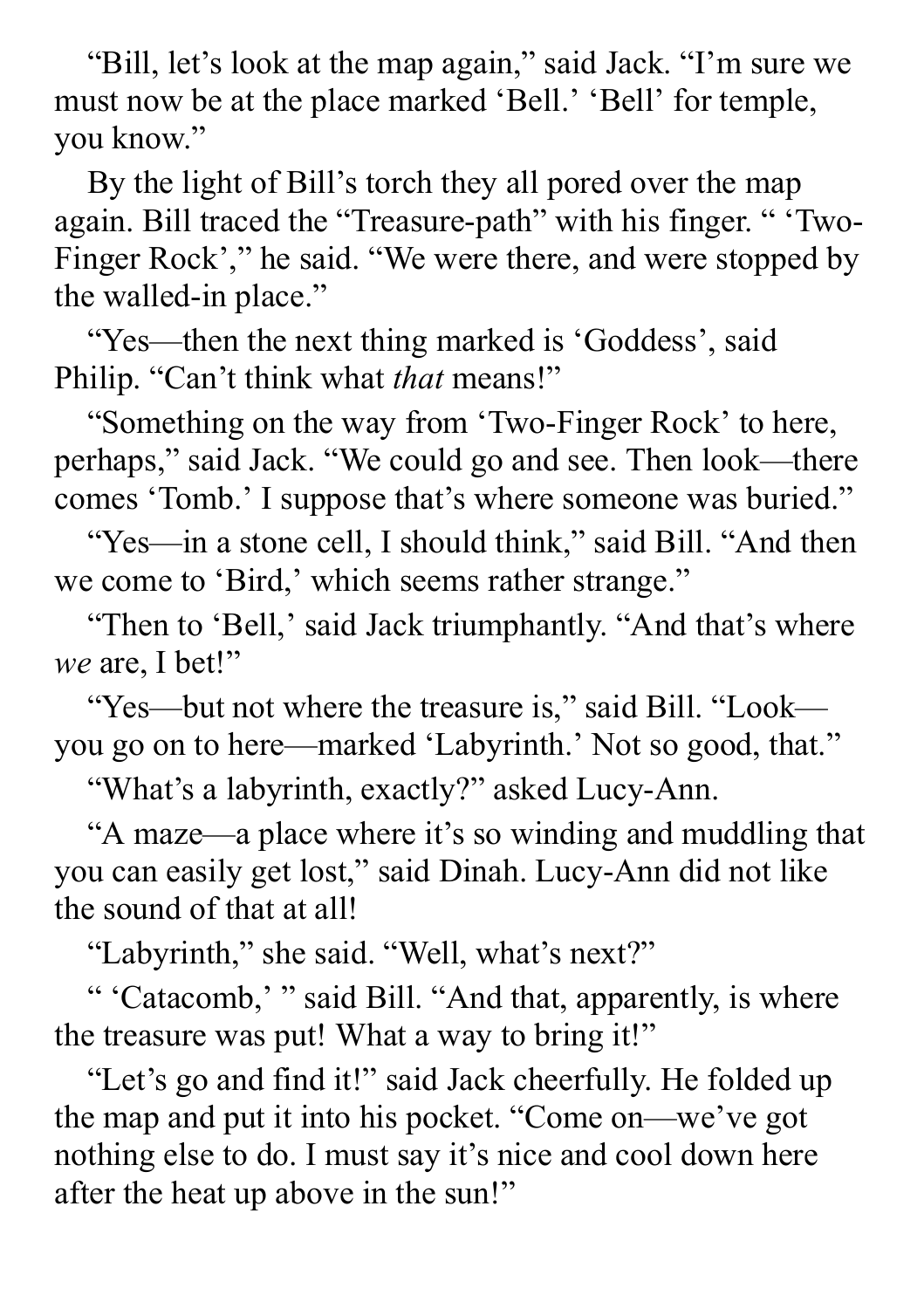"Bill, let's look at the map again," said Jack. "I'm sure we must now be at the place marked 'Bell.' 'Bell' for temple, you know."

By the light of Bill's torch they all pored over the map again. Bill traced the "Treasure-path" with his finger. " 'Two-Finger Rock'," he said. "We were there, and were stopped by the walled-in place."

"Yes—then the next thing marked is 'Goddess', said Philip. "Can't think what *that* means!"

"Something on the way from 'Two-Finger Rock' to here, perhaps," said Jack. "We could go and see. Then look—there comes 'Tomb.' I suppose that's where someone was buried."

"Yes—in a stone cell, I should think," said Bill. "And then we come to 'Bird,' which seems rather strange."

"Then to 'Bell,' said Jack triumphantly. "And that's where *we* are, I bet!"

"Yes—but not where the treasure is," said Bill. "Look—you go on to here—marked 'Labyrinth.' Not so good, that."

"What's a labyrinth, exactly?" asked Lucy-Ann.

"A maze—a place where it's so winding and muddling that you can easily get lost," said Dinah. Lucy-Ann did not like the sound of that at all!

"Labyrinth," she said. "Well, what's next?"

" 'Catacomb,' " said Bill. "And that, apparently, is where the treasure was put! What a way to bring it!"

"Let's go and find it!" said Jack cheerfully. He folded up the map and put it into his pocket. "Come on—we've got nothing else to do. I must say it's nice and cool down here after the heat up above in the sun!"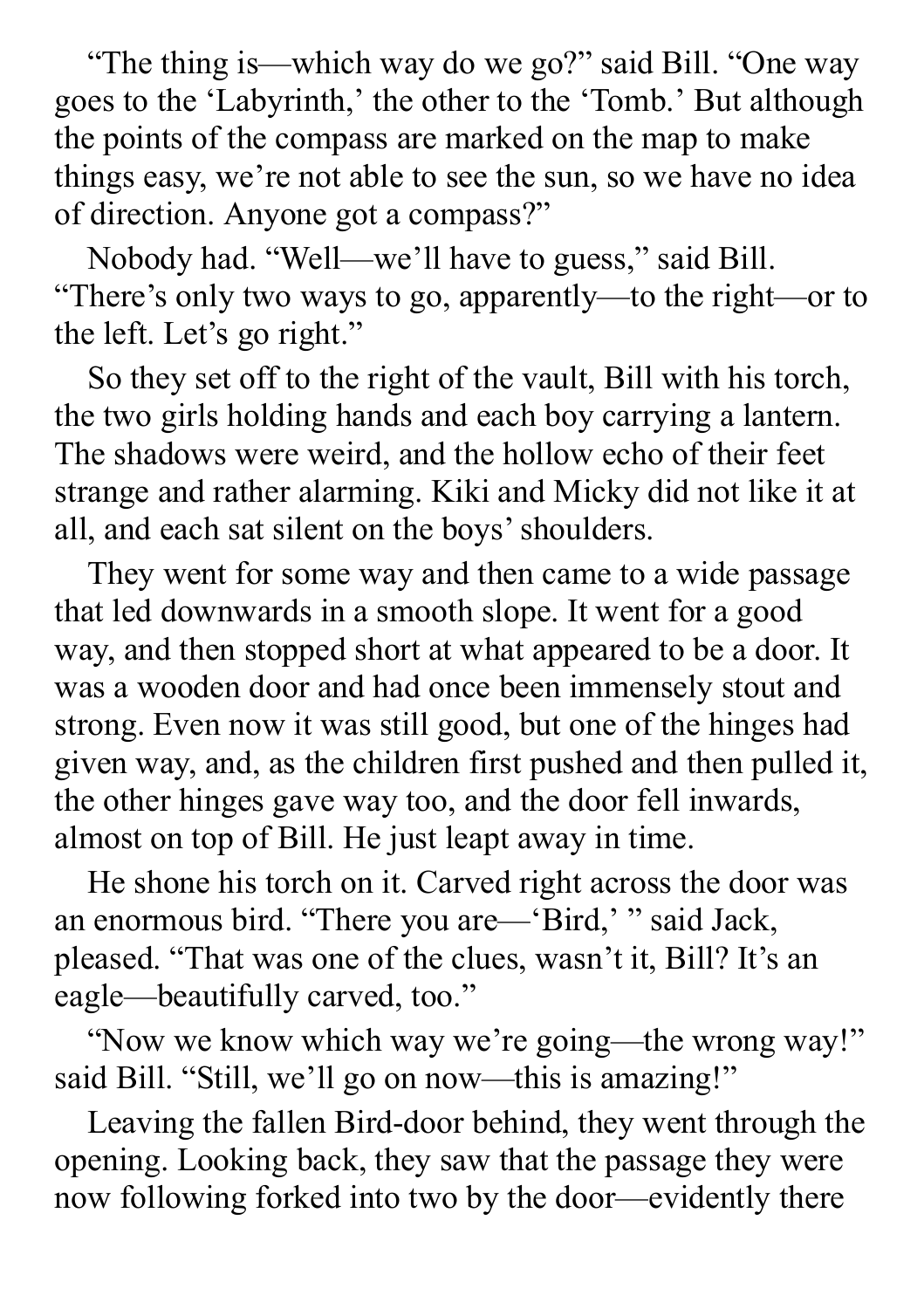"The thing is—which way do we go?" said Bill. "One way goes to the 'Labyrinth,' the other to the 'Tomb.' But although the points of the compass are marked on the map to make things easy, we're not able to see the sun, so we have no idea of direction. Anyone got a compass?"

Nobody had. "Well—we'll have to guess," said Bill. "There's only two ways to go, apparently—to the right—or to the left. Let's go right."

So they set off to the right of the vault, Bill with his torch, the two girls holding hands and each boy carrying a lantern. The shadows were weird, and the hollow echo of their feet strange and rather alarming. Kiki and Micky did not like it at all, and each sat silent on the boys' shoulders.

They went for some way and then came to a wide passage that led downwards in a smooth slope. It went for a good way, and then stopped short at what appeared to be a door. It was a wooden door and had once been immensely stout and strong. Even now it was still good, but one of the hinges had given way, and, as the children first pushed and then pulled it, the other hinges gave way too, and the door fell inwards, almost on top of Bill. He just leapt away in time.

He shone his torch on it. Carved right across the door was an enormous bird. "There you are—'Bird,' " said Jack, pleased. "That was one of the clues, wasn't it, Bill? It's an eagle—beautifully carved, too."

"Now we know which way we're going—the wrong way!" said Bill. "Still, we'll go on now—this is amazing!"

Leaving the fallen Bird-door behind, they went through the opening. Looking back, they saw that the passage they were now following forked into two by the door—evidently there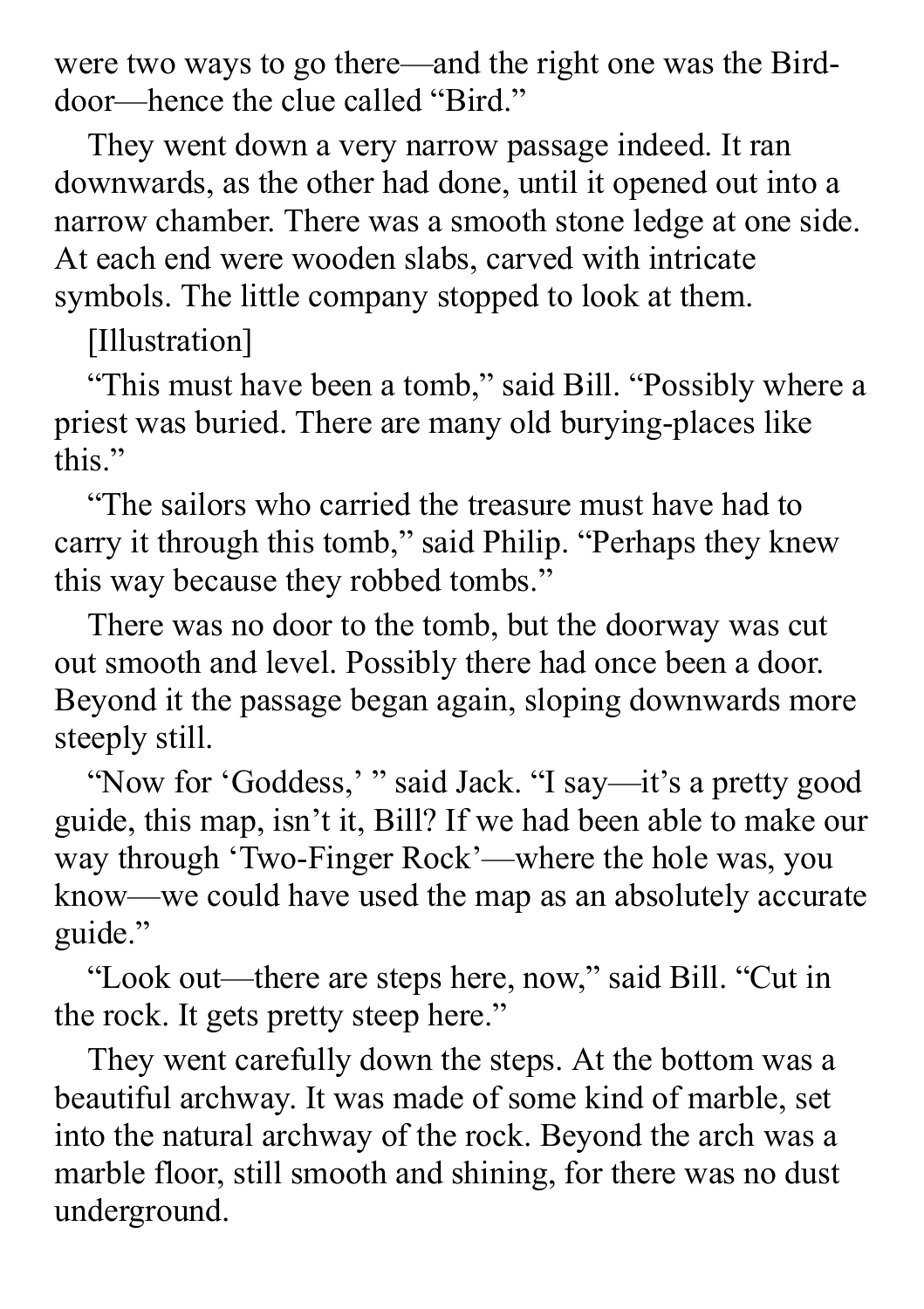were two ways to go there—and the right one was the Bird-door—hence the clue called "Bird."

They went down a very narrow passage indeed. It ran downwards, as the other had done, until it opened out into a narrow chamber. There was a smooth stone ledge at one side. At each end were wooden slabs, carved with intricate symbols. The little company stopped to look at them.

[Illustration]

"This must have been a tomb," said Bill. "Possibly where a priest was buried. There are many old burying-places like this."

"The sailors who carried the treasure must have had to carry it through this tomb," said Philip. "Perhaps they knew this way because they robbed tombs."

There was no door to the tomb, but the doorway was cut out smooth and level. Possibly there had once been a door. Beyond it the passage began again, sloping downwards more steeply still.

"Now for 'Goddess,' " said Jack. "I say—it's a pretty good guide, this map, isn't it, Bill? If we had been able to make our way through 'Two-Finger Rock'—where the hole was, you know—we could have used the map as an absolutely accurate guide."

"Look out—there are steps here, now," said Bill. "Cut in the rock. It gets pretty steep here."

They went carefully down the steps. At the bottom was a beautiful archway. It was made of some kind of marble, set into the natural archway of the rock. Beyond the arch was a marble floor, still smooth and shining, for there was no dust underground.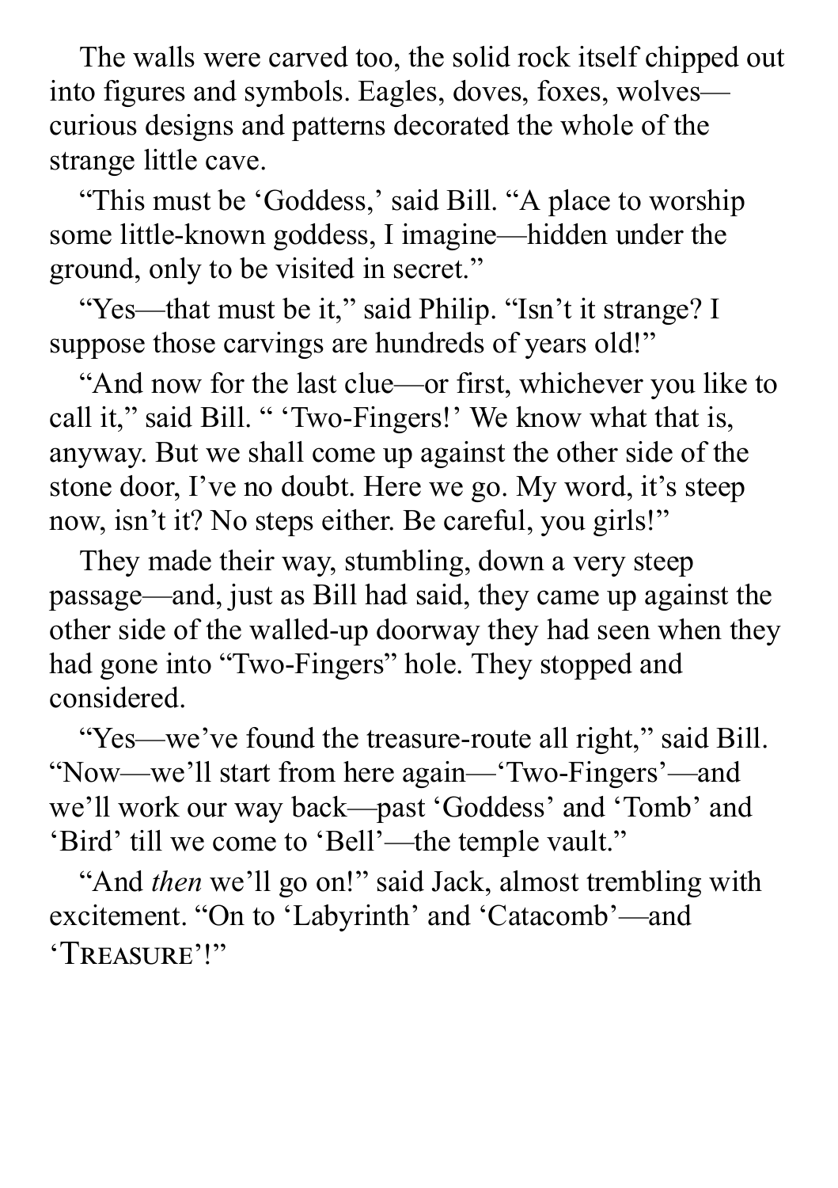The walls were carved too, the solid rock itself chipped out into figures and symbols. Eagles, doves, foxes, wolves—curious designs and patterns decorated the whole of the strange little cave.

"This must be 'Goddess,' said Bill. "A place to worship some little-known goddess, I imagine—hidden under the ground, only to be visited in secret."

"Yes—that must be it," said Philip. "Isn't it strange? I suppose those carvings are hundreds of years old!"

"And now for the last clue—or first, whichever you like to call it," said Bill. " 'Two-Fingers!' We know what that is, anyway. But we shall come up against the other side of the stone door, I've no doubt. Here we go. My word, it's steep now, isn't it? No steps either. Be careful, you girls!"

They made their way, stumbling, down a very steep passage—and, just as Bill had said, they came up against the other side of the walled-up doorway they had seen when they had gone into "Two-Fingers" hole. They stopped and considered.

"Yes—we've found the treasure-route all right," said Bill. "Now—we'll start from here again—'Two-Fingers'—and we'll work our way back—past 'Goddess' and 'Tomb' and 'Bird' till we come to 'Bell'—the temple vault."

"And *then* we'll go on!" said Jack, almost trembling with excitement. "On to 'Labyrinth' and 'Catacomb'—and 'TREASURE'!"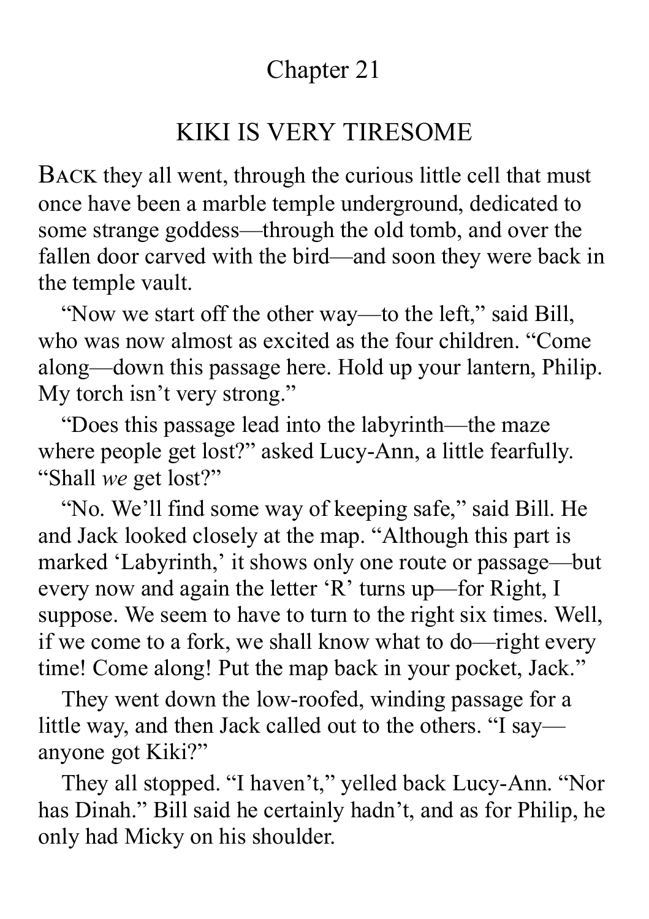# Chapter 21

## KIKI IS VERY TIRESOME

BACK they all went, through the curious little cell that must once have been a marble temple underground, dedicated to some strange goddess—through the old tomb, and over the fallen door carved with the bird—and soon they were back in the temple vault.

"Now we start off the other way—to the left," said Bill, who was now almost as excited as the four children. "Come along—down this passage here. Hold up your lantern, Philip. My torch isn't very strong."

"Does this passage lead into the labyrinth—the maze where people get lost?" asked Lucy-Ann, a little fearfully. "Shall *we* get lost?"

"No. We'll find some way of keeping safe," said Bill. He and Jack looked closely at the map. "Although this part is marked 'Labyrinth,' it shows only one route or passage—but every now and again the letter 'R' turns up—for Right, I suppose. We seem to have to turn to the right six times. Well, if we come to a fork, we shall know what to do—right every time! Come along! Put the map back in your pocket, Jack."

They went down the low-roofed, winding passage for a little way, and then Jack called out to the others. "I say—anyone got Kiki?"

They all stopped. "I haven't," yelled back Lucy-Ann. "Nor has Dinah." Bill said he certainly hadn't, and as for Philip, he only had Micky on his shoulder.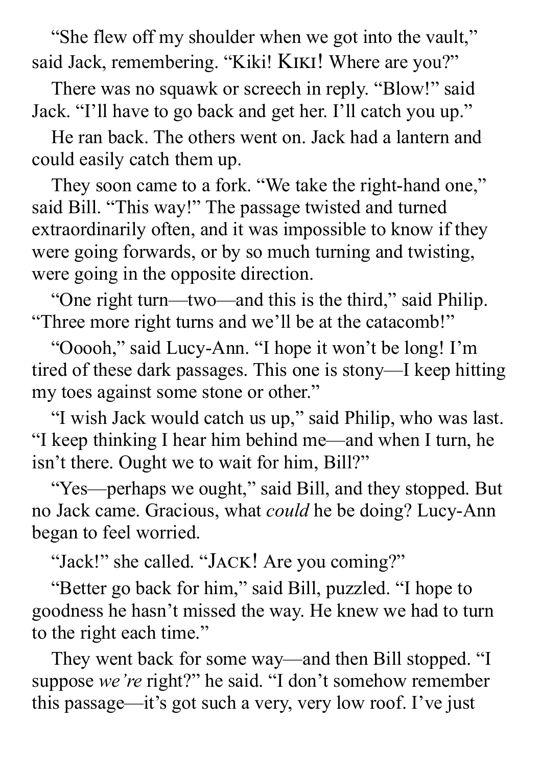"She flew off my shoulder when we got into the vault," said Jack, remembering. "Kiki! KIKI! Where are you?"

There was no squawk or screech in reply. "Blow!" said Jack. "I'll have to go back and get her. I'll catch you up."

He ran back. The others went on. Jack had a lantern and could easily catch them up.

They soon came to a fork. "We take the right-hand one," said Bill. "This way!" The passage twisted and turned extraordinarily often, and it was impossible to know if they were going forwards, or by so much turning and twisting, were going in the opposite direction.

"One right turn—two—and this is the third," said Philip. "Three more right turns and we'll be at the catacomb!"

"Ooooh," said Lucy-Ann. "I hope it won't be long! I'm tired of these dark passages. This one is stony—I keep hitting my toes against some stone or other."

"I wish Jack would catch us up," said Philip, who was last. "I keep thinking I hear him behind me—and when I turn, he isn't there. Ought we to wait for him, Bill?"

"Yes—perhaps we ought," said Bill, and they stopped. But no Jack came. Gracious, what *could* he be doing? Lucy-Ann began to feel worried.

"Jack!" she called. "JACK! Are you coming?"

"Better go back for him," said Bill, puzzled. "I hope to goodness he hasn't missed the way. He knew we had to turn to the right each time."

They went back for some way—and then Bill stopped. "I suppose *we're* right?" he said. "I don't somehow remember this passage—it's got such a very, very low roof. I've just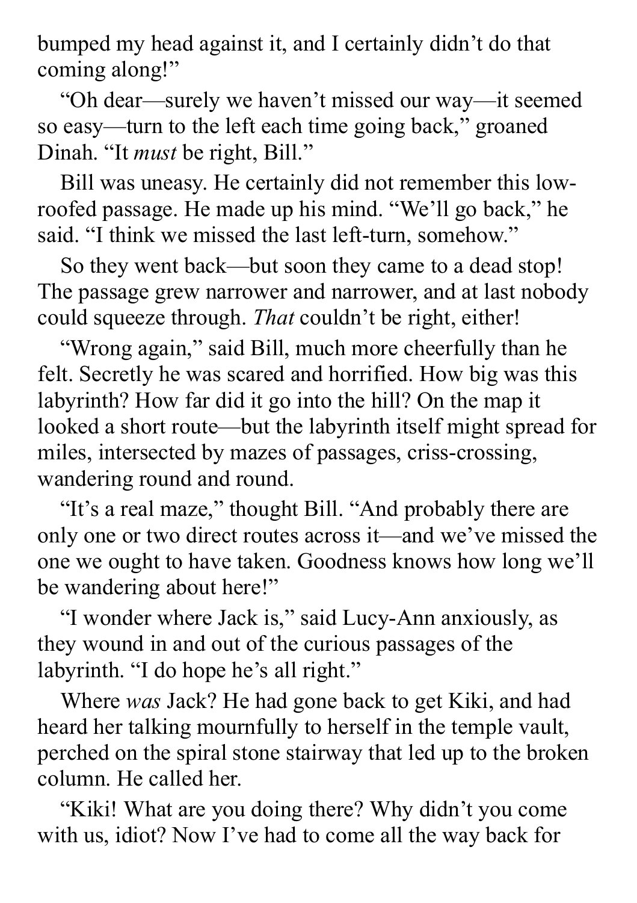bumped my head against it, and I certainly didn't do that coming along!"

"Oh dear—surely we haven't missed our way—it seemed so easy—turn to the left each time going back," groaned Dinah. "It *must* be right, Bill."

Bill was uneasy. He certainly did not remember this low-roofed passage. He made up his mind. "We'll go back," he said. "I think we missed the last left-turn, somehow."

So they went back—but soon they came to a dead stop! The passage grew narrower and narrower, and at last nobody could squeeze through. *That* couldn't be right, either!

"Wrong again," said Bill, much more cheerfully than he felt. Secretly he was scared and horrified. How big was this labyrinth? How far did it go into the hill? On the map it looked a short route—but the labyrinth itself might spread for miles, intersected by mazes of passages, criss-crossing, wandering round and round.

"It's a real maze," thought Bill. "And probably there are only one or two direct routes across it—and we've missed the one we ought to have taken. Goodness knows how long we'll be wandering about here!"

"I wonder where Jack is," said Lucy-Ann anxiously, as they wound in and out of the curious passages of the labyrinth. "I do hope he's all right."

Where *was* Jack? He had gone back to get Kiki, and had heard her talking mournfully to herself in the temple vault, perched on the spiral stone stairway that led up to the broken column. He called her.

"Kiki! What are you doing there? Why didn't you come with us, idiot? Now I've had to come all the way back for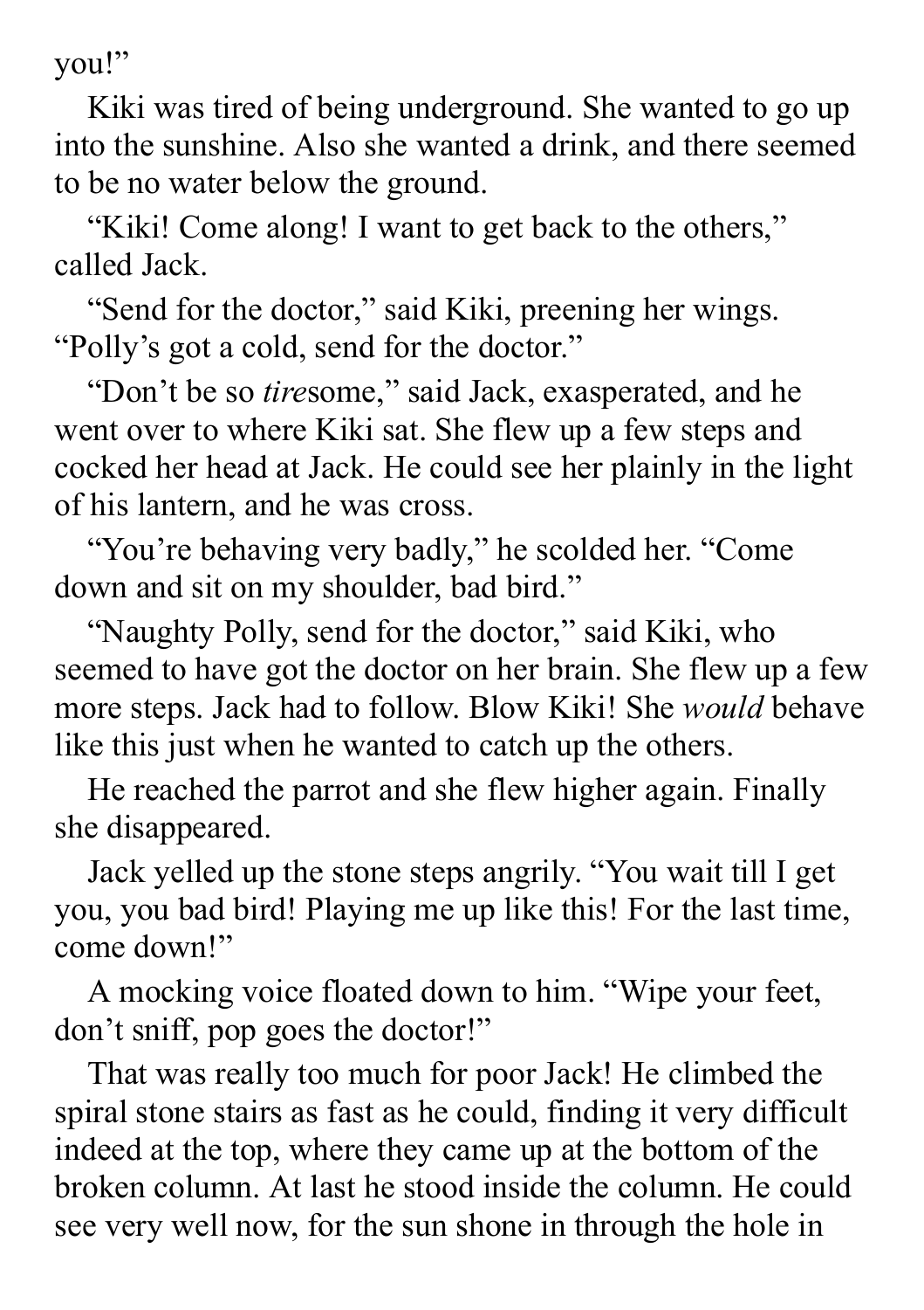you!"

Kiki was tired of being underground. She wanted to go up into the sunshine. Also she wanted a drink, and there seemed to be no water below the ground.

"Kiki! Come along! I want to get back to the others," called Jack.

"Send for the doctor," said Kiki, preening her wings. "Polly's got a cold, send for the doctor."

"Don't be so *tire*some," said Jack, exasperated, and he went over to where Kiki sat. She flew up a few steps and cocked her head at Jack. He could see her plainly in the light of his lantern, and he was cross.

"You're behaving very badly," he scolded her. "Come down and sit on my shoulder, bad bird."

"Naughty Polly, send for the doctor," said Kiki, who seemed to have got the doctor on her brain. She flew up a few more steps. Jack had to follow. Blow Kiki! She *would* behave like this just when he wanted to catch up the others.

He reached the parrot and she flew higher again. Finally she disappeared.

Jack yelled up the stone steps angrily. "You wait till I get you, you bad bird! Playing me up like this! For the last time, come down!"

A mocking voice floated down to him. "Wipe your feet, don't sniff, pop goes the doctor!"

That was really too much for poor Jack! He climbed the spiral stone stairs as fast as he could, finding it very difficult indeed at the top, where they came up at the bottom of the broken column. At last he stood inside the column. He could see very well now, for the sun shone in through the hole in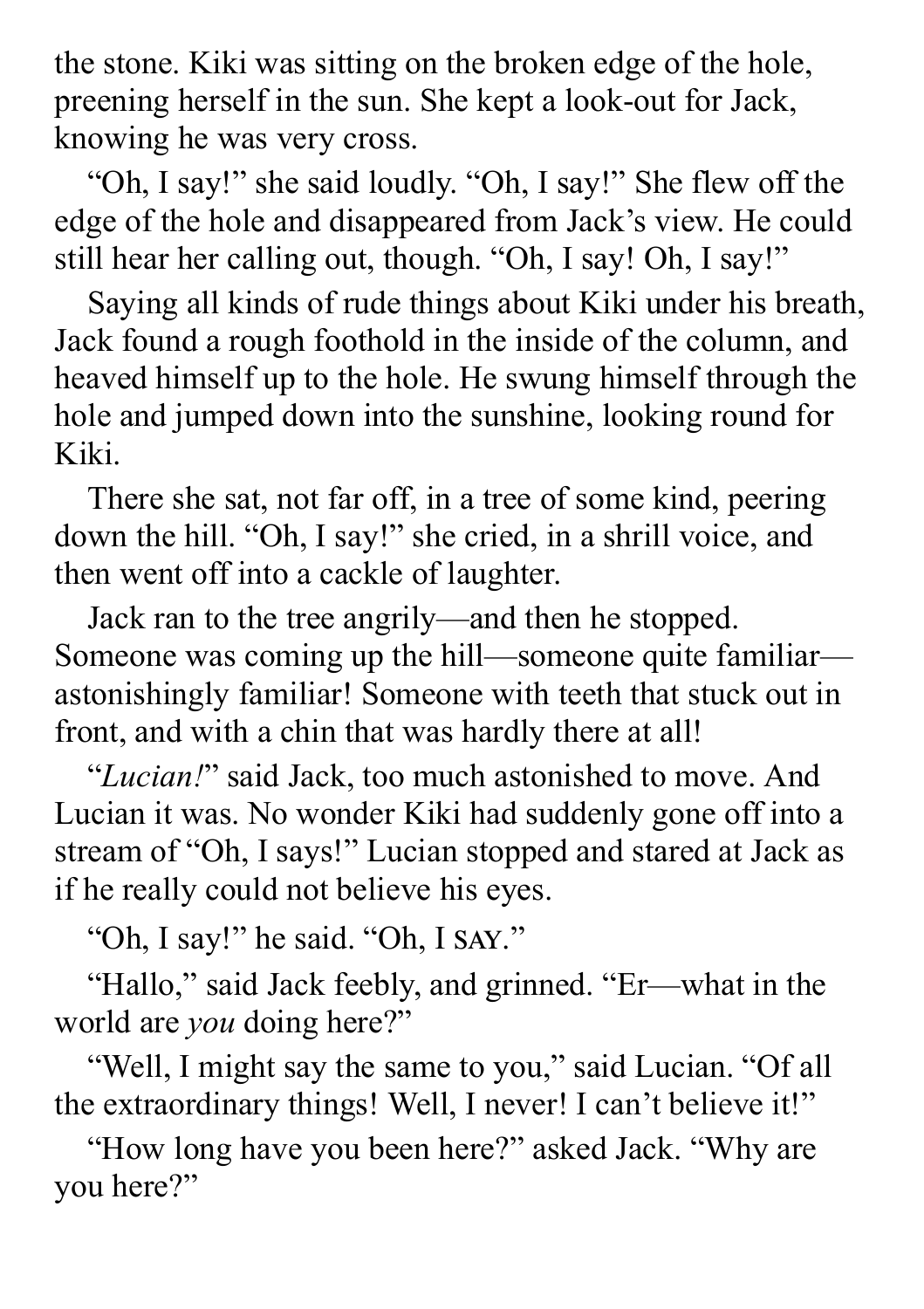the stone. Kiki was sitting on the broken edge of the hole, preening herself in the sun. She kept a look-out for Jack, knowing he was very cross.

"Oh, I say!" she said loudly. "Oh, I say!" She flew off the edge of the hole and disappeared from Jack's view. He could still hear her calling out, though. "Oh, I say! Oh, I say!"

Saying all kinds of rude things about Kiki under his breath, Jack found a rough foothold in the inside of the column, and heaved himself up to the hole. He swung himself through the hole and jumped down into the sunshine, looking round for Kiki.

There she sat, not far off, in a tree of some kind, peering down the hill. "Oh, I say!" she cried, in a shrill voice, and then went off into a cackle of laughter.

Jack ran to the tree angrily—and then he stopped. Someone was coming up the hill—someone quite familiar—astonishingly familiar! Someone with teeth that stuck out in front, and with a chin that was hardly there at all!

"*Lucian!*" said Jack, too much astonished to move. And Lucian it was. No wonder Kiki had suddenly gone off into a stream of "Oh, I says!" Lucian stopped and stared at Jack as if he really could not believe his eyes.

"Oh, I say!" he said. "Oh, I SAY."

"Hallo," said Jack feebly, and grinned. "Er—what in the world are *you* doing here?"

"Well, I might say the same to you," said Lucian. "Of all the extraordinary things! Well, I never! I can't believe it!"

"How long have you been here?" asked Jack. "Why are you here?"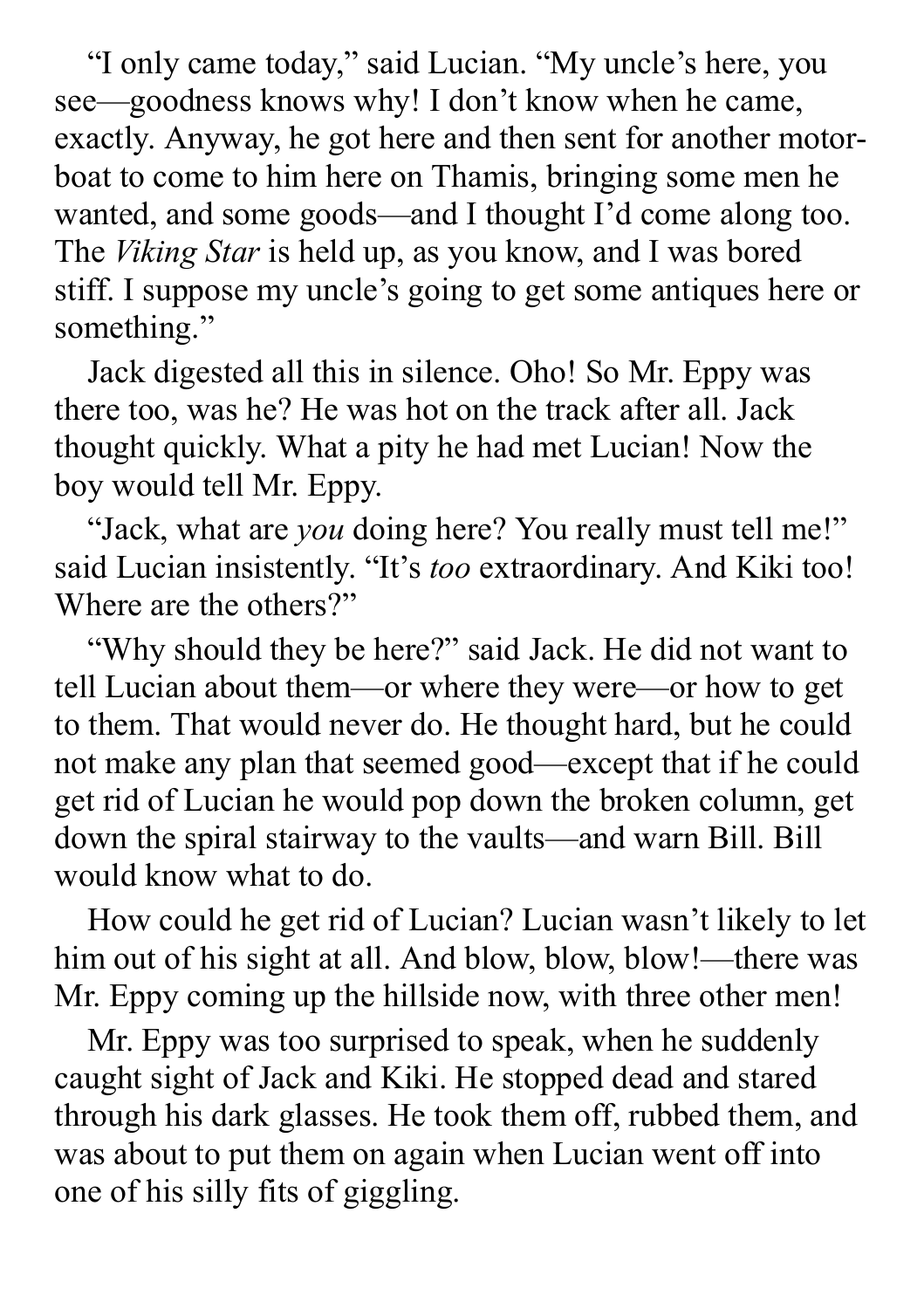"I only came today," said Lucian. "My uncle's here, you see—goodness knows why! I don't know when he came, exactly. Anyway, he got here and then sent for another motor-boat to come to him here on Thamis, bringing some men he wanted, and some goods—and I thought I'd come along too. The *Viking Star* is held up, as you know, and I was bored stiff. I suppose my uncle's going to get some antiques here or something."

Jack digested all this in silence. Oho! So Mr. Eppy was there too, was he? He was hot on the track after all. Jack thought quickly. What a pity he had met Lucian! Now the boy would tell Mr. Eppy.

"Jack, what are *you* doing here? You really must tell me!" said Lucian insistently. "It's *too* extraordinary. And Kiki too! Where are the others?"

"Why should they be here?" said Jack. He did not want to tell Lucian about them—or where they were—or how to get to them. That would never do. He thought hard, but he could not make any plan that seemed good—except that if he could get rid of Lucian he would pop down the broken column, get down the spiral stairway to the vaults—and warn Bill. Bill would know what to do.

How could he get rid of Lucian? Lucian wasn't likely to let him out of his sight at all. And blow, blow, blow!—there was Mr. Eppy coming up the hillside now, with three other men!

Mr. Eppy was too surprised to speak, when he suddenly caught sight of Jack and Kiki. He stopped dead and stared through his dark glasses. He took them off, rubbed them, and was about to put them on again when Lucian went off into one of his silly fits of giggling.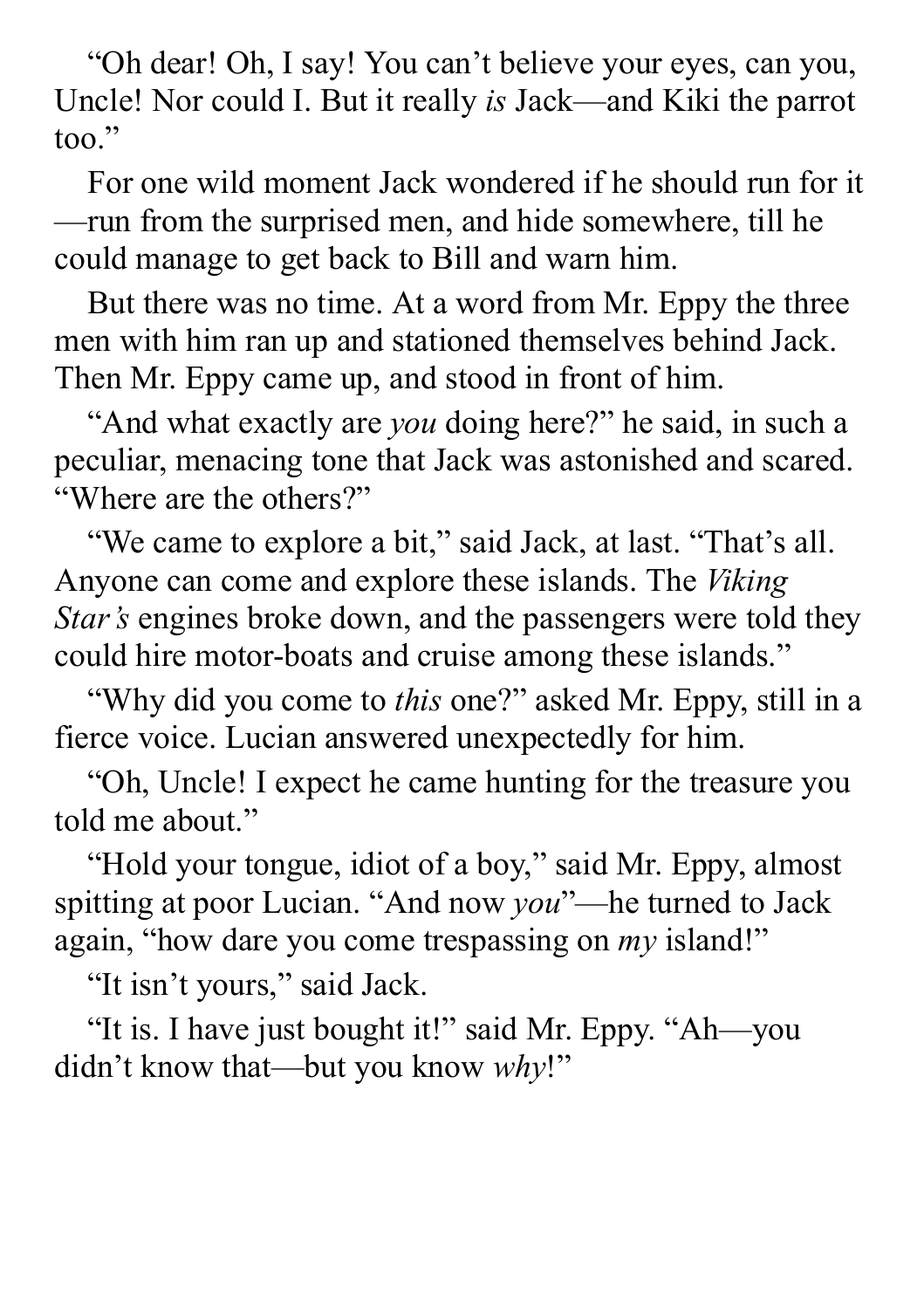"Oh dear! Oh, I say! You can't believe your eyes, can you, Uncle! Nor could I. But it really *is* Jack—and Kiki the parrot too."

For one wild moment Jack wondered if he should run for it—run from the surprised men, and hide somewhere, till he could manage to get back to Bill and warn him.

But there was no time. At a word from Mr. Eppy the three men with him ran up and stationed themselves behind Jack. Then Mr. Eppy came up, and stood in front of him.

"And what exactly are *you* doing here?" he said, in such a peculiar, menacing tone that Jack was astonished and scared. "Where are the others?"

"We came to explore a bit," said Jack, at last. "That's all. Anyone can come and explore these islands. The *Viking Star's* engines broke down, and the passengers were told they could hire motor-boats and cruise among these islands."

"Why did you come to *this* one?" asked Mr. Eppy, still in a fierce voice. Lucian answered unexpectedly for him.

"Oh, Uncle! I expect he came hunting for the treasure you told me about."

"Hold your tongue, idiot of a boy," said Mr. Eppy, almost spitting at poor Lucian. "And now *you*"—he turned to Jack again, "how dare you come trespassing on *my* island!"

"It isn't yours," said Jack.

"It is. I have just bought it!" said Mr. Eppy. "Ah—you didn't know that—but you know *why*!"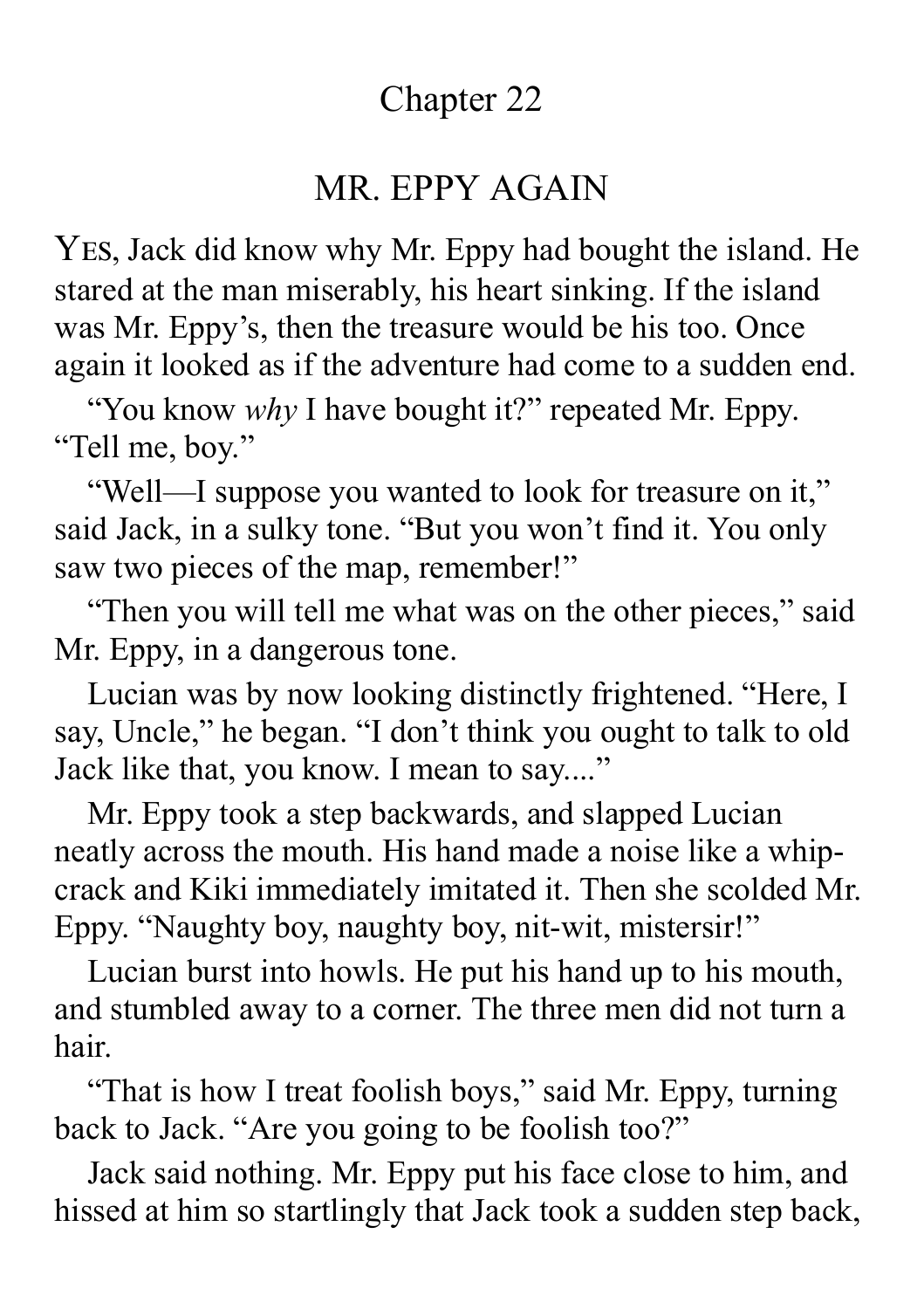# Chapter 22

## MR. EPPY AGAIN

YES, Jack did know why Mr. Eppy had bought the island. He stared at the man miserably, his heart sinking. If the island was Mr. Eppy's, then the treasure would be his too. Once again it looked as if the adventure had come to a sudden end.

"You know *why* I have bought it?" repeated Mr. Eppy. "Tell me, boy."

"Well—I suppose you wanted to look for treasure on it," said Jack, in a sulky tone. "But you won't find it. You only saw two pieces of the map, remember!"

"Then you will tell me what was on the other pieces," said Mr. Eppy, in a dangerous tone.

Lucian was by now looking distinctly frightened. "Here, I say, Uncle," he began. "I don't think you ought to talk to old Jack like that, you know. I mean to say...."

Mr. Eppy took a step backwards, and slapped Lucian neatly across the mouth. His hand made a noise like a whip-crack and Kiki immediately imitated it. Then she scolded Mr. Eppy. "Naughty boy, naughty boy, nit-wit, mistersir!"

Lucian burst into howls. He put his hand up to his mouth, and stumbled away to a corner. The three men did not turn a hair.

"That is how I treat foolish boys," said Mr. Eppy, turning back to Jack. "Are you going to be foolish too?"

Jack said nothing. Mr. Eppy put his face close to him, and hissed at him so startlingly that Jack took a sudden step back,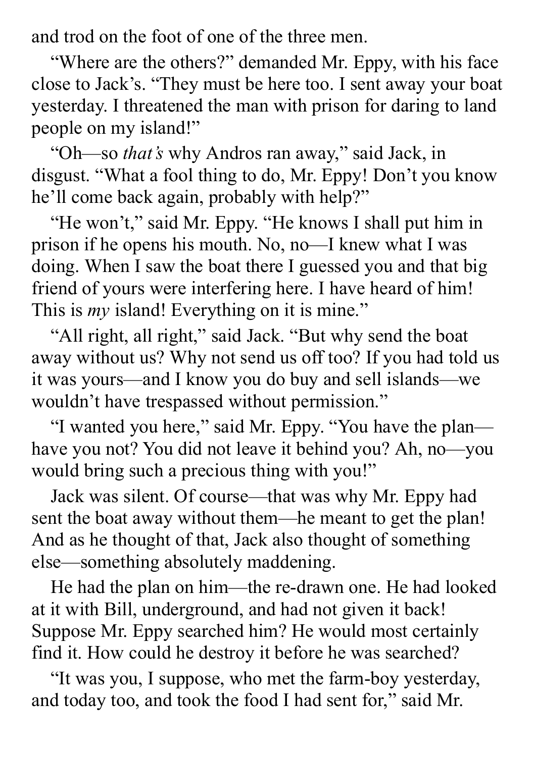and trod on the foot of one of the three men.

“Where are the others?” demanded Mr. Eppy, with his face close to Jack’s. “They must be here too. I sent away your boat yesterday. I threatened the man with prison for daring to land people on my island!”

“Oh—so *that’s* why Andros ran away,” said Jack, in disgust. “What a fool thing to do, Mr. Eppy! Don’t you know he’ll come back again, probably with help?”

“He won’t,” said Mr. Eppy. “He knows I shall put him in prison if he opens his mouth. No, no—I knew what I was doing. When I saw the boat there I guessed you and that big friend of yours were interfering here. I have heard of him! This is *my* island! Everything on it is mine.”

“All right, all right,” said Jack. “But why send the boat away without us? Why not send us off too? If you had told us it was yours—and I know you do buy and sell islands—we wouldn’t have trespassed without permission.”

“I wanted you here,” said Mr. Eppy. “You have the plan—have you not? You did not leave it behind you? Ah, no—you would bring such a precious thing with you!”

Jack was silent. Of course—that was why Mr. Eppy had sent the boat away without them—he meant to get the plan! And as he thought of that, Jack also thought of something else—something absolutely maddening.

He had the plan on him—the re-drawn one. He had looked at it with Bill, underground, and had not given it back! Suppose Mr. Eppy searched him? He would most certainly find it. How could he destroy it before he was searched?

“It was you, I suppose, who met the farm-boy yesterday, and today too, and took the food I had sent for,” said Mr.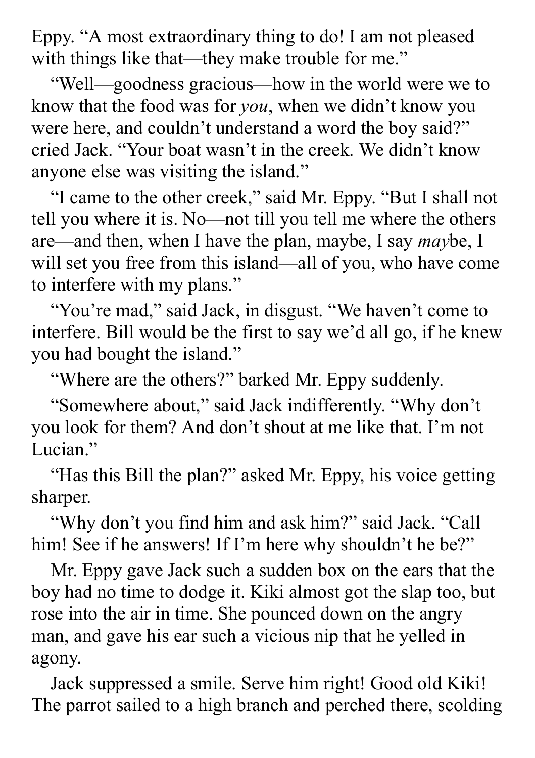Eppy. "A most extraordinary thing to do! I am not pleased with things like that—they make trouble for me."

"Well—goodness gracious—how in the world were we to know that the food was for *you*, when we didn't know you were here, and couldn't understand a word the boy said?" cried Jack. "Your boat wasn't in the creek. We didn't know anyone else was visiting the island."

"I came to the other creek," said Mr. Eppy. "But I shall not tell you where it is. No—not till you tell me where the others are—and then, when I have the plan, maybe, I say *may*be, I will set you free from this island—all of you, who have come to interfere with my plans."

"You're mad," said Jack, in disgust. "We haven't come to interfere. Bill would be the first to say we'd all go, if he knew you had bought the island."

"Where are the others?" barked Mr. Eppy suddenly.

"Somewhere about," said Jack indifferently. "Why don't you look for them? And don't shout at me like that. I'm not Lucian."

"Has this Bill the plan?" asked Mr. Eppy, his voice getting sharper.

"Why don't you find him and ask him?" said Jack. "Call him! See if he answers! If I'm here why shouldn't he be?"

Mr. Eppy gave Jack such a sudden box on the ears that the boy had no time to dodge it. Kiki almost got the slap too, but rose into the air in time. She pounced down on the angry man, and gave his ear such a vicious nip that he yelled in agony.

Jack suppressed a smile. Serve him right! Good old Kiki! The parrot sailed to a high branch and perched there, scolding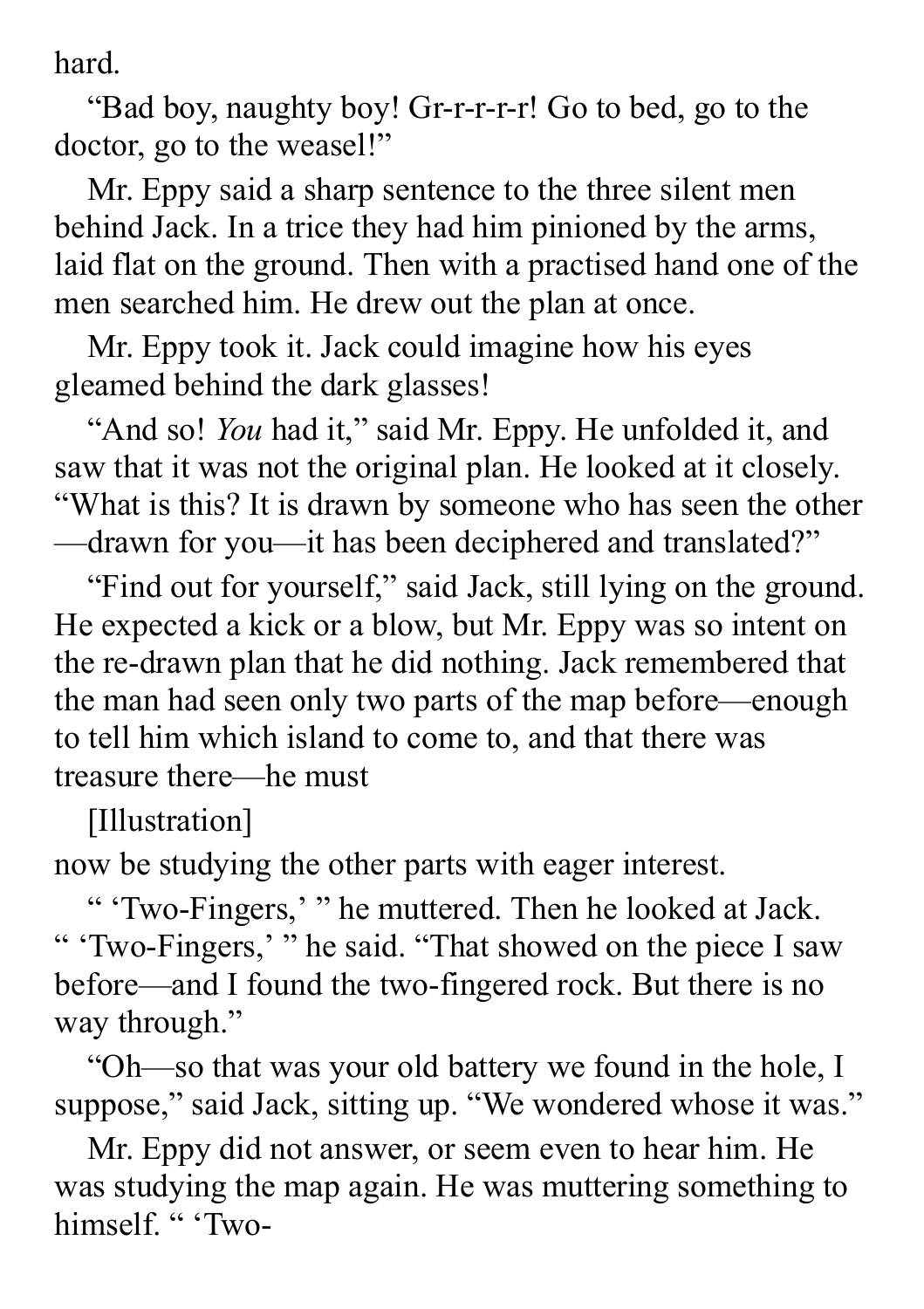hard.

"Bad boy, naughty boy! Gr-r-r-r-r! Go to bed, go to the doctor, go to the weasel!"

Mr. Eppy said a sharp sentence to the three silent men behind Jack. In a trice they had him pinioned by the arms, laid flat on the ground. Then with a practised hand one of the men searched him. He drew out the plan at once.

Mr. Eppy took it. Jack could imagine how his eyes gleamed behind the dark glasses!

"And so! *You* had it," said Mr. Eppy. He unfolded it, and saw that it was not the original plan. He looked at it closely. "What is this? It is drawn by someone who has seen the other—drawn for you—it has been deciphered and translated?"

"Find out for yourself," said Jack, still lying on the ground. He expected a kick or a blow, but Mr. Eppy was so intent on the re-drawn plan that he did nothing. Jack remembered that the man had seen only two parts of the map before—enough to tell him which island to come to, and that there was treasure there—he must

[Illustration]

now be studying the other parts with eager interest.

" 'Two-Fingers,' " he muttered. Then he looked at Jack. " 'Two-Fingers,' " he said. "That showed on the piece I saw before—and I found the two-fingered rock. But there is no way through."

"Oh—so that was your old battery we found in the hole, I suppose," said Jack, sitting up. "We wondered whose it was."

Mr. Eppy did not answer, or seem even to hear him. He was studying the map again. He was muttering something to himself. " 'Two-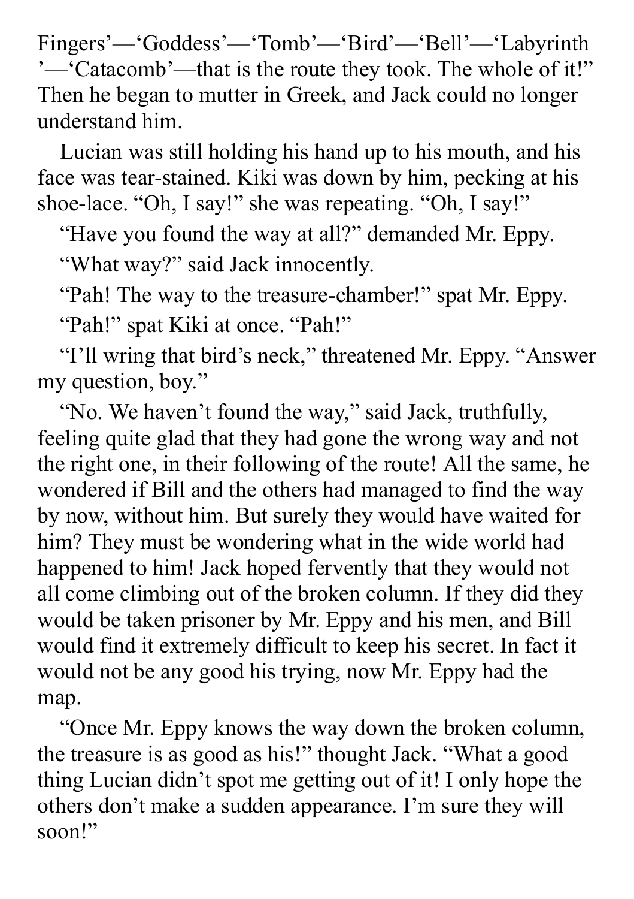Fingers'—'Goddess'—'Tomb'—'Bird'—'Bell'—'Labyrinth'—'Catacomb'—that is the route they took. The whole of it!" Then he began to mutter in Greek, and Jack could no longer understand him.

Lucian was still holding his hand up to his mouth, and his face was tear-stained. Kiki was down by him, pecking at his shoe-lace. "Oh, I say!" she was repeating. "Oh, I say!"

"Have you found the way at all?" demanded Mr. Eppy.

"What way?" said Jack innocently.

"Pah! The way to the treasure-chamber!" spat Mr. Eppy.

"Pah!" spat Kiki at once. "Pah!"

"I'll wring that bird's neck," threatened Mr. Eppy. "Answer my question, boy."

"No. We haven't found the way," said Jack, truthfully, feeling quite glad that they had gone the wrong way and not the right one, in their following of the route! All the same, he wondered if Bill and the others had managed to find the way by now, without him. But surely they would have waited for him? They must be wondering what in the wide world had happened to him! Jack hoped fervently that they would not all come climbing out of the broken column. If they did they would be taken prisoner by Mr. Eppy and his men, and Bill would find it extremely difficult to keep his secret. In fact it would not be any good his trying, now Mr. Eppy had the map.

"Once Mr. Eppy knows the way down the broken column, the treasure is as good as his!" thought Jack. "What a good thing Lucian didn't spot me getting out of it! I only hope the others don't make a sudden appearance. I'm sure they will soon!"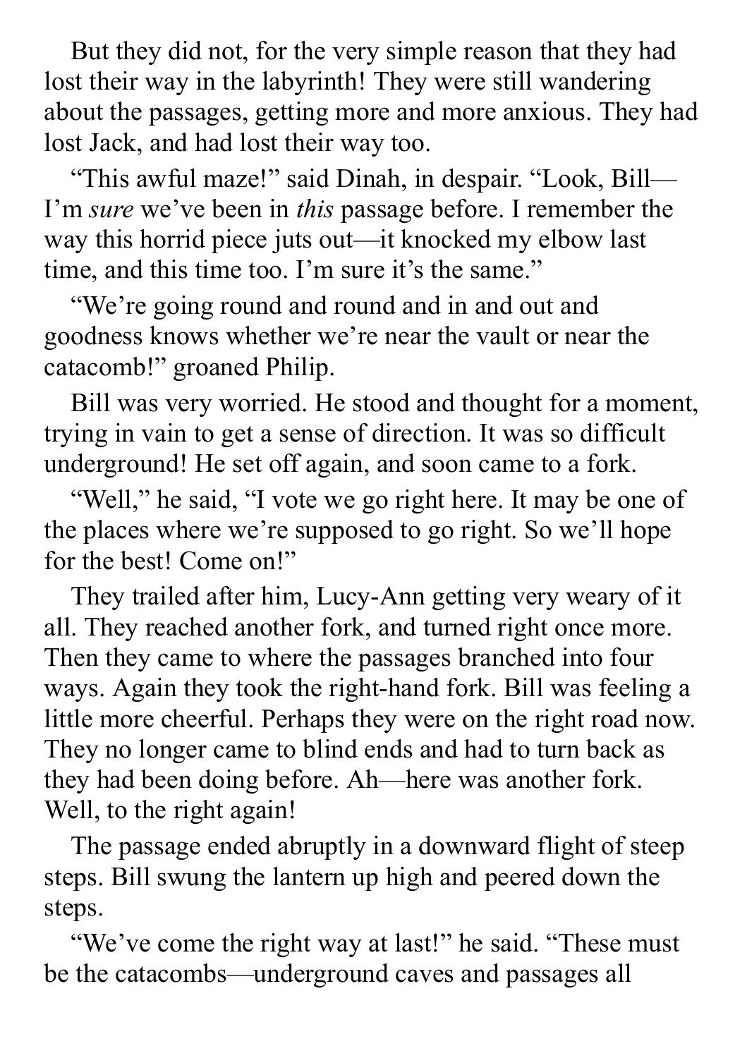But they did not, for the very simple reason that they had lost their way in the labyrinth! They were still wandering about the passages, getting more and more anxious. They had lost Jack, and had lost their way too.

"This awful maze!" said Dinah, in despair. "Look, Bill—I'm *sure* we've been in *this* passage before. I remember the way this horrid piece juts out—it knocked my elbow last time, and this time too. I'm sure it's the same."

"We're going round and round and in and out and goodness knows whether we're near the vault or near the catacomb!" groaned Philip.

Bill was very worried. He stood and thought for a moment, trying in vain to get a sense of direction. It was so difficult underground! He set off again, and soon came to a fork.

"Well," he said, "I vote we go right here. It may be one of the places where we're supposed to go right. So we'll hope for the best! Come on!"

They trailed after him, Lucy-Ann getting very weary of it all. They reached another fork, and turned right once more. Then they came to where the passages branched into four ways. Again they took the right-hand fork. Bill was feeling a little more cheerful. Perhaps they were on the right road now. They no longer came to blind ends and had to turn back as they had been doing before. Ah—here was another fork. Well, to the right again!

The passage ended abruptly in a downward flight of steep steps. Bill swung the lantern up high and peered down the steps.

"We've come the right way at last!" he said. "These must be the catacombs—underground caves and passages all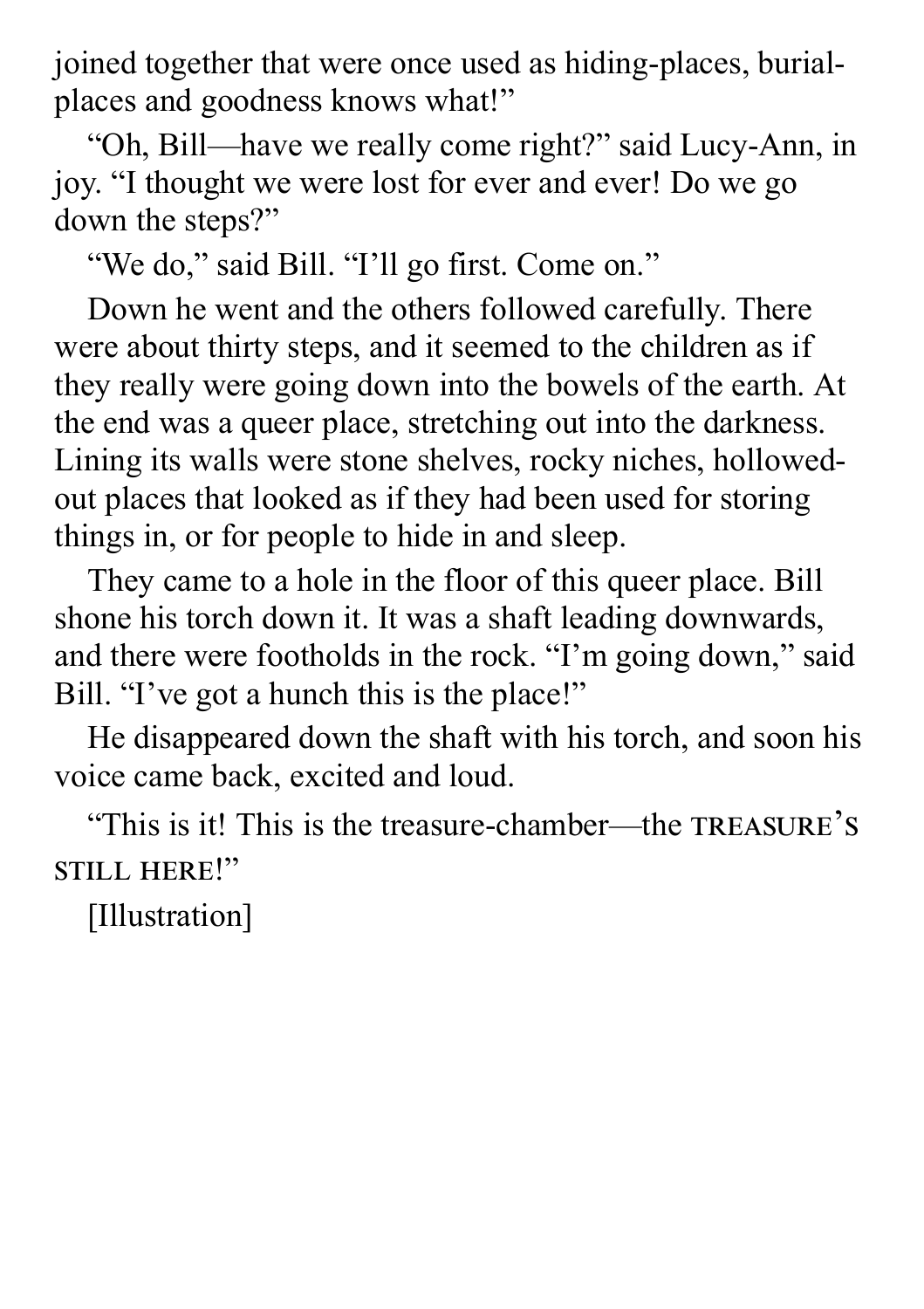joined together that were once used as hiding-places, burial-places and goodness knows what!"

"Oh, Bill—have we really come right?" said Lucy-Ann, in joy. "I thought we were lost for ever and ever! Do we go down the steps?"

"We do," said Bill. "I'll go first. Come on."

Down he went and the others followed carefully. There were about thirty steps, and it seemed to the children as if they really were going down into the bowels of the earth. At the end was a queer place, stretching out into the darkness. Lining its walls were stone shelves, rocky niches, hollowed-out places that looked as if they had been used for storing things in, or for people to hide in and sleep.

They came to a hole in the floor of this queer place. Bill shone his torch down it. It was a shaft leading downwards, and there were footholds in the rock. "I'm going down," said Bill. "I've got a hunch this is the place!"

He disappeared down the shaft with his torch, and soon his voice came back, excited and loud.

"This is it! This is the treasure-chamber—the TREASURE'S STILL HERE!"

[Illustration]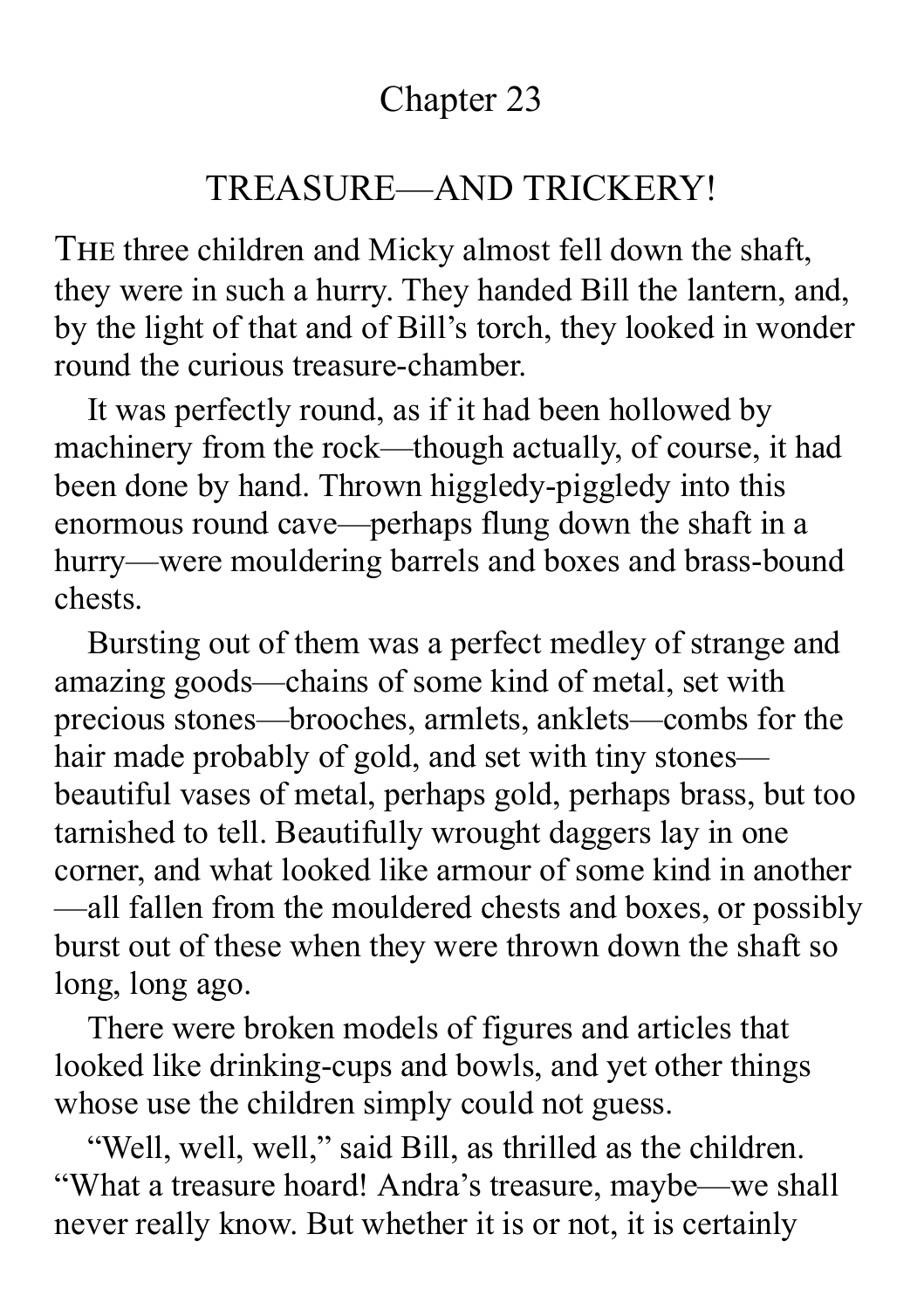# Chapter 23

## TREASURE—AND TRICKERY!

THE three children and Micky almost fell down the shaft, they were in such a hurry. They handed Bill the lantern, and, by the light of that and of Bill's torch, they looked in wonder round the curious treasure-chamber.

It was perfectly round, as if it had been hollowed by machinery from the rock—though actually, of course, it had been done by hand. Thrown higgledy-piggledy into this enormous round cave—perhaps flung down the shaft in a hurry—were mouldering barrels and boxes and brass-bound chests.

Bursting out of them was a perfect medley of strange and amazing goods—chains of some kind of metal, set with precious stones—brooches, armlets, anklets—combs for the hair made probably of gold, and set with tiny stones—beautiful vases of metal, perhaps gold, perhaps brass, but too tarnished to tell. Beautifully wrought daggers lay in one corner, and what looked like armour of some kind in another—all fallen from the mouldered chests and boxes, or possibly burst out of these when they were thrown down the shaft so long, long ago.

There were broken models of figures and articles that looked like drinking-cups and bowls, and yet other things whose use the children simply could not guess.

"Well, well, well," said Bill, as thrilled as the children. "What a treasure hoard! Andra's treasure, maybe—we shall never really know. But whether it is or not, it is certainly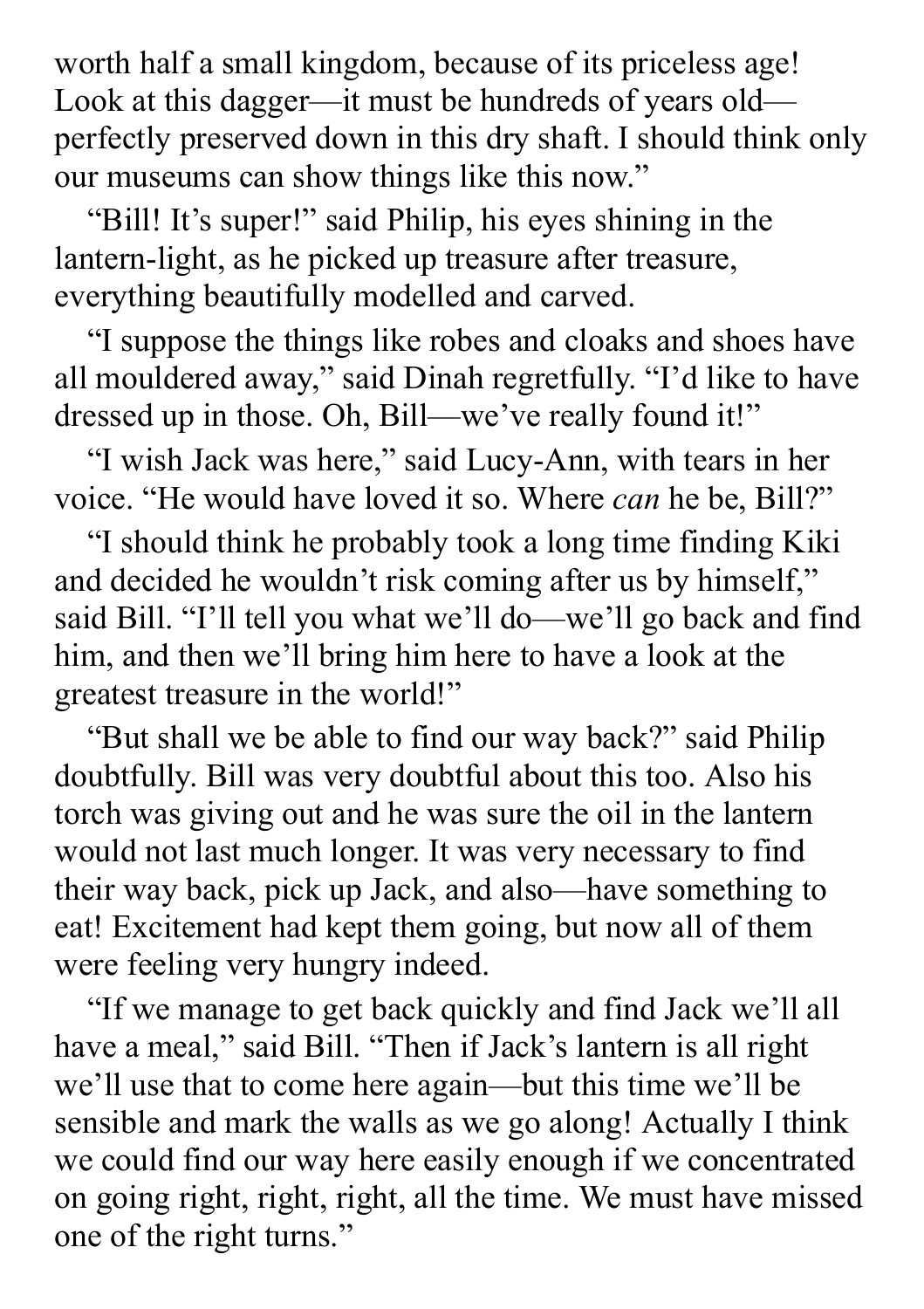worth half a small kingdom, because of its priceless age! Look at this dagger—it must be hundreds of years old—perfectly preserved down in this dry shaft. I should think only our museums can show things like this now."

"Bill! It's super!" said Philip, his eyes shining in the lantern-light, as he picked up treasure after treasure, everything beautifully modelled and carved.

"I suppose the things like robes and cloaks and shoes have all mouldered away," said Dinah regretfully. "I'd like to have dressed up in those. Oh, Bill—we've really found it!"

"I wish Jack was here," said Lucy-Ann, with tears in her voice. "He would have loved it so. Where *can* he be, Bill?"

"I should think he probably took a long time finding Kiki and decided he wouldn't risk coming after us by himself," said Bill. "I'll tell you what we'll do—we'll go back and find him, and then we'll bring him here to have a look at the greatest treasure in the world!"

"But shall we be able to find our way back?" said Philip doubtfully. Bill was very doubtful about this too. Also his torch was giving out and he was sure the oil in the lantern would not last much longer. It was very necessary to find their way back, pick up Jack, and also—have something to eat! Excitement had kept them going, but now all of them were feeling very hungry indeed.

"If we manage to get back quickly and find Jack we'll all have a meal," said Bill. "Then if Jack's lantern is all right we'll use that to come here again—but this time we'll be sensible and mark the walls as we go along! Actually I think we could find our way here easily enough if we concentrated on going right, right, right, all the time. We must have missed one of the right turns."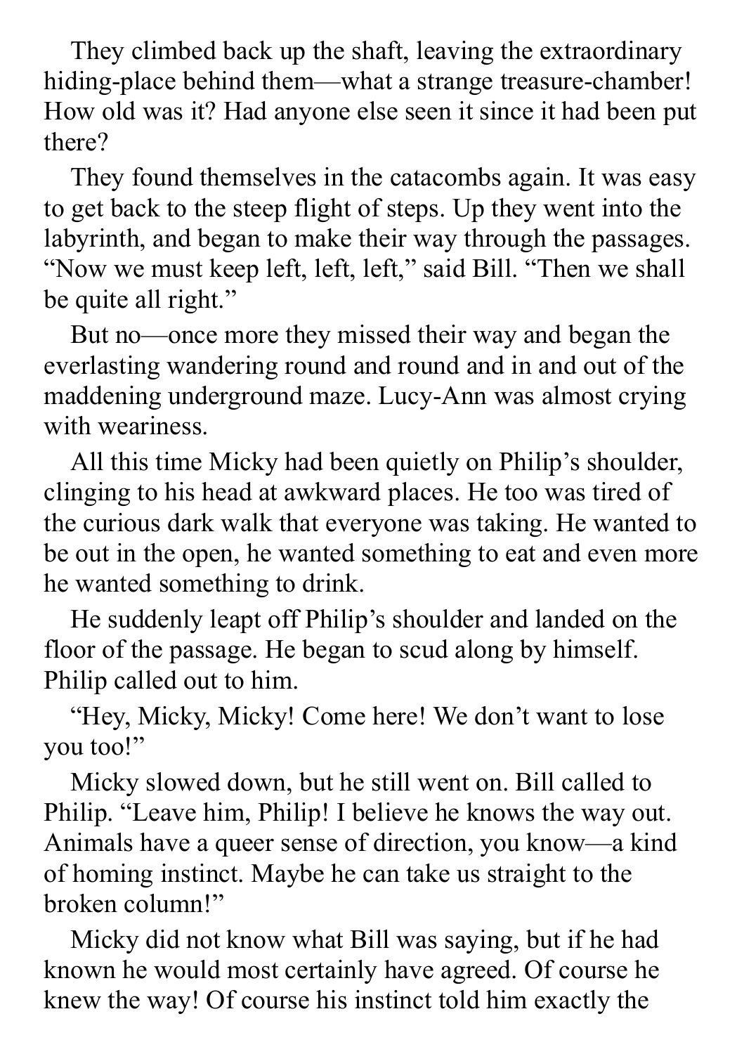They climbed back up the shaft, leaving the extraordinary hiding-place behind them—what a strange treasure-chamber! How old was it? Had anyone else seen it since it had been put there?

They found themselves in the catacombs again. It was easy to get back to the steep flight of steps. Up they went into the labyrinth, and began to make their way through the passages. "Now we must keep left, left, left," said Bill. "Then we shall be quite all right."

But no—once more they missed their way and began the everlasting wandering round and round and in and out of the maddening underground maze. Lucy-Ann was almost crying with weariness.

All this time Micky had been quietly on Philip's shoulder, clinging to his head at awkward places. He too was tired of the curious dark walk that everyone was taking. He wanted to be out in the open, he wanted something to eat and even more he wanted something to drink.

He suddenly leapt off Philip's shoulder and landed on the floor of the passage. He began to scud along by himself. Philip called out to him.

"Hey, Micky, Micky! Come here! We don't want to lose you too!"

Micky slowed down, but he still went on. Bill called to Philip. "Leave him, Philip! I believe he knows the way out. Animals have a queer sense of direction, you know—a kind of homing instinct. Maybe he can take us straight to the broken column!"

Micky did not know what Bill was saying, but if he had known he would most certainly have agreed. Of course he knew the way! Of course his instinct told him exactly the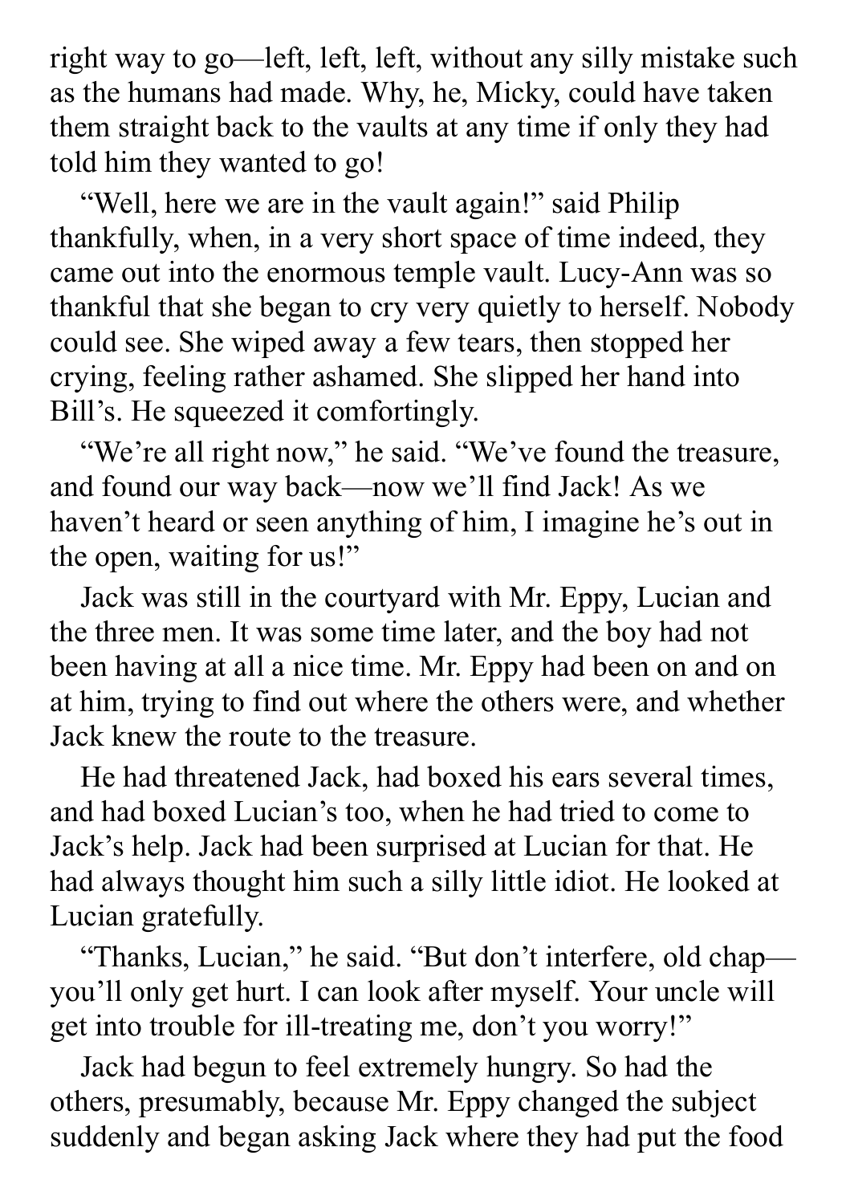right way to go—left, left, left, without any silly mistake such as the humans had made. Why, he, Micky, could have taken them straight back to the vaults at any time if only they had told him they wanted to go!

"Well, here we are in the vault again!" said Philip thankfully, when, in a very short space of time indeed, they came out into the enormous temple vault. Lucy-Ann was so thankful that she began to cry very quietly to herself. Nobody could see. She wiped away a few tears, then stopped her crying, feeling rather ashamed. She slipped her hand into Bill's. He squeezed it comfortingly.

"We're all right now," he said. "We've found the treasure, and found our way back—now we'll find Jack! As we haven't heard or seen anything of him, I imagine he's out in the open, waiting for us!"

Jack was still in the courtyard with Mr. Eppy, Lucian and the three men. It was some time later, and the boy had not been having at all a nice time. Mr. Eppy had been on and on at him, trying to find out where the others were, and whether Jack knew the route to the treasure.

He had threatened Jack, had boxed his ears several times, and had boxed Lucian's too, when he had tried to come to Jack's help. Jack had been surprised at Lucian for that. He had always thought him such a silly little idiot. He looked at Lucian gratefully.

"Thanks, Lucian," he said. "But don't interfere, old chap—you'll only get hurt. I can look after myself. Your uncle will get into trouble for ill-treating me, don't you worry!"

Jack had begun to feel extremely hungry. So had the others, presumably, because Mr. Eppy changed the subject suddenly and began asking Jack where they had put the food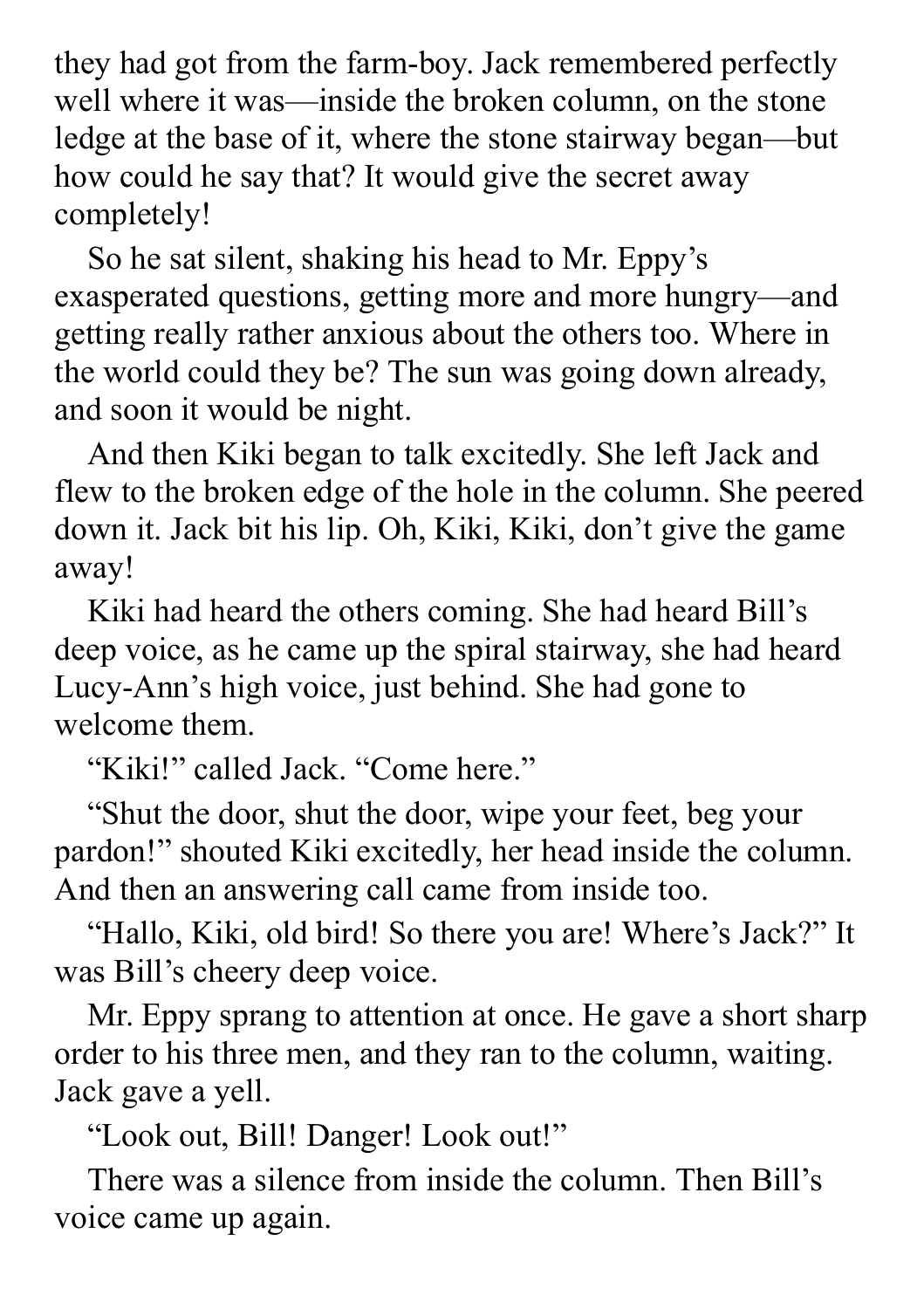they had got from the farm-boy. Jack remembered perfectly well where it was—inside the broken column, on the stone ledge at the base of it, where the stone stairway began—but how could he say that? It would give the secret away completely!

So he sat silent, shaking his head to Mr. Eppy's exasperated questions, getting more and more hungry—and getting really rather anxious about the others too. Where in the world could they be? The sun was going down already, and soon it would be night.

And then Kiki began to talk excitedly. She left Jack and flew to the broken edge of the hole in the column. She peered down it. Jack bit his lip. Oh, Kiki, Kiki, don't give the game away!

Kiki had heard the others coming. She had heard Bill's deep voice, as he came up the spiral stairway, she had heard Lucy-Ann's high voice, just behind. She had gone to welcome them.

"Kiki!" called Jack. "Come here."

"Shut the door, shut the door, wipe your feet, beg your pardon!" shouted Kiki excitedly, her head inside the column. And then an answering call came from inside too.

"Hallo, Kiki, old bird! So there you are! Where's Jack?" It was Bill's cheery deep voice.

Mr. Eppy sprang to attention at once. He gave a short sharp order to his three men, and they ran to the column, waiting. Jack gave a yell.

"Look out, Bill! Danger! Look out!"

There was a silence from inside the column. Then Bill's voice came up again.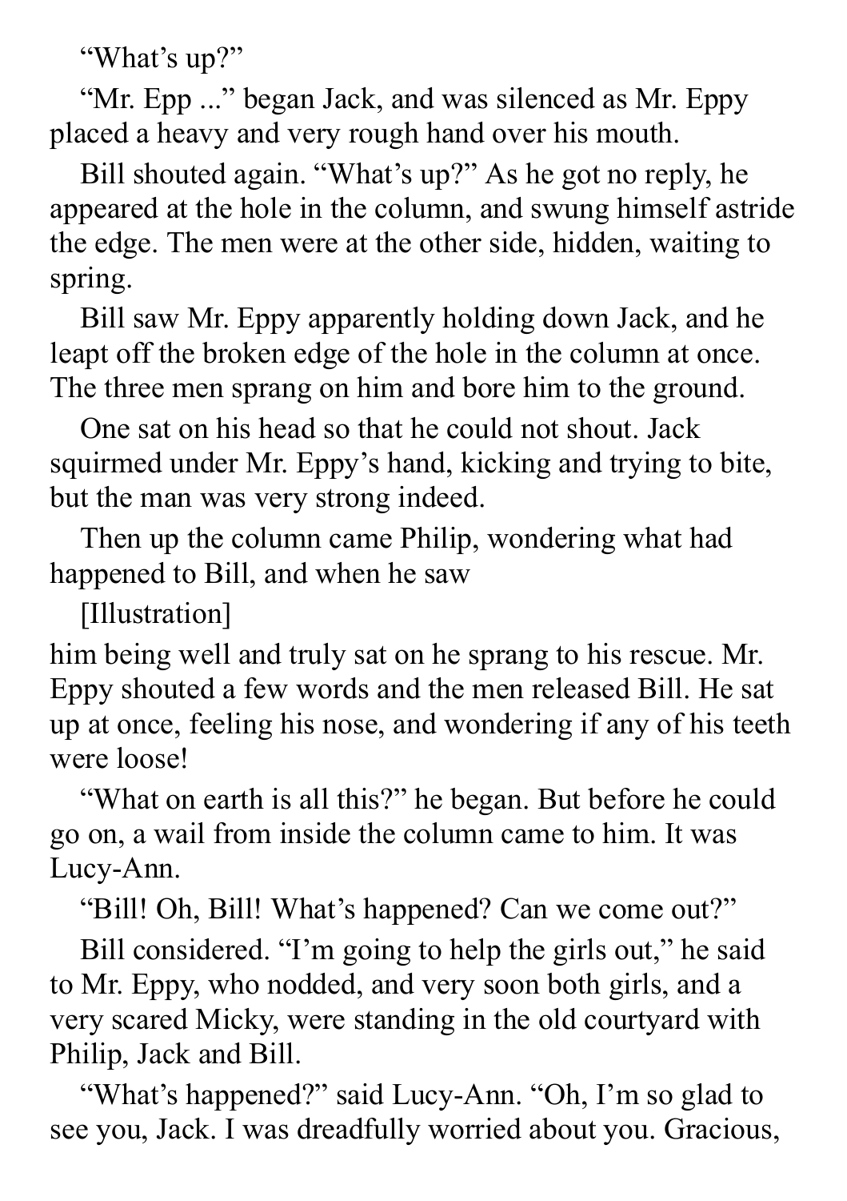"What's up?"

"Mr. Epp ..." began Jack, and was silenced as Mr. Eppy placed a heavy and very rough hand over his mouth.

Bill shouted again. "What's up?" As he got no reply, he appeared at the hole in the column, and swung himself astride the edge. The men were at the other side, hidden, waiting to spring.

Bill saw Mr. Eppy apparently holding down Jack, and he leapt off the broken edge of the hole in the column at once. The three men sprang on him and bore him to the ground.

One sat on his head so that he could not shout. Jack squirmed under Mr. Eppy's hand, kicking and trying to bite, but the man was very strong indeed.

Then up the column came Philip, wondering what had happened to Bill, and when he saw

[Illustration]

him being well and truly sat on he sprang to his rescue. Mr. Eppy shouted a few words and the men released Bill. He sat up at once, feeling his nose, and wondering if any of his teeth were loose!

"What on earth is all this?" he began. But before he could go on, a wail from inside the column came to him. It was Lucy-Ann.

"Bill! Oh, Bill! What's happened? Can we come out?"

Bill considered. "I'm going to help the girls out," he said to Mr. Eppy, who nodded, and very soon both girls, and a very scared Micky, were standing in the old courtyard with Philip, Jack and Bill.

"What's happened?" said Lucy-Ann. "Oh, I'm so glad to see you, Jack. I was dreadfully worried about you. Gracious,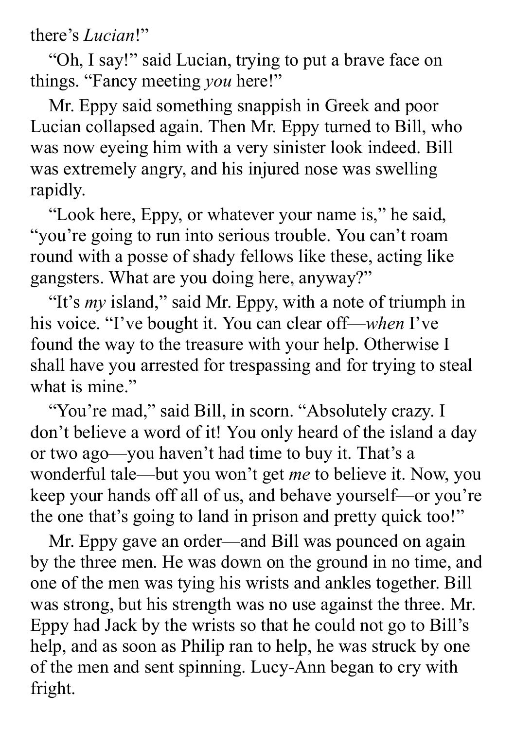there's *Lucian*!"

"Oh, I say!" said Lucian, trying to put a brave face on things. "Fancy meeting *you* here!"

Mr. Eppy said something snappish in Greek and poor Lucian collapsed again. Then Mr. Eppy turned to Bill, who was now eyeing him with a very sinister look indeed. Bill was extremely angry, and his injured nose was swelling rapidly.

"Look here, Eppy, or whatever your name is," he said, "you're going to run into serious trouble. You can't roam round with a posse of shady fellows like these, acting like gangsters. What are you doing here, anyway?"

"It's *my* island," said Mr. Eppy, with a note of triumph in his voice. "I've bought it. You can clear off—*when* I've found the way to the treasure with your help. Otherwise I shall have you arrested for trespassing and for trying to steal what is mine."

"You're mad," said Bill, in scorn. "Absolutely crazy. I don't believe a word of it! You only heard of the island a day or two ago—you haven't had time to buy it. That's a wonderful tale—but you won't get *me* to believe it. Now, you keep your hands off all of us, and behave yourself—or you're the one that's going to land in prison and pretty quick too!"

Mr. Eppy gave an order—and Bill was pounced on again by the three men. He was down on the ground in no time, and one of the men was tying his wrists and ankles together. Bill was strong, but his strength was no use against the three. Mr. Eppy had Jack by the wrists so that he could not go to Bill's help, and as soon as Philip ran to help, he was struck by one of the men and sent spinning. Lucy-Ann began to cry with fright.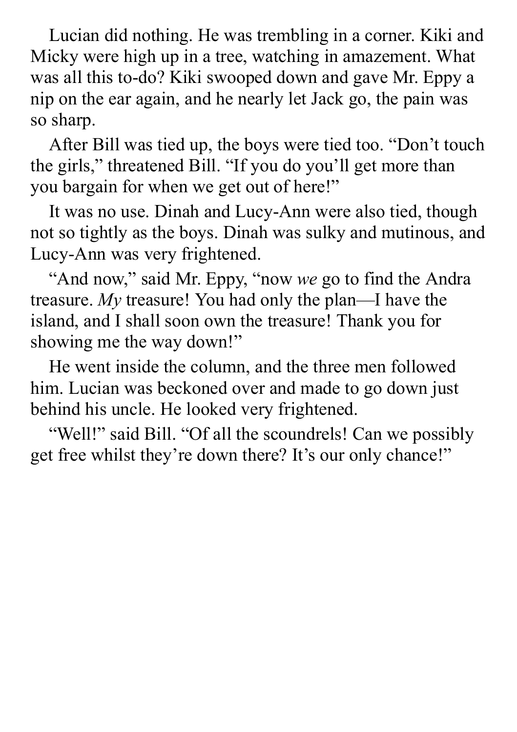Lucian did nothing. He was trembling in a corner. Kiki and Micky were high up in a tree, watching in amazement. What was all this to-do? Kiki swooped down and gave Mr. Eppy a nip on the ear again, and he nearly let Jack go, the pain was so sharp.

After Bill was tied up, the boys were tied too. "Don't touch the girls," threatened Bill. "If you do you'll get more than you bargain for when we get out of here!"

It was no use. Dinah and Lucy-Ann were also tied, though not so tightly as the boys. Dinah was sulky and mutinous, and Lucy-Ann was very frightened.

"And now," said Mr. Eppy, "now *we* go to find the Andra treasure. *My* treasure! You had only the plan—I have the island, and I shall soon own the treasure! Thank you for showing me the way down!"

He went inside the column, and the three men followed him. Lucian was beckoned over and made to go down just behind his uncle. He looked very frightened.

"Well!" said Bill. "Of all the scoundrels! Can we possibly get free whilst they're down there? It's our only chance!"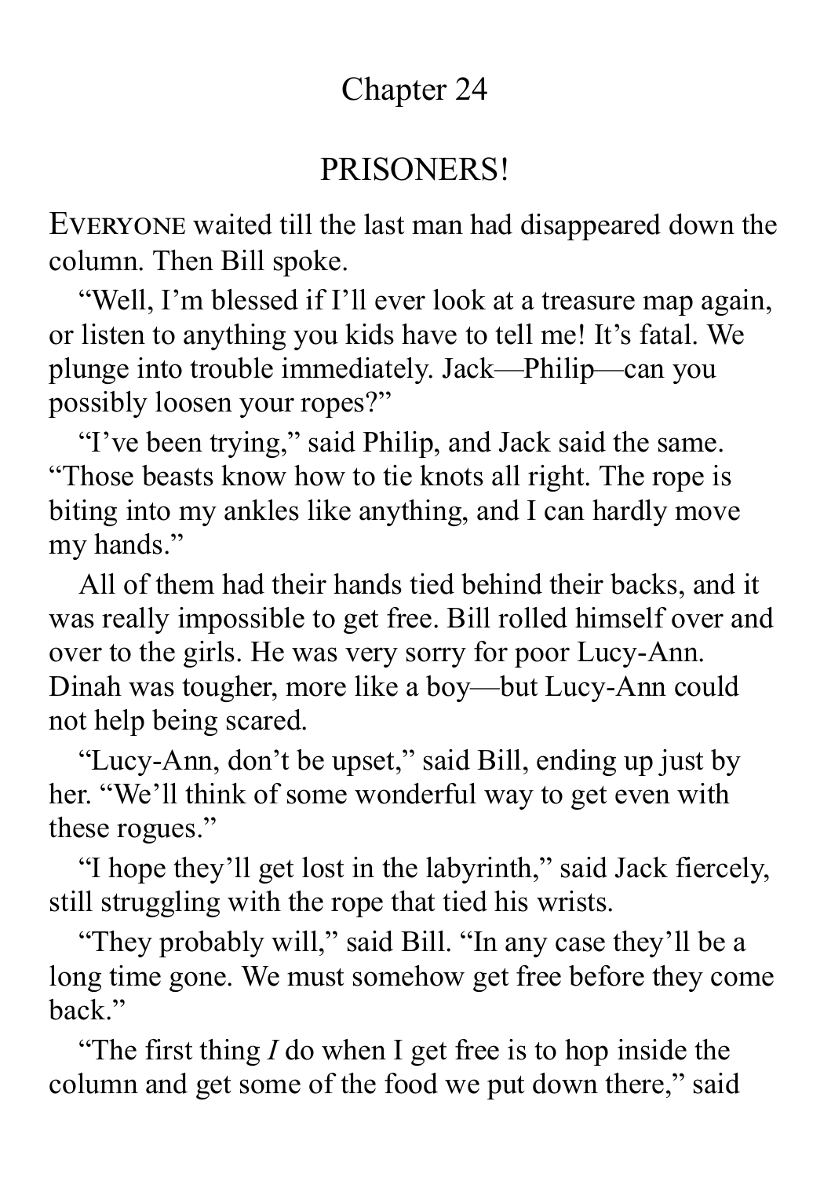# Chapter 24

## PRISONERS!

EVERYONE waited till the last man had disappeared down the column. Then Bill spoke.

"Well, I'm blessed if I'll ever look at a treasure map again, or listen to anything you kids have to tell me! It's fatal. We plunge into trouble immediately. Jack—Philip—can you possibly loosen your ropes?"

"I've been trying," said Philip, and Jack said the same. "Those beasts know how to tie knots all right. The rope is biting into my ankles like anything, and I can hardly move my hands."

All of them had their hands tied behind their backs, and it was really impossible to get free. Bill rolled himself over and over to the girls. He was very sorry for poor Lucy-Ann. Dinah was tougher, more like a boy—but Lucy-Ann could not help being scared.

"Lucy-Ann, don't be upset," said Bill, ending up just by her. "We'll think of some wonderful way to get even with these rogues."

"I hope they'll get lost in the labyrinth," said Jack fiercely, still struggling with the rope that tied his wrists.

"They probably will," said Bill. "In any case they'll be a long time gone. We must somehow get free before they come back."

"The first thing *I* do when I get free is to hop inside the column and get some of the food we put down there," said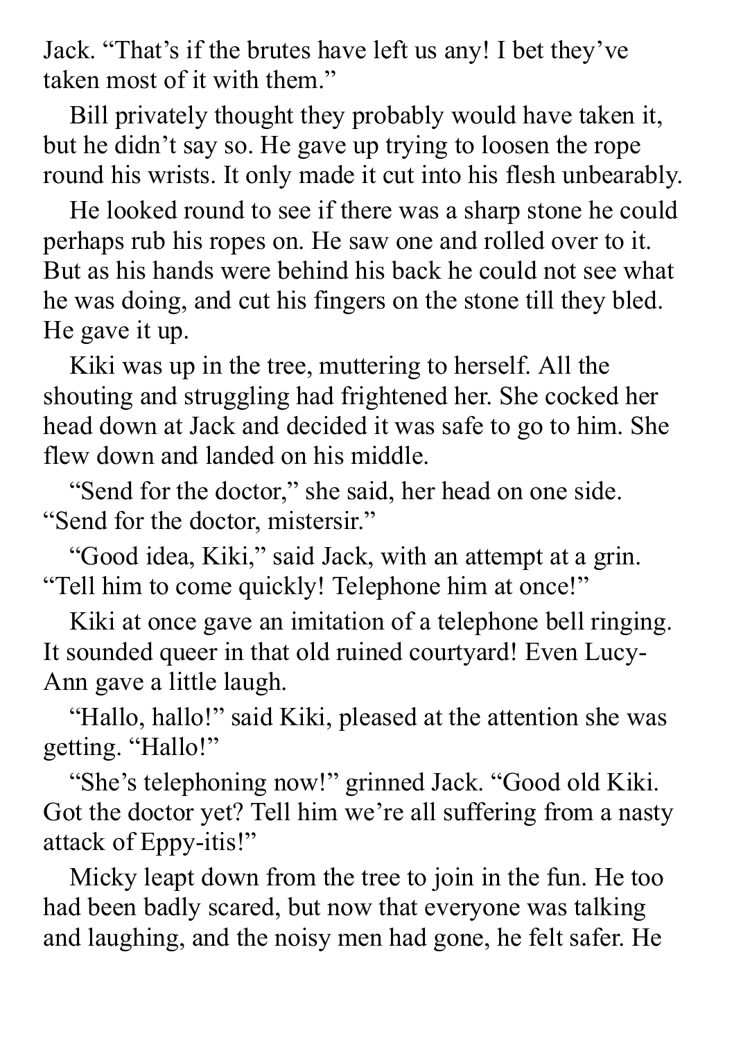Jack. "That's if the brutes have left us any! I bet they've taken most of it with them."

Bill privately thought they probably would have taken it, but he didn't say so. He gave up trying to loosen the rope round his wrists. It only made it cut into his flesh unbearably.

He looked round to see if there was a sharp stone he could perhaps rub his ropes on. He saw one and rolled over to it. But as his hands were behind his back he could not see what he was doing, and cut his fingers on the stone till they bled. He gave it up.

Kiki was up in the tree, muttering to herself. All the shouting and struggling had frightened her. She cocked her head down at Jack and decided it was safe to go to him. She flew down and landed on his middle.

"Send for the doctor," she said, her head on one side. "Send for the doctor, mistersir."

"Good idea, Kiki," said Jack, with an attempt at a grin. "Tell him to come quickly! Telephone him at once!"

Kiki at once gave an imitation of a telephone bell ringing. It sounded queer in that old ruined courtyard! Even Lucy-Ann gave a little laugh.

"Hallo, hallo!" said Kiki, pleased at the attention she was getting. "Hallo!"

"She's telephoning now!" grinned Jack. "Good old Kiki. Got the doctor yet? Tell him we're all suffering from a nasty attack of Eppy-itis!"

Micky leapt down from the tree to join in the fun. He too had been badly scared, but now that everyone was talking and laughing, and the noisy men had gone, he felt safer. He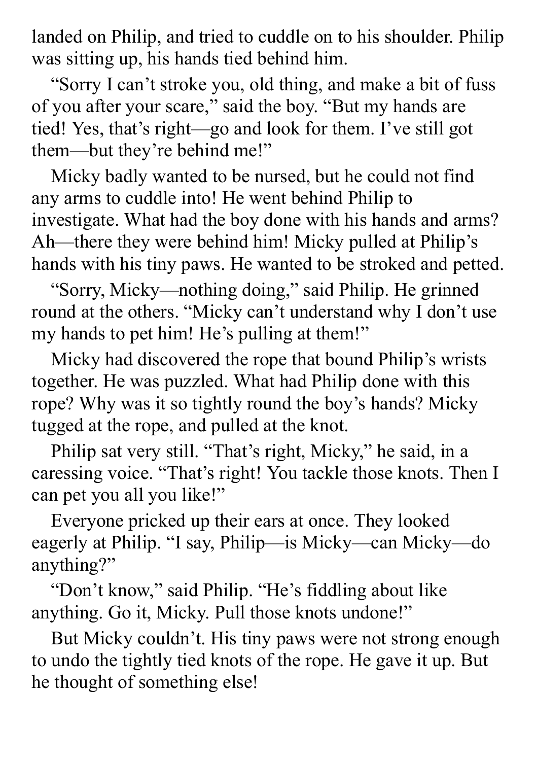landed on Philip, and tried to cuddle on to his shoulder. Philip was sitting up, his hands tied behind him.

"Sorry I can't stroke you, old thing, and make a bit of fuss of you after your scare," said the boy. "But my hands are tied! Yes, that's right—go and look for them. I've still got them—but they're behind me!"

Micky badly wanted to be nursed, but he could not find any arms to cuddle into! He went behind Philip to investigate. What had the boy done with his hands and arms? Ah—there they were behind him! Micky pulled at Philip's hands with his tiny paws. He wanted to be stroked and petted.

"Sorry, Micky—nothing doing," said Philip. He grinned round at the others. "Micky can't understand why I don't use my hands to pet him! He's pulling at them!"

Micky had discovered the rope that bound Philip's wrists together. He was puzzled. What had Philip done with this rope? Why was it so tightly round the boy's hands? Micky tugged at the rope, and pulled at the knot.

Philip sat very still. "That's right, Micky," he said, in a caressing voice. "That's right! You tackle those knots. Then I can pet you all you like!"

Everyone pricked up their ears at once. They looked eagerly at Philip. "I say, Philip—is Micky—can Micky—do anything?"

"Don't know," said Philip. "He's fiddling about like anything. Go it, Micky. Pull those knots undone!"

But Micky couldn't. His tiny paws were not strong enough to undo the tightly tied knots of the rope. He gave it up. But he thought of something else!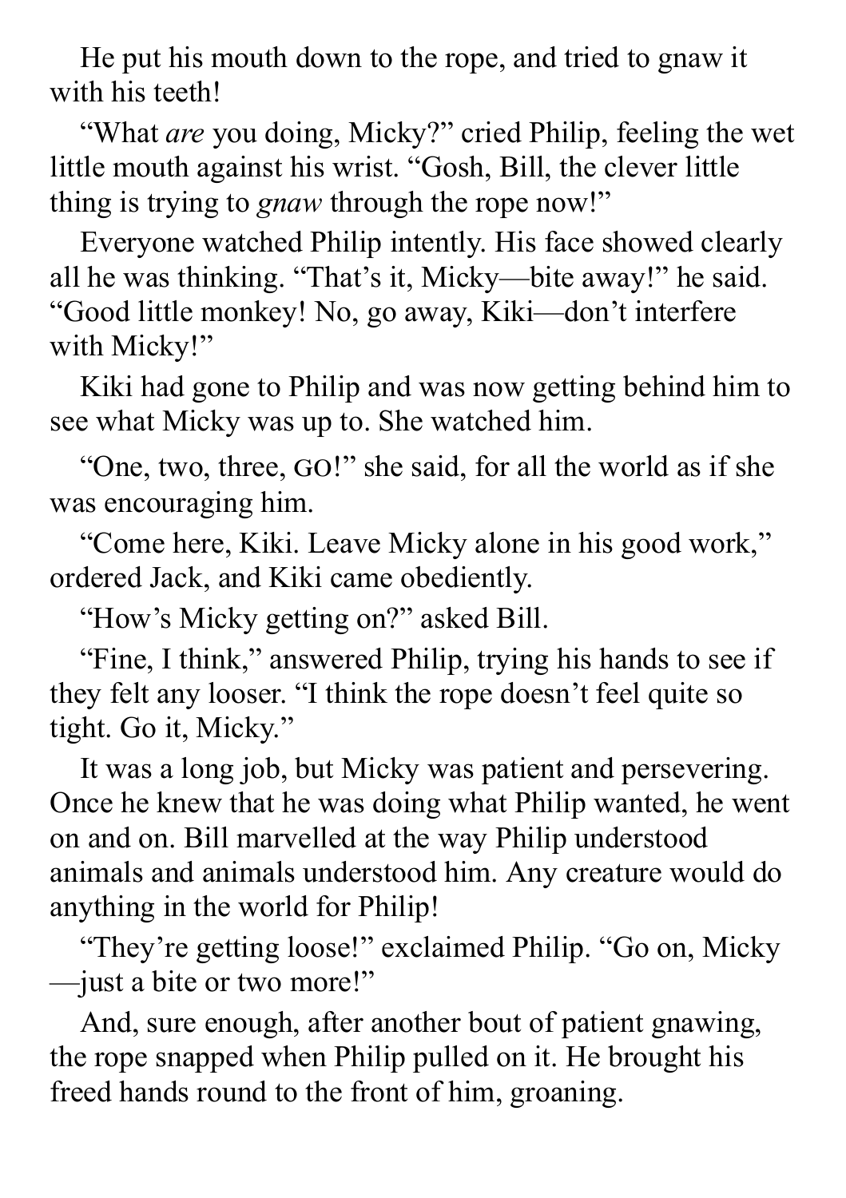He put his mouth down to the rope, and tried to gnaw it with his teeth!

"What *are* you doing, Micky?" cried Philip, feeling the wet little mouth against his wrist. "Gosh, Bill, the clever little thing is trying to *gnaw* through the rope now!"

Everyone watched Philip intently. His face showed clearly all he was thinking. "That's it, Micky—bite away!" he said. "Good little monkey! No, go away, Kiki—don't interfere with Micky!"

Kiki had gone to Philip and was now getting behind him to see what Micky was up to. She watched him.

"One, two, three, GO!" she said, for all the world as if she was encouraging him.

"Come here, Kiki. Leave Micky alone in his good work," ordered Jack, and Kiki came obediently.

"How's Micky getting on?" asked Bill.

"Fine, I think," answered Philip, trying his hands to see if they felt any looser. "I think the rope doesn't feel quite so tight. Go it, Micky."

It was a long job, but Micky was patient and persevering. Once he knew that he was doing what Philip wanted, he went on and on. Bill marvelled at the way Philip understood animals and animals understood him. Any creature would do anything in the world for Philip!

"They're getting loose!" exclaimed Philip. "Go on, Micky—just a bite or two more!"

And, sure enough, after another bout of patient gnawing, the rope snapped when Philip pulled on it. He brought his freed hands round to the front of him, groaning.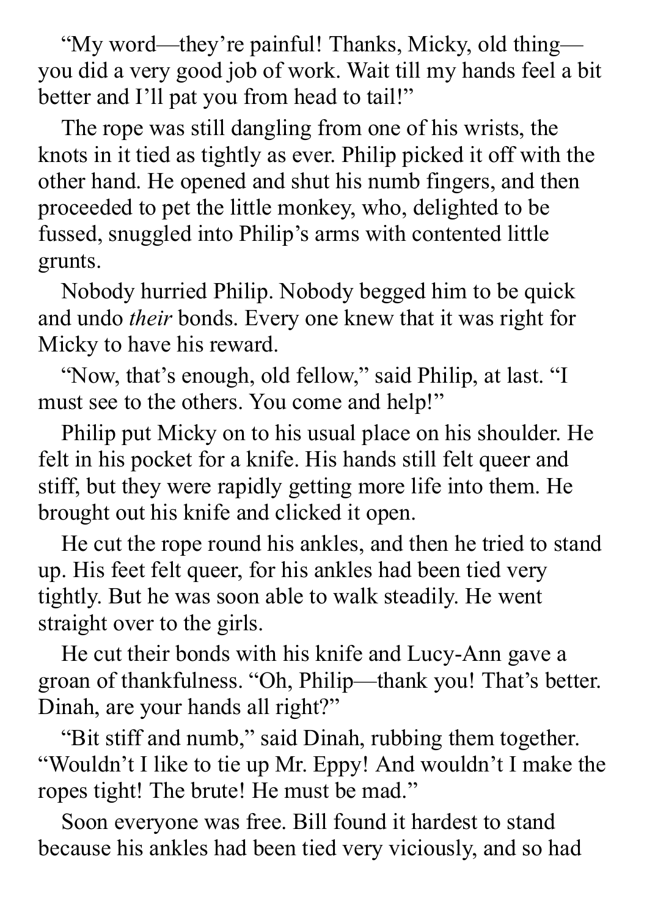"My word—they're painful! Thanks, Micky, old thing—you did a very good job of work. Wait till my hands feel a bit better and I'll pat you from head to tail!"

The rope was still dangling from one of his wrists, the knots in it tied as tightly as ever. Philip picked it off with the other hand. He opened and shut his numb fingers, and then proceeded to pet the little monkey, who, delighted to be fussed, snuggled into Philip's arms with contented little grunts.

Nobody hurried Philip. Nobody begged him to be quick and undo *their* bonds. Every one knew that it was right for Micky to have his reward.

"Now, that's enough, old fellow," said Philip, at last. "I must see to the others. You come and help!"

Philip put Micky on to his usual place on his shoulder. He felt in his pocket for a knife. His hands still felt queer and stiff, but they were rapidly getting more life into them. He brought out his knife and clicked it open.

He cut the rope round his ankles, and then he tried to stand up. His feet felt queer, for his ankles had been tied very tightly. But he was soon able to walk steadily. He went straight over to the girls.

He cut their bonds with his knife and Lucy-Ann gave a groan of thankfulness. "Oh, Philip—thank you! That's better. Dinah, are your hands all right?"

"Bit stiff and numb," said Dinah, rubbing them together. "Wouldn't I like to tie up Mr. Eppy! And wouldn't I make the ropes tight! The brute! He must be mad."

Soon everyone was free. Bill found it hardest to stand because his ankles had been tied very viciously, and so had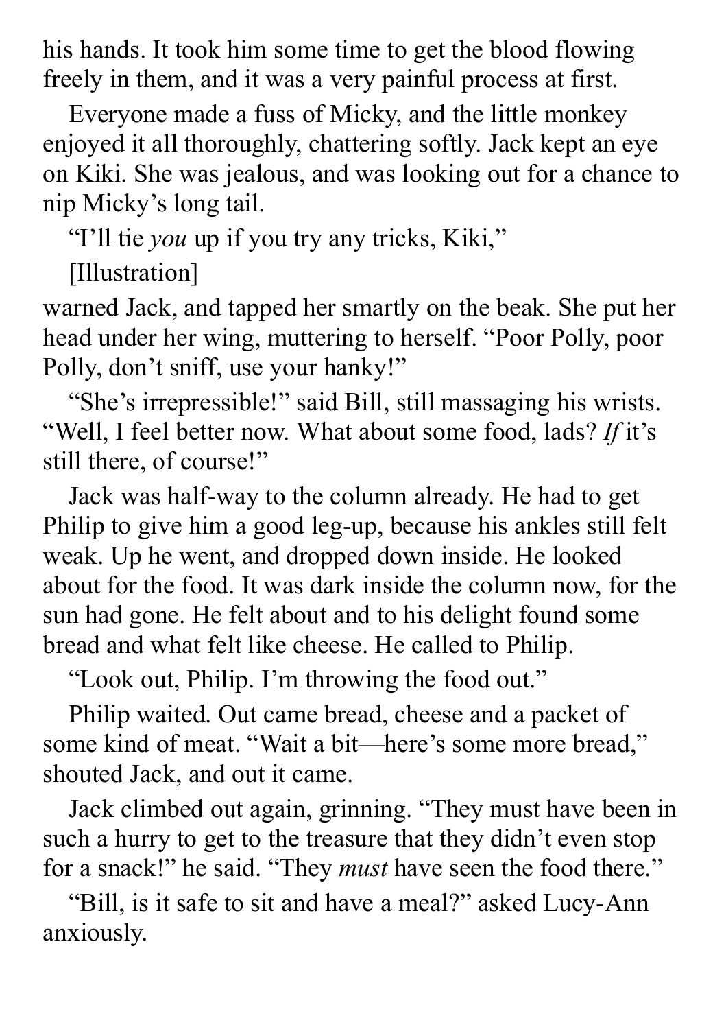his hands. It took him some time to get the blood flowing freely in them, and it was a very painful process at first.

Everyone made a fuss of Micky, and the little monkey enjoyed it all thoroughly, chattering softly. Jack kept an eye on Kiki. She was jealous, and was looking out for a chance to nip Micky's long tail.

"I'll tie *you* up if you try any tricks, Kiki,"

[Illustration]

warned Jack, and tapped her smartly on the beak. She put her head under her wing, muttering to herself. "Poor Polly, poor Polly, don't sniff, use your hanky!"

"She's irrepressible!" said Bill, still massaging his wrists. "Well, I feel better now. What about some food, lads? *If* it's still there, of course!"

Jack was half-way to the column already. He had to get Philip to give him a good leg-up, because his ankles still felt weak. Up he went, and dropped down inside. He looked about for the food. It was dark inside the column now, for the sun had gone. He felt about and to his delight found some bread and what felt like cheese. He called to Philip.

"Look out, Philip. I'm throwing the food out."

Philip waited. Out came bread, cheese and a packet of some kind of meat. "Wait a bit—here's some more bread," shouted Jack, and out it came.

Jack climbed out again, grinning. "They must have been in such a hurry to get to the treasure that they didn't even stop for a snack!" he said. "They *must* have seen the food there."

"Bill, is it safe to sit and have a meal?" asked Lucy-Ann anxiously.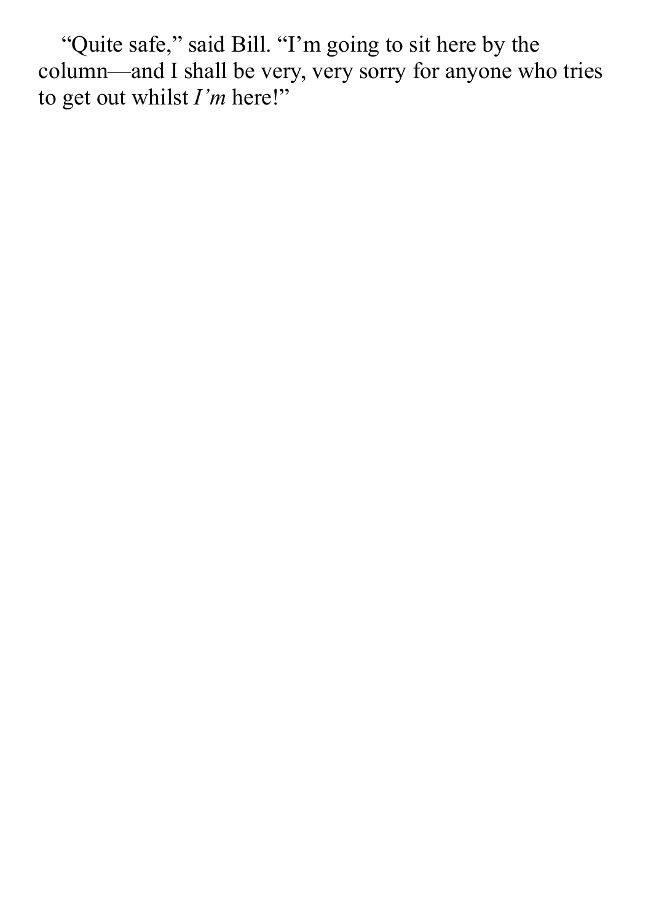"Quite safe," said Bill. "I'm going to sit here by the column—and I shall be very, very sorry for anyone who tries to get out whilst *I'm* here!"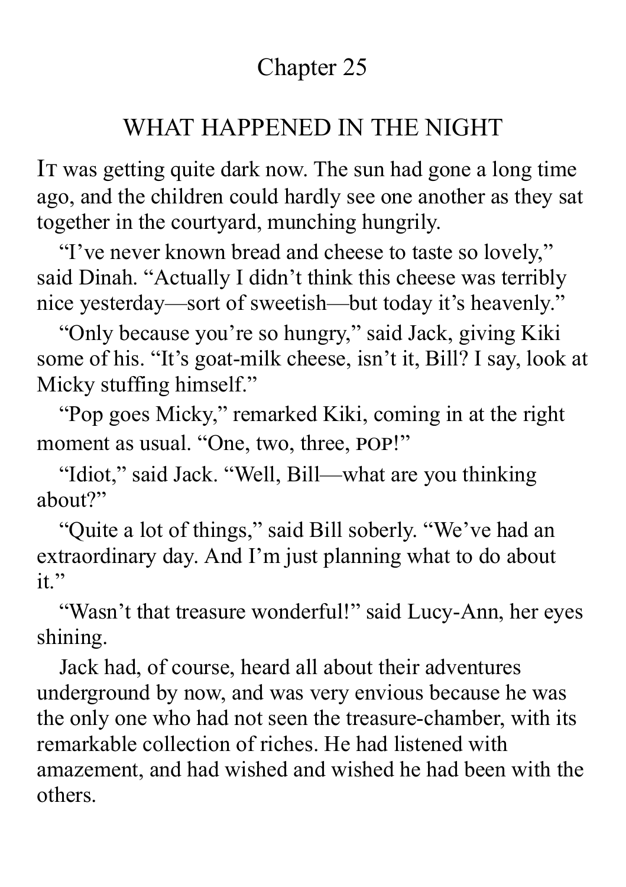# Chapter 25

## WHAT HAPPENED IN THE NIGHT

IT was getting quite dark now. The sun had gone a long time ago, and the children could hardly see one another as they sat together in the courtyard, munching hungrily.

"I've never known bread and cheese to taste so lovely," said Dinah. "Actually I didn't think this cheese was terribly nice yesterday—sort of sweetish—but today it's heavenly."

"Only because you're so hungry," said Jack, giving Kiki some of his. "It's goat-milk cheese, isn't it, Bill? I say, look at Micky stuffing himself."

"Pop goes Micky," remarked Kiki, coming in at the right moment as usual. "One, two, three, POP!"

"Idiot," said Jack. "Well, Bill—what are you thinking about?"

"Quite a lot of things," said Bill soberly. "We've had an extraordinary day. And I'm just planning what to do about it."

"Wasn't that treasure wonderful!" said Lucy-Ann, her eyes shining.

Jack had, of course, heard all about their adventures underground by now, and was very envious because he was the only one who had not seen the treasure-chamber, with its remarkable collection of riches. He had listened with amazement, and had wished and wished he had been with the others.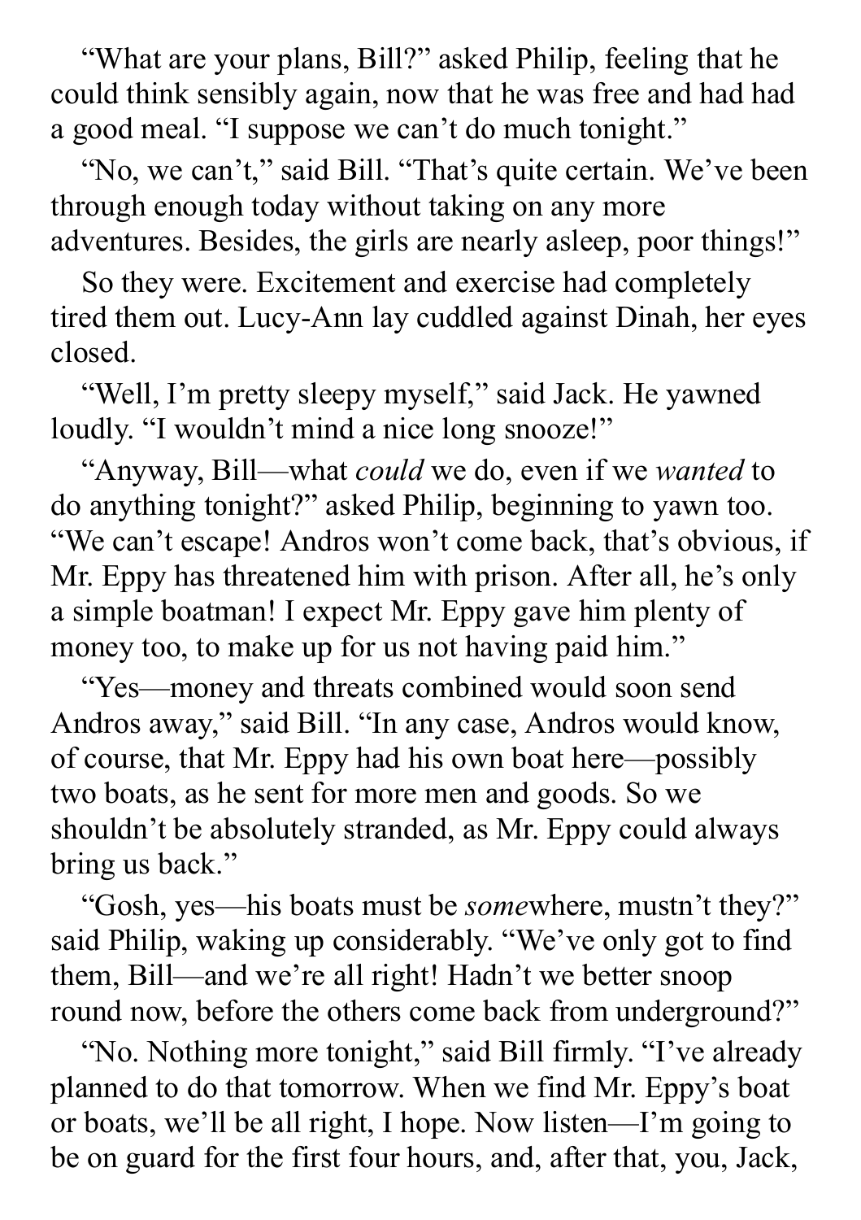"What are your plans, Bill?" asked Philip, feeling that he could think sensibly again, now that he was free and had had a good meal. "I suppose we can't do much tonight."

"No, we can't," said Bill. "That's quite certain. We've been through enough today without taking on any more adventures. Besides, the girls are nearly asleep, poor things!"

So they were. Excitement and exercise had completely tired them out. Lucy-Ann lay cuddled against Dinah, her eyes closed.

"Well, I'm pretty sleepy myself," said Jack. He yawned loudly. "I wouldn't mind a nice long snooze!"

"Anyway, Bill—what *could* we do, even if we *wanted* to do anything tonight?" asked Philip, beginning to yawn too. "We can't escape! Andros won't come back, that's obvious, if Mr. Eppy has threatened him with prison. After all, he's only a simple boatman! I expect Mr. Eppy gave him plenty of money too, to make up for us not having paid him."

"Yes—money and threats combined would soon send Andros away," said Bill. "In any case, Andros would know, of course, that Mr. Eppy had his own boat here—possibly two boats, as he sent for more men and goods. So we shouldn't be absolutely stranded, as Mr. Eppy could always bring us back."

"Gosh, yes—his boats must be *some*where, mustn't they?" said Philip, waking up considerably. "We've only got to find them, Bill—and we're all right! Hadn't we better snoop round now, before the others come back from underground?"

"No. Nothing more tonight," said Bill firmly. "I've already planned to do that tomorrow. When we find Mr. Eppy's boat or boats, we'll be all right, I hope. Now listen—I'm going to be on guard for the first four hours, and, after that, you, Jack,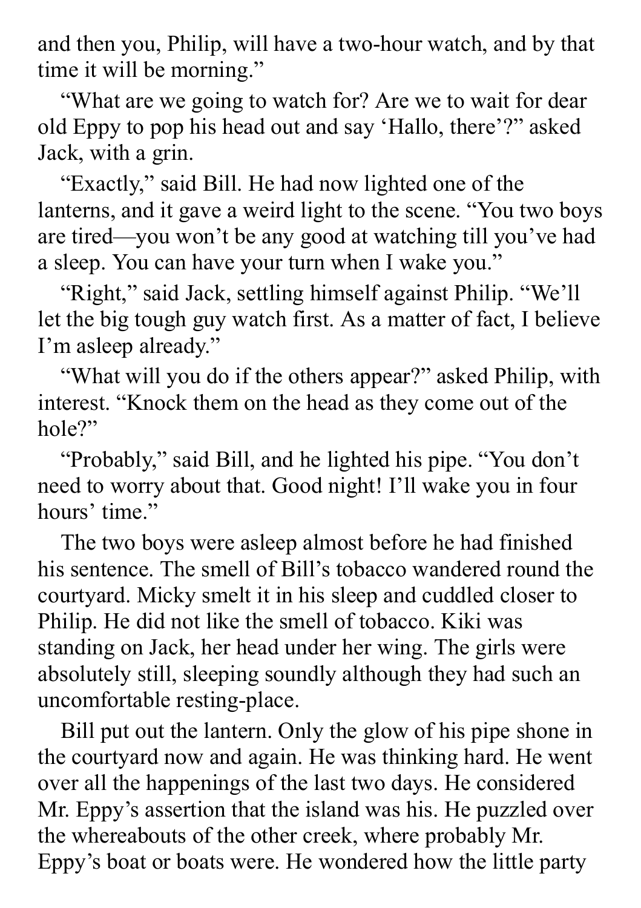and then you, Philip, will have a two-hour watch, and by that time it will be morning."

"What are we going to watch for? Are we to wait for dear old Eppy to pop his head out and say 'Hallo, there'?" asked Jack, with a grin.

"Exactly," said Bill. He had now lighted one of the lanterns, and it gave a weird light to the scene. "You two boys are tired—you won't be any good at watching till you've had a sleep. You can have your turn when I wake you."

"Right," said Jack, settling himself against Philip. "We'll let the big tough guy watch first. As a matter of fact, I believe I'm asleep already."

"What will you do if the others appear?" asked Philip, with interest. "Knock them on the head as they come out of the hole?"

"Probably," said Bill, and he lighted his pipe. "You don't need to worry about that. Good night! I'll wake you in four hours' time."

The two boys were asleep almost before he had finished his sentence. The smell of Bill's tobacco wandered round the courtyard. Micky smelt it in his sleep and cuddled closer to Philip. He did not like the smell of tobacco. Kiki was standing on Jack, her head under her wing. The girls were absolutely still, sleeping soundly although they had such an uncomfortable resting-place.

Bill put out the lantern. Only the glow of his pipe shone in the courtyard now and again. He was thinking hard. He went over all the happenings of the last two days. He considered Mr. Eppy's assertion that the island was his. He puzzled over the whereabouts of the other creek, where probably Mr. Eppy's boat or boats were. He wondered how the little party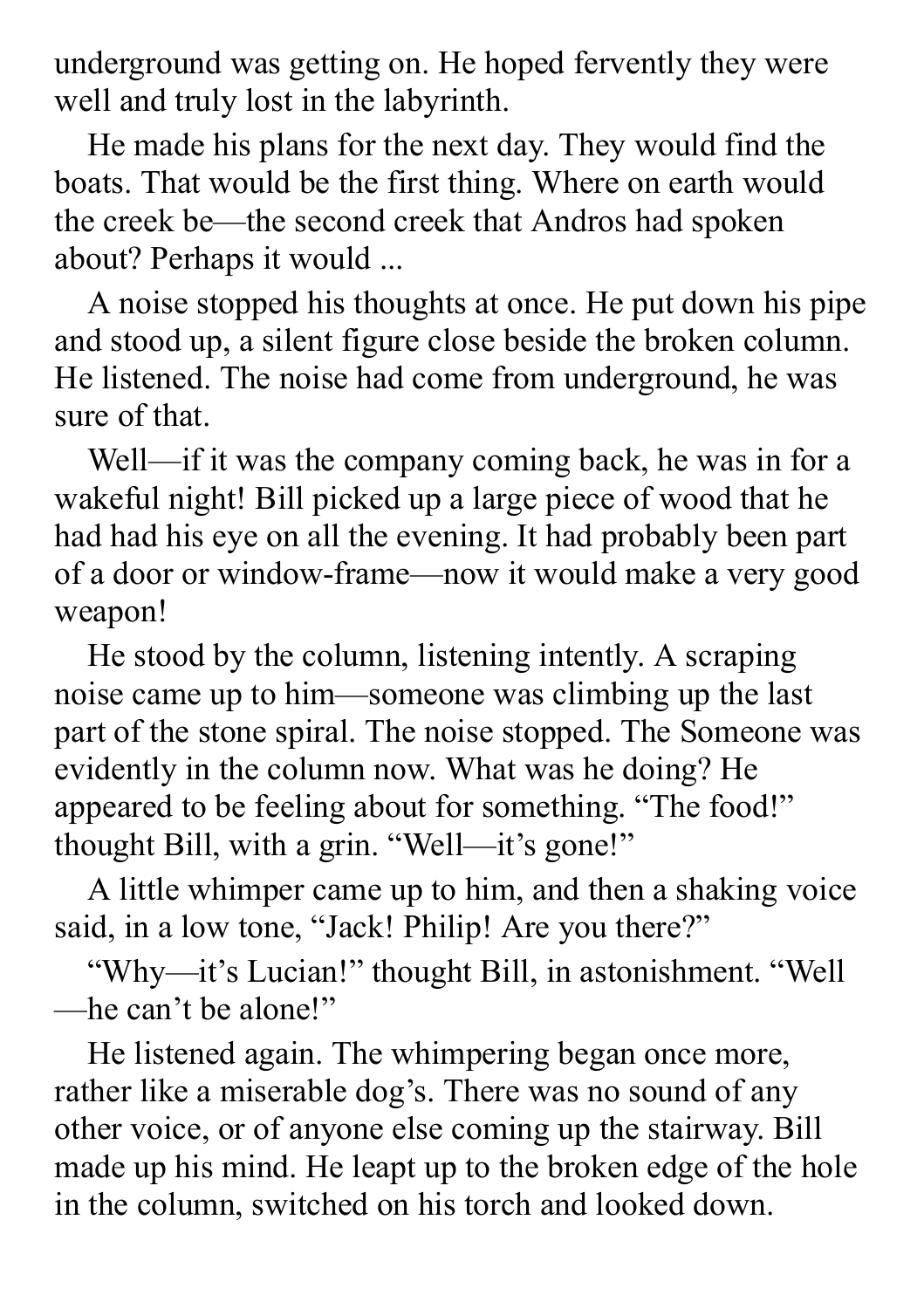underground was getting on. He hoped fervently they were well and truly lost in the labyrinth.

He made his plans for the next day. They would find the boats. That would be the first thing. Where on earth would the creek be—the second creek that Andros had spoken about? Perhaps it would ...

A noise stopped his thoughts at once. He put down his pipe and stood up, a silent figure close beside the broken column. He listened. The noise had come from underground, he was sure of that.

Well—if it was the company coming back, he was in for a wakeful night! Bill picked up a large piece of wood that he had had his eye on all the evening. It had probably been part of a door or window-frame—now it would make a very good weapon!

He stood by the column, listening intently. A scraping noise came up to him—someone was climbing up the last part of the stone spiral. The noise stopped. The Someone was evidently in the column now. What was he doing? He appeared to be feeling about for something. "The food!" thought Bill, with a grin. "Well—it's gone!"

A little whimper came up to him, and then a shaking voice said, in a low tone, "Jack! Philip! Are you there?"

"Why—it's Lucian!" thought Bill, in astonishment. "Well—he can't be alone!"

He listened again. The whimpering began once more, rather like a miserable dog's. There was no sound of any other voice, or of anyone else coming up the stairway. Bill made up his mind. He leapt up to the broken edge of the hole in the column, switched on his torch and looked down.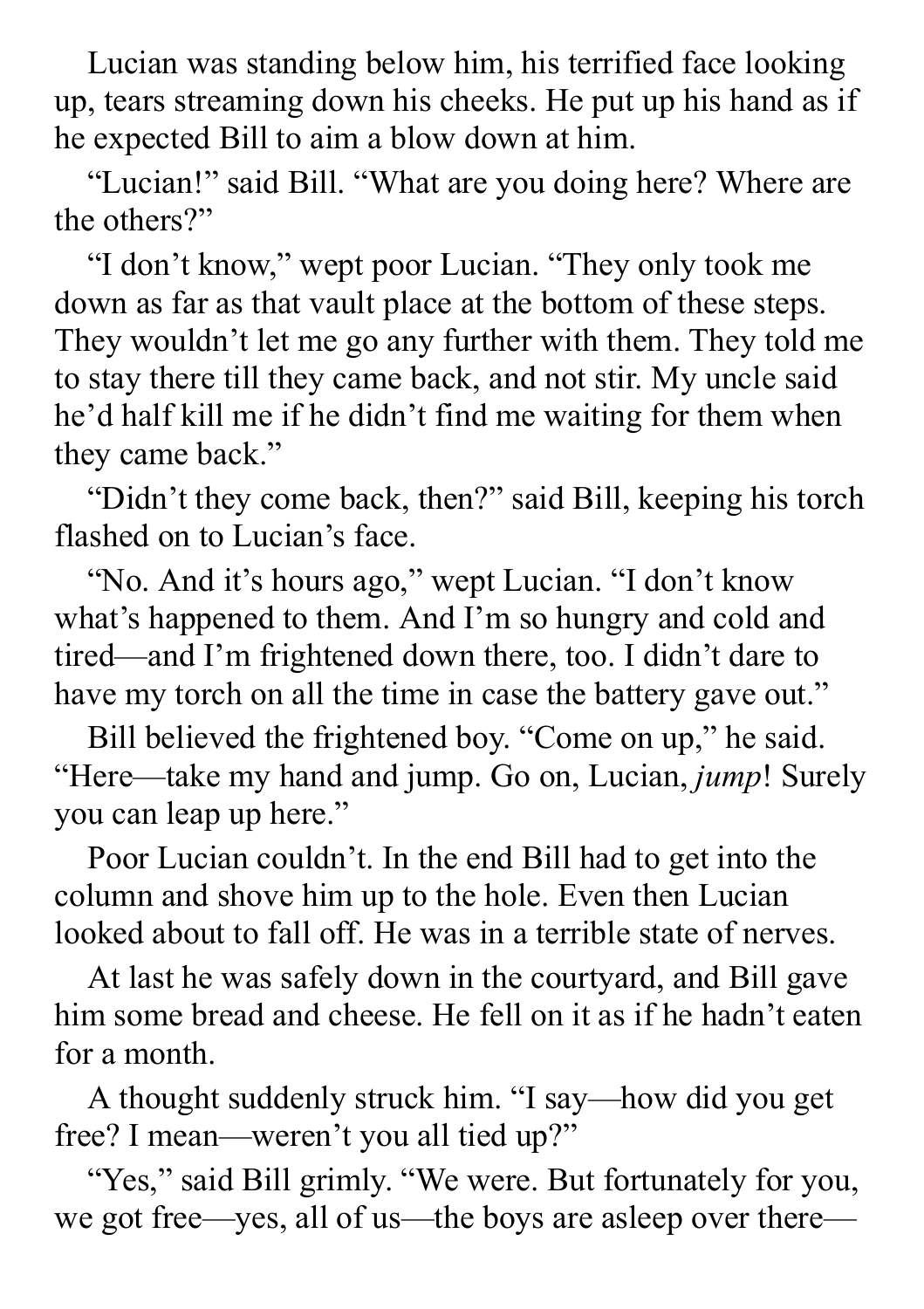Lucian was standing below him, his terrified face looking up, tears streaming down his cheeks. He put up his hand as if he expected Bill to aim a blow down at him.

"Lucian!" said Bill. "What are you doing here? Where are the others?"

"I don't know," wept poor Lucian. "They only took me down as far as that vault place at the bottom of these steps. They wouldn't let me go any further with them. They told me to stay there till they came back, and not stir. My uncle said he'd half kill me if he didn't find me waiting for them when they came back."

"Didn't they come back, then?" said Bill, keeping his torch flashed on to Lucian's face.

"No. And it's hours ago," wept Lucian. "I don't know what's happened to them. And I'm so hungry and cold and tired—and I'm frightened down there, too. I didn't dare to have my torch on all the time in case the battery gave out."

Bill believed the frightened boy. "Come on up," he said. "Here—take my hand and jump. Go on, Lucian, *jump*! Surely you can leap up here."

Poor Lucian couldn't. In the end Bill had to get into the column and shove him up to the hole. Even then Lucian looked about to fall off. He was in a terrible state of nerves.

At last he was safely down in the courtyard, and Bill gave him some bread and cheese. He fell on it as if he hadn't eaten for a month.

A thought suddenly struck him. "I say—how did you get free? I mean—weren't you all tied up?"

"Yes," said Bill grimly. "We were. But fortunately for you, we got free—yes, all of us—the boys are asleep over there—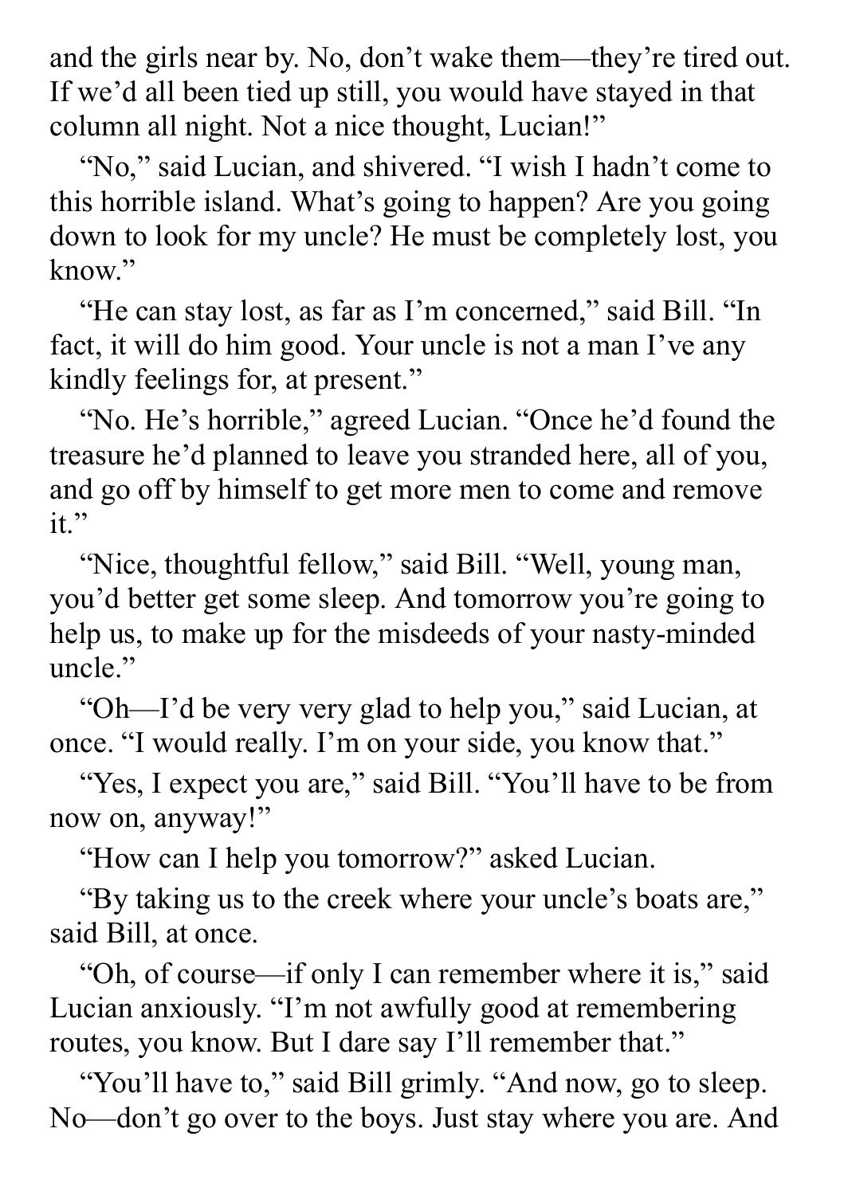and the girls near by. No, don't wake them—they're tired out. If we'd all been tied up still, you would have stayed in that column all night. Not a nice thought, Lucian!"

"No," said Lucian, and shivered. "I wish I hadn't come to this horrible island. What's going to happen? Are you going down to look for my uncle? He must be completely lost, you know."

"He can stay lost, as far as I'm concerned," said Bill. "In fact, it will do him good. Your uncle is not a man I've any kindly feelings for, at present."

"No. He's horrible," agreed Lucian. "Once he'd found the treasure he'd planned to leave you stranded here, all of you, and go off by himself to get more men to come and remove it."

"Nice, thoughtful fellow," said Bill. "Well, young man, you'd better get some sleep. And tomorrow you're going to help us, to make up for the misdeeds of your nasty-minded uncle."

"Oh—I'd be very very glad to help you," said Lucian, at once. "I would really. I'm on your side, you know that."

"Yes, I expect you are," said Bill. "You'll have to be from now on, anyway!"

"How can I help you tomorrow?" asked Lucian.

"By taking us to the creek where your uncle's boats are," said Bill, at once.

"Oh, of course—if only I can remember where it is," said Lucian anxiously. "I'm not awfully good at remembering routes, you know. But I dare say I'll remember that."

"You'll have to," said Bill grimly. "And now, go to sleep. No—don't go over to the boys. Just stay where you are. And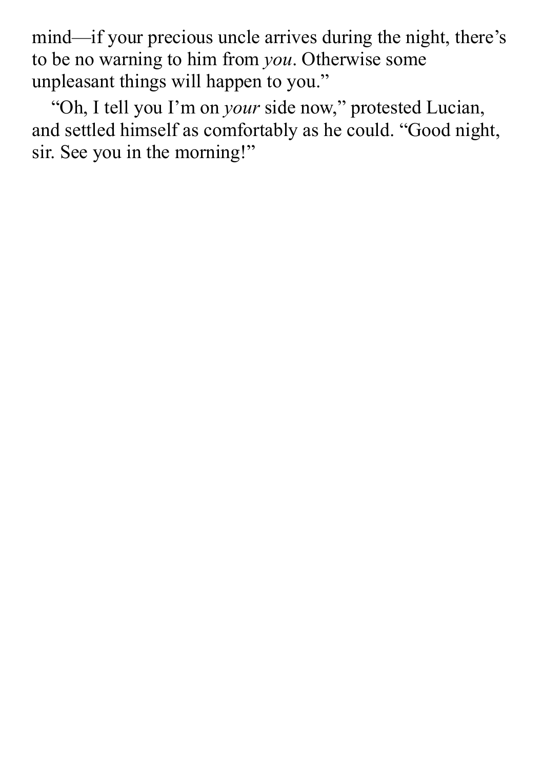mind—if your precious uncle arrives during the night, there's to be no warning to him from *you*. Otherwise some unpleasant things will happen to you."

"Oh, I tell you I'm on *your* side now," protested Lucian, and settled himself as comfortably as he could. "Good night, sir. See you in the morning!"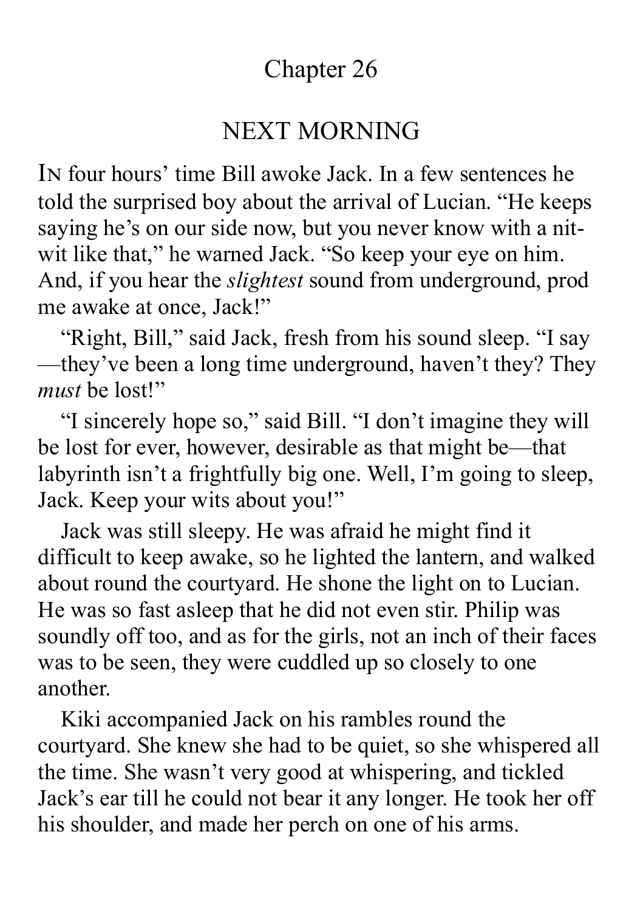# Chapter 26

## NEXT MORNING

IN four hours' time Bill awoke Jack. In a few sentences he told the surprised boy about the arrival of Lucian. "He keeps saying he's on our side now, but you never know with a nit-wit like that," he warned Jack. "So keep your eye on him. And, if you hear the *slightest* sound from underground, prod me awake at once, Jack!"

"Right, Bill," said Jack, fresh from his sound sleep. "I say—they've been a long time underground, haven't they? They *must* be lost!"

"I sincerely hope so," said Bill. "I don't imagine they will be lost for ever, however, desirable as that might be—that labyrinth isn't a frightfully big one. Well, I'm going to sleep, Jack. Keep your wits about you!"

Jack was still sleepy. He was afraid he might find it difficult to keep awake, so he lighted the lantern, and walked about round the courtyard. He shone the light on to Lucian. He was so fast asleep that he did not even stir. Philip was soundly off too, and as for the girls, not an inch of their faces was to be seen, they were cuddled up so closely to one another.

Kiki accompanied Jack on his rambles round the courtyard. She knew she had to be quiet, so she whispered all the time. She wasn't very good at whispering, and tickled Jack's ear till he could not bear it any longer. He took her off his shoulder, and made her perch on one of his arms.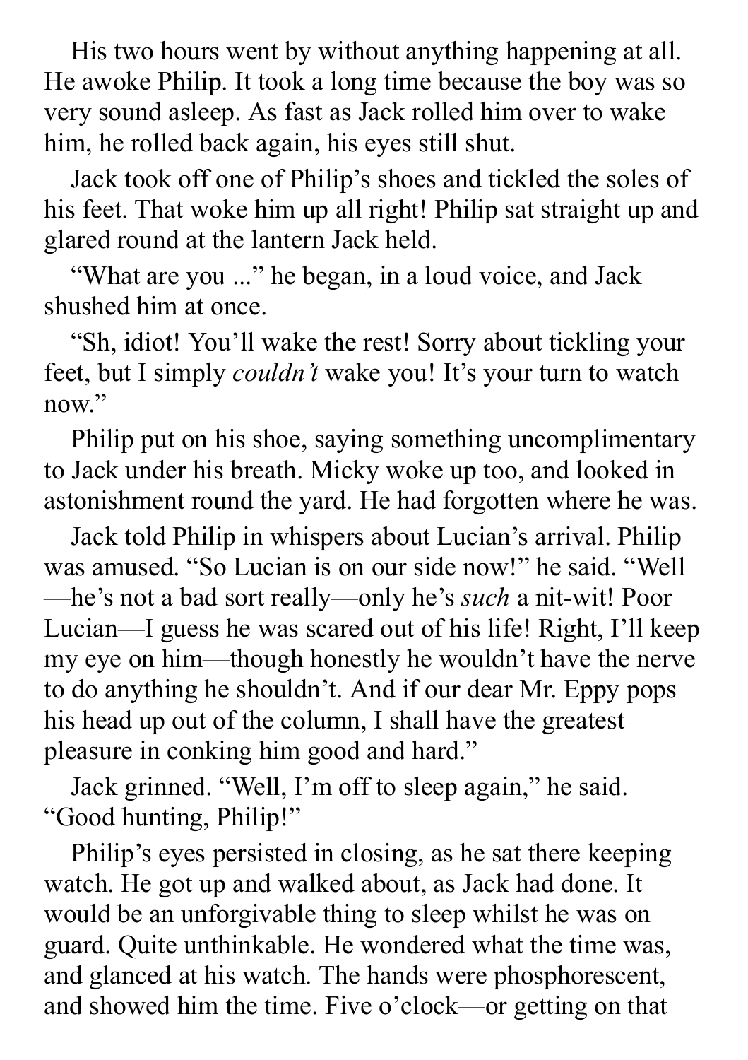His two hours went by without anything happening at all. He awoke Philip. It took a long time because the boy was so very sound asleep. As fast as Jack rolled him over to wake him, he rolled back again, his eyes still shut.

Jack took off one of Philip's shoes and tickled the soles of his feet. That woke him up all right! Philip sat straight up and glared round at the lantern Jack held.

"What are you ..." he began, in a loud voice, and Jack shushed him at once.

"Sh, idiot! You'll wake the rest! Sorry about tickling your feet, but I simply *couldn't* wake you! It's your turn to watch now."

Philip put on his shoe, saying something uncomplimentary to Jack under his breath. Micky woke up too, and looked in astonishment round the yard. He had forgotten where he was.

Jack told Philip in whispers about Lucian's arrival. Philip was amused. "So Lucian is on our side now!" he said. "Well—he's not a bad sort really—only he's *such* a nit-wit! Poor Lucian—I guess he was scared out of his life! Right, I'll keep my eye on him—though honestly he wouldn't have the nerve to do anything he shouldn't. And if our dear Mr. Eppy pops his head up out of the column, I shall have the greatest pleasure in conking him good and hard."

Jack grinned. "Well, I'm off to sleep again," he said. "Good hunting, Philip!"

Philip's eyes persisted in closing, as he sat there keeping watch. He got up and walked about, as Jack had done. It would be an unforgivable thing to sleep whilst he was on guard. Quite unthinkable. He wondered what the time was, and glanced at his watch. The hands were phosphorescent, and showed him the time. Five o'clock—or getting on that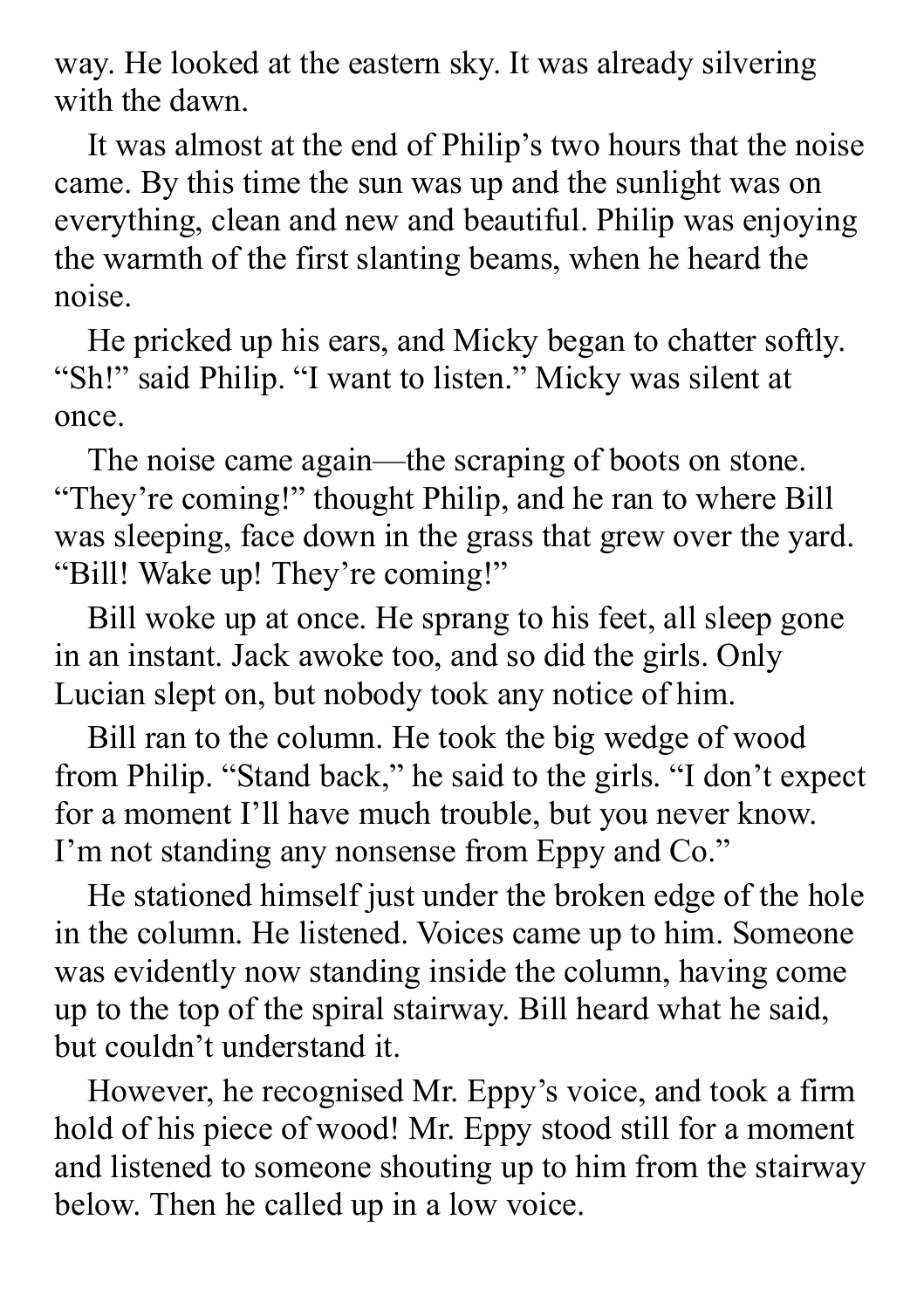way. He looked at the eastern sky. It was already silvering with the dawn.

It was almost at the end of Philip's two hours that the noise came. By this time the sun was up and the sunlight was on everything, clean and new and beautiful. Philip was enjoying the warmth of the first slanting beams, when he heard the noise.

He pricked up his ears, and Micky began to chatter softly. "Sh!" said Philip. "I want to listen." Micky was silent at once.

The noise came again—the scraping of boots on stone. "They're coming!" thought Philip, and he ran to where Bill was sleeping, face down in the grass that grew over the yard. "Bill! Wake up! They're coming!"

Bill woke up at once. He sprang to his feet, all sleep gone in an instant. Jack awoke too, and so did the girls. Only Lucian slept on, but nobody took any notice of him.

Bill ran to the column. He took the big wedge of wood from Philip. "Stand back," he said to the girls. "I don't expect for a moment I'll have much trouble, but you never know. I'm not standing any nonsense from Eppy and Co."

He stationed himself just under the broken edge of the hole in the column. He listened. Voices came up to him. Someone was evidently now standing inside the column, having come up to the top of the spiral stairway. Bill heard what he said, but couldn't understand it.

However, he recognised Mr. Eppy's voice, and took a firm hold of his piece of wood! Mr. Eppy stood still for a moment and listened to someone shouting up to him from the stairway below. Then he called up in a low voice.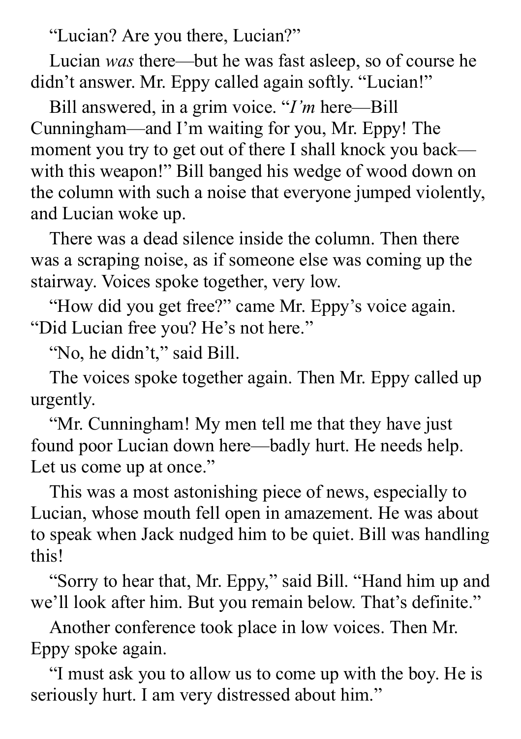"Lucian? Are you there, Lucian?"

Lucian *was* there—but he was fast asleep, so of course he didn't answer. Mr. Eppy called again softly. "Lucian!"

Bill answered, in a grim voice. "*I'm* here—Bill Cunningham—and I'm waiting for you, Mr. Eppy! The moment you try to get out of there I shall knock you back—with this weapon!" Bill banged his wedge of wood down on the column with such a noise that everyone jumped violently, and Lucian woke up.

There was a dead silence inside the column. Then there was a scraping noise, as if someone else was coming up the stairway. Voices spoke together, very low.

"How did you get free?" came Mr. Eppy's voice again. "Did Lucian free you? He's not here."

"No, he didn't," said Bill.

The voices spoke together again. Then Mr. Eppy called up urgently.

"Mr. Cunningham! My men tell me that they have just found poor Lucian down here—badly hurt. He needs help. Let us come up at once."

This was a most astonishing piece of news, especially to Lucian, whose mouth fell open in amazement. He was about to speak when Jack nudged him to be quiet. Bill was handling this!

"Sorry to hear that, Mr. Eppy," said Bill. "Hand him up and we'll look after him. But you remain below. That's definite."

Another conference took place in low voices. Then Mr. Eppy spoke again.

"I must ask you to allow us to come up with the boy. He is seriously hurt. I am very distressed about him."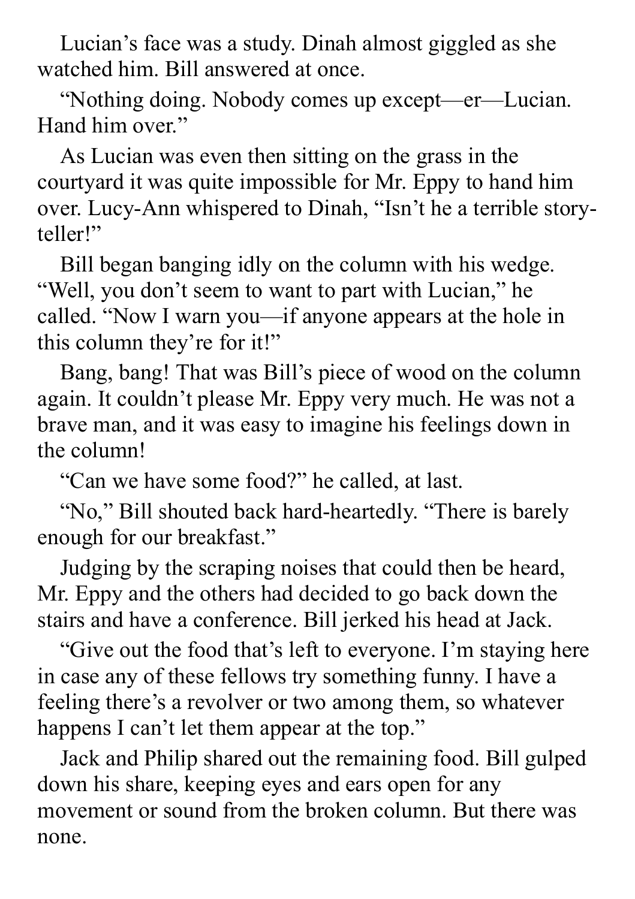Lucian's face was a study. Dinah almost giggled as she watched him. Bill answered at once.

"Nothing doing. Nobody comes up except—er—Lucian. Hand him over."

As Lucian was even then sitting on the grass in the courtyard it was quite impossible for Mr. Eppy to hand him over. Lucy-Ann whispered to Dinah, "Isn't he a terrible story-teller!"

Bill began banging idly on the column with his wedge. "Well, you don't seem to want to part with Lucian," he called. "Now I warn you—if anyone appears at the hole in this column they're for it!"

Bang, bang! That was Bill's piece of wood on the column again. It couldn't please Mr. Eppy very much. He was not a brave man, and it was easy to imagine his feelings down in the column!

"Can we have some food?" he called, at last.

"No," Bill shouted back hard-heartedly. "There is barely enough for our breakfast."

Judging by the scraping noises that could then be heard, Mr. Eppy and the others had decided to go back down the stairs and have a conference. Bill jerked his head at Jack.

"Give out the food that's left to everyone. I'm staying here in case any of these fellows try something funny. I have a feeling there's a revolver or two among them, so whatever happens I can't let them appear at the top."

Jack and Philip shared out the remaining food. Bill gulped down his share, keeping eyes and ears open for any movement or sound from the broken column. But there was none.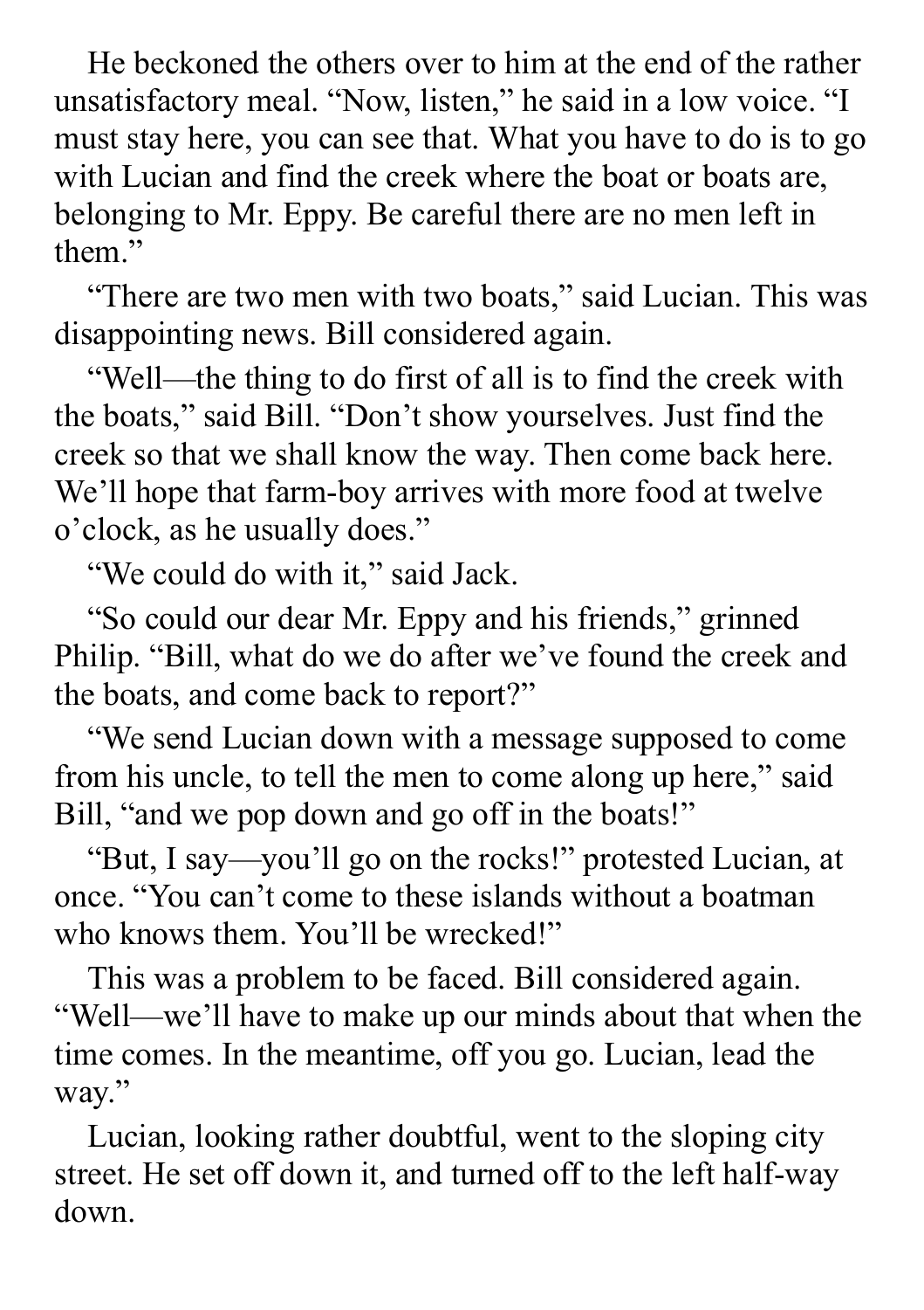He beckoned the others over to him at the end of the rather unsatisfactory meal. "Now, listen," he said in a low voice. "I must stay here, you can see that. What you have to do is to go with Lucian and find the creek where the boat or boats are, belonging to Mr. Eppy. Be careful there are no men left in them."

"There are two men with two boats," said Lucian. This was disappointing news. Bill considered again.

"Well—the thing to do first of all is to find the creek with the boats," said Bill. "Don't show yourselves. Just find the creek so that we shall know the way. Then come back here. We'll hope that farm-boy arrives with more food at twelve o'clock, as he usually does."

"We could do with it," said Jack.

"So could our dear Mr. Eppy and his friends," grinned Philip. "Bill, what do we do after we've found the creek and the boats, and come back to report?"

"We send Lucian down with a message supposed to come from his uncle, to tell the men to come along up here," said Bill, "and we pop down and go off in the boats!"

"But, I say—you'll go on the rocks!" protested Lucian, at once. "You can't come to these islands without a boatman who knows them. You'll be wrecked!"

This was a problem to be faced. Bill considered again. "Well—we'll have to make up our minds about that when the time comes. In the meantime, off you go. Lucian, lead the way."

Lucian, looking rather doubtful, went to the sloping city street. He set off down it, and turned off to the left half-way down.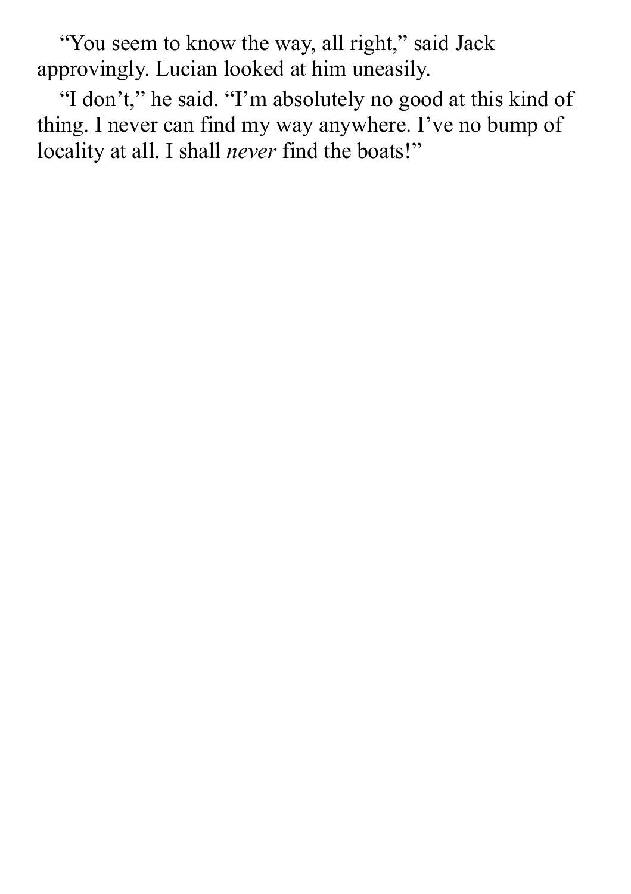"You seem to know the way, all right," said Jack approvingly. Lucian looked at him uneasily.

"I don't," he said. "I'm absolutely no good at this kind of thing. I never can find my way anywhere. I've no bump of locality at all. I shall *never* find the boats!"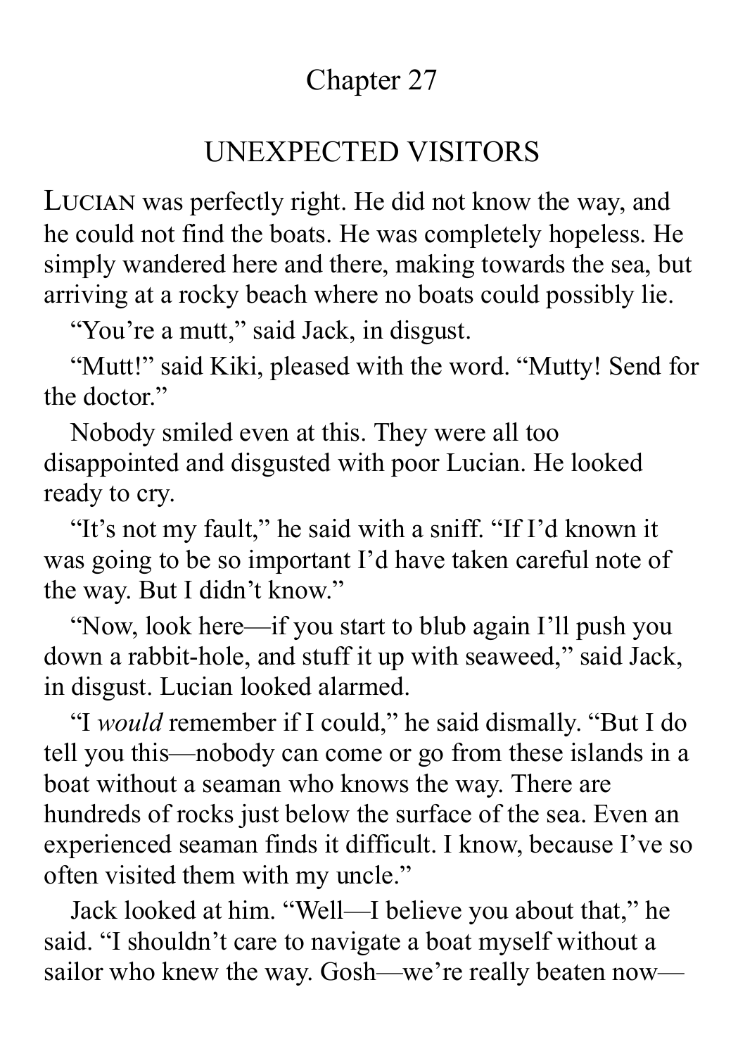# Chapter 27

## UNEXPECTED VISITORS

LUCIAN was perfectly right. He did not know the way, and he could not find the boats. He was completely hopeless. He simply wandered here and there, making towards the sea, but arriving at a rocky beach where no boats could possibly lie.

"You're a mutt," said Jack, in disgust.

"Mutt!" said Kiki, pleased with the word. "Mutty! Send for the doctor."

Nobody smiled even at this. They were all too disappointed and disgusted with poor Lucian. He looked ready to cry.

"It's not my fault," he said with a sniff. "If I'd known it was going to be so important I'd have taken careful note of the way. But I didn't know."

"Now, look here—if you start to blub again I'll push you down a rabbit-hole, and stuff it up with seaweed," said Jack, in disgust. Lucian looked alarmed.

"I *would* remember if I could," he said dismally. "But I do tell you this—nobody can come or go from these islands in a boat without a seaman who knows the way. There are hundreds of rocks just below the surface of the sea. Even an experienced seaman finds it difficult. I know, because I've so often visited them with my uncle."

Jack looked at him. "Well—I believe you about that," he said. "I shouldn't care to navigate a boat myself without a sailor who knew the way. Gosh—we're really beaten now—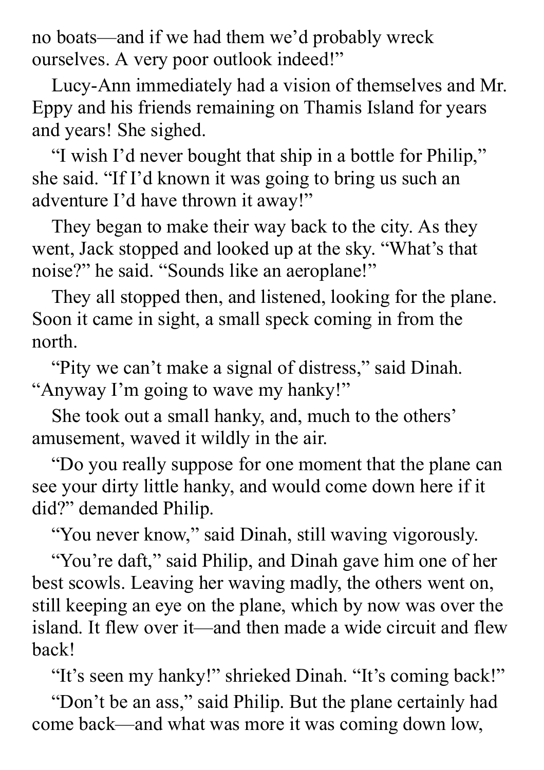no boats—and if we had them we'd probably wreck ourselves. A very poor outlook indeed!"

Lucy-Ann immediately had a vision of themselves and Mr. Eppy and his friends remaining on Thamis Island for years and years! She sighed.

"I wish I'd never bought that ship in a bottle for Philip," she said. "If I'd known it was going to bring us such an adventure I'd have thrown it away!"

They began to make their way back to the city. As they went, Jack stopped and looked up at the sky. "What's that noise?" he said. "Sounds like an aeroplane!"

They all stopped then, and listened, looking for the plane. Soon it came in sight, a small speck coming in from the north.

"Pity we can't make a signal of distress," said Dinah. "Anyway I'm going to wave my hanky!"

She took out a small hanky, and, much to the others' amusement, waved it wildly in the air.

"Do you really suppose for one moment that the plane can see your dirty little hanky, and would come down here if it did?" demanded Philip.

"You never know," said Dinah, still waving vigorously.

"You're daft," said Philip, and Dinah gave him one of her best scowls. Leaving her waving madly, the others went on, still keeping an eye on the plane, which by now was over the island. It flew over it—and then made a wide circuit and flew back!

"It's seen my hanky!" shrieked Dinah. "It's coming back!"

"Don't be an ass," said Philip. But the plane certainly had come back—and what was more it was coming down low,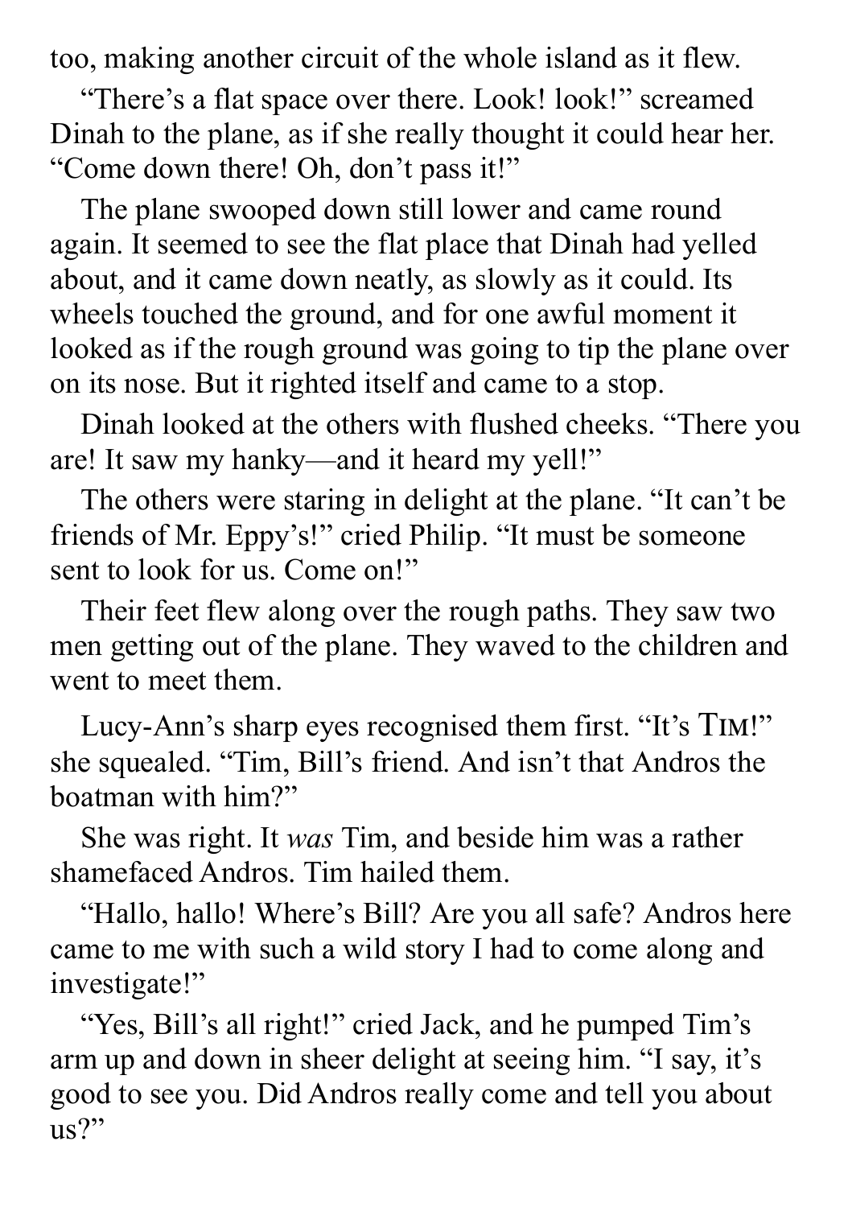too, making another circuit of the whole island as it flew.

"There's a flat space over there. Look! look!" screamed Dinah to the plane, as if she really thought it could hear her. "Come down there! Oh, don't pass it!"

The plane swooped down still lower and came round again. It seemed to see the flat place that Dinah had yelled about, and it came down neatly, as slowly as it could. Its wheels touched the ground, and for one awful moment it looked as if the rough ground was going to tip the plane over on its nose. But it righted itself and came to a stop.

Dinah looked at the others with flushed cheeks. "There you are! It saw my hanky—and it heard my yell!"

The others were staring in delight at the plane. "It can't be friends of Mr. Eppy's!" cried Philip. "It must be someone sent to look for us. Come on!"

Their feet flew along over the rough paths. They saw two men getting out of the plane. They waved to the children and went to meet them.

Lucy-Ann's sharp eyes recognised them first. "It's TIM!" she squealed. "Tim, Bill's friend. And isn't that Andros the boatman with him?"

She was right. It *was* Tim, and beside him was a rather shamefaced Andros. Tim hailed them.

"Hallo, hallo! Where's Bill? Are you all safe? Andros here came to me with such a wild story I had to come along and investigate!"

"Yes, Bill's all right!" cried Jack, and he pumped Tim's arm up and down in sheer delight at seeing him. "I say, it's good to see you. Did Andros really come and tell you about us?"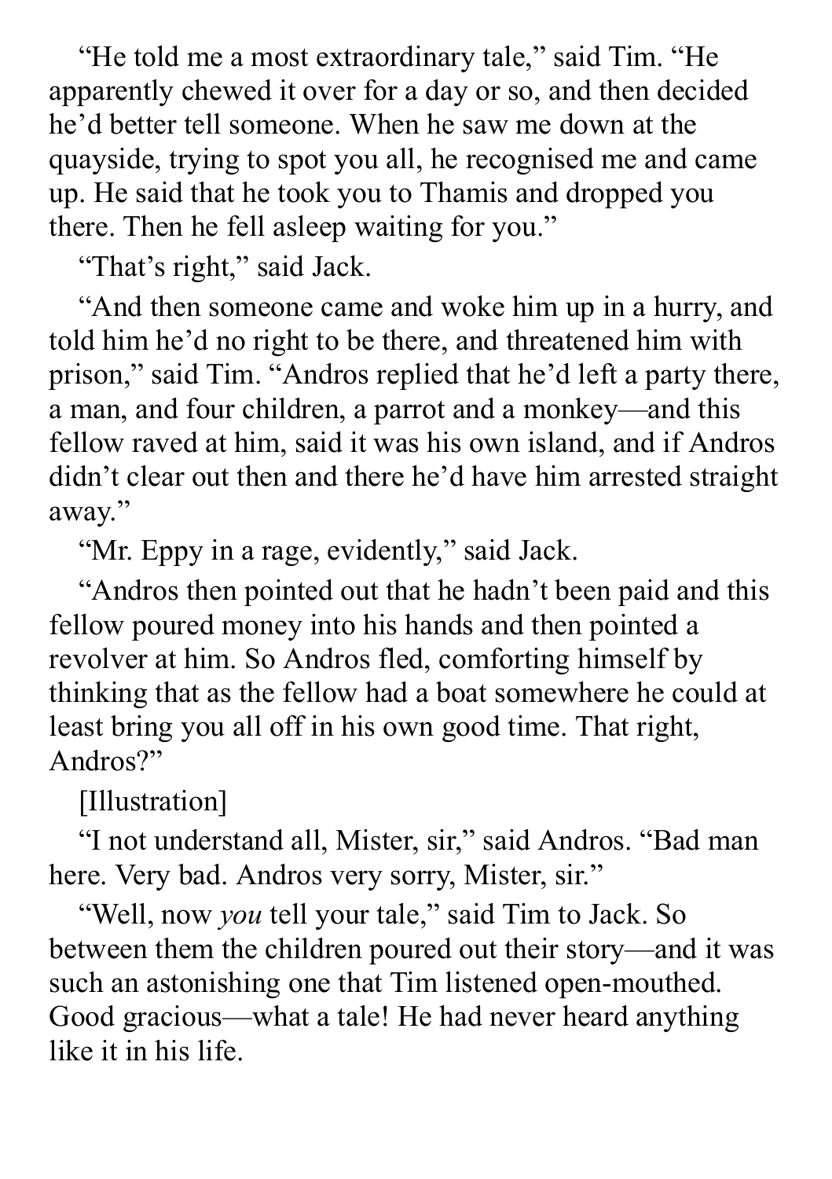"He told me a most extraordinary tale," said Tim. "He apparently chewed it over for a day or so, and then decided he'd better tell someone. When he saw me down at the quayside, trying to spot you all, he recognised me and came up. He said that he took you to Thamis and dropped you there. Then he fell asleep waiting for you."

"That's right," said Jack.

"And then someone came and woke him up in a hurry, and told him he'd no right to be there, and threatened him with prison," said Tim. "Andros replied that he'd left a party there, a man, and four children, a parrot and a monkey—and this fellow raved at him, said it was his own island, and if Andros didn't clear out then and there he'd have him arrested straight away."

"Mr. Eppy in a rage, evidently," said Jack.

"Andros then pointed out that he hadn't been paid and this fellow poured money into his hands and then pointed a revolver at him. So Andros fled, comforting himself by thinking that as the fellow had a boat somewhere he could at least bring you all off in his own good time. That right, Andros?"

[Illustration]

"I not understand all, Mister, sir," said Andros. "Bad man here. Very bad. Andros very sorry, Mister, sir."

"Well, now *you* tell your tale," said Tim to Jack. So between them the children poured out their story—and it was such an astonishing one that Tim listened open-mouthed. Good gracious—what a tale! He had never heard anything like it in his life.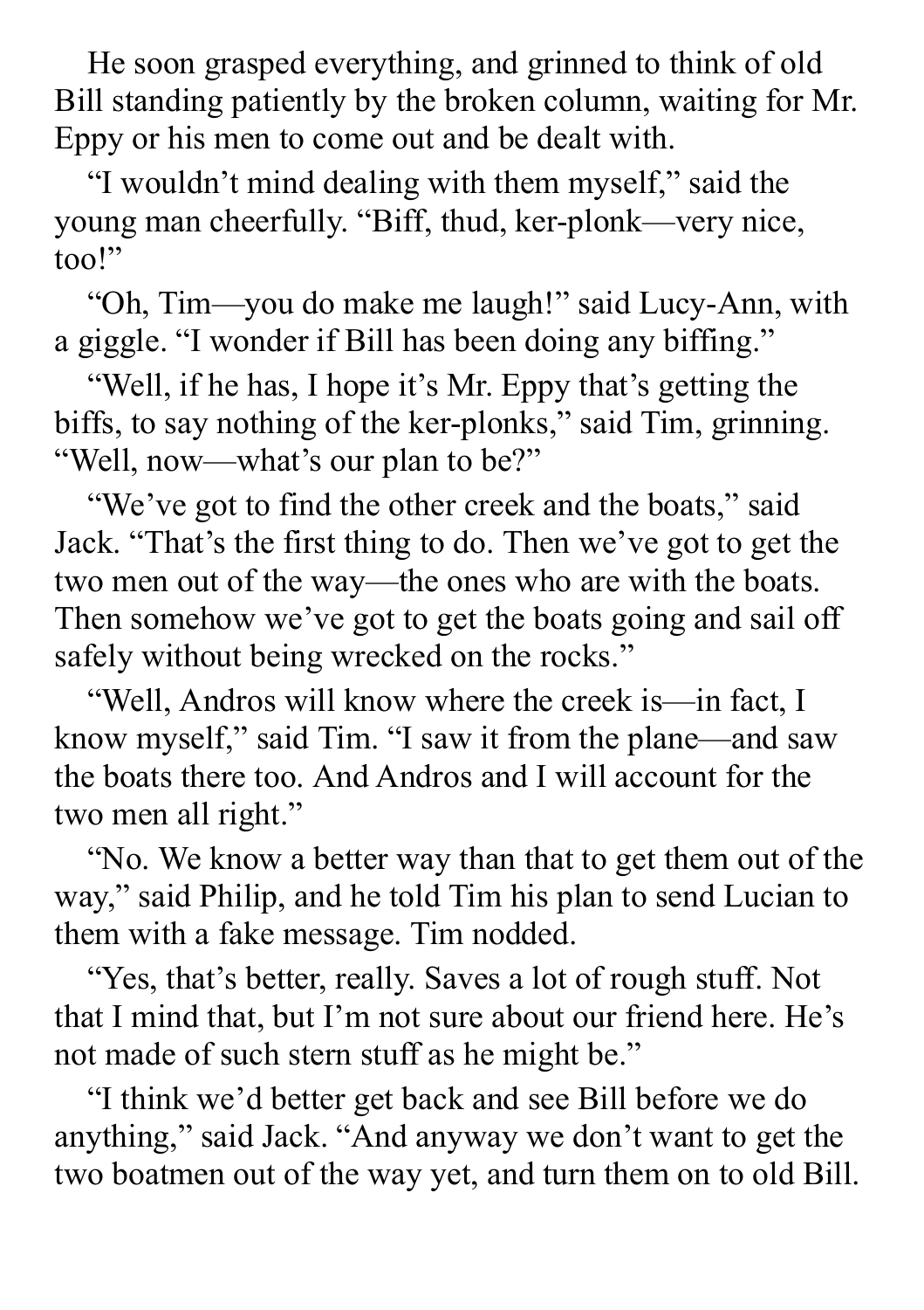He soon grasped everything, and grinned to think of old Bill standing patiently by the broken column, waiting for Mr. Eppy or his men to come out and be dealt with.

"I wouldn't mind dealing with them myself," said the young man cheerfully. "Biff, thud, ker-plonk—very nice, too!"

"Oh, Tim—you do make me laugh!" said Lucy-Ann, with a giggle. "I wonder if Bill has been doing any biffing."

"Well, if he has, I hope it's Mr. Eppy that's getting the biffs, to say nothing of the ker-plonks," said Tim, grinning. "Well, now—what's our plan to be?"

"We've got to find the other creek and the boats," said Jack. "That's the first thing to do. Then we've got to get the two men out of the way—the ones who are with the boats. Then somehow we've got to get the boats going and sail off safely without being wrecked on the rocks."

"Well, Andros will know where the creek is—in fact, I know myself," said Tim. "I saw it from the plane—and saw the boats there too. And Andros and I will account for the two men all right."

"No. We know a better way than that to get them out of the way," said Philip, and he told Tim his plan to send Lucian to them with a fake message. Tim nodded.

"Yes, that's better, really. Saves a lot of rough stuff. Not that I mind that, but I'm not sure about our friend here. He's not made of such stern stuff as he might be."

"I think we'd better get back and see Bill before we do anything," said Jack. "And anyway we don't want to get the two boatmen out of the way yet, and turn them on to old Bill.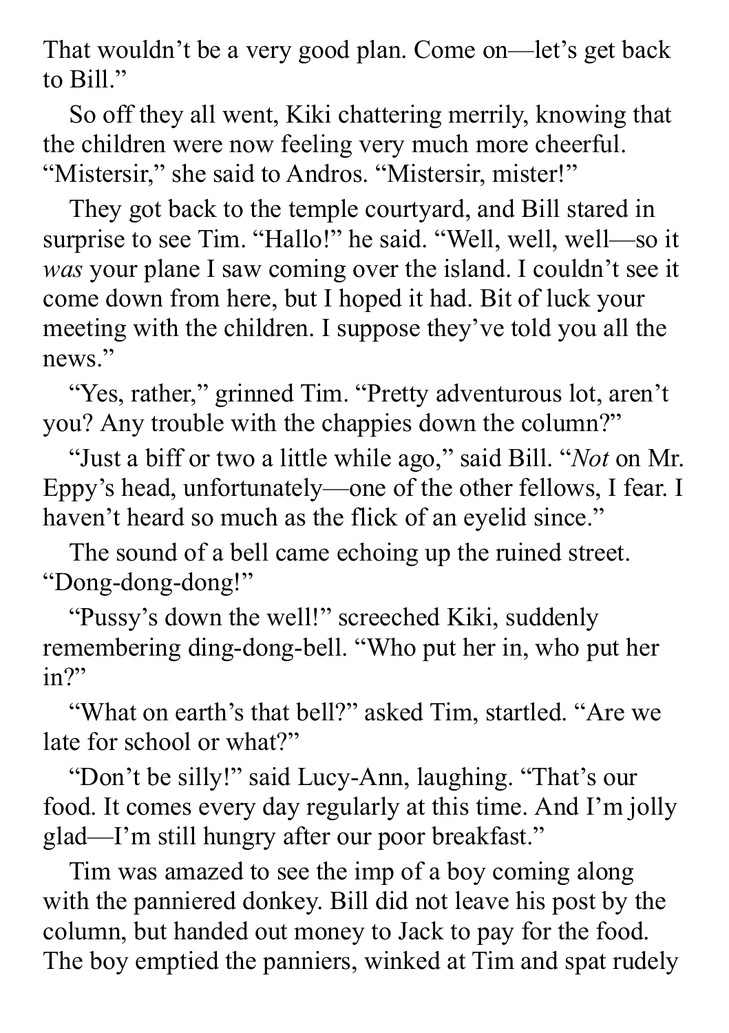That wouldn't be a very good plan. Come on—let's get back to Bill."

So off they all went, Kiki chattering merrily, knowing that the children were now feeling very much more cheerful. "Mistersir," she said to Andros. "Mistersir, mister!"

They got back to the temple courtyard, and Bill stared in surprise to see Tim. "Hallo!" he said. "Well, well, well—so it *was* your plane I saw coming over the island. I couldn't see it come down from here, but I hoped it had. Bit of luck your meeting with the children. I suppose they've told you all the news."

"Yes, rather," grinned Tim. "Pretty adventurous lot, aren't you? Any trouble with the chappies down the column?"

"Just a biff or two a little while ago," said Bill. "*Not* on Mr. Eppy's head, unfortunately—one of the other fellows, I fear. I haven't heard so much as the flick of an eyelid since."

The sound of a bell came echoing up the ruined street. "Dong-dong-dong!"

"Pussy's down the well!" screeched Kiki, suddenly remembering ding-dong-bell. "Who put her in, who put her in?"

"What on earth's that bell?" asked Tim, startled. "Are we late for school or what?"

"Don't be silly!" said Lucy-Ann, laughing. "That's our food. It comes every day regularly at this time. And I'm jolly glad—I'm still hungry after our poor breakfast."

Tim was amazed to see the imp of a boy coming along with the panniered donkey. Bill did not leave his post by the column, but handed out money to Jack to pay for the food. The boy emptied the panniers, winked at Tim and spat rudely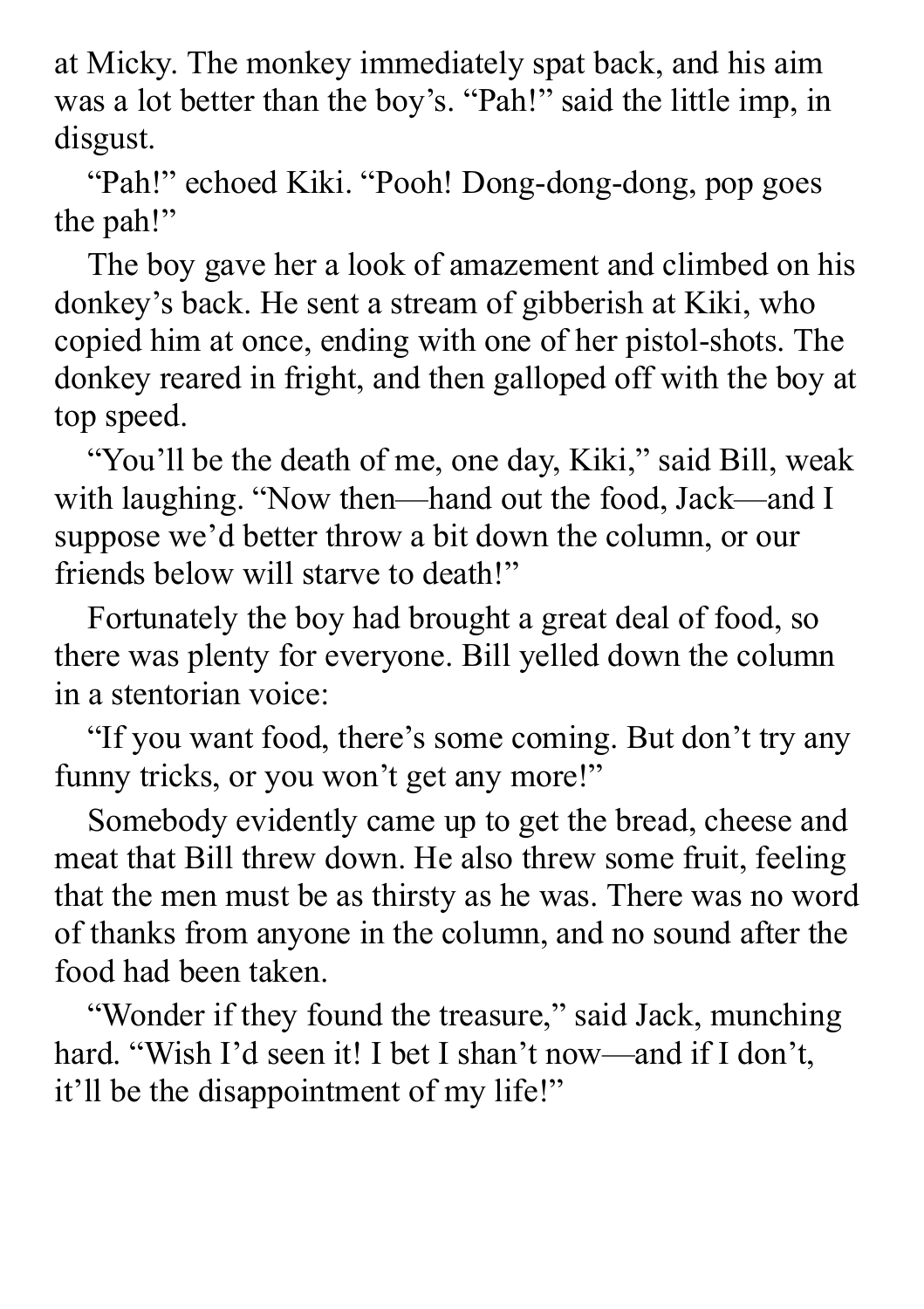at Micky. The monkey immediately spat back, and his aim was a lot better than the boy's. "Pah!" said the little imp, in disgust.

"Pah!" echoed Kiki. "Pooh! Dong-dong-dong, pop goes the pah!"

The boy gave her a look of amazement and climbed on his donkey's back. He sent a stream of gibberish at Kiki, who copied him at once, ending with one of her pistol-shots. The donkey reared in fright, and then galloped off with the boy at top speed.

"You'll be the death of me, one day, Kiki," said Bill, weak with laughing. "Now then—hand out the food, Jack—and I suppose we'd better throw a bit down the column, or our friends below will starve to death!"

Fortunately the boy had brought a great deal of food, so there was plenty for everyone. Bill yelled down the column in a stentorian voice:

"If you want food, there's some coming. But don't try any funny tricks, or you won't get any more!"

Somebody evidently came up to get the bread, cheese and meat that Bill threw down. He also threw some fruit, feeling that the men must be as thirsty as he was. There was no word of thanks from anyone in the column, and no sound after the food had been taken.

"Wonder if they found the treasure," said Jack, munching hard. "Wish I'd seen it! I bet I shan't now—and if I don't, it'll be the disappointment of my life!"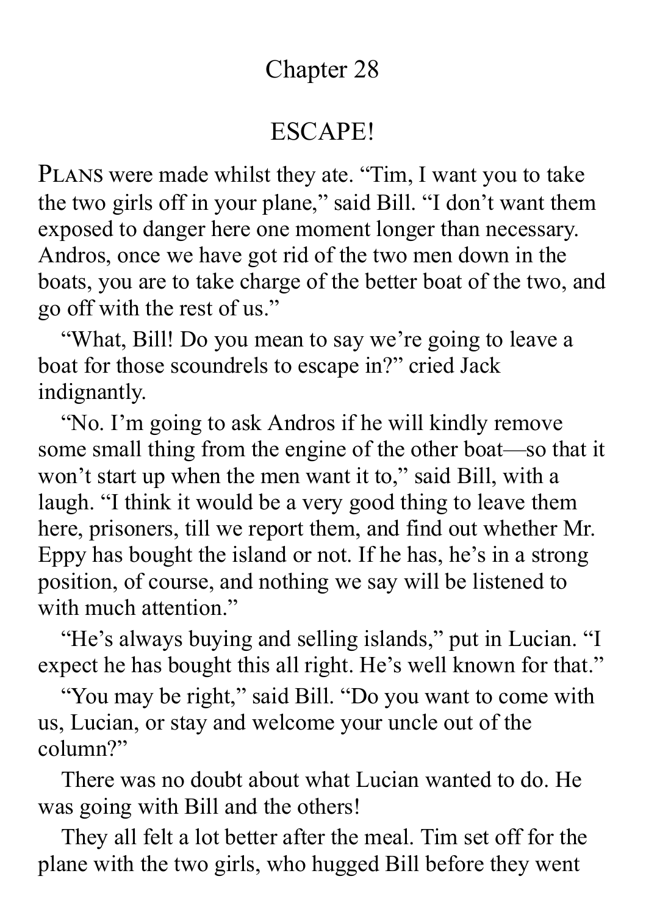# Chapter 28

## ESCAPE!

PLANS were made whilst they ate. "Tim, I want you to take the two girls off in your plane," said Bill. "I don't want them exposed to danger here one moment longer than necessary. Andros, once we have got rid of the two men down in the boats, you are to take charge of the better boat of the two, and go off with the rest of us."

"What, Bill! Do you mean to say we're going to leave a boat for those scoundrels to escape in?" cried Jack indignantly.

"No. I'm going to ask Andros if he will kindly remove some small thing from the engine of the other boat—so that it won't start up when the men want it to," said Bill, with a laugh. "I think it would be a very good thing to leave them here, prisoners, till we report them, and find out whether Mr. Eppy has bought the island or not. If he has, he's in a strong position, of course, and nothing we say will be listened to with much attention."

"He's always buying and selling islands," put in Lucian. "I expect he has bought this all right. He's well known for that."

"You may be right," said Bill. "Do you want to come with us, Lucian, or stay and welcome your uncle out of the column?"

There was no doubt about what Lucian wanted to do. He was going with Bill and the others!

They all felt a lot better after the meal. Tim set off for the plane with the two girls, who hugged Bill before they went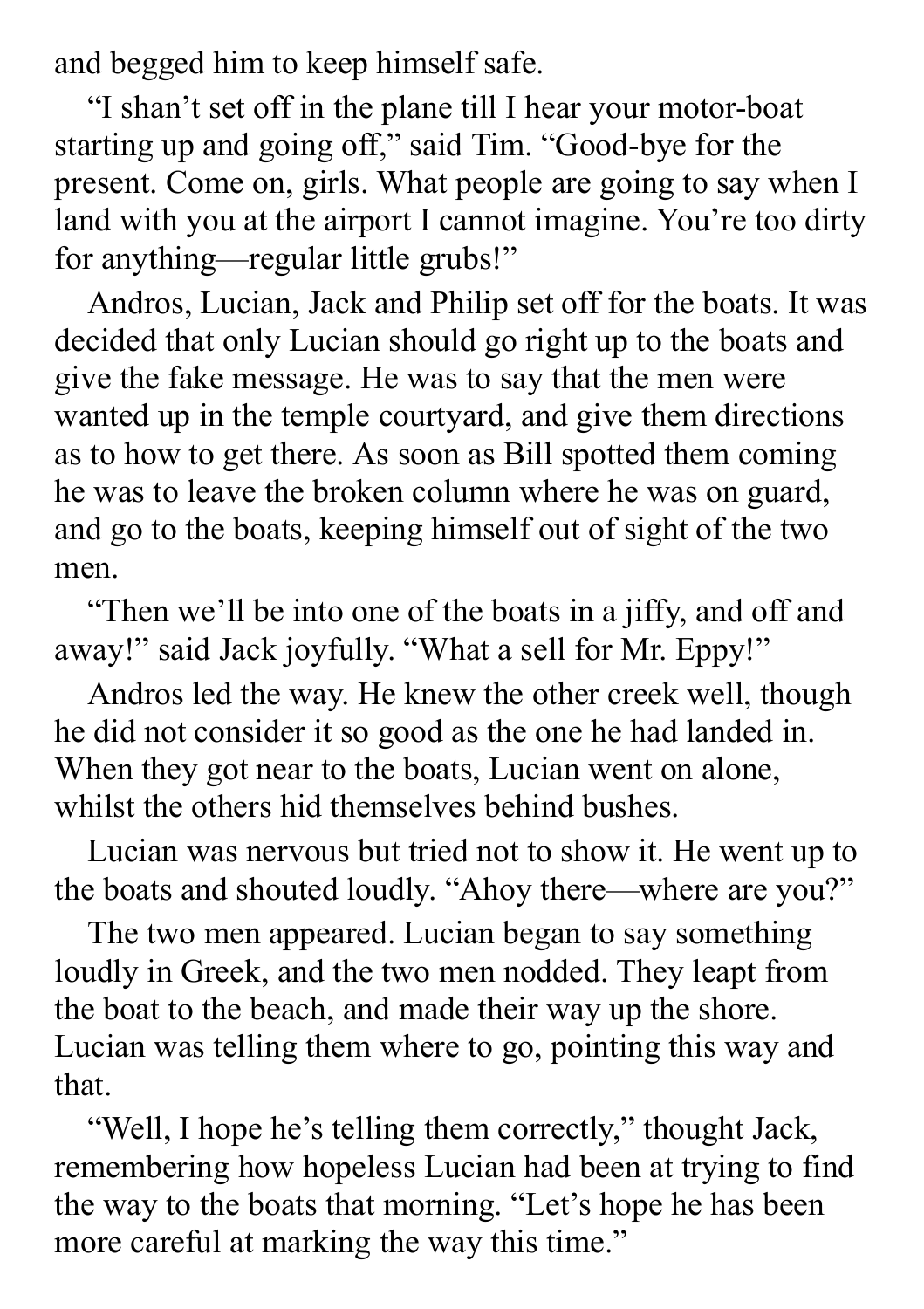and begged him to keep himself safe.

"I shan't set off in the plane till I hear your motor-boat starting up and going off," said Tim. "Good-bye for the present. Come on, girls. What people are going to say when I land with you at the airport I cannot imagine. You're too dirty for anything—regular little grubs!"

Andros, Lucian, Jack and Philip set off for the boats. It was decided that only Lucian should go right up to the boats and give the fake message. He was to say that the men were wanted up in the temple courtyard, and give them directions as to how to get there. As soon as Bill spotted them coming he was to leave the broken column where he was on guard, and go to the boats, keeping himself out of sight of the two men.

"Then we'll be into one of the boats in a jiffy, and off and away!" said Jack joyfully. "What a sell for Mr. Eppy!"

Andros led the way. He knew the other creek well, though he did not consider it so good as the one he had landed in. When they got near to the boats, Lucian went on alone, whilst the others hid themselves behind bushes.

Lucian was nervous but tried not to show it. He went up to the boats and shouted loudly. "Ahoy there—where are you?"

The two men appeared. Lucian began to say something loudly in Greek, and the two men nodded. They leapt from the boat to the beach, and made their way up the shore. Lucian was telling them where to go, pointing this way and that.

"Well, I hope he's telling them correctly," thought Jack, remembering how hopeless Lucian had been at trying to find the way to the boats that morning. "Let's hope he has been more careful at marking the way this time."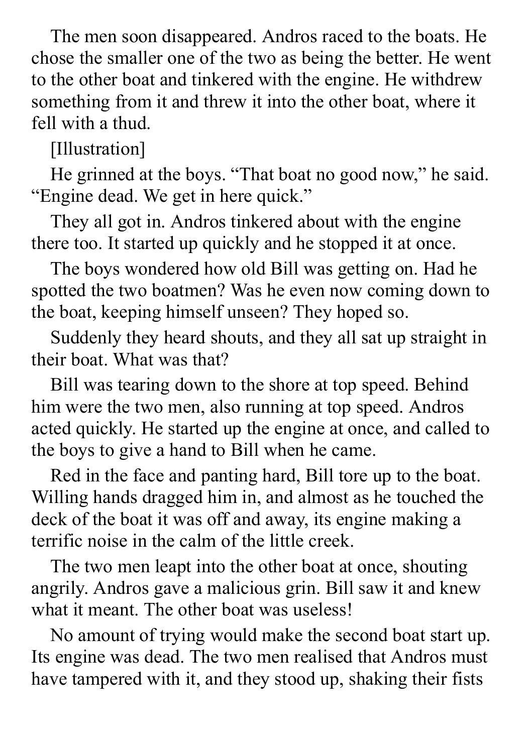The men soon disappeared. Andros raced to the boats. He chose the smaller one of the two as being the better. He went to the other boat and tinkered with the engine. He withdrew something from it and threw it into the other boat, where it fell with a thud.

[Illustration]

He grinned at the boys. “That boat no good now,” he said. “Engine dead. We get in here quick.”

They all got in. Andros tinkered about with the engine there too. It started up quickly and he stopped it at once.

The boys wondered how old Bill was getting on. Had he spotted the two boatmen? Was he even now coming down to the boat, keeping himself unseen? They hoped so.

Suddenly they heard shouts, and they all sat up straight in their boat. What was that?

Bill was tearing down to the shore at top speed. Behind him were the two men, also running at top speed. Andros acted quickly. He started up the engine at once, and called to the boys to give a hand to Bill when he came.

Red in the face and panting hard, Bill tore up to the boat. Willing hands dragged him in, and almost as he touched the deck of the boat it was off and away, its engine making a terrific noise in the calm of the little creek.

The two men leapt into the other boat at once, shouting angrily. Andros gave a malicious grin. Bill saw it and knew what it meant. The other boat was useless!

No amount of trying would make the second boat start up. Its engine was dead. The two men realised that Andros must have tampered with it, and they stood up, shaking their fists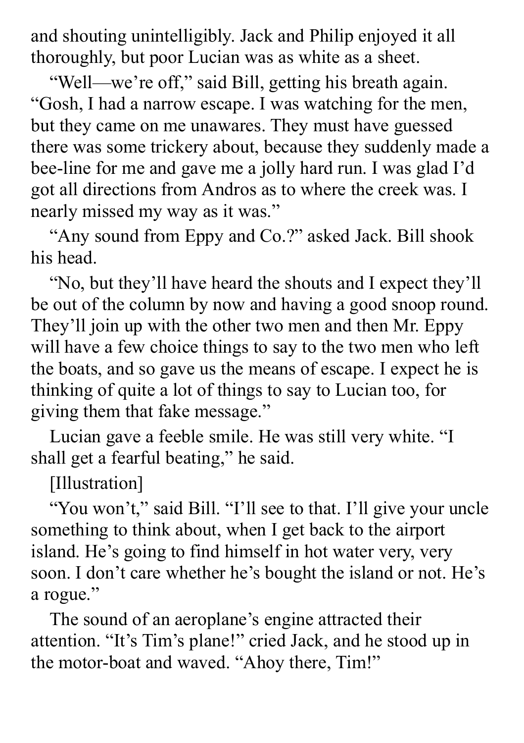and shouting unintelligibly. Jack and Philip enjoyed it all thoroughly, but poor Lucian was as white as a sheet.

"Well—we're off," said Bill, getting his breath again. "Gosh, I had a narrow escape. I was watching for the men, but they came on me unawares. They must have guessed there was some trickery about, because they suddenly made a bee-line for me and gave me a jolly hard run. I was glad I'd got all directions from Andros as to where the creek was. I nearly missed my way as it was."

"Any sound from Eppy and Co.?" asked Jack. Bill shook his head.

"No, but they'll have heard the shouts and I expect they'll be out of the column by now and having a good snoop round. They'll join up with the other two men and then Mr. Eppy will have a few choice things to say to the two men who left the boats, and so gave us the means of escape. I expect he is thinking of quite a lot of things to say to Lucian too, for giving them that fake message."

Lucian gave a feeble smile. He was still very white. "I shall get a fearful beating," he said.

[Illustration]

"You won't," said Bill. "I'll see to that. I'll give your uncle something to think about, when I get back to the airport island. He's going to find himself in hot water very, very soon. I don't care whether he's bought the island or not. He's a rogue."

The sound of an aeroplane's engine attracted their attention. "It's Tim's plane!" cried Jack, and he stood up in the motor-boat and waved. "Ahoy there, Tim!"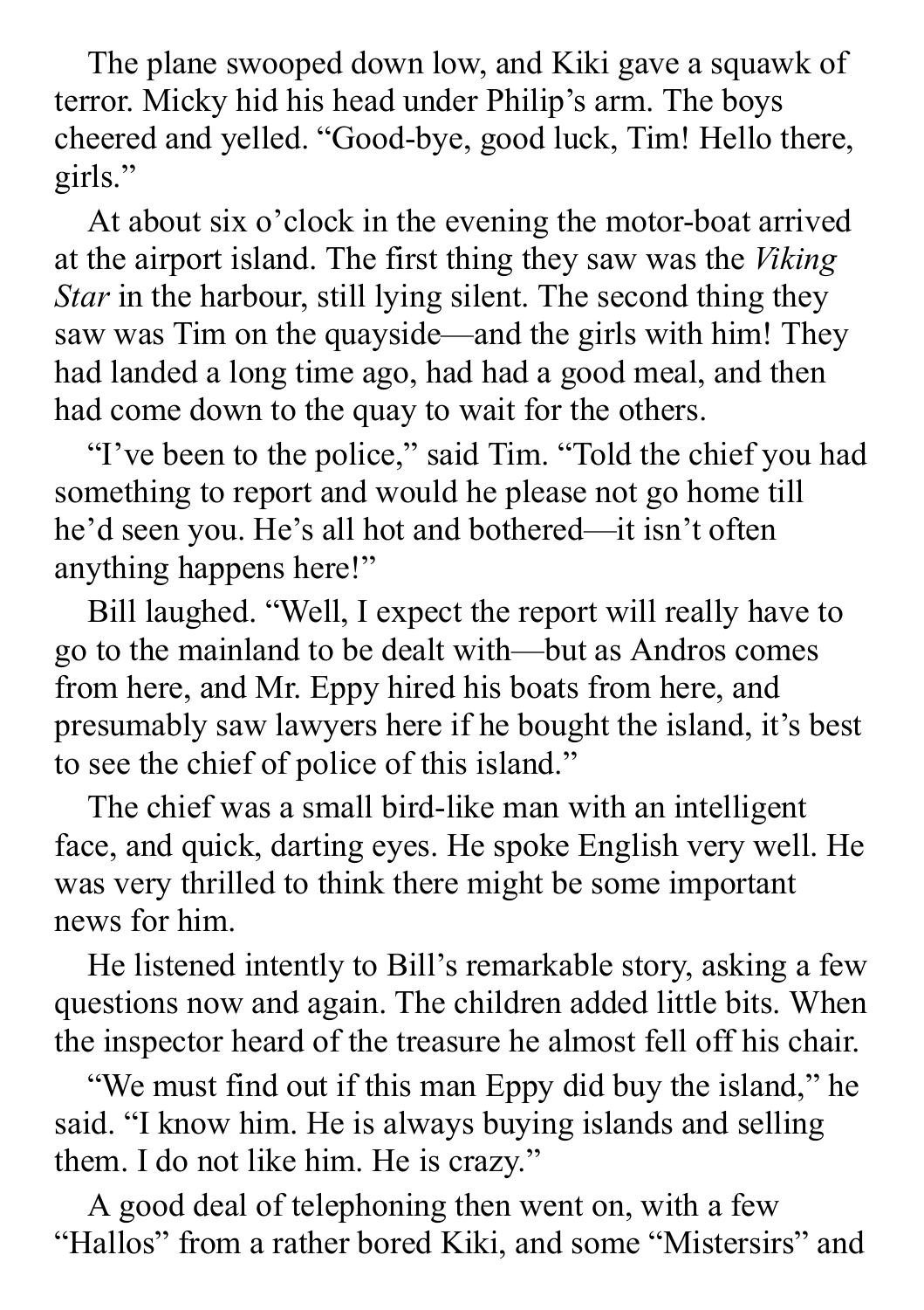The plane swooped down low, and Kiki gave a squawk of terror. Micky hid his head under Philip's arm. The boys cheered and yelled. "Good-bye, good luck, Tim! Hello there, girls."

At about six o'clock in the evening the motor-boat arrived at the airport island. The first thing they saw was the *Viking Star* in the harbour, still lying silent. The second thing they saw was Tim on the quayside—and the girls with him! They had landed a long time ago, had had a good meal, and then had come down to the quay to wait for the others.

"I've been to the police," said Tim. "Told the chief you had something to report and would he please not go home till he'd seen you. He's all hot and bothered—it isn't often anything happens here!"

Bill laughed. "Well, I expect the report will really have to go to the mainland to be dealt with—but as Andros comes from here, and Mr. Eppy hired his boats from here, and presumably saw lawyers here if he bought the island, it's best to see the chief of police of this island."

The chief was a small bird-like man with an intelligent face, and quick, darting eyes. He spoke English very well. He was very thrilled to think there might be some important news for him.

He listened intently to Bill's remarkable story, asking a few questions now and again. The children added little bits. When the inspector heard of the treasure he almost fell off his chair.

"We must find out if this man Eppy did buy the island," he said. "I know him. He is always buying islands and selling them. I do not like him. He is crazy."

A good deal of telephoning then went on, with a few "Hallos" from a rather bored Kiki, and some "Mistersirs" and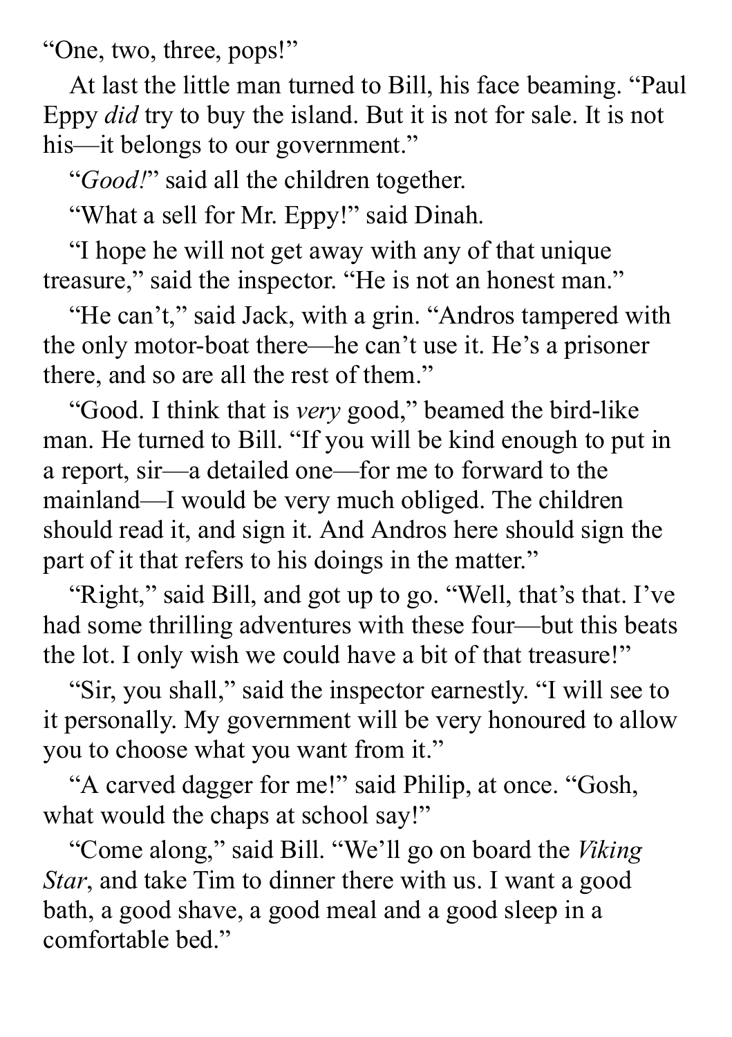"One, two, three, pops!"

At last the little man turned to Bill, his face beaming. "Paul Eppy *did* try to buy the island. But it is not for sale. It is not his—it belongs to our government."

"*Good!*" said all the children together.

"What a sell for Mr. Eppy!" said Dinah.

"I hope he will not get away with any of that unique treasure," said the inspector. "He is not an honest man."

"He can't," said Jack, with a grin. "Andros tampered with the only motor-boat there—he can't use it. He's a prisoner there, and so are all the rest of them."

"Good. I think that is *very* good," beamed the bird-like man. He turned to Bill. "If you will be kind enough to put in a report, sir—a detailed one—for me to forward to the mainland—I would be very much obliged. The children should read it, and sign it. And Andros here should sign the part of it that refers to his doings in the matter."

"Right," said Bill, and got up to go. "Well, that's that. I've had some thrilling adventures with these four—but this beats the lot. I only wish we could have a bit of that treasure!"

"Sir, you shall," said the inspector earnestly. "I will see to it personally. My government will be very honoured to allow you to choose what you want from it."

"A carved dagger for me!" said Philip, at once. "Gosh, what would the chaps at school say!"

"Come along," said Bill. "We'll go on board the *Viking Star*, and take Tim to dinner there with us. I want a good bath, a good shave, a good meal and a good sleep in a comfortable bed."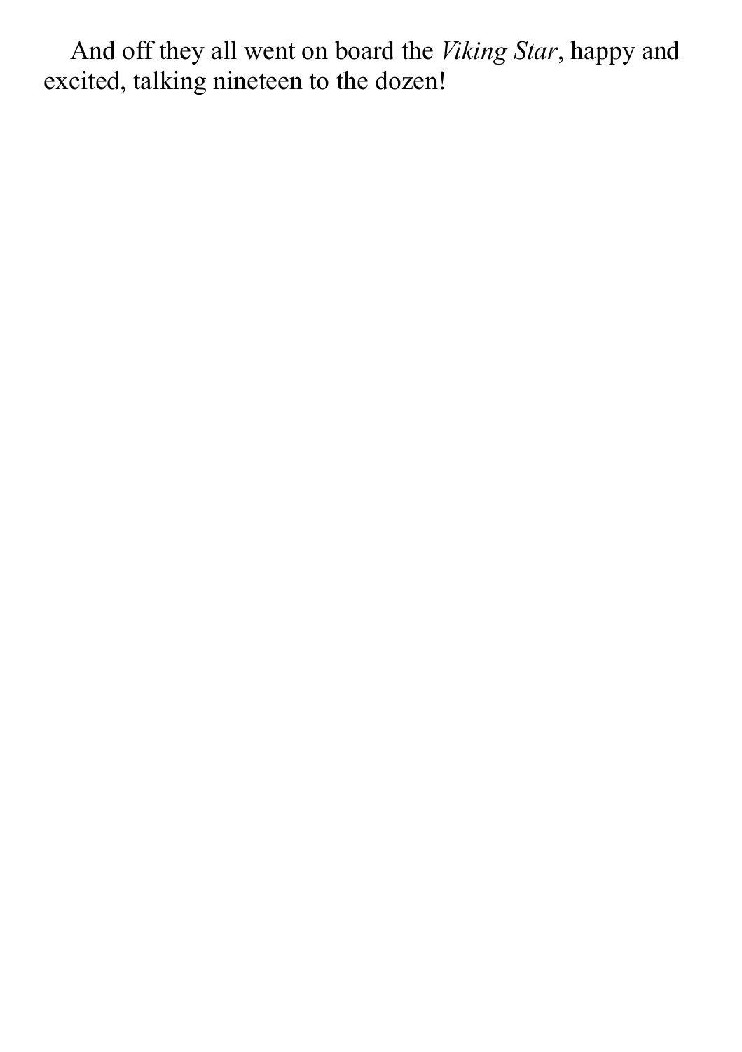And off they all went on board the *Viking Star*, happy and excited, talking nineteen to the dozen!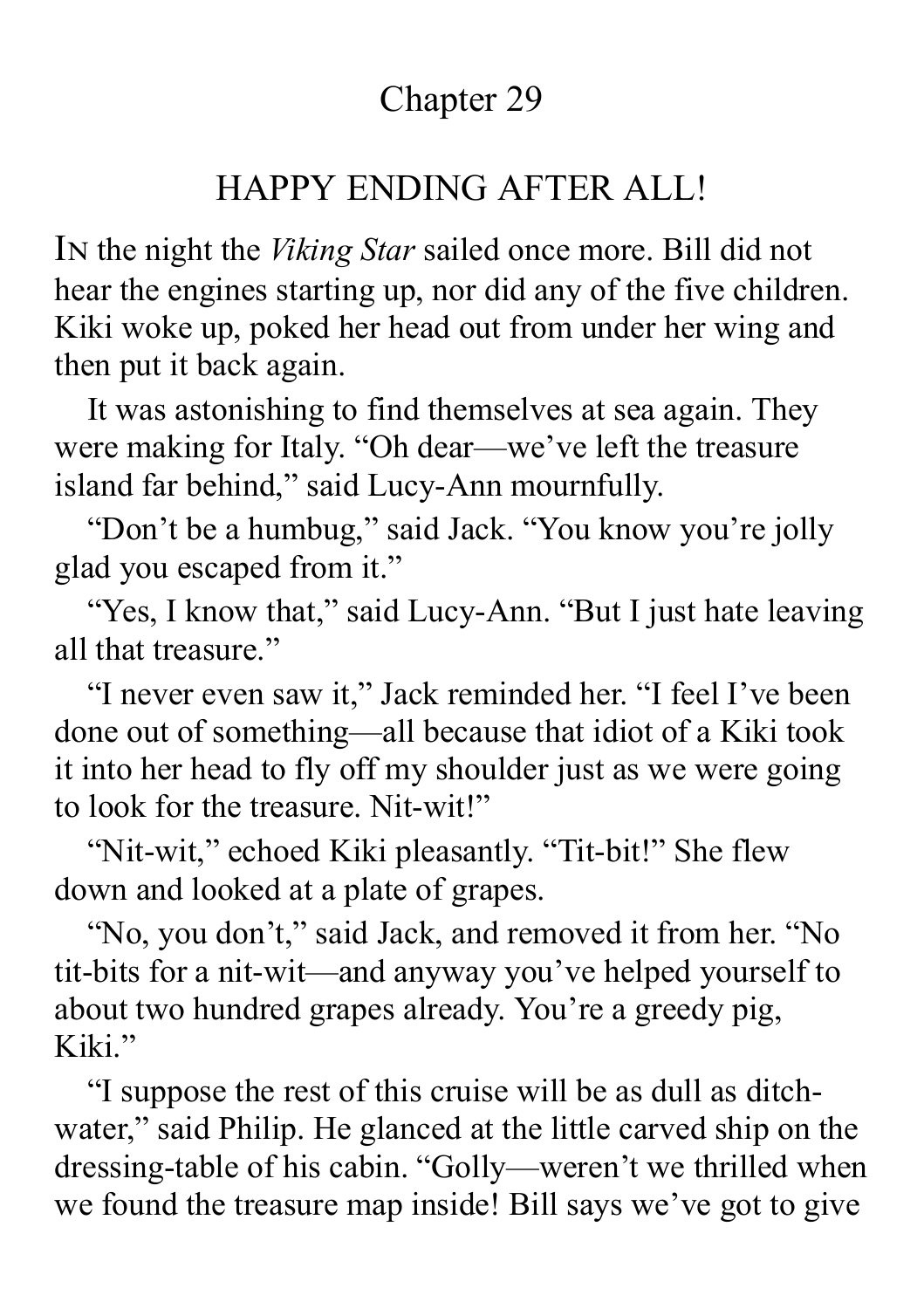# Chapter 29

## HAPPY ENDING AFTER ALL!

In the night the *Viking Star* sailed once more. Bill did not hear the engines starting up, nor did any of the five children. Kiki woke up, poked her head out from under her wing and then put it back again.

It was astonishing to find themselves at sea again. They were making for Italy. "Oh dear—we've left the treasure island far behind," said Lucy-Ann mournfully.

"Don't be a humbug," said Jack. "You know you're jolly glad you escaped from it."

"Yes, I know that," said Lucy-Ann. "But I just hate leaving all that treasure."

"I never even saw it," Jack reminded her. "I feel I've been done out of something—all because that idiot of a Kiki took it into her head to fly off my shoulder just as we were going to look for the treasure. Nit-wit!"

"Nit-wit," echoed Kiki pleasantly. "Tit-bit!" She flew down and looked at a plate of grapes.

"No, you don't," said Jack, and removed it from her. "No tit-bits for a nit-wit—and anyway you've helped yourself to about two hundred grapes already. You're a greedy pig, Kiki."

"I suppose the rest of this cruise will be as dull as ditch-water," said Philip. He glanced at the little carved ship on the dressing-table of his cabin. "Golly—weren't we thrilled when we found the treasure map inside! Bill says we've got to give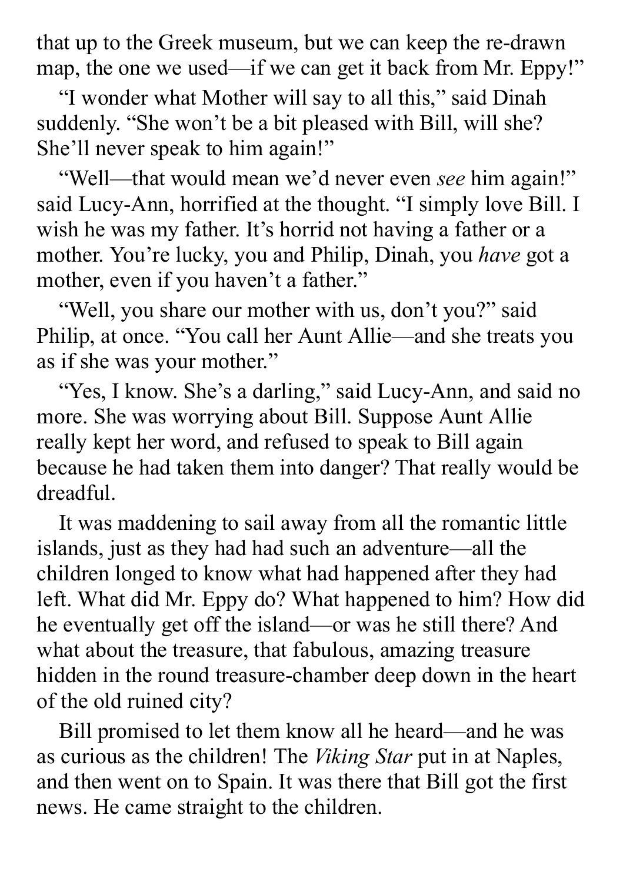that up to the Greek museum, but we can keep the re-drawn map, the one we used—if we can get it back from Mr. Eppy!"

"I wonder what Mother will say to all this," said Dinah suddenly. "She won't be a bit pleased with Bill, will she? She'll never speak to him again!"

"Well—that would mean we'd never even *see* him again!" said Lucy-Ann, horrified at the thought. "I simply love Bill. I wish he was my father. It's horrid not having a father or a mother. You're lucky, you and Philip, Dinah, you *have* got a mother, even if you haven't a father."

"Well, you share our mother with us, don't you?" said Philip, at once. "You call her Aunt Allie—and she treats you as if she was your mother."

"Yes, I know. She's a darling," said Lucy-Ann, and said no more. She was worrying about Bill. Suppose Aunt Allie really kept her word, and refused to speak to Bill again because he had taken them into danger? That really would be dreadful.

It was maddening to sail away from all the romantic little islands, just as they had had such an adventure—all the children longed to know what had happened after they had left. What did Mr. Eppy do? What happened to him? How did he eventually get off the island—or was he still there? And what about the treasure, that fabulous, amazing treasure hidden in the round treasure-chamber deep down in the heart of the old ruined city?

Bill promised to let them know all he heard—and he was as curious as the children! The *Viking Star* put in at Naples, and then went on to Spain. It was there that Bill got the first news. He came straight to the children.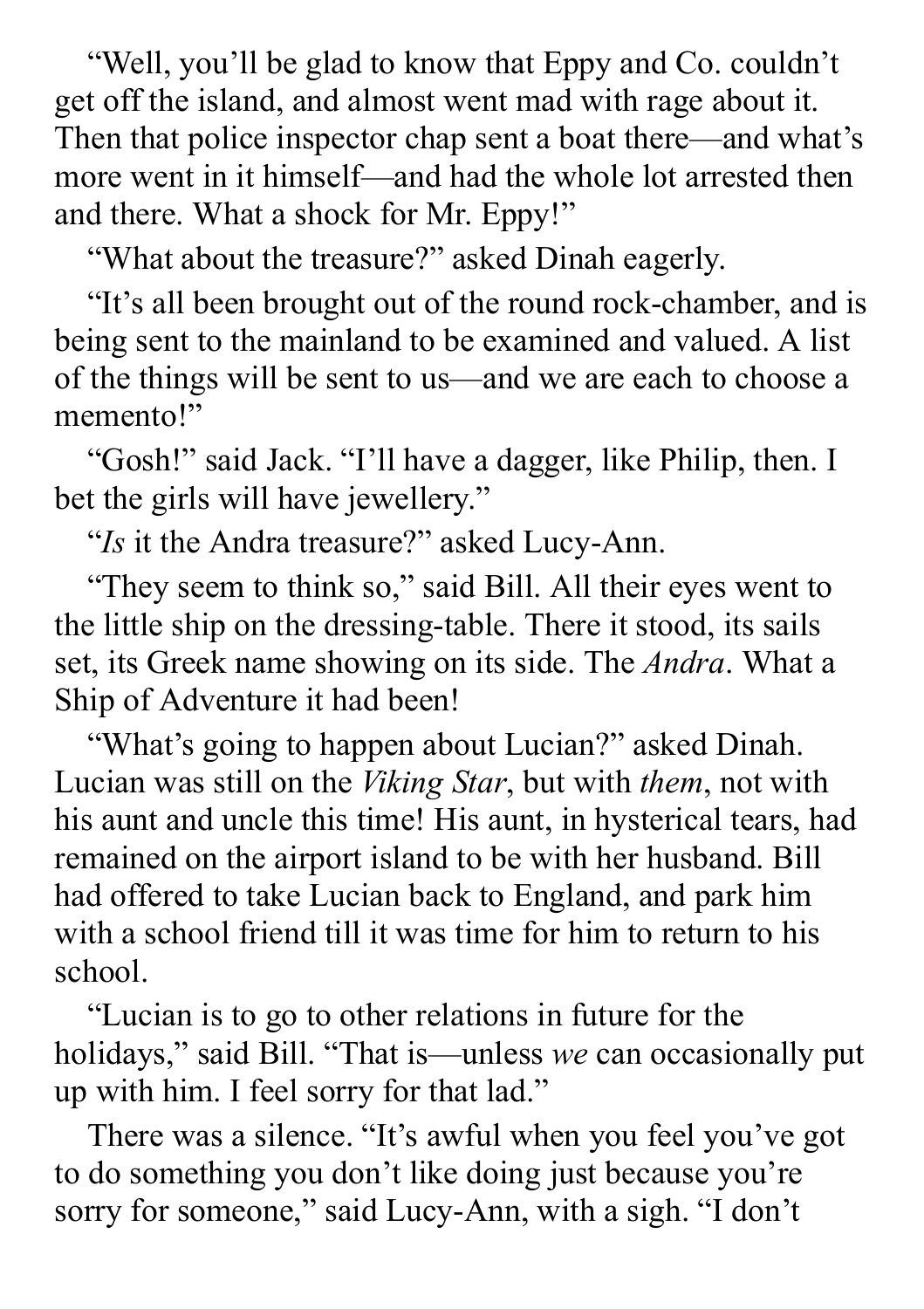"Well, you'll be glad to know that Eppy and Co. couldn't get off the island, and almost went mad with rage about it. Then that police inspector chap sent a boat there—and what's more went in it himself—and had the whole lot arrested then and there. What a shock for Mr. Eppy!"

"What about the treasure?" asked Dinah eagerly.

"It's all been brought out of the round rock-chamber, and is being sent to the mainland to be examined and valued. A list of the things will be sent to us—and we are each to choose a memento!"

"Gosh!" said Jack. "I'll have a dagger, like Philip, then. I bet the girls will have jewellery."

"*Is* it the Andra treasure?" asked Lucy-Ann.

"They seem to think so," said Bill. All their eyes went to the little ship on the dressing-table. There it stood, its sails set, its Greek name showing on its side. The *Andra*. What a Ship of Adventure it had been!

"What's going to happen about Lucian?" asked Dinah. Lucian was still on the *Viking Star*, but with *them*, not with his aunt and uncle this time! His aunt, in hysterical tears, had remained on the airport island to be with her husband. Bill had offered to take Lucian back to England, and park him with a school friend till it was time for him to return to his school.

"Lucian is to go to other relations in future for the holidays," said Bill. "That is—unless *we* can occasionally put up with him. I feel sorry for that lad."

There was a silence. "It's awful when you feel you've got to do something you don't like doing just because you're sorry for someone," said Lucy-Ann, with a sigh. "I don't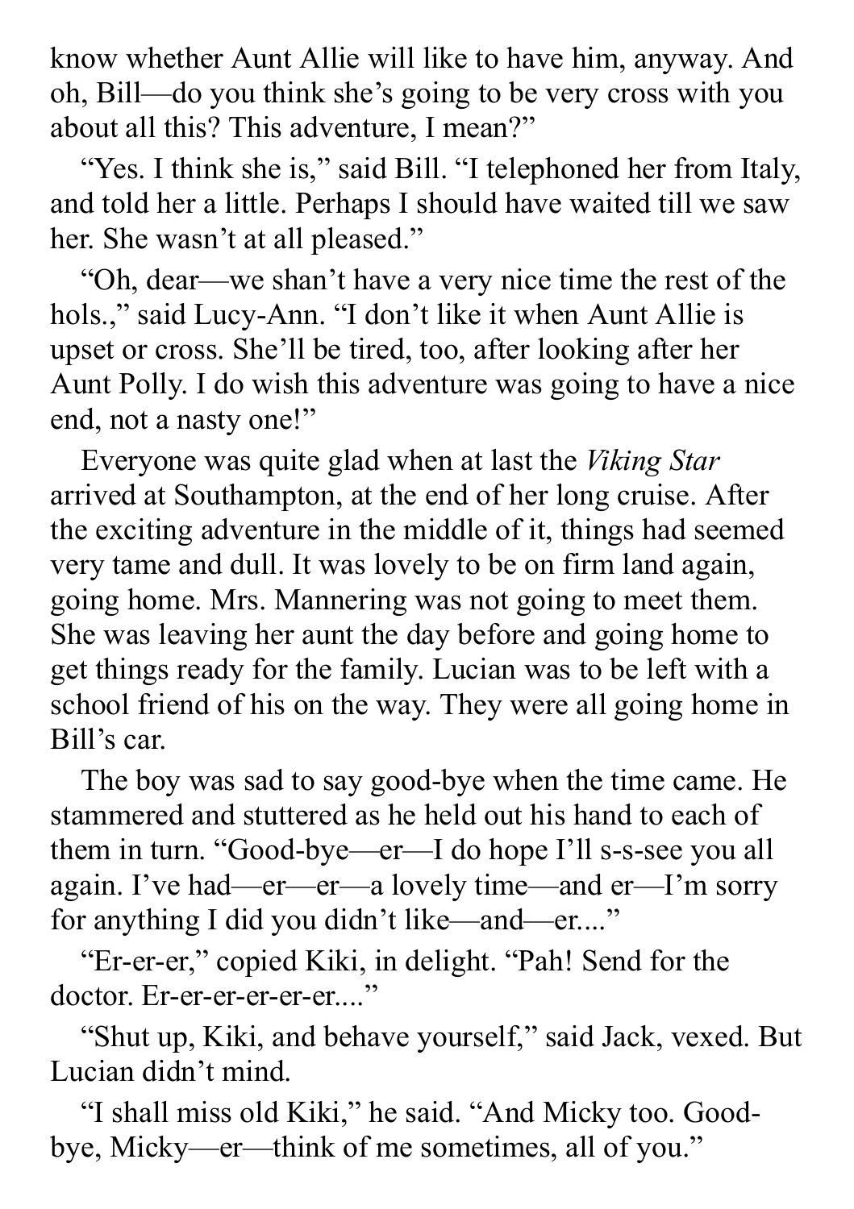know whether Aunt Allie will like to have him, anyway. And oh, Bill—do you think she's going to be very cross with you about all this? This adventure, I mean?"

"Yes. I think she is," said Bill. "I telephoned her from Italy, and told her a little. Perhaps I should have waited till we saw her. She wasn't at all pleased."

"Oh, dear—we shan't have a very nice time the rest of the hols.," said Lucy-Ann. "I don't like it when Aunt Allie is upset or cross. She'll be tired, too, after looking after her Aunt Polly. I do wish this adventure was going to have a nice end, not a nasty one!"

Everyone was quite glad when at last the *Viking Star* arrived at Southampton, at the end of her long cruise. After the exciting adventure in the middle of it, things had seemed very tame and dull. It was lovely to be on firm land again, going home. Mrs. Mannering was not going to meet them. She was leaving her aunt the day before and going home to get things ready for the family. Lucian was to be left with a school friend of his on the way. They were all going home in Bill's car.

The boy was sad to say good-bye when the time came. He stammered and stuttered as he held out his hand to each of them in turn. "Good-bye—er—I do hope I'll s-s-see you all again. I've had—er—er—a lovely time—and er—I'm sorry for anything I did you didn't like—and—er...."

"Er-er-er," copied Kiki, in delight. "Pah! Send for the doctor. Er-er-er-er-er-er...."

"Shut up, Kiki, and behave yourself," said Jack, vexed. But Lucian didn't mind.

"I shall miss old Kiki," he said. "And Micky too. Good-bye, Micky—er—think of me sometimes, all of you."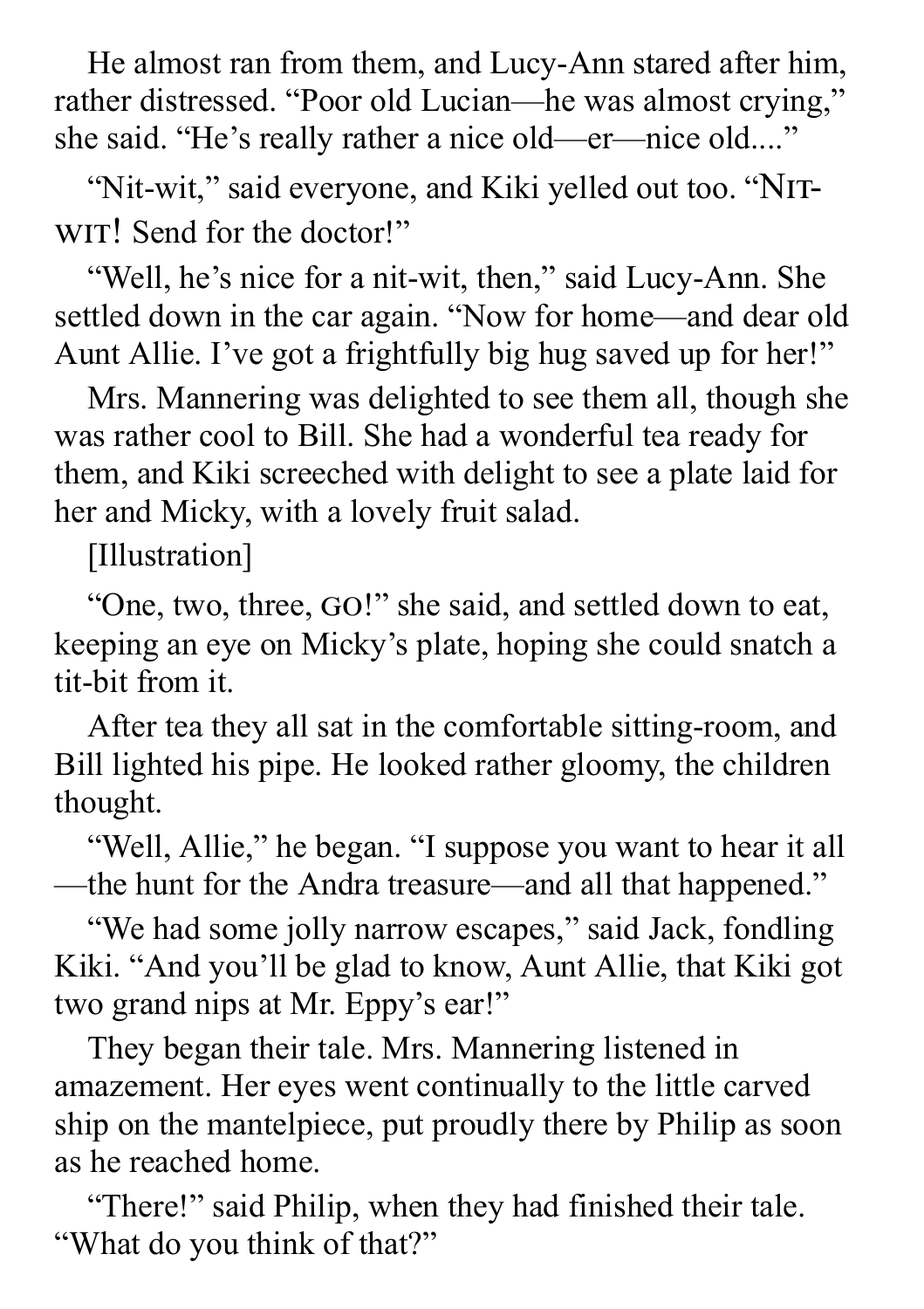He almost ran from them, and Lucy-Ann stared after him, rather distressed. "Poor old Lucian—he was almost crying," she said. "He's really rather a nice old—er—nice old...."

"Nit-wit," said everyone, and Kiki yelled out too. "NIT-WIT! Send for the doctor!"

"Well, he's nice for a nit-wit, then," said Lucy-Ann. She settled down in the car again. "Now for home—and dear old Aunt Allie. I've got a frightfully big hug saved up for her!"

Mrs. Mannering was delighted to see them all, though she was rather cool to Bill. She had a wonderful tea ready for them, and Kiki screeched with delight to see a plate laid for her and Micky, with a lovely fruit salad.

[Illustration]

"One, two, three, GO!" she said, and settled down to eat, keeping an eye on Micky's plate, hoping she could snatch a tit-bit from it.

After tea they all sat in the comfortable sitting-room, and Bill lighted his pipe. He looked rather gloomy, the children thought.

"Well, Allie," he began. "I suppose you want to hear it all—the hunt for the Andra treasure—and all that happened."

"We had some jolly narrow escapes," said Jack, fondling Kiki. "And you'll be glad to know, Aunt Allie, that Kiki got two grand nips at Mr. Eppy's ear!"

They began their tale. Mrs. Mannering listened in amazement. Her eyes went continually to the little carved ship on the mantelpiece, put proudly there by Philip as soon as he reached home.

"There!" said Philip, when they had finished their tale. "What do you think of that?"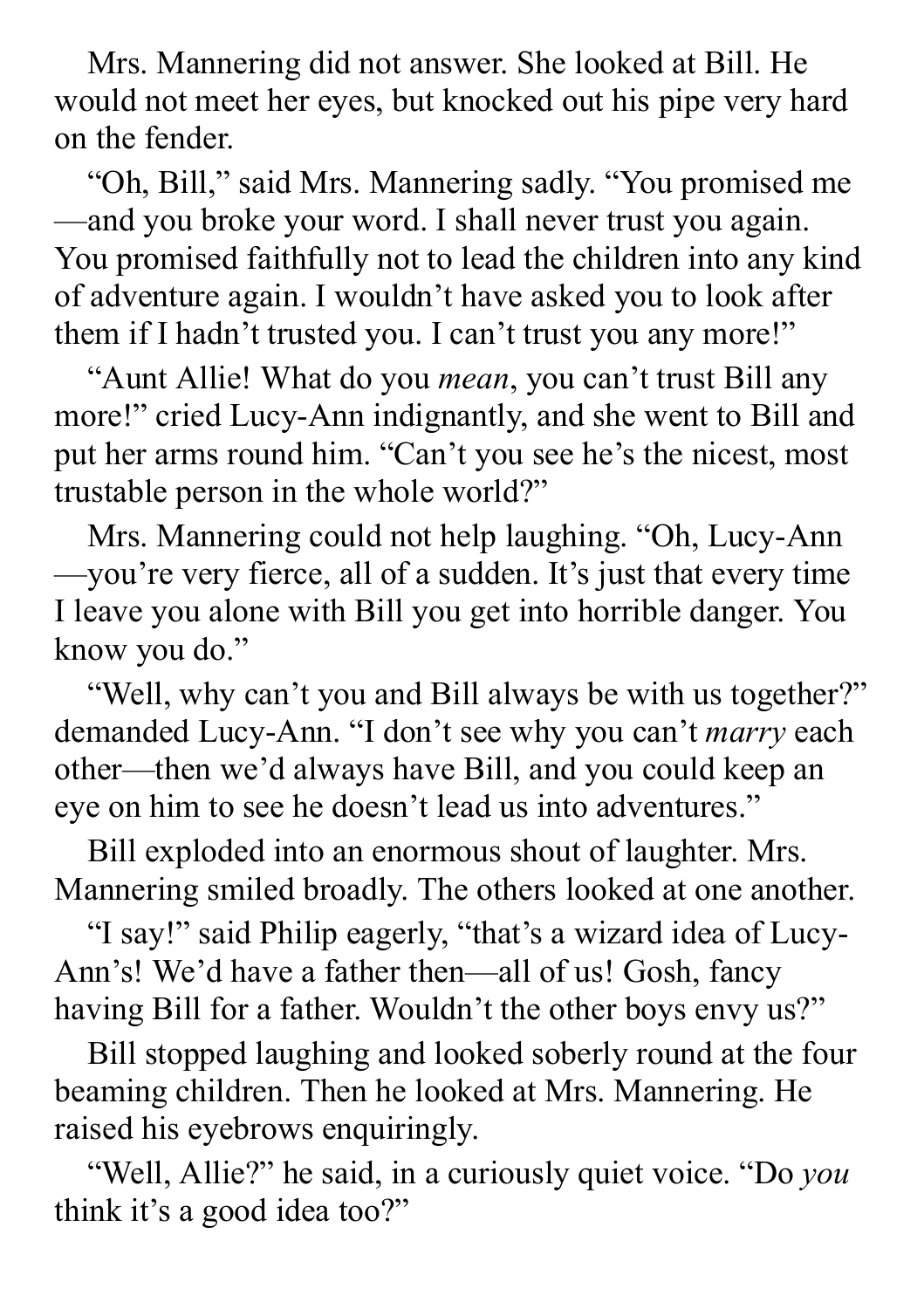Mrs. Mannering did not answer. She looked at Bill. He would not meet her eyes, but knocked out his pipe very hard on the fender.

"Oh, Bill," said Mrs. Mannering sadly. "You promised me—and you broke your word. I shall never trust you again. You promised faithfully not to lead the children into any kind of adventure again. I wouldn't have asked you to look after them if I hadn't trusted you. I can't trust you any more!"

"Aunt Allie! What do you *mean*, you can't trust Bill any more!" cried Lucy-Ann indignantly, and she went to Bill and put her arms round him. "Can't you see he's the nicest, most trustable person in the whole world?"

Mrs. Mannering could not help laughing. "Oh, Lucy-Ann—you're very fierce, all of a sudden. It's just that every time I leave you alone with Bill you get into horrible danger. You know you do."

"Well, why can't you and Bill always be with us together?" demanded Lucy-Ann. "I don't see why you can't *marry* each other—then we'd always have Bill, and you could keep an eye on him to see he doesn't lead us into adventures."

Bill exploded into an enormous shout of laughter. Mrs. Mannering smiled broadly. The others looked at one another.

"I say!" said Philip eagerly, "that's a wizard idea of Lucy-Ann's! We'd have a father then—all of us! Gosh, fancy having Bill for a father. Wouldn't the other boys envy us?"

Bill stopped laughing and looked soberly round at the four beaming children. Then he looked at Mrs. Mannering. He raised his eyebrows enquiringly.

"Well, Allie?" he said, in a curiously quiet voice. "Do *you* think it's a good idea too?"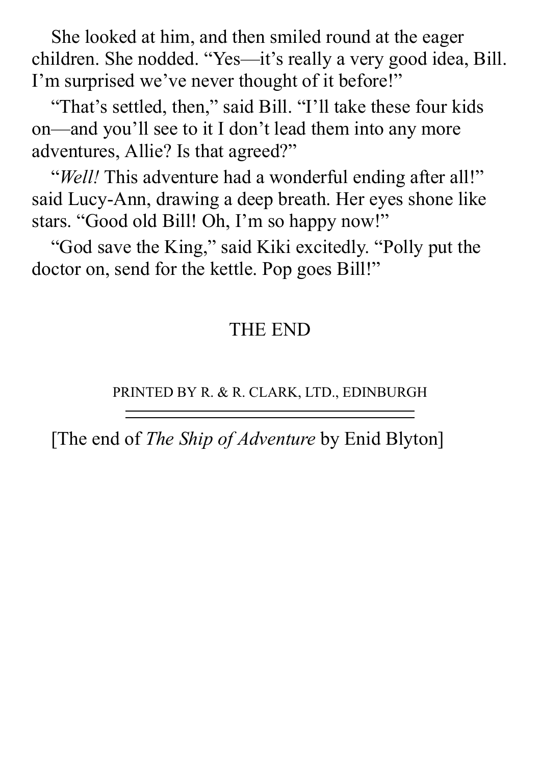She looked at him, and then smiled round at the eager children. She nodded. “Yes—it’s really a very good idea, Bill. I’m surprised we’ve never thought of it before!”

“That’s settled, then,” said Bill. “I’ll take these four kids on—and you’ll see to it I don’t lead them into any more adventures, Allie? Is that agreed?”

“*Well!* This adventure had a wonderful ending after all!” said Lucy-Ann, drawing a deep breath. Her eyes shone like stars. “Good old Bill! Oh, I’m so happy now!”

“God save the King,” said Kiki excitedly. “Polly put the doctor on, send for the kettle. Pop goes Bill!”

THE END

PRINTED BY R. & R. CLARK, LTD., EDINBURGH

---

[The end of *The Ship of Adventure* by Enid Blyton]